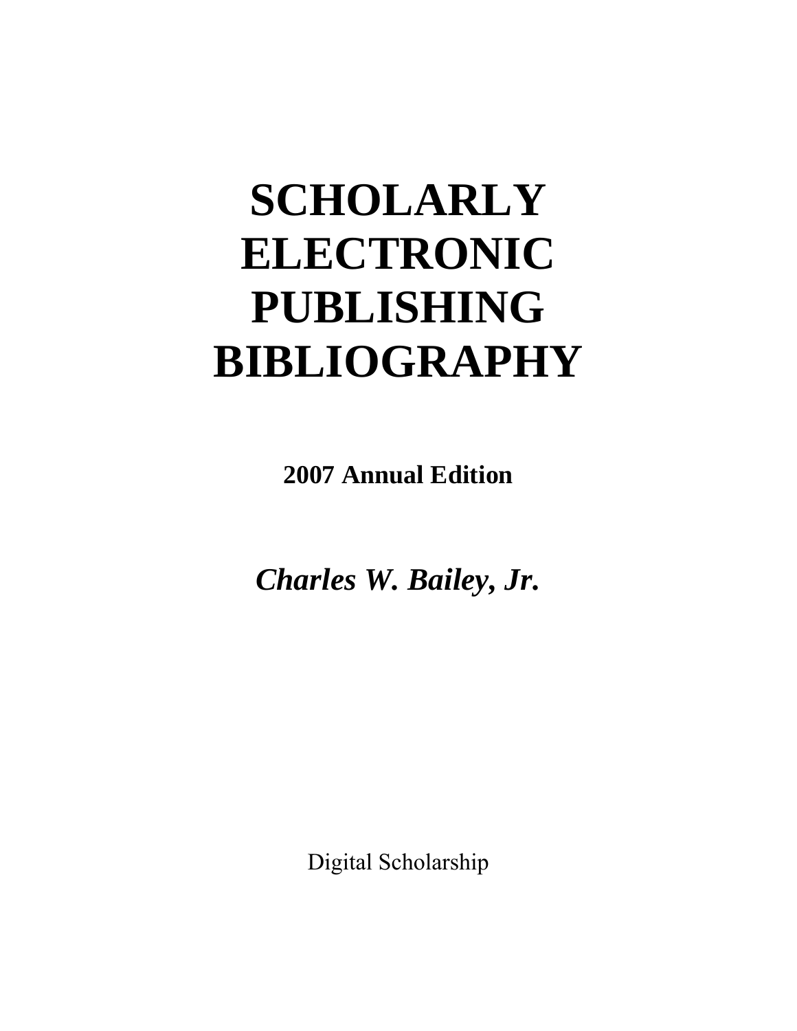# SCHOLARLY ELECTRONIC PUBLISHING BIBLIOGRAPHY

**2007 Annual Edition**

***Charles W. Bailey, Jr.***

Digital Scholarship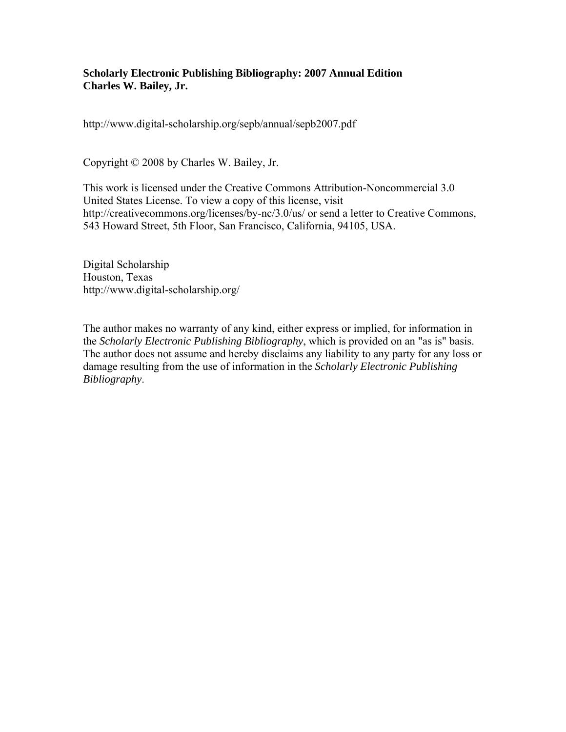**Scholarly Electronic Publishing Bibliography: 2007 Annual Edition**
**Charles W. Bailey, Jr.**

http://www.digital-scholarship.org/sepb/annual/sepb2007.pdf

Copyright © 2008 by Charles W. Bailey, Jr.

This work is licensed under the Creative Commons Attribution-Noncommercial 3.0 United States License. To view a copy of this license, visit http://creativecommons.org/licenses/by-nc/3.0/us/ or send a letter to Creative Commons, 543 Howard Street, 5th Floor, San Francisco, California, 94105, USA.

Digital Scholarship
Houston, Texas
http://www.digital-scholarship.org/

The author makes no warranty of any kind, either express or implied, for information in the *Scholarly Electronic Publishing Bibliography*, which is provided on an "as is" basis. The author does not assume and hereby disclaims any liability to any party for any loss or damage resulting from the use of information in the *Scholarly Electronic Publishing Bibliography*.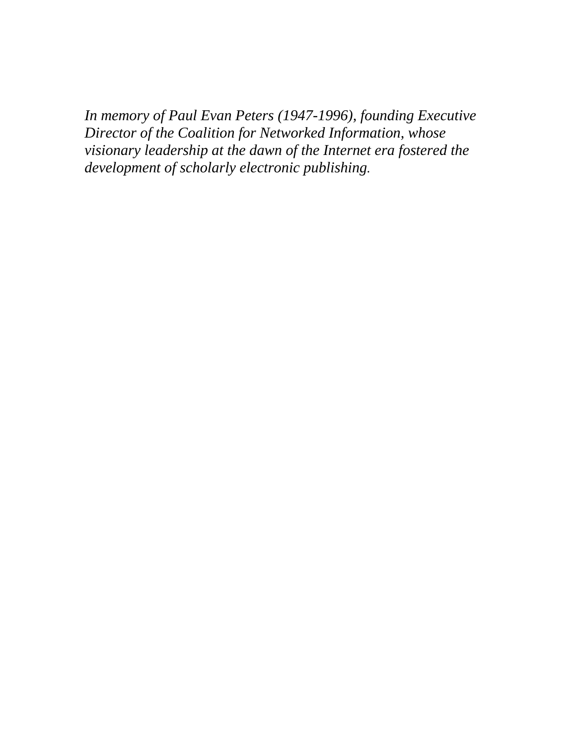*In memory of Paul Evan Peters (1947-1996), founding Executive Director of the Coalition for Networked Information, whose visionary leadership at the dawn of the Internet era fostered the development of scholarly electronic publishing.*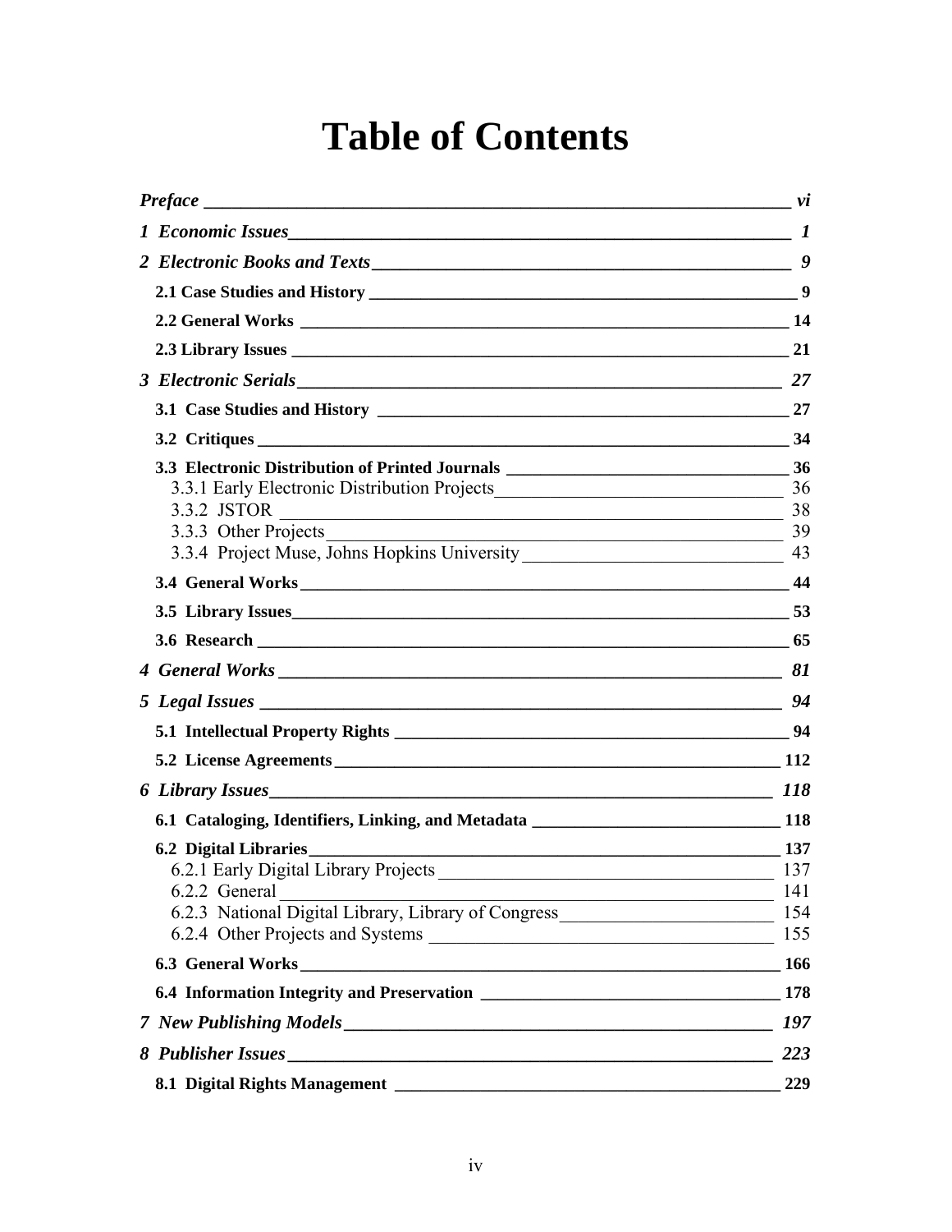# Table of Contents

*Preface* ______ *vi*

*1 Economic Issues* ______ *1*

*2 Electronic Books and Texts* ______ *9*

- **2.1 Case Studies and History** ______ **9**
- **2.2 General Works** ______ **14**
- **2.3 Library Issues** ______ **21**

*3 Electronic Serials* ______ *27*

- **3.1 Case Studies and History** ______ **27**
- **3.2 Critiques** ______ **34**
- **3.3 Electronic Distribution of Printed Journals** ______ **36**
  - 3.3.1 Early Electronic Distribution Projects ______ 36
  - 3.3.2 JSTOR ______ 38
  - 3.3.3 Other Projects ______ 39
  - 3.3.4 Project Muse, Johns Hopkins University ______ 43
- **3.4 General Works** ______ **44**
- **3.5 Library Issues** ______ **53**
- **3.6 Research** ______ **65**

*4 General Works* ______ *81*

*5 Legal Issues* ______ *94*

- **5.1 Intellectual Property Rights** ______ **94**
- **5.2 License Agreements** ______ **112**

*6 Library Issues* ______ *118*

- **6.1 Cataloging, Identifiers, Linking, and Metadata** ______ **118**
- **6.2 Digital Libraries** ______ **137**
  - 6.2.1 Early Digital Library Projects ______ 137
  - 6.2.2 General ______ 141
  - 6.2.3 National Digital Library, Library of Congress ______ 154
  - 6.2.4 Other Projects and Systems ______ 155
- **6.3 General Works** ______ **166**
- **6.4 Information Integrity and Preservation** ______ **178**

*7 New Publishing Models* ______ *197*

*8 Publisher Issues* ______ *223*

- **8.1 Digital Rights Management** ______ **229**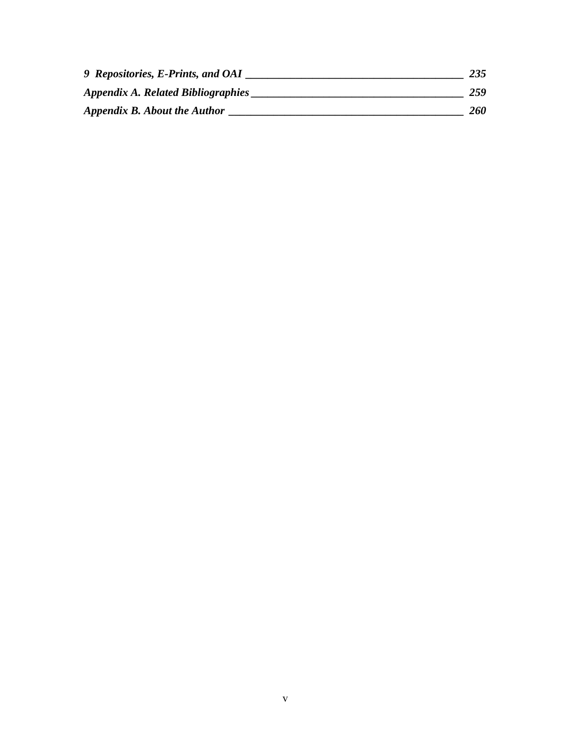*9 Repositories, E-Prints, and OAI* ______________________________________ *235*

*Appendix A. Related Bibliographies* ____________________________________ *259*

*Appendix B. About the Author* _________________________________________ *260*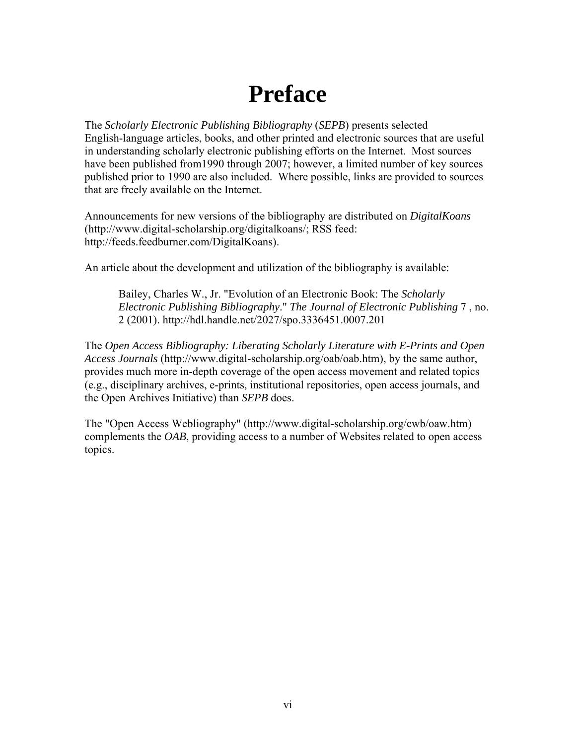# Preface

The *Scholarly Electronic Publishing Bibliography* (*SEPB*) presents selected English-language articles, books, and other printed and electronic sources that are useful in understanding scholarly electronic publishing efforts on the Internet. Most sources have been published from1990 through 2007; however, a limited number of key sources published prior to 1990 are also included. Where possible, links are provided to sources that are freely available on the Internet.

Announcements for new versions of the bibliography are distributed on *DigitalKoans* (http://www.digital-scholarship.org/digitalkoans/; RSS feed: http://feeds.feedburner.com/DigitalKoans).

An article about the development and utilization of the bibliography is available:

> Bailey, Charles W., Jr. "Evolution of an Electronic Book: The *Scholarly Electronic Publishing Bibliography*." *The Journal of Electronic Publishing* 7 , no. 2 (2001). http://hdl.handle.net/2027/spo.3336451.0007.201

The *Open Access Bibliography: Liberating Scholarly Literature with E-Prints and Open Access Journals* (http://www.digital-scholarship.org/oab/oab.htm), by the same author, provides much more in-depth coverage of the open access movement and related topics (e.g., disciplinary archives, e-prints, institutional repositories, open access journals, and the Open Archives Initiative) than *SEPB* does.

The "Open Access Webliography" (http://www.digital-scholarship.org/cwb/oaw.htm) complements the *OAB*, providing access to a number of Websites related to open access topics.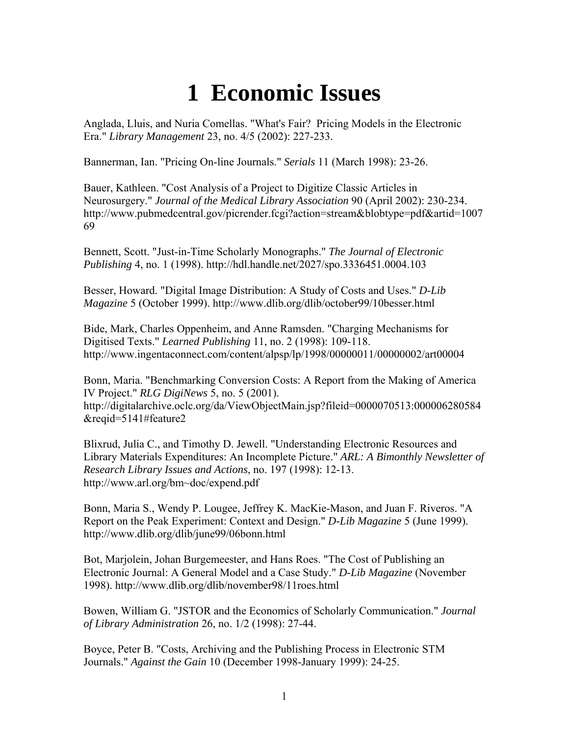# 1 Economic Issues

Anglada, Lluis, and Nuria Comellas. "What's Fair? Pricing Models in the Electronic Era." *Library Management* 23, no. 4/5 (2002): 227-233.

Bannerman, Ian. "Pricing On-line Journals." *Serials* 11 (March 1998): 23-26.

Bauer, Kathleen. "Cost Analysis of a Project to Digitize Classic Articles in Neurosurgery." *Journal of the Medical Library Association* 90 (April 2002): 230-234. http://www.pubmedcentral.gov/picrender.fcgi?action=stream&blobtype=pdf&artid=100769

Bennett, Scott. "Just-in-Time Scholarly Monographs." *The Journal of Electronic Publishing* 4, no. 1 (1998). http://hdl.handle.net/2027/spo.3336451.0004.103

Besser, Howard. "Digital Image Distribution: A Study of Costs and Uses." *D-Lib Magazine* 5 (October 1999). http://www.dlib.org/dlib/october99/10besser.html

Bide, Mark, Charles Oppenheim, and Anne Ramsden. "Charging Mechanisms for Digitised Texts." *Learned Publishing* 11, no. 2 (1998): 109-118. http://www.ingentaconnect.com/content/alpsp/lp/1998/00000011/00000002/art00004

Bonn, Maria. "Benchmarking Conversion Costs: A Report from the Making of America IV Project." *RLG DigiNews* 5, no. 5 (2001). http://digitalarchive.oclc.org/da/ViewObjectMain.jsp?fileid=0000070513:000006280584&reqid=5141#feature2

Blixrud, Julia C., and Timothy D. Jewell. "Understanding Electronic Resources and Library Materials Expenditures: An Incomplete Picture." *ARL: A Bimonthly Newsletter of Research Library Issues and Actions*, no. 197 (1998): 12-13. http://www.arl.org/bm~doc/expend.pdf

Bonn, Maria S., Wendy P. Lougee, Jeffrey K. MacKie-Mason, and Juan F. Riveros. "A Report on the Peak Experiment: Context and Design." *D-Lib Magazine* 5 (June 1999). http://www.dlib.org/dlib/june99/06bonn.html

Bot, Marjolein, Johan Burgemeester, and Hans Roes. "The Cost of Publishing an Electronic Journal: A General Model and a Case Study." *D-Lib Magazine* (November 1998). http://www.dlib.org/dlib/november98/11roes.html

Bowen, William G. "JSTOR and the Economics of Scholarly Communication." *Journal of Library Administration* 26, no. 1/2 (1998): 27-44.

Boyce, Peter B. "Costs, Archiving and the Publishing Process in Electronic STM Journals." *Against the Gain* 10 (December 1998-January 1999): 24-25.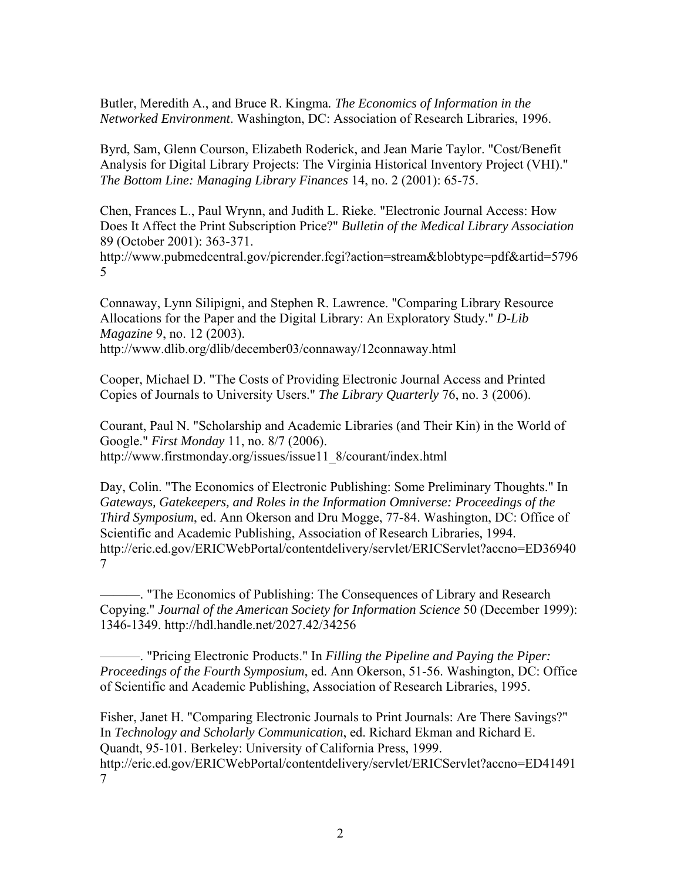Butler, Meredith A., and Bruce R. Kingma. *The Economics of Information in the Networked Environment*. Washington, DC: Association of Research Libraries, 1996.

Byrd, Sam, Glenn Courson, Elizabeth Roderick, and Jean Marie Taylor. "Cost/Benefit Analysis for Digital Library Projects: The Virginia Historical Inventory Project (VHI)." *The Bottom Line: Managing Library Finances* 14, no. 2 (2001): 65-75.

Chen, Frances L., Paul Wrynn, and Judith L. Rieke. "Electronic Journal Access: How Does It Affect the Print Subscription Price?" *Bulletin of the Medical Library Association* 89 (October 2001): 363-371. http://www.pubmedcentral.gov/picrender.fcgi?action=stream&blobtype=pdf&artid=57965

Connaway, Lynn Silipigni, and Stephen R. Lawrence. "Comparing Library Resource Allocations for the Paper and the Digital Library: An Exploratory Study." *D-Lib Magazine* 9, no. 12 (2003). http://www.dlib.org/dlib/december03/connaway/12connaway.html

Cooper, Michael D. "The Costs of Providing Electronic Journal Access and Printed Copies of Journals to University Users." *The Library Quarterly* 76, no. 3 (2006).

Courant, Paul N. "Scholarship and Academic Libraries (and Their Kin) in the World of Google." *First Monday* 11, no. 8/7 (2006). http://www.firstmonday.org/issues/issue11_8/courant/index.html

Day, Colin. "The Economics of Electronic Publishing: Some Preliminary Thoughts." In *Gateways, Gatekeepers, and Roles in the Information Omniverse: Proceedings of the Third Symposium*, ed. Ann Okerson and Dru Mogge, 77-84. Washington, DC: Office of Scientific and Academic Publishing, Association of Research Libraries, 1994. http://eric.ed.gov/ERICWebPortal/contentdelivery/servlet/ERICServlet?accno=ED369407

———. "The Economics of Publishing: The Consequences of Library and Research Copying." *Journal of the American Society for Information Science* 50 (December 1999): 1346-1349. http://hdl.handle.net/2027.42/34256

———. "Pricing Electronic Products." In *Filling the Pipeline and Paying the Piper: Proceedings of the Fourth Symposium*, ed. Ann Okerson, 51-56. Washington, DC: Office of Scientific and Academic Publishing, Association of Research Libraries, 1995.

Fisher, Janet H. "Comparing Electronic Journals to Print Journals: Are There Savings?" In *Technology and Scholarly Communication*, ed. Richard Ekman and Richard E. Quandt, 95-101. Berkeley: University of California Press, 1999. http://eric.ed.gov/ERICWebPortal/contentdelivery/servlet/ERICServlet?accno=ED414917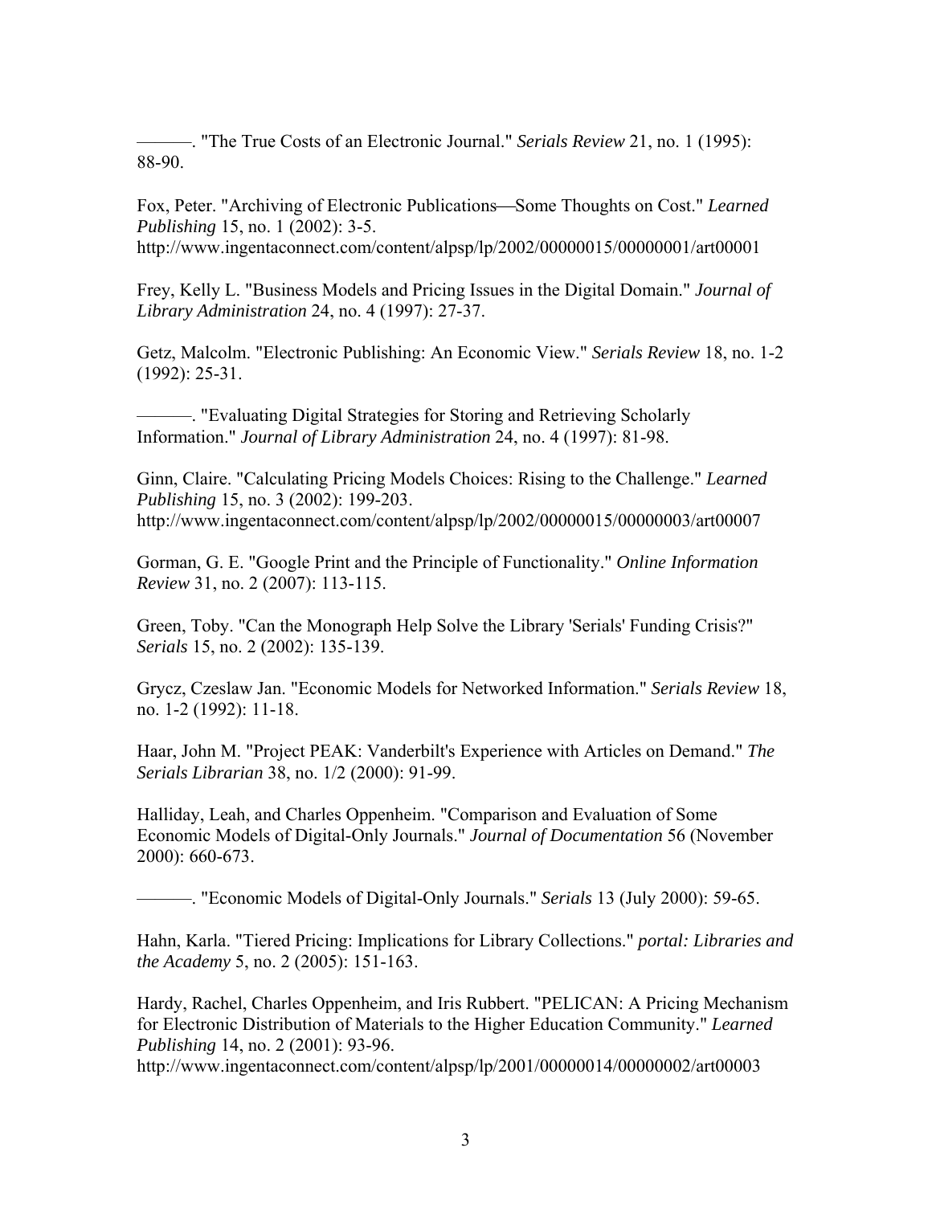———. "The True Costs of an Electronic Journal." *Serials Review* 21, no. 1 (1995): 88-90.

Fox, Peter. "Archiving of Electronic Publications—Some Thoughts on Cost." *Learned Publishing* 15, no. 1 (2002): 3-5. http://www.ingentaconnect.com/content/alpsp/lp/2002/00000015/00000001/art00001

Frey, Kelly L. "Business Models and Pricing Issues in the Digital Domain." *Journal of Library Administration* 24, no. 4 (1997): 27-37.

Getz, Malcolm. "Electronic Publishing: An Economic View." *Serials Review* 18, no. 1-2 (1992): 25-31.

———. "Evaluating Digital Strategies for Storing and Retrieving Scholarly Information." *Journal of Library Administration* 24, no. 4 (1997): 81-98.

Ginn, Claire. "Calculating Pricing Models Choices: Rising to the Challenge." *Learned Publishing* 15, no. 3 (2002): 199-203. http://www.ingentaconnect.com/content/alpsp/lp/2002/00000015/00000003/art00007

Gorman, G. E. "Google Print and the Principle of Functionality." *Online Information Review* 31, no. 2 (2007): 113-115.

Green, Toby. "Can the Monograph Help Solve the Library 'Serials' Funding Crisis?" *Serials* 15, no. 2 (2002): 135-139.

Grycz, Czeslaw Jan. "Economic Models for Networked Information." *Serials Review* 18, no. 1-2 (1992): 11-18.

Haar, John M. "Project PEAK: Vanderbilt's Experience with Articles on Demand." *The Serials Librarian* 38, no. 1/2 (2000): 91-99.

Halliday, Leah, and Charles Oppenheim. "Comparison and Evaluation of Some Economic Models of Digital-Only Journals." *Journal of Documentation* 56 (November 2000): 660-673.

———. "Economic Models of Digital-Only Journals." *Serials* 13 (July 2000): 59-65.

Hahn, Karla. "Tiered Pricing: Implications for Library Collections." *portal: Libraries and the Academy* 5, no. 2 (2005): 151-163.

Hardy, Rachel, Charles Oppenheim, and Iris Rubbert. "PELICAN: A Pricing Mechanism for Electronic Distribution of Materials to the Higher Education Community." *Learned Publishing* 14, no. 2 (2001): 93-96. http://www.ingentaconnect.com/content/alpsp/lp/2001/00000014/00000002/art00003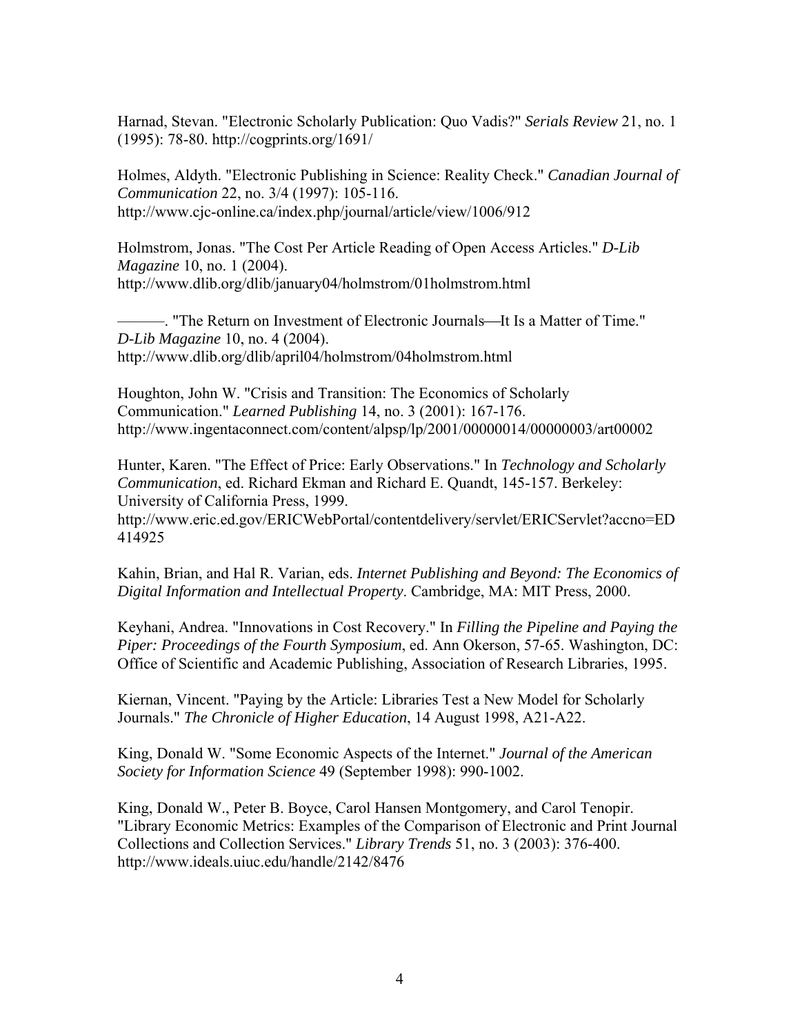Harnad, Stevan. "Electronic Scholarly Publication: Quo Vadis?" *Serials Review* 21, no. 1 (1995): 78-80. http://cogprints.org/1691/

Holmes, Aldyth. "Electronic Publishing in Science: Reality Check." *Canadian Journal of Communication* 22, no. 3/4 (1997): 105-116. http://www.cjc-online.ca/index.php/journal/article/view/1006/912

Holmstrom, Jonas. "The Cost Per Article Reading of Open Access Articles." *D-Lib Magazine* 10, no. 1 (2004). http://www.dlib.org/dlib/january04/holmstrom/01holmstrom.html

———. "The Return on Investment of Electronic Journals—It Is a Matter of Time." *D-Lib Magazine* 10, no. 4 (2004). http://www.dlib.org/dlib/april04/holmstrom/04holmstrom.html

Houghton, John W. "Crisis and Transition: The Economics of Scholarly Communication." *Learned Publishing* 14, no. 3 (2001): 167-176. http://www.ingentaconnect.com/content/alpsp/lp/2001/00000014/00000003/art00002

Hunter, Karen. "The Effect of Price: Early Observations." In *Technology and Scholarly Communication*, ed. Richard Ekman and Richard E. Quandt, 145-157. Berkeley: University of California Press, 1999. http://www.eric.ed.gov/ERICWebPortal/contentdelivery/servlet/ERICServlet?accno=ED414925

Kahin, Brian, and Hal R. Varian, eds. *Internet Publishing and Beyond: The Economics of Digital Information and Intellectual Property*. Cambridge, MA: MIT Press, 2000.

Keyhani, Andrea. "Innovations in Cost Recovery." In *Filling the Pipeline and Paying the Piper: Proceedings of the Fourth Symposium*, ed. Ann Okerson, 57-65. Washington, DC: Office of Scientific and Academic Publishing, Association of Research Libraries, 1995.

Kiernan, Vincent. "Paying by the Article: Libraries Test a New Model for Scholarly Journals." *The Chronicle of Higher Education*, 14 August 1998, A21-A22.

King, Donald W. "Some Economic Aspects of the Internet." *Journal of the American Society for Information Science* 49 (September 1998): 990-1002.

King, Donald W., Peter B. Boyce, Carol Hansen Montgomery, and Carol Tenopir. "Library Economic Metrics: Examples of the Comparison of Electronic and Print Journal Collections and Collection Services." *Library Trends* 51, no. 3 (2003): 376-400. http://www.ideals.uiuc.edu/handle/2142/8476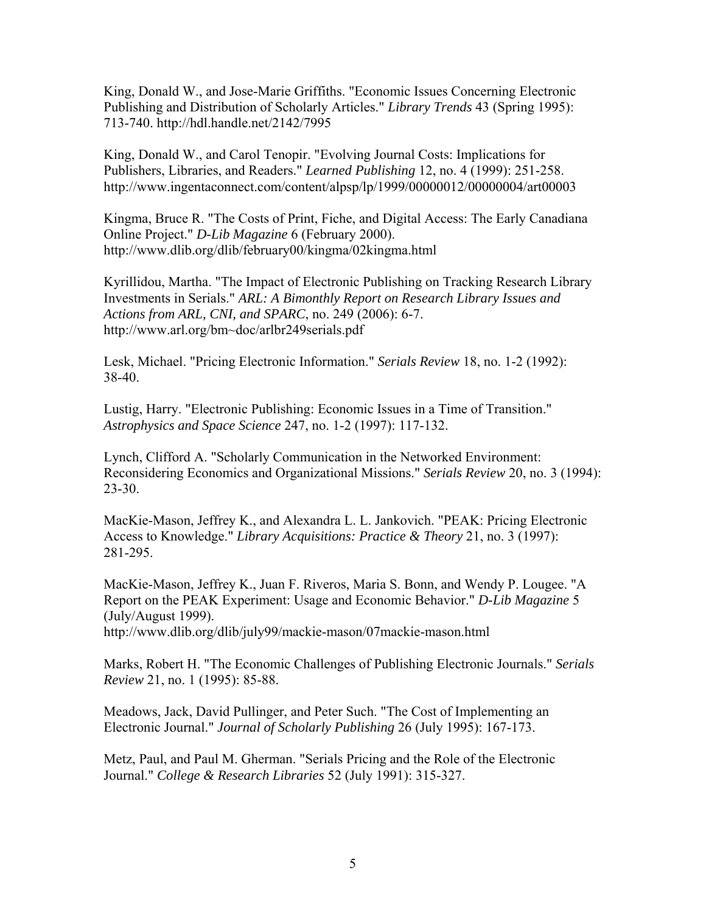King, Donald W., and Jose-Marie Griffiths. "Economic Issues Concerning Electronic Publishing and Distribution of Scholarly Articles." *Library Trends* 43 (Spring 1995): 713-740. http://hdl.handle.net/2142/7995

King, Donald W., and Carol Tenopir. "Evolving Journal Costs: Implications for Publishers, Libraries, and Readers." *Learned Publishing* 12, no. 4 (1999): 251-258. http://www.ingentaconnect.com/content/alpsp/lp/1999/00000012/00000004/art00003

Kingma, Bruce R. "The Costs of Print, Fiche, and Digital Access: The Early Canadiana Online Project." *D-Lib Magazine* 6 (February 2000). http://www.dlib.org/dlib/february00/kingma/02kingma.html

Kyrillidou, Martha. "The Impact of Electronic Publishing on Tracking Research Library Investments in Serials." *ARL: A Bimonthly Report on Research Library Issues and Actions from ARL, CNI, and SPARC*, no. 249 (2006): 6-7. http://www.arl.org/bm~doc/arlbr249serials.pdf

Lesk, Michael. "Pricing Electronic Information." *Serials Review* 18, no. 1-2 (1992): 38-40.

Lustig, Harry. "Electronic Publishing: Economic Issues in a Time of Transition." *Astrophysics and Space Science* 247, no. 1-2 (1997): 117-132.

Lynch, Clifford A. "Scholarly Communication in the Networked Environment: Reconsidering Economics and Organizational Missions." *Serials Review* 20, no. 3 (1994): 23-30.

MacKie-Mason, Jeffrey K., and Alexandra L. L. Jankovich. "PEAK: Pricing Electronic Access to Knowledge." *Library Acquisitions: Practice & Theory* 21, no. 3 (1997): 281-295.

MacKie-Mason, Jeffrey K., Juan F. Riveros, Maria S. Bonn, and Wendy P. Lougee. "A Report on the PEAK Experiment: Usage and Economic Behavior." *D-Lib Magazine* 5 (July/August 1999). http://www.dlib.org/dlib/july99/mackie-mason/07mackie-mason.html

Marks, Robert H. "The Economic Challenges of Publishing Electronic Journals." *Serials Review* 21, no. 1 (1995): 85-88.

Meadows, Jack, David Pullinger, and Peter Such. "The Cost of Implementing an Electronic Journal." *Journal of Scholarly Publishing* 26 (July 1995): 167-173.

Metz, Paul, and Paul M. Gherman. "Serials Pricing and the Role of the Electronic Journal." *College & Research Libraries* 52 (July 1991): 315-327.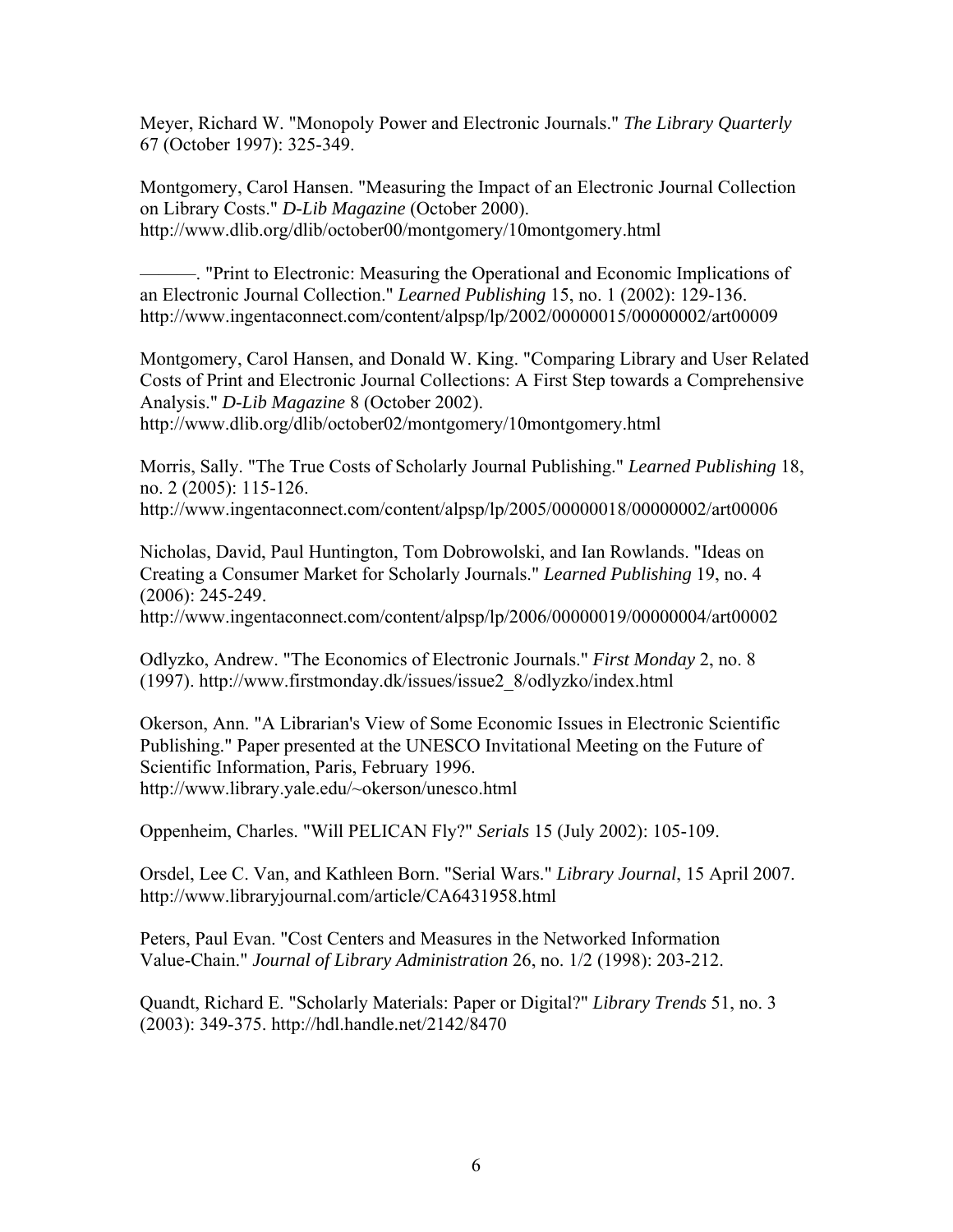Meyer, Richard W. "Monopoly Power and Electronic Journals." *The Library Quarterly* 67 (October 1997): 325-349.

Montgomery, Carol Hansen. "Measuring the Impact of an Electronic Journal Collection on Library Costs." *D-Lib Magazine* (October 2000). http://www.dlib.org/dlib/october00/montgomery/10montgomery.html

———. "Print to Electronic: Measuring the Operational and Economic Implications of an Electronic Journal Collection." *Learned Publishing* 15, no. 1 (2002): 129-136. http://www.ingentaconnect.com/content/alpsp/lp/2002/00000015/00000002/art00009

Montgomery, Carol Hansen, and Donald W. King. "Comparing Library and User Related Costs of Print and Electronic Journal Collections: A First Step towards a Comprehensive Analysis." *D-Lib Magazine* 8 (October 2002). http://www.dlib.org/dlib/october02/montgomery/10montgomery.html

Morris, Sally. "The True Costs of Scholarly Journal Publishing." *Learned Publishing* 18, no. 2 (2005): 115-126. http://www.ingentaconnect.com/content/alpsp/lp/2005/00000018/00000002/art00006

Nicholas, David, Paul Huntington, Tom Dobrowolski, and Ian Rowlands. "Ideas on Creating a Consumer Market for Scholarly Journals." *Learned Publishing* 19, no. 4 (2006): 245-249. http://www.ingentaconnect.com/content/alpsp/lp/2006/00000019/00000004/art00002

Odlyzko, Andrew. "The Economics of Electronic Journals." *First Monday* 2, no. 8 (1997). http://www.firstmonday.dk/issues/issue2_8/odlyzko/index.html

Okerson, Ann. "A Librarian's View of Some Economic Issues in Electronic Scientific Publishing." Paper presented at the UNESCO Invitational Meeting on the Future of Scientific Information, Paris, February 1996. http://www.library.yale.edu/~okerson/unesco.html

Oppenheim, Charles. "Will PELICAN Fly?" *Serials* 15 (July 2002): 105-109.

Orsdel, Lee C. Van, and Kathleen Born. "Serial Wars." *Library Journal*, 15 April 2007. http://www.libraryjournal.com/article/CA6431958.html

Peters, Paul Evan. "Cost Centers and Measures in the Networked Information Value-Chain." *Journal of Library Administration* 26, no. 1/2 (1998): 203-212.

Quandt, Richard E. "Scholarly Materials: Paper or Digital?" *Library Trends* 51, no. 3 (2003): 349-375. http://hdl.handle.net/2142/8470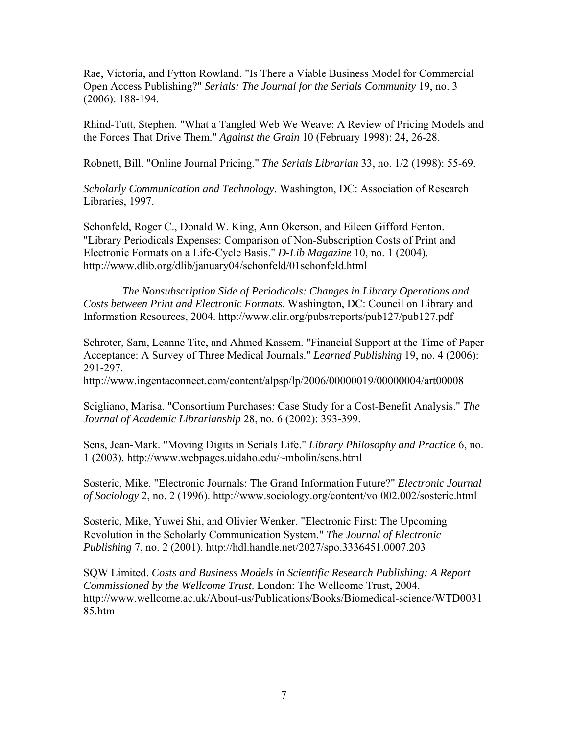Rae, Victoria, and Fytton Rowland. "Is There a Viable Business Model for Commercial Open Access Publishing?" *Serials: The Journal for the Serials Community* 19, no. 3 (2006): 188-194.

Rhind-Tutt, Stephen. "What a Tangled Web We Weave: A Review of Pricing Models and the Forces That Drive Them." *Against the Grain* 10 (February 1998): 24, 26-28.

Robnett, Bill. "Online Journal Pricing." *The Serials Librarian* 33, no. 1/2 (1998): 55-69.

*Scholarly Communication and Technology*. Washington, DC: Association of Research Libraries, 1997.

Schonfeld, Roger C., Donald W. King, Ann Okerson, and Eileen Gifford Fenton. "Library Periodicals Expenses: Comparison of Non-Subscription Costs of Print and Electronic Formats on a Life-Cycle Basis." *D-Lib Magazine* 10, no. 1 (2004). http://www.dlib.org/dlib/january04/schonfeld/01schonfeld.html

———. *The Nonsubscription Side of Periodicals: Changes in Library Operations and Costs between Print and Electronic Formats*. Washington, DC: Council on Library and Information Resources, 2004. http://www.clir.org/pubs/reports/pub127/pub127.pdf

Schroter, Sara, Leanne Tite, and Ahmed Kassem. "Financial Support at the Time of Paper Acceptance: A Survey of Three Medical Journals." *Learned Publishing* 19, no. 4 (2006): 291-297.
http://www.ingentaconnect.com/content/alpsp/lp/2006/00000019/00000004/art00008

Scigliano, Marisa. "Consortium Purchases: Case Study for a Cost-Benefit Analysis." *The Journal of Academic Librarianship* 28, no. 6 (2002): 393-399.

Sens, Jean-Mark. "Moving Digits in Serials Life." *Library Philosophy and Practice* 6, no. 1 (2003). http://www.webpages.uidaho.edu/~mbolin/sens.html

Sosteric, Mike. "Electronic Journals: The Grand Information Future?" *Electronic Journal of Sociology* 2, no. 2 (1996). http://www.sociology.org/content/vol002.002/sosteric.html

Sosteric, Mike, Yuwei Shi, and Olivier Wenker. "Electronic First: The Upcoming Revolution in the Scholarly Communication System." *The Journal of Electronic Publishing* 7, no. 2 (2001). http://hdl.handle.net/2027/spo.3336451.0007.203

SQW Limited. *Costs and Business Models in Scientific Research Publishing: A Report Commissioned by the Wellcome Trust*. London: The Wellcome Trust, 2004. http://www.wellcome.ac.uk/About-us/Publications/Books/Biomedical-science/WTD003185.htm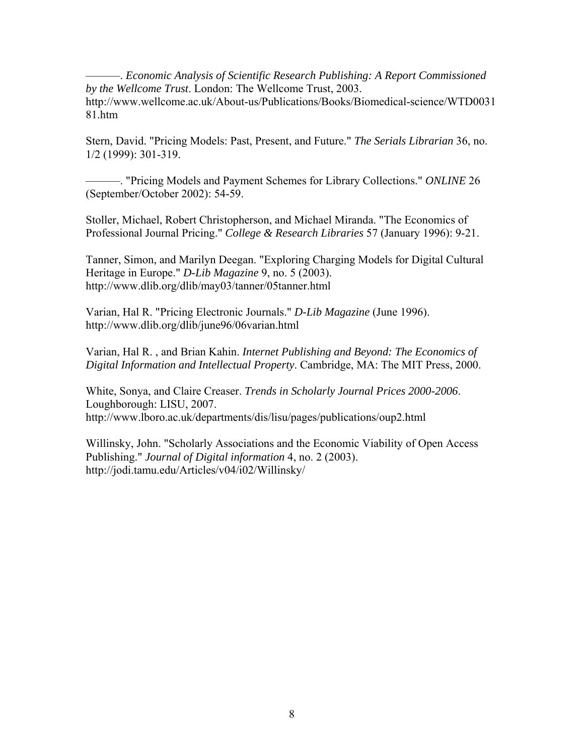———. *Economic Analysis of Scientific Research Publishing: A Report Commissioned by the Wellcome Trust*. London: The Wellcome Trust, 2003. http://www.wellcome.ac.uk/About-us/Publications/Books/Biomedical-science/WTD003181.htm

Stern, David. "Pricing Models: Past, Present, and Future." *The Serials Librarian* 36, no. 1/2 (1999): 301-319.

———. "Pricing Models and Payment Schemes for Library Collections." *ONLINE* 26 (September/October 2002): 54-59.

Stoller, Michael, Robert Christopherson, and Michael Miranda. "The Economics of Professional Journal Pricing." *College & Research Libraries* 57 (January 1996): 9-21.

Tanner, Simon, and Marilyn Deegan. "Exploring Charging Models for Digital Cultural Heritage in Europe." *D-Lib Magazine* 9, no. 5 (2003). http://www.dlib.org/dlib/may03/tanner/05tanner.html

Varian, Hal R. "Pricing Electronic Journals." *D-Lib Magazine* (June 1996). http://www.dlib.org/dlib/june96/06varian.html

Varian, Hal R. , and Brian Kahin. *Internet Publishing and Beyond: The Economics of Digital Information and Intellectual Property*. Cambridge, MA: The MIT Press, 2000.

White, Sonya, and Claire Creaser. *Trends in Scholarly Journal Prices 2000-2006*. Loughborough: LISU, 2007. http://www.lboro.ac.uk/departments/dis/lisu/pages/publications/oup2.html

Willinsky, John. "Scholarly Associations and the Economic Viability of Open Access Publishing." *Journal of Digital information* 4, no. 2 (2003). http://jodi.tamu.edu/Articles/v04/i02/Willinsky/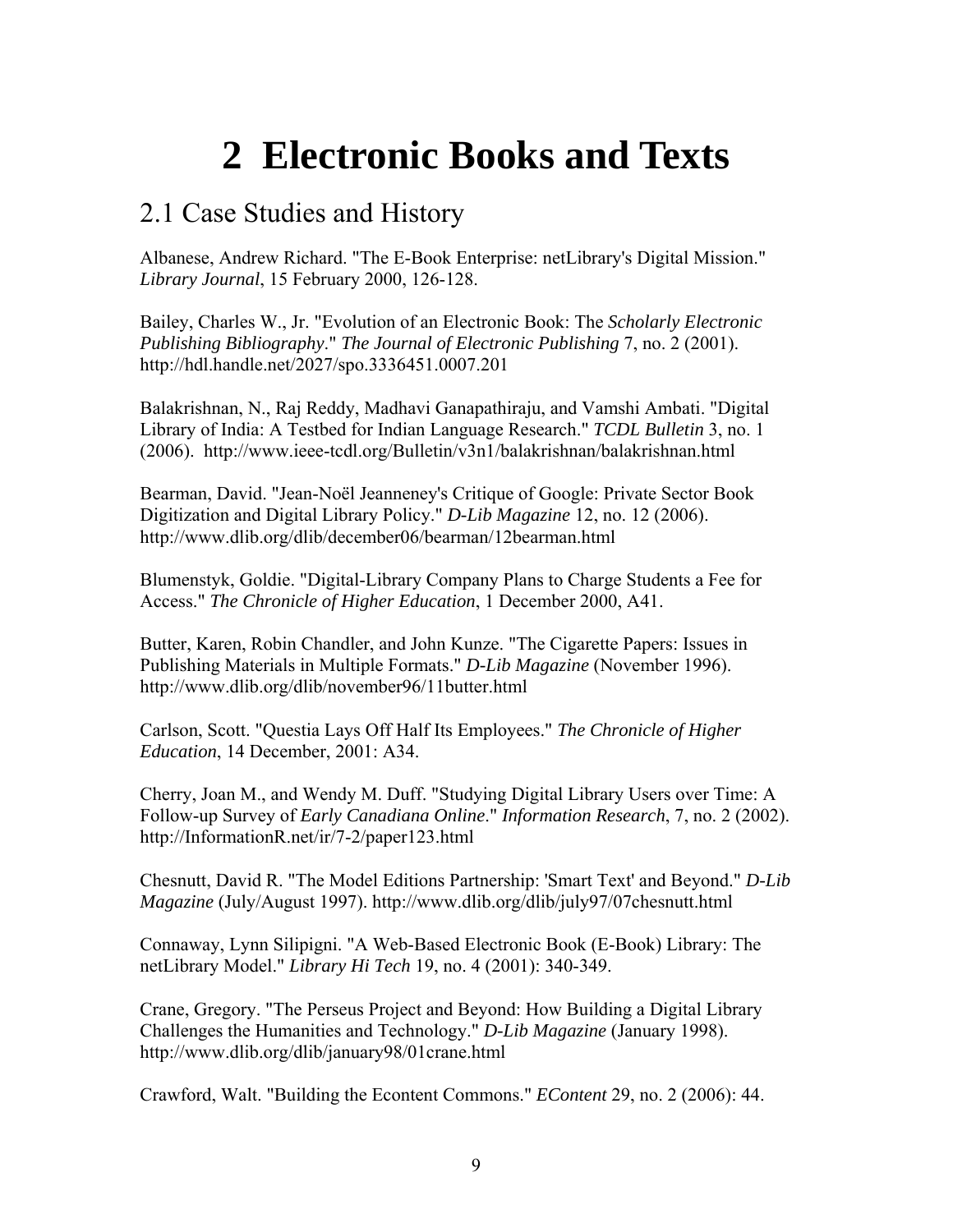# 2 Electronic Books and Texts

## 2.1 Case Studies and History

Albanese, Andrew Richard. "The E-Book Enterprise: netLibrary's Digital Mission." *Library Journal*, 15 February 2000, 126-128.

Bailey, Charles W., Jr. "Evolution of an Electronic Book: The *Scholarly Electronic Publishing Bibliography*." *The Journal of Electronic Publishing* 7, no. 2 (2001). http://hdl.handle.net/2027/spo.3336451.0007.201

Balakrishnan, N., Raj Reddy, Madhavi Ganapathiraju, and Vamshi Ambati. "Digital Library of India: A Testbed for Indian Language Research." *TCDL Bulletin* 3, no. 1 (2006). http://www.ieee-tcdl.org/Bulletin/v3n1/balakrishnan/balakrishnan.html

Bearman, David. "Jean-Noël Jeanneney's Critique of Google: Private Sector Book Digitization and Digital Library Policy." *D-Lib Magazine* 12, no. 12 (2006). http://www.dlib.org/dlib/december06/bearman/12bearman.html

Blumenstyk, Goldie. "Digital-Library Company Plans to Charge Students a Fee for Access." *The Chronicle of Higher Education*, 1 December 2000, A41.

Butter, Karen, Robin Chandler, and John Kunze. "The Cigarette Papers: Issues in Publishing Materials in Multiple Formats." *D-Lib Magazine* (November 1996). http://www.dlib.org/dlib/november96/11butter.html

Carlson, Scott. "Questia Lays Off Half Its Employees." *The Chronicle of Higher Education*, 14 December, 2001: A34.

Cherry, Joan M., and Wendy M. Duff. "Studying Digital Library Users over Time: A Follow-up Survey of *Early Canadiana Online*." *Information Research*, 7, no. 2 (2002). http://InformationR.net/ir/7-2/paper123.html

Chesnutt, David R. "The Model Editions Partnership: 'Smart Text' and Beyond." *D-Lib Magazine* (July/August 1997). http://www.dlib.org/dlib/july97/07chesnutt.html

Connaway, Lynn Silipigni. "A Web-Based Electronic Book (E-Book) Library: The netLibrary Model." *Library Hi Tech* 19, no. 4 (2001): 340-349.

Crane, Gregory. "The Perseus Project and Beyond: How Building a Digital Library Challenges the Humanities and Technology." *D-Lib Magazine* (January 1998). http://www.dlib.org/dlib/january98/01crane.html

Crawford, Walt. "Building the Econtent Commons." *EContent* 29, no. 2 (2006): 44.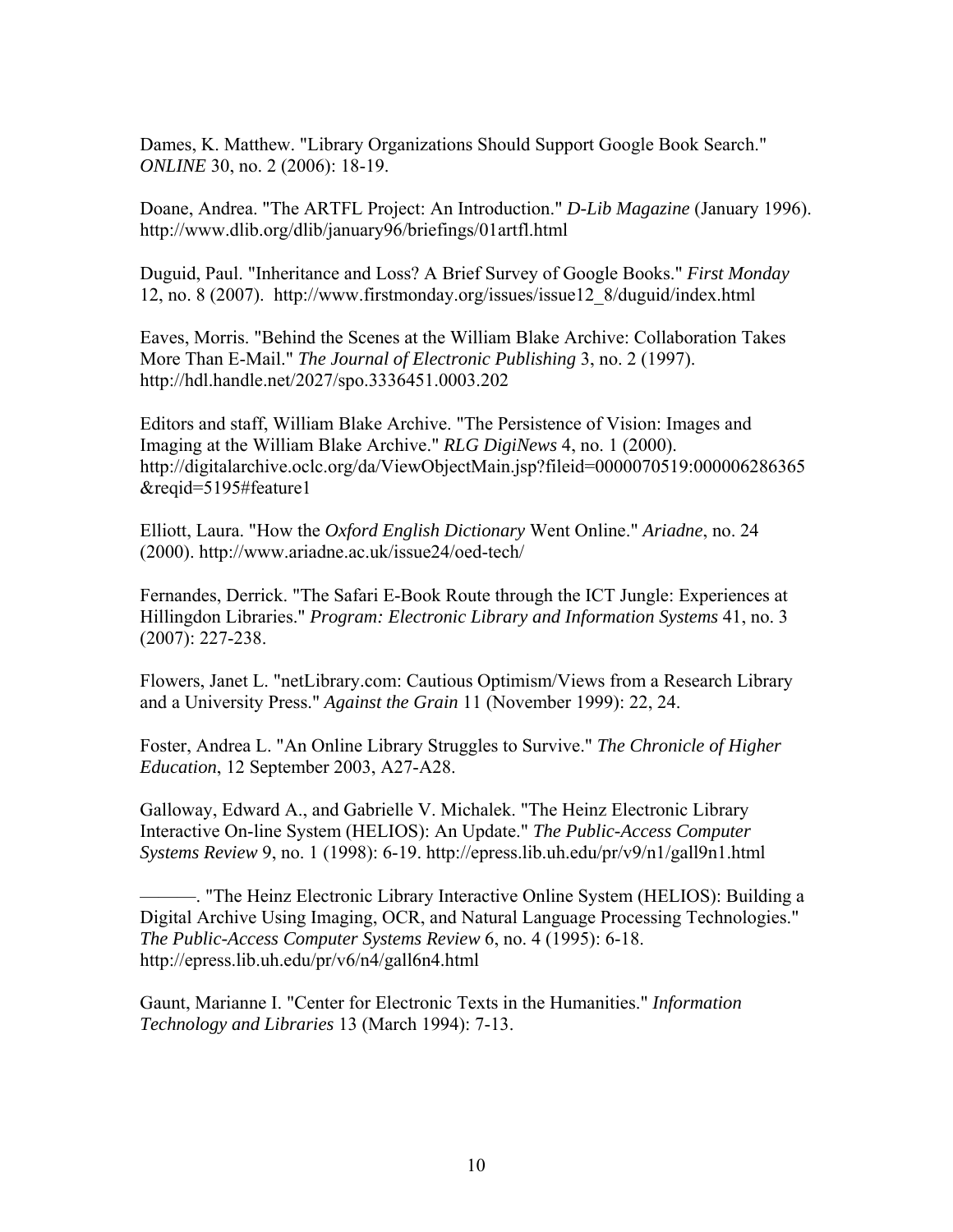Dames, K. Matthew. "Library Organizations Should Support Google Book Search." *ONLINE* 30, no. 2 (2006): 18-19.

Doane, Andrea. "The ARTFL Project: An Introduction." *D-Lib Magazine* (January 1996). http://www.dlib.org/dlib/january96/briefings/01artfl.html

Duguid, Paul. "Inheritance and Loss? A Brief Survey of Google Books." *First Monday* 12, no. 8 (2007). http://www.firstmonday.org/issues/issue12_8/duguid/index.html

Eaves, Morris. "Behind the Scenes at the William Blake Archive: Collaboration Takes More Than E-Mail." *The Journal of Electronic Publishing* 3, no. 2 (1997). http://hdl.handle.net/2027/spo.3336451.0003.202

Editors and staff, William Blake Archive. "The Persistence of Vision: Images and Imaging at the William Blake Archive." *RLG DigiNews* 4, no. 1 (2000). http://digitalarchive.oclc.org/da/ViewObjectMain.jsp?fileid=0000070519:000006286365&reqid=5195#feature1

Elliott, Laura. "How the *Oxford English Dictionary* Went Online." *Ariadne*, no. 24 (2000). http://www.ariadne.ac.uk/issue24/oed-tech/

Fernandes, Derrick. "The Safari E-Book Route through the ICT Jungle: Experiences at Hillingdon Libraries." *Program: Electronic Library and Information Systems* 41, no. 3 (2007): 227-238.

Flowers, Janet L. "netLibrary.com: Cautious Optimism/Views from a Research Library and a University Press." *Against the Grain* 11 (November 1999): 22, 24.

Foster, Andrea L. "An Online Library Struggles to Survive." *The Chronicle of Higher Education*, 12 September 2003, A27-A28.

Galloway, Edward A., and Gabrielle V. Michalek. "The Heinz Electronic Library Interactive On-line System (HELIOS): An Update." *The Public-Access Computer Systems Review* 9, no. 1 (1998): 6-19. http://epress.lib.uh.edu/pr/v9/n1/gall9n1.html

———. "The Heinz Electronic Library Interactive Online System (HELIOS): Building a Digital Archive Using Imaging, OCR, and Natural Language Processing Technologies." *The Public-Access Computer Systems Review* 6, no. 4 (1995): 6-18. http://epress.lib.uh.edu/pr/v6/n4/gall6n4.html

Gaunt, Marianne I. "Center for Electronic Texts in the Humanities." *Information Technology and Libraries* 13 (March 1994): 7-13.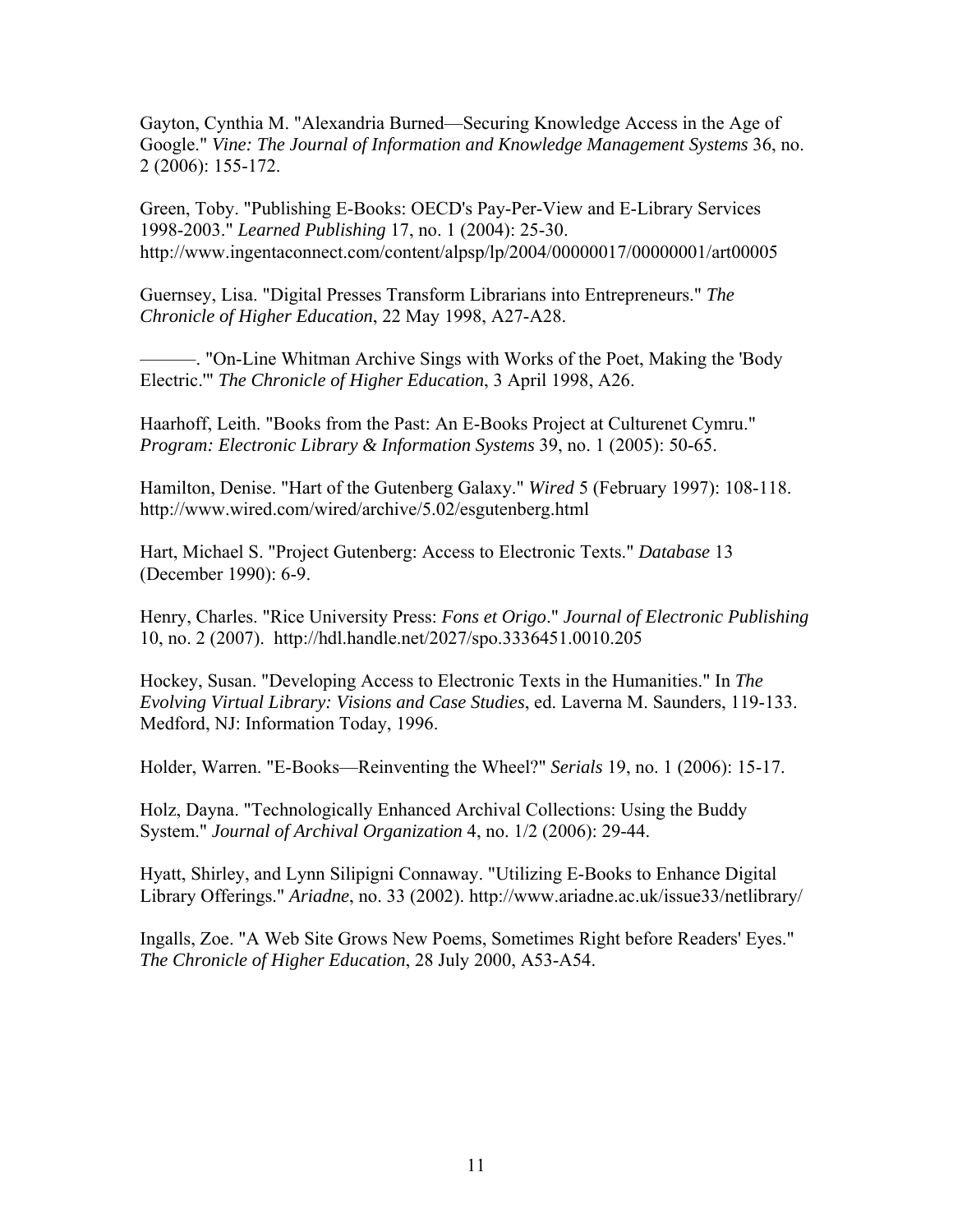Gayton, Cynthia M. "Alexandria Burned—Securing Knowledge Access in the Age of Google." *Vine: The Journal of Information and Knowledge Management Systems* 36, no. 2 (2006): 155-172.

Green, Toby. "Publishing E-Books: OECD's Pay-Per-View and E-Library Services 1998-2003." *Learned Publishing* 17, no. 1 (2004): 25-30. http://www.ingentaconnect.com/content/alpsp/lp/2004/00000017/00000001/art00005

Guernsey, Lisa. "Digital Presses Transform Librarians into Entrepreneurs." *The Chronicle of Higher Education*, 22 May 1998, A27-A28.

———. "On-Line Whitman Archive Sings with Works of the Poet, Making the 'Body Electric.'" *The Chronicle of Higher Education*, 3 April 1998, A26.

Haarhoff, Leith. "Books from the Past: An E-Books Project at Culturenet Cymru." *Program: Electronic Library & Information Systems* 39, no. 1 (2005): 50-65.

Hamilton, Denise. "Hart of the Gutenberg Galaxy." *Wired* 5 (February 1997): 108-118. http://www.wired.com/wired/archive/5.02/esgutenberg.html

Hart, Michael S. "Project Gutenberg: Access to Electronic Texts." *Database* 13 (December 1990): 6-9.

Henry, Charles. "Rice University Press: *Fons et Origo*." *Journal of Electronic Publishing* 10, no. 2 (2007). http://hdl.handle.net/2027/spo.3336451.0010.205

Hockey, Susan. "Developing Access to Electronic Texts in the Humanities." In *The Evolving Virtual Library: Visions and Case Studies*, ed. Laverna M. Saunders, 119-133. Medford, NJ: Information Today, 1996.

Holder, Warren. "E-Books—Reinventing the Wheel?" *Serials* 19, no. 1 (2006): 15-17.

Holz, Dayna. "Technologically Enhanced Archival Collections: Using the Buddy System." *Journal of Archival Organization* 4, no. 1/2 (2006): 29-44.

Hyatt, Shirley, and Lynn Silipigni Connaway. "Utilizing E-Books to Enhance Digital Library Offerings." *Ariadne*, no. 33 (2002). http://www.ariadne.ac.uk/issue33/netlibrary/

Ingalls, Zoe. "A Web Site Grows New Poems, Sometimes Right before Readers' Eyes." *The Chronicle of Higher Education*, 28 July 2000, A53-A54.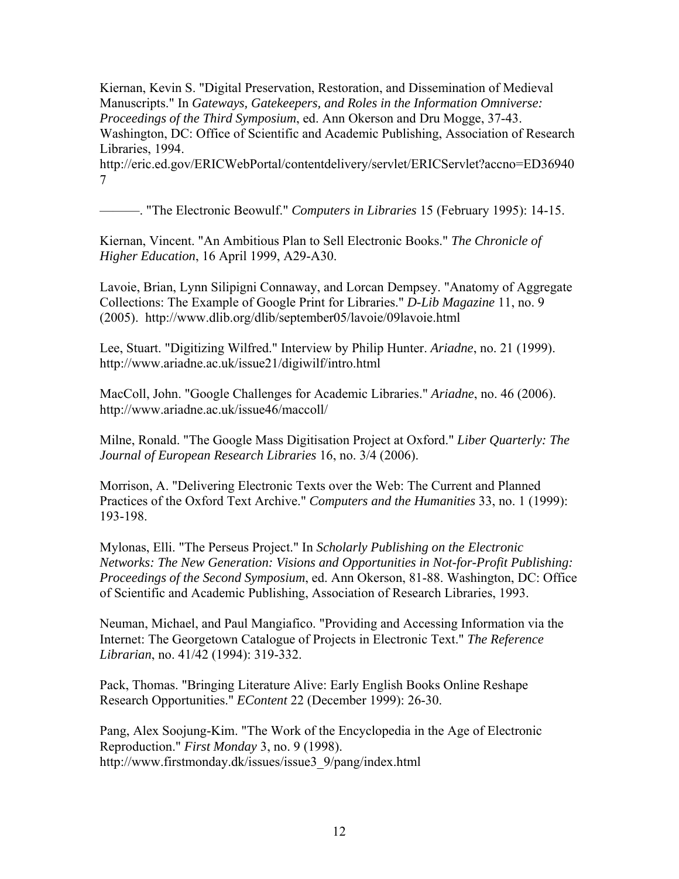Kiernan, Kevin S. "Digital Preservation, Restoration, and Dissemination of Medieval Manuscripts." In *Gateways, Gatekeepers, and Roles in the Information Omniverse: Proceedings of the Third Symposium*, ed. Ann Okerson and Dru Mogge, 37-43. Washington, DC: Office of Scientific and Academic Publishing, Association of Research Libraries, 1994. http://eric.ed.gov/ERICWebPortal/contentdelivery/servlet/ERICServlet?accno=ED369407

———. "The Electronic Beowulf." *Computers in Libraries* 15 (February 1995): 14-15.

Kiernan, Vincent. "An Ambitious Plan to Sell Electronic Books." *The Chronicle of Higher Education*, 16 April 1999, A29-A30.

Lavoie, Brian, Lynn Silipigni Connaway, and Lorcan Dempsey. "Anatomy of Aggregate Collections: The Example of Google Print for Libraries." *D-Lib Magazine* 11, no. 9 (2005). http://www.dlib.org/dlib/september05/lavoie/09lavoie.html

Lee, Stuart. "Digitizing Wilfred." Interview by Philip Hunter. *Ariadne*, no. 21 (1999). http://www.ariadne.ac.uk/issue21/digiwilf/intro.html

MacColl, John. "Google Challenges for Academic Libraries." *Ariadne*, no. 46 (2006). http://www.ariadne.ac.uk/issue46/maccoll/

Milne, Ronald. "The Google Mass Digitisation Project at Oxford." *Liber Quarterly: The Journal of European Research Libraries* 16, no. 3/4 (2006).

Morrison, A. "Delivering Electronic Texts over the Web: The Current and Planned Practices of the Oxford Text Archive." *Computers and the Humanities* 33, no. 1 (1999): 193-198.

Mylonas, Elli. "The Perseus Project." In *Scholarly Publishing on the Electronic Networks: The New Generation: Visions and Opportunities in Not-for-Profit Publishing: Proceedings of the Second Symposium*, ed. Ann Okerson, 81-88. Washington, DC: Office of Scientific and Academic Publishing, Association of Research Libraries, 1993.

Neuman, Michael, and Paul Mangiafico. "Providing and Accessing Information via the Internet: The Georgetown Catalogue of Projects in Electronic Text." *The Reference Librarian*, no. 41/42 (1994): 319-332.

Pack, Thomas. "Bringing Literature Alive: Early English Books Online Reshape Research Opportunities." *EContent* 22 (December 1999): 26-30.

Pang, Alex Soojung-Kim. "The Work of the Encyclopedia in the Age of Electronic Reproduction." *First Monday* 3, no. 9 (1998). http://www.firstmonday.dk/issues/issue3_9/pang/index.html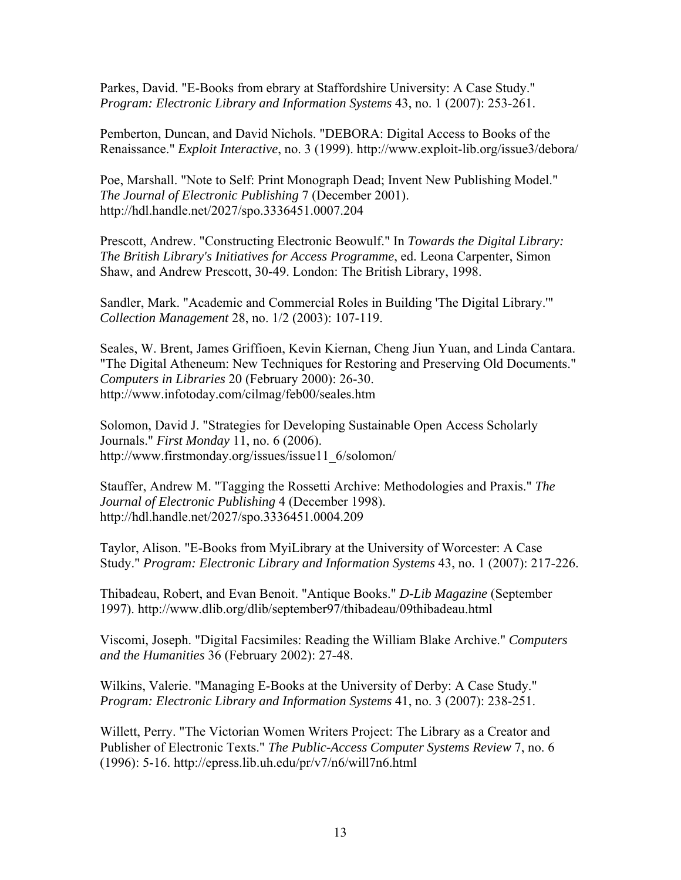Parkes, David. "E-Books from ebrary at Staffordshire University: A Case Study." *Program: Electronic Library and Information Systems* 43, no. 1 (2007): 253-261.

Pemberton, Duncan, and David Nichols. "DEBORA: Digital Access to Books of the Renaissance." *Exploit Interactive*, no. 3 (1999). http://www.exploit-lib.org/issue3/debora/

Poe, Marshall. "Note to Self: Print Monograph Dead; Invent New Publishing Model." *The Journal of Electronic Publishing* 7 (December 2001). http://hdl.handle.net/2027/spo.3336451.0007.204

Prescott, Andrew. "Constructing Electronic Beowulf." In *Towards the Digital Library: The British Library's Initiatives for Access Programme*, ed. Leona Carpenter, Simon Shaw, and Andrew Prescott, 30-49. London: The British Library, 1998.

Sandler, Mark. "Academic and Commercial Roles in Building 'The Digital Library.'" *Collection Management* 28, no. 1/2 (2003): 107-119.

Seales, W. Brent, James Griffioen, Kevin Kiernan, Cheng Jiun Yuan, and Linda Cantara. "The Digital Atheneum: New Techniques for Restoring and Preserving Old Documents." *Computers in Libraries* 20 (February 2000): 26-30. http://www.infotoday.com/cilmag/feb00/seales.htm

Solomon, David J. "Strategies for Developing Sustainable Open Access Scholarly Journals." *First Monday* 11, no. 6 (2006). http://www.firstmonday.org/issues/issue11_6/solomon/

Stauffer, Andrew M. "Tagging the Rossetti Archive: Methodologies and Praxis." *The Journal of Electronic Publishing* 4 (December 1998). http://hdl.handle.net/2027/spo.3336451.0004.209

Taylor, Alison. "E-Books from MyiLibrary at the University of Worcester: A Case Study." *Program: Electronic Library and Information Systems* 43, no. 1 (2007): 217-226.

Thibadeau, Robert, and Evan Benoit. "Antique Books." *D-Lib Magazine* (September 1997). http://www.dlib.org/dlib/september97/thibadeau/09thibadeau.html

Viscomi, Joseph. "Digital Facsimiles: Reading the William Blake Archive." *Computers and the Humanities* 36 (February 2002): 27-48.

Wilkins, Valerie. "Managing E-Books at the University of Derby: A Case Study." *Program: Electronic Library and Information Systems* 41, no. 3 (2007): 238-251.

Willett, Perry. "The Victorian Women Writers Project: The Library as a Creator and Publisher of Electronic Texts." *The Public-Access Computer Systems Review* 7, no. 6 (1996): 5-16. http://epress.lib.uh.edu/pr/v7/n6/will7n6.html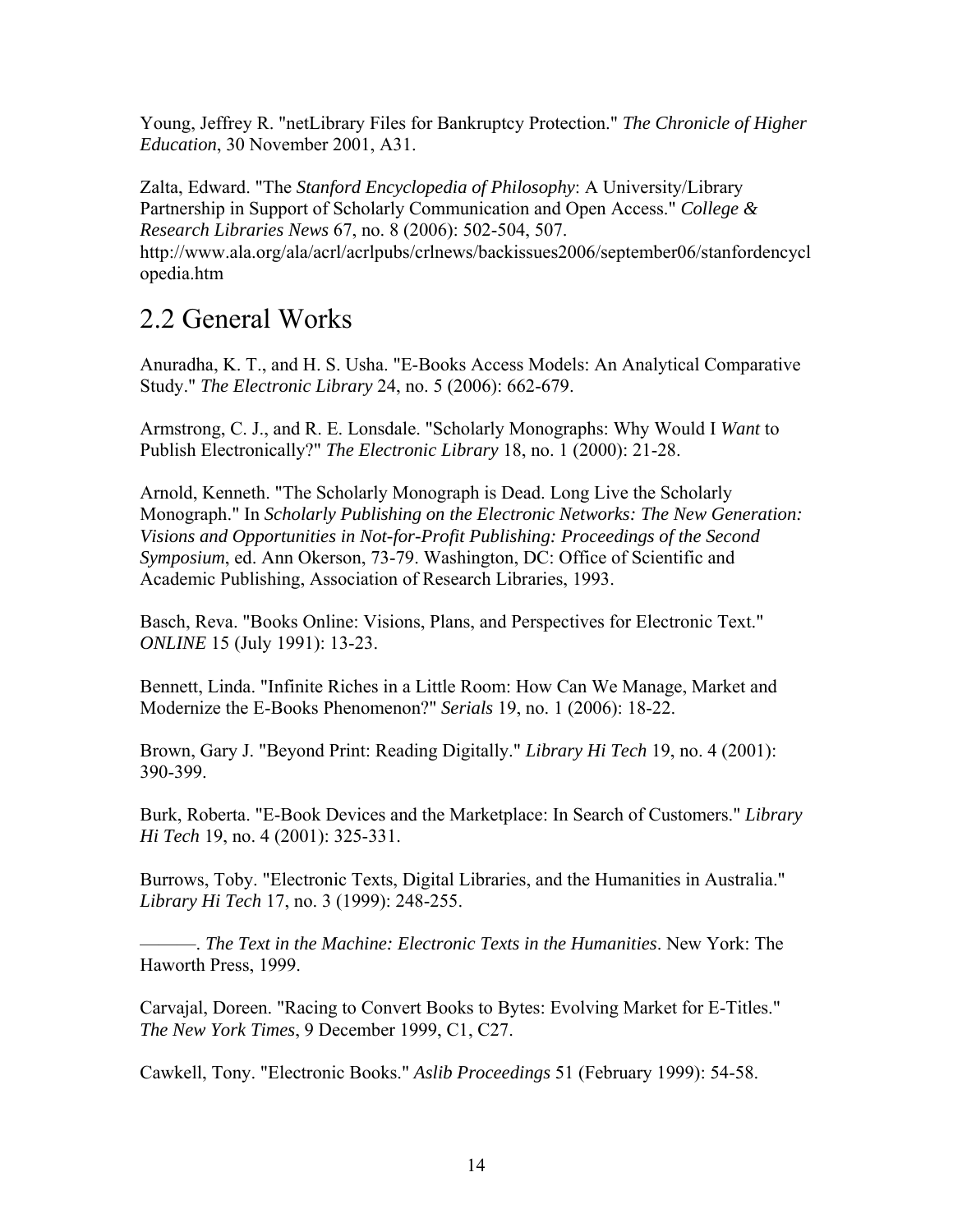Young, Jeffrey R. "netLibrary Files for Bankruptcy Protection." *The Chronicle of Higher Education*, 30 November 2001, A31.

Zalta, Edward. "The *Stanford Encyclopedia of Philosophy*: A University/Library Partnership in Support of Scholarly Communication and Open Access." *College & Research Libraries News* 67, no. 8 (2006): 502-504, 507. http://www.ala.org/ala/acrl/acrlpubs/crlnews/backissues2006/september06/stanfordencyclopedia.htm

## 2.2 General Works

Anuradha, K. T., and H. S. Usha. "E-Books Access Models: An Analytical Comparative Study." *The Electronic Library* 24, no. 5 (2006): 662-679.

Armstrong, C. J., and R. E. Lonsdale. "Scholarly Monographs: Why Would I *Want* to Publish Electronically?" *The Electronic Library* 18, no. 1 (2000): 21-28.

Arnold, Kenneth. "The Scholarly Monograph is Dead. Long Live the Scholarly Monograph." In *Scholarly Publishing on the Electronic Networks: The New Generation: Visions and Opportunities in Not-for-Profit Publishing: Proceedings of the Second Symposium*, ed. Ann Okerson, 73-79. Washington, DC: Office of Scientific and Academic Publishing, Association of Research Libraries, 1993.

Basch, Reva. "Books Online: Visions, Plans, and Perspectives for Electronic Text." *ONLINE* 15 (July 1991): 13-23.

Bennett, Linda. "Infinite Riches in a Little Room: How Can We Manage, Market and Modernize the E-Books Phenomenon?" *Serials* 19, no. 1 (2006): 18-22.

Brown, Gary J. "Beyond Print: Reading Digitally." *Library Hi Tech* 19, no. 4 (2001): 390-399.

Burk, Roberta. "E-Book Devices and the Marketplace: In Search of Customers." *Library Hi Tech* 19, no. 4 (2001): 325-331.

Burrows, Toby. "Electronic Texts, Digital Libraries, and the Humanities in Australia." *Library Hi Tech* 17, no. 3 (1999): 248-255.

———. *The Text in the Machine: Electronic Texts in the Humanities*. New York: The Haworth Press, 1999.

Carvajal, Doreen. "Racing to Convert Books to Bytes: Evolving Market for E-Titles." *The New York Times*, 9 December 1999, C1, C27.

Cawkell, Tony. "Electronic Books." *Aslib Proceedings* 51 (February 1999): 54-58.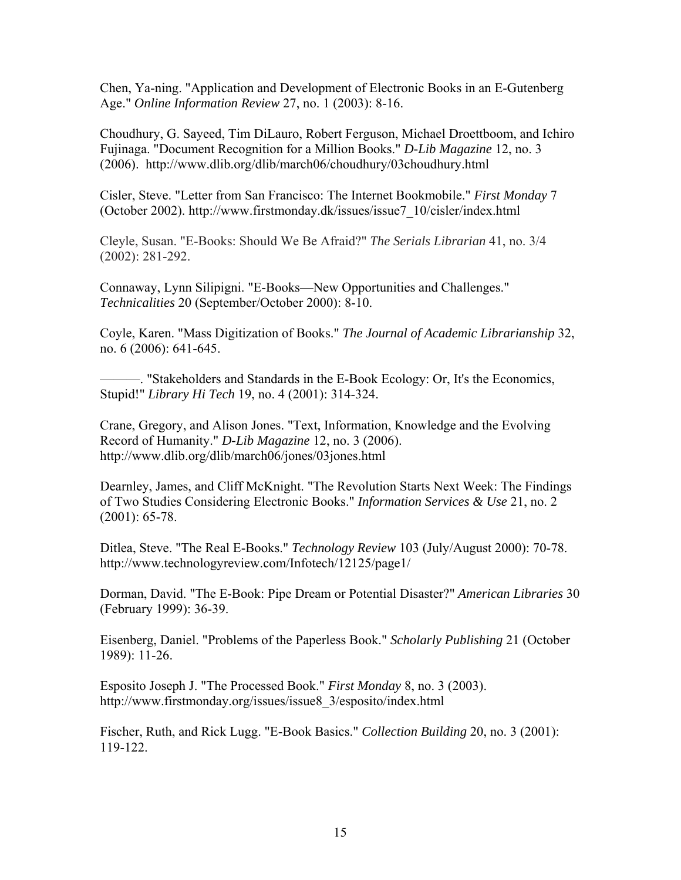Chen, Ya-ning. "Application and Development of Electronic Books in an E-Gutenberg Age." *Online Information Review* 27, no. 1 (2003): 8-16.

Choudhury, G. Sayeed, Tim DiLauro, Robert Ferguson, Michael Droettboom, and Ichiro Fujinaga. "Document Recognition for a Million Books." *D-Lib Magazine* 12, no. 3 (2006). http://www.dlib.org/dlib/march06/choudhury/03choudhury.html

Cisler, Steve. "Letter from San Francisco: The Internet Bookmobile." *First Monday* 7 (October 2002). http://www.firstmonday.dk/issues/issue7_10/cisler/index.html

Cleyle, Susan. "E-Books: Should We Be Afraid?" *The Serials Librarian* 41, no. 3/4 (2002): 281-292.

Connaway, Lynn Silipigni. "E-Books—New Opportunities and Challenges." *Technicalities* 20 (September/October 2000): 8-10.

Coyle, Karen. "Mass Digitization of Books." *The Journal of Academic Librarianship* 32, no. 6 (2006): 641-645.

———. "Stakeholders and Standards in the E-Book Ecology: Or, It's the Economics, Stupid!" *Library Hi Tech* 19, no. 4 (2001): 314-324.

Crane, Gregory, and Alison Jones. "Text, Information, Knowledge and the Evolving Record of Humanity." *D-Lib Magazine* 12, no. 3 (2006). http://www.dlib.org/dlib/march06/jones/03jones.html

Dearnley, James, and Cliff McKnight. "The Revolution Starts Next Week: The Findings of Two Studies Considering Electronic Books." *Information Services & Use* 21, no. 2 (2001): 65-78.

Ditlea, Steve. "The Real E-Books." *Technology Review* 103 (July/August 2000): 70-78. http://www.technologyreview.com/Infotech/12125/page1/

Dorman, David. "The E-Book: Pipe Dream or Potential Disaster?" *American Libraries* 30 (February 1999): 36-39.

Eisenberg, Daniel. "Problems of the Paperless Book." *Scholarly Publishing* 21 (October 1989): 11-26.

Esposito Joseph J. "The Processed Book." *First Monday* 8, no. 3 (2003). http://www.firstmonday.org/issues/issue8_3/esposito/index.html

Fischer, Ruth, and Rick Lugg. "E-Book Basics." *Collection Building* 20, no. 3 (2001): 119-122.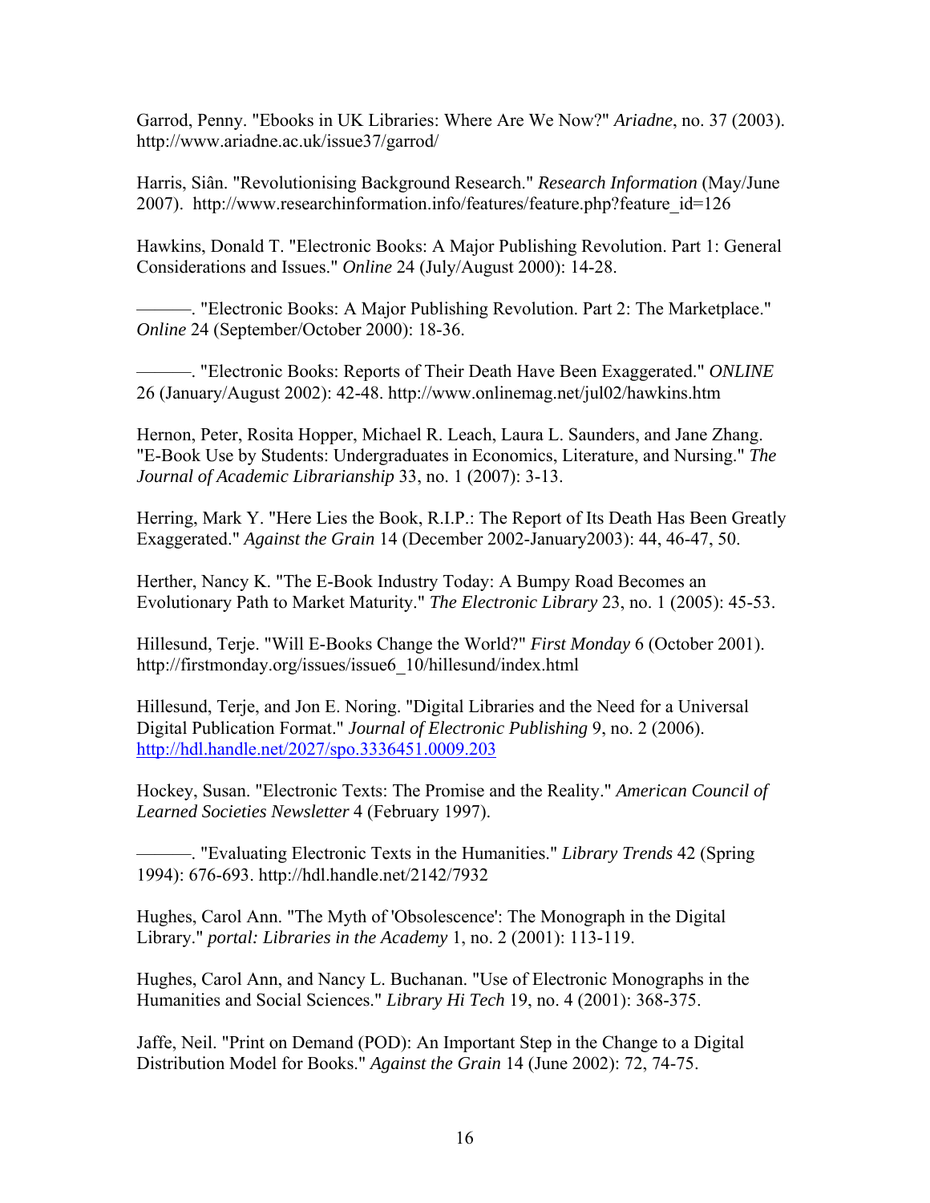Garrod, Penny. "Ebooks in UK Libraries: Where Are We Now?" *Ariadne*, no. 37 (2003). http://www.ariadne.ac.uk/issue37/garrod/

Harris, Siân. "Revolutionising Background Research." *Research Information* (May/June 2007). http://www.researchinformation.info/features/feature.php?feature_id=126

Hawkins, Donald T. "Electronic Books: A Major Publishing Revolution. Part 1: General Considerations and Issues." *Online* 24 (July/August 2000): 14-28.

———. "Electronic Books: A Major Publishing Revolution. Part 2: The Marketplace." *Online* 24 (September/October 2000): 18-36.

———. "Electronic Books: Reports of Their Death Have Been Exaggerated." *ONLINE* 26 (January/August 2002): 42-48. http://www.onlinemag.net/jul02/hawkins.htm

Hernon, Peter, Rosita Hopper, Michael R. Leach, Laura L. Saunders, and Jane Zhang. "E-Book Use by Students: Undergraduates in Economics, Literature, and Nursing." *The Journal of Academic Librarianship* 33, no. 1 (2007): 3-13.

Herring, Mark Y. "Here Lies the Book, R.I.P.: The Report of Its Death Has Been Greatly Exaggerated." *Against the Grain* 14 (December 2002-January2003): 44, 46-47, 50.

Herther, Nancy K. "The E-Book Industry Today: A Bumpy Road Becomes an Evolutionary Path to Market Maturity." *The Electronic Library* 23, no. 1 (2005): 45-53.

Hillesund, Terje. "Will E-Books Change the World?" *First Monday* 6 (October 2001). http://firstmonday.org/issues/issue6_10/hillesund/index.html

Hillesund, Terje, and Jon E. Noring. "Digital Libraries and the Need for a Universal Digital Publication Format." *Journal of Electronic Publishing* 9, no. 2 (2006). http://hdl.handle.net/2027/spo.3336451.0009.203

Hockey, Susan. "Electronic Texts: The Promise and the Reality." *American Council of Learned Societies Newsletter* 4 (February 1997).

———. "Evaluating Electronic Texts in the Humanities." *Library Trends* 42 (Spring 1994): 676-693. http://hdl.handle.net/2142/7932

Hughes, Carol Ann. "The Myth of 'Obsolescence': The Monograph in the Digital Library." *portal: Libraries in the Academy* 1, no. 2 (2001): 113-119.

Hughes, Carol Ann, and Nancy L. Buchanan. "Use of Electronic Monographs in the Humanities and Social Sciences." *Library Hi Tech* 19, no. 4 (2001): 368-375.

Jaffe, Neil. "Print on Demand (POD): An Important Step in the Change to a Digital Distribution Model for Books." *Against the Grain* 14 (June 2002): 72, 74-75.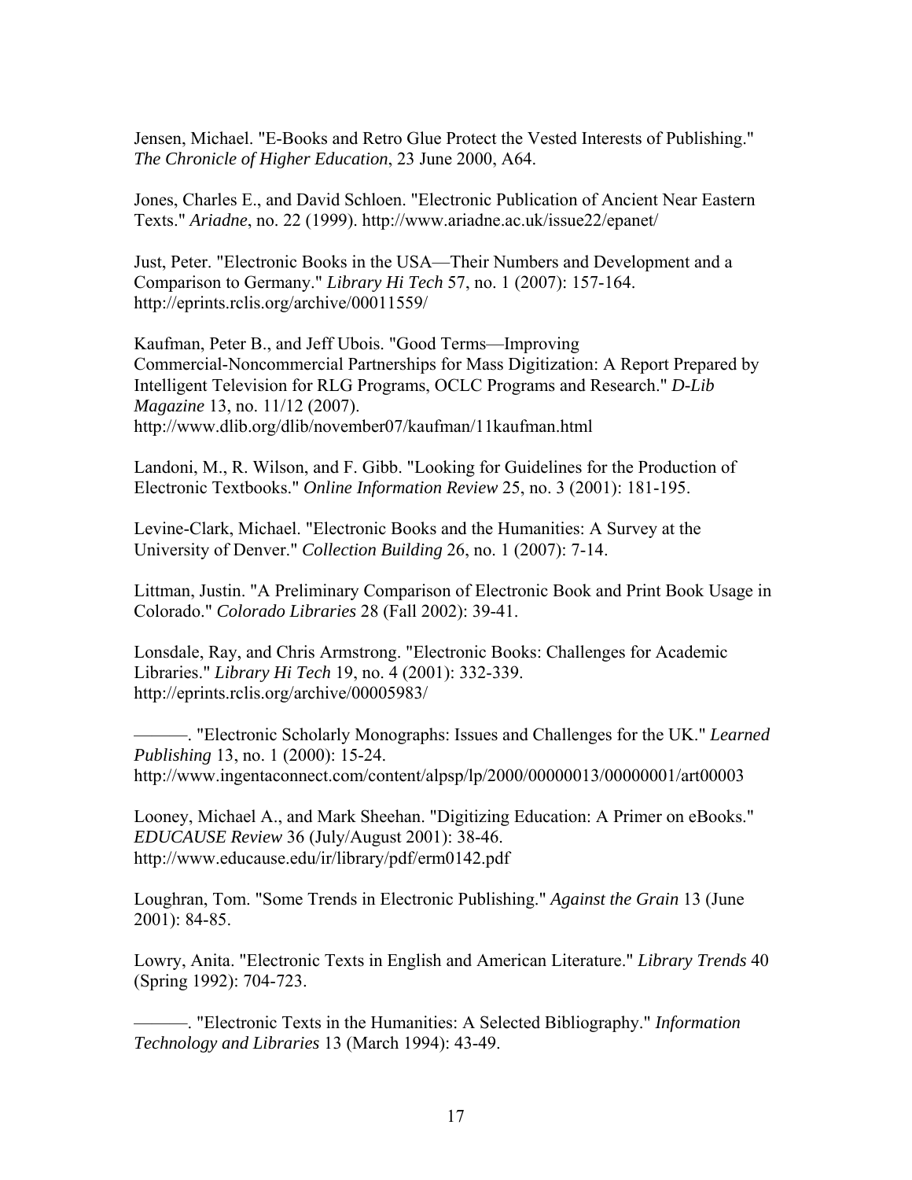Jensen, Michael. "E-Books and Retro Glue Protect the Vested Interests of Publishing." *The Chronicle of Higher Education*, 23 June 2000, A64.

Jones, Charles E., and David Schloen. "Electronic Publication of Ancient Near Eastern Texts." *Ariadne*, no. 22 (1999). http://www.ariadne.ac.uk/issue22/epanet/

Just, Peter. "Electronic Books in the USA—Their Numbers and Development and a Comparison to Germany." *Library Hi Tech* 57, no. 1 (2007): 157-164. http://eprints.rclis.org/archive/00011559/

Kaufman, Peter B., and Jeff Ubois. "Good Terms—Improving Commercial-Noncommercial Partnerships for Mass Digitization: A Report Prepared by Intelligent Television for RLG Programs, OCLC Programs and Research." *D-Lib Magazine* 13, no. 11/12 (2007). http://www.dlib.org/dlib/november07/kaufman/11kaufman.html

Landoni, M., R. Wilson, and F. Gibb. "Looking for Guidelines for the Production of Electronic Textbooks." *Online Information Review* 25, no. 3 (2001): 181-195.

Levine-Clark, Michael. "Electronic Books and the Humanities: A Survey at the University of Denver." *Collection Building* 26, no. 1 (2007): 7-14.

Littman, Justin. "A Preliminary Comparison of Electronic Book and Print Book Usage in Colorado." *Colorado Libraries* 28 (Fall 2002): 39-41.

Lonsdale, Ray, and Chris Armstrong. "Electronic Books: Challenges for Academic Libraries." *Library Hi Tech* 19, no. 4 (2001): 332-339. http://eprints.rclis.org/archive/00005983/

———. "Electronic Scholarly Monographs: Issues and Challenges for the UK." *Learned Publishing* 13, no. 1 (2000): 15-24. http://www.ingentaconnect.com/content/alpsp/lp/2000/00000013/00000001/art00003

Looney, Michael A., and Mark Sheehan. "Digitizing Education: A Primer on eBooks." *EDUCAUSE Review* 36 (July/August 2001): 38-46. http://www.educause.edu/ir/library/pdf/erm0142.pdf

Loughran, Tom. "Some Trends in Electronic Publishing." *Against the Grain* 13 (June 2001): 84-85.

Lowry, Anita. "Electronic Texts in English and American Literature." *Library Trends* 40 (Spring 1992): 704-723.

———. "Electronic Texts in the Humanities: A Selected Bibliography." *Information Technology and Libraries* 13 (March 1994): 43-49.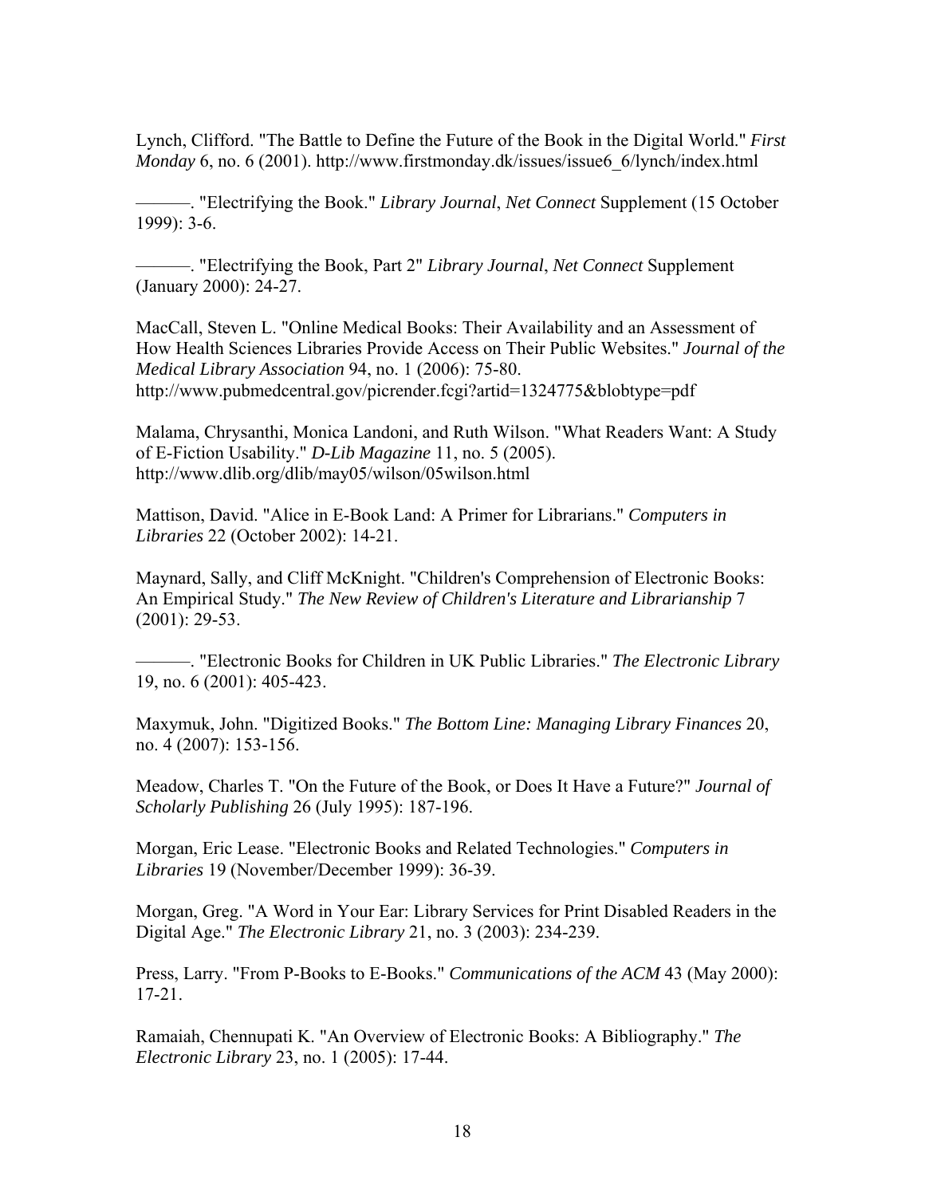Lynch, Clifford. "The Battle to Define the Future of the Book in the Digital World." *First Monday* 6, no. 6 (2001). http://www.firstmonday.dk/issues/issue6_6/lynch/index.html

———. "Electrifying the Book." *Library Journal*, *Net Connect* Supplement (15 October 1999): 3-6.

———. "Electrifying the Book, Part 2" *Library Journal*, *Net Connect* Supplement (January 2000): 24-27.

MacCall, Steven L. "Online Medical Books: Their Availability and an Assessment of How Health Sciences Libraries Provide Access on Their Public Websites." *Journal of the Medical Library Association* 94, no. 1 (2006): 75-80. http://www.pubmedcentral.gov/picrender.fcgi?artid=1324775&blobtype=pdf

Malama, Chrysanthi, Monica Landoni, and Ruth Wilson. "What Readers Want: A Study of E-Fiction Usability." *D-Lib Magazine* 11, no. 5 (2005). http://www.dlib.org/dlib/may05/wilson/05wilson.html

Mattison, David. "Alice in E-Book Land: A Primer for Librarians." *Computers in Libraries* 22 (October 2002): 14-21.

Maynard, Sally, and Cliff McKnight. "Children's Comprehension of Electronic Books: An Empirical Study." *The New Review of Children's Literature and Librarianship* 7 (2001): 29-53.

———. "Electronic Books for Children in UK Public Libraries." *The Electronic Library* 19, no. 6 (2001): 405-423.

Maxymuk, John. "Digitized Books." *The Bottom Line: Managing Library Finances* 20, no. 4 (2007): 153-156.

Meadow, Charles T. "On the Future of the Book, or Does It Have a Future?" *Journal of Scholarly Publishing* 26 (July 1995): 187-196.

Morgan, Eric Lease. "Electronic Books and Related Technologies." *Computers in Libraries* 19 (November/December 1999): 36-39.

Morgan, Greg. "A Word in Your Ear: Library Services for Print Disabled Readers in the Digital Age." *The Electronic Library* 21, no. 3 (2003): 234-239.

Press, Larry. "From P-Books to E-Books." *Communications of the ACM* 43 (May 2000): 17-21.

Ramaiah, Chennupati K. "An Overview of Electronic Books: A Bibliography." *The Electronic Library* 23, no. 1 (2005): 17-44.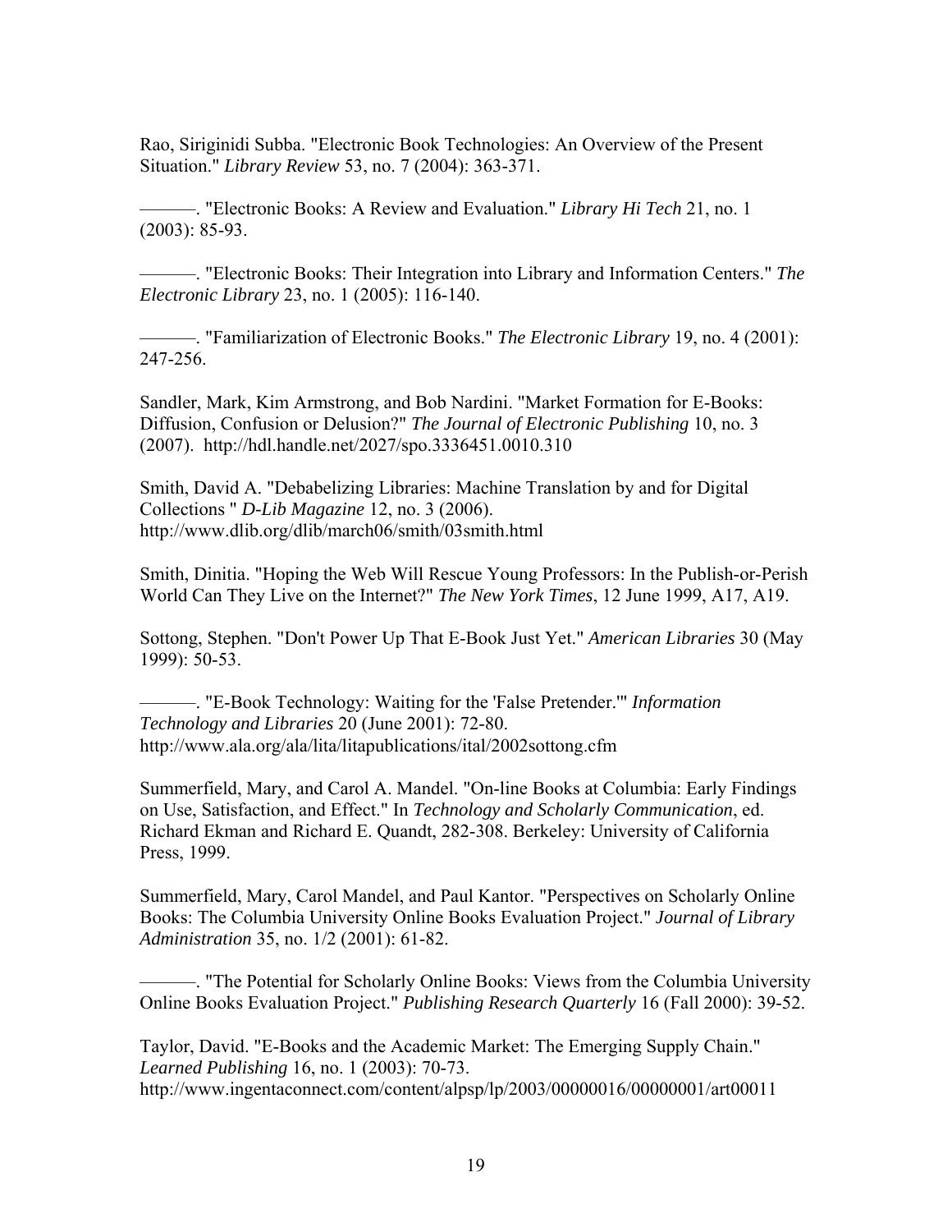Rao, Siriginidi Subba. "Electronic Book Technologies: An Overview of the Present Situation." *Library Review* 53, no. 7 (2004): 363-371.

———. "Electronic Books: A Review and Evaluation." *Library Hi Tech* 21, no. 1 (2003): 85-93.

———. "Electronic Books: Their Integration into Library and Information Centers." *The Electronic Library* 23, no. 1 (2005): 116-140.

———. "Familiarization of Electronic Books." *The Electronic Library* 19, no. 4 (2001): 247-256.

Sandler, Mark, Kim Armstrong, and Bob Nardini. "Market Formation for E-Books: Diffusion, Confusion or Delusion?" *The Journal of Electronic Publishing* 10, no. 3 (2007). http://hdl.handle.net/2027/spo.3336451.0010.310

Smith, David A. "Debabelizing Libraries: Machine Translation by and for Digital Collections " *D-Lib Magazine* 12, no. 3 (2006). http://www.dlib.org/dlib/march06/smith/03smith.html

Smith, Dinitia. "Hoping the Web Will Rescue Young Professors: In the Publish-or-Perish World Can They Live on the Internet?" *The New York Times*, 12 June 1999, A17, A19.

Sottong, Stephen. "Don't Power Up That E-Book Just Yet." *American Libraries* 30 (May 1999): 50-53.

———. "E-Book Technology: Waiting for the 'False Pretender.'" *Information Technology and Libraries* 20 (June 2001): 72-80. http://www.ala.org/ala/lita/litapublications/ital/2002sottong.cfm

Summerfield, Mary, and Carol A. Mandel. "On-line Books at Columbia: Early Findings on Use, Satisfaction, and Effect." In *Technology and Scholarly Communication*, ed. Richard Ekman and Richard E. Quandt, 282-308. Berkeley: University of California Press, 1999.

Summerfield, Mary, Carol Mandel, and Paul Kantor. "Perspectives on Scholarly Online Books: The Columbia University Online Books Evaluation Project." *Journal of Library Administration* 35, no. 1/2 (2001): 61-82.

———. "The Potential for Scholarly Online Books: Views from the Columbia University Online Books Evaluation Project." *Publishing Research Quarterly* 16 (Fall 2000): 39-52.

Taylor, David. "E-Books and the Academic Market: The Emerging Supply Chain." *Learned Publishing* 16, no. 1 (2003): 70-73. http://www.ingentaconnect.com/content/alpsp/lp/2003/00000016/00000001/art00011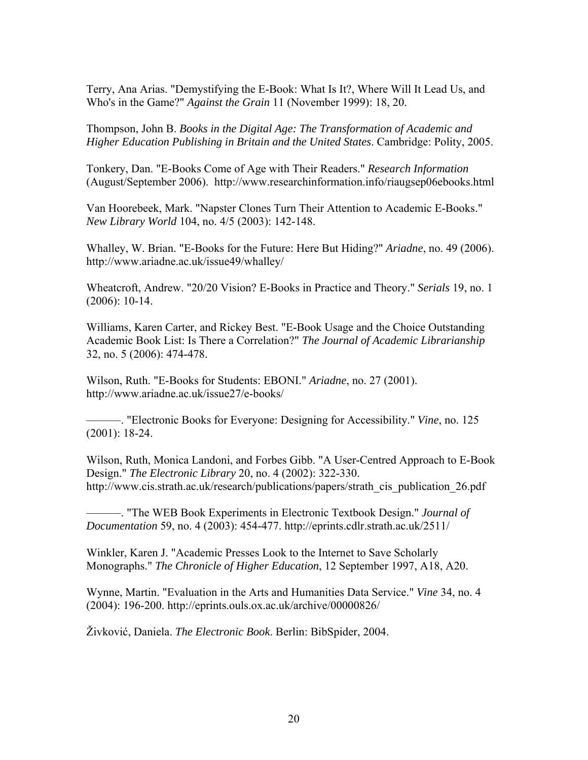Terry, Ana Arias. "Demystifying the E-Book: What Is It?, Where Will It Lead Us, and Who's in the Game?" *Against the Grain* 11 (November 1999): 18, 20.

Thompson, John B. *Books in the Digital Age: The Transformation of Academic and Higher Education Publishing in Britain and the United States*. Cambridge: Polity, 2005.

Tonkery, Dan. "E-Books Come of Age with Their Readers." *Research Information* (August/September 2006). http://www.researchinformation.info/riaugsep06ebooks.html

Van Hoorebeek, Mark. "Napster Clones Turn Their Attention to Academic E-Books." *New Library World* 104, no. 4/5 (2003): 142-148.

Whalley, W. Brian. "E-Books for the Future: Here But Hiding?" *Ariadne*, no. 49 (2006). http://www.ariadne.ac.uk/issue49/whalley/

Wheatcroft, Andrew. "20/20 Vision? E-Books in Practice and Theory." *Serials* 19, no. 1 (2006): 10-14.

Williams, Karen Carter, and Rickey Best. "E-Book Usage and the Choice Outstanding Academic Book List: Is There a Correlation?" *The Journal of Academic Librarianship* 32, no. 5 (2006): 474-478.

Wilson, Ruth. "E-Books for Students: EBONI." *Ariadne*, no. 27 (2001). http://www.ariadne.ac.uk/issue27/e-books/

———. "Electronic Books for Everyone: Designing for Accessibility." *Vine*, no. 125 (2001): 18-24.

Wilson, Ruth, Monica Landoni, and Forbes Gibb. "A User-Centred Approach to E-Book Design." *The Electronic Library* 20, no. 4 (2002): 322-330. http://www.cis.strath.ac.uk/research/publications/papers/strath_cis_publication_26.pdf

———. "The WEB Book Experiments in Electronic Textbook Design." *Journal of Documentation* 59, no. 4 (2003): 454-477. http://eprints.cdlr.strath.ac.uk/2511/

Winkler, Karen J. "Academic Presses Look to the Internet to Save Scholarly Monographs." *The Chronicle of Higher Education*, 12 September 1997, A18, A20.

Wynne, Martin. "Evaluation in the Arts and Humanities Data Service." *Vine* 34, no. 4 (2004): 196-200. http://eprints.ouls.ox.ac.uk/archive/00000826/

Živković, Daniela. *The Electronic Book.* Berlin: BibSpider, 2004.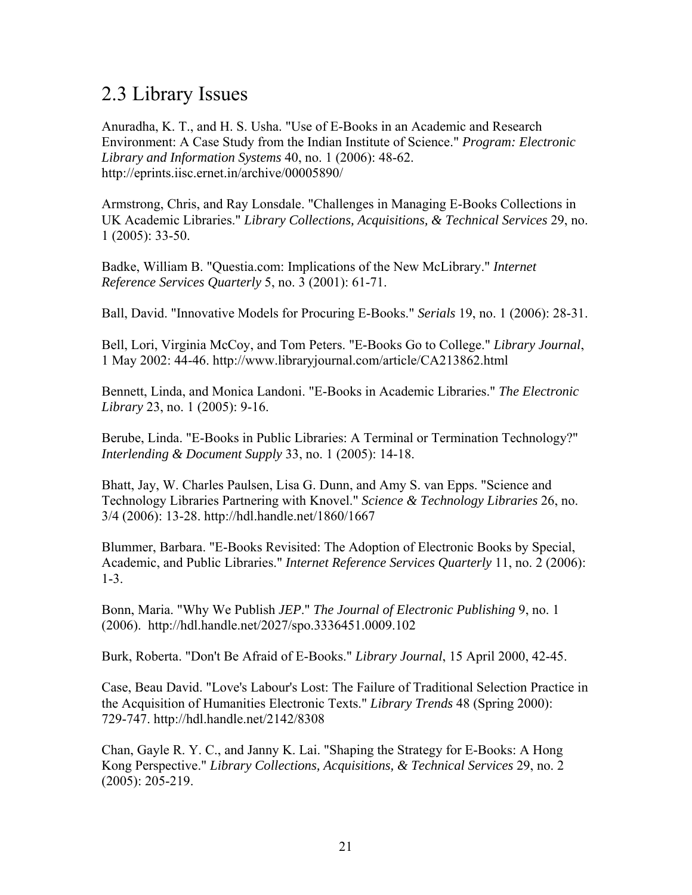## 2.3 Library Issues

Anuradha, K. T., and H. S. Usha. "Use of E-Books in an Academic and Research Environment: A Case Study from the Indian Institute of Science." *Program: Electronic Library and Information Systems* 40, no. 1 (2006): 48-62. http://eprints.iisc.ernet.in/archive/00005890/

Armstrong, Chris, and Ray Lonsdale. "Challenges in Managing E-Books Collections in UK Academic Libraries." *Library Collections, Acquisitions, & Technical Services* 29, no. 1 (2005): 33-50.

Badke, William B. "Questia.com: Implications of the New McLibrary." *Internet Reference Services Quarterly* 5, no. 3 (2001): 61-71.

Ball, David. "Innovative Models for Procuring E-Books." *Serials* 19, no. 1 (2006): 28-31.

Bell, Lori, Virginia McCoy, and Tom Peters. "E-Books Go to College." *Library Journal*, 1 May 2002: 44-46. http://www.libraryjournal.com/article/CA213862.html

Bennett, Linda, and Monica Landoni. "E-Books in Academic Libraries." *The Electronic Library* 23, no. 1 (2005): 9-16.

Berube, Linda. "E-Books in Public Libraries: A Terminal or Termination Technology?" *Interlending & Document Supply* 33, no. 1 (2005): 14-18.

Bhatt, Jay, W. Charles Paulsen, Lisa G. Dunn, and Amy S. van Epps. "Science and Technology Libraries Partnering with Knovel." *Science & Technology Libraries* 26, no. 3/4 (2006): 13-28. http://hdl.handle.net/1860/1667

Blummer, Barbara. "E-Books Revisited: The Adoption of Electronic Books by Special, Academic, and Public Libraries." *Internet Reference Services Quarterly* 11, no. 2 (2006): 1-3.

Bonn, Maria. "Why We Publish *JEP*." *The Journal of Electronic Publishing* 9, no. 1 (2006). http://hdl.handle.net/2027/spo.3336451.0009.102

Burk, Roberta. "Don't Be Afraid of E-Books." *Library Journal*, 15 April 2000, 42-45.

Case, Beau David. "Love's Labour's Lost: The Failure of Traditional Selection Practice in the Acquisition of Humanities Electronic Texts." *Library Trends* 48 (Spring 2000): 729-747. http://hdl.handle.net/2142/8308

Chan, Gayle R. Y. C., and Janny K. Lai. "Shaping the Strategy for E-Books: A Hong Kong Perspective." *Library Collections, Acquisitions, & Technical Services* 29, no. 2 (2005): 205-219.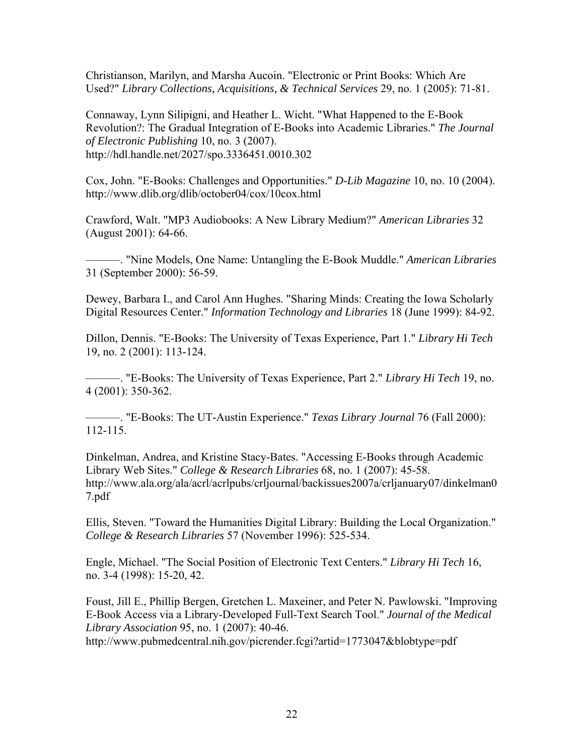Christianson, Marilyn, and Marsha Aucoin. "Electronic or Print Books: Which Are Used?" *Library Collections, Acquisitions, & Technical Services* 29, no. 1 (2005): 71-81.

Connaway, Lynn Silipigni, and Heather L. Wicht. "What Happened to the E-Book Revolution?: The Gradual Integration of E-Books into Academic Libraries." *The Journal of Electronic Publishing* 10, no. 3 (2007). http://hdl.handle.net/2027/spo.3336451.0010.302

Cox, John. "E-Books: Challenges and Opportunities." *D-Lib Magazine* 10, no. 10 (2004). http://www.dlib.org/dlib/october04/cox/10cox.html

Crawford, Walt. "MP3 Audiobooks: A New Library Medium?" *American Libraries* 32 (August 2001): 64-66.

———. "Nine Models, One Name: Untangling the E-Book Muddle." *American Libraries* 31 (September 2000): 56-59.

Dewey, Barbara I., and Carol Ann Hughes. "Sharing Minds: Creating the Iowa Scholarly Digital Resources Center." *Information Technology and Libraries* 18 (June 1999): 84-92.

Dillon, Dennis. "E-Books: The University of Texas Experience, Part 1." *Library Hi Tech* 19, no. 2 (2001): 113-124.

———. "E-Books: The University of Texas Experience, Part 2." *Library Hi Tech* 19, no. 4 (2001): 350-362.

———. "E-Books: The UT-Austin Experience." *Texas Library Journal* 76 (Fall 2000): 112-115.

Dinkelman, Andrea, and Kristine Stacy-Bates. "Accessing E-Books through Academic Library Web Sites." *College & Research Libraries* 68, no. 1 (2007): 45-58. http://www.ala.org/ala/acrl/acrlpubs/crljournal/backissues2007a/crljanuary07/dinkelman07.pdf

Ellis, Steven. "Toward the Humanities Digital Library: Building the Local Organization." *College & Research Libraries* 57 (November 1996): 525-534.

Engle, Michael. "The Social Position of Electronic Text Centers." *Library Hi Tech* 16, no. 3-4 (1998): 15-20, 42.

Foust, Jill E., Phillip Bergen, Gretchen L. Maxeiner, and Peter N. Pawlowski. "Improving E-Book Access via a Library-Developed Full-Text Search Tool." *Journal of the Medical Library Association* 95, no. 1 (2007): 40-46. http://www.pubmedcentral.nih.gov/picrender.fcgi?artid=1773047&blobtype=pdf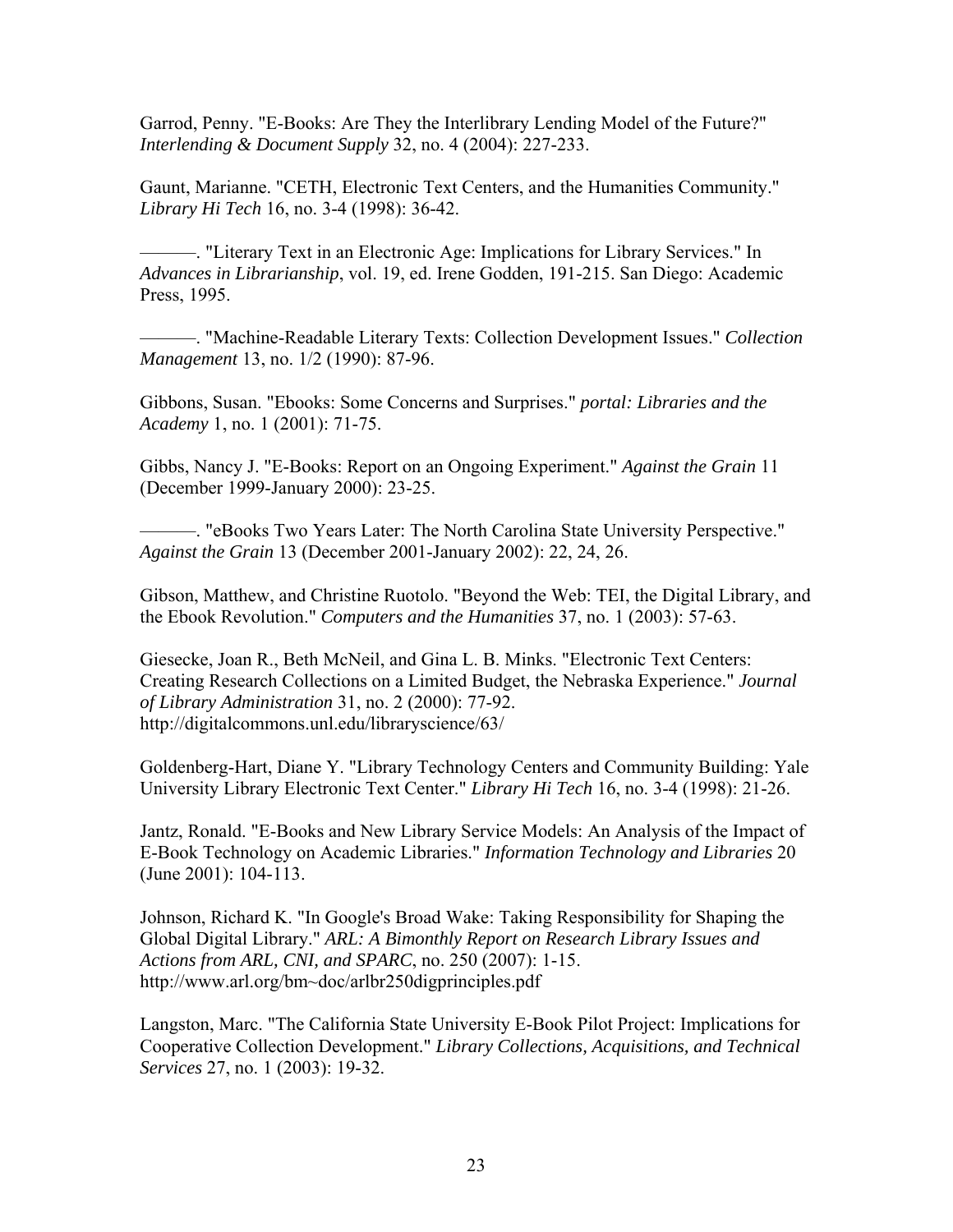Garrod, Penny. "E-Books: Are They the Interlibrary Lending Model of the Future?" *Interlending & Document Supply* 32, no. 4 (2004): 227-233.

Gaunt, Marianne. "CETH, Electronic Text Centers, and the Humanities Community." *Library Hi Tech* 16, no. 3-4 (1998): 36-42.

———. "Literary Text in an Electronic Age: Implications for Library Services." In *Advances in Librarianship*, vol. 19, ed. Irene Godden, 191-215. San Diego: Academic Press, 1995.

———. "Machine-Readable Literary Texts: Collection Development Issues." *Collection Management* 13, no. 1/2 (1990): 87-96.

Gibbons, Susan. "Ebooks: Some Concerns and Surprises." *portal: Libraries and the Academy* 1, no. 1 (2001): 71-75.

Gibbs, Nancy J. "E-Books: Report on an Ongoing Experiment." *Against the Grain* 11 (December 1999-January 2000): 23-25.

———. "eBooks Two Years Later: The North Carolina State University Perspective." *Against the Grain* 13 (December 2001-January 2002): 22, 24, 26.

Gibson, Matthew, and Christine Ruotolo. "Beyond the Web: TEI, the Digital Library, and the Ebook Revolution." *Computers and the Humanities* 37, no. 1 (2003): 57-63.

Giesecke, Joan R., Beth McNeil, and Gina L. B. Minks. "Electronic Text Centers: Creating Research Collections on a Limited Budget, the Nebraska Experience." *Journal of Library Administration* 31, no. 2 (2000): 77-92. http://digitalcommons.unl.edu/libraryscience/63/

Goldenberg-Hart, Diane Y. "Library Technology Centers and Community Building: Yale University Library Electronic Text Center." *Library Hi Tech* 16, no. 3-4 (1998): 21-26.

Jantz, Ronald. "E-Books and New Library Service Models: An Analysis of the Impact of E-Book Technology on Academic Libraries." *Information Technology and Libraries* 20 (June 2001): 104-113.

Johnson, Richard K. "In Google's Broad Wake: Taking Responsibility for Shaping the Global Digital Library." *ARL: A Bimonthly Report on Research Library Issues and Actions from ARL, CNI, and SPARC*, no. 250 (2007): 1-15. http://www.arl.org/bm~doc/arlbr250digprinciples.pdf

Langston, Marc. "The California State University E-Book Pilot Project: Implications for Cooperative Collection Development." *Library Collections, Acquisitions, and Technical Services* 27, no. 1 (2003): 19-32.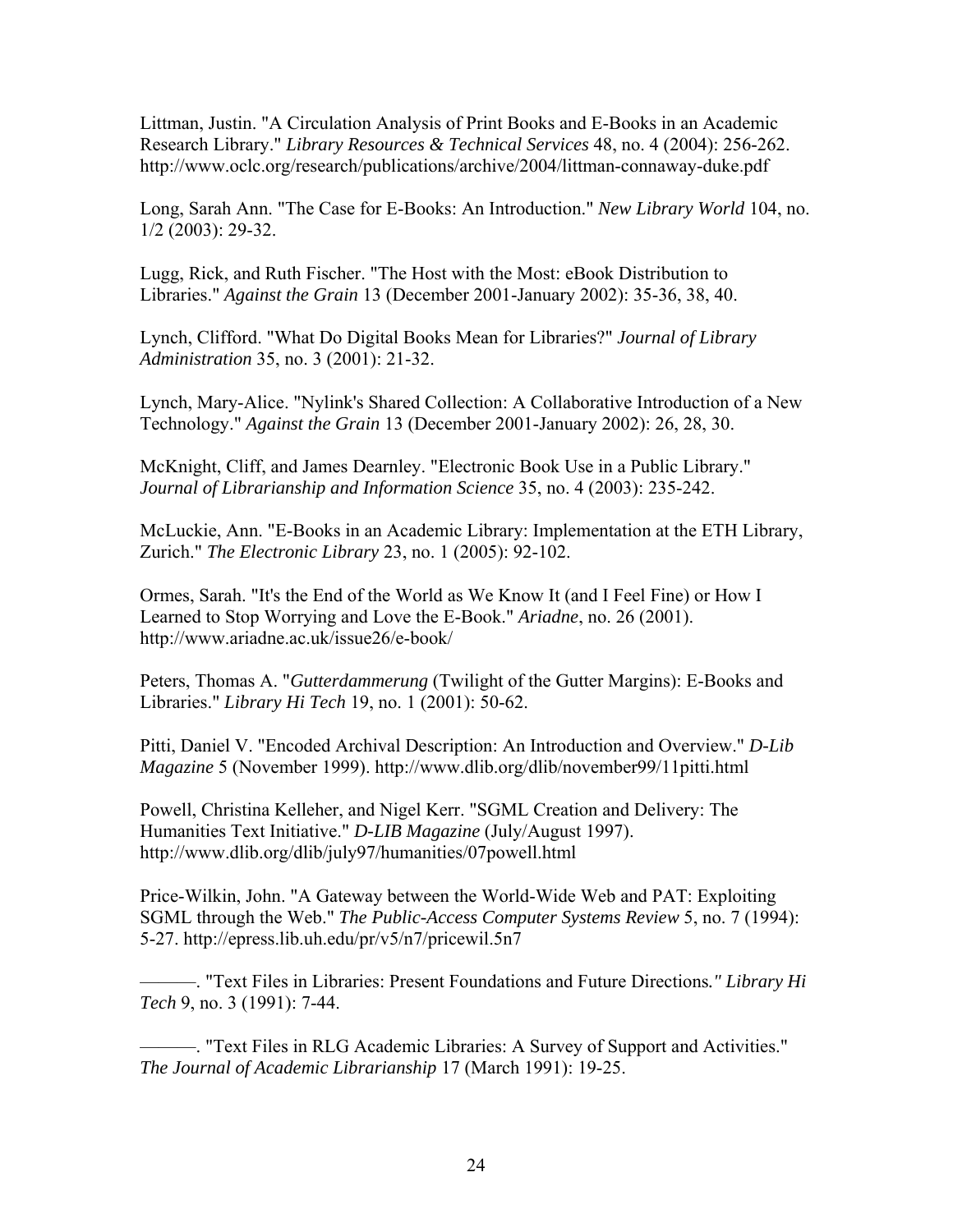Littman, Justin. "A Circulation Analysis of Print Books and E-Books in an Academic Research Library." *Library Resources & Technical Services* 48, no. 4 (2004): 256-262. http://www.oclc.org/research/publications/archive/2004/littman-connaway-duke.pdf

Long, Sarah Ann. "The Case for E-Books: An Introduction." *New Library World* 104, no. 1/2 (2003): 29-32.

Lugg, Rick, and Ruth Fischer. "The Host with the Most: eBook Distribution to Libraries." *Against the Grain* 13 (December 2001-January 2002): 35-36, 38, 40.

Lynch, Clifford. "What Do Digital Books Mean for Libraries?" *Journal of Library Administration* 35, no. 3 (2001): 21-32.

Lynch, Mary-Alice. "Nylink's Shared Collection: A Collaborative Introduction of a New Technology." *Against the Grain* 13 (December 2001-January 2002): 26, 28, 30.

McKnight, Cliff, and James Dearnley. "Electronic Book Use in a Public Library." *Journal of Librarianship and Information Science* 35, no. 4 (2003): 235-242.

McLuckie, Ann. "E-Books in an Academic Library: Implementation at the ETH Library, Zurich." *The Electronic Library* 23, no. 1 (2005): 92-102.

Ormes, Sarah. "It's the End of the World as We Know It (and I Feel Fine) or How I Learned to Stop Worrying and Love the E-Book." *Ariadne*, no. 26 (2001). http://www.ariadne.ac.uk/issue26/e-book/

Peters, Thomas A. "*Gutterdammerung* (Twilight of the Gutter Margins): E-Books and Libraries." *Library Hi Tech* 19, no. 1 (2001): 50-62.

Pitti, Daniel V. "Encoded Archival Description: An Introduction and Overview." *D-Lib Magazine* 5 (November 1999). http://www.dlib.org/dlib/november99/11pitti.html

Powell, Christina Kelleher, and Nigel Kerr. "SGML Creation and Delivery: The Humanities Text Initiative." *D-LIB Magazine* (July/August 1997). http://www.dlib.org/dlib/july97/humanities/07powell.html

Price-Wilkin, John. "A Gateway between the World-Wide Web and PAT: Exploiting SGML through the Web." *The Public-Access Computer Systems Review* 5, no. 7 (1994): 5-27. http://epress.lib.uh.edu/pr/v5/n7/pricewil.5n7

———. "Text Files in Libraries: Present Foundations and Future Directions." *Library Hi Tech* 9, no. 3 (1991): 7-44.

———. "Text Files in RLG Academic Libraries: A Survey of Support and Activities." *The Journal of Academic Librarianship* 17 (March 1991): 19-25.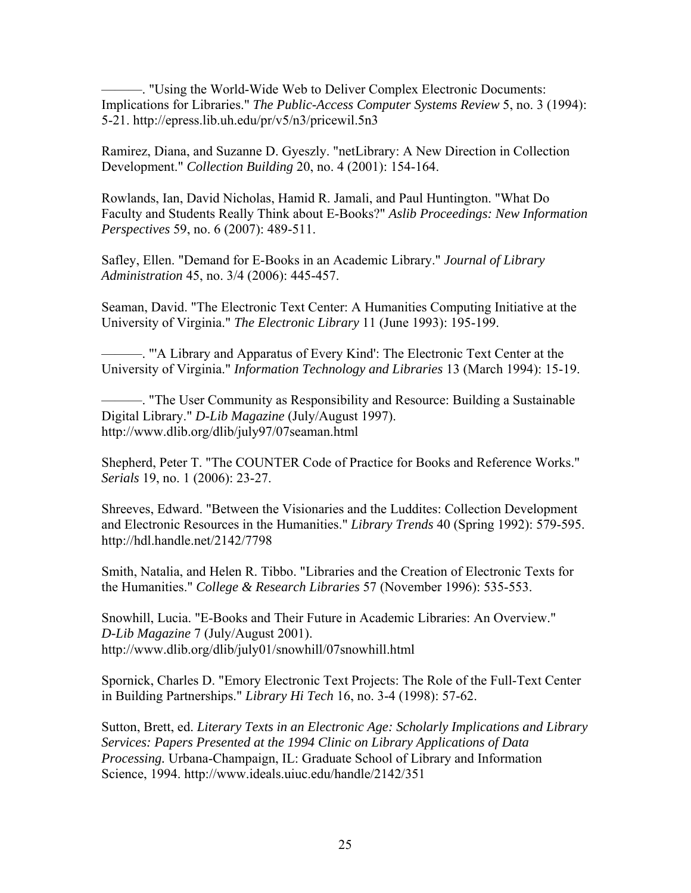———. "Using the World-Wide Web to Deliver Complex Electronic Documents: Implications for Libraries." *The Public-Access Computer Systems Review* 5, no. 3 (1994): 5-21. http://epress.lib.uh.edu/pr/v5/n3/pricewil.5n3

Ramirez, Diana, and Suzanne D. Gyeszly. "netLibrary: A New Direction in Collection Development." *Collection Building* 20, no. 4 (2001): 154-164.

Rowlands, Ian, David Nicholas, Hamid R. Jamali, and Paul Huntington. "What Do Faculty and Students Really Think about E-Books?" *Aslib Proceedings: New Information Perspectives* 59, no. 6 (2007): 489-511.

Safley, Ellen. "Demand for E-Books in an Academic Library." *Journal of Library Administration* 45, no. 3/4 (2006): 445-457.

Seaman, David. "The Electronic Text Center: A Humanities Computing Initiative at the University of Virginia." *The Electronic Library* 11 (June 1993): 195-199.

———. "'A Library and Apparatus of Every Kind': The Electronic Text Center at the University of Virginia." *Information Technology and Libraries* 13 (March 1994): 15-19.

———. "The User Community as Responsibility and Resource: Building a Sustainable Digital Library." *D-Lib Magazine* (July/August 1997). http://www.dlib.org/dlib/july97/07seaman.html

Shepherd, Peter T. "The COUNTER Code of Practice for Books and Reference Works." *Serials* 19, no. 1 (2006): 23-27.

Shreeves, Edward. "Between the Visionaries and the Luddites: Collection Development and Electronic Resources in the Humanities." *Library Trends* 40 (Spring 1992): 579-595. http://hdl.handle.net/2142/7798

Smith, Natalia, and Helen R. Tibbo. "Libraries and the Creation of Electronic Texts for the Humanities." *College & Research Libraries* 57 (November 1996): 535-553.

Snowhill, Lucia. "E-Books and Their Future in Academic Libraries: An Overview." *D-Lib Magazine* 7 (July/August 2001). http://www.dlib.org/dlib/july01/snowhill/07snowhill.html

Spornick, Charles D. "Emory Electronic Text Projects: The Role of the Full-Text Center in Building Partnerships." *Library Hi Tech* 16, no. 3-4 (1998): 57-62.

Sutton, Brett, ed. *Literary Texts in an Electronic Age: Scholarly Implications and Library Services: Papers Presented at the 1994 Clinic on Library Applications of Data Processing.* Urbana-Champaign, IL: Graduate School of Library and Information Science, 1994. http://www.ideals.uiuc.edu/handle/2142/351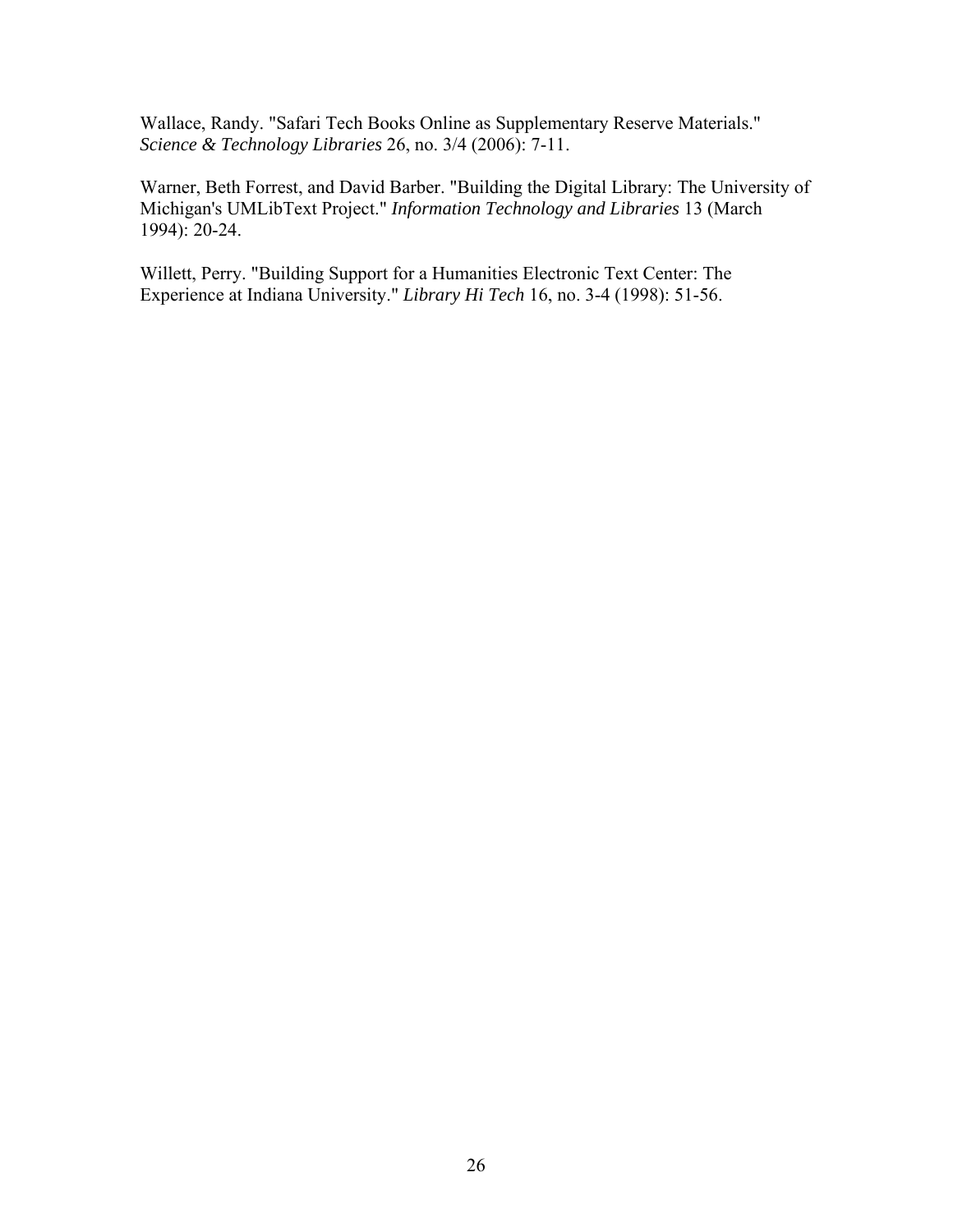Wallace, Randy. "Safari Tech Books Online as Supplementary Reserve Materials." *Science & Technology Libraries* 26, no. 3/4 (2006): 7-11.

Warner, Beth Forrest, and David Barber. "Building the Digital Library: The University of Michigan's UMLibText Project." *Information Technology and Libraries* 13 (March 1994): 20-24.

Willett, Perry. "Building Support for a Humanities Electronic Text Center: The Experience at Indiana University." *Library Hi Tech* 16, no. 3-4 (1998): 51-56.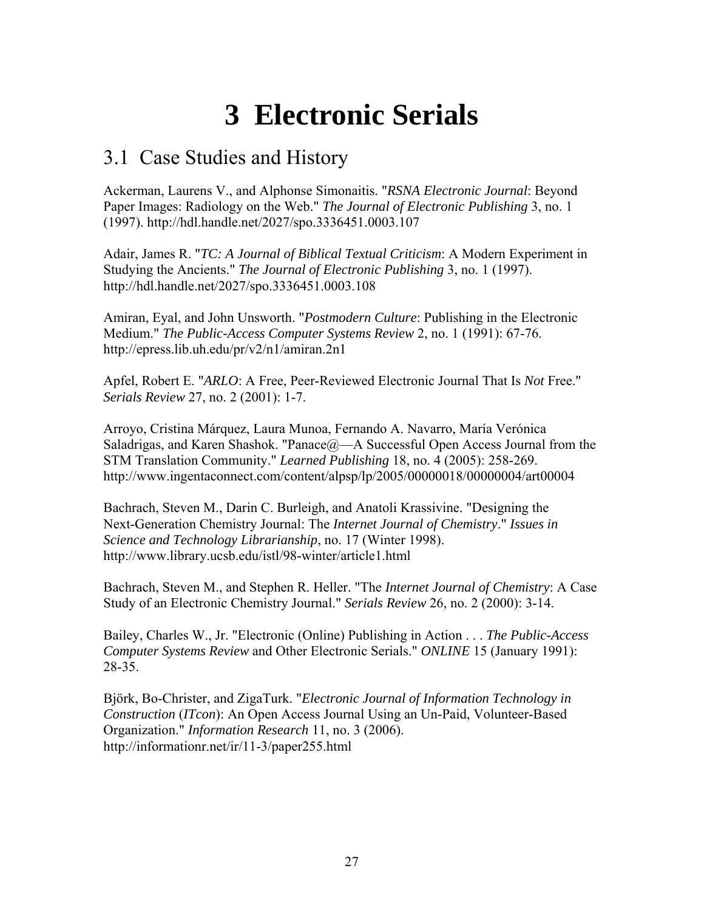# 3 Electronic Serials

## 3.1 Case Studies and History

Ackerman, Laurens V., and Alphonse Simonaitis. "*RSNA Electronic Journal*: Beyond Paper Images: Radiology on the Web." *The Journal of Electronic Publishing* 3, no. 1 (1997). http://hdl.handle.net/2027/spo.3336451.0003.107

Adair, James R. "*TC: A Journal of Biblical Textual Criticism*: A Modern Experiment in Studying the Ancients." *The Journal of Electronic Publishing* 3, no. 1 (1997). http://hdl.handle.net/2027/spo.3336451.0003.108

Amiran, Eyal, and John Unsworth. "*Postmodern Culture*: Publishing in the Electronic Medium." *The Public-Access Computer Systems Review* 2, no. 1 (1991): 67-76. http://epress.lib.uh.edu/pr/v2/n1/amiran.2n1

Apfel, Robert E. "*ARLO*: A Free, Peer-Reviewed Electronic Journal That Is *Not* Free." *Serials Review* 27, no. 2 (2001): 1-7.

Arroyo, Cristina Márquez, Laura Munoa, Fernando A. Navarro, María Verónica Saladrigas, and Karen Shashok. "Panace@—A Successful Open Access Journal from the STM Translation Community." *Learned Publishing* 18, no. 4 (2005): 258-269. http://www.ingentaconnect.com/content/alpsp/lp/2005/00000018/00000004/art00004

Bachrach, Steven M., Darin C. Burleigh, and Anatoli Krassivine. "Designing the Next-Generation Chemistry Journal: The *Internet Journal of Chemistry*." *Issues in Science and Technology Librarianship*, no. 17 (Winter 1998). http://www.library.ucsb.edu/istl/98-winter/article1.html

Bachrach, Steven M., and Stephen R. Heller. "The *Internet Journal of Chemistry*: A Case Study of an Electronic Chemistry Journal." *Serials Review* 26, no. 2 (2000): 3-14.

Bailey, Charles W., Jr. "Electronic (Online) Publishing in Action . . . *The Public-Access Computer Systems Review* and Other Electronic Serials." *ONLINE* 15 (January 1991): 28-35.

Björk, Bo-Christer, and ZigaTurk. "*Electronic Journal of Information Technology in Construction* (*ITcon*): An Open Access Journal Using an Un-Paid, Volunteer-Based Organization." *Information Research* 11, no. 3 (2006). http://informationr.net/ir/11-3/paper255.html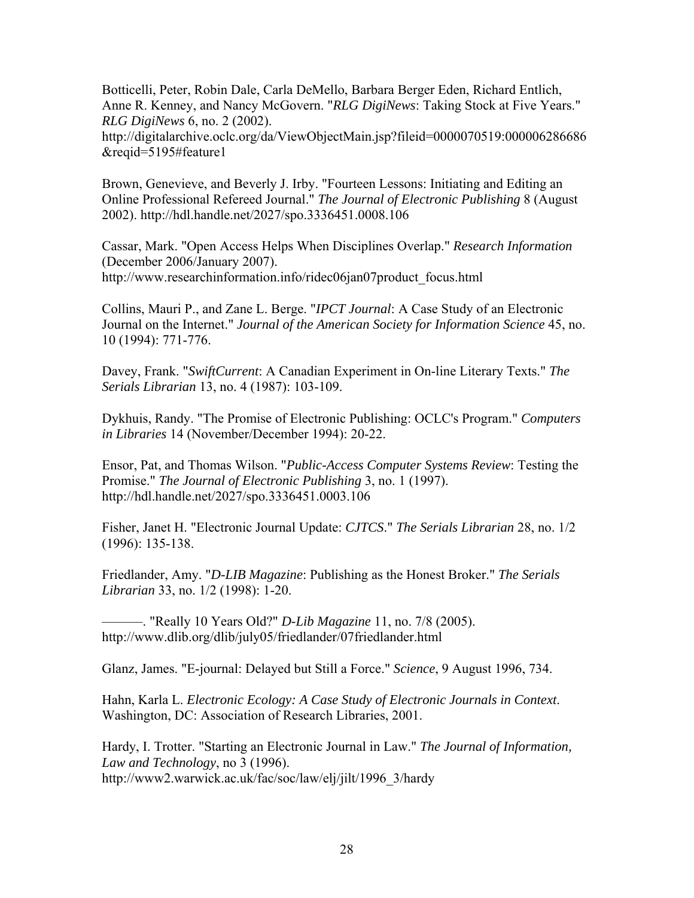Botticelli, Peter, Robin Dale, Carla DeMello, Barbara Berger Eden, Richard Entlich, Anne R. Kenney, and Nancy McGovern. "*RLG DigiNews*: Taking Stock at Five Years." *RLG DigiNews* 6, no. 2 (2002). http://digitalarchive.oclc.org/da/ViewObjectMain.jsp?fileid=0000070519:000006286686&reqid=5195#feature1

Brown, Genevieve, and Beverly J. Irby. "Fourteen Lessons: Initiating and Editing an Online Professional Refereed Journal." *The Journal of Electronic Publishing* 8 (August 2002). http://hdl.handle.net/2027/spo.3336451.0008.106

Cassar, Mark. "Open Access Helps When Disciplines Overlap." *Research Information* (December 2006/January 2007). http://www.researchinformation.info/ridec06jan07product_focus.html

Collins, Mauri P., and Zane L. Berge. "*IPCT Journal*: A Case Study of an Electronic Journal on the Internet." *Journal of the American Society for Information Science* 45, no. 10 (1994): 771-776.

Davey, Frank. "*SwiftCurrent*: A Canadian Experiment in On-line Literary Texts." *The Serials Librarian* 13, no. 4 (1987): 103-109.

Dykhuis, Randy. "The Promise of Electronic Publishing: OCLC's Program." *Computers in Libraries* 14 (November/December 1994): 20-22.

Ensor, Pat, and Thomas Wilson. "*Public-Access Computer Systems Review*: Testing the Promise." *The Journal of Electronic Publishing* 3, no. 1 (1997). http://hdl.handle.net/2027/spo.3336451.0003.106

Fisher, Janet H. "Electronic Journal Update: *CJTCS*." *The Serials Librarian* 28, no. 1/2 (1996): 135-138.

Friedlander, Amy. "*D-LIB Magazine*: Publishing as the Honest Broker." *The Serials Librarian* 33, no. 1/2 (1998): 1-20.

———. "Really 10 Years Old?" *D-Lib Magazine* 11, no. 7/8 (2005). http://www.dlib.org/dlib/july05/friedlander/07friedlander.html

Glanz, James. "E-journal: Delayed but Still a Force." *Science*, 9 August 1996, 734.

Hahn, Karla L. *Electronic Ecology: A Case Study of Electronic Journals in Context*. Washington, DC: Association of Research Libraries, 2001.

Hardy, I. Trotter. "Starting an Electronic Journal in Law." *The Journal of Information, Law and Technology*, no 3 (1996). http://www2.warwick.ac.uk/fac/soc/law/elj/jilt/1996_3/hardy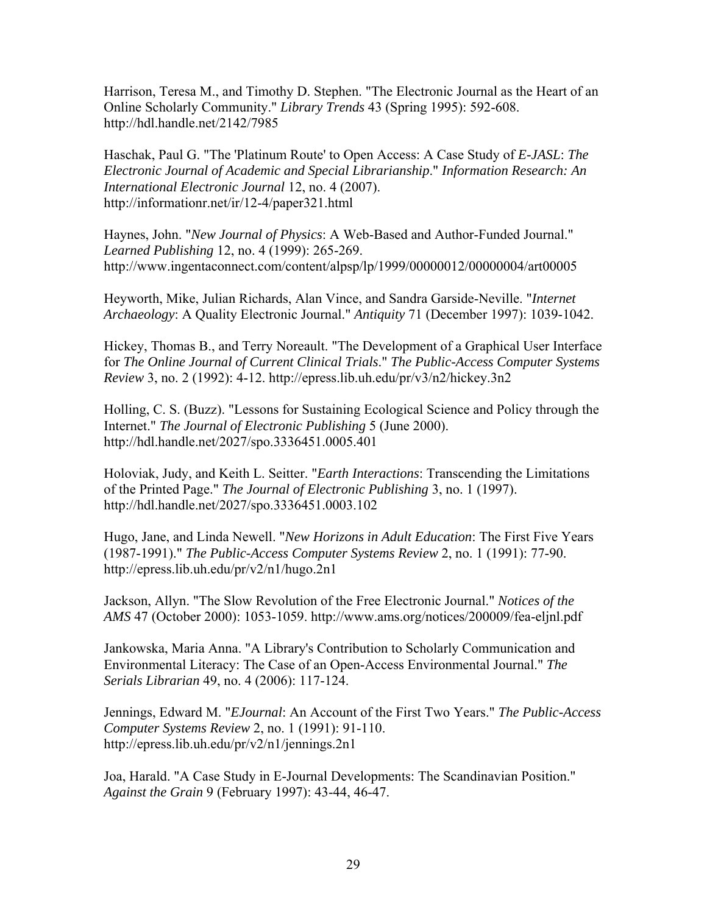Harrison, Teresa M., and Timothy D. Stephen. "The Electronic Journal as the Heart of an Online Scholarly Community." *Library Trends* 43 (Spring 1995): 592-608. http://hdl.handle.net/2142/7985

Haschak, Paul G. "The 'Platinum Route' to Open Access: A Case Study of *E-JASL*: *The Electronic Journal of Academic and Special Librarianship*." *Information Research: An International Electronic Journal* 12, no. 4 (2007). http://informationr.net/ir/12-4/paper321.html

Haynes, John. "*New Journal of Physics*: A Web-Based and Author-Funded Journal." *Learned Publishing* 12, no. 4 (1999): 265-269. http://www.ingentaconnect.com/content/alpsp/lp/1999/00000012/00000004/art00005

Heyworth, Mike, Julian Richards, Alan Vince, and Sandra Garside-Neville. "*Internet Archaeology*: A Quality Electronic Journal." *Antiquity* 71 (December 1997): 1039-1042.

Hickey, Thomas B., and Terry Noreault. "The Development of a Graphical User Interface for *The Online Journal of Current Clinical Trials*." *The Public-Access Computer Systems Review* 3, no. 2 (1992): 4-12. http://epress.lib.uh.edu/pr/v3/n2/hickey.3n2

Holling, C. S. (Buzz). "Lessons for Sustaining Ecological Science and Policy through the Internet." *The Journal of Electronic Publishing* 5 (June 2000). http://hdl.handle.net/2027/spo.3336451.0005.401

Holoviak, Judy, and Keith L. Seitter. "*Earth Interactions*: Transcending the Limitations of the Printed Page." *The Journal of Electronic Publishing* 3, no. 1 (1997). http://hdl.handle.net/2027/spo.3336451.0003.102

Hugo, Jane, and Linda Newell. "*New Horizons in Adult Education*: The First Five Years (1987-1991)." *The Public-Access Computer Systems Review* 2, no. 1 (1991): 77-90. http://epress.lib.uh.edu/pr/v2/n1/hugo.2n1

Jackson, Allyn. "The Slow Revolution of the Free Electronic Journal." *Notices of the AMS* 47 (October 2000): 1053-1059. http://www.ams.org/notices/200009/fea-eljnl.pdf

Jankowska, Maria Anna. "A Library's Contribution to Scholarly Communication and Environmental Literacy: The Case of an Open-Access Environmental Journal." *The Serials Librarian* 49, no. 4 (2006): 117-124.

Jennings, Edward M. "*EJournal*: An Account of the First Two Years." *The Public-Access Computer Systems Review* 2, no. 1 (1991): 91-110. http://epress.lib.uh.edu/pr/v2/n1/jennings.2n1

Joa, Harald. "A Case Study in E-Journal Developments: The Scandinavian Position." *Against the Grain* 9 (February 1997): 43-44, 46-47.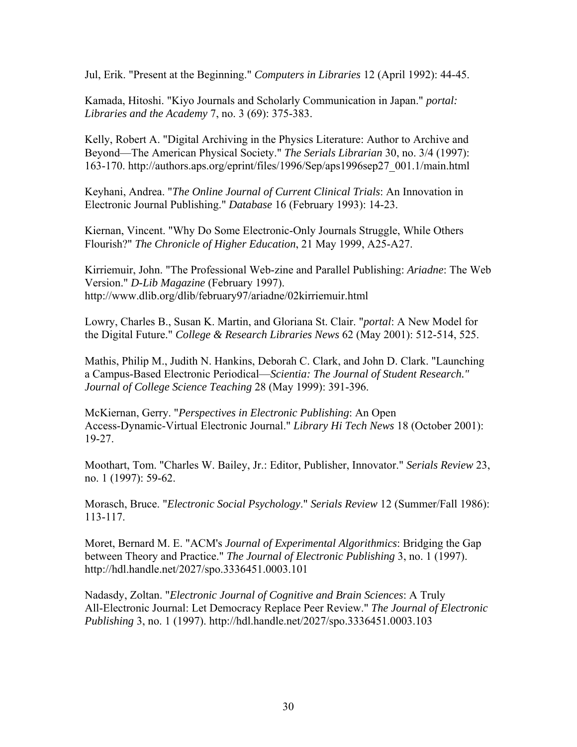Jul, Erik. "Present at the Beginning." *Computers in Libraries* 12 (April 1992): 44-45.

Kamada, Hitoshi. "Kiyo Journals and Scholarly Communication in Japan." *portal: Libraries and the Academy* 7, no. 3 (69): 375-383.

Kelly, Robert A. "Digital Archiving in the Physics Literature: Author to Archive and Beyond—The American Physical Society." *The Serials Librarian* 30, no. 3/4 (1997): 163-170. http://authors.aps.org/eprint/files/1996/Sep/aps1996sep27_001.1/main.html

Keyhani, Andrea. "*The Online Journal of Current Clinical Trials*: An Innovation in Electronic Journal Publishing." *Database* 16 (February 1993): 14-23.

Kiernan, Vincent. "Why Do Some Electronic-Only Journals Struggle, While Others Flourish?" *The Chronicle of Higher Education*, 21 May 1999, A25-A27.

Kirriemuir, John. "The Professional Web-zine and Parallel Publishing: *Ariadne*: The Web Version." *D-Lib Magazine* (February 1997). http://www.dlib.org/dlib/february97/ariadne/02kirriemuir.html

Lowry, Charles B., Susan K. Martin, and Gloriana St. Clair. "*portal*: A New Model for the Digital Future." *College & Research Libraries News* 62 (May 2001): 512-514, 525.

Mathis, Philip M., Judith N. Hankins, Deborah C. Clark, and John D. Clark. "Launching a Campus-Based Electronic Periodical—*Scientia: The Journal of Student Research." Journal of College Science Teaching* 28 (May 1999): 391-396.

McKiernan, Gerry. "*Perspectives in Electronic Publishing*: An Open Access-Dynamic-Virtual Electronic Journal." *Library Hi Tech News* 18 (October 2001): 19-27.

Moothart, Tom. "Charles W. Bailey, Jr.: Editor, Publisher, Innovator." *Serials Review* 23, no. 1 (1997): 59-62.

Morasch, Bruce. "*Electronic Social Psychology*." *Serials Review* 12 (Summer/Fall 1986): 113-117.

Moret, Bernard M. E. "ACM's *Journal of Experimental Algorithmics*: Bridging the Gap between Theory and Practice." *The Journal of Electronic Publishing* 3, no. 1 (1997). http://hdl.handle.net/2027/spo.3336451.0003.101

Nadasdy, Zoltan. "*Electronic Journal of Cognitive and Brain Sciences*: A Truly All-Electronic Journal: Let Democracy Replace Peer Review." *The Journal of Electronic Publishing* 3, no. 1 (1997). http://hdl.handle.net/2027/spo.3336451.0003.103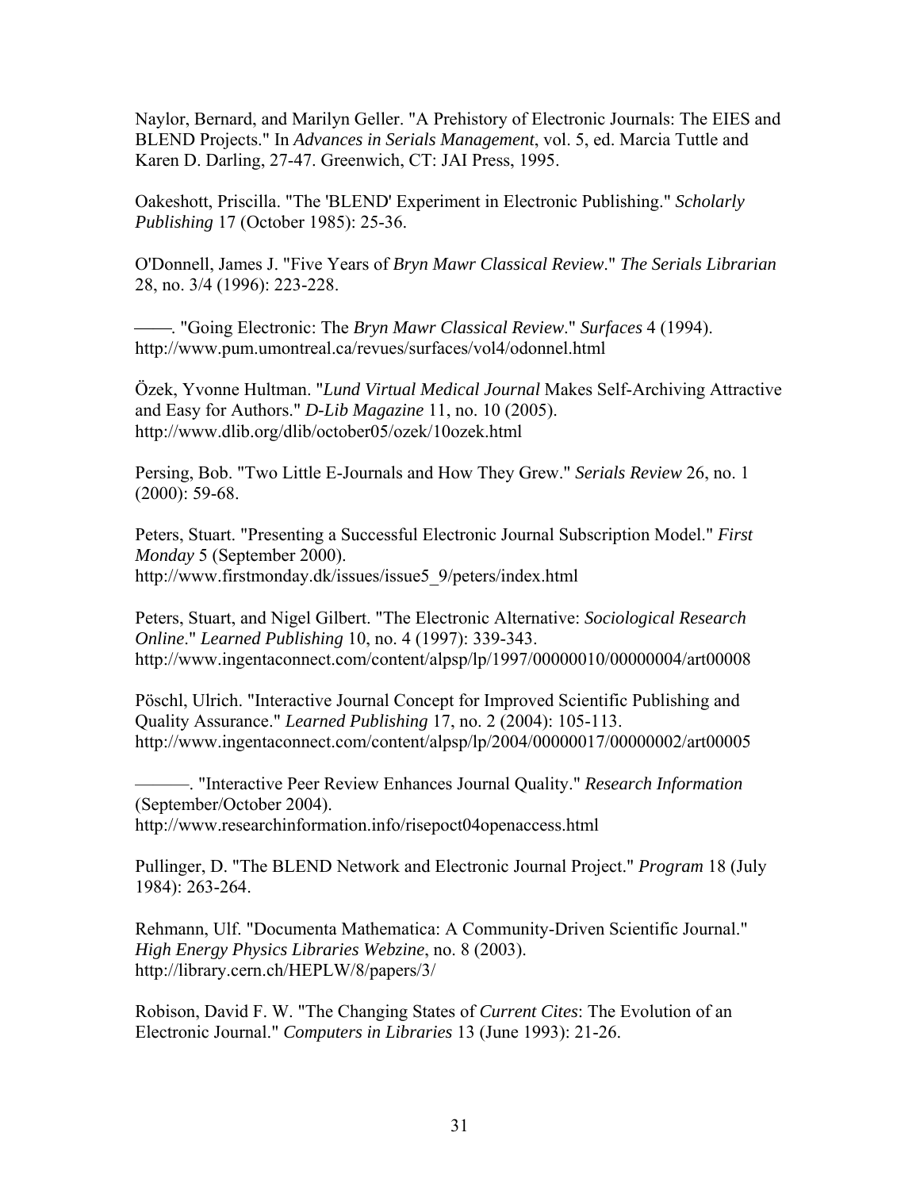Naylor, Bernard, and Marilyn Geller. "A Prehistory of Electronic Journals: The EIES and BLEND Projects." In *Advances in Serials Management*, vol. 5, ed. Marcia Tuttle and Karen D. Darling, 27-47. Greenwich, CT: JAI Press, 1995.

Oakeshott, Priscilla. "The 'BLEND' Experiment in Electronic Publishing." *Scholarly Publishing* 17 (October 1985): 25-36.

O'Donnell, James J. "Five Years of *Bryn Mawr Classical Review*." *The Serials Librarian* 28, no. 3/4 (1996): 223-228.

———. "Going Electronic: The *Bryn Mawr Classical Review*." *Surfaces* 4 (1994). http://www.pum.umontreal.ca/revues/surfaces/vol4/odonnel.html

Özek, Yvonne Hultman. "*Lund Virtual Medical Journal* Makes Self-Archiving Attractive and Easy for Authors." *D-Lib Magazine* 11, no. 10 (2005). http://www.dlib.org/dlib/october05/ozek/10ozek.html

Persing, Bob. "Two Little E-Journals and How They Grew." *Serials Review* 26, no. 1 (2000): 59-68.

Peters, Stuart. "Presenting a Successful Electronic Journal Subscription Model." *First Monday* 5 (September 2000). http://www.firstmonday.dk/issues/issue5_9/peters/index.html

Peters, Stuart, and Nigel Gilbert. "The Electronic Alternative: *Sociological Research Online*." *Learned Publishing* 10, no. 4 (1997): 339-343. http://www.ingentaconnect.com/content/alpsp/lp/1997/00000010/00000004/art00008

Pöschl, Ulrich. "Interactive Journal Concept for Improved Scientific Publishing and Quality Assurance." *Learned Publishing* 17, no. 2 (2004): 105-113. http://www.ingentaconnect.com/content/alpsp/lp/2004/00000017/00000002/art00005

———. "Interactive Peer Review Enhances Journal Quality." *Research Information* (September/October 2004). http://www.researchinformation.info/risepoct04openaccess.html

Pullinger, D. "The BLEND Network and Electronic Journal Project." *Program* 18 (July 1984): 263-264.

Rehmann, Ulf. "Documenta Mathematica: A Community-Driven Scientific Journal." *High Energy Physics Libraries Webzine*, no. 8 (2003). http://library.cern.ch/HEPLW/8/papers/3/

Robison, David F. W. "The Changing States of *Current Cites*: The Evolution of an Electronic Journal." *Computers in Libraries* 13 (June 1993): 21-26.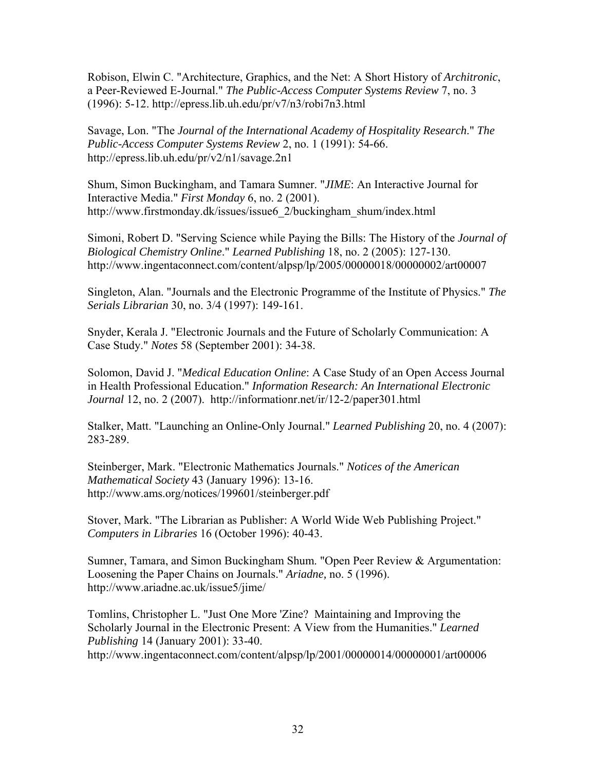Robison, Elwin C. "Architecture, Graphics, and the Net: A Short History of *Architronic*, a Peer-Reviewed E-Journal." *The Public-Access Computer Systems Review* 7, no. 3 (1996): 5-12. http://epress.lib.uh.edu/pr/v7/n3/robi7n3.html

Savage, Lon. "The *Journal of the International Academy of Hospitality Research*." *The Public-Access Computer Systems Review* 2, no. 1 (1991): 54-66. http://epress.lib.uh.edu/pr/v2/n1/savage.2n1

Shum, Simon Buckingham, and Tamara Sumner. "*JIME*: An Interactive Journal for Interactive Media." *First Monday* 6, no. 2 (2001). http://www.firstmonday.dk/issues/issue6_2/buckingham_shum/index.html

Simoni, Robert D. "Serving Science while Paying the Bills: The History of the *Journal of Biological Chemistry Online*." *Learned Publishing* 18, no. 2 (2005): 127-130. http://www.ingentaconnect.com/content/alpsp/lp/2005/00000018/00000002/art00007

Singleton, Alan. "Journals and the Electronic Programme of the Institute of Physics." *The Serials Librarian* 30, no. 3/4 (1997): 149-161.

Snyder, Kerala J. "Electronic Journals and the Future of Scholarly Communication: A Case Study." *Notes* 58 (September 2001): 34-38.

Solomon, David J. "*Medical Education Online*: A Case Study of an Open Access Journal in Health Professional Education." *Information Research: An International Electronic Journal* 12, no. 2 (2007). http://informationr.net/ir/12-2/paper301.html

Stalker, Matt. "Launching an Online-Only Journal." *Learned Publishing* 20, no. 4 (2007): 283-289.

Steinberger, Mark. "Electronic Mathematics Journals." *Notices of the American Mathematical Society* 43 (January 1996): 13-16. http://www.ams.org/notices/199601/steinberger.pdf

Stover, Mark. "The Librarian as Publisher: A World Wide Web Publishing Project." *Computers in Libraries* 16 (October 1996): 40-43.

Sumner, Tamara, and Simon Buckingham Shum. "Open Peer Review & Argumentation: Loosening the Paper Chains on Journals." *Ariadne,* no. 5 (1996). http://www.ariadne.ac.uk/issue5/jime/

Tomlins, Christopher L. "Just One More 'Zine? Maintaining and Improving the Scholarly Journal in the Electronic Present: A View from the Humanities." *Learned Publishing* 14 (January 2001): 33-40. http://www.ingentaconnect.com/content/alpsp/lp/2001/00000014/00000001/art00006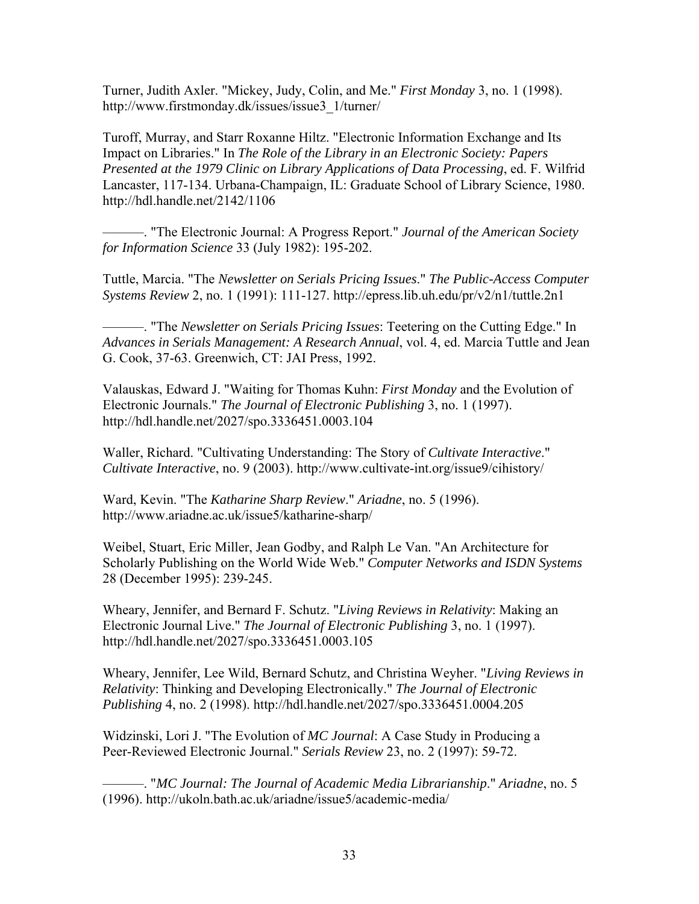Turner, Judith Axler. "Mickey, Judy, Colin, and Me." *First Monday* 3, no. 1 (1998). http://www.firstmonday.dk/issues/issue3_1/turner/

Turoff, Murray, and Starr Roxanne Hiltz. "Electronic Information Exchange and Its Impact on Libraries." In *The Role of the Library in an Electronic Society: Papers Presented at the 1979 Clinic on Library Applications of Data Processing*, ed. F. Wilfrid Lancaster, 117-134. Urbana-Champaign, IL: Graduate School of Library Science, 1980. http://hdl.handle.net/2142/1106

———. "The Electronic Journal: A Progress Report." *Journal of the American Society for Information Science* 33 (July 1982): 195-202.

Tuttle, Marcia. "The *Newsletter on Serials Pricing Issues*." *The Public-Access Computer Systems Review* 2, no. 1 (1991): 111-127. http://epress.lib.uh.edu/pr/v2/n1/tuttle.2n1

———. "The *Newsletter on Serials Pricing Issues*: Teetering on the Cutting Edge." In *Advances in Serials Management: A Research Annual*, vol. 4, ed. Marcia Tuttle and Jean G. Cook, 37-63. Greenwich, CT: JAI Press, 1992.

Valauskas, Edward J. "Waiting for Thomas Kuhn: *First Monday* and the Evolution of Electronic Journals." *The Journal of Electronic Publishing* 3, no. 1 (1997). http://hdl.handle.net/2027/spo.3336451.0003.104

Waller, Richard. "Cultivating Understanding: The Story of *Cultivate Interactive*." *Cultivate Interactive*, no. 9 (2003). http://www.cultivate-int.org/issue9/cihistory/

Ward, Kevin. "The *Katharine Sharp Review*." *Ariadne*, no. 5 (1996). http://www.ariadne.ac.uk/issue5/katharine-sharp/

Weibel, Stuart, Eric Miller, Jean Godby, and Ralph Le Van. "An Architecture for Scholarly Publishing on the World Wide Web." *Computer Networks and ISDN Systems* 28 (December 1995): 239-245.

Wheary, Jennifer, and Bernard F. Schutz. "*Living Reviews in Relativity*: Making an Electronic Journal Live." *The Journal of Electronic Publishing* 3, no. 1 (1997). http://hdl.handle.net/2027/spo.3336451.0003.105

Wheary, Jennifer, Lee Wild, Bernard Schutz, and Christina Weyher. "*Living Reviews in Relativity*: Thinking and Developing Electronically." *The Journal of Electronic Publishing* 4, no. 2 (1998). http://hdl.handle.net/2027/spo.3336451.0004.205

Widzinski, Lori J. "The Evolution of *MC Journal*: A Case Study in Producing a Peer-Reviewed Electronic Journal." *Serials Review* 23, no. 2 (1997): 59-72.

———. "*MC Journal: The Journal of Academic Media Librarianship*." *Ariadne*, no. 5 (1996). http://ukoln.bath.ac.uk/ariadne/issue5/academic-media/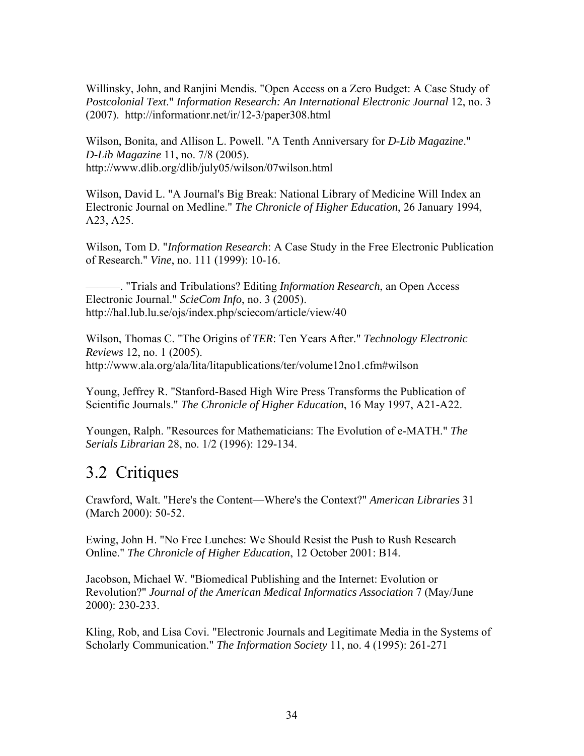Willinsky, John, and Ranjini Mendis. "Open Access on a Zero Budget: A Case Study of *Postcolonial Text*." *Information Research: An International Electronic Journal* 12, no. 3 (2007). http://informationr.net/ir/12-3/paper308.html

Wilson, Bonita, and Allison L. Powell. "A Tenth Anniversary for *D-Lib Magazine*." *D-Lib Magazine* 11, no. 7/8 (2005). http://www.dlib.org/dlib/july05/wilson/07wilson.html

Wilson, David L. "A Journal's Big Break: National Library of Medicine Will Index an Electronic Journal on Medline." *The Chronicle of Higher Education*, 26 January 1994, A23, A25.

Wilson, Tom D. "*Information Research*: A Case Study in the Free Electronic Publication of Research." *Vine*, no. 111 (1999): 10-16.

———. "Trials and Tribulations? Editing *Information Research*, an Open Access Electronic Journal." *ScieCom Info*, no. 3 (2005). http://hal.lub.lu.se/ojs/index.php/sciecom/article/view/40

Wilson, Thomas C. "The Origins of *TER*: Ten Years After." *Technology Electronic Reviews* 12, no. 1 (2005). http://www.ala.org/ala/lita/litapublications/ter/volume12no1.cfm#wilson

Young, Jeffrey R. "Stanford-Based High Wire Press Transforms the Publication of Scientific Journals." *The Chronicle of Higher Education*, 16 May 1997, A21-A22.

Youngen, Ralph. "Resources for Mathematicians: The Evolution of e-MATH." *The Serials Librarian* 28, no. 1/2 (1996): 129-134.

## 3.2 Critiques

Crawford, Walt. "Here's the Content—Where's the Context?" *American Libraries* 31 (March 2000): 50-52.

Ewing, John H. "No Free Lunches: We Should Resist the Push to Rush Research Online." *The Chronicle of Higher Education*, 12 October 2001: B14.

Jacobson, Michael W. "Biomedical Publishing and the Internet: Evolution or Revolution?" *Journal of the American Medical Informatics Association* 7 (May/June 2000): 230-233.

Kling, Rob, and Lisa Covi. "Electronic Journals and Legitimate Media in the Systems of Scholarly Communication." *The Information Society* 11, no. 4 (1995): 261-271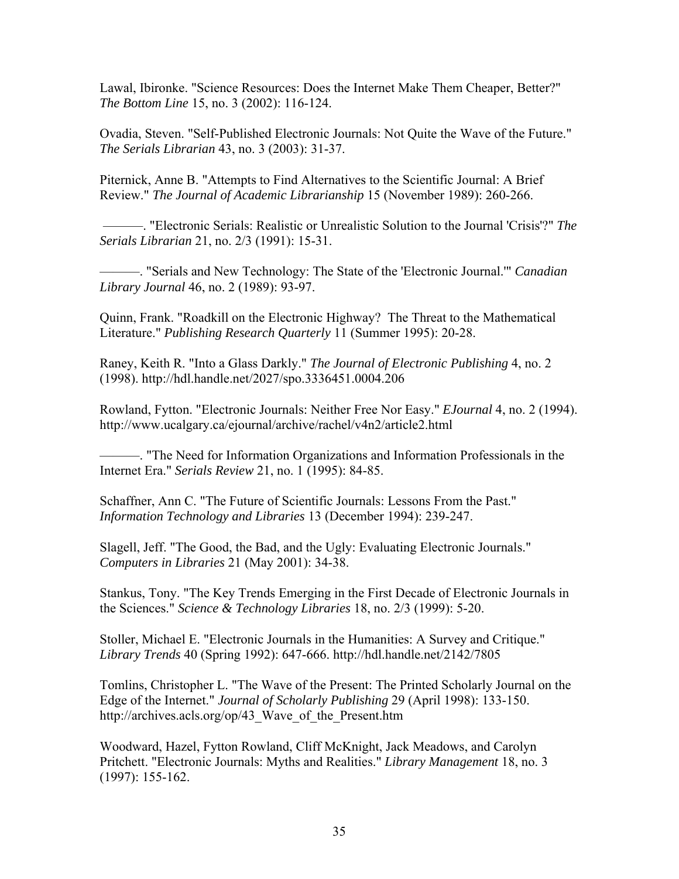Lawal, Ibironke. "Science Resources: Does the Internet Make Them Cheaper, Better?" *The Bottom Line* 15, no. 3 (2002): 116-124.

Ovadia, Steven. "Self-Published Electronic Journals: Not Quite the Wave of the Future." *The Serials Librarian* 43, no. 3 (2003): 31-37.

Piternick, Anne B. "Attempts to Find Alternatives to the Scientific Journal: A Brief Review." *The Journal of Academic Librarianship* 15 (November 1989): 260-266.

———. "Electronic Serials: Realistic or Unrealistic Solution to the Journal 'Crisis'?" *The Serials Librarian* 21, no. 2/3 (1991): 15-31.

———. "Serials and New Technology: The State of the 'Electronic Journal.'" *Canadian Library Journal* 46, no. 2 (1989): 93-97.

Quinn, Frank. "Roadkill on the Electronic Highway? The Threat to the Mathematical Literature." *Publishing Research Quarterly* 11 (Summer 1995): 20-28.

Raney, Keith R. "Into a Glass Darkly." *The Journal of Electronic Publishing* 4, no. 2 (1998). http://hdl.handle.net/2027/spo.3336451.0004.206

Rowland, Fytton. "Electronic Journals: Neither Free Nor Easy." *EJournal* 4, no. 2 (1994). http://www.ucalgary.ca/ejournal/archive/rachel/v4n2/article2.html

———. "The Need for Information Organizations and Information Professionals in the Internet Era." *Serials Review* 21, no. 1 (1995): 84-85.

Schaffner, Ann C. "The Future of Scientific Journals: Lessons From the Past." *Information Technology and Libraries* 13 (December 1994): 239-247.

Slagell, Jeff. "The Good, the Bad, and the Ugly: Evaluating Electronic Journals." *Computers in Libraries* 21 (May 2001): 34-38.

Stankus, Tony. "The Key Trends Emerging in the First Decade of Electronic Journals in the Sciences." *Science & Technology Libraries* 18, no. 2/3 (1999): 5-20.

Stoller, Michael E. "Electronic Journals in the Humanities: A Survey and Critique." *Library Trends* 40 (Spring 1992): 647-666. http://hdl.handle.net/2142/7805

Tomlins, Christopher L. "The Wave of the Present: The Printed Scholarly Journal on the Edge of the Internet." *Journal of Scholarly Publishing* 29 (April 1998): 133-150. http://archives.acls.org/op/43_Wave_of_the_Present.htm

Woodward, Hazel, Fytton Rowland, Cliff McKnight, Jack Meadows, and Carolyn Pritchett. "Electronic Journals: Myths and Realities." *Library Management* 18, no. 3 (1997): 155-162.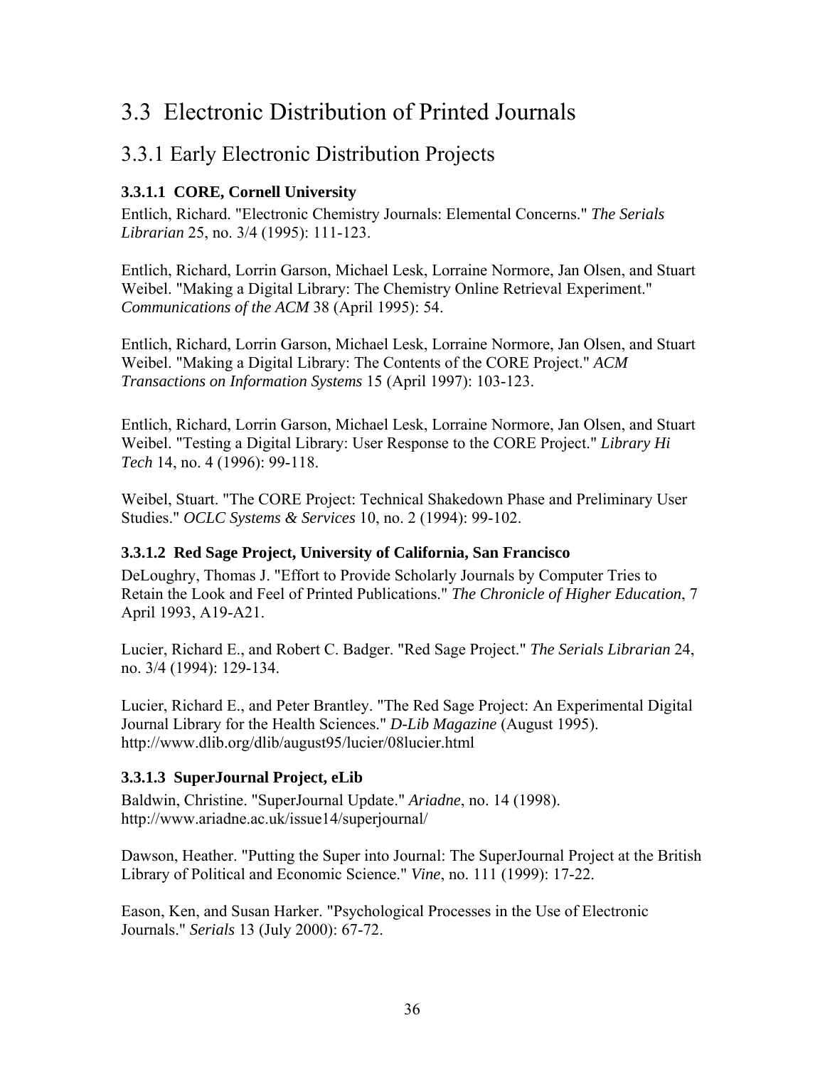# 3.3 Electronic Distribution of Printed Journals

## 3.3.1 Early Electronic Distribution Projects

### 3.3.1.1 CORE, Cornell University

Entlich, Richard. "Electronic Chemistry Journals: Elemental Concerns." *The Serials Librarian* 25, no. 3/4 (1995): 111-123.

Entlich, Richard, Lorrin Garson, Michael Lesk, Lorraine Normore, Jan Olsen, and Stuart Weibel. "Making a Digital Library: The Chemistry Online Retrieval Experiment." *Communications of the ACM* 38 (April 1995): 54.

Entlich, Richard, Lorrin Garson, Michael Lesk, Lorraine Normore, Jan Olsen, and Stuart Weibel. "Making a Digital Library: The Contents of the CORE Project." *ACM Transactions on Information Systems* 15 (April 1997): 103-123.

Entlich, Richard, Lorrin Garson, Michael Lesk, Lorraine Normore, Jan Olsen, and Stuart Weibel. "Testing a Digital Library: User Response to the CORE Project." *Library Hi Tech* 14, no. 4 (1996): 99-118.

Weibel, Stuart. "The CORE Project: Technical Shakedown Phase and Preliminary User Studies." *OCLC Systems & Services* 10, no. 2 (1994): 99-102.

### 3.3.1.2 Red Sage Project, University of California, San Francisco

DeLoughry, Thomas J. "Effort to Provide Scholarly Journals by Computer Tries to Retain the Look and Feel of Printed Publications." *The Chronicle of Higher Education*, 7 April 1993, A19-A21.

Lucier, Richard E., and Robert C. Badger. "Red Sage Project." *The Serials Librarian* 24, no. 3/4 (1994): 129-134.

Lucier, Richard E., and Peter Brantley. "The Red Sage Project: An Experimental Digital Journal Library for the Health Sciences." *D-Lib Magazine* (August 1995). http://www.dlib.org/dlib/august95/lucier/08lucier.html

### 3.3.1.3 SuperJournal Project, eLib

Baldwin, Christine. "SuperJournal Update." *Ariadne*, no. 14 (1998). http://www.ariadne.ac.uk/issue14/superjournal/

Dawson, Heather. "Putting the Super into Journal: The SuperJournal Project at the British Library of Political and Economic Science." *Vine*, no. 111 (1999): 17-22.

Eason, Ken, and Susan Harker. "Psychological Processes in the Use of Electronic Journals." *Serials* 13 (July 2000): 67-72.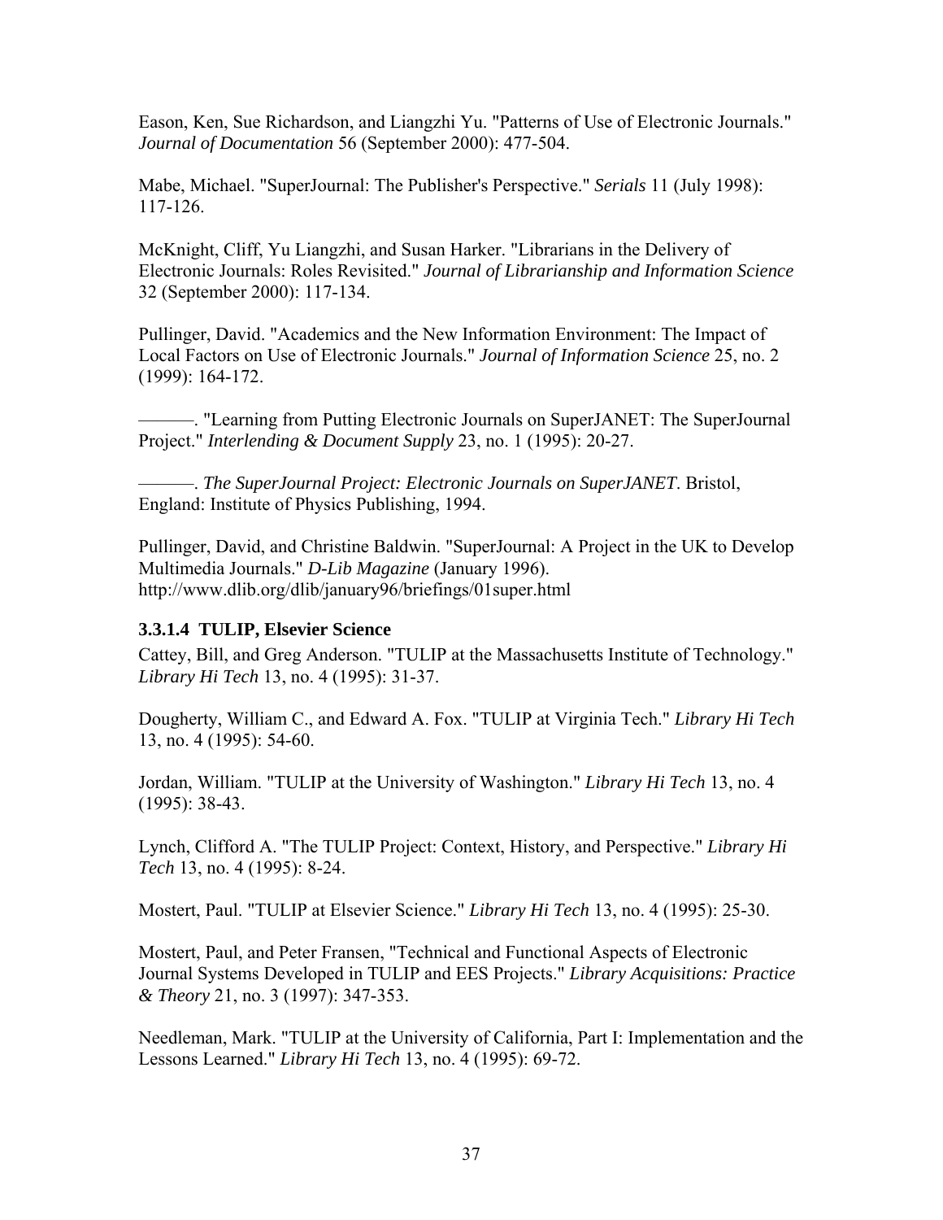Eason, Ken, Sue Richardson, and Liangzhi Yu. "Patterns of Use of Electronic Journals." *Journal of Documentation* 56 (September 2000): 477-504.

Mabe, Michael. "SuperJournal: The Publisher's Perspective." *Serials* 11 (July 1998): 117-126.

McKnight, Cliff, Yu Liangzhi, and Susan Harker. "Librarians in the Delivery of Electronic Journals: Roles Revisited." *Journal of Librarianship and Information Science* 32 (September 2000): 117-134.

Pullinger, David. "Academics and the New Information Environment: The Impact of Local Factors on Use of Electronic Journals." *Journal of Information Science* 25, no. 2 (1999): 164-172.

———. "Learning from Putting Electronic Journals on SuperJANET: The SuperJournal Project." *Interlending & Document Supply* 23, no. 1 (1995): 20-27.

———. *The SuperJournal Project: Electronic Journals on SuperJANET*. Bristol, England: Institute of Physics Publishing, 1994.

Pullinger, David, and Christine Baldwin. "SuperJournal: A Project in the UK to Develop Multimedia Journals." *D-Lib Magazine* (January 1996). http://www.dlib.org/dlib/january96/briefings/01super.html

#### 3.3.1.4 TULIP, Elsevier Science

Cattey, Bill, and Greg Anderson. "TULIP at the Massachusetts Institute of Technology." *Library Hi Tech* 13, no. 4 (1995): 31-37.

Dougherty, William C., and Edward A. Fox. "TULIP at Virginia Tech." *Library Hi Tech* 13, no. 4 (1995): 54-60.

Jordan, William. "TULIP at the University of Washington." *Library Hi Tech* 13, no. 4 (1995): 38-43.

Lynch, Clifford A. "The TULIP Project: Context, History, and Perspective." *Library Hi Tech* 13, no. 4 (1995): 8-24.

Mostert, Paul. "TULIP at Elsevier Science." *Library Hi Tech* 13, no. 4 (1995): 25-30.

Mostert, Paul, and Peter Fransen, "Technical and Functional Aspects of Electronic Journal Systems Developed in TULIP and EES Projects." *Library Acquisitions: Practice & Theory* 21, no. 3 (1997): 347-353.

Needleman, Mark. "TULIP at the University of California, Part I: Implementation and the Lessons Learned." *Library Hi Tech* 13, no. 4 (1995): 69-72.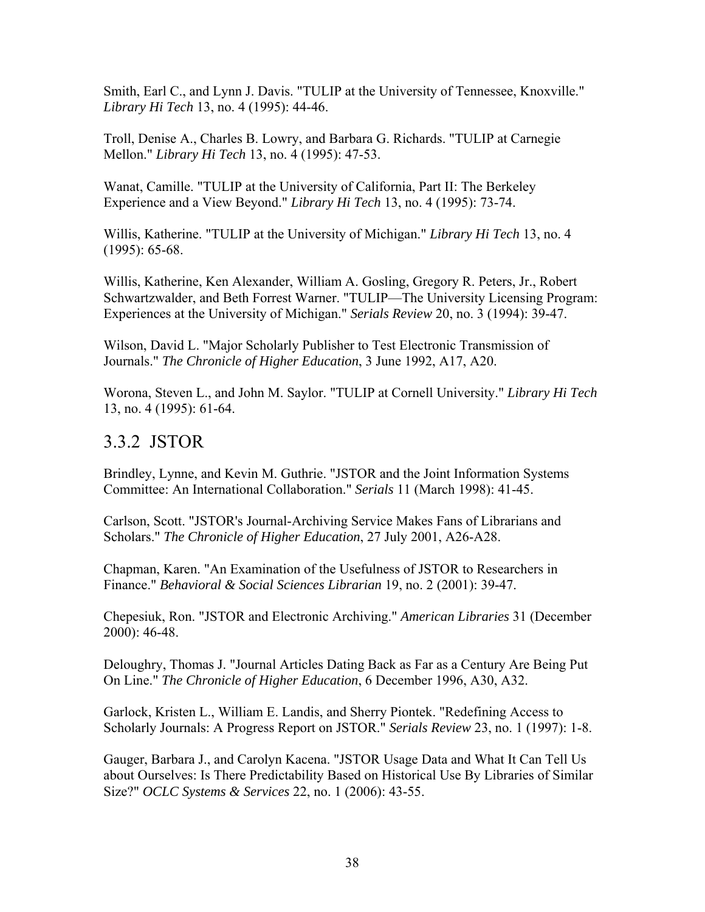Smith, Earl C., and Lynn J. Davis. "TULIP at the University of Tennessee, Knoxville." *Library Hi Tech* 13, no. 4 (1995): 44-46.

Troll, Denise A., Charles B. Lowry, and Barbara G. Richards. "TULIP at Carnegie Mellon." *Library Hi Tech* 13, no. 4 (1995): 47-53.

Wanat, Camille. "TULIP at the University of California, Part II: The Berkeley Experience and a View Beyond." *Library Hi Tech* 13, no. 4 (1995): 73-74.

Willis, Katherine. "TULIP at the University of Michigan." *Library Hi Tech* 13, no. 4 (1995): 65-68.

Willis, Katherine, Ken Alexander, William A. Gosling, Gregory R. Peters, Jr., Robert Schwartzwalder, and Beth Forrest Warner. "TULIP—The University Licensing Program: Experiences at the University of Michigan." *Serials Review* 20, no. 3 (1994): 39-47.

Wilson, David L. "Major Scholarly Publisher to Test Electronic Transmission of Journals." *The Chronicle of Higher Education*, 3 June 1992, A17, A20.

Worona, Steven L., and John M. Saylor. "TULIP at Cornell University." *Library Hi Tech* 13, no. 4 (1995): 61-64.

### 3.3.2 JSTOR

Brindley, Lynne, and Kevin M. Guthrie. "JSTOR and the Joint Information Systems Committee: An International Collaboration." *Serials* 11 (March 1998): 41-45.

Carlson, Scott. "JSTOR's Journal-Archiving Service Makes Fans of Librarians and Scholars." *The Chronicle of Higher Education*, 27 July 2001, A26-A28.

Chapman, Karen. "An Examination of the Usefulness of JSTOR to Researchers in Finance." *Behavioral & Social Sciences Librarian* 19, no. 2 (2001): 39-47.

Chepesiuk, Ron. "JSTOR and Electronic Archiving." *American Libraries* 31 (December 2000): 46-48.

Deloughry, Thomas J. "Journal Articles Dating Back as Far as a Century Are Being Put On Line." *The Chronicle of Higher Education*, 6 December 1996, A30, A32.

Garlock, Kristen L., William E. Landis, and Sherry Piontek. "Redefining Access to Scholarly Journals: A Progress Report on JSTOR." *Serials Review* 23, no. 1 (1997): 1-8.

Gauger, Barbara J., and Carolyn Kacena. "JSTOR Usage Data and What It Can Tell Us about Ourselves: Is There Predictability Based on Historical Use By Libraries of Similar Size?" *OCLC Systems & Services* 22, no. 1 (2006): 43-55.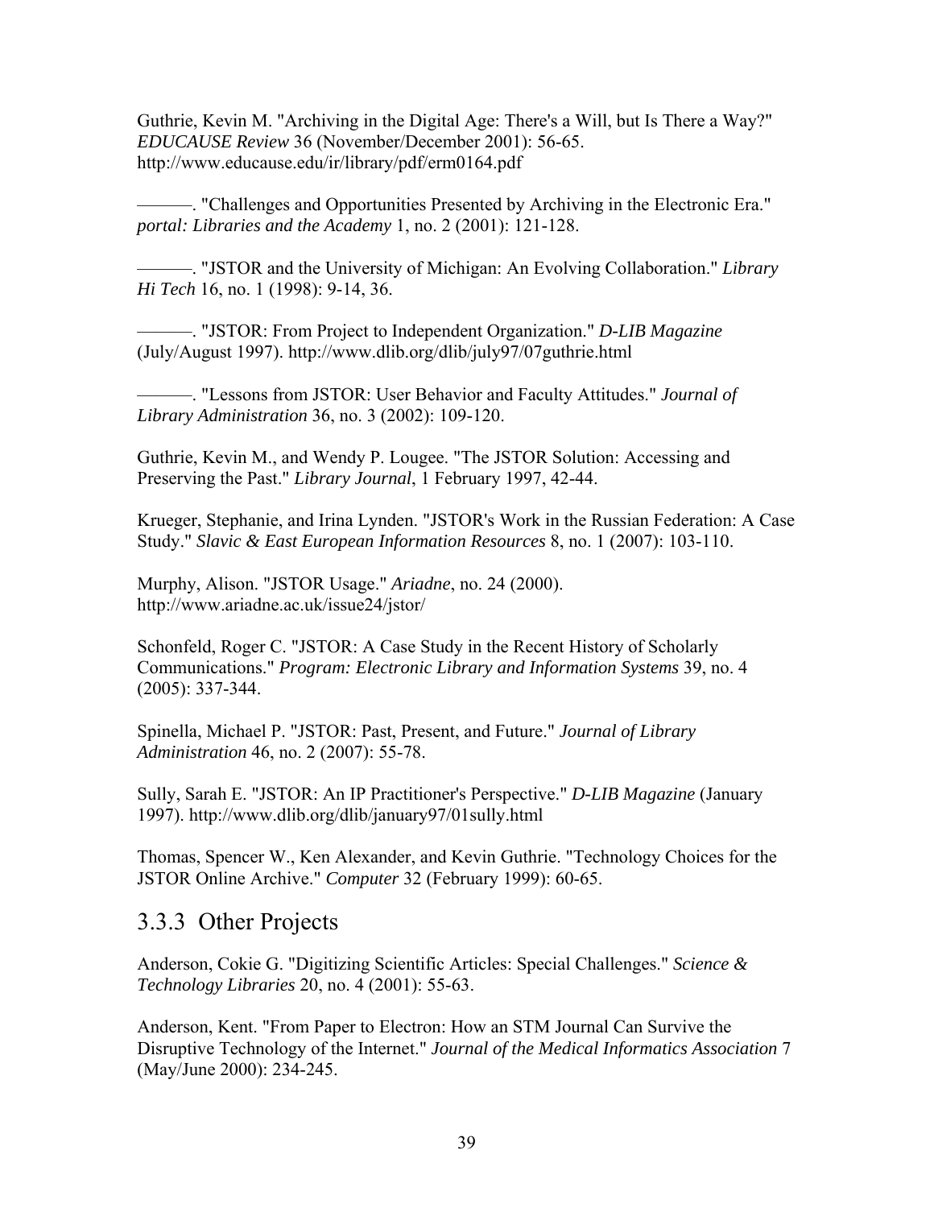Guthrie, Kevin M. "Archiving in the Digital Age: There's a Will, but Is There a Way?" *EDUCAUSE Review* 36 (November/December 2001): 56-65. http://www.educause.edu/ir/library/pdf/erm0164.pdf

———. "Challenges and Opportunities Presented by Archiving in the Electronic Era." *portal: Libraries and the Academy* 1, no. 2 (2001): 121-128.

———. "JSTOR and the University of Michigan: An Evolving Collaboration." *Library Hi Tech* 16, no. 1 (1998): 9-14, 36.

———. "JSTOR: From Project to Independent Organization." *D-LIB Magazine* (July/August 1997). http://www.dlib.org/dlib/july97/07guthrie.html

———. "Lessons from JSTOR: User Behavior and Faculty Attitudes." *Journal of Library Administration* 36, no. 3 (2002): 109-120.

Guthrie, Kevin M., and Wendy P. Lougee. "The JSTOR Solution: Accessing and Preserving the Past." *Library Journal*, 1 February 1997, 42-44.

Krueger, Stephanie, and Irina Lynden. "JSTOR's Work in the Russian Federation: A Case Study." *Slavic & East European Information Resources* 8, no. 1 (2007): 103-110.

Murphy, Alison. "JSTOR Usage." *Ariadne*, no. 24 (2000). http://www.ariadne.ac.uk/issue24/jstor/

Schonfeld, Roger C. "JSTOR: A Case Study in the Recent History of Scholarly Communications." *Program: Electronic Library and Information Systems* 39, no. 4 (2005): 337-344.

Spinella, Michael P. "JSTOR: Past, Present, and Future." *Journal of Library Administration* 46, no. 2 (2007): 55-78.

Sully, Sarah E. "JSTOR: An IP Practitioner's Perspective." *D-LIB Magazine* (January 1997). http://www.dlib.org/dlib/january97/01sully.html

Thomas, Spencer W., Ken Alexander, and Kevin Guthrie. "Technology Choices for the JSTOR Online Archive." *Computer* 32 (February 1999): 60-65.

### 3.3.3 Other Projects

Anderson, Cokie G. "Digitizing Scientific Articles: Special Challenges." *Science & Technology Libraries* 20, no. 4 (2001): 55-63.

Anderson, Kent. "From Paper to Electron: How an STM Journal Can Survive the Disruptive Technology of the Internet." *Journal of the Medical Informatics Association* 7 (May/June 2000): 234-245.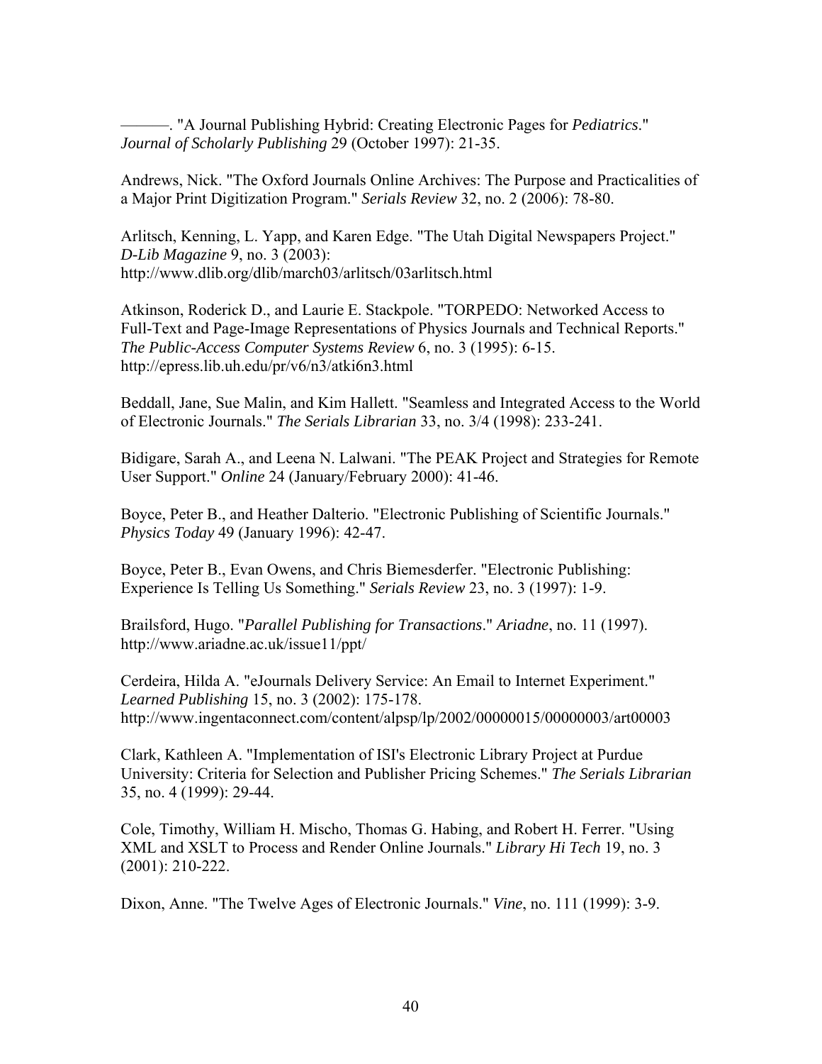———. "A Journal Publishing Hybrid: Creating Electronic Pages for *Pediatrics*." *Journal of Scholarly Publishing* 29 (October 1997): 21-35.

Andrews, Nick. "The Oxford Journals Online Archives: The Purpose and Practicalities of a Major Print Digitization Program." *Serials Review* 32, no. 2 (2006): 78-80.

Arlitsch, Kenning, L. Yapp, and Karen Edge. "The Utah Digital Newspapers Project." *D-Lib Magazine* 9, no. 3 (2003): http://www.dlib.org/dlib/march03/arlitsch/03arlitsch.html

Atkinson, Roderick D., and Laurie E. Stackpole. "TORPEDO: Networked Access to Full-Text and Page-Image Representations of Physics Journals and Technical Reports." *The Public-Access Computer Systems Review* 6, no. 3 (1995): 6-15. http://epress.lib.uh.edu/pr/v6/n3/atki6n3.html

Beddall, Jane, Sue Malin, and Kim Hallett. "Seamless and Integrated Access to the World of Electronic Journals." *The Serials Librarian* 33, no. 3/4 (1998): 233-241.

Bidigare, Sarah A., and Leena N. Lalwani. "The PEAK Project and Strategies for Remote User Support." *Online* 24 (January/February 2000): 41-46.

Boyce, Peter B., and Heather Dalterio. "Electronic Publishing of Scientific Journals." *Physics Today* 49 (January 1996): 42-47.

Boyce, Peter B., Evan Owens, and Chris Biemesderfer. "Electronic Publishing: Experience Is Telling Us Something." *Serials Review* 23, no. 3 (1997): 1-9.

Brailsford, Hugo. "*Parallel Publishing for Transactions*." *Ariadne*, no. 11 (1997). http://www.ariadne.ac.uk/issue11/ppt/

Cerdeira, Hilda A. "eJournals Delivery Service: An Email to Internet Experiment." *Learned Publishing* 15, no. 3 (2002): 175-178. http://www.ingentaconnect.com/content/alpsp/lp/2002/00000015/00000003/art00003

Clark, Kathleen A. "Implementation of ISI's Electronic Library Project at Purdue University: Criteria for Selection and Publisher Pricing Schemes." *The Serials Librarian* 35, no. 4 (1999): 29-44.

Cole, Timothy, William H. Mischo, Thomas G. Habing, and Robert H. Ferrer. "Using XML and XSLT to Process and Render Online Journals." *Library Hi Tech* 19, no. 3 (2001): 210-222.

Dixon, Anne. "The Twelve Ages of Electronic Journals." *Vine*, no. 111 (1999): 3-9.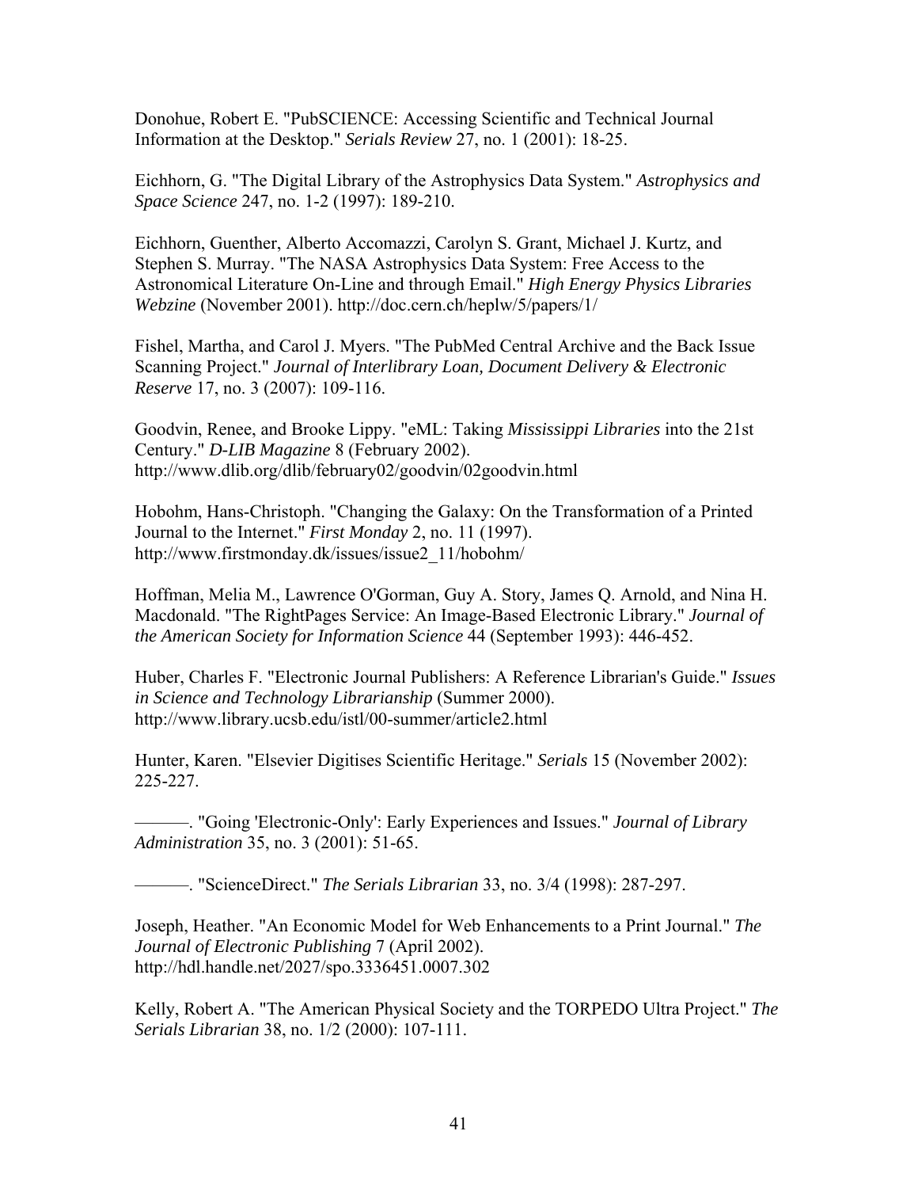Donohue, Robert E. "PubSCIENCE: Accessing Scientific and Technical Journal Information at the Desktop." *Serials Review* 27, no. 1 (2001): 18-25.

Eichhorn, G. "The Digital Library of the Astrophysics Data System." *Astrophysics and Space Science* 247, no. 1-2 (1997): 189-210.

Eichhorn, Guenther, Alberto Accomazzi, Carolyn S. Grant, Michael J. Kurtz, and Stephen S. Murray. "The NASA Astrophysics Data System: Free Access to the Astronomical Literature On-Line and through Email." *High Energy Physics Libraries Webzine* (November 2001). http://doc.cern.ch/heplw/5/papers/1/

Fishel, Martha, and Carol J. Myers. "The PubMed Central Archive and the Back Issue Scanning Project." *Journal of Interlibrary Loan, Document Delivery & Electronic Reserve* 17, no. 3 (2007): 109-116.

Goodvin, Renee, and Brooke Lippy. "eML: Taking *Mississippi Libraries* into the 21st Century." *D-LIB Magazine* 8 (February 2002). http://www.dlib.org/dlib/february02/goodvin/02goodvin.html

Hobohm, Hans-Christoph. "Changing the Galaxy: On the Transformation of a Printed Journal to the Internet." *First Monday* 2, no. 11 (1997). http://www.firstmonday.dk/issues/issue2_11/hobohm/

Hoffman, Melia M., Lawrence O'Gorman, Guy A. Story, James Q. Arnold, and Nina H. Macdonald. "The RightPages Service: An Image-Based Electronic Library." *Journal of the American Society for Information Science* 44 (September 1993): 446-452.

Huber, Charles F. "Electronic Journal Publishers: A Reference Librarian's Guide." *Issues in Science and Technology Librarianship* (Summer 2000). http://www.library.ucsb.edu/istl/00-summer/article2.html

Hunter, Karen. "Elsevier Digitises Scientific Heritage." *Serials* 15 (November 2002): 225-227.

———. "Going 'Electronic-Only': Early Experiences and Issues." *Journal of Library Administration* 35, no. 3 (2001): 51-65.

———. "ScienceDirect." *The Serials Librarian* 33, no. 3/4 (1998): 287-297.

Joseph, Heather. "An Economic Model for Web Enhancements to a Print Journal." *The Journal of Electronic Publishing* 7 (April 2002). http://hdl.handle.net/2027/spo.3336451.0007.302

Kelly, Robert A. "The American Physical Society and the TORPEDO Ultra Project." *The Serials Librarian* 38, no. 1/2 (2000): 107-111.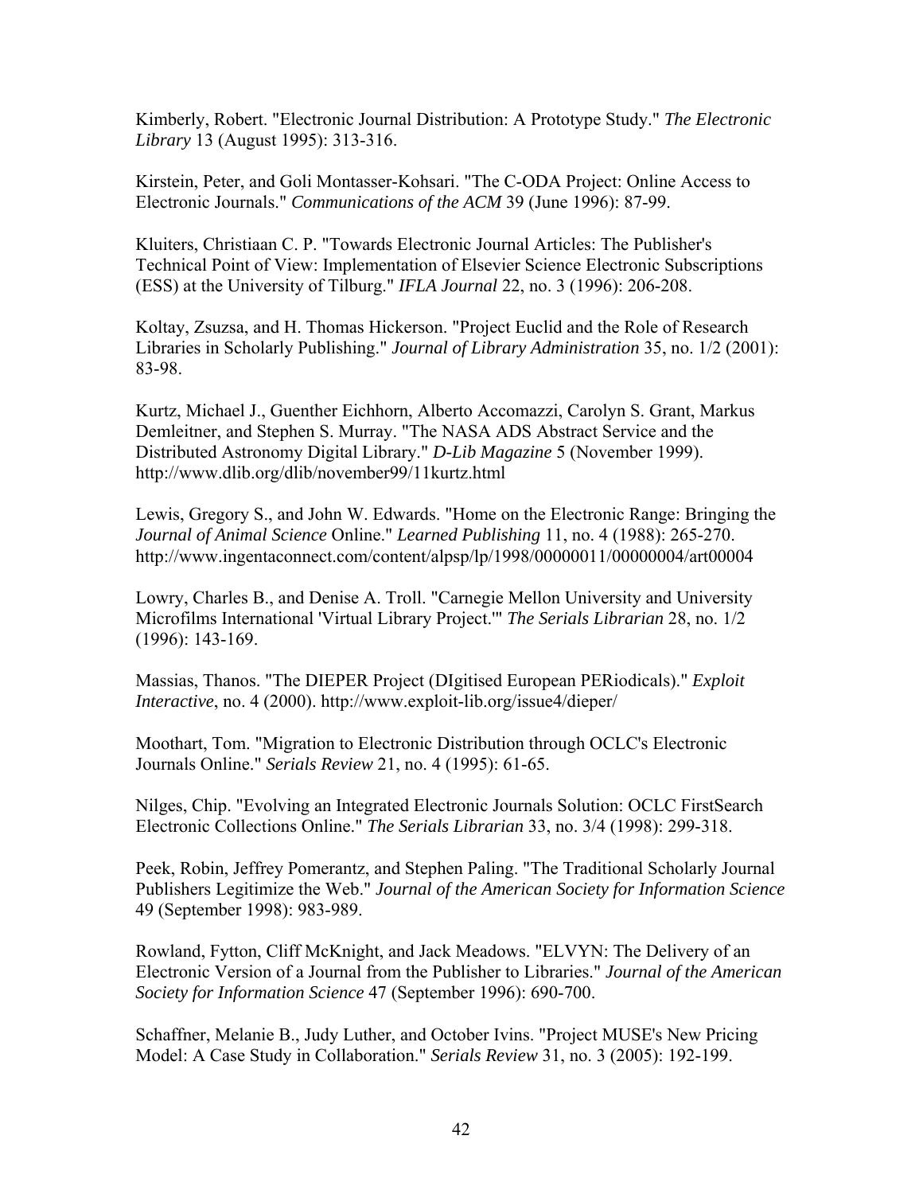Kimberly, Robert. "Electronic Journal Distribution: A Prototype Study." *The Electronic Library* 13 (August 1995): 313-316.

Kirstein, Peter, and Goli Montasser-Kohsari. "The C-ODA Project: Online Access to Electronic Journals." *Communications of the ACM* 39 (June 1996): 87-99.

Kluiters, Christiaan C. P. "Towards Electronic Journal Articles: The Publisher's Technical Point of View: Implementation of Elsevier Science Electronic Subscriptions (ESS) at the University of Tilburg." *IFLA Journal* 22, no. 3 (1996): 206-208.

Koltay, Zsuzsa, and H. Thomas Hickerson. "Project Euclid and the Role of Research Libraries in Scholarly Publishing." *Journal of Library Administration* 35, no. 1/2 (2001): 83-98.

Kurtz, Michael J., Guenther Eichhorn, Alberto Accomazzi, Carolyn S. Grant, Markus Demleitner, and Stephen S. Murray. "The NASA ADS Abstract Service and the Distributed Astronomy Digital Library." *D-Lib Magazine* 5 (November 1999). http://www.dlib.org/dlib/november99/11kurtz.html

Lewis, Gregory S., and John W. Edwards. "Home on the Electronic Range: Bringing the *Journal of Animal Science* Online." *Learned Publishing* 11, no. 4 (1988): 265-270. http://www.ingentaconnect.com/content/alpsp/lp/1998/00000011/00000004/art00004

Lowry, Charles B., and Denise A. Troll. "Carnegie Mellon University and University Microfilms International 'Virtual Library Project.'" *The Serials Librarian* 28, no. 1/2 (1996): 143-169.

Massias, Thanos. "The DIEPER Project (DIgitised European PERiodicals)." *Exploit Interactive*, no. 4 (2000). http://www.exploit-lib.org/issue4/dieper/

Moothart, Tom. "Migration to Electronic Distribution through OCLC's Electronic Journals Online." *Serials Review* 21, no. 4 (1995): 61-65.

Nilges, Chip. "Evolving an Integrated Electronic Journals Solution: OCLC FirstSearch Electronic Collections Online." *The Serials Librarian* 33, no. 3/4 (1998): 299-318.

Peek, Robin, Jeffrey Pomerantz, and Stephen Paling. "The Traditional Scholarly Journal Publishers Legitimize the Web." *Journal of the American Society for Information Science* 49 (September 1998): 983-989.

Rowland, Fytton, Cliff McKnight, and Jack Meadows. "ELVYN: The Delivery of an Electronic Version of a Journal from the Publisher to Libraries." *Journal of the American Society for Information Science* 47 (September 1996): 690-700.

Schaffner, Melanie B., Judy Luther, and October Ivins. "Project MUSE's New Pricing Model: A Case Study in Collaboration." *Serials Review* 31, no. 3 (2005): 192-199.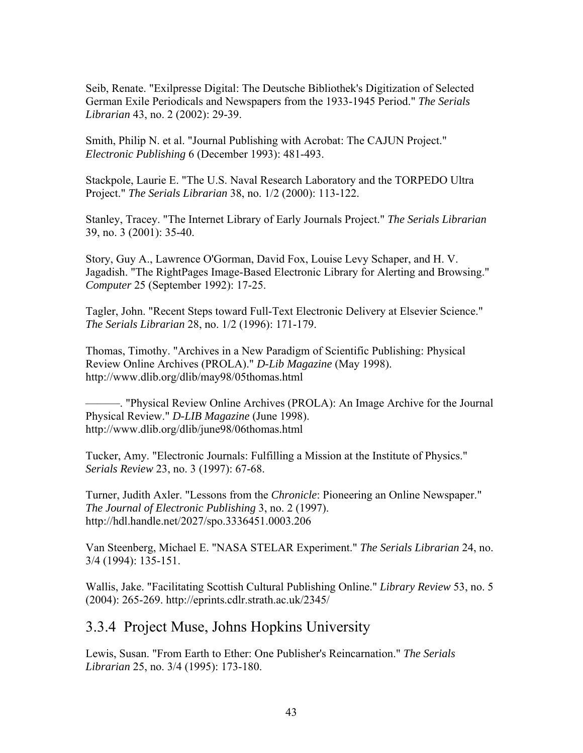Seib, Renate. "Exilpresse Digital: The Deutsche Bibliothek's Digitization of Selected German Exile Periodicals and Newspapers from the 1933-1945 Period." *The Serials Librarian* 43, no. 2 (2002): 29-39.

Smith, Philip N. et al. "Journal Publishing with Acrobat: The CAJUN Project." *Electronic Publishing* 6 (December 1993): 481-493.

Stackpole, Laurie E. "The U.S. Naval Research Laboratory and the TORPEDO Ultra Project." *The Serials Librarian* 38, no. 1/2 (2000): 113-122.

Stanley, Tracey. "The Internet Library of Early Journals Project." *The Serials Librarian* 39, no. 3 (2001): 35-40.

Story, Guy A., Lawrence O'Gorman, David Fox, Louise Levy Schaper, and H. V. Jagadish. "The RightPages Image-Based Electronic Library for Alerting and Browsing." *Computer* 25 (September 1992): 17-25.

Tagler, John. "Recent Steps toward Full-Text Electronic Delivery at Elsevier Science." *The Serials Librarian* 28, no. 1/2 (1996): 171-179.

Thomas, Timothy. "Archives in a New Paradigm of Scientific Publishing: Physical Review Online Archives (PROLA)." *D-Lib Magazine* (May 1998). http://www.dlib.org/dlib/may98/05thomas.html

———. "Physical Review Online Archives (PROLA): An Image Archive for the Journal Physical Review." *D-LIB Magazine* (June 1998). http://www.dlib.org/dlib/june98/06thomas.html

Tucker, Amy. "Electronic Journals: Fulfilling a Mission at the Institute of Physics." *Serials Review* 23, no. 3 (1997): 67-68.

Turner, Judith Axler. "Lessons from the *Chronicle*: Pioneering an Online Newspaper." *The Journal of Electronic Publishing* 3, no. 2 (1997). http://hdl.handle.net/2027/spo.3336451.0003.206

Van Steenberg, Michael E. "NASA STELAR Experiment." *The Serials Librarian* 24, no. 3/4 (1994): 135-151.

Wallis, Jake. "Facilitating Scottish Cultural Publishing Online." *Library Review* 53, no. 5 (2004): 265-269. http://eprints.cdlr.strath.ac.uk/2345/

### 3.3.4 Project Muse, Johns Hopkins University

Lewis, Susan. "From Earth to Ether: One Publisher's Reincarnation." *The Serials Librarian* 25, no. 3/4 (1995): 173-180.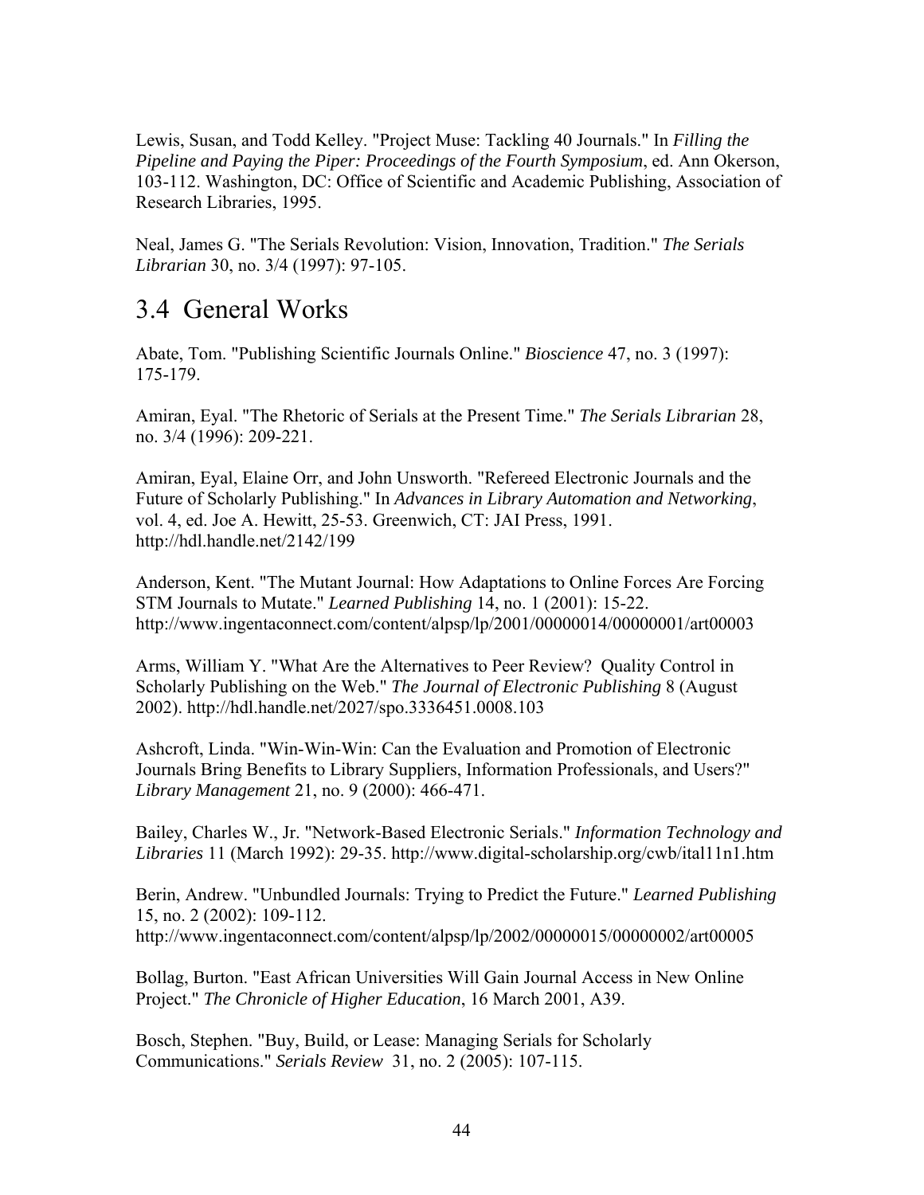Lewis, Susan, and Todd Kelley. "Project Muse: Tackling 40 Journals." In *Filling the Pipeline and Paying the Piper: Proceedings of the Fourth Symposium*, ed. Ann Okerson, 103-112. Washington, DC: Office of Scientific and Academic Publishing, Association of Research Libraries, 1995.

Neal, James G. "The Serials Revolution: Vision, Innovation, Tradition." *The Serials Librarian* 30, no. 3/4 (1997): 97-105.

## 3.4 General Works

Abate, Tom. "Publishing Scientific Journals Online." *Bioscience* 47, no. 3 (1997): 175-179.

Amiran, Eyal. "The Rhetoric of Serials at the Present Time." *The Serials Librarian* 28, no. 3/4 (1996): 209-221.

Amiran, Eyal, Elaine Orr, and John Unsworth. "Refereed Electronic Journals and the Future of Scholarly Publishing." In *Advances in Library Automation and Networking*, vol. 4, ed. Joe A. Hewitt, 25-53. Greenwich, CT: JAI Press, 1991. http://hdl.handle.net/2142/199

Anderson, Kent. "The Mutant Journal: How Adaptations to Online Forces Are Forcing STM Journals to Mutate." *Learned Publishing* 14, no. 1 (2001): 15-22. http://www.ingentaconnect.com/content/alpsp/lp/2001/00000014/00000001/art00003

Arms, William Y. "What Are the Alternatives to Peer Review? Quality Control in Scholarly Publishing on the Web." *The Journal of Electronic Publishing* 8 (August 2002). http://hdl.handle.net/2027/spo.3336451.0008.103

Ashcroft, Linda. "Win-Win-Win: Can the Evaluation and Promotion of Electronic Journals Bring Benefits to Library Suppliers, Information Professionals, and Users?" *Library Management* 21, no. 9 (2000): 466-471.

Bailey, Charles W., Jr. "Network-Based Electronic Serials." *Information Technology and Libraries* 11 (March 1992): 29-35. http://www.digital-scholarship.org/cwb/ital11n1.htm

Berin, Andrew. "Unbundled Journals: Trying to Predict the Future." *Learned Publishing* 15, no. 2 (2002): 109-112. http://www.ingentaconnect.com/content/alpsp/lp/2002/00000015/00000002/art00005

Bollag, Burton. "East African Universities Will Gain Journal Access in New Online Project." *The Chronicle of Higher Education*, 16 March 2001, A39.

Bosch, Stephen. "Buy, Build, or Lease: Managing Serials for Scholarly Communications." *Serials Review* 31, no. 2 (2005): 107-115.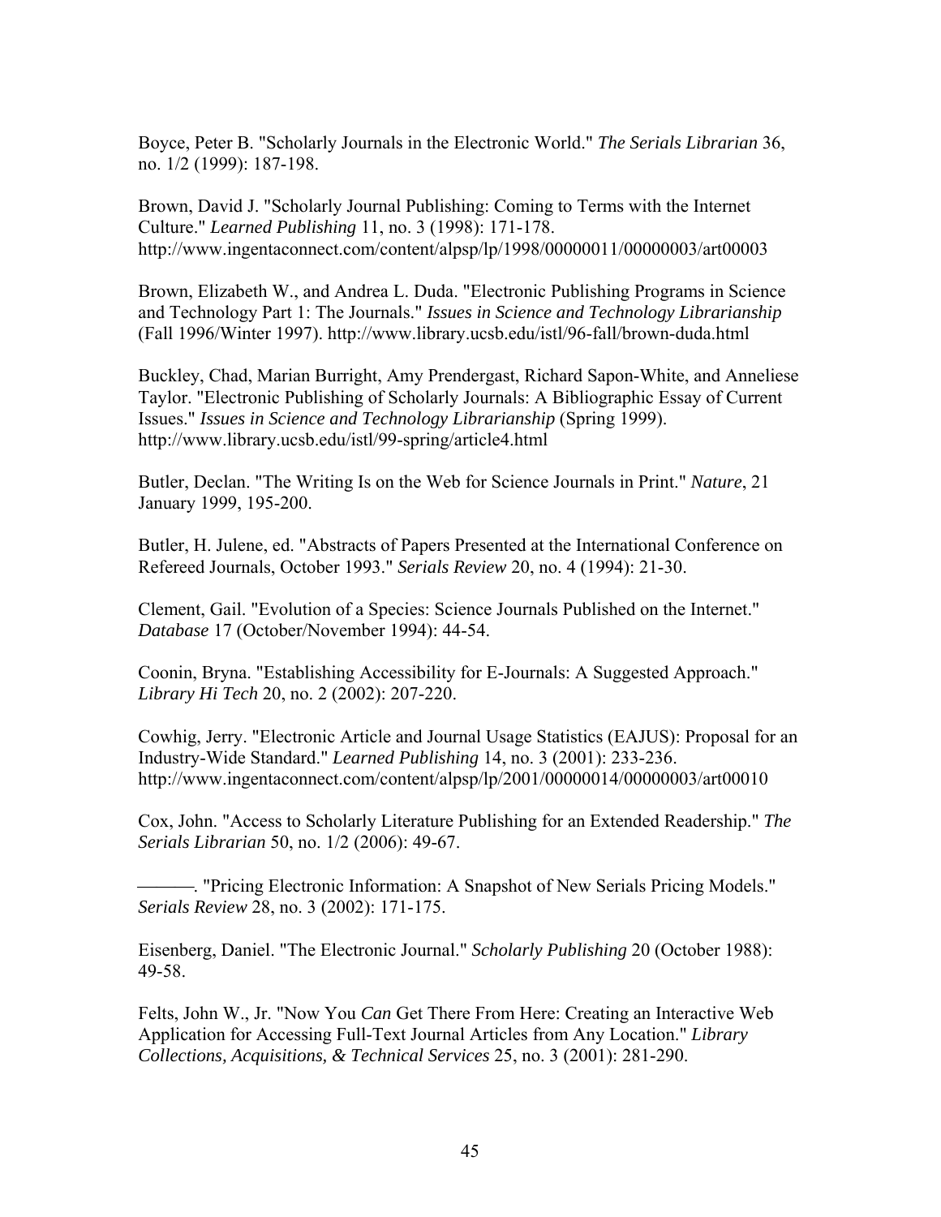Boyce, Peter B. "Scholarly Journals in the Electronic World." *The Serials Librarian* 36, no. 1/2 (1999): 187-198.

Brown, David J. "Scholarly Journal Publishing: Coming to Terms with the Internet Culture." *Learned Publishing* 11, no. 3 (1998): 171-178. http://www.ingentaconnect.com/content/alpsp/lp/1998/00000011/00000003/art00003

Brown, Elizabeth W., and Andrea L. Duda. "Electronic Publishing Programs in Science and Technology Part 1: The Journals." *Issues in Science and Technology Librarianship* (Fall 1996/Winter 1997). http://www.library.ucsb.edu/istl/96-fall/brown-duda.html

Buckley, Chad, Marian Burright, Amy Prendergast, Richard Sapon-White, and Anneliese Taylor. "Electronic Publishing of Scholarly Journals: A Bibliographic Essay of Current Issues." *Issues in Science and Technology Librarianship* (Spring 1999). http://www.library.ucsb.edu/istl/99-spring/article4.html

Butler, Declan. "The Writing Is on the Web for Science Journals in Print." *Nature*, 21 January 1999, 195-200.

Butler, H. Julene, ed. "Abstracts of Papers Presented at the International Conference on Refereed Journals, October 1993." *Serials Review* 20, no. 4 (1994): 21-30.

Clement, Gail. "Evolution of a Species: Science Journals Published on the Internet." *Database* 17 (October/November 1994): 44-54.

Coonin, Bryna. "Establishing Accessibility for E-Journals: A Suggested Approach." *Library Hi Tech* 20, no. 2 (2002): 207-220.

Cowhig, Jerry. "Electronic Article and Journal Usage Statistics (EAJUS): Proposal for an Industry-Wide Standard." *Learned Publishing* 14, no. 3 (2001): 233-236. http://www.ingentaconnect.com/content/alpsp/lp/2001/00000014/00000003/art00010

Cox, John. "Access to Scholarly Literature Publishing for an Extended Readership." *The Serials Librarian* 50, no. 1/2 (2006): 49-67.

———. "Pricing Electronic Information: A Snapshot of New Serials Pricing Models." *Serials Review* 28, no. 3 (2002): 171-175.

Eisenberg, Daniel. "The Electronic Journal." *Scholarly Publishing* 20 (October 1988): 49-58.

Felts, John W., Jr. "Now You *Can* Get There From Here: Creating an Interactive Web Application for Accessing Full-Text Journal Articles from Any Location." *Library Collections, Acquisitions, & Technical Services* 25, no. 3 (2001): 281-290.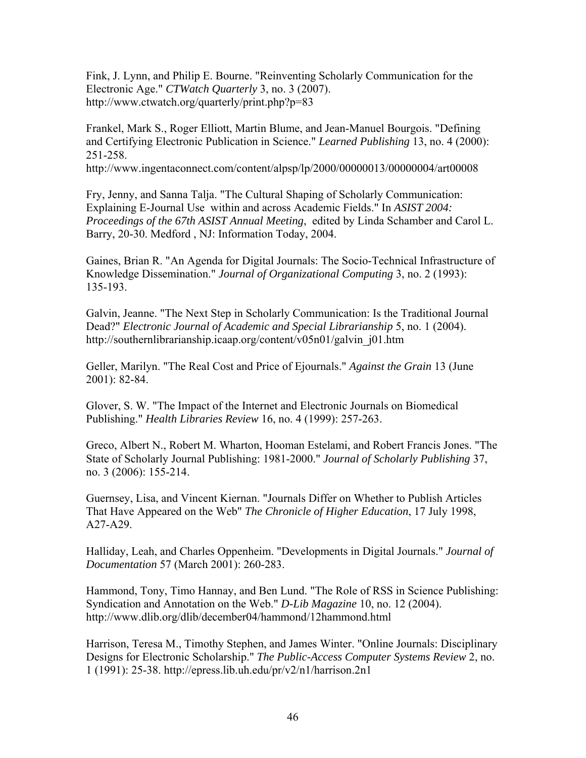Fink, J. Lynn, and Philip E. Bourne. "Reinventing Scholarly Communication for the Electronic Age." *CTWatch Quarterly* 3, no. 3 (2007). http://www.ctwatch.org/quarterly/print.php?p=83

Frankel, Mark S., Roger Elliott, Martin Blume, and Jean-Manuel Bourgois. "Defining and Certifying Electronic Publication in Science." *Learned Publishing* 13, no. 4 (2000): 251-258. http://www.ingentaconnect.com/content/alpsp/lp/2000/00000013/00000004/art00008

Fry, Jenny, and Sanna Talja. "The Cultural Shaping of Scholarly Communication: Explaining E-Journal Use within and across Academic Fields." In *ASIST 2004: Proceedings of the 67th ASIST Annual Meeting*, edited by Linda Schamber and Carol L. Barry, 20-30. Medford , NJ: Information Today, 2004.

Gaines, Brian R. "An Agenda for Digital Journals: The Socio-Technical Infrastructure of Knowledge Dissemination." *Journal of Organizational Computing* 3, no. 2 (1993): 135-193.

Galvin, Jeanne. "The Next Step in Scholarly Communication: Is the Traditional Journal Dead?" *Electronic Journal of Academic and Special Librarianship* 5, no. 1 (2004). http://southernlibrarianship.icaap.org/content/v05n01/galvin_j01.htm

Geller, Marilyn. "The Real Cost and Price of Ejournals." *Against the Grain* 13 (June 2001): 82-84.

Glover, S. W. "The Impact of the Internet and Electronic Journals on Biomedical Publishing." *Health Libraries Review* 16, no. 4 (1999): 257-263.

Greco, Albert N., Robert M. Wharton, Hooman Estelami, and Robert Francis Jones. "The State of Scholarly Journal Publishing: 1981-2000." *Journal of Scholarly Publishing* 37, no. 3 (2006): 155-214.

Guernsey, Lisa, and Vincent Kiernan. "Journals Differ on Whether to Publish Articles That Have Appeared on the Web" *The Chronicle of Higher Education*, 17 July 1998, A27-A29.

Halliday, Leah, and Charles Oppenheim. "Developments in Digital Journals." *Journal of Documentation* 57 (March 2001): 260-283.

Hammond, Tony, Timo Hannay, and Ben Lund. "The Role of RSS in Science Publishing: Syndication and Annotation on the Web." *D-Lib Magazine* 10, no. 12 (2004). http://www.dlib.org/dlib/december04/hammond/12hammond.html

Harrison, Teresa M., Timothy Stephen, and James Winter. "Online Journals: Disciplinary Designs for Electronic Scholarship." *The Public-Access Computer Systems Review* 2, no. 1 (1991): 25-38. http://epress.lib.uh.edu/pr/v2/n1/harrison.2n1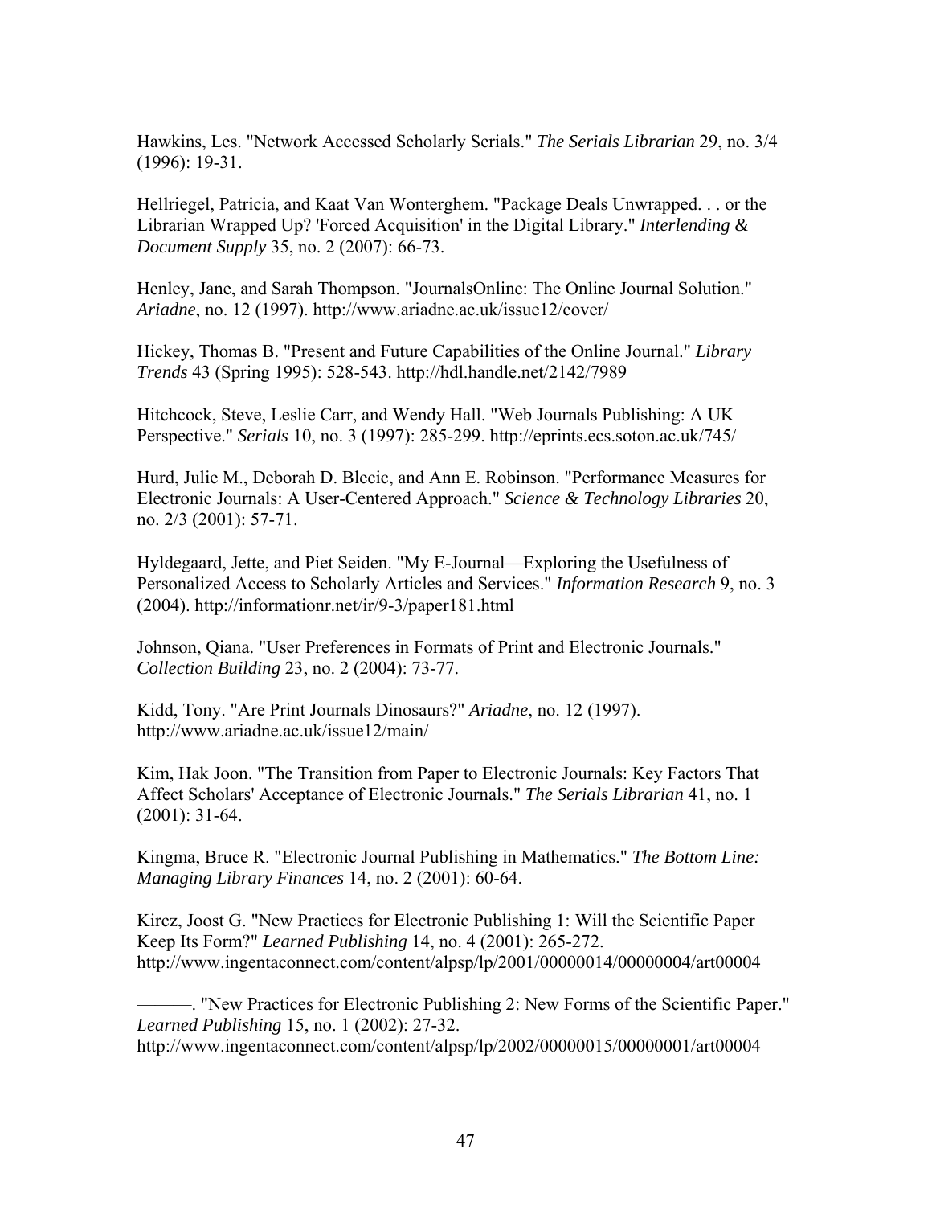Hawkins, Les. "Network Accessed Scholarly Serials." *The Serials Librarian* 29, no. 3/4 (1996): 19-31.

Hellriegel, Patricia, and Kaat Van Wonterghem. "Package Deals Unwrapped. . . or the Librarian Wrapped Up? 'Forced Acquisition' in the Digital Library." *Interlending & Document Supply* 35, no. 2 (2007): 66-73.

Henley, Jane, and Sarah Thompson. "JournalsOnline: The Online Journal Solution." *Ariadne*, no. 12 (1997). http://www.ariadne.ac.uk/issue12/cover/

Hickey, Thomas B. "Present and Future Capabilities of the Online Journal." *Library Trends* 43 (Spring 1995): 528-543. http://hdl.handle.net/2142/7989

Hitchcock, Steve, Leslie Carr, and Wendy Hall. "Web Journals Publishing: A UK Perspective." *Serials* 10, no. 3 (1997): 285-299. http://eprints.ecs.soton.ac.uk/745/

Hurd, Julie M., Deborah D. Blecic, and Ann E. Robinson. "Performance Measures for Electronic Journals: A User-Centered Approach." *Science & Technology Libraries* 20, no. 2/3 (2001): 57-71.

Hyldegaard, Jette, and Piet Seiden. "My E-Journal—Exploring the Usefulness of Personalized Access to Scholarly Articles and Services." *Information Research* 9, no. 3 (2004). http://informationr.net/ir/9-3/paper181.html

Johnson, Qiana. "User Preferences in Formats of Print and Electronic Journals." *Collection Building* 23, no. 2 (2004): 73-77.

Kidd, Tony. "Are Print Journals Dinosaurs?" *Ariadne*, no. 12 (1997). http://www.ariadne.ac.uk/issue12/main/

Kim, Hak Joon. "The Transition from Paper to Electronic Journals: Key Factors That Affect Scholars' Acceptance of Electronic Journals." *The Serials Librarian* 41, no. 1 (2001): 31-64.

Kingma, Bruce R. "Electronic Journal Publishing in Mathematics." *The Bottom Line: Managing Library Finances* 14, no. 2 (2001): 60-64.

Kircz, Joost G. "New Practices for Electronic Publishing 1: Will the Scientific Paper Keep Its Form?" *Learned Publishing* 14, no. 4 (2001): 265-272. http://www.ingentaconnect.com/content/alpsp/lp/2001/00000014/00000004/art00004

———. "New Practices for Electronic Publishing 2: New Forms of the Scientific Paper." *Learned Publishing* 15, no. 1 (2002): 27-32. http://www.ingentaconnect.com/content/alpsp/lp/2002/00000015/00000001/art00004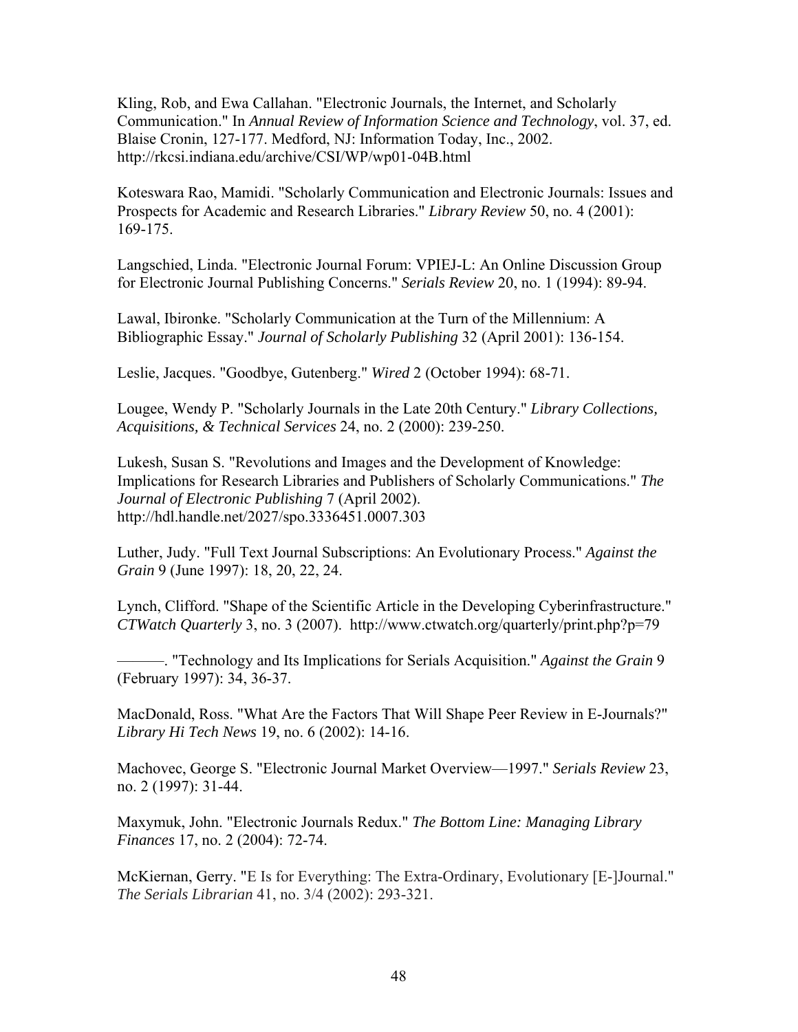Kling, Rob, and Ewa Callahan. "Electronic Journals, the Internet, and Scholarly Communication." In *Annual Review of Information Science and Technology*, vol. 37, ed. Blaise Cronin, 127-177. Medford, NJ: Information Today, Inc., 2002. http://rkcsi.indiana.edu/archive/CSI/WP/wp01-04B.html

Koteswara Rao, Mamidi. "Scholarly Communication and Electronic Journals: Issues and Prospects for Academic and Research Libraries." *Library Review* 50, no. 4 (2001): 169-175.

Langschied, Linda. "Electronic Journal Forum: VPIEJ-L: An Online Discussion Group for Electronic Journal Publishing Concerns." *Serials Review* 20, no. 1 (1994): 89-94.

Lawal, Ibironke. "Scholarly Communication at the Turn of the Millennium: A Bibliographic Essay." *Journal of Scholarly Publishing* 32 (April 2001): 136-154.

Leslie, Jacques. "Goodbye, Gutenberg." *Wired* 2 (October 1994): 68-71.

Lougee, Wendy P. "Scholarly Journals in the Late 20th Century." *Library Collections, Acquisitions, & Technical Services* 24, no. 2 (2000): 239-250.

Lukesh, Susan S. "Revolutions and Images and the Development of Knowledge: Implications for Research Libraries and Publishers of Scholarly Communications." *The Journal of Electronic Publishing* 7 (April 2002). http://hdl.handle.net/2027/spo.3336451.0007.303

Luther, Judy. "Full Text Journal Subscriptions: An Evolutionary Process." *Against the Grain* 9 (June 1997): 18, 20, 22, 24.

Lynch, Clifford. "Shape of the Scientific Article in the Developing Cyberinfrastructure." *CTWatch Quarterly* 3, no. 3 (2007). http://www.ctwatch.org/quarterly/print.php?p=79

———. "Technology and Its Implications for Serials Acquisition." *Against the Grain* 9 (February 1997): 34, 36-37.

MacDonald, Ross. "What Are the Factors That Will Shape Peer Review in E-Journals?" *Library Hi Tech News* 19, no. 6 (2002): 14-16.

Machovec, George S. "Electronic Journal Market Overview—1997." *Serials Review* 23, no. 2 (1997): 31-44.

Maxymuk, John. "Electronic Journals Redux." *The Bottom Line: Managing Library Finances* 17, no. 2 (2004): 72-74.

McKiernan, Gerry. "E Is for Everything: The Extra-Ordinary, Evolutionary [E-]Journal." *The Serials Librarian* 41, no. 3/4 (2002): 293-321.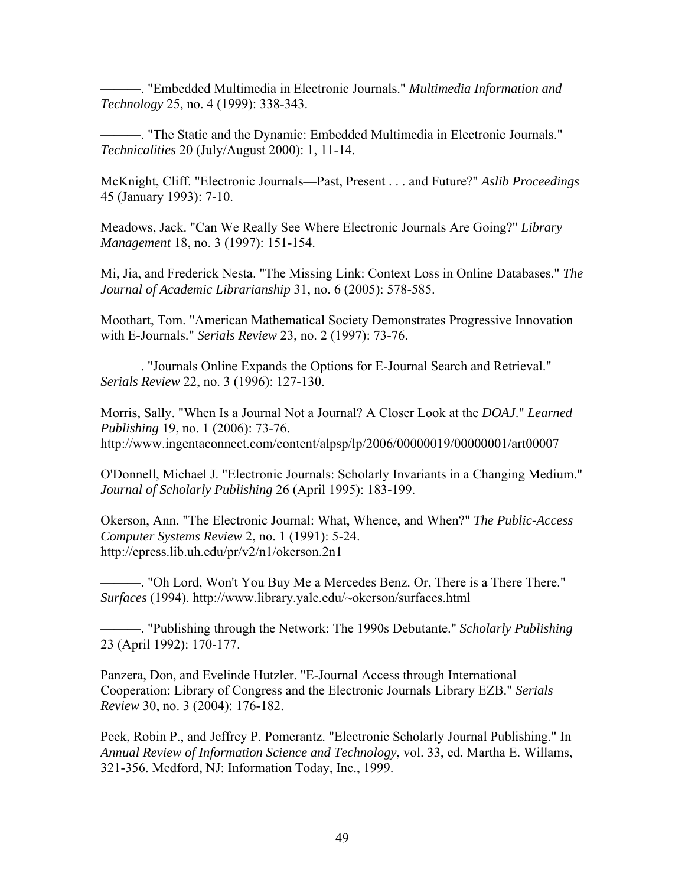———. "Embedded Multimedia in Electronic Journals." *Multimedia Information and Technology* 25, no. 4 (1999): 338-343.

———. "The Static and the Dynamic: Embedded Multimedia in Electronic Journals." *Technicalities* 20 (July/August 2000): 1, 11-14.

McKnight, Cliff. "Electronic Journals—Past, Present . . . and Future?" *Aslib Proceedings* 45 (January 1993): 7-10.

Meadows, Jack. "Can We Really See Where Electronic Journals Are Going?" *Library Management* 18, no. 3 (1997): 151-154.

Mi, Jia, and Frederick Nesta. "The Missing Link: Context Loss in Online Databases." *The Journal of Academic Librarianship* 31, no. 6 (2005): 578-585.

Moothart, Tom. "American Mathematical Society Demonstrates Progressive Innovation with E-Journals." *Serials Review* 23, no. 2 (1997): 73-76.

———. "Journals Online Expands the Options for E-Journal Search and Retrieval." *Serials Review* 22, no. 3 (1996): 127-130.

Morris, Sally. "When Is a Journal Not a Journal? A Closer Look at the *DOAJ*." *Learned Publishing* 19, no. 1 (2006): 73-76. http://www.ingentaconnect.com/content/alpsp/lp/2006/00000019/00000001/art00007

O'Donnell, Michael J. "Electronic Journals: Scholarly Invariants in a Changing Medium." *Journal of Scholarly Publishing* 26 (April 1995): 183-199.

Okerson, Ann. "The Electronic Journal: What, Whence, and When?" *The Public-Access Computer Systems Review* 2, no. 1 (1991): 5-24. http://epress.lib.uh.edu/pr/v2/n1/okerson.2n1

———. "Oh Lord, Won't You Buy Me a Mercedes Benz. Or, There is a There There." *Surfaces* (1994). http://www.library.yale.edu/~okerson/surfaces.html

———. "Publishing through the Network: The 1990s Debutante." *Scholarly Publishing* 23 (April 1992): 170-177.

Panzera, Don, and Evelinde Hutzler. "E-Journal Access through International Cooperation: Library of Congress and the Electronic Journals Library EZB." *Serials Review* 30, no. 3 (2004): 176-182.

Peek, Robin P., and Jeffrey P. Pomerantz. "Electronic Scholarly Journal Publishing." In *Annual Review of Information Science and Technology*, vol. 33, ed. Martha E. Willams, 321-356. Medford, NJ: Information Today, Inc., 1999.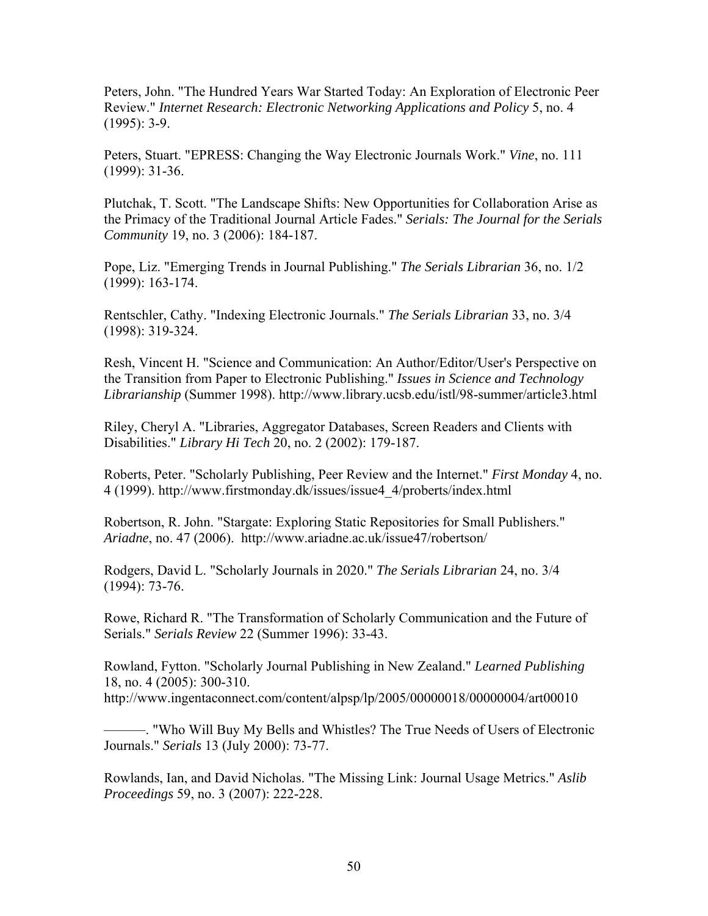Peters, John. "The Hundred Years War Started Today: An Exploration of Electronic Peer Review." *Internet Research: Electronic Networking Applications and Policy* 5, no. 4 (1995): 3-9.

Peters, Stuart. "EPRESS: Changing the Way Electronic Journals Work." *Vine*, no. 111 (1999): 31-36.

Plutchak, T. Scott. "The Landscape Shifts: New Opportunities for Collaboration Arise as the Primacy of the Traditional Journal Article Fades." *Serials: The Journal for the Serials Community* 19, no. 3 (2006): 184-187.

Pope, Liz. "Emerging Trends in Journal Publishing." *The Serials Librarian* 36, no. 1/2 (1999): 163-174.

Rentschler, Cathy. "Indexing Electronic Journals." *The Serials Librarian* 33, no. 3/4 (1998): 319-324.

Resh, Vincent H. "Science and Communication: An Author/Editor/User's Perspective on the Transition from Paper to Electronic Publishing." *Issues in Science and Technology Librarianship* (Summer 1998). http://www.library.ucsb.edu/istl/98-summer/article3.html

Riley, Cheryl A. "Libraries, Aggregator Databases, Screen Readers and Clients with Disabilities." *Library Hi Tech* 20, no. 2 (2002): 179-187.

Roberts, Peter. "Scholarly Publishing, Peer Review and the Internet." *First Monday* 4, no. 4 (1999). http://www.firstmonday.dk/issues/issue4_4/proberts/index.html

Robertson, R. John. "Stargate: Exploring Static Repositories for Small Publishers." *Ariadne*, no. 47 (2006). http://www.ariadne.ac.uk/issue47/robertson/

Rodgers, David L. "Scholarly Journals in 2020." *The Serials Librarian* 24, no. 3/4 (1994): 73-76.

Rowe, Richard R. "The Transformation of Scholarly Communication and the Future of Serials." *Serials Review* 22 (Summer 1996): 33-43.

Rowland, Fytton. "Scholarly Journal Publishing in New Zealand." *Learned Publishing* 18, no. 4 (2005): 300-310. http://www.ingentaconnect.com/content/alpsp/lp/2005/00000018/00000004/art00010

———. "Who Will Buy My Bells and Whistles? The True Needs of Users of Electronic Journals." *Serials* 13 (July 2000): 73-77.

Rowlands, Ian, and David Nicholas. "The Missing Link: Journal Usage Metrics." *Aslib Proceedings* 59, no. 3 (2007): 222-228.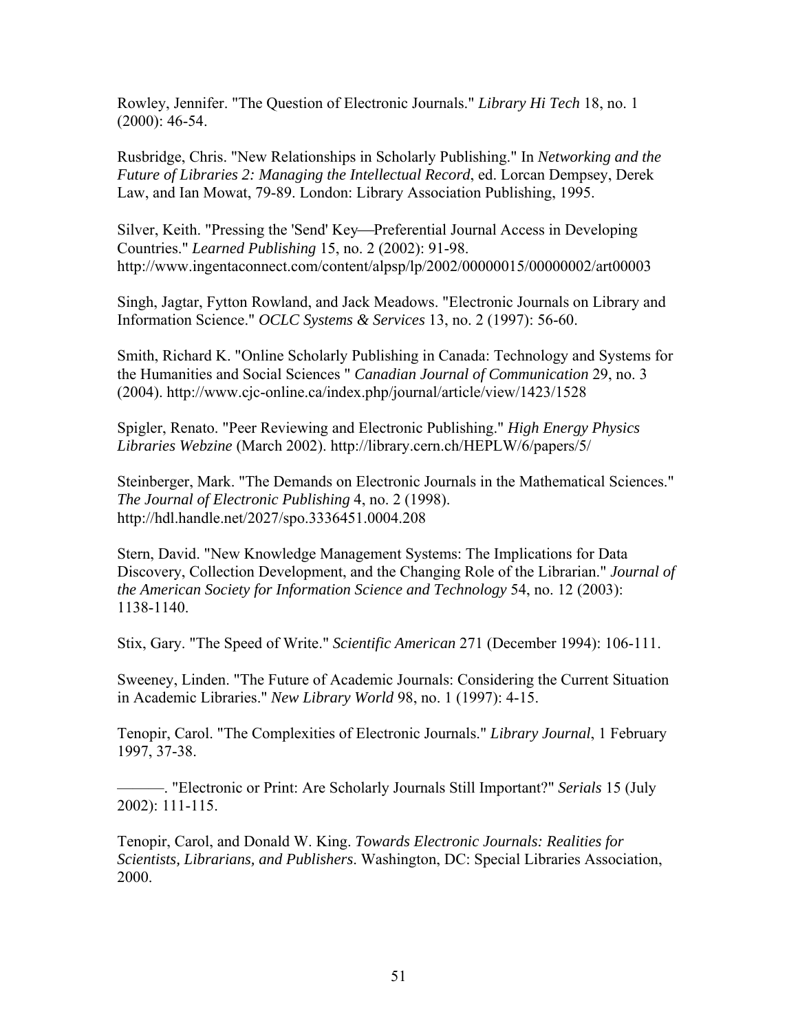Rowley, Jennifer. "The Question of Electronic Journals." *Library Hi Tech* 18, no. 1 (2000): 46-54.

Rusbridge, Chris. "New Relationships in Scholarly Publishing." In *Networking and the Future of Libraries 2: Managing the Intellectual Record*, ed. Lorcan Dempsey, Derek Law, and Ian Mowat, 79-89. London: Library Association Publishing, 1995.

Silver, Keith. "Pressing the 'Send' Key—Preferential Journal Access in Developing Countries." *Learned Publishing* 15, no. 2 (2002): 91-98. http://www.ingentaconnect.com/content/alpsp/lp/2002/00000015/00000002/art00003

Singh, Jagtar, Fytton Rowland, and Jack Meadows. "Electronic Journals on Library and Information Science." *OCLC Systems & Services* 13, no. 2 (1997): 56-60.

Smith, Richard K. "Online Scholarly Publishing in Canada: Technology and Systems for the Humanities and Social Sciences " *Canadian Journal of Communication* 29, no. 3 (2004). http://www.cjc-online.ca/index.php/journal/article/view/1423/1528

Spigler, Renato. "Peer Reviewing and Electronic Publishing." *High Energy Physics Libraries Webzine* (March 2002). http://library.cern.ch/HEPLW/6/papers/5/

Steinberger, Mark. "The Demands on Electronic Journals in the Mathematical Sciences." *The Journal of Electronic Publishing* 4, no. 2 (1998). http://hdl.handle.net/2027/spo.3336451.0004.208

Stern, David. "New Knowledge Management Systems: The Implications for Data Discovery, Collection Development, and the Changing Role of the Librarian." *Journal of the American Society for Information Science and Technology* 54, no. 12 (2003): 1138-1140.

Stix, Gary. "The Speed of Write." *Scientific American* 271 (December 1994): 106-111.

Sweeney, Linden. "The Future of Academic Journals: Considering the Current Situation in Academic Libraries." *New Library World* 98, no. 1 (1997): 4-15.

Tenopir, Carol. "The Complexities of Electronic Journals." *Library Journal*, 1 February 1997, 37-38.

———. "Electronic or Print: Are Scholarly Journals Still Important?" *Serials* 15 (July 2002): 111-115.

Tenopir, Carol, and Donald W. King. *Towards Electronic Journals: Realities for Scientists, Librarians, and Publishers*. Washington, DC: Special Libraries Association, 2000.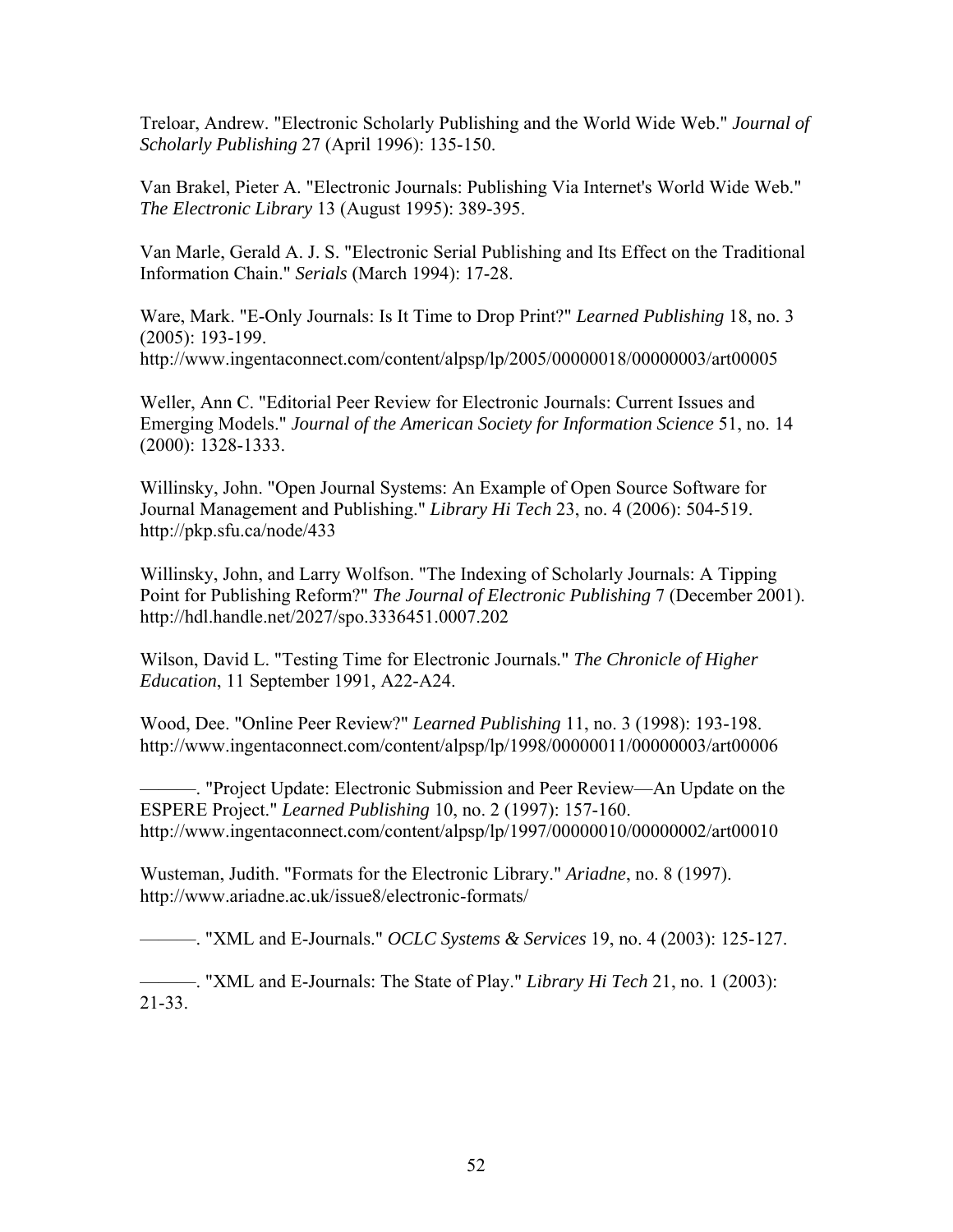Treloar, Andrew. "Electronic Scholarly Publishing and the World Wide Web." *Journal of Scholarly Publishing* 27 (April 1996): 135-150.

Van Brakel, Pieter A. "Electronic Journals: Publishing Via Internet's World Wide Web." *The Electronic Library* 13 (August 1995): 389-395.

Van Marle, Gerald A. J. S. "Electronic Serial Publishing and Its Effect on the Traditional Information Chain." *Serials* (March 1994): 17-28.

Ware, Mark. "E-Only Journals: Is It Time to Drop Print?" *Learned Publishing* 18, no. 3 (2005): 193-199.
http://www.ingentaconnect.com/content/alpsp/lp/2005/00000018/00000003/art00005

Weller, Ann C. "Editorial Peer Review for Electronic Journals: Current Issues and Emerging Models." *Journal of the American Society for Information Science* 51, no. 14 (2000): 1328-1333.

Willinsky, John. "Open Journal Systems: An Example of Open Source Software for Journal Management and Publishing." *Library Hi Tech* 23, no. 4 (2006): 504-519.
http://pkp.sfu.ca/node/433

Willinsky, John, and Larry Wolfson. "The Indexing of Scholarly Journals: A Tipping Point for Publishing Reform?" *The Journal of Electronic Publishing* 7 (December 2001).
http://hdl.handle.net/2027/spo.3336451.0007.202

Wilson, David L. "Testing Time for Electronic Journals." *The Chronicle of Higher Education*, 11 September 1991, A22-A24.

Wood, Dee. "Online Peer Review?" *Learned Publishing* 11, no. 3 (1998): 193-198.
http://www.ingentaconnect.com/content/alpsp/lp/1998/00000011/00000003/art00006

———. "Project Update: Electronic Submission and Peer Review—An Update on the ESPERE Project." *Learned Publishing* 10, no. 2 (1997): 157-160.
http://www.ingentaconnect.com/content/alpsp/lp/1997/00000010/00000002/art00010

Wusteman, Judith. "Formats for the Electronic Library." *Ariadne*, no. 8 (1997).
http://www.ariadne.ac.uk/issue8/electronic-formats/

———. "XML and E-Journals." *OCLC Systems & Services* 19, no. 4 (2003): 125-127.

———. "XML and E-Journals: The State of Play." *Library Hi Tech* 21, no. 1 (2003): 21-33.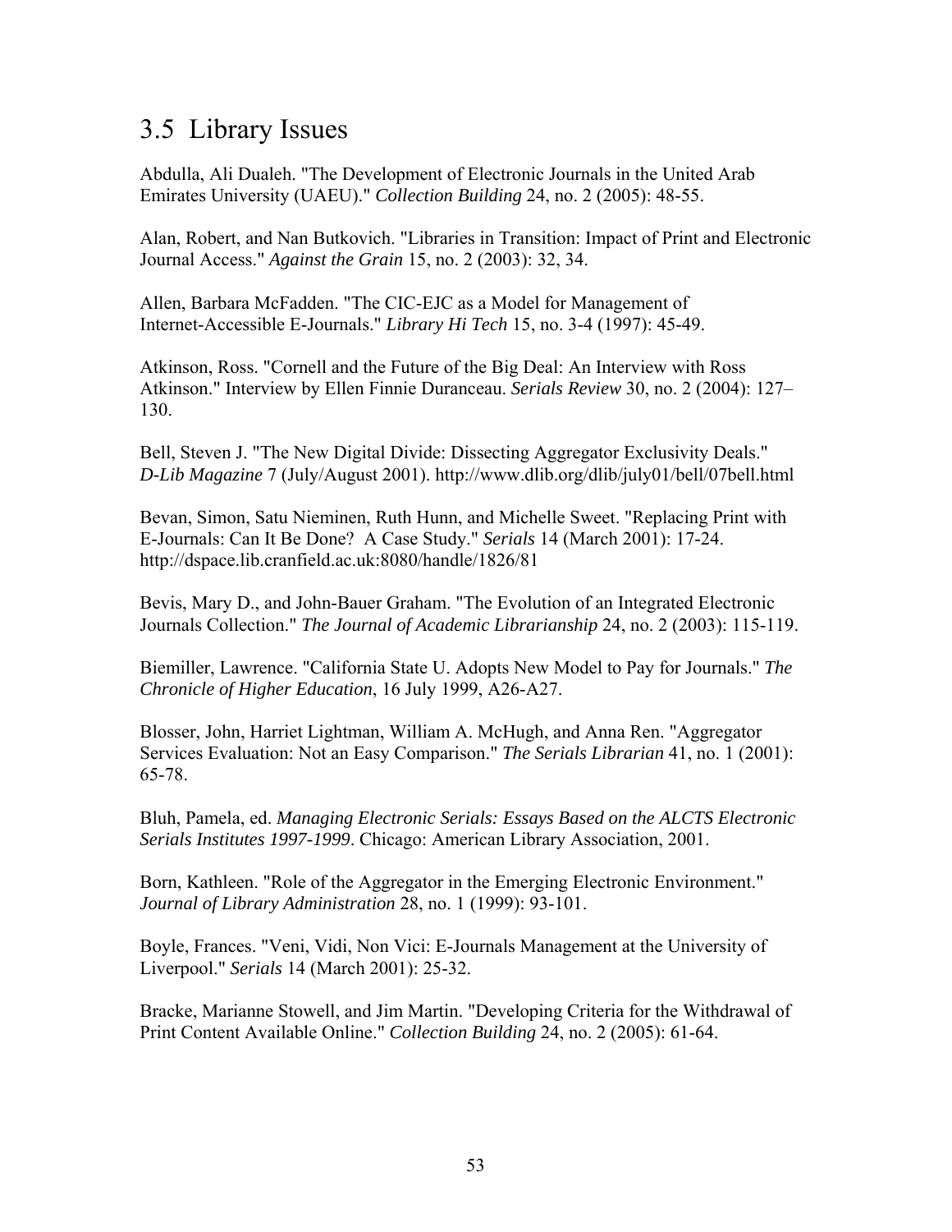## 3.5 Library Issues

Abdulla, Ali Dualeh. "The Development of Electronic Journals in the United Arab Emirates University (UAEU)." *Collection Building* 24, no. 2 (2005): 48-55.

Alan, Robert, and Nan Butkovich. "Libraries in Transition: Impact of Print and Electronic Journal Access." *Against the Grain* 15, no. 2 (2003): 32, 34.

Allen, Barbara McFadden. "The CIC-EJC as a Model for Management of Internet-Accessible E-Journals." *Library Hi Tech* 15, no. 3-4 (1997): 45-49.

Atkinson, Ross. "Cornell and the Future of the Big Deal: An Interview with Ross Atkinson." Interview by Ellen Finnie Duranceau. *Serials Review* 30, no. 2 (2004): 127–130.

Bell, Steven J. "The New Digital Divide: Dissecting Aggregator Exclusivity Deals." *D-Lib Magazine* 7 (July/August 2001). http://www.dlib.org/dlib/july01/bell/07bell.html

Bevan, Simon, Satu Nieminen, Ruth Hunn, and Michelle Sweet. "Replacing Print with E-Journals: Can It Be Done? A Case Study." *Serials* 14 (March 2001): 17-24. http://dspace.lib.cranfield.ac.uk:8080/handle/1826/81

Bevis, Mary D., and John-Bauer Graham. "The Evolution of an Integrated Electronic Journals Collection." *The Journal of Academic Librarianship* 24, no. 2 (2003): 115-119.

Biemiller, Lawrence. "California State U. Adopts New Model to Pay for Journals." *The Chronicle of Higher Education*, 16 July 1999, A26-A27.

Blosser, John, Harriet Lightman, William A. McHugh, and Anna Ren. "Aggregator Services Evaluation: Not an Easy Comparison." *The Serials Librarian* 41, no. 1 (2001): 65-78.

Bluh, Pamela, ed. *Managing Electronic Serials: Essays Based on the ALCTS Electronic Serials Institutes 1997-1999*. Chicago: American Library Association, 2001.

Born, Kathleen. "Role of the Aggregator in the Emerging Electronic Environment." *Journal of Library Administration* 28, no. 1 (1999): 93-101.

Boyle, Frances. "Veni, Vidi, Non Vici: E-Journals Management at the University of Liverpool." *Serials* 14 (March 2001): 25-32.

Bracke, Marianne Stowell, and Jim Martin. "Developing Criteria for the Withdrawal of Print Content Available Online." *Collection Building* 24, no. 2 (2005): 61-64.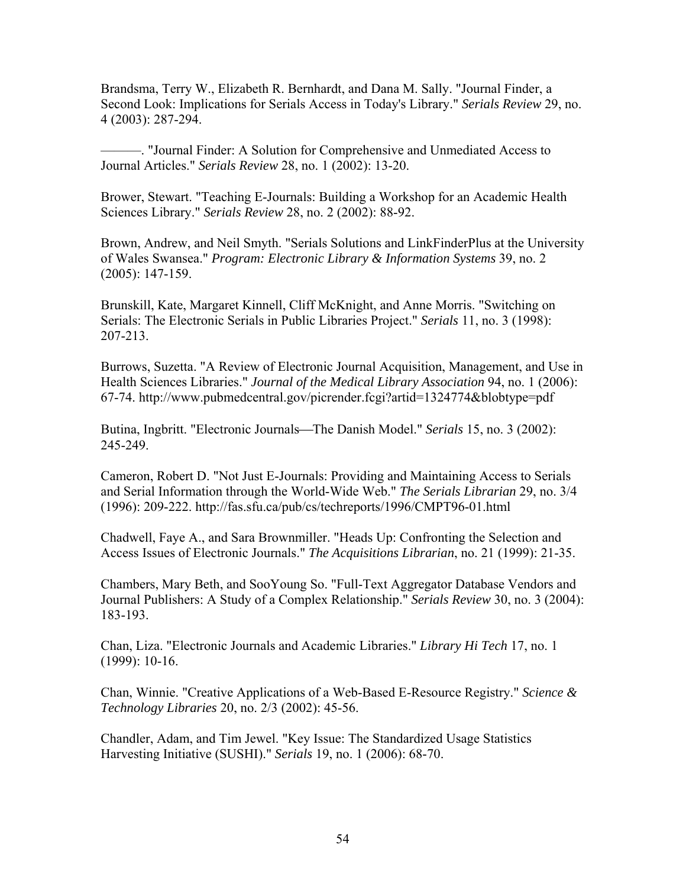Brandsma, Terry W., Elizabeth R. Bernhardt, and Dana M. Sally. "Journal Finder, a Second Look: Implications for Serials Access in Today's Library." *Serials Review* 29, no. 4 (2003): 287-294.

———. "Journal Finder: A Solution for Comprehensive and Unmediated Access to Journal Articles." *Serials Review* 28, no. 1 (2002): 13-20.

Brower, Stewart. "Teaching E-Journals: Building a Workshop for an Academic Health Sciences Library." *Serials Review* 28, no. 2 (2002): 88-92.

Brown, Andrew, and Neil Smyth. "Serials Solutions and LinkFinderPlus at the University of Wales Swansea." *Program: Electronic Library & Information Systems* 39, no. 2 (2005): 147-159.

Brunskill, Kate, Margaret Kinnell, Cliff McKnight, and Anne Morris. "Switching on Serials: The Electronic Serials in Public Libraries Project." *Serials* 11, no. 3 (1998): 207-213.

Burrows, Suzetta. "A Review of Electronic Journal Acquisition, Management, and Use in Health Sciences Libraries." *Journal of the Medical Library Association* 94, no. 1 (2006): 67-74. http://www.pubmedcentral.gov/picrender.fcgi?artid=1324774&blobtype=pdf

Butina, Ingbritt. "Electronic Journals—The Danish Model." *Serials* 15, no. 3 (2002): 245-249.

Cameron, Robert D. "Not Just E-Journals: Providing and Maintaining Access to Serials and Serial Information through the World-Wide Web." *The Serials Librarian* 29, no. 3/4 (1996): 209-222. http://fas.sfu.ca/pub/cs/techreports/1996/CMPT96-01.html

Chadwell, Faye A., and Sara Brownmiller. "Heads Up: Confronting the Selection and Access Issues of Electronic Journals." *The Acquisitions Librarian*, no. 21 (1999): 21-35.

Chambers, Mary Beth, and SooYoung So. "Full-Text Aggregator Database Vendors and Journal Publishers: A Study of a Complex Relationship." *Serials Review* 30, no. 3 (2004): 183-193.

Chan, Liza. "Electronic Journals and Academic Libraries." *Library Hi Tech* 17, no. 1 (1999): 10-16.

Chan, Winnie. "Creative Applications of a Web-Based E-Resource Registry." *Science & Technology Libraries* 20, no. 2/3 (2002): 45-56.

Chandler, Adam, and Tim Jewel. "Key Issue: The Standardized Usage Statistics Harvesting Initiative (SUSHI)." *Serials* 19, no. 1 (2006): 68-70.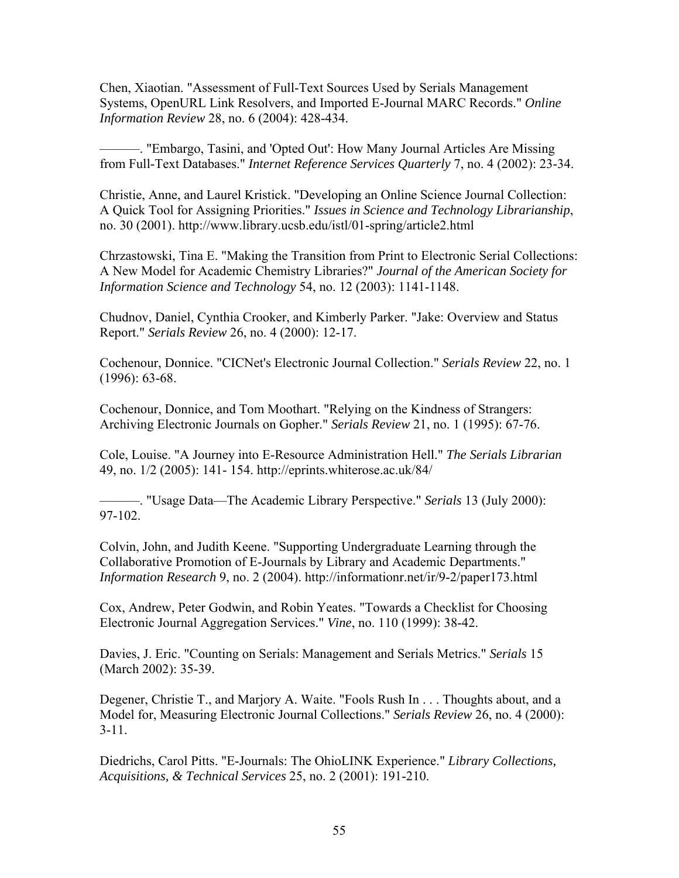Chen, Xiaotian. "Assessment of Full-Text Sources Used by Serials Management Systems, OpenURL Link Resolvers, and Imported E-Journal MARC Records." *Online Information Review* 28, no. 6 (2004): 428-434.

———. "Embargo, Tasini, and 'Opted Out': How Many Journal Articles Are Missing from Full-Text Databases." *Internet Reference Services Quarterly* 7, no. 4 (2002): 23-34.

Christie, Anne, and Laurel Kristick. "Developing an Online Science Journal Collection: A Quick Tool for Assigning Priorities." *Issues in Science and Technology Librarianship*, no. 30 (2001). http://www.library.ucsb.edu/istl/01-spring/article2.html

Chrzastowski, Tina E. "Making the Transition from Print to Electronic Serial Collections: A New Model for Academic Chemistry Libraries?" *Journal of the American Society for Information Science and Technology* 54, no. 12 (2003): 1141-1148.

Chudnov, Daniel, Cynthia Crooker, and Kimberly Parker. "Jake: Overview and Status Report." *Serials Review* 26, no. 4 (2000): 12-17.

Cochenour, Donnice. "CICNet's Electronic Journal Collection." *Serials Review* 22, no. 1 (1996): 63-68.

Cochenour, Donnice, and Tom Moothart. "Relying on the Kindness of Strangers: Archiving Electronic Journals on Gopher." *Serials Review* 21, no. 1 (1995): 67-76.

Cole, Louise. "A Journey into E-Resource Administration Hell." *The Serials Librarian* 49, no. 1/2 (2005): 141- 154. http://eprints.whiterose.ac.uk/84/

———. "Usage Data—The Academic Library Perspective." *Serials* 13 (July 2000): 97-102.

Colvin, John, and Judith Keene. "Supporting Undergraduate Learning through the Collaborative Promotion of E-Journals by Library and Academic Departments." *Information Research* 9, no. 2 (2004). http://informationr.net/ir/9-2/paper173.html

Cox, Andrew, Peter Godwin, and Robin Yeates. "Towards a Checklist for Choosing Electronic Journal Aggregation Services." *Vine*, no. 110 (1999): 38-42.

Davies, J. Eric. "Counting on Serials: Management and Serials Metrics." *Serials* 15 (March 2002): 35-39.

Degener, Christie T., and Marjory A. Waite. "Fools Rush In . . . Thoughts about, and a Model for, Measuring Electronic Journal Collections." *Serials Review* 26, no. 4 (2000): 3-11.

Diedrichs, Carol Pitts. "E-Journals: The OhioLINK Experience." *Library Collections, Acquisitions, & Technical Services* 25, no. 2 (2001): 191-210.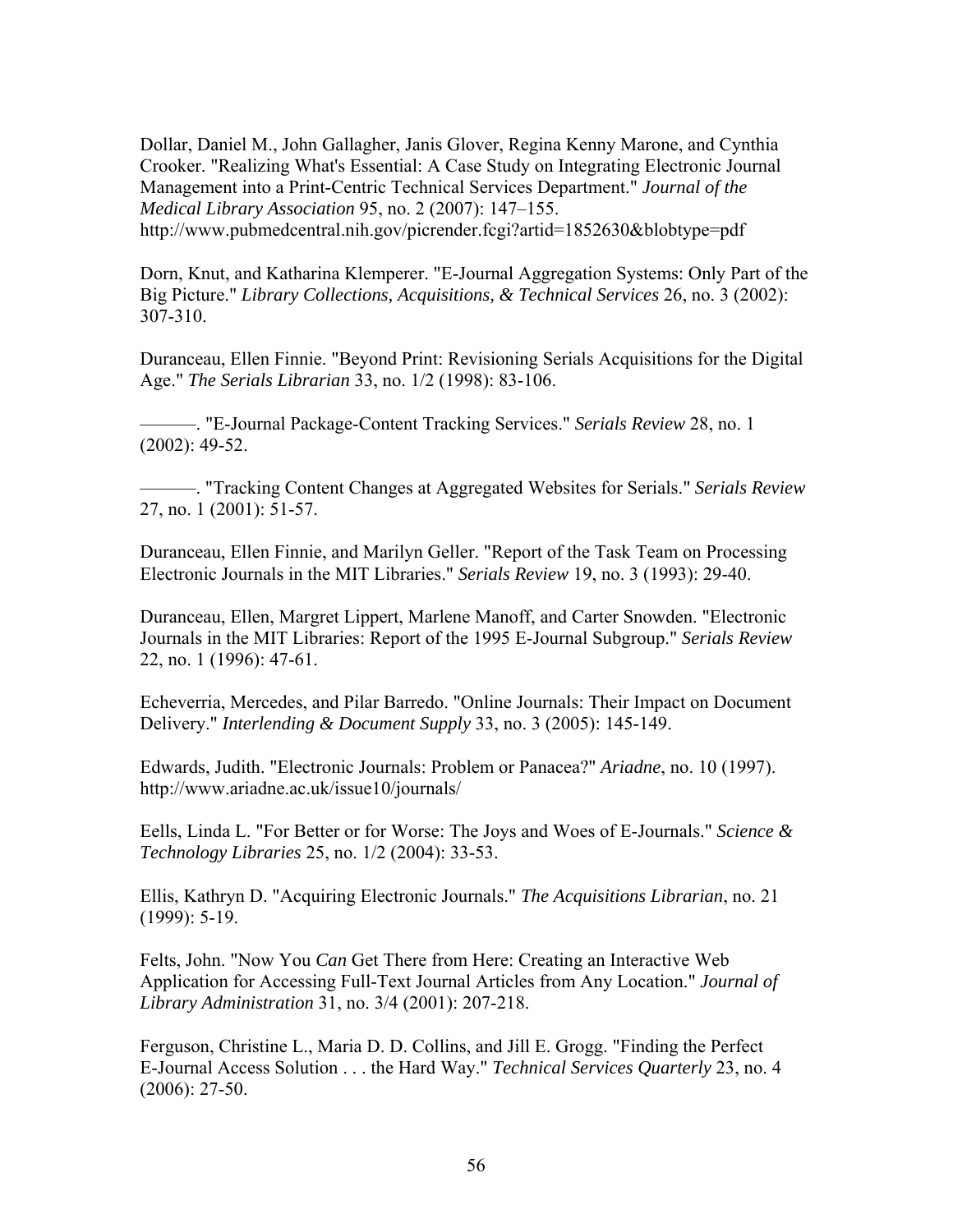Dollar, Daniel M., John Gallagher, Janis Glover, Regina Kenny Marone, and Cynthia Crooker. "Realizing What's Essential: A Case Study on Integrating Electronic Journal Management into a Print-Centric Technical Services Department." *Journal of the Medical Library Association* 95, no. 2 (2007): 147–155. http://www.pubmedcentral.nih.gov/picrender.fcgi?artid=1852630&blobtype=pdf

Dorn, Knut, and Katharina Klemperer. "E-Journal Aggregation Systems: Only Part of the Big Picture." *Library Collections, Acquisitions, & Technical Services* 26, no. 3 (2002): 307-310.

Duranceau, Ellen Finnie. "Beyond Print: Revisioning Serials Acquisitions for the Digital Age." *The Serials Librarian* 33, no. 1/2 (1998): 83-106.

———. "E-Journal Package-Content Tracking Services." *Serials Review* 28, no. 1 (2002): 49-52.

———. "Tracking Content Changes at Aggregated Websites for Serials." *Serials Review* 27, no. 1 (2001): 51-57.

Duranceau, Ellen Finnie, and Marilyn Geller. "Report of the Task Team on Processing Electronic Journals in the MIT Libraries." *Serials Review* 19, no. 3 (1993): 29-40.

Duranceau, Ellen, Margret Lippert, Marlene Manoff, and Carter Snowden. "Electronic Journals in the MIT Libraries: Report of the 1995 E-Journal Subgroup." *Serials Review* 22, no. 1 (1996): 47-61.

Echeverria, Mercedes, and Pilar Barredo. "Online Journals: Their Impact on Document Delivery." *Interlending & Document Supply* 33, no. 3 (2005): 145-149.

Edwards, Judith. "Electronic Journals: Problem or Panacea?" *Ariadne*, no. 10 (1997). http://www.ariadne.ac.uk/issue10/journals/

Eells, Linda L. "For Better or for Worse: The Joys and Woes of E-Journals." *Science & Technology Libraries* 25, no. 1/2 (2004): 33-53.

Ellis, Kathryn D. "Acquiring Electronic Journals." *The Acquisitions Librarian*, no. 21 (1999): 5-19.

Felts, John. "Now You *Can* Get There from Here: Creating an Interactive Web Application for Accessing Full-Text Journal Articles from Any Location." *Journal of Library Administration* 31, no. 3/4 (2001): 207-218.

Ferguson, Christine L., Maria D. D. Collins, and Jill E. Grogg. "Finding the Perfect E-Journal Access Solution . . . the Hard Way." *Technical Services Quarterly* 23, no. 4 (2006): 27-50.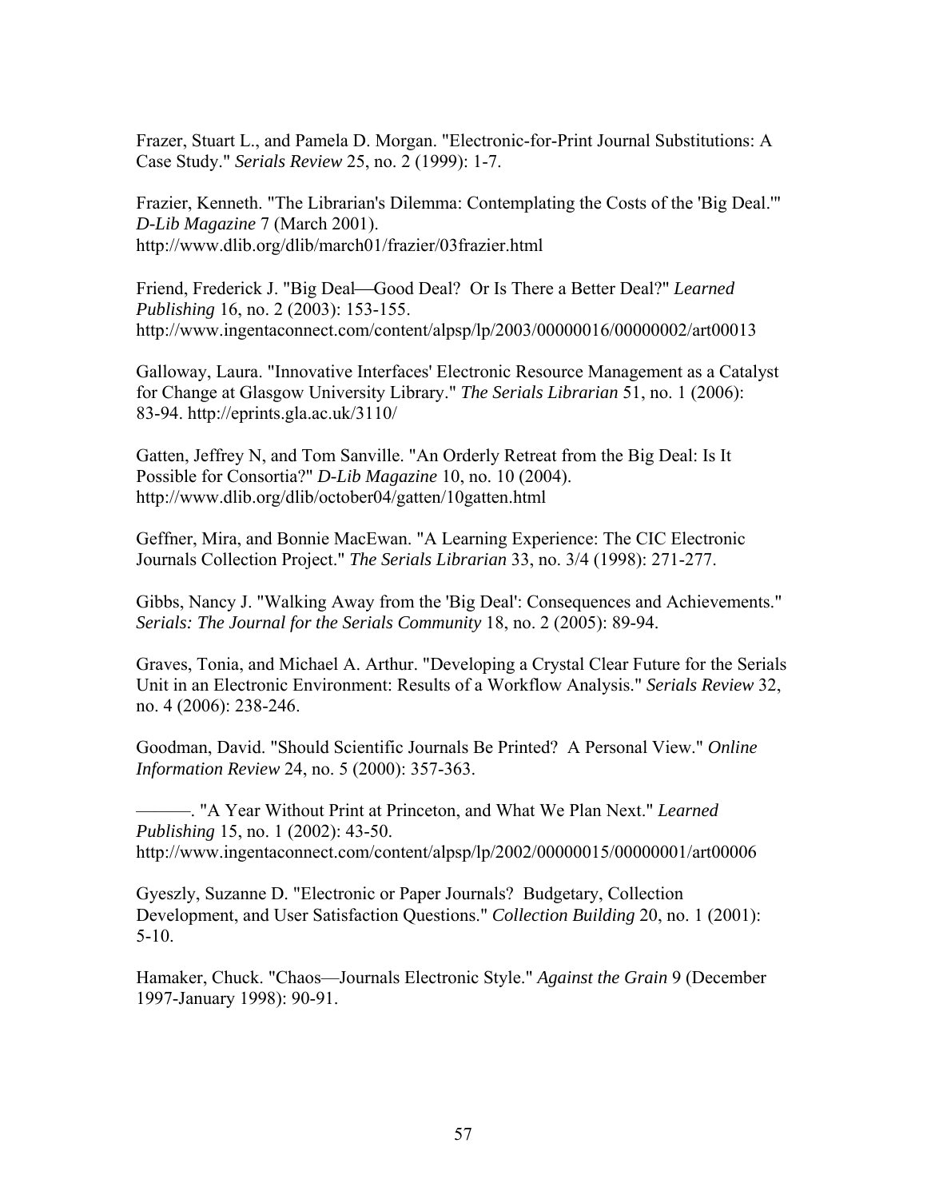Frazer, Stuart L., and Pamela D. Morgan. "Electronic-for-Print Journal Substitutions: A Case Study." *Serials Review* 25, no. 2 (1999): 1-7.

Frazier, Kenneth. "The Librarian's Dilemma: Contemplating the Costs of the 'Big Deal.'" *D-Lib Magazine* 7 (March 2001). http://www.dlib.org/dlib/march01/frazier/03frazier.html

Friend, Frederick J. "Big Deal—Good Deal? Or Is There a Better Deal?" *Learned Publishing* 16, no. 2 (2003): 153-155. http://www.ingentaconnect.com/content/alpsp/lp/2003/00000016/00000002/art00013

Galloway, Laura. "Innovative Interfaces' Electronic Resource Management as a Catalyst for Change at Glasgow University Library." *The Serials Librarian* 51, no. 1 (2006): 83-94. http://eprints.gla.ac.uk/3110/

Gatten, Jeffrey N, and Tom Sanville. "An Orderly Retreat from the Big Deal: Is It Possible for Consortia?" *D-Lib Magazine* 10, no. 10 (2004). http://www.dlib.org/dlib/october04/gatten/10gatten.html

Geffner, Mira, and Bonnie MacEwan. "A Learning Experience: The CIC Electronic Journals Collection Project." *The Serials Librarian* 33, no. 3/4 (1998): 271-277.

Gibbs, Nancy J. "Walking Away from the 'Big Deal': Consequences and Achievements." *Serials: The Journal for the Serials Community* 18, no. 2 (2005): 89-94.

Graves, Tonia, and Michael A. Arthur. "Developing a Crystal Clear Future for the Serials Unit in an Electronic Environment: Results of a Workflow Analysis." *Serials Review* 32, no. 4 (2006): 238-246.

Goodman, David. "Should Scientific Journals Be Printed? A Personal View." *Online Information Review* 24, no. 5 (2000): 357-363.

———. "A Year Without Print at Princeton, and What We Plan Next." *Learned Publishing* 15, no. 1 (2002): 43-50. http://www.ingentaconnect.com/content/alpsp/lp/2002/00000015/00000001/art00006

Gyeszly, Suzanne D. "Electronic or Paper Journals? Budgetary, Collection Development, and User Satisfaction Questions." *Collection Building* 20, no. 1 (2001): 5-10.

Hamaker, Chuck. "Chaos—Journals Electronic Style." *Against the Grain* 9 (December 1997-January 1998): 90-91.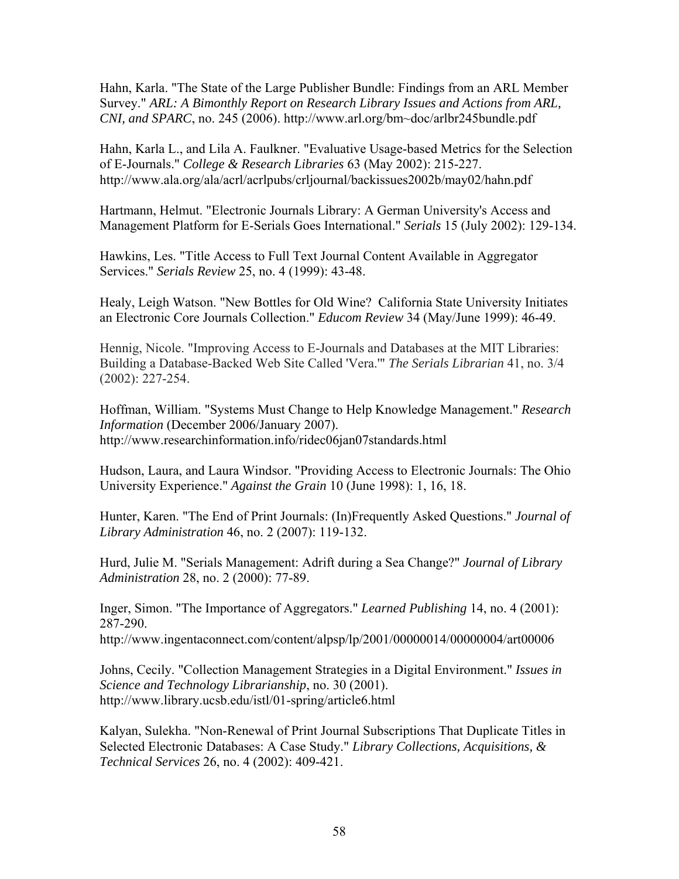Hahn, Karla. "The State of the Large Publisher Bundle: Findings from an ARL Member Survey." *ARL: A Bimonthly Report on Research Library Issues and Actions from ARL, CNI, and SPARC*, no. 245 (2006). http://www.arl.org/bm~doc/arlbr245bundle.pdf

Hahn, Karla L., and Lila A. Faulkner. "Evaluative Usage-based Metrics for the Selection of E-Journals." *College & Research Libraries* 63 (May 2002): 215-227. http://www.ala.org/ala/acrl/acrlpubs/crljournal/backissues2002b/may02/hahn.pdf

Hartmann, Helmut. "Electronic Journals Library: A German University's Access and Management Platform for E-Serials Goes International." *Serials* 15 (July 2002): 129-134.

Hawkins, Les. "Title Access to Full Text Journal Content Available in Aggregator Services." *Serials Review* 25, no. 4 (1999): 43-48.

Healy, Leigh Watson. "New Bottles for Old Wine? California State University Initiates an Electronic Core Journals Collection." *Educom Review* 34 (May/June 1999): 46-49.

Hennig, Nicole. "Improving Access to E-Journals and Databases at the MIT Libraries: Building a Database-Backed Web Site Called 'Vera.'" *The Serials Librarian* 41, no. 3/4 (2002): 227-254.

Hoffman, William. "Systems Must Change to Help Knowledge Management." *Research Information* (December 2006/January 2007). http://www.researchinformation.info/ridec06jan07standards.html

Hudson, Laura, and Laura Windsor. "Providing Access to Electronic Journals: The Ohio University Experience." *Against the Grain* 10 (June 1998): 1, 16, 18.

Hunter, Karen. "The End of Print Journals: (In)Frequently Asked Questions." *Journal of Library Administration* 46, no. 2 (2007): 119-132.

Hurd, Julie M. "Serials Management: Adrift during a Sea Change?" *Journal of Library Administration* 28, no. 2 (2000): 77-89.

Inger, Simon. "The Importance of Aggregators." *Learned Publishing* 14, no. 4 (2001): 287-290. http://www.ingentaconnect.com/content/alpsp/lp/2001/00000014/00000004/art00006

Johns, Cecily. "Collection Management Strategies in a Digital Environment." *Issues in Science and Technology Librarianship*, no. 30 (2001). http://www.library.ucsb.edu/istl/01-spring/article6.html

Kalyan, Sulekha. "Non-Renewal of Print Journal Subscriptions That Duplicate Titles in Selected Electronic Databases: A Case Study." *Library Collections, Acquisitions, & Technical Services* 26, no. 4 (2002): 409-421.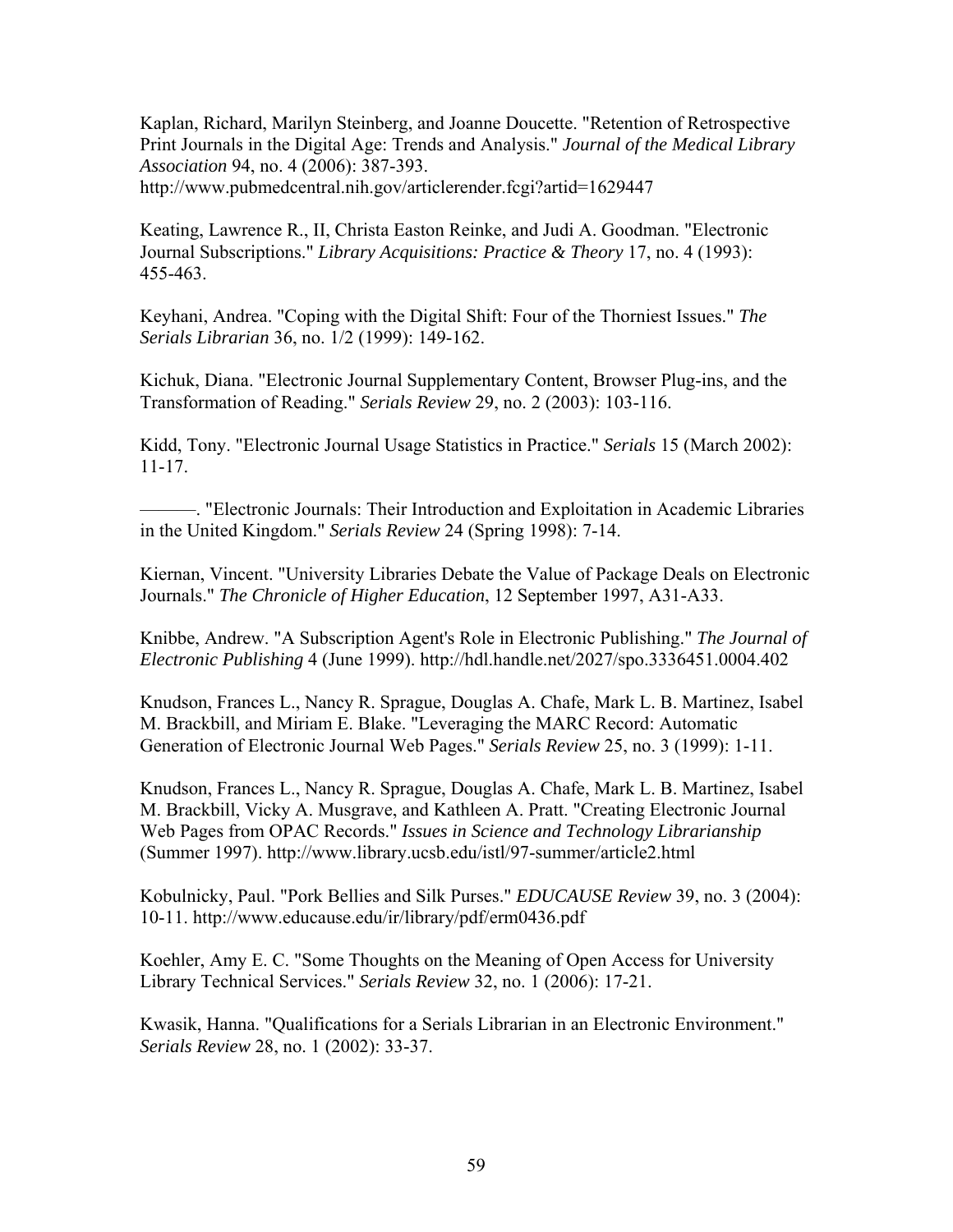Kaplan, Richard, Marilyn Steinberg, and Joanne Doucette. "Retention of Retrospective Print Journals in the Digital Age: Trends and Analysis." *Journal of the Medical Library Association* 94, no. 4 (2006): 387-393. http://www.pubmedcentral.nih.gov/articlerender.fcgi?artid=1629447

Keating, Lawrence R., II, Christa Easton Reinke, and Judi A. Goodman. "Electronic Journal Subscriptions." *Library Acquisitions: Practice & Theory* 17, no. 4 (1993): 455-463.

Keyhani, Andrea. "Coping with the Digital Shift: Four of the Thorniest Issues." *The Serials Librarian* 36, no. 1/2 (1999): 149-162.

Kichuk, Diana. "Electronic Journal Supplementary Content, Browser Plug-ins, and the Transformation of Reading." *Serials Review* 29, no. 2 (2003): 103-116.

Kidd, Tony. "Electronic Journal Usage Statistics in Practice." *Serials* 15 (March 2002): 11-17.

———. "Electronic Journals: Their Introduction and Exploitation in Academic Libraries in the United Kingdom." *Serials Review* 24 (Spring 1998): 7-14.

Kiernan, Vincent. "University Libraries Debate the Value of Package Deals on Electronic Journals." *The Chronicle of Higher Education*, 12 September 1997, A31-A33.

Knibbe, Andrew. "A Subscription Agent's Role in Electronic Publishing." *The Journal of Electronic Publishing* 4 (June 1999). http://hdl.handle.net/2027/spo.3336451.0004.402

Knudson, Frances L., Nancy R. Sprague, Douglas A. Chafe, Mark L. B. Martinez, Isabel M. Brackbill, and Miriam E. Blake. "Leveraging the MARC Record: Automatic Generation of Electronic Journal Web Pages." *Serials Review* 25, no. 3 (1999): 1-11.

Knudson, Frances L., Nancy R. Sprague, Douglas A. Chafe, Mark L. B. Martinez, Isabel M. Brackbill, Vicky A. Musgrave, and Kathleen A. Pratt. "Creating Electronic Journal Web Pages from OPAC Records." *Issues in Science and Technology Librarianship* (Summer 1997). http://www.library.ucsb.edu/istl/97-summer/article2.html

Kobulnicky, Paul. "Pork Bellies and Silk Purses." *EDUCAUSE Review* 39, no. 3 (2004): 10-11. http://www.educause.edu/ir/library/pdf/erm0436.pdf

Koehler, Amy E. C. "Some Thoughts on the Meaning of Open Access for University Library Technical Services." *Serials Review* 32, no. 1 (2006): 17-21.

Kwasik, Hanna. "Qualifications for a Serials Librarian in an Electronic Environment." *Serials Review* 28, no. 1 (2002): 33-37.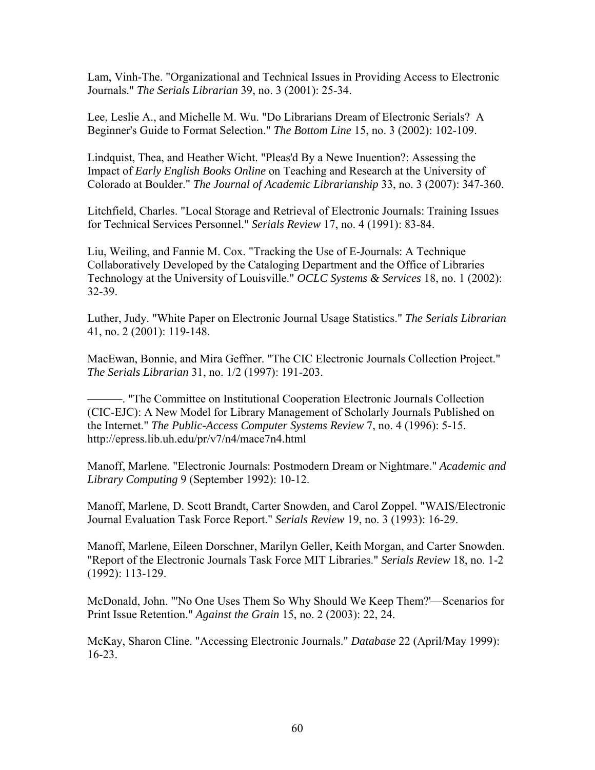Lam, Vinh-The. "Organizational and Technical Issues in Providing Access to Electronic Journals." *The Serials Librarian* 39, no. 3 (2001): 25-34.

Lee, Leslie A., and Michelle M. Wu. "Do Librarians Dream of Electronic Serials? A Beginner's Guide to Format Selection." *The Bottom Line* 15, no. 3 (2002): 102-109.

Lindquist, Thea, and Heather Wicht. "Pleas'd By a Newe Inuention?: Assessing the Impact of *Early English Books Online* on Teaching and Research at the University of Colorado at Boulder." *The Journal of Academic Librarianship* 33, no. 3 (2007): 347-360.

Litchfield, Charles. "Local Storage and Retrieval of Electronic Journals: Training Issues for Technical Services Personnel." *Serials Review* 17, no. 4 (1991): 83-84.

Liu, Weiling, and Fannie M. Cox. "Tracking the Use of E-Journals: A Technique Collaboratively Developed by the Cataloging Department and the Office of Libraries Technology at the University of Louisville." *OCLC Systems & Services* 18, no. 1 (2002): 32-39.

Luther, Judy. "White Paper on Electronic Journal Usage Statistics." *The Serials Librarian* 41, no. 2 (2001): 119-148.

MacEwan, Bonnie, and Mira Geffner. "The CIC Electronic Journals Collection Project." *The Serials Librarian* 31, no. 1/2 (1997): 191-203.

———. "The Committee on Institutional Cooperation Electronic Journals Collection (CIC-EJC): A New Model for Library Management of Scholarly Journals Published on the Internet." *The Public-Access Computer Systems Review* 7, no. 4 (1996): 5-15. http://epress.lib.uh.edu/pr/v7/n4/mace7n4.html

Manoff, Marlene. "Electronic Journals: Postmodern Dream or Nightmare." *Academic and Library Computing* 9 (September 1992): 10-12.

Manoff, Marlene, D. Scott Brandt, Carter Snowden, and Carol Zoppel. "WAIS/Electronic Journal Evaluation Task Force Report." *Serials Review* 19, no. 3 (1993): 16-29.

Manoff, Marlene, Eileen Dorschner, Marilyn Geller, Keith Morgan, and Carter Snowden. "Report of the Electronic Journals Task Force MIT Libraries." *Serials Review* 18, no. 1-2 (1992): 113-129.

McDonald, John. "'No One Uses Them So Why Should We Keep Them?'—Scenarios for Print Issue Retention." *Against the Grain* 15, no. 2 (2003): 22, 24.

McKay, Sharon Cline. "Accessing Electronic Journals." *Database* 22 (April/May 1999): 16-23.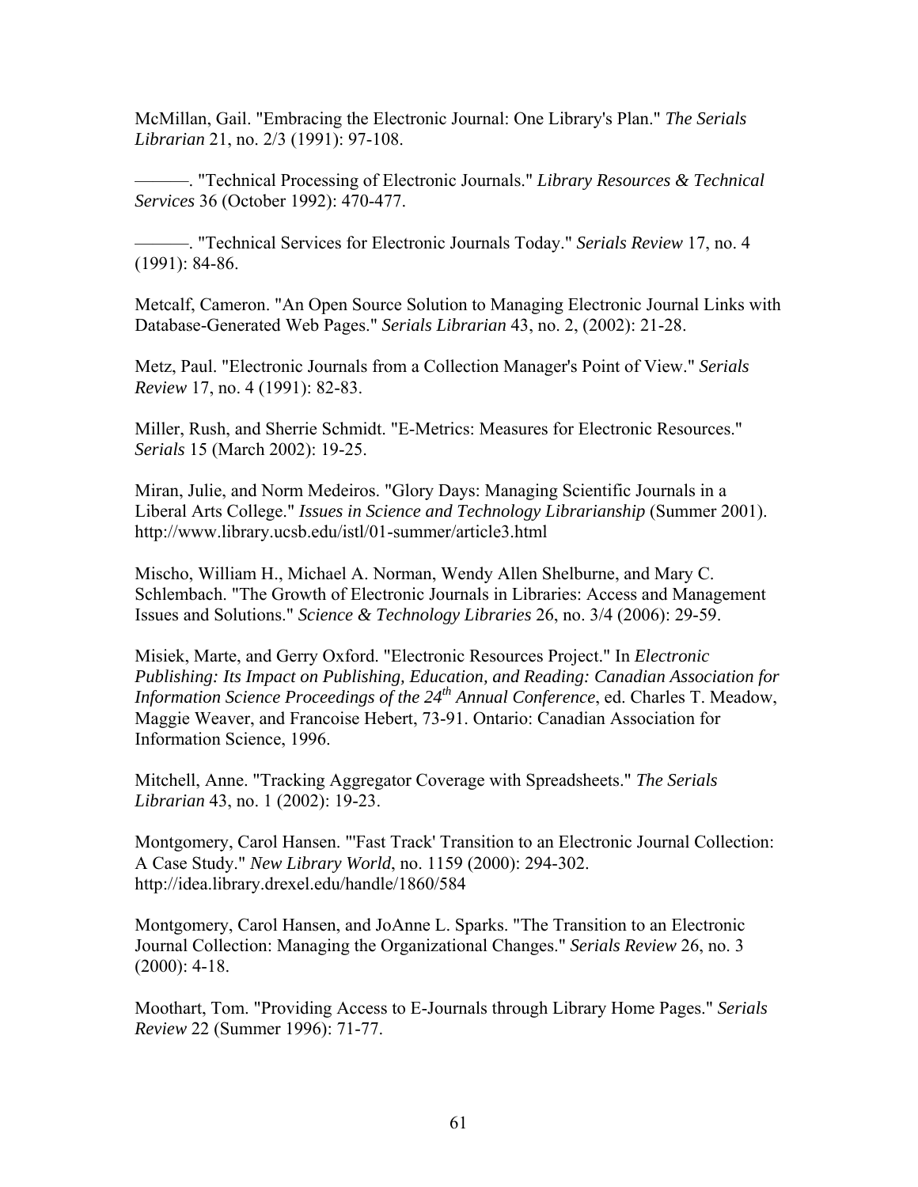McMillan, Gail. "Embracing the Electronic Journal: One Library's Plan." *The Serials Librarian* 21, no. 2/3 (1991): 97-108.

———. "Technical Processing of Electronic Journals." *Library Resources & Technical Services* 36 (October 1992): 470-477.

———. "Technical Services for Electronic Journals Today." *Serials Review* 17, no. 4 (1991): 84-86.

Metcalf, Cameron. "An Open Source Solution to Managing Electronic Journal Links with Database-Generated Web Pages." *Serials Librarian* 43, no. 2, (2002): 21-28.

Metz, Paul. "Electronic Journals from a Collection Manager's Point of View." *Serials Review* 17, no. 4 (1991): 82-83.

Miller, Rush, and Sherrie Schmidt. "E-Metrics: Measures for Electronic Resources." *Serials* 15 (March 2002): 19-25.

Miran, Julie, and Norm Medeiros. "Glory Days: Managing Scientific Journals in a Liberal Arts College." *Issues in Science and Technology Librarianship* (Summer 2001). http://www.library.ucsb.edu/istl/01-summer/article3.html

Mischo, William H., Michael A. Norman, Wendy Allen Shelburne, and Mary C. Schlembach. "The Growth of Electronic Journals in Libraries: Access and Management Issues and Solutions." *Science & Technology Libraries* 26, no. 3/4 (2006): 29-59.

Misiek, Marte, and Gerry Oxford. "Electronic Resources Project." In *Electronic Publishing: Its Impact on Publishing, Education, and Reading: Canadian Association for Information Science Proceedings of the 24th Annual Conference*, ed. Charles T. Meadow, Maggie Weaver, and Francoise Hebert, 73-91. Ontario: Canadian Association for Information Science, 1996.

Mitchell, Anne. "Tracking Aggregator Coverage with Spreadsheets." *The Serials Librarian* 43, no. 1 (2002): 19-23.

Montgomery, Carol Hansen. "'Fast Track' Transition to an Electronic Journal Collection: A Case Study." *New Library World*, no. 1159 (2000): 294-302. http://idea.library.drexel.edu/handle/1860/584

Montgomery, Carol Hansen, and JoAnne L. Sparks. "The Transition to an Electronic Journal Collection: Managing the Organizational Changes." *Serials Review* 26, no. 3 (2000): 4-18.

Moothart, Tom. "Providing Access to E-Journals through Library Home Pages." *Serials Review* 22 (Summer 1996): 71-77.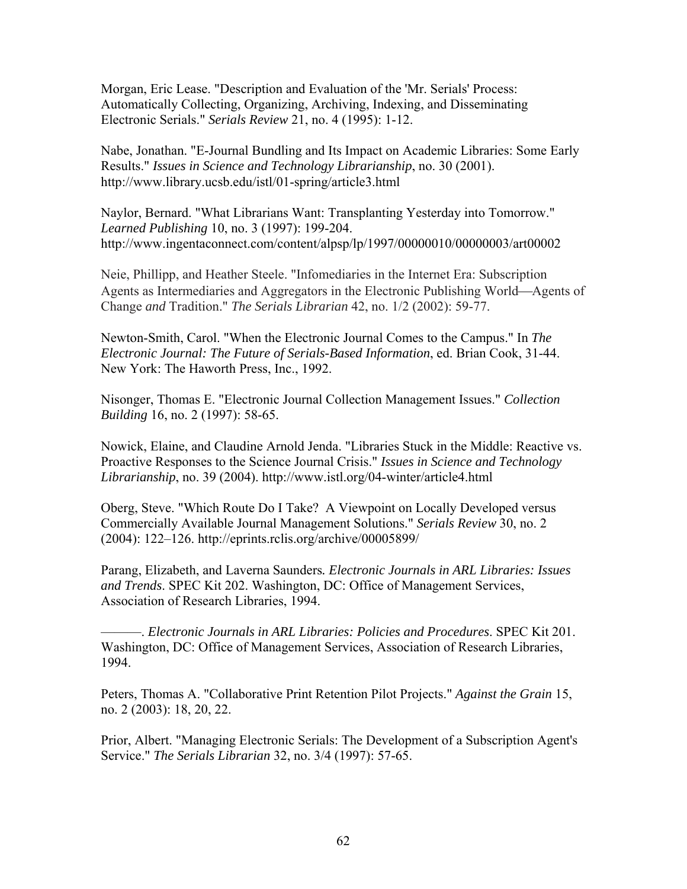Morgan, Eric Lease. "Description and Evaluation of the 'Mr. Serials' Process: Automatically Collecting, Organizing, Archiving, Indexing, and Disseminating Electronic Serials." *Serials Review* 21, no. 4 (1995): 1-12.

Nabe, Jonathan. "E-Journal Bundling and Its Impact on Academic Libraries: Some Early Results." *Issues in Science and Technology Librarianship*, no. 30 (2001). http://www.library.ucsb.edu/istl/01-spring/article3.html

Naylor, Bernard. "What Librarians Want: Transplanting Yesterday into Tomorrow." *Learned Publishing* 10, no. 3 (1997): 199-204. http://www.ingentaconnect.com/content/alpsp/lp/1997/00000010/00000003/art00002

Neie, Phillipp, and Heather Steele. "Infomediaries in the Internet Era: Subscription Agents as Intermediaries and Aggregators in the Electronic Publishing World—Agents of Change *and* Tradition." *The Serials Librarian* 42, no. 1/2 (2002): 59-77.

Newton-Smith, Carol. "When the Electronic Journal Comes to the Campus." In *The Electronic Journal: The Future of Serials-Based Information*, ed. Brian Cook, 31-44. New York: The Haworth Press, Inc., 1992.

Nisonger, Thomas E. "Electronic Journal Collection Management Issues." *Collection Building* 16, no. 2 (1997): 58-65.

Nowick, Elaine, and Claudine Arnold Jenda. "Libraries Stuck in the Middle: Reactive vs. Proactive Responses to the Science Journal Crisis." *Issues in Science and Technology Librarianship*, no. 39 (2004). http://www.istl.org/04-winter/article4.html

Oberg, Steve. "Which Route Do I Take? A Viewpoint on Locally Developed versus Commercially Available Journal Management Solutions." *Serials Review* 30, no. 2 (2004): 122–126. http://eprints.rclis.org/archive/00005899/

Parang, Elizabeth, and Laverna Saunders. *Electronic Journals in ARL Libraries: Issues and Trends*. SPEC Kit 202. Washington, DC: Office of Management Services, Association of Research Libraries, 1994.

———. *Electronic Journals in ARL Libraries: Policies and Procedures*. SPEC Kit 201. Washington, DC: Office of Management Services, Association of Research Libraries, 1994.

Peters, Thomas A. "Collaborative Print Retention Pilot Projects." *Against the Grain* 15, no. 2 (2003): 18, 20, 22.

Prior, Albert. "Managing Electronic Serials: The Development of a Subscription Agent's Service." *The Serials Librarian* 32, no. 3/4 (1997): 57-65.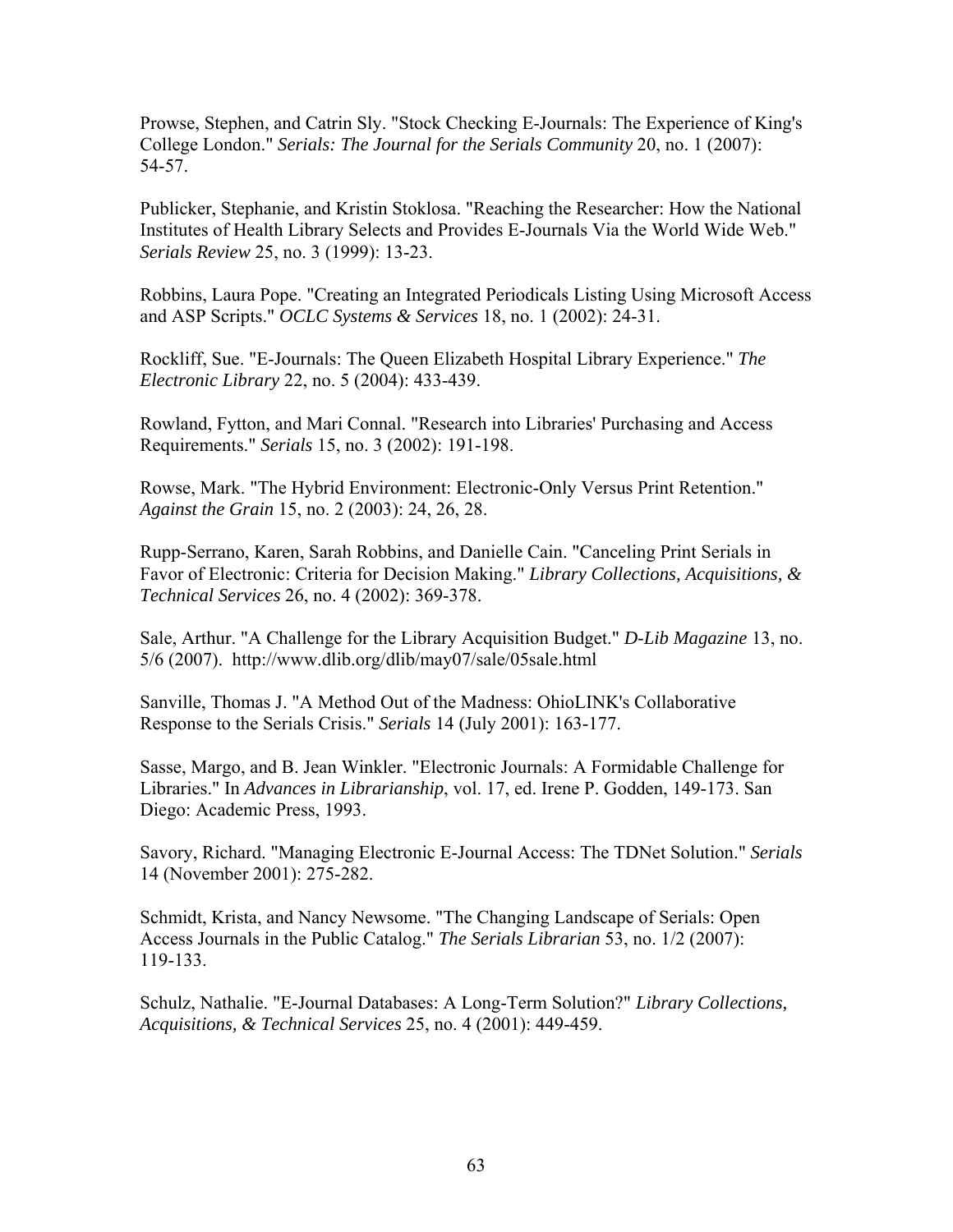Prowse, Stephen, and Catrin Sly. "Stock Checking E-Journals: The Experience of King's College London." *Serials: The Journal for the Serials Community* 20, no. 1 (2007): 54-57.

Publicker, Stephanie, and Kristin Stoklosa. "Reaching the Researcher: How the National Institutes of Health Library Selects and Provides E-Journals Via the World Wide Web." *Serials Review* 25, no. 3 (1999): 13-23.

Robbins, Laura Pope. "Creating an Integrated Periodicals Listing Using Microsoft Access and ASP Scripts." *OCLC Systems & Services* 18, no. 1 (2002): 24-31.

Rockliff, Sue. "E-Journals: The Queen Elizabeth Hospital Library Experience." *The Electronic Library* 22, no. 5 (2004): 433-439.

Rowland, Fytton, and Mari Connal. "Research into Libraries' Purchasing and Access Requirements." *Serials* 15, no. 3 (2002): 191-198.

Rowse, Mark. "The Hybrid Environment: Electronic-Only Versus Print Retention." *Against the Grain* 15, no. 2 (2003): 24, 26, 28.

Rupp-Serrano, Karen, Sarah Robbins, and Danielle Cain. "Canceling Print Serials in Favor of Electronic: Criteria for Decision Making." *Library Collections, Acquisitions, & Technical Services* 26, no. 4 (2002): 369-378.

Sale, Arthur. "A Challenge for the Library Acquisition Budget." *D-Lib Magazine* 13, no. 5/6 (2007). http://www.dlib.org/dlib/may07/sale/05sale.html

Sanville, Thomas J. "A Method Out of the Madness: OhioLINK's Collaborative Response to the Serials Crisis." *Serials* 14 (July 2001): 163-177.

Sasse, Margo, and B. Jean Winkler. "Electronic Journals: A Formidable Challenge for Libraries." In *Advances in Librarianship*, vol. 17, ed. Irene P. Godden, 149-173. San Diego: Academic Press, 1993.

Savory, Richard. "Managing Electronic E-Journal Access: The TDNet Solution." *Serials* 14 (November 2001): 275-282.

Schmidt, Krista, and Nancy Newsome. "The Changing Landscape of Serials: Open Access Journals in the Public Catalog." *The Serials Librarian* 53, no. 1/2 (2007): 119-133.

Schulz, Nathalie. "E-Journal Databases: A Long-Term Solution?" *Library Collections, Acquisitions, & Technical Services* 25, no. 4 (2001): 449-459.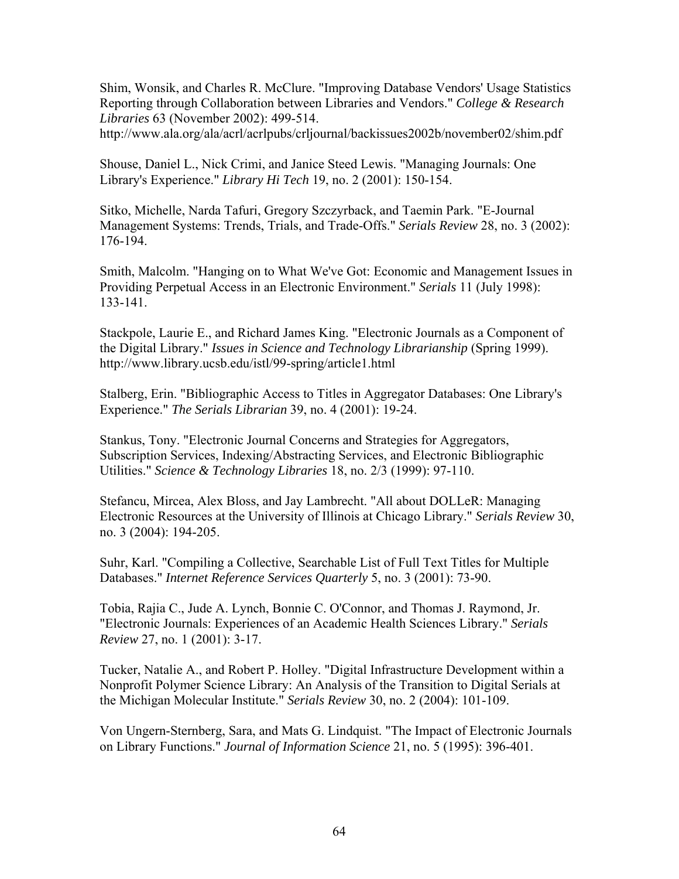Shim, Wonsik, and Charles R. McClure. "Improving Database Vendors' Usage Statistics Reporting through Collaboration between Libraries and Vendors." *College & Research Libraries* 63 (November 2002): 499-514. http://www.ala.org/ala/acrl/acrlpubs/crljournal/backissues2002b/november02/shim.pdf

Shouse, Daniel L., Nick Crimi, and Janice Steed Lewis. "Managing Journals: One Library's Experience." *Library Hi Tech* 19, no. 2 (2001): 150-154.

Sitko, Michelle, Narda Tafuri, Gregory Szczyrback, and Taemin Park. "E-Journal Management Systems: Trends, Trials, and Trade-Offs." *Serials Review* 28, no. 3 (2002): 176-194.

Smith, Malcolm. "Hanging on to What We've Got: Economic and Management Issues in Providing Perpetual Access in an Electronic Environment." *Serials* 11 (July 1998): 133-141.

Stackpole, Laurie E., and Richard James King. "Electronic Journals as a Component of the Digital Library." *Issues in Science and Technology Librarianship* (Spring 1999). http://www.library.ucsb.edu/istl/99-spring/article1.html

Stalberg, Erin. "Bibliographic Access to Titles in Aggregator Databases: One Library's Experience." *The Serials Librarian* 39, no. 4 (2001): 19-24.

Stankus, Tony. "Electronic Journal Concerns and Strategies for Aggregators, Subscription Services, Indexing/Abstracting Services, and Electronic Bibliographic Utilities." *Science & Technology Libraries* 18, no. 2/3 (1999): 97-110.

Stefancu, Mircea, Alex Bloss, and Jay Lambrecht. "All about DOLLeR: Managing Electronic Resources at the University of Illinois at Chicago Library." *Serials Review* 30, no. 3 (2004): 194-205.

Suhr, Karl. "Compiling a Collective, Searchable List of Full Text Titles for Multiple Databases." *Internet Reference Services Quarterly* 5, no. 3 (2001): 73-90.

Tobia, Rajia C., Jude A. Lynch, Bonnie C. O'Connor, and Thomas J. Raymond, Jr. "Electronic Journals: Experiences of an Academic Health Sciences Library." *Serials Review* 27, no. 1 (2001): 3-17.

Tucker, Natalie A., and Robert P. Holley. "Digital Infrastructure Development within a Nonprofit Polymer Science Library: An Analysis of the Transition to Digital Serials at the Michigan Molecular Institute." *Serials Review* 30, no. 2 (2004): 101-109.

Von Ungern-Sternberg, Sara, and Mats G. Lindquist. "The Impact of Electronic Journals on Library Functions." *Journal of Information Science* 21, no. 5 (1995): 396-401.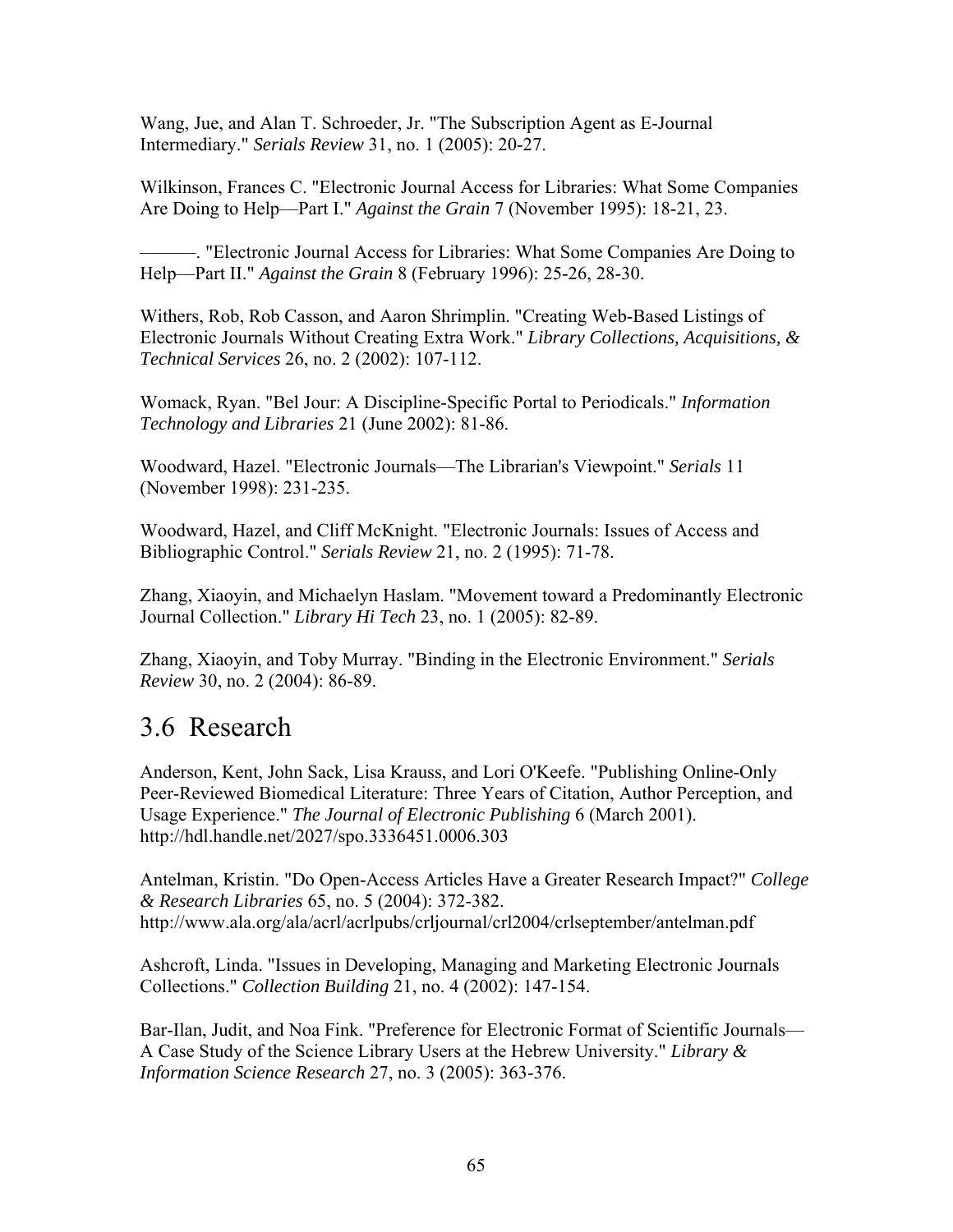Wang, Jue, and Alan T. Schroeder, Jr. "The Subscription Agent as E-Journal Intermediary." *Serials Review* 31, no. 1 (2005): 20-27.

Wilkinson, Frances C. "Electronic Journal Access for Libraries: What Some Companies Are Doing to Help—Part I." *Against the Grain* 7 (November 1995): 18-21, 23.

———. "Electronic Journal Access for Libraries: What Some Companies Are Doing to Help—Part II." *Against the Grain* 8 (February 1996): 25-26, 28-30.

Withers, Rob, Rob Casson, and Aaron Shrimplin. "Creating Web-Based Listings of Electronic Journals Without Creating Extra Work." *Library Collections, Acquisitions, & Technical Services* 26, no. 2 (2002): 107-112.

Womack, Ryan. "Bel Jour: A Discipline-Specific Portal to Periodicals." *Information Technology and Libraries* 21 (June 2002): 81-86.

Woodward, Hazel. "Electronic Journals—The Librarian's Viewpoint." *Serials* 11 (November 1998): 231-235.

Woodward, Hazel, and Cliff McKnight. "Electronic Journals: Issues of Access and Bibliographic Control." *Serials Review* 21, no. 2 (1995): 71-78.

Zhang, Xiaoyin, and Michaelyn Haslam. "Movement toward a Predominantly Electronic Journal Collection." *Library Hi Tech* 23, no. 1 (2005): 82-89.

Zhang, Xiaoyin, and Toby Murray. "Binding in the Electronic Environment." *Serials Review* 30, no. 2 (2004): 86-89.

## 3.6 Research

Anderson, Kent, John Sack, Lisa Krauss, and Lori O'Keefe. "Publishing Online-Only Peer-Reviewed Biomedical Literature: Three Years of Citation, Author Perception, and Usage Experience." *The Journal of Electronic Publishing* 6 (March 2001). http://hdl.handle.net/2027/spo.3336451.0006.303

Antelman, Kristin. "Do Open-Access Articles Have a Greater Research Impact?" *College & Research Libraries* 65, no. 5 (2004): 372-382. http://www.ala.org/ala/acrl/acrlpubs/crljournal/crl2004/crlseptember/antelman.pdf

Ashcroft, Linda. "Issues in Developing, Managing and Marketing Electronic Journals Collections." *Collection Building* 21, no. 4 (2002): 147-154.

Bar-Ilan, Judit, and Noa Fink. "Preference for Electronic Format of Scientific Journals—A Case Study of the Science Library Users at the Hebrew University." *Library & Information Science Research* 27, no. 3 (2005): 363-376.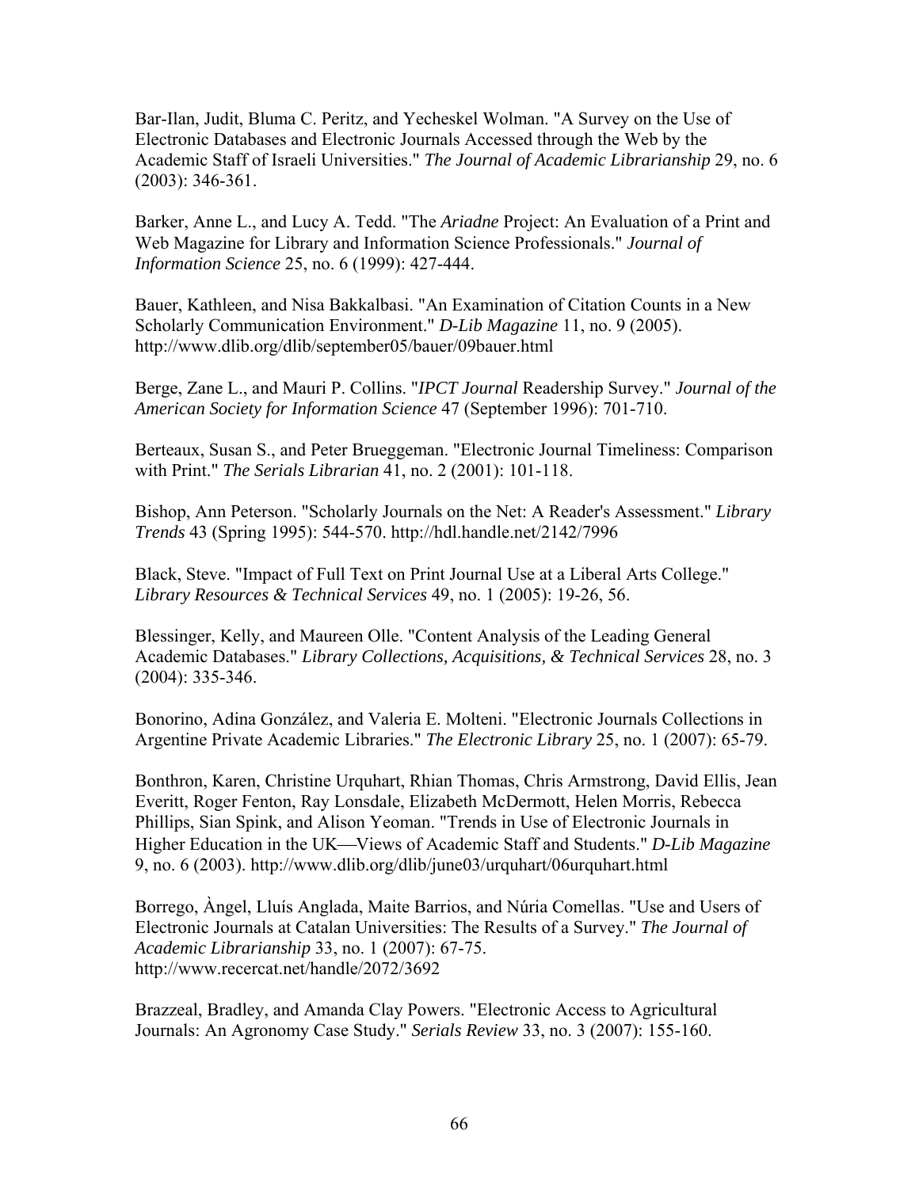Bar-Ilan, Judit, Bluma C. Peritz, and Yecheskel Wolman. "A Survey on the Use of Electronic Databases and Electronic Journals Accessed through the Web by the Academic Staff of Israeli Universities." *The Journal of Academic Librarianship* 29, no. 6 (2003): 346-361.

Barker, Anne L., and Lucy A. Tedd. "The *Ariadne* Project: An Evaluation of a Print and Web Magazine for Library and Information Science Professionals." *Journal of Information Science* 25, no. 6 (1999): 427-444.

Bauer, Kathleen, and Nisa Bakkalbasi. "An Examination of Citation Counts in a New Scholarly Communication Environment." *D-Lib Magazine* 11, no. 9 (2005). http://www.dlib.org/dlib/september05/bauer/09bauer.html

Berge, Zane L., and Mauri P. Collins. "*IPCT Journal* Readership Survey." *Journal of the American Society for Information Science* 47 (September 1996): 701-710.

Berteaux, Susan S., and Peter Brueggeman. "Electronic Journal Timeliness: Comparison with Print." *The Serials Librarian* 41, no. 2 (2001): 101-118.

Bishop, Ann Peterson. "Scholarly Journals on the Net: A Reader's Assessment." *Library Trends* 43 (Spring 1995): 544-570. http://hdl.handle.net/2142/7996

Black, Steve. "Impact of Full Text on Print Journal Use at a Liberal Arts College." *Library Resources & Technical Services* 49, no. 1 (2005): 19-26, 56.

Blessinger, Kelly, and Maureen Olle. "Content Analysis of the Leading General Academic Databases." *Library Collections, Acquisitions, & Technical Services* 28, no. 3 (2004): 335-346.

Bonorino, Adina González, and Valeria E. Molteni. "Electronic Journals Collections in Argentine Private Academic Libraries." *The Electronic Library* 25, no. 1 (2007): 65-79.

Bonthron, Karen, Christine Urquhart, Rhian Thomas, Chris Armstrong, David Ellis, Jean Everitt, Roger Fenton, Ray Lonsdale, Elizabeth McDermott, Helen Morris, Rebecca Phillips, Sian Spink, and Alison Yeoman. "Trends in Use of Electronic Journals in Higher Education in the UK—Views of Academic Staff and Students." *D-Lib Magazine* 9, no. 6 (2003). http://www.dlib.org/dlib/june03/urquhart/06urquhart.html

Borrego, Àngel, Lluís Anglada, Maite Barrios, and Núria Comellas. "Use and Users of Electronic Journals at Catalan Universities: The Results of a Survey." *The Journal of Academic Librarianship* 33, no. 1 (2007): 67-75. http://www.recercat.net/handle/2072/3692

Brazzeal, Bradley, and Amanda Clay Powers. "Electronic Access to Agricultural Journals: An Agronomy Case Study." *Serials Review* 33, no. 3 (2007): 155-160.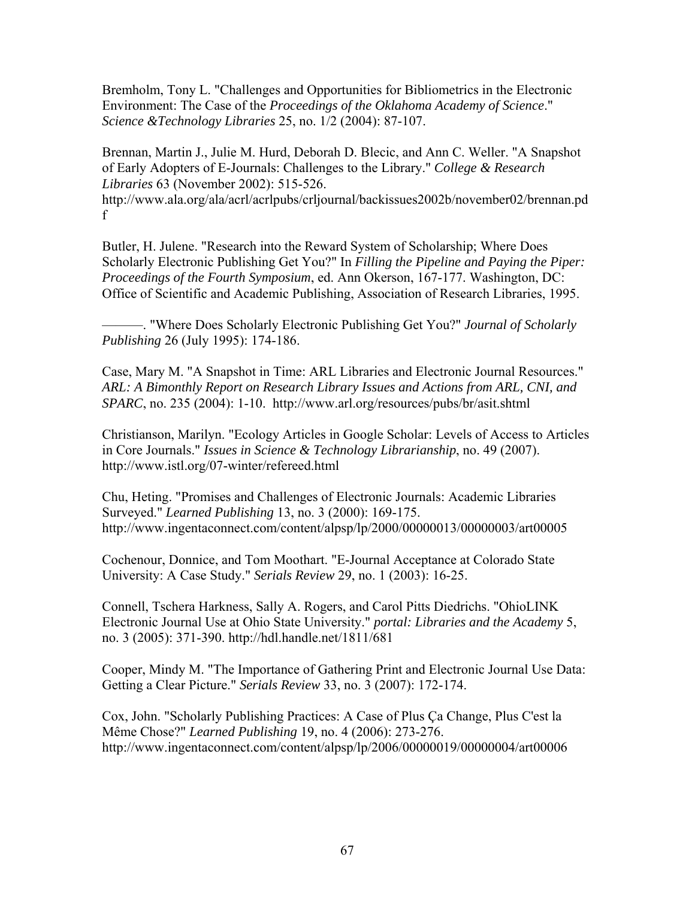Bremholm, Tony L. "Challenges and Opportunities for Bibliometrics in the Electronic Environment: The Case of the *Proceedings of the Oklahoma Academy of Science*." *Science &Technology Libraries* 25, no. 1/2 (2004): 87-107.

Brennan, Martin J., Julie M. Hurd, Deborah D. Blecic, and Ann C. Weller. "A Snapshot of Early Adopters of E-Journals: Challenges to the Library." *College & Research Libraries* 63 (November 2002): 515-526. http://www.ala.org/ala/acrl/acrlpubs/crljournal/backissues2002b/november02/brennan.pdf

Butler, H. Julene. "Research into the Reward System of Scholarship; Where Does Scholarly Electronic Publishing Get You?" In *Filling the Pipeline and Paying the Piper: Proceedings of the Fourth Symposium*, ed. Ann Okerson, 167-177. Washington, DC: Office of Scientific and Academic Publishing, Association of Research Libraries, 1995.

———. "Where Does Scholarly Electronic Publishing Get You?" *Journal of Scholarly Publishing* 26 (July 1995): 174-186.

Case, Mary M. "A Snapshot in Time: ARL Libraries and Electronic Journal Resources." *ARL: A Bimonthly Report on Research Library Issues and Actions from ARL, CNI, and SPARC*, no. 235 (2004): 1-10. http://www.arl.org/resources/pubs/br/asit.shtml

Christianson, Marilyn. "Ecology Articles in Google Scholar: Levels of Access to Articles in Core Journals." *Issues in Science & Technology Librarianship*, no. 49 (2007). http://www.istl.org/07-winter/refereed.html

Chu, Heting. "Promises and Challenges of Electronic Journals: Academic Libraries Surveyed." *Learned Publishing* 13, no. 3 (2000): 169-175. http://www.ingentaconnect.com/content/alpsp/lp/2000/00000013/00000003/art00005

Cochenour, Donnice, and Tom Moothart. "E-Journal Acceptance at Colorado State University: A Case Study." *Serials Review* 29, no. 1 (2003): 16-25.

Connell, Tschera Harkness, Sally A. Rogers, and Carol Pitts Diedrichs. "OhioLINK Electronic Journal Use at Ohio State University." *portal: Libraries and the Academy* 5, no. 3 (2005): 371-390. http://hdl.handle.net/1811/681

Cooper, Mindy M. "The Importance of Gathering Print and Electronic Journal Use Data: Getting a Clear Picture." *Serials Review* 33, no. 3 (2007): 172-174.

Cox, John. "Scholarly Publishing Practices: A Case of Plus Ça Change, Plus C'est la Même Chose?" *Learned Publishing* 19, no. 4 (2006): 273-276. http://www.ingentaconnect.com/content/alpsp/lp/2006/00000019/00000004/art00006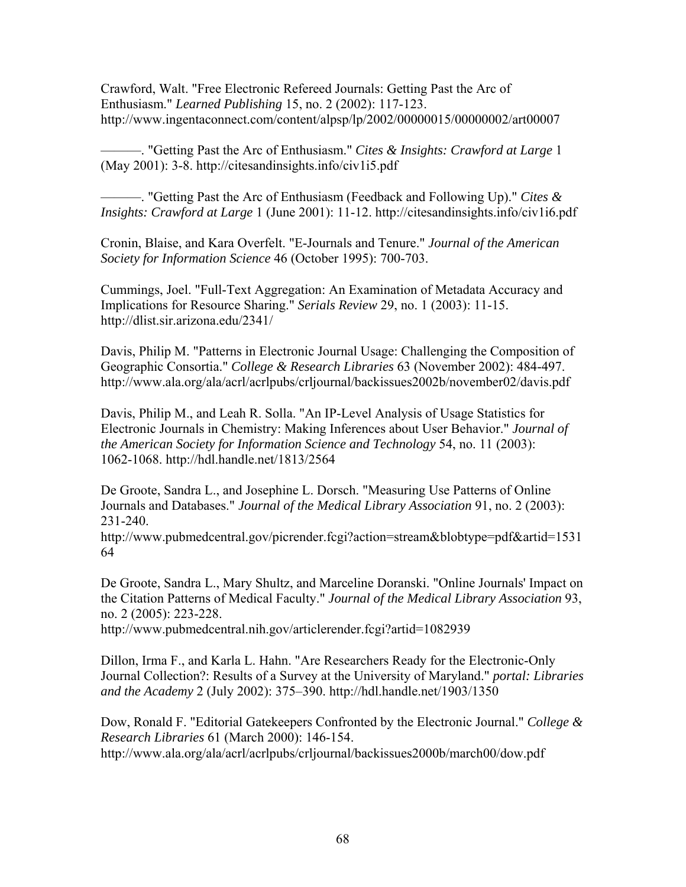Crawford, Walt. "Free Electronic Refereed Journals: Getting Past the Arc of Enthusiasm." *Learned Publishing* 15, no. 2 (2002): 117-123. http://www.ingentaconnect.com/content/alpsp/lp/2002/00000015/00000002/art00007

———. "Getting Past the Arc of Enthusiasm." *Cites & Insights: Crawford at Large* 1 (May 2001): 3-8. http://citesandinsights.info/civ1i5.pdf

———. "Getting Past the Arc of Enthusiasm (Feedback and Following Up)." *Cites & Insights: Crawford at Large* 1 (June 2001): 11-12. http://citesandinsights.info/civ1i6.pdf

Cronin, Blaise, and Kara Overfelt. "E-Journals and Tenure." *Journal of the American Society for Information Science* 46 (October 1995): 700-703.

Cummings, Joel. "Full-Text Aggregation: An Examination of Metadata Accuracy and Implications for Resource Sharing." *Serials Review* 29, no. 1 (2003): 11-15. http://dlist.sir.arizona.edu/2341/

Davis, Philip M. "Patterns in Electronic Journal Usage: Challenging the Composition of Geographic Consortia." *College & Research Libraries* 63 (November 2002): 484-497. http://www.ala.org/ala/acrl/acrlpubs/crljournal/backissues2002b/november02/davis.pdf

Davis, Philip M., and Leah R. Solla. "An IP-Level Analysis of Usage Statistics for Electronic Journals in Chemistry: Making Inferences about User Behavior." *Journal of the American Society for Information Science and Technology* 54, no. 11 (2003): 1062-1068. http://hdl.handle.net/1813/2564

De Groote, Sandra L., and Josephine L. Dorsch. "Measuring Use Patterns of Online Journals and Databases." *Journal of the Medical Library Association* 91, no. 2 (2003): 231-240. http://www.pubmedcentral.gov/picrender.fcgi?action=stream&blobtype=pdf&artid=153164

De Groote, Sandra L., Mary Shultz, and Marceline Doranski. "Online Journals' Impact on the Citation Patterns of Medical Faculty." *Journal of the Medical Library Association* 93, no. 2 (2005): 223-228. http://www.pubmedcentral.nih.gov/articlerender.fcgi?artid=1082939

Dillon, Irma F., and Karla L. Hahn. "Are Researchers Ready for the Electronic-Only Journal Collection?: Results of a Survey at the University of Maryland." *portal: Libraries and the Academy* 2 (July 2002): 375–390. http://hdl.handle.net/1903/1350

Dow, Ronald F. "Editorial Gatekeepers Confronted by the Electronic Journal." *College & Research Libraries* 61 (March 2000): 146-154. http://www.ala.org/ala/acrl/acrlpubs/crljournal/backissues2000b/march00/dow.pdf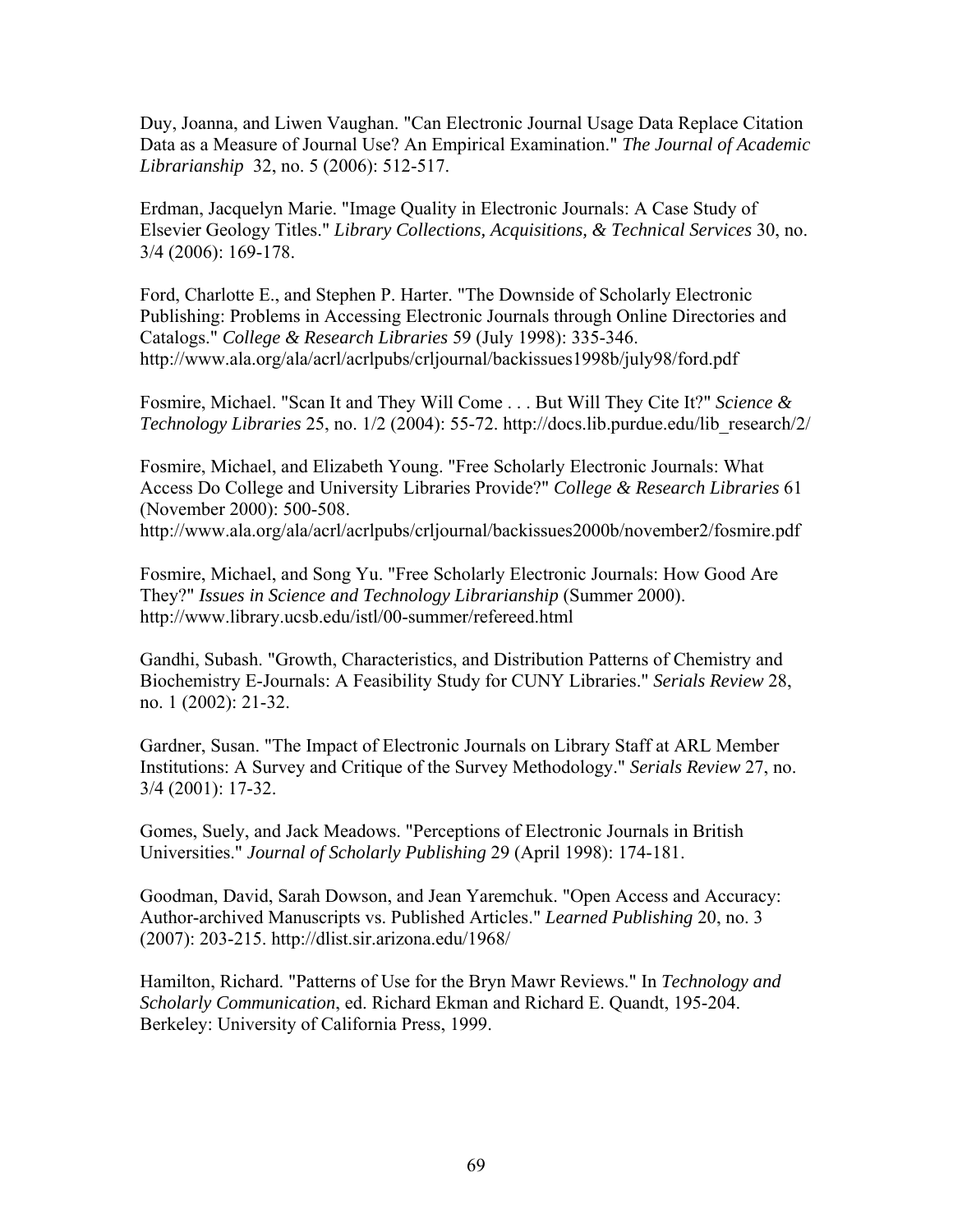Duy, Joanna, and Liwen Vaughan. "Can Electronic Journal Usage Data Replace Citation Data as a Measure of Journal Use? An Empirical Examination." *The Journal of Academic Librarianship* 32, no. 5 (2006): 512-517.

Erdman, Jacquelyn Marie. "Image Quality in Electronic Journals: A Case Study of Elsevier Geology Titles." *Library Collections, Acquisitions, & Technical Services* 30, no. 3/4 (2006): 169-178.

Ford, Charlotte E., and Stephen P. Harter. "The Downside of Scholarly Electronic Publishing: Problems in Accessing Electronic Journals through Online Directories and Catalogs." *College & Research Libraries* 59 (July 1998): 335-346. http://www.ala.org/ala/acrl/acrlpubs/crljournal/backissues1998b/july98/ford.pdf

Fosmire, Michael. "Scan It and They Will Come . . . But Will They Cite It?" *Science & Technology Libraries* 25, no. 1/2 (2004): 55-72. http://docs.lib.purdue.edu/lib_research/2/

Fosmire, Michael, and Elizabeth Young. "Free Scholarly Electronic Journals: What Access Do College and University Libraries Provide?" *College & Research Libraries* 61 (November 2000): 500-508. http://www.ala.org/ala/acrl/acrlpubs/crljournal/backissues2000b/november2/fosmire.pdf

Fosmire, Michael, and Song Yu. "Free Scholarly Electronic Journals: How Good Are They?" *Issues in Science and Technology Librarianship* (Summer 2000). http://www.library.ucsb.edu/istl/00-summer/refereed.html

Gandhi, Subash. "Growth, Characteristics, and Distribution Patterns of Chemistry and Biochemistry E-Journals: A Feasibility Study for CUNY Libraries." *Serials Review* 28, no. 1 (2002): 21-32.

Gardner, Susan. "The Impact of Electronic Journals on Library Staff at ARL Member Institutions: A Survey and Critique of the Survey Methodology." *Serials Review* 27, no. 3/4 (2001): 17-32.

Gomes, Suely, and Jack Meadows. "Perceptions of Electronic Journals in British Universities." *Journal of Scholarly Publishing* 29 (April 1998): 174-181.

Goodman, David, Sarah Dowson, and Jean Yaremchuk. "Open Access and Accuracy: Author-archived Manuscripts vs. Published Articles." *Learned Publishing* 20, no. 3 (2007): 203-215. http://dlist.sir.arizona.edu/1968/

Hamilton, Richard. "Patterns of Use for the Bryn Mawr Reviews." In *Technology and Scholarly Communication*, ed. Richard Ekman and Richard E. Quandt, 195-204. Berkeley: University of California Press, 1999.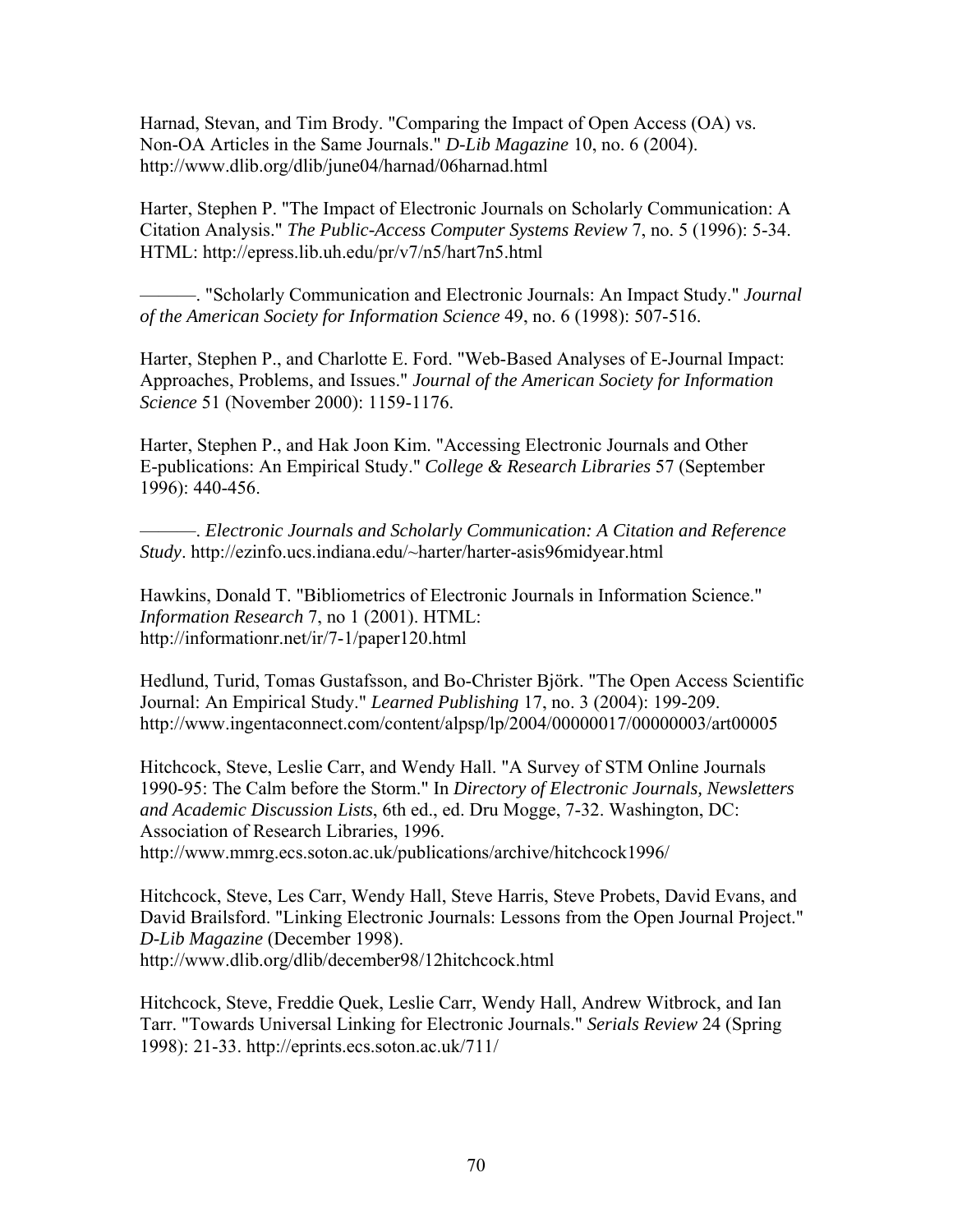Harnad, Stevan, and Tim Brody. "Comparing the Impact of Open Access (OA) vs. Non-OA Articles in the Same Journals." *D-Lib Magazine* 10, no. 6 (2004). http://www.dlib.org/dlib/june04/harnad/06harnad.html

Harter, Stephen P. "The Impact of Electronic Journals on Scholarly Communication: A Citation Analysis." *The Public-Access Computer Systems Review* 7, no. 5 (1996): 5-34. HTML: http://epress.lib.uh.edu/pr/v7/n5/hart7n5.html

———. "Scholarly Communication and Electronic Journals: An Impact Study." *Journal of the American Society for Information Science* 49, no. 6 (1998): 507-516.

Harter, Stephen P., and Charlotte E. Ford. "Web-Based Analyses of E-Journal Impact: Approaches, Problems, and Issues." *Journal of the American Society for Information Science* 51 (November 2000): 1159-1176.

Harter, Stephen P., and Hak Joon Kim. "Accessing Electronic Journals and Other E-publications: An Empirical Study." *College & Research Libraries* 57 (September 1996): 440-456.

———. *Electronic Journals and Scholarly Communication: A Citation and Reference Study*. http://ezinfo.ucs.indiana.edu/~harter/harter-asis96midyear.html

Hawkins, Donald T. "Bibliometrics of Electronic Journals in Information Science." *Information Research* 7, no 1 (2001). HTML: http://informationr.net/ir/7-1/paper120.html

Hedlund, Turid, Tomas Gustafsson, and Bo-Christer Björk. "The Open Access Scientific Journal: An Empirical Study." *Learned Publishing* 17, no. 3 (2004): 199-209. http://www.ingentaconnect.com/content/alpsp/lp/2004/00000017/00000003/art00005

Hitchcock, Steve, Leslie Carr, and Wendy Hall. "A Survey of STM Online Journals 1990-95: The Calm before the Storm." In *Directory of Electronic Journals, Newsletters and Academic Discussion Lists*, 6th ed., ed. Dru Mogge, 7-32. Washington, DC: Association of Research Libraries, 1996. http://www.mmrg.ecs.soton.ac.uk/publications/archive/hitchcock1996/

Hitchcock, Steve, Les Carr, Wendy Hall, Steve Harris, Steve Probets, David Evans, and David Brailsford. "Linking Electronic Journals: Lessons from the Open Journal Project." *D-Lib Magazine* (December 1998). http://www.dlib.org/dlib/december98/12hitchcock.html

Hitchcock, Steve, Freddie Quek, Leslie Carr, Wendy Hall, Andrew Witbrock, and Ian Tarr. "Towards Universal Linking for Electronic Journals." *Serials Review* 24 (Spring 1998): 21-33. http://eprints.ecs.soton.ac.uk/711/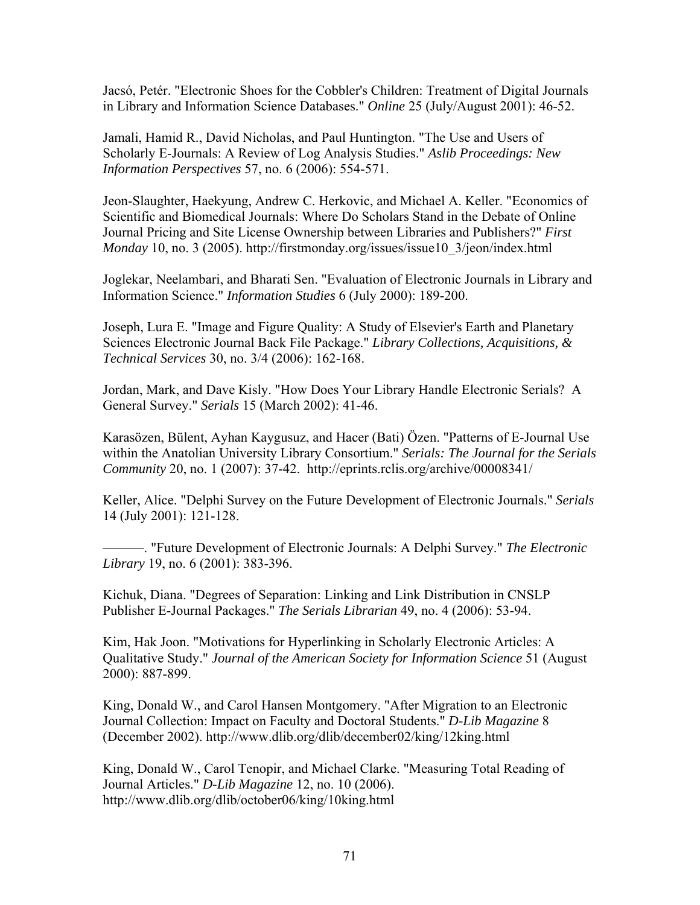Jacsó, Petér. "Electronic Shoes for the Cobbler's Children: Treatment of Digital Journals in Library and Information Science Databases." *Online* 25 (July/August 2001): 46-52.

Jamali, Hamid R., David Nicholas, and Paul Huntington. "The Use and Users of Scholarly E-Journals: A Review of Log Analysis Studies." *Aslib Proceedings: New Information Perspectives* 57, no. 6 (2006): 554-571.

Jeon-Slaughter, Haekyung, Andrew C. Herkovic, and Michael A. Keller. "Economics of Scientific and Biomedical Journals: Where Do Scholars Stand in the Debate of Online Journal Pricing and Site License Ownership between Libraries and Publishers?" *First Monday* 10, no. 3 (2005). http://firstmonday.org/issues/issue10_3/jeon/index.html

Joglekar, Neelambari, and Bharati Sen. "Evaluation of Electronic Journals in Library and Information Science." *Information Studies* 6 (July 2000): 189-200.

Joseph, Lura E. "Image and Figure Quality: A Study of Elsevier's Earth and Planetary Sciences Electronic Journal Back File Package." *Library Collections, Acquisitions, & Technical Services* 30, no. 3/4 (2006): 162-168.

Jordan, Mark, and Dave Kisly. "How Does Your Library Handle Electronic Serials? A General Survey." *Serials* 15 (March 2002): 41-46.

Karasözen, Bülent, Ayhan Kaygusuz, and Hacer (Bati) Özen. "Patterns of E-Journal Use within the Anatolian University Library Consortium." *Serials: The Journal for the Serials Community* 20, no. 1 (2007): 37-42. http://eprints.rclis.org/archive/00008341/

Keller, Alice. "Delphi Survey on the Future Development of Electronic Journals." *Serials* 14 (July 2001): 121-128.

———. "Future Development of Electronic Journals: A Delphi Survey." *The Electronic Library* 19, no. 6 (2001): 383-396.

Kichuk, Diana. "Degrees of Separation: Linking and Link Distribution in CNSLP Publisher E-Journal Packages." *The Serials Librarian* 49, no. 4 (2006): 53-94.

Kim, Hak Joon. "Motivations for Hyperlinking in Scholarly Electronic Articles: A Qualitative Study." *Journal of the American Society for Information Science* 51 (August 2000): 887-899.

King, Donald W., and Carol Hansen Montgomery. "After Migration to an Electronic Journal Collection: Impact on Faculty and Doctoral Students." *D-Lib Magazine* 8 (December 2002). http://www.dlib.org/dlib/december02/king/12king.html

King, Donald W., Carol Tenopir, and Michael Clarke. "Measuring Total Reading of Journal Articles." *D-Lib Magazine* 12, no. 10 (2006). http://www.dlib.org/dlib/october06/king/10king.html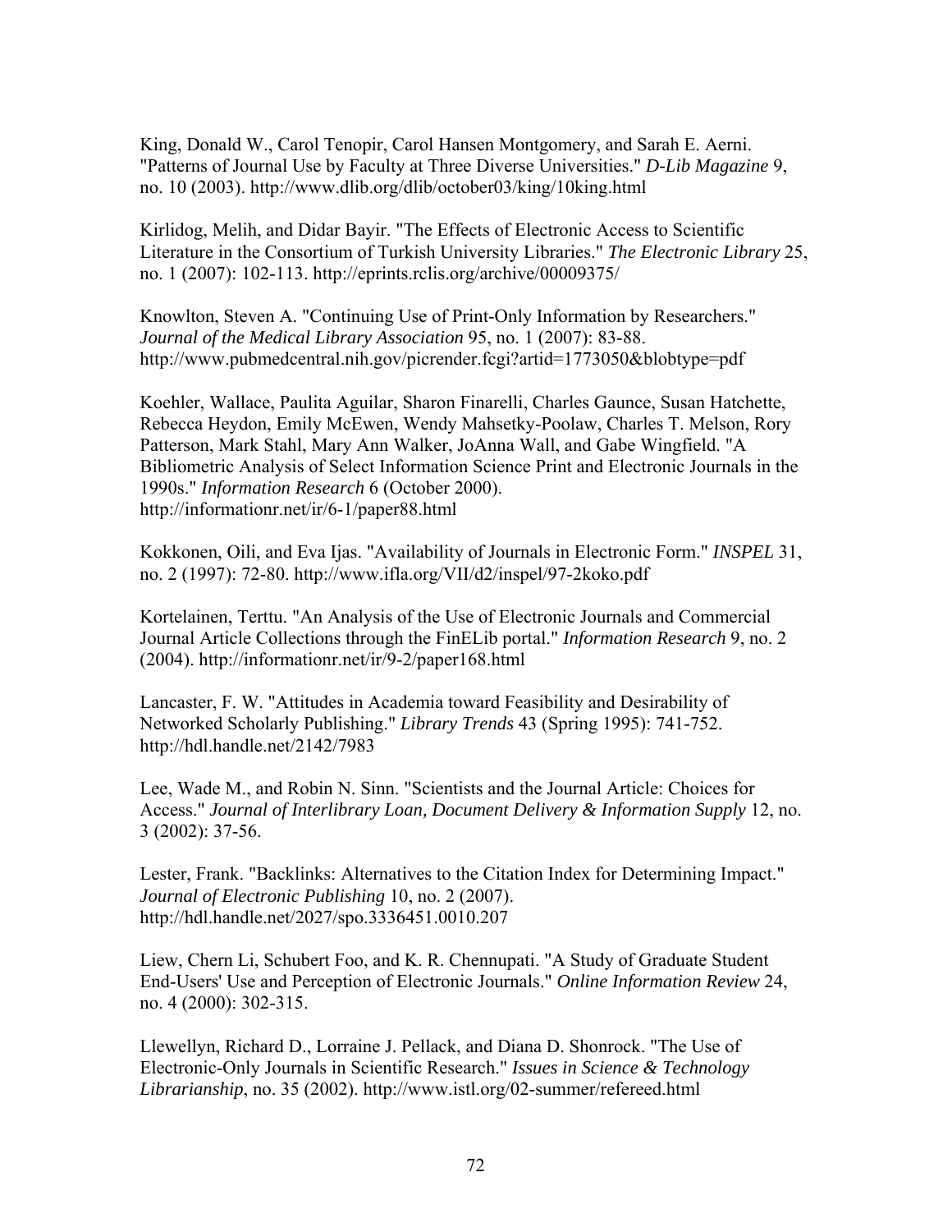King, Donald W., Carol Tenopir, Carol Hansen Montgomery, and Sarah E. Aerni. "Patterns of Journal Use by Faculty at Three Diverse Universities." *D-Lib Magazine* 9, no. 10 (2003). http://www.dlib.org/dlib/october03/king/10king.html

Kirlidog, Melih, and Didar Bayir. "The Effects of Electronic Access to Scientific Literature in the Consortium of Turkish University Libraries." *The Electronic Library* 25, no. 1 (2007): 102-113. http://eprints.rclis.org/archive/00009375/

Knowlton, Steven A. "Continuing Use of Print-Only Information by Researchers." *Journal of the Medical Library Association* 95, no. 1 (2007): 83-88. http://www.pubmedcentral.nih.gov/picrender.fcgi?artid=1773050&blobtype=pdf

Koehler, Wallace, Paulita Aguilar, Sharon Finarelli, Charles Gaunce, Susan Hatchette, Rebecca Heydon, Emily McEwen, Wendy Mahsetky-Poolaw, Charles T. Melson, Rory Patterson, Mark Stahl, Mary Ann Walker, JoAnna Wall, and Gabe Wingfield. "A Bibliometric Analysis of Select Information Science Print and Electronic Journals in the 1990s." *Information Research* 6 (October 2000). http://informationr.net/ir/6-1/paper88.html

Kokkonen, Oili, and Eva Ijas. "Availability of Journals in Electronic Form." *INSPEL* 31, no. 2 (1997): 72-80. http://www.ifla.org/VII/d2/inspel/97-2koko.pdf

Kortelainen, Terttu. "An Analysis of the Use of Electronic Journals and Commercial Journal Article Collections through the FinELib portal." *Information Research* 9, no. 2 (2004). http://informationr.net/ir/9-2/paper168.html

Lancaster, F. W. "Attitudes in Academia toward Feasibility and Desirability of Networked Scholarly Publishing." *Library Trends* 43 (Spring 1995): 741-752. http://hdl.handle.net/2142/7983

Lee, Wade M., and Robin N. Sinn. "Scientists and the Journal Article: Choices for Access." *Journal of Interlibrary Loan, Document Delivery & Information Supply* 12, no. 3 (2002): 37-56.

Lester, Frank. "Backlinks: Alternatives to the Citation Index for Determining Impact." *Journal of Electronic Publishing* 10, no. 2 (2007). http://hdl.handle.net/2027/spo.3336451.0010.207

Liew, Chern Li, Schubert Foo, and K. R. Chennupati. "A Study of Graduate Student End-Users' Use and Perception of Electronic Journals." *Online Information Review* 24, no. 4 (2000): 302-315.

Llewellyn, Richard D., Lorraine J. Pellack, and Diana D. Shonrock. "The Use of Electronic-Only Journals in Scientific Research." *Issues in Science & Technology Librarianship*, no. 35 (2002). http://www.istl.org/02-summer/refereed.html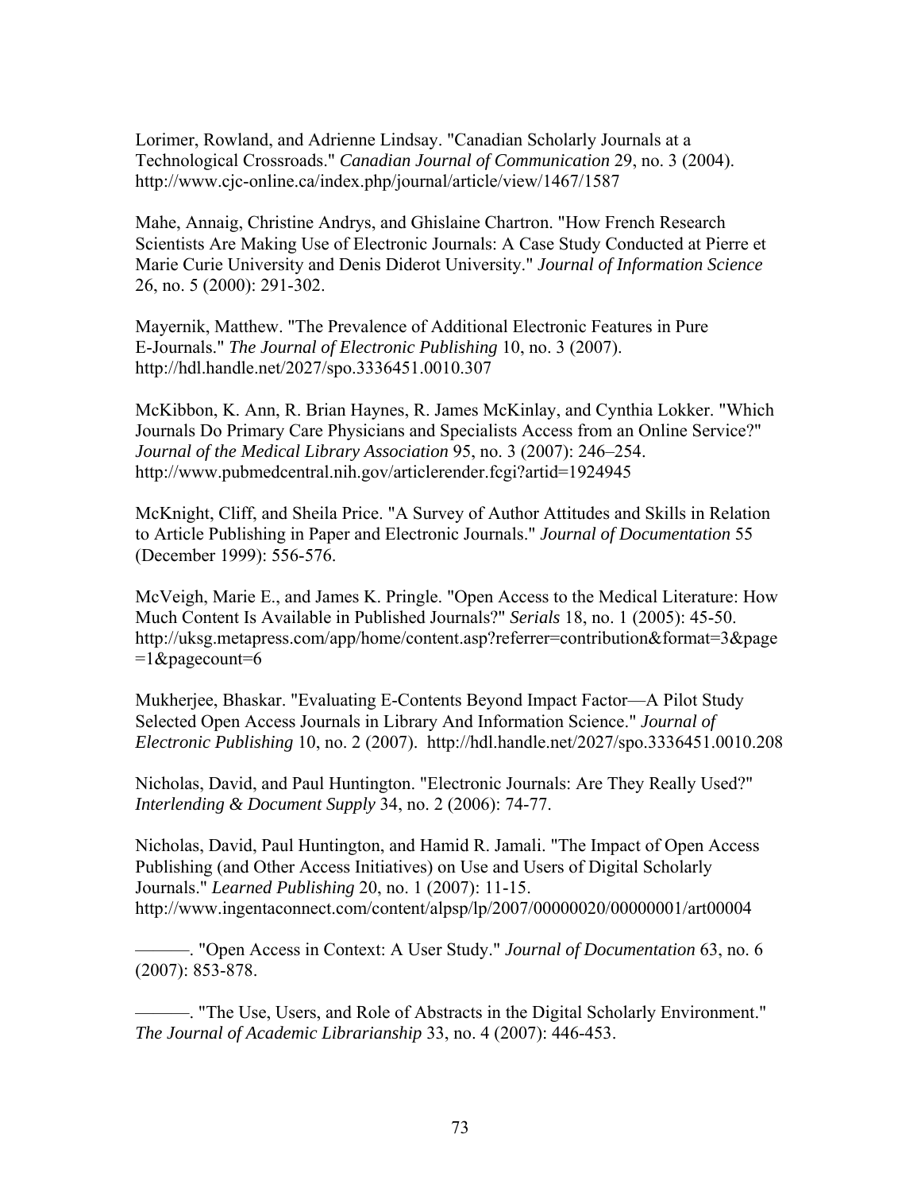Lorimer, Rowland, and Adrienne Lindsay. "Canadian Scholarly Journals at a Technological Crossroads." *Canadian Journal of Communication* 29, no. 3 (2004). http://www.cjc-online.ca/index.php/journal/article/view/1467/1587

Mahe, Annaig, Christine Andrys, and Ghislaine Chartron. "How French Research Scientists Are Making Use of Electronic Journals: A Case Study Conducted at Pierre et Marie Curie University and Denis Diderot University." *Journal of Information Science* 26, no. 5 (2000): 291-302.

Mayernik, Matthew. "The Prevalence of Additional Electronic Features in Pure E-Journals." *The Journal of Electronic Publishing* 10, no. 3 (2007). http://hdl.handle.net/2027/spo.3336451.0010.307

McKibbon, K. Ann, R. Brian Haynes, R. James McKinlay, and Cynthia Lokker. "Which Journals Do Primary Care Physicians and Specialists Access from an Online Service?" *Journal of the Medical Library Association* 95, no. 3 (2007): 246–254. http://www.pubmedcentral.nih.gov/articlerender.fcgi?artid=1924945

McKnight, Cliff, and Sheila Price. "A Survey of Author Attitudes and Skills in Relation to Article Publishing in Paper and Electronic Journals." *Journal of Documentation* 55 (December 1999): 556-576.

McVeigh, Marie E., and James K. Pringle. "Open Access to the Medical Literature: How Much Content Is Available in Published Journals?" *Serials* 18, no. 1 (2005): 45-50. http://uksg.metapress.com/app/home/content.asp?referrer=contribution&format=3&page=1&pagecount=6

Mukherjee, Bhaskar. "Evaluating E-Contents Beyond Impact Factor—A Pilot Study Selected Open Access Journals in Library And Information Science." *Journal of Electronic Publishing* 10, no. 2 (2007). http://hdl.handle.net/2027/spo.3336451.0010.208

Nicholas, David, and Paul Huntington. "Electronic Journals: Are They Really Used?" *Interlending & Document Supply* 34, no. 2 (2006): 74-77.

Nicholas, David, Paul Huntington, and Hamid R. Jamali. "The Impact of Open Access Publishing (and Other Access Initiatives) on Use and Users of Digital Scholarly Journals." *Learned Publishing* 20, no. 1 (2007): 11-15. http://www.ingentaconnect.com/content/alpsp/lp/2007/00000020/00000001/art00004

———. "Open Access in Context: A User Study." *Journal of Documentation* 63, no. 6 (2007): 853-878.

———. "The Use, Users, and Role of Abstracts in the Digital Scholarly Environment." *The Journal of Academic Librarianship* 33, no. 4 (2007): 446-453.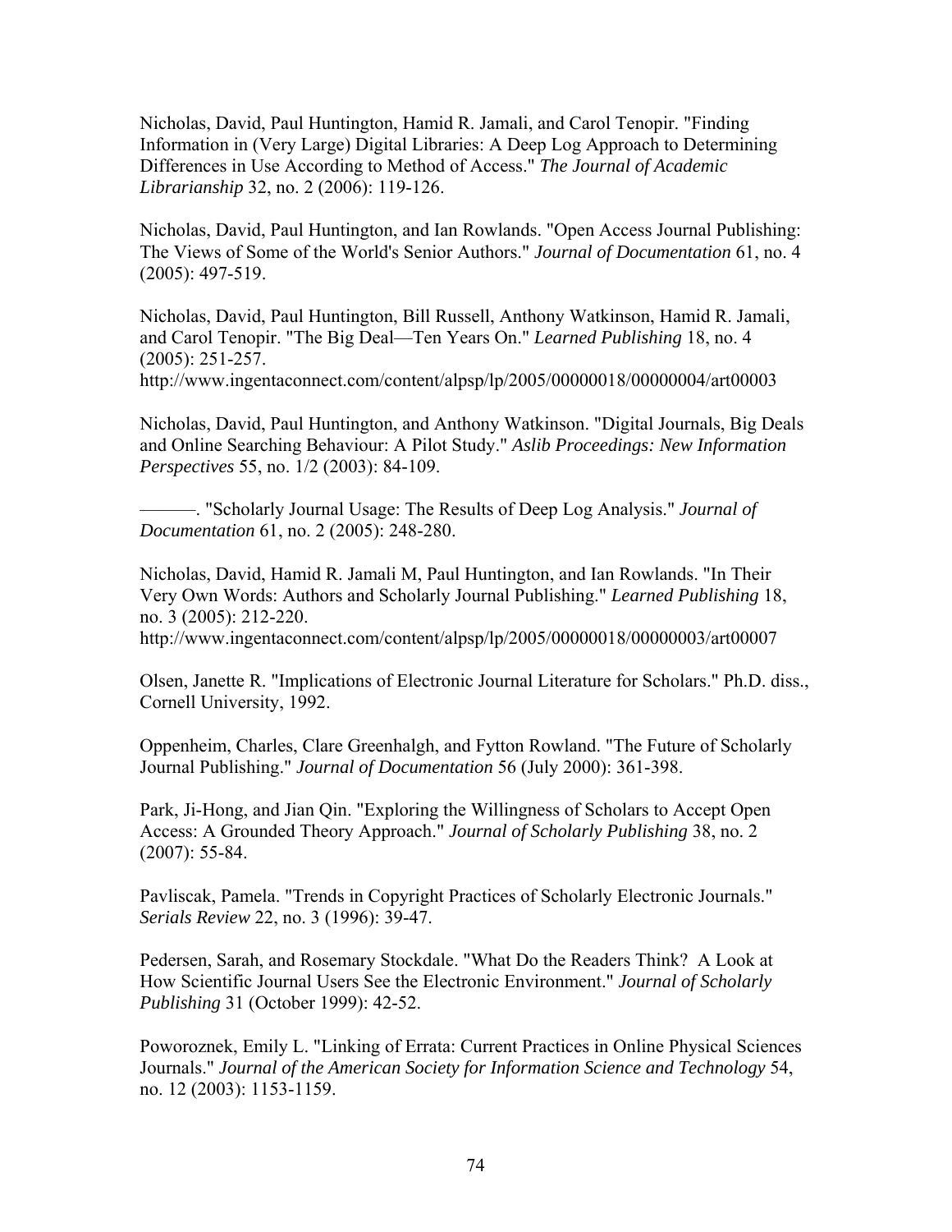Nicholas, David, Paul Huntington, Hamid R. Jamali, and Carol Tenopir. "Finding Information in (Very Large) Digital Libraries: A Deep Log Approach to Determining Differences in Use According to Method of Access." *The Journal of Academic Librarianship* 32, no. 2 (2006): 119-126.

Nicholas, David, Paul Huntington, and Ian Rowlands. "Open Access Journal Publishing: The Views of Some of the World's Senior Authors." *Journal of Documentation* 61, no. 4 (2005): 497-519.

Nicholas, David, Paul Huntington, Bill Russell, Anthony Watkinson, Hamid R. Jamali, and Carol Tenopir. "The Big Deal—Ten Years On." *Learned Publishing* 18, no. 4 (2005): 251-257. http://www.ingentaconnect.com/content/alpsp/lp/2005/00000018/00000004/art00003

Nicholas, David, Paul Huntington, and Anthony Watkinson. "Digital Journals, Big Deals and Online Searching Behaviour: A Pilot Study." *Aslib Proceedings: New Information Perspectives* 55, no. 1/2 (2003): 84-109.

———. "Scholarly Journal Usage: The Results of Deep Log Analysis." *Journal of Documentation* 61, no. 2 (2005): 248-280.

Nicholas, David, Hamid R. Jamali M, Paul Huntington, and Ian Rowlands. "In Their Very Own Words: Authors and Scholarly Journal Publishing." *Learned Publishing* 18, no. 3 (2005): 212-220. http://www.ingentaconnect.com/content/alpsp/lp/2005/00000018/00000003/art00007

Olsen, Janette R. "Implications of Electronic Journal Literature for Scholars." Ph.D. diss., Cornell University, 1992.

Oppenheim, Charles, Clare Greenhalgh, and Fytton Rowland. "The Future of Scholarly Journal Publishing." *Journal of Documentation* 56 (July 2000): 361-398.

Park, Ji-Hong, and Jian Qin. "Exploring the Willingness of Scholars to Accept Open Access: A Grounded Theory Approach." *Journal of Scholarly Publishing* 38, no. 2 (2007): 55-84.

Pavliscak, Pamela. "Trends in Copyright Practices of Scholarly Electronic Journals." *Serials Review* 22, no. 3 (1996): 39-47.

Pedersen, Sarah, and Rosemary Stockdale. "What Do the Readers Think? A Look at How Scientific Journal Users See the Electronic Environment." *Journal of Scholarly Publishing* 31 (October 1999): 42-52.

Poworoznek, Emily L. "Linking of Errata: Current Practices in Online Physical Sciences Journals." *Journal of the American Society for Information Science and Technology* 54, no. 12 (2003): 1153-1159.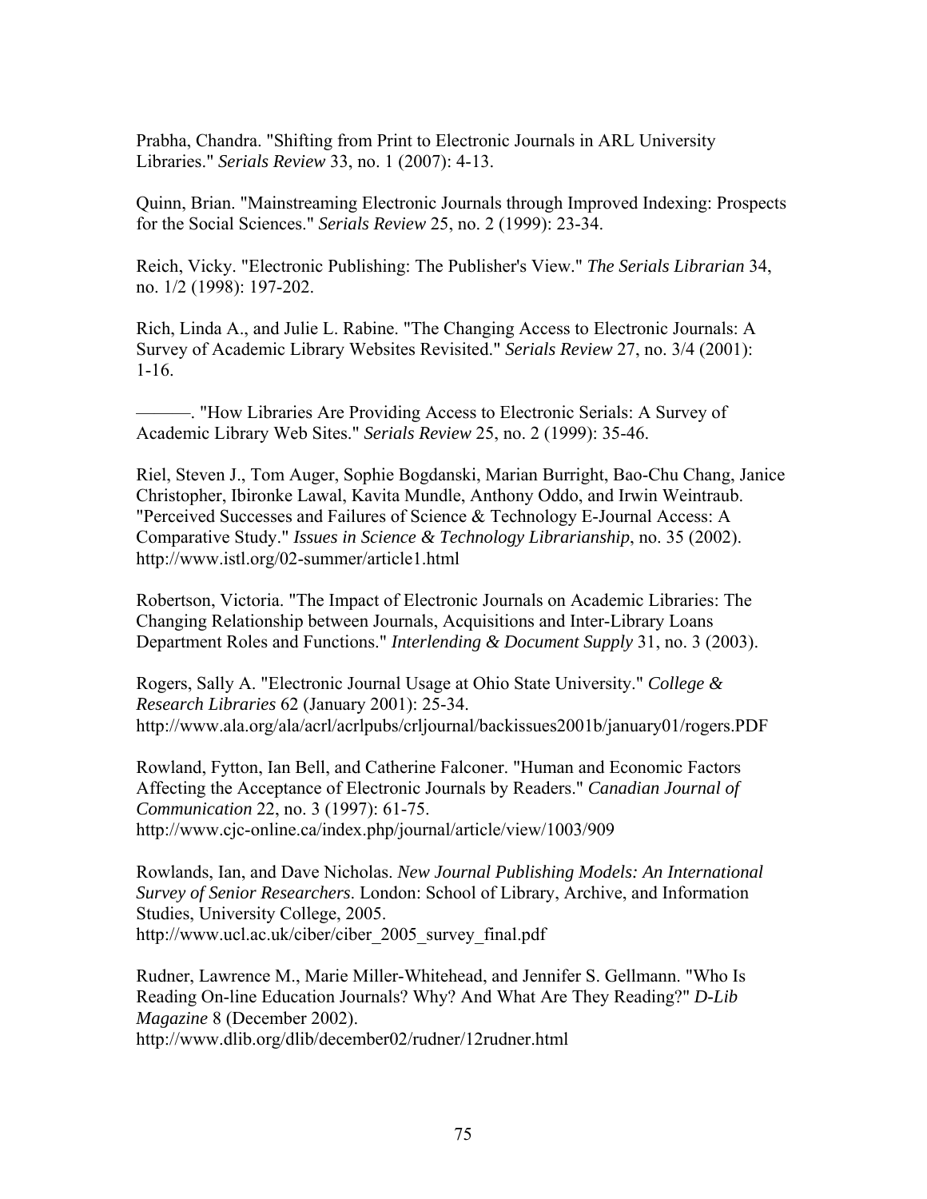Prabha, Chandra. "Shifting from Print to Electronic Journals in ARL University Libraries." *Serials Review* 33, no. 1 (2007): 4-13.

Quinn, Brian. "Mainstreaming Electronic Journals through Improved Indexing: Prospects for the Social Sciences." *Serials Review* 25, no. 2 (1999): 23-34.

Reich, Vicky. "Electronic Publishing: The Publisher's View." *The Serials Librarian* 34, no. 1/2 (1998): 197-202.

Rich, Linda A., and Julie L. Rabine. "The Changing Access to Electronic Journals: A Survey of Academic Library Websites Revisited." *Serials Review* 27, no. 3/4 (2001): 1-16.

———. "How Libraries Are Providing Access to Electronic Serials: A Survey of Academic Library Web Sites." *Serials Review* 25, no. 2 (1999): 35-46.

Riel, Steven J., Tom Auger, Sophie Bogdanski, Marian Burright, Bao-Chu Chang, Janice Christopher, Ibironke Lawal, Kavita Mundle, Anthony Oddo, and Irwin Weintraub. "Perceived Successes and Failures of Science & Technology E-Journal Access: A Comparative Study." *Issues in Science & Technology Librarianship*, no. 35 (2002). http://www.istl.org/02-summer/article1.html

Robertson, Victoria. "The Impact of Electronic Journals on Academic Libraries: The Changing Relationship between Journals, Acquisitions and Inter-Library Loans Department Roles and Functions." *Interlending & Document Supply* 31, no. 3 (2003).

Rogers, Sally A. "Electronic Journal Usage at Ohio State University." *College & Research Libraries* 62 (January 2001): 25-34. http://www.ala.org/ala/acrl/acrlpubs/crljournal/backissues2001b/january01/rogers.PDF

Rowland, Fytton, Ian Bell, and Catherine Falconer. "Human and Economic Factors Affecting the Acceptance of Electronic Journals by Readers." *Canadian Journal of Communication* 22, no. 3 (1997): 61-75. http://www.cjc-online.ca/index.php/journal/article/view/1003/909

Rowlands, Ian, and Dave Nicholas. *New Journal Publishing Models: An International Survey of Senior Researchers*. London: School of Library, Archive, and Information Studies, University College, 2005. http://www.ucl.ac.uk/ciber/ciber_2005_survey_final.pdf

Rudner, Lawrence M., Marie Miller-Whitehead, and Jennifer S. Gellmann. "Who Is Reading On-line Education Journals? Why? And What Are They Reading?" *D-Lib Magazine* 8 (December 2002). http://www.dlib.org/dlib/december02/rudner/12rudner.html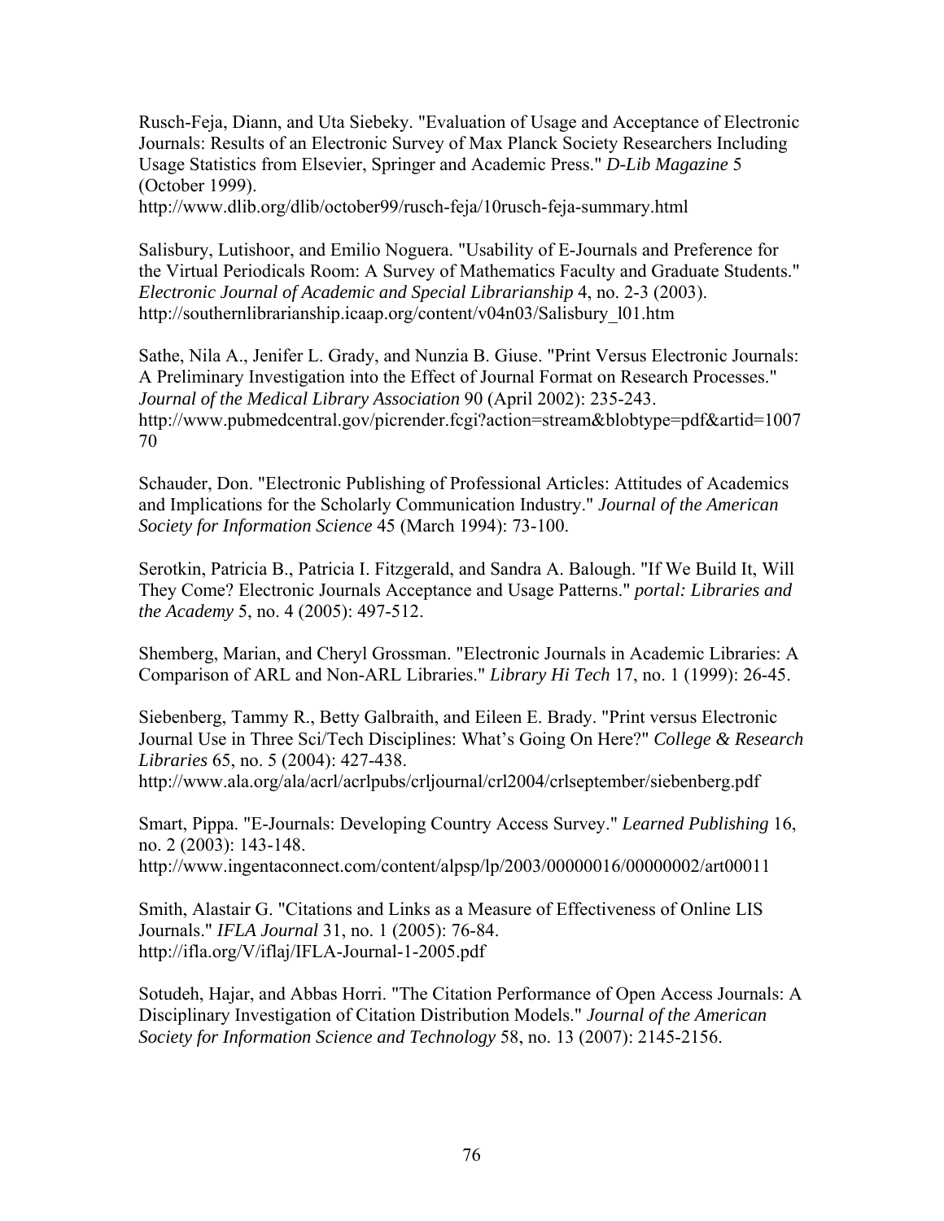Rusch-Feja, Diann, and Uta Siebeky. "Evaluation of Usage and Acceptance of Electronic Journals: Results of an Electronic Survey of Max Planck Society Researchers Including Usage Statistics from Elsevier, Springer and Academic Press." *D-Lib Magazine* 5 (October 1999). http://www.dlib.org/dlib/october99/rusch-feja/10rusch-feja-summary.html

Salisbury, Lutishoor, and Emilio Noguera. "Usability of E-Journals and Preference for the Virtual Periodicals Room: A Survey of Mathematics Faculty and Graduate Students." *Electronic Journal of Academic and Special Librarianship* 4, no. 2-3 (2003). http://southernlibrarianship.icaap.org/content/v04n03/Salisbury_l01.htm

Sathe, Nila A., Jenifer L. Grady, and Nunzia B. Giuse. "Print Versus Electronic Journals: A Preliminary Investigation into the Effect of Journal Format on Research Processes." *Journal of the Medical Library Association* 90 (April 2002): 235-243. http://www.pubmedcentral.gov/picrender.fcgi?action=stream&blobtype=pdf&artid=100770

Schauder, Don. "Electronic Publishing of Professional Articles: Attitudes of Academics and Implications for the Scholarly Communication Industry." *Journal of the American Society for Information Science* 45 (March 1994): 73-100.

Serotkin, Patricia B., Patricia I. Fitzgerald, and Sandra A. Balough. "If We Build It, Will They Come? Electronic Journals Acceptance and Usage Patterns." *portal: Libraries and the Academy* 5, no. 4 (2005): 497-512.

Shemberg, Marian, and Cheryl Grossman. "Electronic Journals in Academic Libraries: A Comparison of ARL and Non-ARL Libraries." *Library Hi Tech* 17, no. 1 (1999): 26-45.

Siebenberg, Tammy R., Betty Galbraith, and Eileen E. Brady. "Print versus Electronic Journal Use in Three Sci/Tech Disciplines: What's Going On Here?" *College & Research Libraries* 65, no. 5 (2004): 427-438. http://www.ala.org/ala/acrl/acrlpubs/crljournal/crl2004/crlseptember/siebenberg.pdf

Smart, Pippa. "E-Journals: Developing Country Access Survey." *Learned Publishing* 16, no. 2 (2003): 143-148. http://www.ingentaconnect.com/content/alpsp/lp/2003/00000016/00000002/art00011

Smith, Alastair G. "Citations and Links as a Measure of Effectiveness of Online LIS Journals." *IFLA Journal* 31, no. 1 (2005): 76-84. http://ifla.org/V/iflaj/IFLA-Journal-1-2005.pdf

Sotudeh, Hajar, and Abbas Horri. "The Citation Performance of Open Access Journals: A Disciplinary Investigation of Citation Distribution Models." *Journal of the American Society for Information Science and Technology* 58, no. 13 (2007): 2145-2156.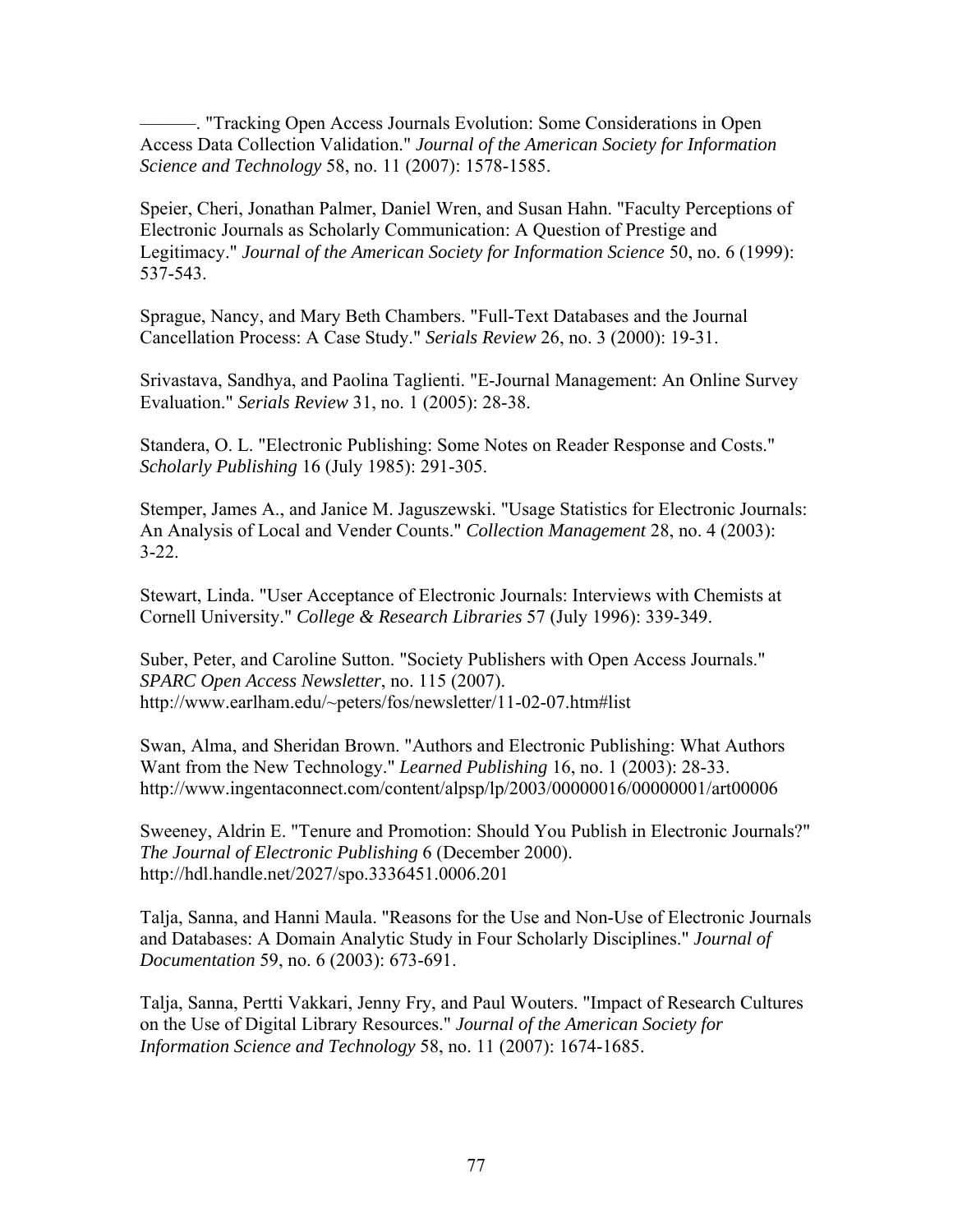———. "Tracking Open Access Journals Evolution: Some Considerations in Open Access Data Collection Validation." *Journal of the American Society for Information Science and Technology* 58, no. 11 (2007): 1578-1585.

Speier, Cheri, Jonathan Palmer, Daniel Wren, and Susan Hahn. "Faculty Perceptions of Electronic Journals as Scholarly Communication: A Question of Prestige and Legitimacy." *Journal of the American Society for Information Science* 50, no. 6 (1999): 537-543.

Sprague, Nancy, and Mary Beth Chambers. "Full-Text Databases and the Journal Cancellation Process: A Case Study." *Serials Review* 26, no. 3 (2000): 19-31.

Srivastava, Sandhya, and Paolina Taglienti. "E-Journal Management: An Online Survey Evaluation." *Serials Review* 31, no. 1 (2005): 28-38.

Standera, O. L. "Electronic Publishing: Some Notes on Reader Response and Costs." *Scholarly Publishing* 16 (July 1985): 291-305.

Stemper, James A., and Janice M. Jaguszewski. "Usage Statistics for Electronic Journals: An Analysis of Local and Vender Counts." *Collection Management* 28, no. 4 (2003): 3-22.

Stewart, Linda. "User Acceptance of Electronic Journals: Interviews with Chemists at Cornell University." *College & Research Libraries* 57 (July 1996): 339-349.

Suber, Peter, and Caroline Sutton. "Society Publishers with Open Access Journals." *SPARC Open Access Newsletter*, no. 115 (2007). http://www.earlham.edu/~peters/fos/newsletter/11-02-07.htm#list

Swan, Alma, and Sheridan Brown. "Authors and Electronic Publishing: What Authors Want from the New Technology." *Learned Publishing* 16, no. 1 (2003): 28-33. http://www.ingentaconnect.com/content/alpsp/lp/2003/00000016/00000001/art00006

Sweeney, Aldrin E. "Tenure and Promotion: Should You Publish in Electronic Journals?" *The Journal of Electronic Publishing* 6 (December 2000). http://hdl.handle.net/2027/spo.3336451.0006.201

Talja, Sanna, and Hanni Maula. "Reasons for the Use and Non-Use of Electronic Journals and Databases: A Domain Analytic Study in Four Scholarly Disciplines." *Journal of Documentation* 59, no. 6 (2003): 673-691.

Talja, Sanna, Pertti Vakkari, Jenny Fry, and Paul Wouters. "Impact of Research Cultures on the Use of Digital Library Resources." *Journal of the American Society for Information Science and Technology* 58, no. 11 (2007): 1674-1685.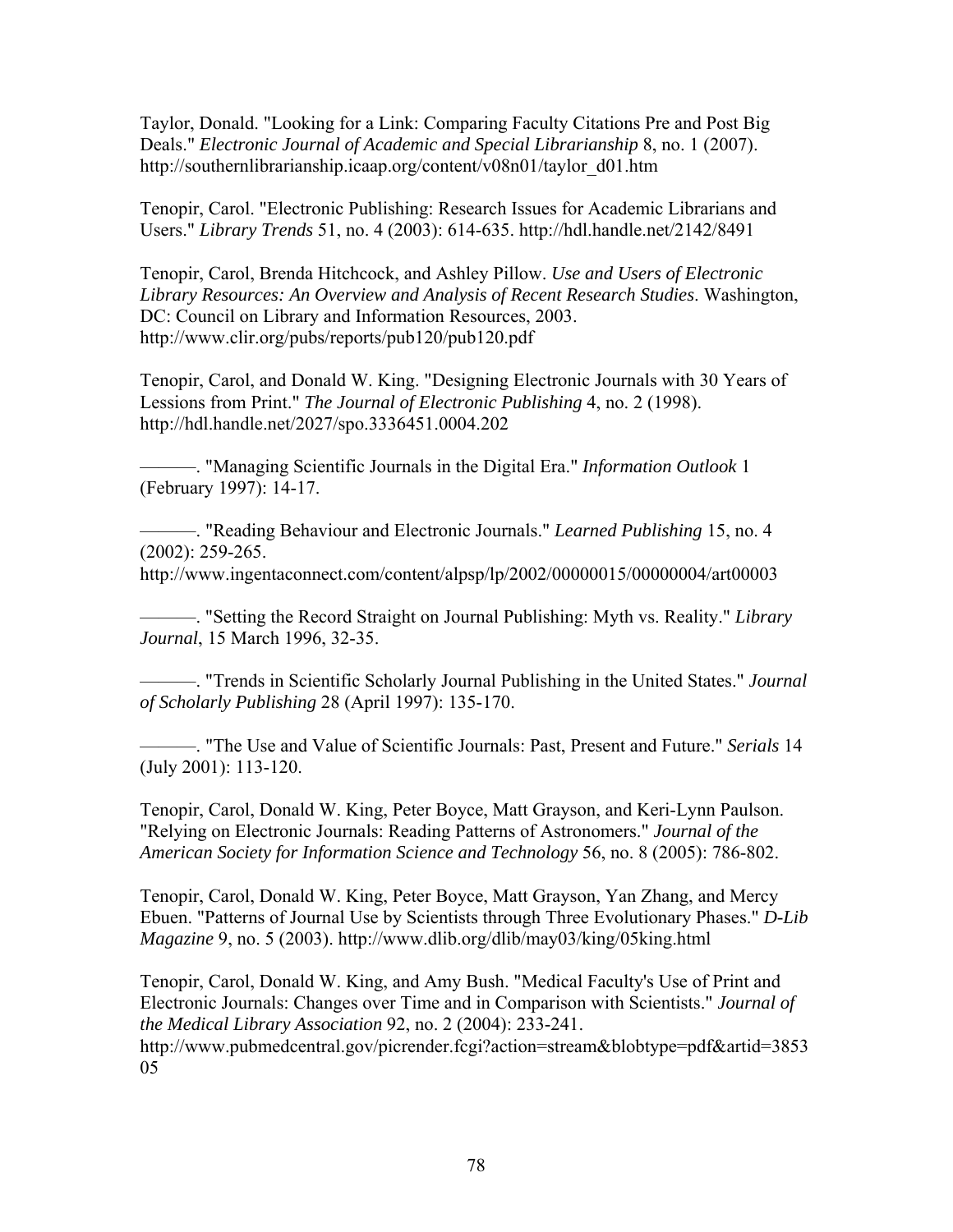Taylor, Donald. "Looking for a Link: Comparing Faculty Citations Pre and Post Big Deals." *Electronic Journal of Academic and Special Librarianship* 8, no. 1 (2007). http://southernlibrarianship.icaap.org/content/v08n01/taylor_d01.htm

Tenopir, Carol. "Electronic Publishing: Research Issues for Academic Librarians and Users." *Library Trends* 51, no. 4 (2003): 614-635. http://hdl.handle.net/2142/8491

Tenopir, Carol, Brenda Hitchcock, and Ashley Pillow. *Use and Users of Electronic Library Resources: An Overview and Analysis of Recent Research Studies*. Washington, DC: Council on Library and Information Resources, 2003. http://www.clir.org/pubs/reports/pub120/pub120.pdf

Tenopir, Carol, and Donald W. King. "Designing Electronic Journals with 30 Years of Lessions from Print." *The Journal of Electronic Publishing* 4, no. 2 (1998). http://hdl.handle.net/2027/spo.3336451.0004.202

———. "Managing Scientific Journals in the Digital Era." *Information Outlook* 1 (February 1997): 14-17.

———. "Reading Behaviour and Electronic Journals." *Learned Publishing* 15, no. 4 (2002): 259-265. http://www.ingentaconnect.com/content/alpsp/lp/2002/00000015/00000004/art00003

———. "Setting the Record Straight on Journal Publishing: Myth vs. Reality." *Library Journal*, 15 March 1996, 32-35.

———. "Trends in Scientific Scholarly Journal Publishing in the United States." *Journal of Scholarly Publishing* 28 (April 1997): 135-170.

———. "The Use and Value of Scientific Journals: Past, Present and Future." *Serials* 14 (July 2001): 113-120.

Tenopir, Carol, Donald W. King, Peter Boyce, Matt Grayson, and Keri-Lynn Paulson. "Relying on Electronic Journals: Reading Patterns of Astronomers." *Journal of the American Society for Information Science and Technology* 56, no. 8 (2005): 786-802.

Tenopir, Carol, Donald W. King, Peter Boyce, Matt Grayson, Yan Zhang, and Mercy Ebuen. "Patterns of Journal Use by Scientists through Three Evolutionary Phases." *D-Lib Magazine* 9, no. 5 (2003). http://www.dlib.org/dlib/may03/king/05king.html

Tenopir, Carol, Donald W. King, and Amy Bush. "Medical Faculty's Use of Print and Electronic Journals: Changes over Time and in Comparison with Scientists." *Journal of the Medical Library Association* 92, no. 2 (2004): 233-241. http://www.pubmedcentral.gov/picrender.fcgi?action=stream&blobtype=pdf&artid=385305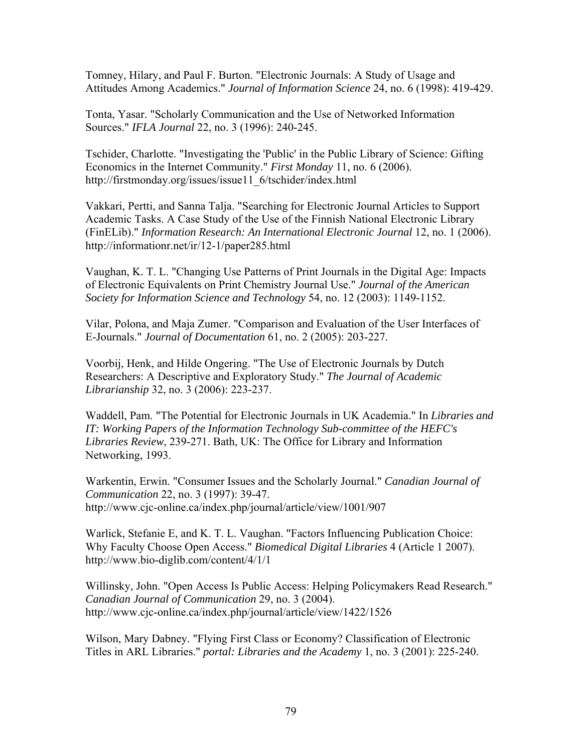Tomney, Hilary, and Paul F. Burton. "Electronic Journals: A Study of Usage and Attitudes Among Academics." *Journal of Information Science* 24, no. 6 (1998): 419-429.

Tonta, Yasar. "Scholarly Communication and the Use of Networked Information Sources." *IFLA Journal* 22, no. 3 (1996): 240-245.

Tschider, Charlotte. "Investigating the 'Public' in the Public Library of Science: Gifting Economics in the Internet Community." *First Monday* 11, no. 6 (2006). http://firstmonday.org/issues/issue11_6/tschider/index.html

Vakkari, Pertti, and Sanna Talja. "Searching for Electronic Journal Articles to Support Academic Tasks. A Case Study of the Use of the Finnish National Electronic Library (FinELib)." *Information Research: An International Electronic Journal* 12, no. 1 (2006). http://informationr.net/ir/12-1/paper285.html

Vaughan, K. T. L. "Changing Use Patterns of Print Journals in the Digital Age: Impacts of Electronic Equivalents on Print Chemistry Journal Use." *Journal of the American Society for Information Science and Technology* 54, no. 12 (2003): 1149-1152.

Vilar, Polona, and Maja Zumer. "Comparison and Evaluation of the User Interfaces of E-Journals." *Journal of Documentation* 61, no. 2 (2005): 203-227.

Voorbij, Henk, and Hilde Ongering. "The Use of Electronic Journals by Dutch Researchers: A Descriptive and Exploratory Study." *The Journal of Academic Librarianship* 32, no. 3 (2006): 223-237.

Waddell, Pam. "The Potential for Electronic Journals in UK Academia." In *Libraries and IT: Working Papers of the Information Technology Sub-committee of the HEFC's Libraries Review*, 239-271. Bath, UK: The Office for Library and Information Networking, 1993.

Warkentin, Erwin. "Consumer Issues and the Scholarly Journal." *Canadian Journal of Communication* 22, no. 3 (1997): 39-47. http://www.cjc-online.ca/index.php/journal/article/view/1001/907

Warlick, Stefanie E, and K. T. L. Vaughan. "Factors Influencing Publication Choice: Why Faculty Choose Open Access." *Biomedical Digital Libraries* 4 (Article 1 2007). http://www.bio-diglib.com/content/4/1/1

Willinsky, John. "Open Access Is Public Access: Helping Policymakers Read Research." *Canadian Journal of Communication* 29, no. 3 (2004). http://www.cjc-online.ca/index.php/journal/article/view/1422/1526

Wilson, Mary Dabney. "Flying First Class or Economy? Classification of Electronic Titles in ARL Libraries." *portal: Libraries and the Academy* 1, no. 3 (2001): 225-240.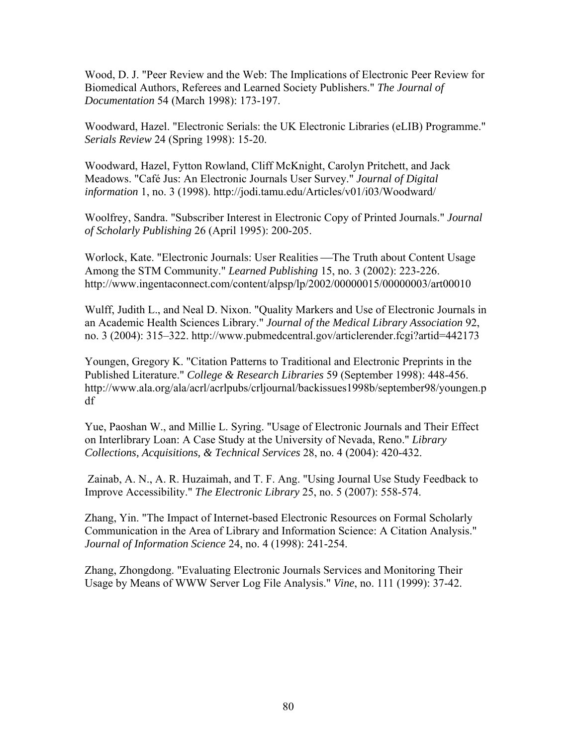Wood, D. J. "Peer Review and the Web: The Implications of Electronic Peer Review for Biomedical Authors, Referees and Learned Society Publishers." *The Journal of Documentation* 54 (March 1998): 173-197.

Woodward, Hazel. "Electronic Serials: the UK Electronic Libraries (eLIB) Programme." *Serials Review* 24 (Spring 1998): 15-20.

Woodward, Hazel, Fytton Rowland, Cliff McKnight, Carolyn Pritchett, and Jack Meadows. "Café Jus: An Electronic Journals User Survey." *Journal of Digital information* 1, no. 3 (1998). http://jodi.tamu.edu/Articles/v01/i03/Woodward/

Woolfrey, Sandra. "Subscriber Interest in Electronic Copy of Printed Journals." *Journal of Scholarly Publishing* 26 (April 1995): 200-205.

Worlock, Kate. "Electronic Journals: User Realities —The Truth about Content Usage Among the STM Community." *Learned Publishing* 15, no. 3 (2002): 223-226. http://www.ingentaconnect.com/content/alpsp/lp/2002/00000015/00000003/art00010

Wulff, Judith L., and Neal D. Nixon. "Quality Markers and Use of Electronic Journals in an Academic Health Sciences Library." *Journal of the Medical Library Association* 92, no. 3 (2004): 315–322. http://www.pubmedcentral.gov/articlerender.fcgi?artid=442173

Youngen, Gregory K. "Citation Patterns to Traditional and Electronic Preprints in the Published Literature." *College & Research Libraries* 59 (September 1998): 448-456. http://www.ala.org/ala/acrl/acrlpubs/crljournal/backissues1998b/september98/youngen.pdf

Yue, Paoshan W., and Millie L. Syring. "Usage of Electronic Journals and Their Effect on Interlibrary Loan: A Case Study at the University of Nevada, Reno." *Library Collections, Acquisitions, & Technical Services* 28, no. 4 (2004): 420-432.

Zainab, A. N., A. R. Huzaimah, and T. F. Ang. "Using Journal Use Study Feedback to Improve Accessibility." *The Electronic Library* 25, no. 5 (2007): 558-574.

Zhang, Yin. "The Impact of Internet-based Electronic Resources on Formal Scholarly Communication in the Area of Library and Information Science: A Citation Analysis." *Journal of Information Science* 24, no. 4 (1998): 241-254.

Zhang, Zhongdong. "Evaluating Electronic Journals Services and Monitoring Their Usage by Means of WWW Server Log File Analysis." *Vine*, no. 111 (1999): 37-42.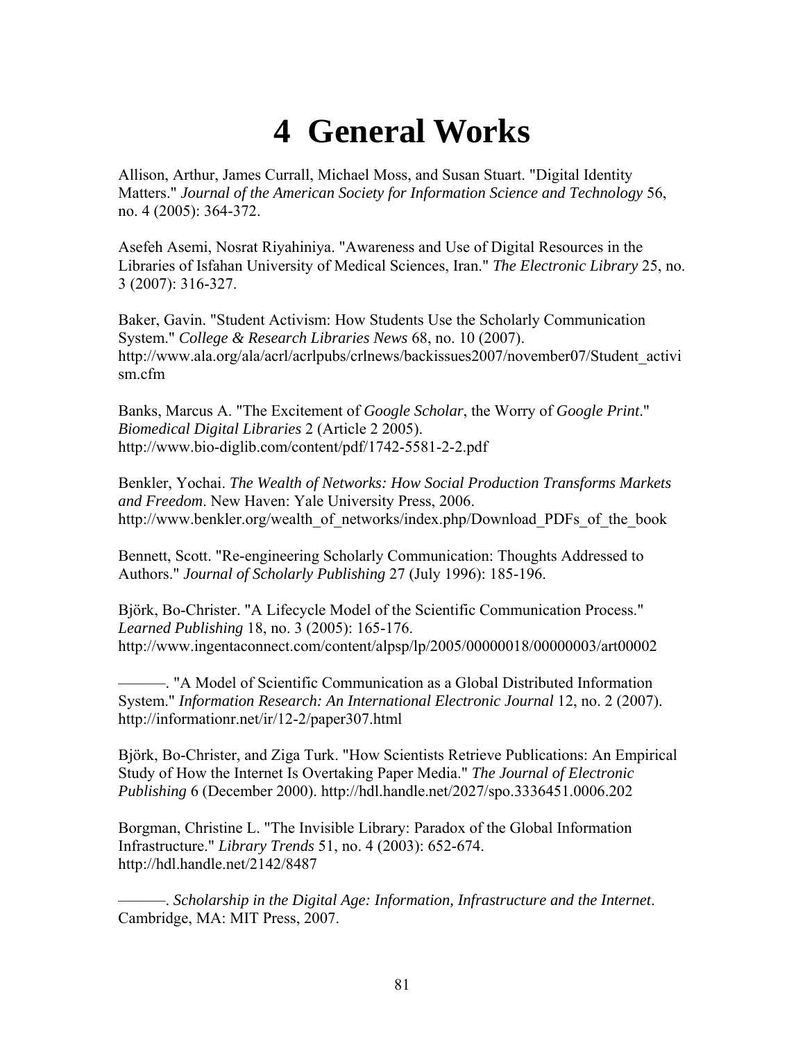# 4 General Works

Allison, Arthur, James Currall, Michael Moss, and Susan Stuart. "Digital Identity Matters." *Journal of the American Society for Information Science and Technology* 56, no. 4 (2005): 364-372.

Asefeh Asemi, Nosrat Riyahiniya. "Awareness and Use of Digital Resources in the Libraries of Isfahan University of Medical Sciences, Iran." *The Electronic Library* 25, no. 3 (2007): 316-327.

Baker, Gavin. "Student Activism: How Students Use the Scholarly Communication System." *College & Research Libraries News* 68, no. 10 (2007). http://www.ala.org/ala/acrl/acrlpubs/crlnews/backissues2007/november07/Student_activism.cfm

Banks, Marcus A. "The Excitement of *Google Scholar*, the Worry of *Google Print*." *Biomedical Digital Libraries* 2 (Article 2 2005). http://www.bio-diglib.com/content/pdf/1742-5581-2-2.pdf

Benkler, Yochai. *The Wealth of Networks: How Social Production Transforms Markets and Freedom*. New Haven: Yale University Press, 2006. http://www.benkler.org/wealth_of_networks/index.php/Download_PDFs_of_the_book

Bennett, Scott. "Re-engineering Scholarly Communication: Thoughts Addressed to Authors." *Journal of Scholarly Publishing* 27 (July 1996): 185-196.

Björk, Bo-Christer. "A Lifecycle Model of the Scientific Communication Process." *Learned Publishing* 18, no. 3 (2005): 165-176. http://www.ingentaconnect.com/content/alpsp/lp/2005/00000018/00000003/art00002

———. "A Model of Scientific Communication as a Global Distributed Information System." *Information Research: An International Electronic Journal* 12, no. 2 (2007). http://informationr.net/ir/12-2/paper307.html

Björk, Bo-Christer, and Ziga Turk. "How Scientists Retrieve Publications: An Empirical Study of How the Internet Is Overtaking Paper Media." *The Journal of Electronic Publishing* 6 (December 2000). http://hdl.handle.net/2027/spo.3336451.0006.202

Borgman, Christine L. "The Invisible Library: Paradox of the Global Information Infrastructure." *Library Trends* 51, no. 4 (2003): 652-674. http://hdl.handle.net/2142/8487

———. *Scholarship in the Digital Age: Information, Infrastructure and the Internet*. Cambridge, MA: MIT Press, 2007.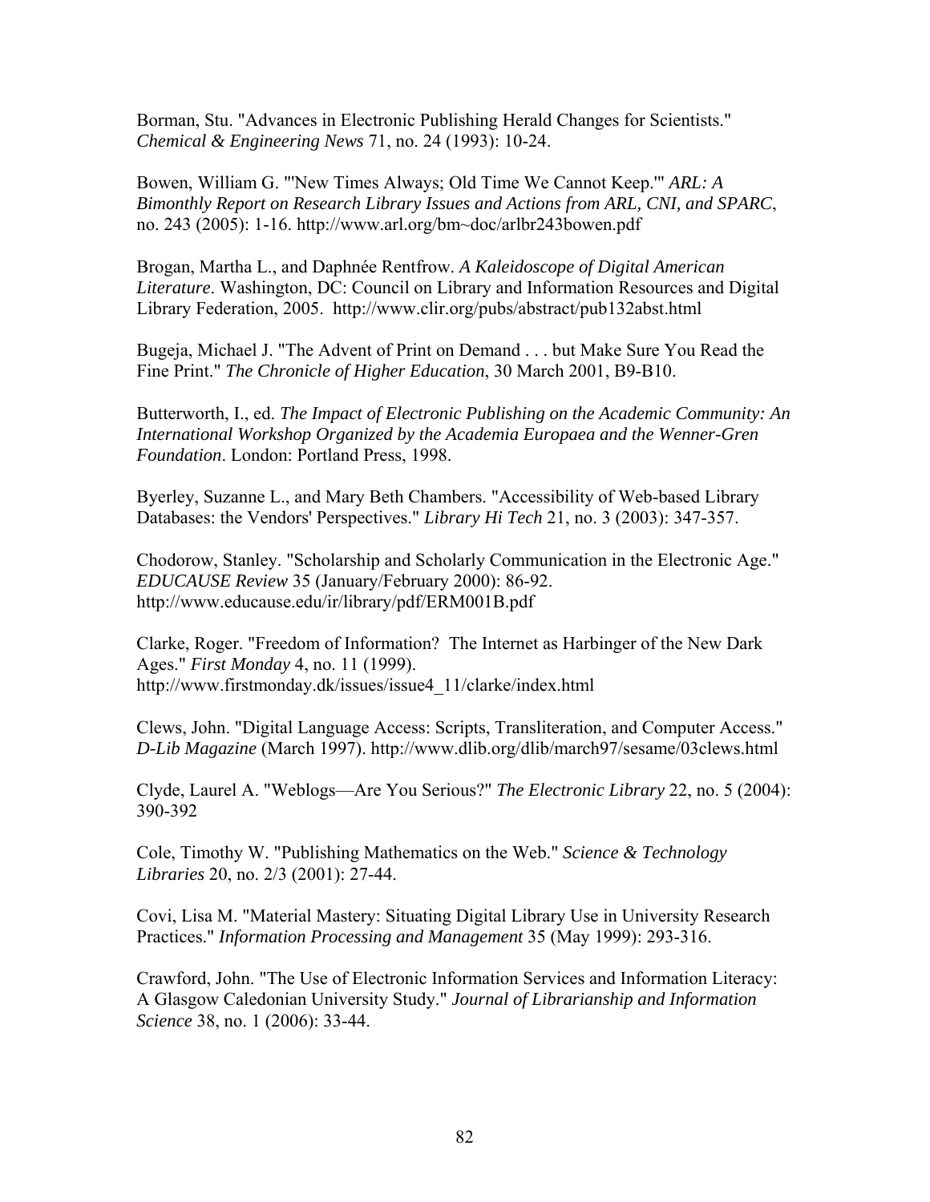Borman, Stu. "Advances in Electronic Publishing Herald Changes for Scientists." *Chemical & Engineering News* 71, no. 24 (1993): 10-24.

Bowen, William G. "'New Times Always; Old Time We Cannot Keep.'" *ARL: A Bimonthly Report on Research Library Issues and Actions from ARL, CNI, and SPARC*, no. 243 (2005): 1-16. http://www.arl.org/bm~doc/arlbr243bowen.pdf

Brogan, Martha L., and Daphnée Rentfrow. *A Kaleidoscope of Digital American Literature*. Washington, DC: Council on Library and Information Resources and Digital Library Federation, 2005. http://www.clir.org/pubs/abstract/pub132abst.html

Bugeja, Michael J. "The Advent of Print on Demand . . . but Make Sure You Read the Fine Print." *The Chronicle of Higher Education*, 30 March 2001, B9-B10.

Butterworth, I., ed. *The Impact of Electronic Publishing on the Academic Community: An International Workshop Organized by the Academia Europaea and the Wenner-Gren Foundation*. London: Portland Press, 1998.

Byerley, Suzanne L., and Mary Beth Chambers. "Accessibility of Web-based Library Databases: the Vendors' Perspectives." *Library Hi Tech* 21, no. 3 (2003): 347-357.

Chodorow, Stanley. "Scholarship and Scholarly Communication in the Electronic Age." *EDUCAUSE Review* 35 (January/February 2000): 86-92. http://www.educause.edu/ir/library/pdf/ERM001B.pdf

Clarke, Roger. "Freedom of Information? The Internet as Harbinger of the New Dark Ages." *First Monday* 4, no. 11 (1999). http://www.firstmonday.dk/issues/issue4_11/clarke/index.html

Clews, John. "Digital Language Access: Scripts, Transliteration, and Computer Access." *D-Lib Magazine* (March 1997). http://www.dlib.org/dlib/march97/sesame/03clews.html

Clyde, Laurel A. "Weblogs—Are You Serious?" *The Electronic Library* 22, no. 5 (2004): 390-392

Cole, Timothy W. "Publishing Mathematics on the Web." *Science & Technology Libraries* 20, no. 2/3 (2001): 27-44.

Covi, Lisa M. "Material Mastery: Situating Digital Library Use in University Research Practices." *Information Processing and Management* 35 (May 1999): 293-316.

Crawford, John. "The Use of Electronic Information Services and Information Literacy: A Glasgow Caledonian University Study." *Journal of Librarianship and Information Science* 38, no. 1 (2006): 33-44.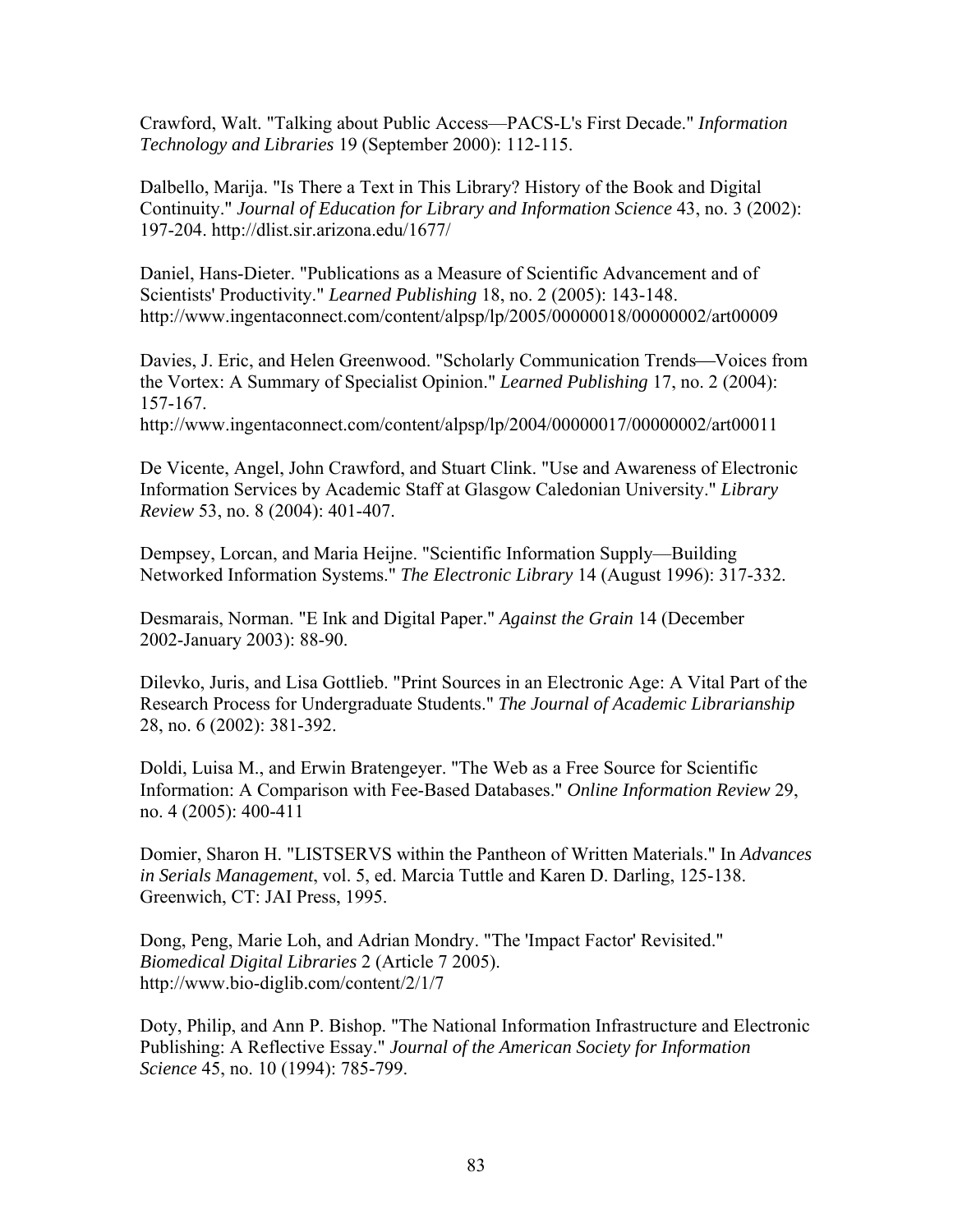Crawford, Walt. "Talking about Public Access—PACS-L's First Decade." *Information Technology and Libraries* 19 (September 2000): 112-115.

Dalbello, Marija. "Is There a Text in This Library? History of the Book and Digital Continuity." *Journal of Education for Library and Information Science* 43, no. 3 (2002): 197-204. http://dlist.sir.arizona.edu/1677/

Daniel, Hans-Dieter. "Publications as a Measure of Scientific Advancement and of Scientists' Productivity." *Learned Publishing* 18, no. 2 (2005): 143-148. http://www.ingentaconnect.com/content/alpsp/lp/2005/00000018/00000002/art00009

Davies, J. Eric, and Helen Greenwood. "Scholarly Communication Trends—Voices from the Vortex: A Summary of Specialist Opinion." *Learned Publishing* 17, no. 2 (2004): 157-167.
http://www.ingentaconnect.com/content/alpsp/lp/2004/00000017/00000002/art00011

De Vicente, Angel, John Crawford, and Stuart Clink. "Use and Awareness of Electronic Information Services by Academic Staff at Glasgow Caledonian University." *Library Review* 53, no. 8 (2004): 401-407.

Dempsey, Lorcan, and Maria Heijne. "Scientific Information Supply—Building Networked Information Systems." *The Electronic Library* 14 (August 1996): 317-332.

Desmarais, Norman. "E Ink and Digital Paper." *Against the Grain* 14 (December 2002-January 2003): 88-90.

Dilevko, Juris, and Lisa Gottlieb. "Print Sources in an Electronic Age: A Vital Part of the Research Process for Undergraduate Students." *The Journal of Academic Librarianship* 28, no. 6 (2002): 381-392.

Doldi, Luisa M., and Erwin Bratengeyer. "The Web as a Free Source for Scientific Information: A Comparison with Fee-Based Databases." *Online Information Review* 29, no. 4 (2005): 400-411

Domier, Sharon H. "LISTSERVS within the Pantheon of Written Materials." In *Advances in Serials Management*, vol. 5, ed. Marcia Tuttle and Karen D. Darling, 125-138. Greenwich, CT: JAI Press, 1995.

Dong, Peng, Marie Loh, and Adrian Mondry. "The 'Impact Factor' Revisited." *Biomedical Digital Libraries* 2 (Article 7 2005).
http://www.bio-diglib.com/content/2/1/7

Doty, Philip, and Ann P. Bishop. "The National Information Infrastructure and Electronic Publishing: A Reflective Essay." *Journal of the American Society for Information Science* 45, no. 10 (1994): 785-799.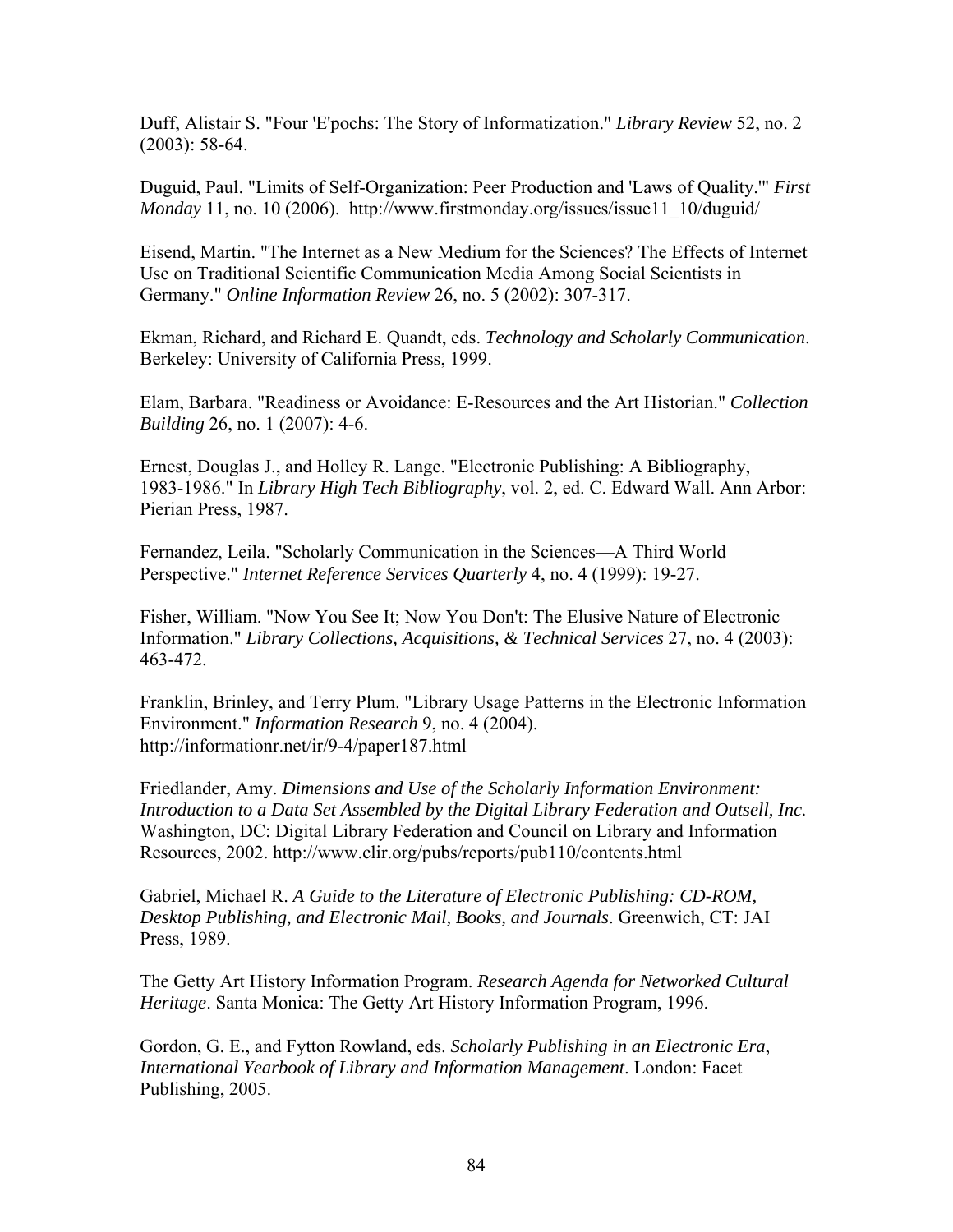Duff, Alistair S. "Four 'E'pochs: The Story of Informatization." *Library Review* 52, no. 2 (2003): 58-64.

Duguid, Paul. "Limits of Self-Organization: Peer Production and 'Laws of Quality.'" *First Monday* 11, no. 10 (2006). http://www.firstmonday.org/issues/issue11_10/duguid/

Eisend, Martin. "The Internet as a New Medium for the Sciences? The Effects of Internet Use on Traditional Scientific Communication Media Among Social Scientists in Germany." *Online Information Review* 26, no. 5 (2002): 307-317.

Ekman, Richard, and Richard E. Quandt, eds. *Technology and Scholarly Communication*. Berkeley: University of California Press, 1999.

Elam, Barbara. "Readiness or Avoidance: E-Resources and the Art Historian." *Collection Building* 26, no. 1 (2007): 4-6.

Ernest, Douglas J., and Holley R. Lange. "Electronic Publishing: A Bibliography, 1983-1986." In *Library High Tech Bibliography*, vol. 2, ed. C. Edward Wall. Ann Arbor: Pierian Press, 1987.

Fernandez, Leila. "Scholarly Communication in the Sciences—A Third World Perspective." *Internet Reference Services Quarterly* 4, no. 4 (1999): 19-27.

Fisher, William. "Now You See It; Now You Don't: The Elusive Nature of Electronic Information." *Library Collections, Acquisitions, & Technical Services* 27, no. 4 (2003): 463-472.

Franklin, Brinley, and Terry Plum. "Library Usage Patterns in the Electronic Information Environment." *Information Research* 9, no. 4 (2004). http://informationr.net/ir/9-4/paper187.html

Friedlander, Amy. *Dimensions and Use of the Scholarly Information Environment: Introduction to a Data Set Assembled by the Digital Library Federation and Outsell, Inc.* Washington, DC: Digital Library Federation and Council on Library and Information Resources, 2002. http://www.clir.org/pubs/reports/pub110/contents.html

Gabriel, Michael R. *A Guide to the Literature of Electronic Publishing: CD-ROM, Desktop Publishing, and Electronic Mail, Books, and Journals*. Greenwich, CT: JAI Press, 1989.

The Getty Art History Information Program. *Research Agenda for Networked Cultural Heritage*. Santa Monica: The Getty Art History Information Program, 1996.

Gordon, G. E., and Fytton Rowland, eds. *Scholarly Publishing in an Electronic Era*, *International Yearbook of Library and Information Management*. London: Facet Publishing, 2005.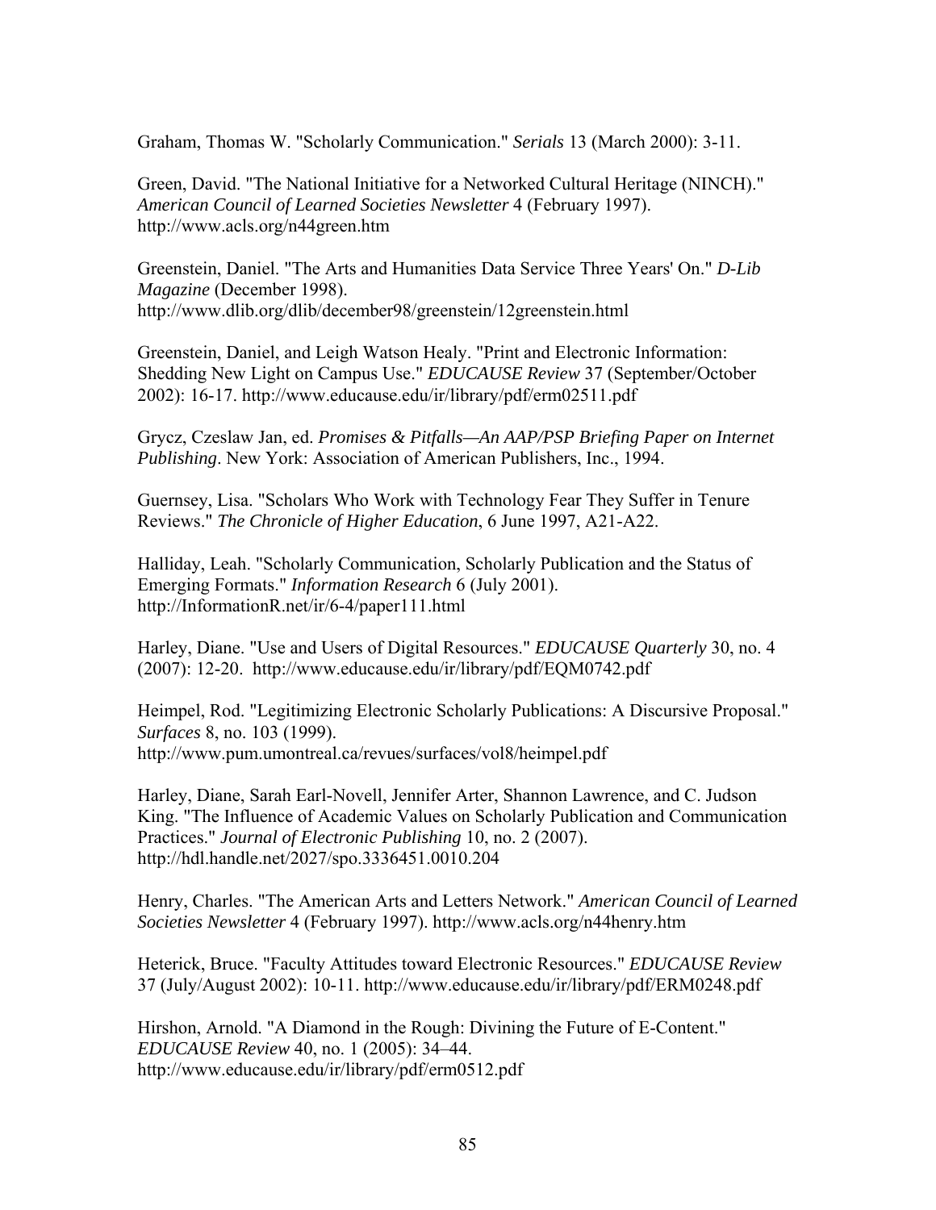Graham, Thomas W. "Scholarly Communication." *Serials* 13 (March 2000): 3-11.

Green, David. "The National Initiative for a Networked Cultural Heritage (NINCH)." *American Council of Learned Societies Newsletter* 4 (February 1997). http://www.acls.org/n44green.htm

Greenstein, Daniel. "The Arts and Humanities Data Service Three Years' On." *D-Lib Magazine* (December 1998). http://www.dlib.org/dlib/december98/greenstein/12greenstein.html

Greenstein, Daniel, and Leigh Watson Healy. "Print and Electronic Information: Shedding New Light on Campus Use." *EDUCAUSE Review* 37 (September/October 2002): 16-17. http://www.educause.edu/ir/library/pdf/erm02511.pdf

Grycz, Czeslaw Jan, ed. *Promises & Pitfalls—An AAP/PSP Briefing Paper on Internet Publishing*. New York: Association of American Publishers, Inc., 1994.

Guernsey, Lisa. "Scholars Who Work with Technology Fear They Suffer in Tenure Reviews." *The Chronicle of Higher Education*, 6 June 1997, A21-A22.

Halliday, Leah. "Scholarly Communication, Scholarly Publication and the Status of Emerging Formats." *Information Research* 6 (July 2001). http://InformationR.net/ir/6-4/paper111.html

Harley, Diane. "Use and Users of Digital Resources." *EDUCAUSE Quarterly* 30, no. 4 (2007): 12-20. http://www.educause.edu/ir/library/pdf/EQM0742.pdf

Heimpel, Rod. "Legitimizing Electronic Scholarly Publications: A Discursive Proposal." *Surfaces* 8, no. 103 (1999). http://www.pum.umontreal.ca/revues/surfaces/vol8/heimpel.pdf

Harley, Diane, Sarah Earl-Novell, Jennifer Arter, Shannon Lawrence, and C. Judson King. "The Influence of Academic Values on Scholarly Publication and Communication Practices." *Journal of Electronic Publishing* 10, no. 2 (2007). http://hdl.handle.net/2027/spo.3336451.0010.204

Henry, Charles. "The American Arts and Letters Network." *American Council of Learned Societies Newsletter* 4 (February 1997). http://www.acls.org/n44henry.htm

Heterick, Bruce. "Faculty Attitudes toward Electronic Resources." *EDUCAUSE Review* 37 (July/August 2002): 10-11. http://www.educause.edu/ir/library/pdf/ERM0248.pdf

Hirshon, Arnold. "A Diamond in the Rough: Divining the Future of E-Content." *EDUCAUSE Review* 40, no. 1 (2005): 34–44. http://www.educause.edu/ir/library/pdf/erm0512.pdf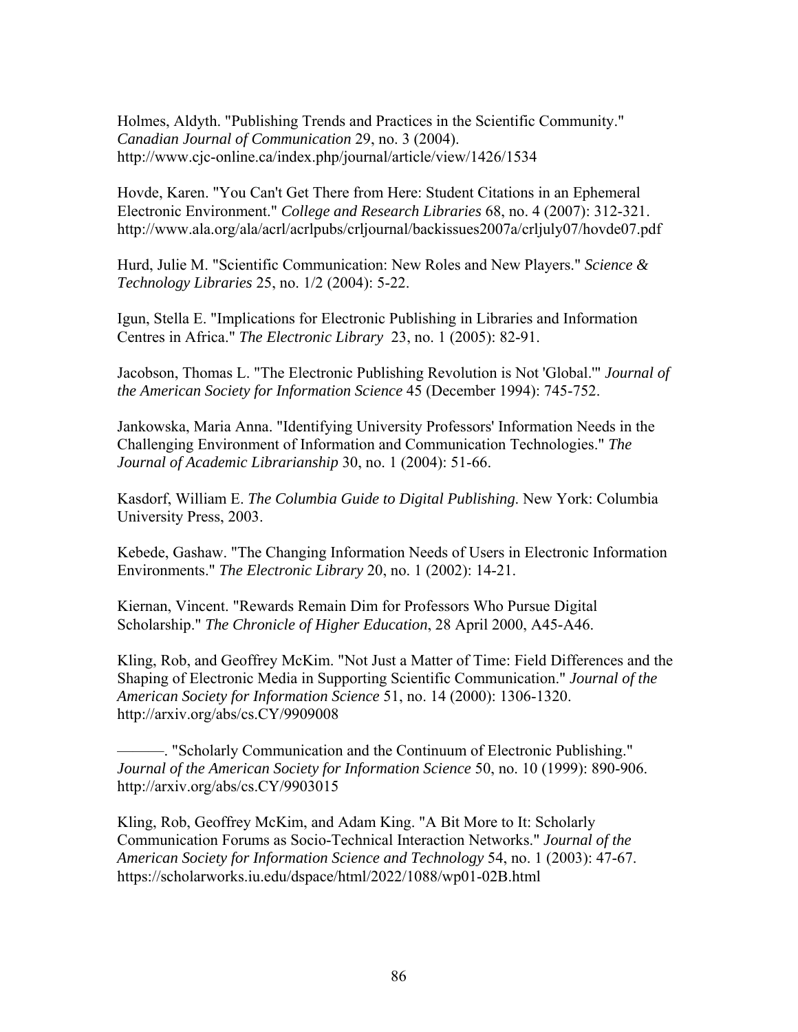Holmes, Aldyth. "Publishing Trends and Practices in the Scientific Community." *Canadian Journal of Communication* 29, no. 3 (2004). http://www.cjc-online.ca/index.php/journal/article/view/1426/1534

Hovde, Karen. "You Can't Get There from Here: Student Citations in an Ephemeral Electronic Environment." *College and Research Libraries* 68, no. 4 (2007): 312-321. http://www.ala.org/ala/acrl/acrlpubs/crljournal/backissues2007a/crljuly07/hovde07.pdf

Hurd, Julie M. "Scientific Communication: New Roles and New Players." *Science & Technology Libraries* 25, no. 1/2 (2004): 5-22.

Igun, Stella E. "Implications for Electronic Publishing in Libraries and Information Centres in Africa." *The Electronic Library* 23, no. 1 (2005): 82-91.

Jacobson, Thomas L. "The Electronic Publishing Revolution is Not 'Global.'" *Journal of the American Society for Information Science* 45 (December 1994): 745-752.

Jankowska, Maria Anna. "Identifying University Professors' Information Needs in the Challenging Environment of Information and Communication Technologies." *The Journal of Academic Librarianship* 30, no. 1 (2004): 51-66.

Kasdorf, William E. *The Columbia Guide to Digital Publishing*. New York: Columbia University Press, 2003.

Kebede, Gashaw. "The Changing Information Needs of Users in Electronic Information Environments." *The Electronic Library* 20, no. 1 (2002): 14-21.

Kiernan, Vincent. "Rewards Remain Dim for Professors Who Pursue Digital Scholarship." *The Chronicle of Higher Education*, 28 April 2000, A45-A46.

Kling, Rob, and Geoffrey McKim. "Not Just a Matter of Time: Field Differences and the Shaping of Electronic Media in Supporting Scientific Communication." *Journal of the American Society for Information Science* 51, no. 14 (2000): 1306-1320. http://arxiv.org/abs/cs.CY/9909008

———. "Scholarly Communication and the Continuum of Electronic Publishing." *Journal of the American Society for Information Science* 50, no. 10 (1999): 890-906. http://arxiv.org/abs/cs.CY/9903015

Kling, Rob, Geoffrey McKim, and Adam King. "A Bit More to It: Scholarly Communication Forums as Socio-Technical Interaction Networks." *Journal of the American Society for Information Science and Technology* 54, no. 1 (2003): 47-67. https://scholarworks.iu.edu/dspace/html/2022/1088/wp01-02B.html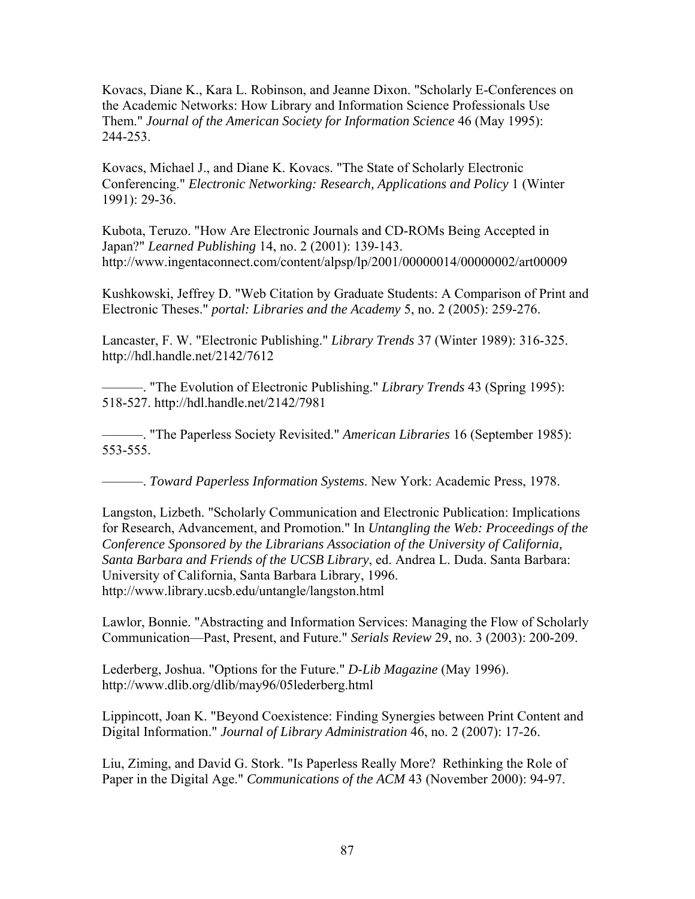Kovacs, Diane K., Kara L. Robinson, and Jeanne Dixon. "Scholarly E-Conferences on the Academic Networks: How Library and Information Science Professionals Use Them." *Journal of the American Society for Information Science* 46 (May 1995): 244-253.

Kovacs, Michael J., and Diane K. Kovacs. "The State of Scholarly Electronic Conferencing." *Electronic Networking: Research, Applications and Policy* 1 (Winter 1991): 29-36.

Kubota, Teruzo. "How Are Electronic Journals and CD-ROMs Being Accepted in Japan?" *Learned Publishing* 14, no. 2 (2001): 139-143. http://www.ingentaconnect.com/content/alpsp/lp/2001/00000014/00000002/art00009

Kushkowski, Jeffrey D. "Web Citation by Graduate Students: A Comparison of Print and Electronic Theses." *portal: Libraries and the Academy* 5, no. 2 (2005): 259-276.

Lancaster, F. W. "Electronic Publishing." *Library Trends* 37 (Winter 1989): 316-325. http://hdl.handle.net/2142/7612

———. "The Evolution of Electronic Publishing." *Library Trends* 43 (Spring 1995): 518-527. http://hdl.handle.net/2142/7981

———. "The Paperless Society Revisited." *American Libraries* 16 (September 1985): 553-555.

———. *Toward Paperless Information Systems*. New York: Academic Press, 1978.

Langston, Lizbeth. "Scholarly Communication and Electronic Publication: Implications for Research, Advancement, and Promotion." In *Untangling the Web: Proceedings of the Conference Sponsored by the Librarians Association of the University of California, Santa Barbara and Friends of the UCSB Library*, ed. Andrea L. Duda. Santa Barbara: University of California, Santa Barbara Library, 1996. http://www.library.ucsb.edu/untangle/langston.html

Lawlor, Bonnie. "Abstracting and Information Services: Managing the Flow of Scholarly Communication—Past, Present, and Future." *Serials Review* 29, no. 3 (2003): 200-209.

Lederberg, Joshua. "Options for the Future." *D-Lib Magazine* (May 1996). http://www.dlib.org/dlib/may96/05lederberg.html

Lippincott, Joan K. "Beyond Coexistence: Finding Synergies between Print Content and Digital Information." *Journal of Library Administration* 46, no. 2 (2007): 17-26.

Liu, Ziming, and David G. Stork. "Is Paperless Really More? Rethinking the Role of Paper in the Digital Age." *Communications of the ACM* 43 (November 2000): 94-97.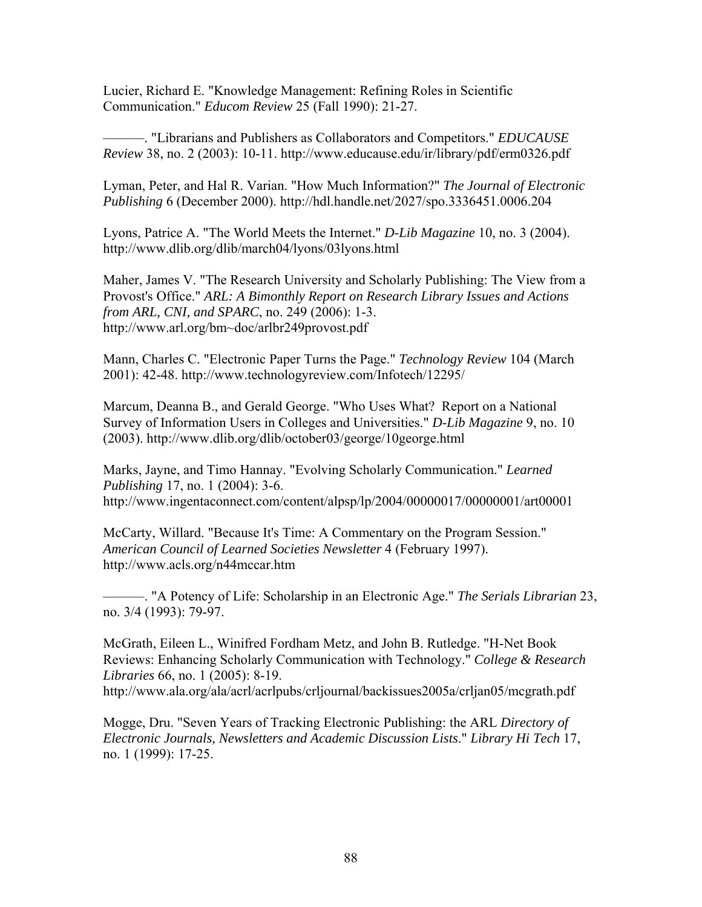Lucier, Richard E. "Knowledge Management: Refining Roles in Scientific Communication." *Educom Review* 25 (Fall 1990): 21-27.

———. "Librarians and Publishers as Collaborators and Competitors." *EDUCAUSE Review* 38, no. 2 (2003): 10-11. http://www.educause.edu/ir/library/pdf/erm0326.pdf

Lyman, Peter, and Hal R. Varian. "How Much Information?" *The Journal of Electronic Publishing* 6 (December 2000). http://hdl.handle.net/2027/spo.3336451.0006.204

Lyons, Patrice A. "The World Meets the Internet." *D-Lib Magazine* 10, no. 3 (2004). http://www.dlib.org/dlib/march04/lyons/03lyons.html

Maher, James V. "The Research University and Scholarly Publishing: The View from a Provost's Office." *ARL: A Bimonthly Report on Research Library Issues and Actions from ARL, CNI, and SPARC*, no. 249 (2006): 1-3. http://www.arl.org/bm~doc/arlbr249provost.pdf

Mann, Charles C. "Electronic Paper Turns the Page." *Technology Review* 104 (March 2001): 42-48. http://www.technologyreview.com/Infotech/12295/

Marcum, Deanna B., and Gerald George. "Who Uses What? Report on a National Survey of Information Users in Colleges and Universities." *D-Lib Magazine* 9, no. 10 (2003). http://www.dlib.org/dlib/october03/george/10george.html

Marks, Jayne, and Timo Hannay. "Evolving Scholarly Communication." *Learned Publishing* 17, no. 1 (2004): 3-6. http://www.ingentaconnect.com/content/alpsp/lp/2004/00000017/00000001/art00001

McCarty, Willard. "Because It's Time: A Commentary on the Program Session." *American Council of Learned Societies Newsletter* 4 (February 1997). http://www.acls.org/n44mccar.htm

———. "A Potency of Life: Scholarship in an Electronic Age." *The Serials Librarian* 23, no. 3/4 (1993): 79-97.

McGrath, Eileen L., Winifred Fordham Metz, and John B. Rutledge. "H-Net Book Reviews: Enhancing Scholarly Communication with Technology." *College & Research Libraries* 66, no. 1 (2005): 8-19. http://www.ala.org/ala/acrl/acrlpubs/crljournal/backissues2005a/crljan05/mcgrath.pdf

Mogge, Dru. "Seven Years of Tracking Electronic Publishing: the ARL *Directory of Electronic Journals, Newsletters and Academic Discussion Lists*." *Library Hi Tech* 17, no. 1 (1999): 17-25.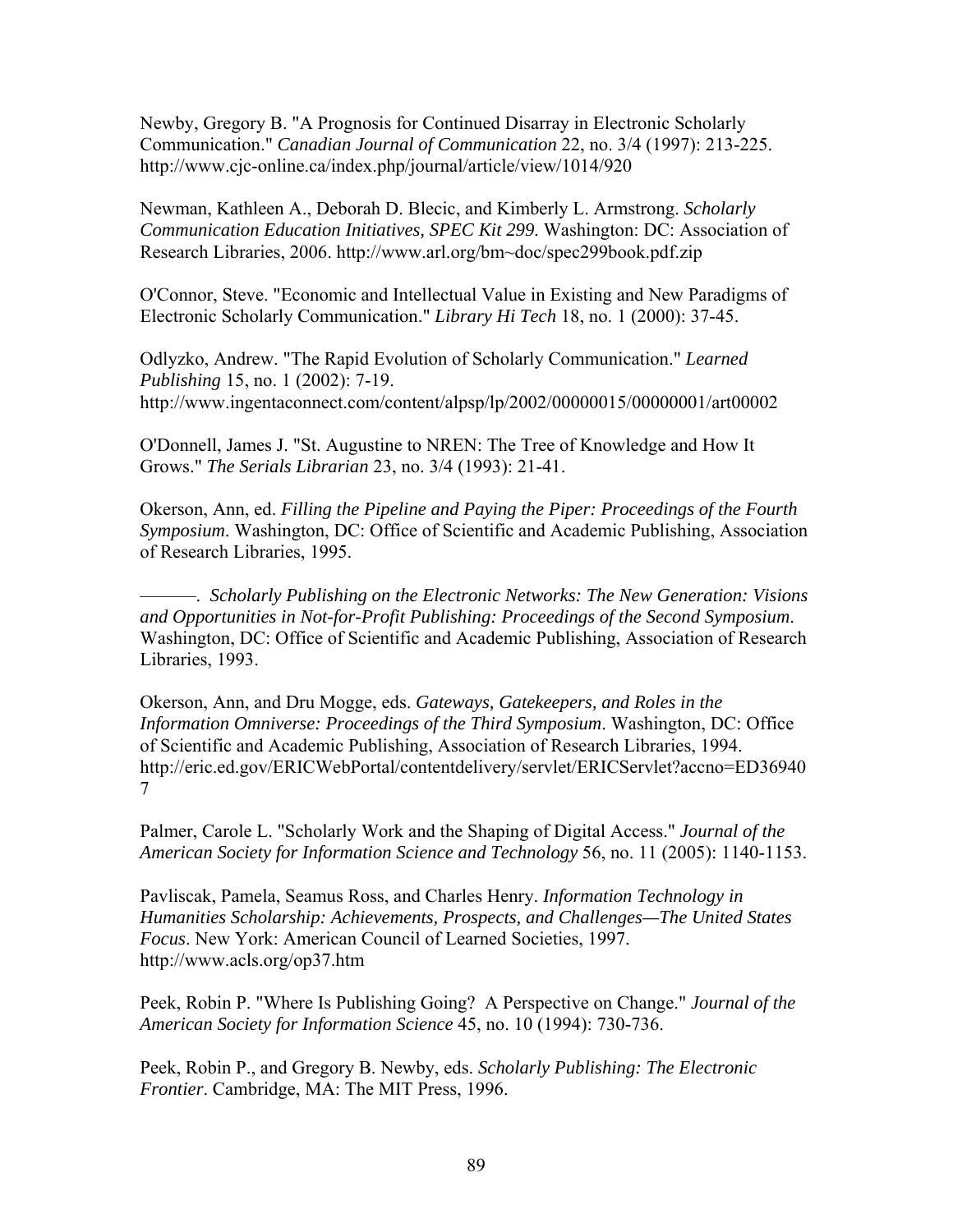Newby, Gregory B. "A Prognosis for Continued Disarray in Electronic Scholarly Communication." *Canadian Journal of Communication* 22, no. 3/4 (1997): 213-225. http://www.cjc-online.ca/index.php/journal/article/view/1014/920

Newman, Kathleen A., Deborah D. Blecic, and Kimberly L. Armstrong. *Scholarly Communication Education Initiatives, SPEC Kit 299*. Washington: DC: Association of Research Libraries, 2006. http://www.arl.org/bm~doc/spec299book.pdf.zip

O'Connor, Steve. "Economic and Intellectual Value in Existing and New Paradigms of Electronic Scholarly Communication." *Library Hi Tech* 18, no. 1 (2000): 37-45.

Odlyzko, Andrew. "The Rapid Evolution of Scholarly Communication." *Learned Publishing* 15, no. 1 (2002): 7-19. http://www.ingentaconnect.com/content/alpsp/lp/2002/00000015/00000001/art00002

O'Donnell, James J. "St. Augustine to NREN: The Tree of Knowledge and How It Grows." *The Serials Librarian* 23, no. 3/4 (1993): 21-41.

Okerson, Ann, ed. *Filling the Pipeline and Paying the Piper: Proceedings of the Fourth Symposium*. Washington, DC: Office of Scientific and Academic Publishing, Association of Research Libraries, 1995.

———. *Scholarly Publishing on the Electronic Networks: The New Generation: Visions and Opportunities in Not-for-Profit Publishing: Proceedings of the Second Symposium*. Washington, DC: Office of Scientific and Academic Publishing, Association of Research Libraries, 1993.

Okerson, Ann, and Dru Mogge, eds. *Gateways, Gatekeepers, and Roles in the Information Omniverse: Proceedings of the Third Symposium*. Washington, DC: Office of Scientific and Academic Publishing, Association of Research Libraries, 1994. http://eric.ed.gov/ERICWebPortal/contentdelivery/servlet/ERICServlet?accno=ED369407

Palmer, Carole L. "Scholarly Work and the Shaping of Digital Access." *Journal of the American Society for Information Science and Technology* 56, no. 11 (2005): 1140-1153.

Pavliscak, Pamela, Seamus Ross, and Charles Henry. *Information Technology in Humanities Scholarship: Achievements, Prospects, and Challenges—The United States Focus*. New York: American Council of Learned Societies, 1997. http://www.acls.org/op37.htm

Peek, Robin P. "Where Is Publishing Going? A Perspective on Change." *Journal of the American Society for Information Science* 45, no. 10 (1994): 730-736.

Peek, Robin P., and Gregory B. Newby, eds. *Scholarly Publishing: The Electronic Frontier*. Cambridge, MA: The MIT Press, 1996.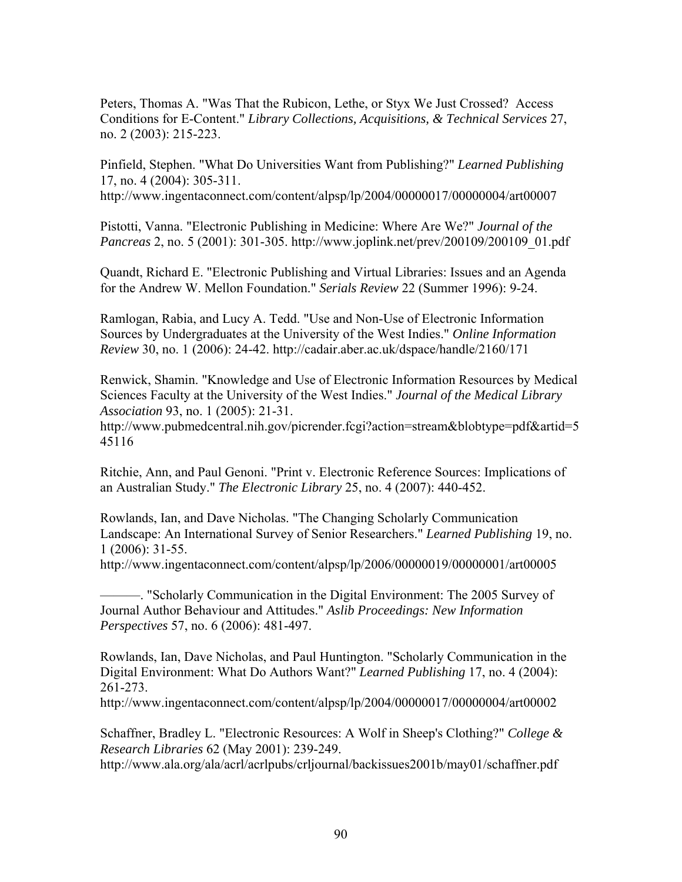Peters, Thomas A. "Was That the Rubicon, Lethe, or Styx We Just Crossed? Access Conditions for E-Content." *Library Collections, Acquisitions, & Technical Services* 27, no. 2 (2003): 215-223.

Pinfield, Stephen. "What Do Universities Want from Publishing?" *Learned Publishing* 17, no. 4 (2004): 305-311. http://www.ingentaconnect.com/content/alpsp/lp/2004/00000017/00000004/art00007

Pistotti, Vanna. "Electronic Publishing in Medicine: Where Are We?" *Journal of the Pancreas* 2, no. 5 (2001): 301-305. http://www.joplink.net/prev/200109/200109_01.pdf

Quandt, Richard E. "Electronic Publishing and Virtual Libraries: Issues and an Agenda for the Andrew W. Mellon Foundation." *Serials Review* 22 (Summer 1996): 9-24.

Ramlogan, Rabia, and Lucy A. Tedd. "Use and Non-Use of Electronic Information Sources by Undergraduates at the University of the West Indies." *Online Information Review* 30, no. 1 (2006): 24-42. http://cadair.aber.ac.uk/dspace/handle/2160/171

Renwick, Shamin. "Knowledge and Use of Electronic Information Resources by Medical Sciences Faculty at the University of the West Indies." *Journal of the Medical Library Association* 93, no. 1 (2005): 21-31. http://www.pubmedcentral.nih.gov/picrender.fcgi?action=stream&blobtype=pdf&artid=545116

Ritchie, Ann, and Paul Genoni. "Print v. Electronic Reference Sources: Implications of an Australian Study." *The Electronic Library* 25, no. 4 (2007): 440-452.

Rowlands, Ian, and Dave Nicholas. "The Changing Scholarly Communication Landscape: An International Survey of Senior Researchers." *Learned Publishing* 19, no. 1 (2006): 31-55. http://www.ingentaconnect.com/content/alpsp/lp/2006/00000019/00000001/art00005

———. "Scholarly Communication in the Digital Environment: The 2005 Survey of Journal Author Behaviour and Attitudes." *Aslib Proceedings: New Information Perspectives* 57, no. 6 (2006): 481-497.

Rowlands, Ian, Dave Nicholas, and Paul Huntington. "Scholarly Communication in the Digital Environment: What Do Authors Want?" *Learned Publishing* 17, no. 4 (2004): 261-273. http://www.ingentaconnect.com/content/alpsp/lp/2004/00000017/00000004/art00002

Schaffner, Bradley L. "Electronic Resources: A Wolf in Sheep's Clothing?" *College & Research Libraries* 62 (May 2001): 239-249. http://www.ala.org/ala/acrl/acrlpubs/crljournal/backissues2001b/may01/schaffner.pdf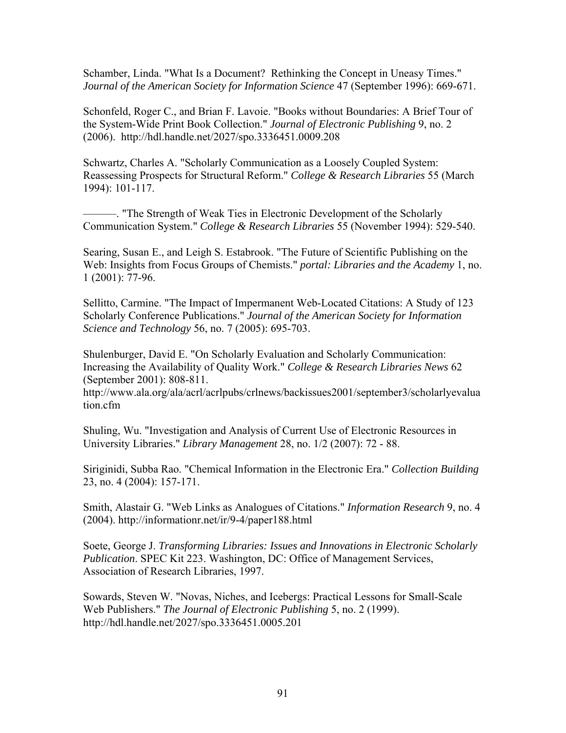Schamber, Linda. "What Is a Document? Rethinking the Concept in Uneasy Times." *Journal of the American Society for Information Science* 47 (September 1996): 669-671.

Schonfeld, Roger C., and Brian F. Lavoie. "Books without Boundaries: A Brief Tour of the System-Wide Print Book Collection." *Journal of Electronic Publishing* 9, no. 2 (2006). http://hdl.handle.net/2027/spo.3336451.0009.208

Schwartz, Charles A. "Scholarly Communication as a Loosely Coupled System: Reassessing Prospects for Structural Reform." *College & Research Libraries* 55 (March 1994): 101-117.

———. "The Strength of Weak Ties in Electronic Development of the Scholarly Communication System." *College & Research Libraries* 55 (November 1994): 529-540.

Searing, Susan E., and Leigh S. Estabrook. "The Future of Scientific Publishing on the Web: Insights from Focus Groups of Chemists." *portal: Libraries and the Academy* 1, no. 1 (2001): 77-96.

Sellitto, Carmine. "The Impact of Impermanent Web-Located Citations: A Study of 123 Scholarly Conference Publications." *Journal of the American Society for Information Science and Technology* 56, no. 7 (2005): 695-703.

Shulenburger, David E. "On Scholarly Evaluation and Scholarly Communication: Increasing the Availability of Quality Work." *College & Research Libraries News* 62 (September 2001): 808-811. http://www.ala.org/ala/acrl/acrlpubs/crlnews/backissues2001/september3/scholarlyevaluation.cfm

Shuling, Wu. "Investigation and Analysis of Current Use of Electronic Resources in University Libraries." *Library Management* 28, no. 1/2 (2007): 72 - 88.

Siriginidi, Subba Rao. "Chemical Information in the Electronic Era." *Collection Building* 23, no. 4 (2004): 157-171.

Smith, Alastair G. "Web Links as Analogues of Citations." *Information Research* 9, no. 4 (2004). http://informationr.net/ir/9-4/paper188.html

Soete, George J. *Transforming Libraries: Issues and Innovations in Electronic Scholarly Publication*. SPEC Kit 223. Washington, DC: Office of Management Services, Association of Research Libraries, 1997.

Sowards, Steven W. "Novas, Niches, and Icebergs: Practical Lessons for Small-Scale Web Publishers." *The Journal of Electronic Publishing* 5, no. 2 (1999). http://hdl.handle.net/2027/spo.3336451.0005.201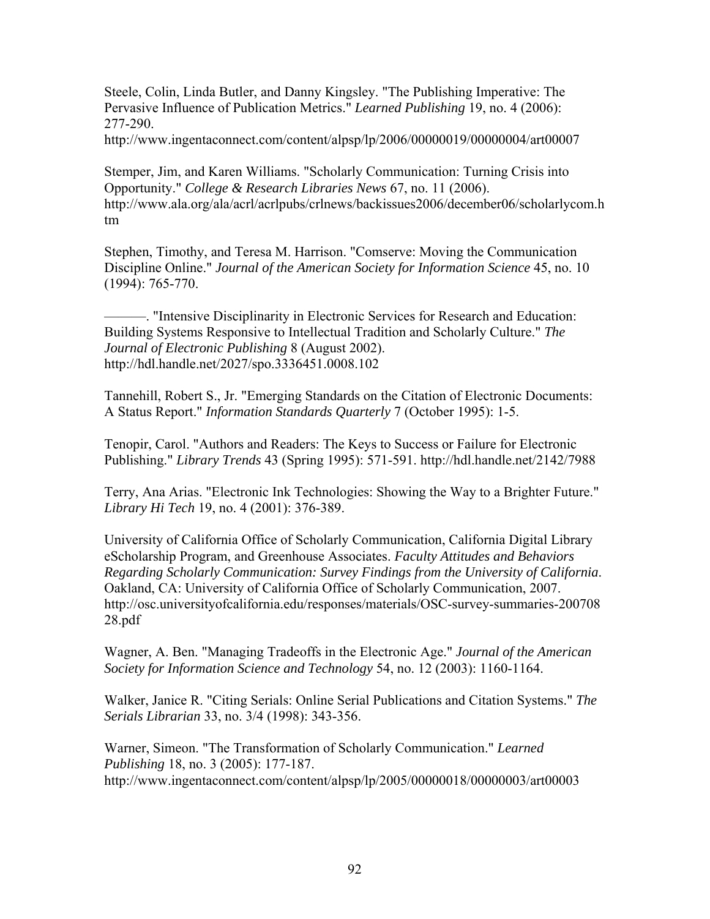Steele, Colin, Linda Butler, and Danny Kingsley. "The Publishing Imperative: The Pervasive Influence of Publication Metrics." *Learned Publishing* 19, no. 4 (2006): 277-290. http://www.ingentaconnect.com/content/alpsp/lp/2006/00000019/00000004/art00007

Stemper, Jim, and Karen Williams. "Scholarly Communication: Turning Crisis into Opportunity." *College & Research Libraries News* 67, no. 11 (2006). http://www.ala.org/ala/acrl/acrlpubs/crlnews/backissues2006/december06/scholarlycom.htm

Stephen, Timothy, and Teresa M. Harrison. "Comserve: Moving the Communication Discipline Online." *Journal of the American Society for Information Science* 45, no. 10 (1994): 765-770.

———. "Intensive Disciplinarity in Electronic Services for Research and Education: Building Systems Responsive to Intellectual Tradition and Scholarly Culture." *The Journal of Electronic Publishing* 8 (August 2002). http://hdl.handle.net/2027/spo.3336451.0008.102

Tannehill, Robert S., Jr. "Emerging Standards on the Citation of Electronic Documents: A Status Report." *Information Standards Quarterly* 7 (October 1995): 1-5.

Tenopir, Carol. "Authors and Readers: The Keys to Success or Failure for Electronic Publishing." *Library Trends* 43 (Spring 1995): 571-591. http://hdl.handle.net/2142/7988

Terry, Ana Arias. "Electronic Ink Technologies: Showing the Way to a Brighter Future." *Library Hi Tech* 19, no. 4 (2001): 376-389.

University of California Office of Scholarly Communication, California Digital Library eScholarship Program, and Greenhouse Associates. *Faculty Attitudes and Behaviors Regarding Scholarly Communication: Survey Findings from the University of California*. Oakland, CA: University of California Office of Scholarly Communication, 2007. http://osc.universityofcalifornia.edu/responses/materials/OSC-survey-summaries-20070828.pdf

Wagner, A. Ben. "Managing Tradeoffs in the Electronic Age." *Journal of the American Society for Information Science and Technology* 54, no. 12 (2003): 1160-1164.

Walker, Janice R. "Citing Serials: Online Serial Publications and Citation Systems." *The Serials Librarian* 33, no. 3/4 (1998): 343-356.

Warner, Simeon. "The Transformation of Scholarly Communication." *Learned Publishing* 18, no. 3 (2005): 177-187. http://www.ingentaconnect.com/content/alpsp/lp/2005/00000018/00000003/art00003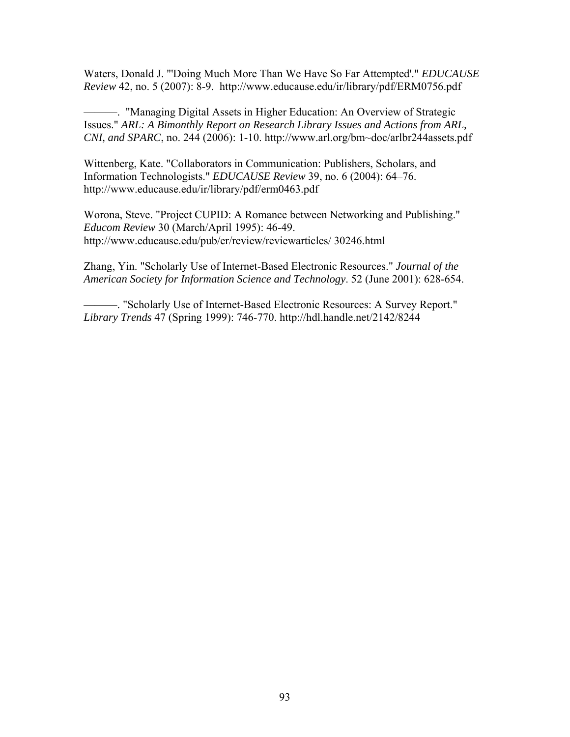Waters, Donald J. "'Doing Much More Than We Have So Far Attempted'." *EDUCAUSE Review* 42, no. 5 (2007): 8-9. http://www.educause.edu/ir/library/pdf/ERM0756.pdf

———. "Managing Digital Assets in Higher Education: An Overview of Strategic Issues." *ARL: A Bimonthly Report on Research Library Issues and Actions from ARL, CNI, and SPARC*, no. 244 (2006): 1-10. http://www.arl.org/bm~doc/arlbr244assets.pdf

Wittenberg, Kate. "Collaborators in Communication: Publishers, Scholars, and Information Technologists." *EDUCAUSE Review* 39, no. 6 (2004): 64–76. http://www.educause.edu/ir/library/pdf/erm0463.pdf

Worona, Steve. "Project CUPID: A Romance between Networking and Publishing." *Educom Review* 30 (March/April 1995): 46-49. http://www.educause.edu/pub/er/review/reviewarticles/ 30246.html

Zhang, Yin. "Scholarly Use of Internet-Based Electronic Resources." *Journal of the American Society for Information Science and Technology*. 52 (June 2001): 628-654.

———. "Scholarly Use of Internet-Based Electronic Resources: A Survey Report." *Library Trends* 47 (Spring 1999): 746-770. http://hdl.handle.net/2142/8244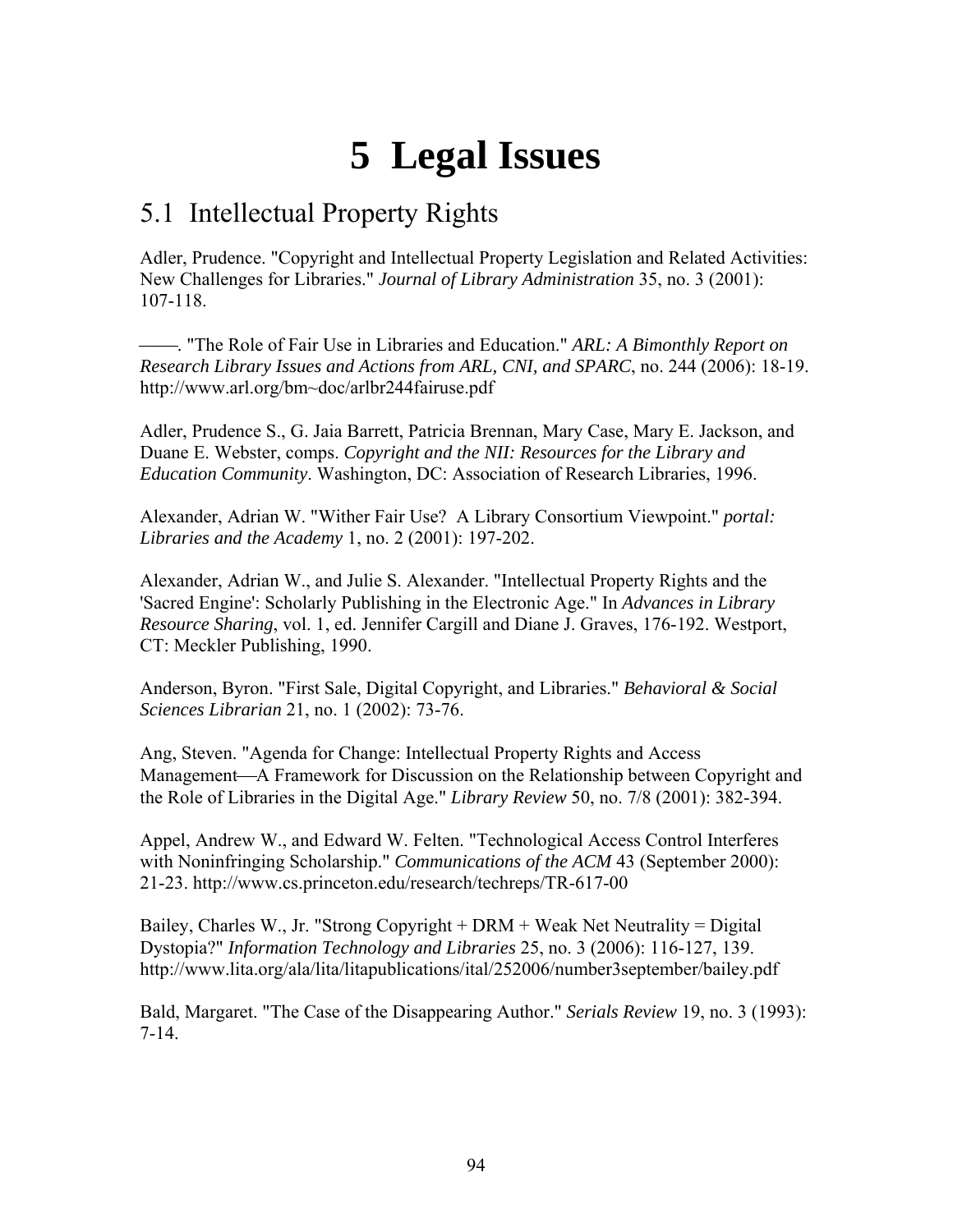# 5 Legal Issues

## 5.1 Intellectual Property Rights

Adler, Prudence. "Copyright and Intellectual Property Legislation and Related Activities: New Challenges for Libraries." *Journal of Library Administration* 35, no. 3 (2001): 107-118.

———. "The Role of Fair Use in Libraries and Education." *ARL: A Bimonthly Report on Research Library Issues and Actions from ARL, CNI, and SPARC*, no. 244 (2006): 18-19. http://www.arl.org/bm~doc/arlbr244fairuse.pdf

Adler, Prudence S., G. Jaia Barrett, Patricia Brennan, Mary Case, Mary E. Jackson, and Duane E. Webster, comps. *Copyright and the NII: Resources for the Library and Education Community*. Washington, DC: Association of Research Libraries, 1996.

Alexander, Adrian W. "Wither Fair Use? A Library Consortium Viewpoint." *portal: Libraries and the Academy* 1, no. 2 (2001): 197-202.

Alexander, Adrian W., and Julie S. Alexander. "Intellectual Property Rights and the 'Sacred Engine': Scholarly Publishing in the Electronic Age." In *Advances in Library Resource Sharing*, vol. 1, ed. Jennifer Cargill and Diane J. Graves, 176-192. Westport, CT: Meckler Publishing, 1990.

Anderson, Byron. "First Sale, Digital Copyright, and Libraries." *Behavioral & Social Sciences Librarian* 21, no. 1 (2002): 73-76.

Ang, Steven. "Agenda for Change: Intellectual Property Rights and Access Management—A Framework for Discussion on the Relationship between Copyright and the Role of Libraries in the Digital Age." *Library Review* 50, no. 7/8 (2001): 382-394.

Appel, Andrew W., and Edward W. Felten. "Technological Access Control Interferes with Noninfringing Scholarship." *Communications of the ACM* 43 (September 2000): 21-23. http://www.cs.princeton.edu/research/techreps/TR-617-00

Bailey, Charles W., Jr. "Strong Copyright + DRM + Weak Net Neutrality = Digital Dystopia?" *Information Technology and Libraries* 25, no. 3 (2006): 116-127, 139. http://www.lita.org/ala/lita/litapublications/ital/252006/number3september/bailey.pdf

Bald, Margaret. "The Case of the Disappearing Author." *Serials Review* 19, no. 3 (1993): 7-14.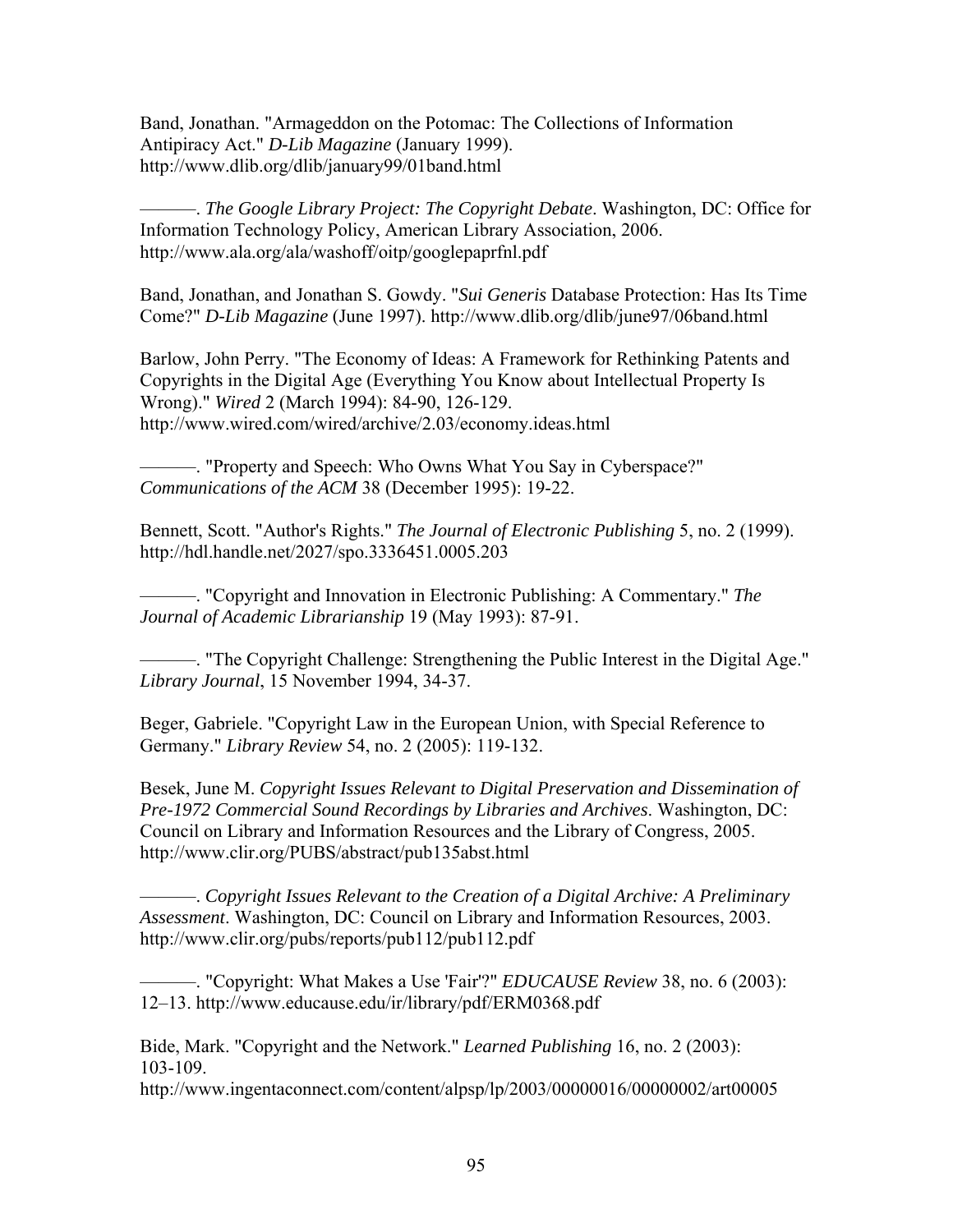Band, Jonathan. "Armageddon on the Potomac: The Collections of Information Antipiracy Act." *D-Lib Magazine* (January 1999). http://www.dlib.org/dlib/january99/01band.html

———. *The Google Library Project: The Copyright Debate*. Washington, DC: Office for Information Technology Policy, American Library Association, 2006. http://www.ala.org/ala/washoff/oitp/googlepaprfnl.pdf

Band, Jonathan, and Jonathan S. Gowdy. "*Sui Generis* Database Protection: Has Its Time Come?" *D-Lib Magazine* (June 1997). http://www.dlib.org/dlib/june97/06band.html

Barlow, John Perry. "The Economy of Ideas: A Framework for Rethinking Patents and Copyrights in the Digital Age (Everything You Know about Intellectual Property Is Wrong)." *Wired* 2 (March 1994): 84-90, 126-129. http://www.wired.com/wired/archive/2.03/economy.ideas.html

———. "Property and Speech: Who Owns What You Say in Cyberspace?" *Communications of the ACM* 38 (December 1995): 19-22.

Bennett, Scott. "Author's Rights." *The Journal of Electronic Publishing* 5, no. 2 (1999). http://hdl.handle.net/2027/spo.3336451.0005.203

———. "Copyright and Innovation in Electronic Publishing: A Commentary." *The Journal of Academic Librarianship* 19 (May 1993): 87-91.

———. "The Copyright Challenge: Strengthening the Public Interest in the Digital Age." *Library Journal*, 15 November 1994, 34-37.

Beger, Gabriele. "Copyright Law in the European Union, with Special Reference to Germany." *Library Review* 54, no. 2 (2005): 119-132.

Besek, June M. *Copyright Issues Relevant to Digital Preservation and Dissemination of Pre-1972 Commercial Sound Recordings by Libraries and Archives*. Washington, DC: Council on Library and Information Resources and the Library of Congress, 2005. http://www.clir.org/PUBS/abstract/pub135abst.html

———. *Copyright Issues Relevant to the Creation of a Digital Archive: A Preliminary Assessment*. Washington, DC: Council on Library and Information Resources, 2003. http://www.clir.org/pubs/reports/pub112/pub112.pdf

———. "Copyright: What Makes a Use 'Fair'?" *EDUCAUSE Review* 38, no. 6 (2003): 12–13. http://www.educause.edu/ir/library/pdf/ERM0368.pdf

Bide, Mark. "Copyright and the Network." *Learned Publishing* 16, no. 2 (2003): 103-109. http://www.ingentaconnect.com/content/alpsp/lp/2003/00000016/00000002/art00005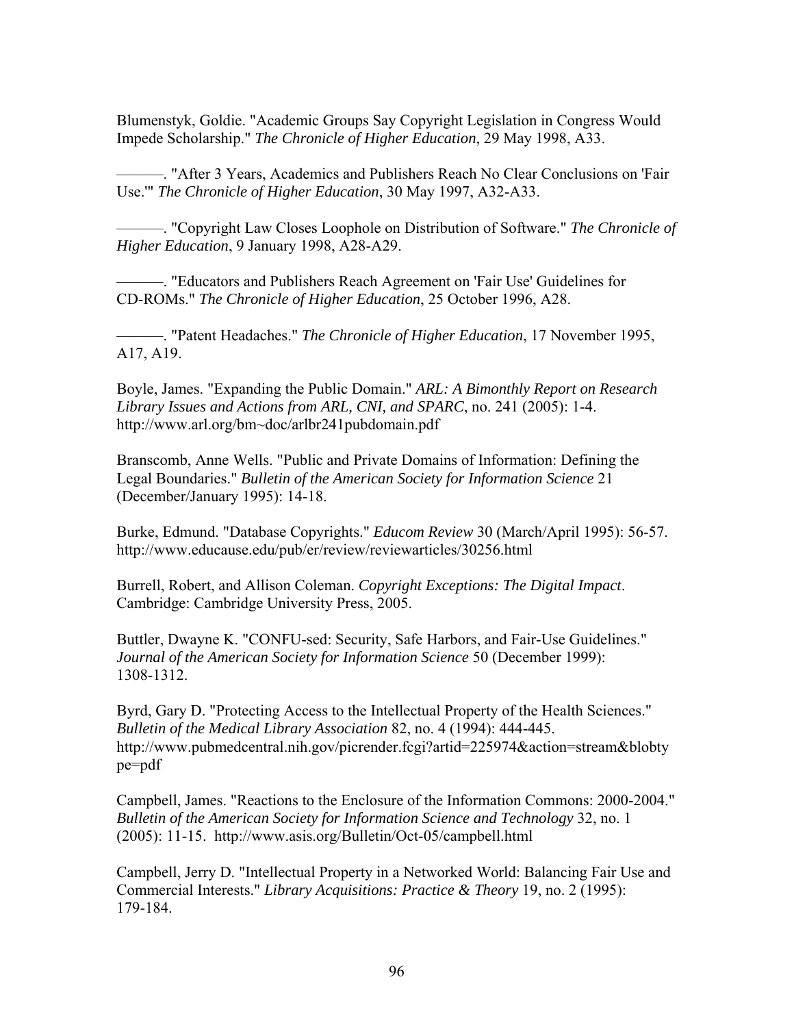Blumenstyk, Goldie. "Academic Groups Say Copyright Legislation in Congress Would Impede Scholarship." *The Chronicle of Higher Education*, 29 May 1998, A33.

———. "After 3 Years, Academics and Publishers Reach No Clear Conclusions on 'Fair Use.'" *The Chronicle of Higher Education*, 30 May 1997, A32-A33.

———. "Copyright Law Closes Loophole on Distribution of Software." *The Chronicle of Higher Education*, 9 January 1998, A28-A29.

———. "Educators and Publishers Reach Agreement on 'Fair Use' Guidelines for CD-ROMs." *The Chronicle of Higher Education*, 25 October 1996, A28.

———. "Patent Headaches." *The Chronicle of Higher Education*, 17 November 1995, A17, A19.

Boyle, James. "Expanding the Public Domain." *ARL: A Bimonthly Report on Research Library Issues and Actions from ARL, CNI, and SPARC*, no. 241 (2005): 1-4. http://www.arl.org/bm~doc/arlbr241pubdomain.pdf

Branscomb, Anne Wells. "Public and Private Domains of Information: Defining the Legal Boundaries." *Bulletin of the American Society for Information Science* 21 (December/January 1995): 14-18.

Burke, Edmund. "Database Copyrights." *Educom Review* 30 (March/April 1995): 56-57. http://www.educause.edu/pub/er/review/reviewarticles/30256.html

Burrell, Robert, and Allison Coleman. *Copyright Exceptions: The Digital Impact*. Cambridge: Cambridge University Press, 2005.

Buttler, Dwayne K. "CONFU-sed: Security, Safe Harbors, and Fair-Use Guidelines." *Journal of the American Society for Information Science* 50 (December 1999): 1308-1312.

Byrd, Gary D. "Protecting Access to the Intellectual Property of the Health Sciences." *Bulletin of the Medical Library Association* 82, no. 4 (1994): 444-445. http://www.pubmedcentral.nih.gov/picrender.fcgi?artid=225974&action=stream&blobtype=pdf

Campbell, James. "Reactions to the Enclosure of the Information Commons: 2000-2004." *Bulletin of the American Society for Information Science and Technology* 32, no. 1 (2005): 11-15. http://www.asis.org/Bulletin/Oct-05/campbell.html

Campbell, Jerry D. "Intellectual Property in a Networked World: Balancing Fair Use and Commercial Interests." *Library Acquisitions: Practice & Theory* 19, no. 2 (1995): 179-184.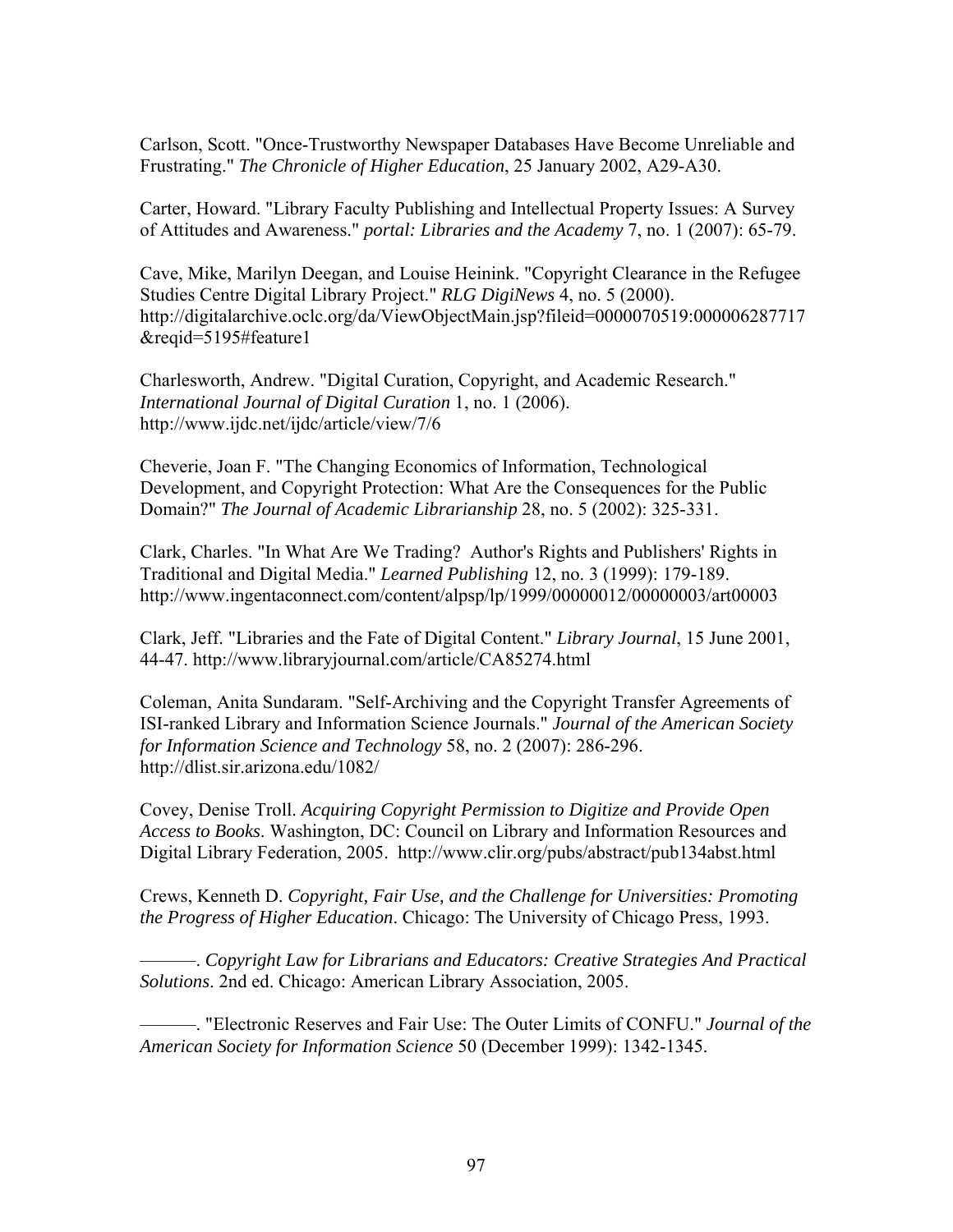Carlson, Scott. "Once-Trustworthy Newspaper Databases Have Become Unreliable and Frustrating." *The Chronicle of Higher Education*, 25 January 2002, A29-A30.

Carter, Howard. "Library Faculty Publishing and Intellectual Property Issues: A Survey of Attitudes and Awareness." *portal: Libraries and the Academy* 7, no. 1 (2007): 65-79.

Cave, Mike, Marilyn Deegan, and Louise Heinink. "Copyright Clearance in the Refugee Studies Centre Digital Library Project." *RLG DigiNews* 4, no. 5 (2000). http://digitalarchive.oclc.org/da/ViewObjectMain.jsp?fileid=0000070519:000006287717&reqid=5195#feature1

Charlesworth, Andrew. "Digital Curation, Copyright, and Academic Research." *International Journal of Digital Curation* 1, no. 1 (2006). http://www.ijdc.net/ijdc/article/view/7/6

Cheverie, Joan F. "The Changing Economics of Information, Technological Development, and Copyright Protection: What Are the Consequences for the Public Domain?" *The Journal of Academic Librarianship* 28, no. 5 (2002): 325-331.

Clark, Charles. "In What Are We Trading? Author's Rights and Publishers' Rights in Traditional and Digital Media." *Learned Publishing* 12, no. 3 (1999): 179-189. http://www.ingentaconnect.com/content/alpsp/lp/1999/00000012/00000003/art00003

Clark, Jeff. "Libraries and the Fate of Digital Content." *Library Journal*, 15 June 2001, 44-47. http://www.libraryjournal.com/article/CA85274.html

Coleman, Anita Sundaram. "Self-Archiving and the Copyright Transfer Agreements of ISI-ranked Library and Information Science Journals." *Journal of the American Society for Information Science and Technology* 58, no. 2 (2007): 286-296. http://dlist.sir.arizona.edu/1082/

Covey, Denise Troll. *Acquiring Copyright Permission to Digitize and Provide Open Access to Books*. Washington, DC: Council on Library and Information Resources and Digital Library Federation, 2005. http://www.clir.org/pubs/abstract/pub134abst.html

Crews, Kenneth D. *Copyright, Fair Use, and the Challenge for Universities: Promoting the Progress of Higher Education*. Chicago: The University of Chicago Press, 1993.

———. *Copyright Law for Librarians and Educators: Creative Strategies And Practical Solutions*. 2nd ed. Chicago: American Library Association, 2005.

———. "Electronic Reserves and Fair Use: The Outer Limits of CONFU." *Journal of the American Society for Information Science* 50 (December 1999): 1342-1345.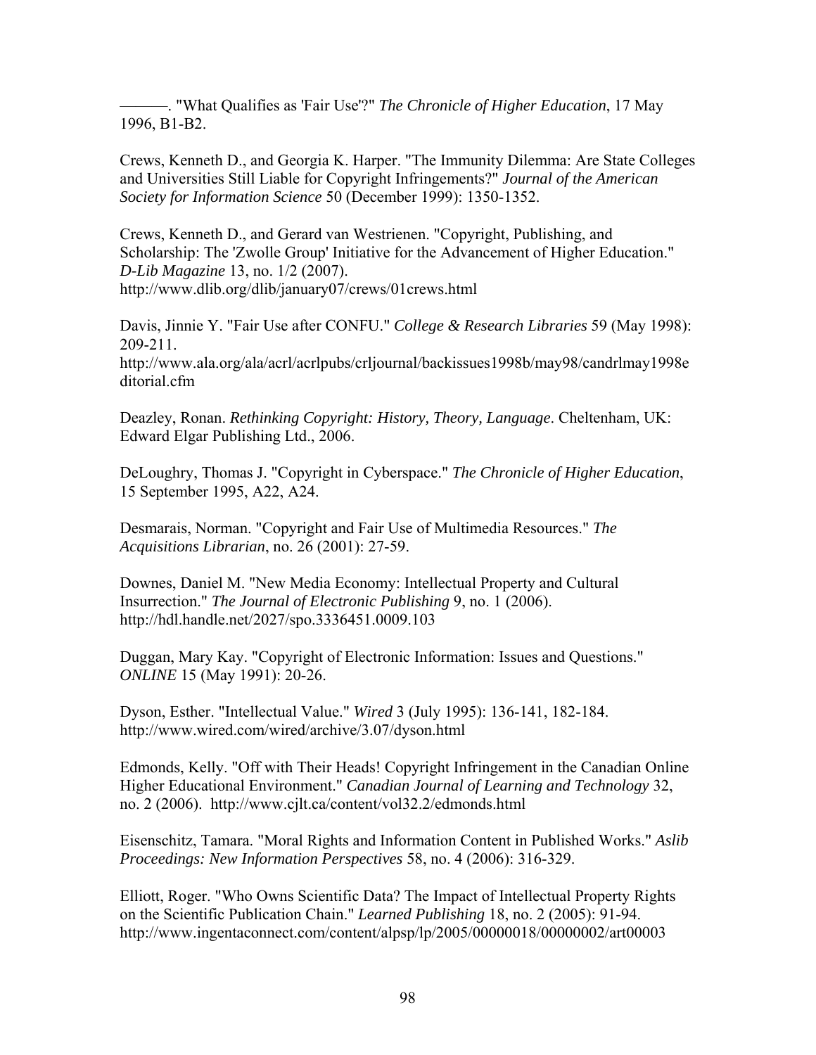———. "What Qualifies as 'Fair Use'?" *The Chronicle of Higher Education*, 17 May 1996, B1-B2.

Crews, Kenneth D., and Georgia K. Harper. "The Immunity Dilemma: Are State Colleges and Universities Still Liable for Copyright Infringements?" *Journal of the American Society for Information Science* 50 (December 1999): 1350-1352.

Crews, Kenneth D., and Gerard van Westrienen. "Copyright, Publishing, and Scholarship: The 'Zwolle Group' Initiative for the Advancement of Higher Education." *D-Lib Magazine* 13, no. 1/2 (2007). http://www.dlib.org/dlib/january07/crews/01crews.html

Davis, Jinnie Y. "Fair Use after CONFU." *College & Research Libraries* 59 (May 1998): 209-211. http://www.ala.org/ala/acrl/acrlpubs/crljournal/backissues1998b/may98/candrlmay1998editorial.cfm

Deazley, Ronan. *Rethinking Copyright: History, Theory, Language*. Cheltenham, UK: Edward Elgar Publishing Ltd., 2006.

DeLoughry, Thomas J. "Copyright in Cyberspace." *The Chronicle of Higher Education*, 15 September 1995, A22, A24.

Desmarais, Norman. "Copyright and Fair Use of Multimedia Resources." *The Acquisitions Librarian*, no. 26 (2001): 27-59.

Downes, Daniel M. "New Media Economy: Intellectual Property and Cultural Insurrection." *The Journal of Electronic Publishing* 9, no. 1 (2006). http://hdl.handle.net/2027/spo.3336451.0009.103

Duggan, Mary Kay. "Copyright of Electronic Information: Issues and Questions." *ONLINE* 15 (May 1991): 20-26.

Dyson, Esther. "Intellectual Value." *Wired* 3 (July 1995): 136-141, 182-184. http://www.wired.com/wired/archive/3.07/dyson.html

Edmonds, Kelly. "Off with Their Heads! Copyright Infringement in the Canadian Online Higher Educational Environment." *Canadian Journal of Learning and Technology* 32, no. 2 (2006). http://www.cjlt.ca/content/vol32.2/edmonds.html

Eisenschitz, Tamara. "Moral Rights and Information Content in Published Works." *Aslib Proceedings: New Information Perspectives* 58, no. 4 (2006): 316-329.

Elliott, Roger. "Who Owns Scientific Data? The Impact of Intellectual Property Rights on the Scientific Publication Chain." *Learned Publishing* 18, no. 2 (2005): 91-94. http://www.ingentaconnect.com/content/alpsp/lp/2005/00000018/00000002/art00003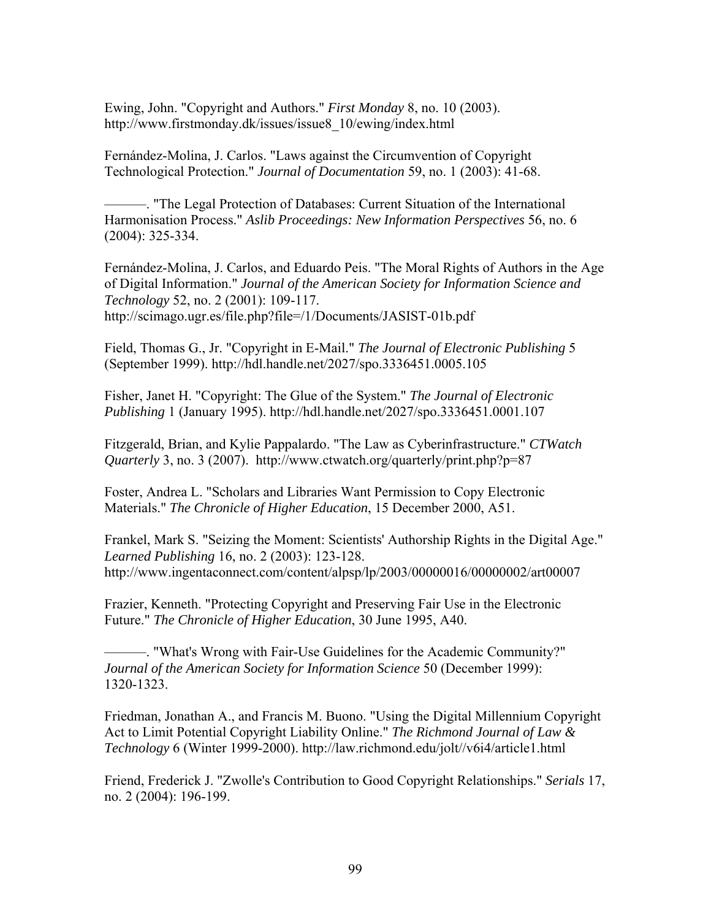Ewing, John. "Copyright and Authors." *First Monday* 8, no. 10 (2003). http://www.firstmonday.dk/issues/issue8_10/ewing/index.html

Fernández-Molina, J. Carlos. "Laws against the Circumvention of Copyright Technological Protection." *Journal of Documentation* 59, no. 1 (2003): 41-68.

———. "The Legal Protection of Databases: Current Situation of the International Harmonisation Process." *Aslib Proceedings: New Information Perspectives* 56, no. 6 (2004): 325-334.

Fernández-Molina, J. Carlos, and Eduardo Peis. "The Moral Rights of Authors in the Age of Digital Information." *Journal of the American Society for Information Science and Technology* 52, no. 2 (2001): 109-117. http://scimago.ugr.es/file.php?file=/1/Documents/JASIST-01b.pdf

Field, Thomas G., Jr. "Copyright in E-Mail." *The Journal of Electronic Publishing* 5 (September 1999). http://hdl.handle.net/2027/spo.3336451.0005.105

Fisher, Janet H. "Copyright: The Glue of the System." *The Journal of Electronic Publishing* 1 (January 1995). http://hdl.handle.net/2027/spo.3336451.0001.107

Fitzgerald, Brian, and Kylie Pappalardo. "The Law as Cyberinfrastructure." *CTWatch Quarterly* 3, no. 3 (2007). http://www.ctwatch.org/quarterly/print.php?p=87

Foster, Andrea L. "Scholars and Libraries Want Permission to Copy Electronic Materials." *The Chronicle of Higher Education*, 15 December 2000, A51.

Frankel, Mark S. "Seizing the Moment: Scientists' Authorship Rights in the Digital Age." *Learned Publishing* 16, no. 2 (2003): 123-128. http://www.ingentaconnect.com/content/alpsp/lp/2003/00000016/00000002/art00007

Frazier, Kenneth. "Protecting Copyright and Preserving Fair Use in the Electronic Future." *The Chronicle of Higher Education*, 30 June 1995, A40.

———. "What's Wrong with Fair-Use Guidelines for the Academic Community?" *Journal of the American Society for Information Science* 50 (December 1999): 1320-1323.

Friedman, Jonathan A., and Francis M. Buono. "Using the Digital Millennium Copyright Act to Limit Potential Copyright Liability Online." *The Richmond Journal of Law & Technology* 6 (Winter 1999-2000). http://law.richmond.edu/jolt//v6i4/article1.html

Friend, Frederick J. "Zwolle's Contribution to Good Copyright Relationships." *Serials* 17, no. 2 (2004): 196-199.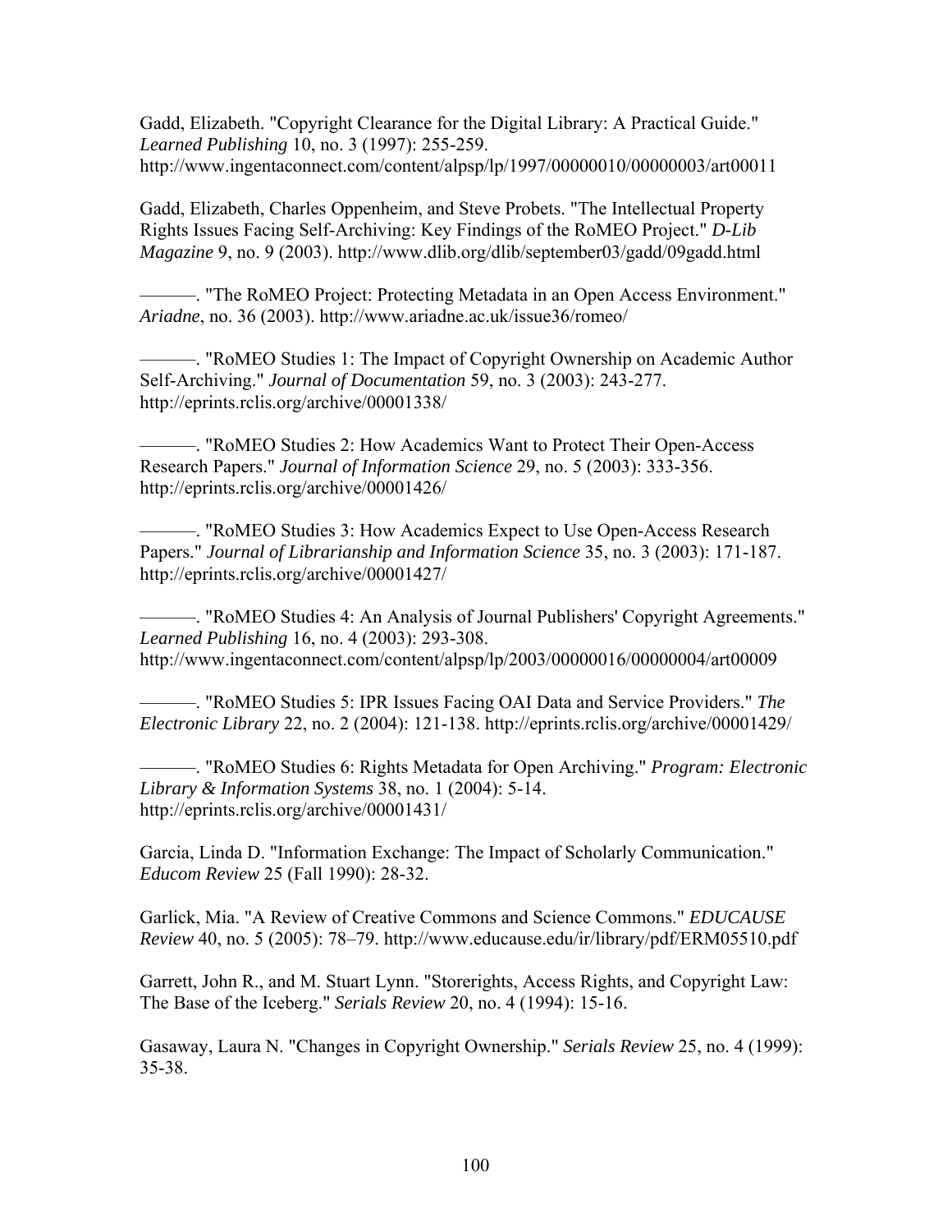Gadd, Elizabeth. "Copyright Clearance for the Digital Library: A Practical Guide." *Learned Publishing* 10, no. 3 (1997): 255-259. http://www.ingentaconnect.com/content/alpsp/lp/1997/00000010/00000003/art00011

Gadd, Elizabeth, Charles Oppenheim, and Steve Probets. "The Intellectual Property Rights Issues Facing Self-Archiving: Key Findings of the RoMEO Project." *D-Lib Magazine* 9, no. 9 (2003). http://www.dlib.org/dlib/september03/gadd/09gadd.html

———. "The RoMEO Project: Protecting Metadata in an Open Access Environment." *Ariadne*, no. 36 (2003). http://www.ariadne.ac.uk/issue36/romeo/

———. "RoMEO Studies 1: The Impact of Copyright Ownership on Academic Author Self-Archiving." *Journal of Documentation* 59, no. 3 (2003): 243-277. http://eprints.rclis.org/archive/00001338/

———. "RoMEO Studies 2: How Academics Want to Protect Their Open-Access Research Papers." *Journal of Information Science* 29, no. 5 (2003): 333-356. http://eprints.rclis.org/archive/00001426/

———. "RoMEO Studies 3: How Academics Expect to Use Open-Access Research Papers." *Journal of Librarianship and Information Science* 35, no. 3 (2003): 171-187. http://eprints.rclis.org/archive/00001427/

———. "RoMEO Studies 4: An Analysis of Journal Publishers' Copyright Agreements." *Learned Publishing* 16, no. 4 (2003): 293-308. http://www.ingentaconnect.com/content/alpsp/lp/2003/00000016/00000004/art00009

———. "RoMEO Studies 5: IPR Issues Facing OAI Data and Service Providers." *The Electronic Library* 22, no. 2 (2004): 121-138. http://eprints.rclis.org/archive/00001429/

———. "RoMEO Studies 6: Rights Metadata for Open Archiving." *Program: Electronic Library & Information Systems* 38, no. 1 (2004): 5-14. http://eprints.rclis.org/archive/00001431/

Garcia, Linda D. "Information Exchange: The Impact of Scholarly Communication." *Educom Review* 25 (Fall 1990): 28-32.

Garlick, Mia. "A Review of Creative Commons and Science Commons." *EDUCAUSE Review* 40, no. 5 (2005): 78–79. http://www.educause.edu/ir/library/pdf/ERM05510.pdf

Garrett, John R., and M. Stuart Lynn. "Storerights, Access Rights, and Copyright Law: The Base of the Iceberg." *Serials Review* 20, no. 4 (1994): 15-16.

Gasaway, Laura N. "Changes in Copyright Ownership." *Serials Review* 25, no. 4 (1999): 35-38.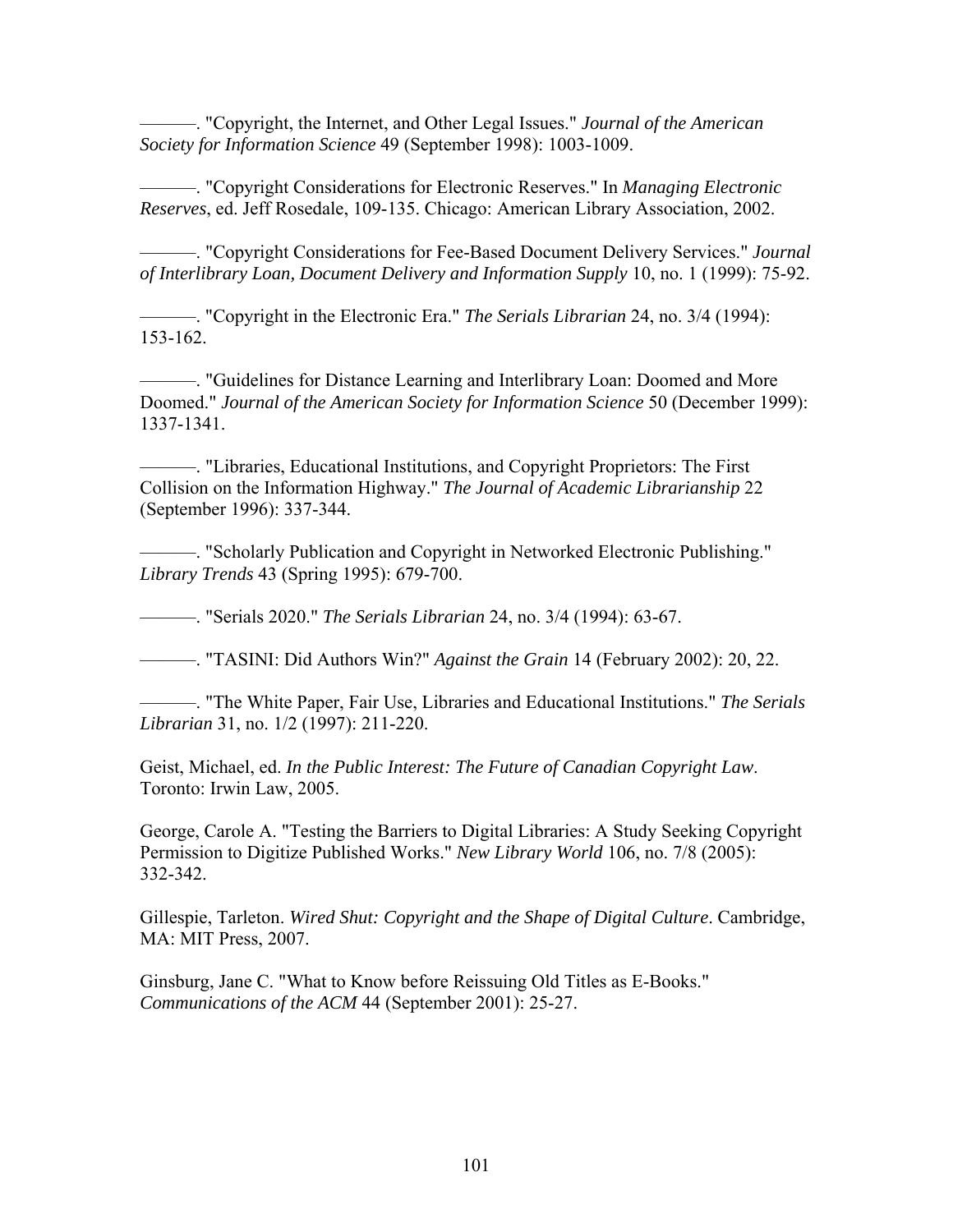———. "Copyright, the Internet, and Other Legal Issues." *Journal of the American Society for Information Science* 49 (September 1998): 1003-1009.

———. "Copyright Considerations for Electronic Reserves." In *Managing Electronic Reserves*, ed. Jeff Rosedale, 109-135. Chicago: American Library Association, 2002.

———. "Copyright Considerations for Fee-Based Document Delivery Services." *Journal of Interlibrary Loan, Document Delivery and Information Supply* 10, no. 1 (1999): 75-92.

———. "Copyright in the Electronic Era." *The Serials Librarian* 24, no. 3/4 (1994): 153-162.

———. "Guidelines for Distance Learning and Interlibrary Loan: Doomed and More Doomed." *Journal of the American Society for Information Science* 50 (December 1999): 1337-1341.

———. "Libraries, Educational Institutions, and Copyright Proprietors: The First Collision on the Information Highway." *The Journal of Academic Librarianship* 22 (September 1996): 337-344.

———. "Scholarly Publication and Copyright in Networked Electronic Publishing." *Library Trends* 43 (Spring 1995): 679-700.

———. "Serials 2020." *The Serials Librarian* 24, no. 3/4 (1994): 63-67.

———. "TASINI: Did Authors Win?" *Against the Grain* 14 (February 2002): 20, 22.

———. "The White Paper, Fair Use, Libraries and Educational Institutions." *The Serials Librarian* 31, no. 1/2 (1997): 211-220.

Geist, Michael, ed. *In the Public Interest: The Future of Canadian Copyright Law*. Toronto: Irwin Law, 2005.

George, Carole A. "Testing the Barriers to Digital Libraries: A Study Seeking Copyright Permission to Digitize Published Works." *New Library World* 106, no. 7/8 (2005): 332-342.

Gillespie, Tarleton. *Wired Shut: Copyright and the Shape of Digital Culture*. Cambridge, MA: MIT Press, 2007.

Ginsburg, Jane C. "What to Know before Reissuing Old Titles as E-Books." *Communications of the ACM* 44 (September 2001): 25-27.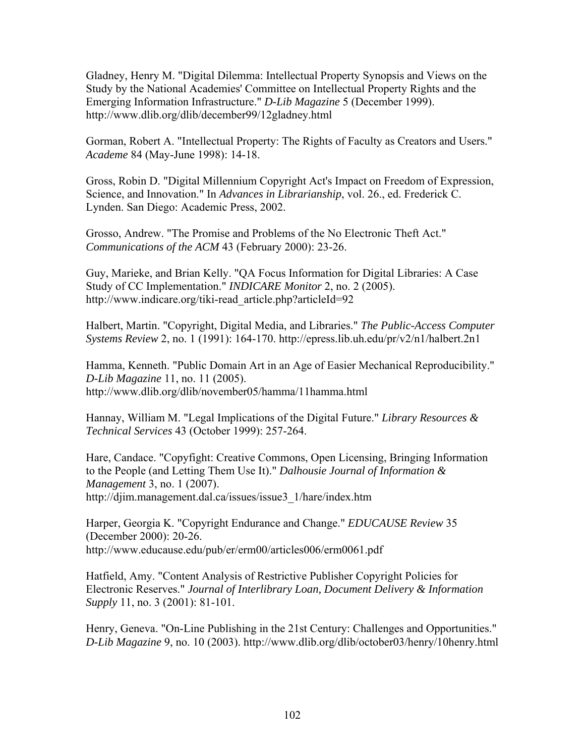Gladney, Henry M. "Digital Dilemma: Intellectual Property Synopsis and Views on the Study by the National Academies' Committee on Intellectual Property Rights and the Emerging Information Infrastructure." *D-Lib Magazine* 5 (December 1999). http://www.dlib.org/dlib/december99/12gladney.html

Gorman, Robert A. "Intellectual Property: The Rights of Faculty as Creators and Users." *Academe* 84 (May-June 1998): 14-18.

Gross, Robin D. "Digital Millennium Copyright Act's Impact on Freedom of Expression, Science, and Innovation." In *Advances in Librarianship*, vol. 26., ed. Frederick C. Lynden. San Diego: Academic Press, 2002.

Grosso, Andrew. "The Promise and Problems of the No Electronic Theft Act." *Communications of the ACM* 43 (February 2000): 23-26.

Guy, Marieke, and Brian Kelly. "QA Focus Information for Digital Libraries: A Case Study of CC Implementation." *INDICARE Monitor* 2, no. 2 (2005). http://www.indicare.org/tiki-read_article.php?articleId=92

Halbert, Martin. "Copyright, Digital Media, and Libraries." *The Public-Access Computer Systems Review* 2, no. 1 (1991): 164-170. http://epress.lib.uh.edu/pr/v2/n1/halbert.2n1

Hamma, Kenneth. "Public Domain Art in an Age of Easier Mechanical Reproducibility." *D-Lib Magazine* 11, no. 11 (2005). http://www.dlib.org/dlib/november05/hamma/11hamma.html

Hannay, William M. "Legal Implications of the Digital Future." *Library Resources & Technical Services* 43 (October 1999): 257-264.

Hare, Candace. "Copyfight: Creative Commons, Open Licensing, Bringing Information to the People (and Letting Them Use It)." *Dalhousie Journal of Information & Management* 3, no. 1 (2007). http://djim.management.dal.ca/issues/issue3_1/hare/index.htm

Harper, Georgia K. "Copyright Endurance and Change." *EDUCAUSE Review* 35 (December 2000): 20-26. http://www.educause.edu/pub/er/erm00/articles006/erm0061.pdf

Hatfield, Amy. "Content Analysis of Restrictive Publisher Copyright Policies for Electronic Reserves." *Journal of Interlibrary Loan, Document Delivery & Information Supply* 11, no. 3 (2001): 81-101.

Henry, Geneva. "On-Line Publishing in the 21st Century: Challenges and Opportunities." *D-Lib Magazine* 9, no. 10 (2003). http://www.dlib.org/dlib/october03/henry/10henry.html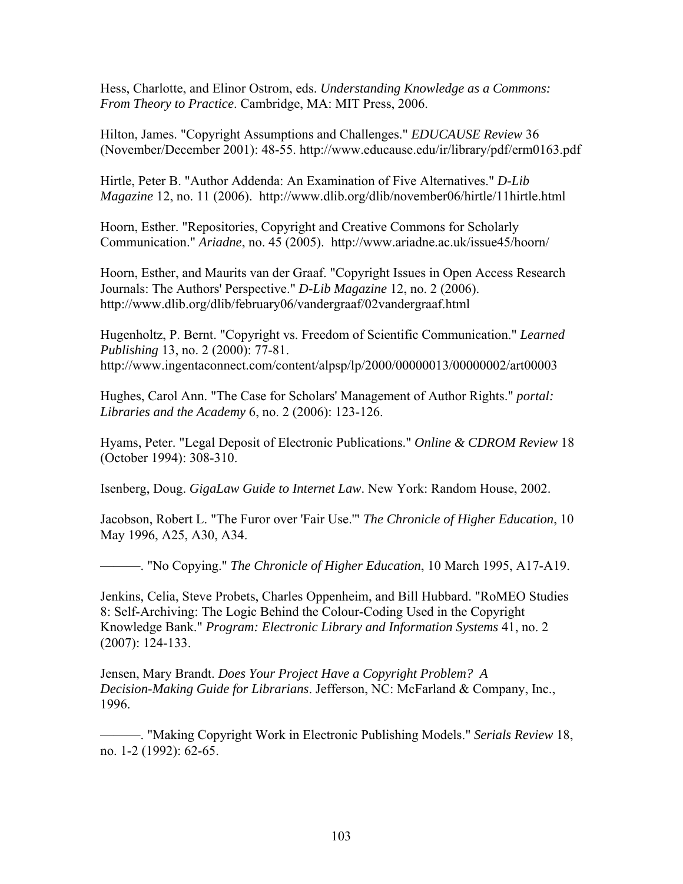Hess, Charlotte, and Elinor Ostrom, eds. *Understanding Knowledge as a Commons: From Theory to Practice*. Cambridge, MA: MIT Press, 2006.

Hilton, James. "Copyright Assumptions and Challenges." *EDUCAUSE Review* 36 (November/December 2001): 48-55. http://www.educause.edu/ir/library/pdf/erm0163.pdf

Hirtle, Peter B. "Author Addenda: An Examination of Five Alternatives." *D-Lib Magazine* 12, no. 11 (2006). http://www.dlib.org/dlib/november06/hirtle/11hirtle.html

Hoorn, Esther. "Repositories, Copyright and Creative Commons for Scholarly Communication." *Ariadne*, no. 45 (2005). http://www.ariadne.ac.uk/issue45/hoorn/

Hoorn, Esther, and Maurits van der Graaf. "Copyright Issues in Open Access Research Journals: The Authors' Perspective." *D-Lib Magazine* 12, no. 2 (2006). http://www.dlib.org/dlib/february06/vandergraaf/02vandergraaf.html

Hugenholtz, P. Bernt. "Copyright vs. Freedom of Scientific Communication." *Learned Publishing* 13, no. 2 (2000): 77-81. http://www.ingentaconnect.com/content/alpsp/lp/2000/00000013/00000002/art00003

Hughes, Carol Ann. "The Case for Scholars' Management of Author Rights." *portal: Libraries and the Academy* 6, no. 2 (2006): 123-126.

Hyams, Peter. "Legal Deposit of Electronic Publications." *Online & CDROM Review* 18 (October 1994): 308-310.

Isenberg, Doug. *GigaLaw Guide to Internet Law*. New York: Random House, 2002.

Jacobson, Robert L. "The Furor over 'Fair Use.'" *The Chronicle of Higher Education*, 10 May 1996, A25, A30, A34.

———. "No Copying." *The Chronicle of Higher Education*, 10 March 1995, A17-A19.

Jenkins, Celia, Steve Probets, Charles Oppenheim, and Bill Hubbard. "RoMEO Studies 8: Self-Archiving: The Logic Behind the Colour-Coding Used in the Copyright Knowledge Bank." *Program: Electronic Library and Information Systems* 41, no. 2 (2007): 124-133.

Jensen, Mary Brandt. *Does Your Project Have a Copyright Problem? A Decision-Making Guide for Librarians*. Jefferson, NC: McFarland & Company, Inc., 1996.

———. "Making Copyright Work in Electronic Publishing Models." *Serials Review* 18, no. 1-2 (1992): 62-65.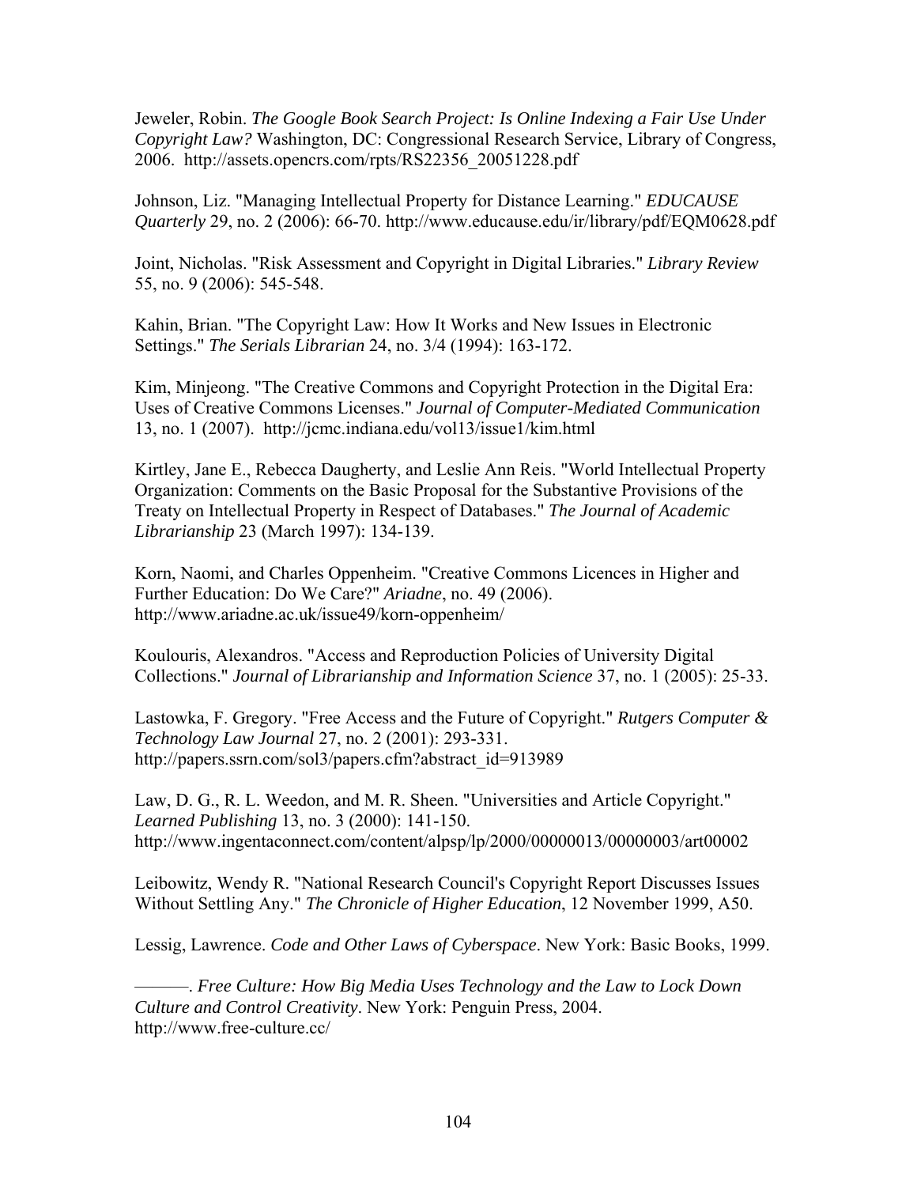Jeweler, Robin. *The Google Book Search Project: Is Online Indexing a Fair Use Under Copyright Law?* Washington, DC: Congressional Research Service, Library of Congress, 2006. http://assets.opencrs.com/rpts/RS22356_20051228.pdf

Johnson, Liz. "Managing Intellectual Property for Distance Learning." *EDUCAUSE Quarterly* 29, no. 2 (2006): 66-70. http://www.educause.edu/ir/library/pdf/EQM0628.pdf

Joint, Nicholas. "Risk Assessment and Copyright in Digital Libraries." *Library Review* 55, no. 9 (2006): 545-548.

Kahin, Brian. "The Copyright Law: How It Works and New Issues in Electronic Settings." *The Serials Librarian* 24, no. 3/4 (1994): 163-172.

Kim, Minjeong. "The Creative Commons and Copyright Protection in the Digital Era: Uses of Creative Commons Licenses." *Journal of Computer-Mediated Communication* 13, no. 1 (2007). http://jcmc.indiana.edu/vol13/issue1/kim.html

Kirtley, Jane E., Rebecca Daugherty, and Leslie Ann Reis. "World Intellectual Property Organization: Comments on the Basic Proposal for the Substantive Provisions of the Treaty on Intellectual Property in Respect of Databases." *The Journal of Academic Librarianship* 23 (March 1997): 134-139.

Korn, Naomi, and Charles Oppenheim. "Creative Commons Licences in Higher and Further Education: Do We Care?" *Ariadne*, no. 49 (2006). http://www.ariadne.ac.uk/issue49/korn-oppenheim/

Koulouris, Alexandros. "Access and Reproduction Policies of University Digital Collections." *Journal of Librarianship and Information Science* 37, no. 1 (2005): 25-33.

Lastowka, F. Gregory. "Free Access and the Future of Copyright." *Rutgers Computer & Technology Law Journal* 27, no. 2 (2001): 293-331. http://papers.ssrn.com/sol3/papers.cfm?abstract_id=913989

Law, D. G., R. L. Weedon, and M. R. Sheen. "Universities and Article Copyright." *Learned Publishing* 13, no. 3 (2000): 141-150. http://www.ingentaconnect.com/content/alpsp/lp/2000/00000013/00000003/art00002

Leibowitz, Wendy R. "National Research Council's Copyright Report Discusses Issues Without Settling Any." *The Chronicle of Higher Education*, 12 November 1999, A50.

Lessig, Lawrence. *Code and Other Laws of Cyberspace*. New York: Basic Books, 1999.

———. *Free Culture: How Big Media Uses Technology and the Law to Lock Down Culture and Control Creativity*. New York: Penguin Press, 2004. http://www.free-culture.cc/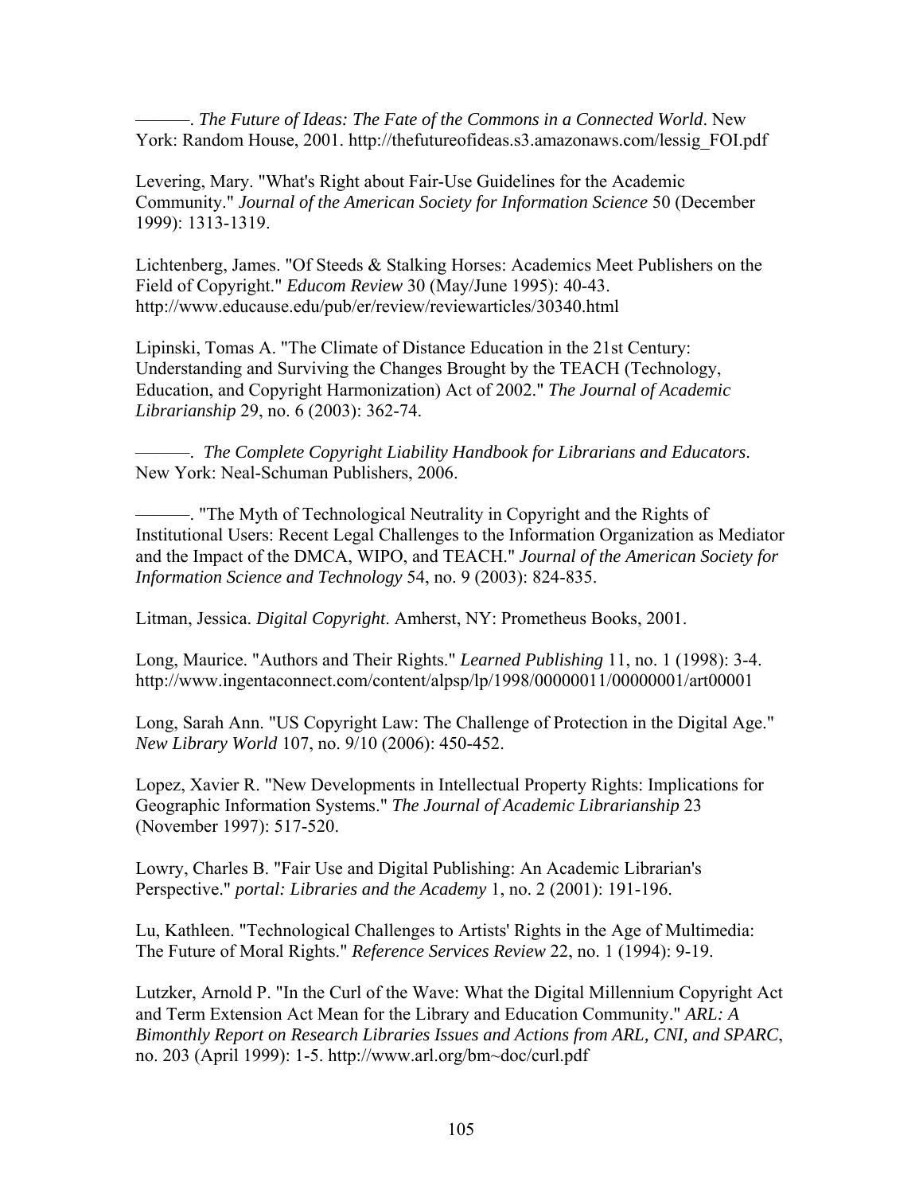———. *The Future of Ideas: The Fate of the Commons in a Connected World*. New York: Random House, 2001. http://thefutureofideas.s3.amazonaws.com/lessig_FOI.pdf

Levering, Mary. "What's Right about Fair-Use Guidelines for the Academic Community." *Journal of the American Society for Information Science* 50 (December 1999): 1313-1319.

Lichtenberg, James. "Of Steeds & Stalking Horses: Academics Meet Publishers on the Field of Copyright." *Educom Review* 30 (May/June 1995): 40-43. http://www.educause.edu/pub/er/review/reviewarticles/30340.html

Lipinski, Tomas A. "The Climate of Distance Education in the 21st Century: Understanding and Surviving the Changes Brought by the TEACH (Technology, Education, and Copyright Harmonization) Act of 2002." *The Journal of Academic Librarianship* 29, no. 6 (2003): 362-74.

———. *The Complete Copyright Liability Handbook for Librarians and Educators*. New York: Neal-Schuman Publishers, 2006.

———. "The Myth of Technological Neutrality in Copyright and the Rights of Institutional Users: Recent Legal Challenges to the Information Organization as Mediator and the Impact of the DMCA, WIPO, and TEACH." *Journal of the American Society for Information Science and Technology* 54, no. 9 (2003): 824-835.

Litman, Jessica. *Digital Copyright*. Amherst, NY: Prometheus Books, 2001.

Long, Maurice. "Authors and Their Rights." *Learned Publishing* 11, no. 1 (1998): 3-4. http://www.ingentaconnect.com/content/alpsp/lp/1998/00000011/00000001/art00001

Long, Sarah Ann. "US Copyright Law: The Challenge of Protection in the Digital Age." *New Library World* 107, no. 9/10 (2006): 450-452.

Lopez, Xavier R. "New Developments in Intellectual Property Rights: Implications for Geographic Information Systems." *The Journal of Academic Librarianship* 23 (November 1997): 517-520.

Lowry, Charles B. "Fair Use and Digital Publishing: An Academic Librarian's Perspective." *portal: Libraries and the Academy* 1, no. 2 (2001): 191-196.

Lu, Kathleen. "Technological Challenges to Artists' Rights in the Age of Multimedia: The Future of Moral Rights." *Reference Services Review* 22, no. 1 (1994): 9-19.

Lutzker, Arnold P. "In the Curl of the Wave: What the Digital Millennium Copyright Act and Term Extension Act Mean for the Library and Education Community." *ARL: A Bimonthly Report on Research Libraries Issues and Actions from ARL, CNI, and SPARC*, no. 203 (April 1999): 1-5. http://www.arl.org/bm~doc/curl.pdf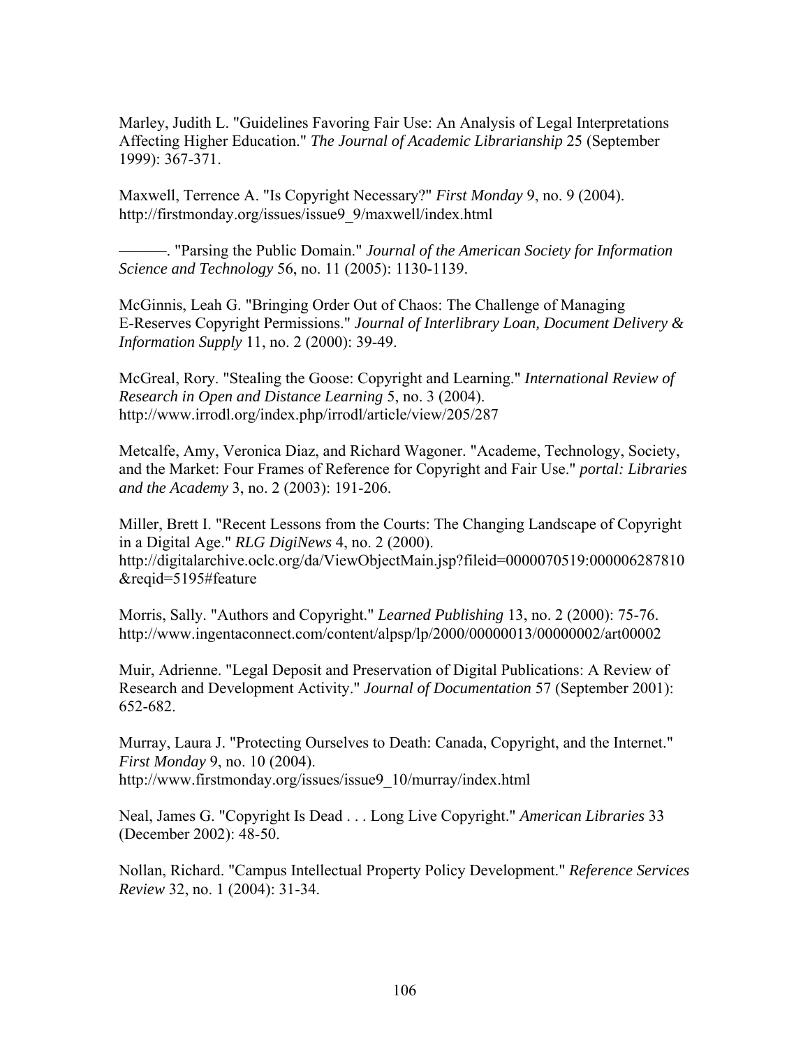Marley, Judith L. "Guidelines Favoring Fair Use: An Analysis of Legal Interpretations Affecting Higher Education." *The Journal of Academic Librarianship* 25 (September 1999): 367-371.

Maxwell, Terrence A. "Is Copyright Necessary?" *First Monday* 9, no. 9 (2004). http://firstmonday.org/issues/issue9_9/maxwell/index.html

———. "Parsing the Public Domain." *Journal of the American Society for Information Science and Technology* 56, no. 11 (2005): 1130-1139.

McGinnis, Leah G. "Bringing Order Out of Chaos: The Challenge of Managing E-Reserves Copyright Permissions." *Journal of Interlibrary Loan, Document Delivery & Information Supply* 11, no. 2 (2000): 39-49.

McGreal, Rory. "Stealing the Goose: Copyright and Learning." *International Review of Research in Open and Distance Learning* 5, no. 3 (2004). http://www.irrodl.org/index.php/irrodl/article/view/205/287

Metcalfe, Amy, Veronica Diaz, and Richard Wagoner. "Academe, Technology, Society, and the Market: Four Frames of Reference for Copyright and Fair Use." *portal: Libraries and the Academy* 3, no. 2 (2003): 191-206.

Miller, Brett I. "Recent Lessons from the Courts: The Changing Landscape of Copyright in a Digital Age." *RLG DigiNews* 4, no. 2 (2000). http://digitalarchive.oclc.org/da/ViewObjectMain.jsp?fileid=0000070519:000006287810&reqid=5195#feature

Morris, Sally. "Authors and Copyright." *Learned Publishing* 13, no. 2 (2000): 75-76. http://www.ingentaconnect.com/content/alpsp/lp/2000/00000013/00000002/art00002

Muir, Adrienne. "Legal Deposit and Preservation of Digital Publications: A Review of Research and Development Activity." *Journal of Documentation* 57 (September 2001): 652-682.

Murray, Laura J. "Protecting Ourselves to Death: Canada, Copyright, and the Internet." *First Monday* 9, no. 10 (2004). http://www.firstmonday.org/issues/issue9_10/murray/index.html

Neal, James G. "Copyright Is Dead . . . Long Live Copyright." *American Libraries* 33 (December 2002): 48-50.

Nollan, Richard. "Campus Intellectual Property Policy Development." *Reference Services Review* 32, no. 1 (2004): 31-34.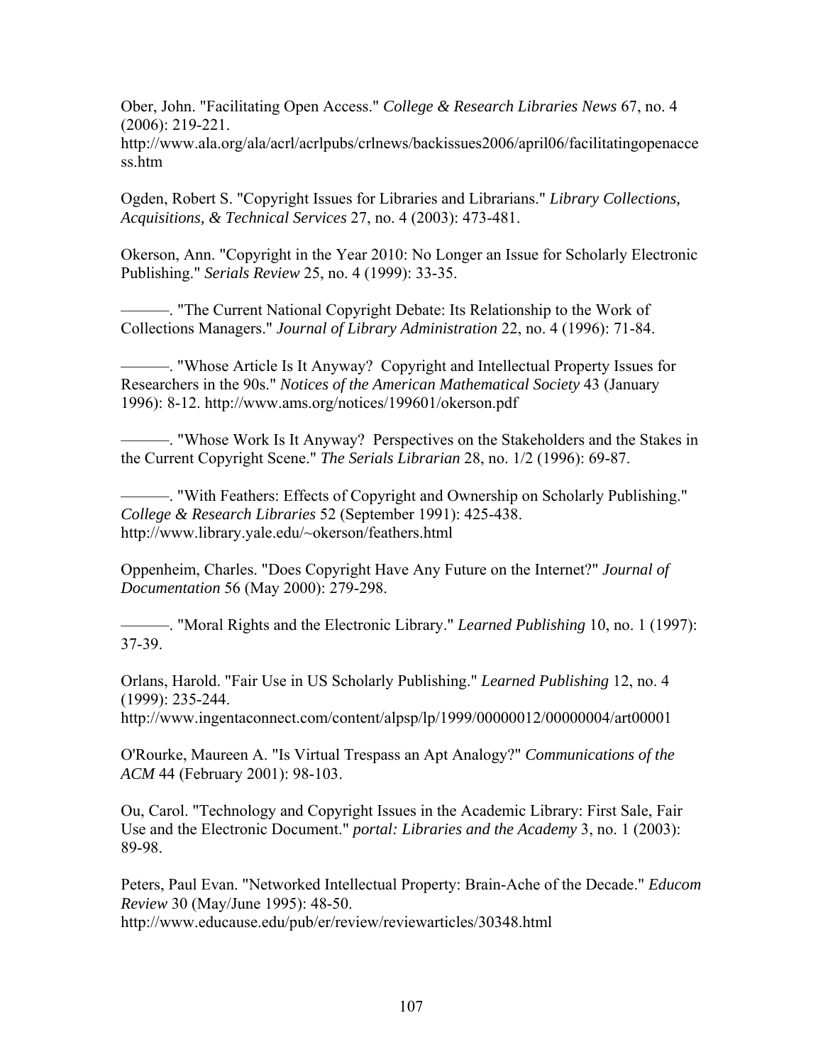Ober, John. "Facilitating Open Access." *College & Research Libraries News* 67, no. 4 (2006): 219-221. http://www.ala.org/ala/acrl/acrlpubs/crlnews/backissues2006/april06/facilitatingopenaccess.htm

Ogden, Robert S. "Copyright Issues for Libraries and Librarians." *Library Collections, Acquisitions, & Technical Services* 27, no. 4 (2003): 473-481.

Okerson, Ann. "Copyright in the Year 2010: No Longer an Issue for Scholarly Electronic Publishing." *Serials Review* 25, no. 4 (1999): 33-35.

———. "The Current National Copyright Debate: Its Relationship to the Work of Collections Managers." *Journal of Library Administration* 22, no. 4 (1996): 71-84.

———. "Whose Article Is It Anyway? Copyright and Intellectual Property Issues for Researchers in the 90s." *Notices of the American Mathematical Society* 43 (January 1996): 8-12. http://www.ams.org/notices/199601/okerson.pdf

———. "Whose Work Is It Anyway? Perspectives on the Stakeholders and the Stakes in the Current Copyright Scene." *The Serials Librarian* 28, no. 1/2 (1996): 69-87.

———. "With Feathers: Effects of Copyright and Ownership on Scholarly Publishing." *College & Research Libraries* 52 (September 1991): 425-438. http://www.library.yale.edu/~okerson/feathers.html

Oppenheim, Charles. "Does Copyright Have Any Future on the Internet?" *Journal of Documentation* 56 (May 2000): 279-298.

———. "Moral Rights and the Electronic Library." *Learned Publishing* 10, no. 1 (1997): 37-39.

Orlans, Harold. "Fair Use in US Scholarly Publishing." *Learned Publishing* 12, no. 4 (1999): 235-244. http://www.ingentaconnect.com/content/alpsp/lp/1999/00000012/00000004/art00001

O'Rourke, Maureen A. "Is Virtual Trespass an Apt Analogy?" *Communications of the ACM* 44 (February 2001): 98-103.

Ou, Carol. "Technology and Copyright Issues in the Academic Library: First Sale, Fair Use and the Electronic Document." *portal: Libraries and the Academy* 3, no. 1 (2003): 89-98.

Peters, Paul Evan. "Networked Intellectual Property: Brain-Ache of the Decade." *Educom Review* 30 (May/June 1995): 48-50. http://www.educause.edu/pub/er/review/reviewarticles/30348.html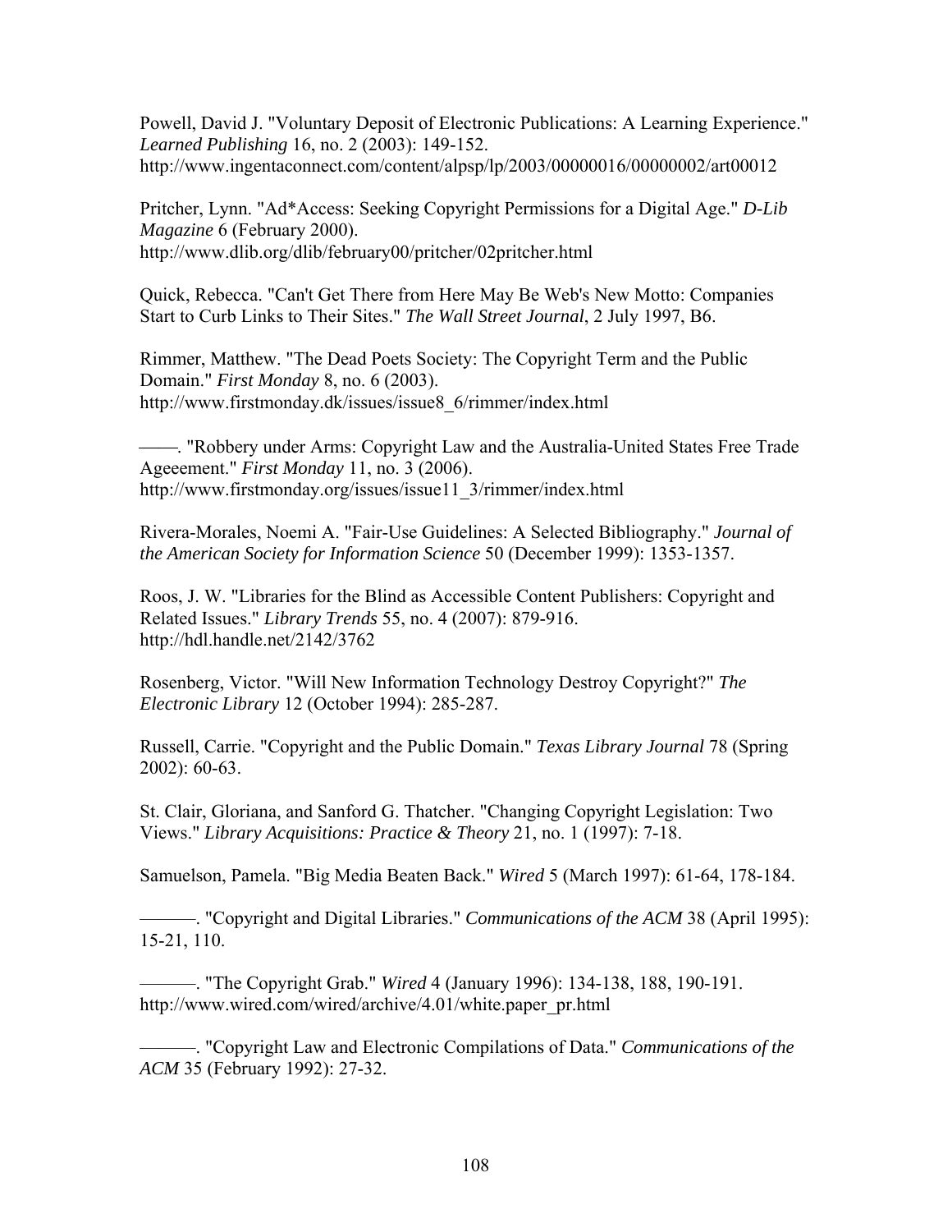Powell, David J. "Voluntary Deposit of Electronic Publications: A Learning Experience." *Learned Publishing* 16, no. 2 (2003): 149-152. http://www.ingentaconnect.com/content/alpsp/lp/2003/00000016/00000002/art00012

Pritcher, Lynn. "Ad*Access: Seeking Copyright Permissions for a Digital Age." *D-Lib Magazine* 6 (February 2000). http://www.dlib.org/dlib/february00/pritcher/02pritcher.html

Quick, Rebecca. "Can't Get There from Here May Be Web's New Motto: Companies Start to Curb Links to Their Sites." *The Wall Street Journal*, 2 July 1997, B6.

Rimmer, Matthew. "The Dead Poets Society: The Copyright Term and the Public Domain." *First Monday* 8, no. 6 (2003). http://www.firstmonday.dk/issues/issue8_6/rimmer/index.html

——. "Robbery under Arms: Copyright Law and the Australia-United States Free Trade Ageeement." *First Monday* 11, no. 3 (2006). http://www.firstmonday.org/issues/issue11_3/rimmer/index.html

Rivera-Morales, Noemi A. "Fair-Use Guidelines: A Selected Bibliography." *Journal of the American Society for Information Science* 50 (December 1999): 1353-1357.

Roos, J. W. "Libraries for the Blind as Accessible Content Publishers: Copyright and Related Issues." *Library Trends* 55, no. 4 (2007): 879-916. http://hdl.handle.net/2142/3762

Rosenberg, Victor. "Will New Information Technology Destroy Copyright?" *The Electronic Library* 12 (October 1994): 285-287.

Russell, Carrie. "Copyright and the Public Domain." *Texas Library Journal* 78 (Spring 2002): 60-63.

St. Clair, Gloriana, and Sanford G. Thatcher. "Changing Copyright Legislation: Two Views." *Library Acquisitions: Practice & Theory* 21, no. 1 (1997): 7-18.

Samuelson, Pamela. "Big Media Beaten Back." *Wired* 5 (March 1997): 61-64, 178-184.

———. "Copyright and Digital Libraries." *Communications of the ACM* 38 (April 1995): 15-21, 110.

———. "The Copyright Grab." *Wired* 4 (January 1996): 134-138, 188, 190-191. http://www.wired.com/wired/archive/4.01/white.paper_pr.html

———. "Copyright Law and Electronic Compilations of Data." *Communications of the ACM* 35 (February 1992): 27-32.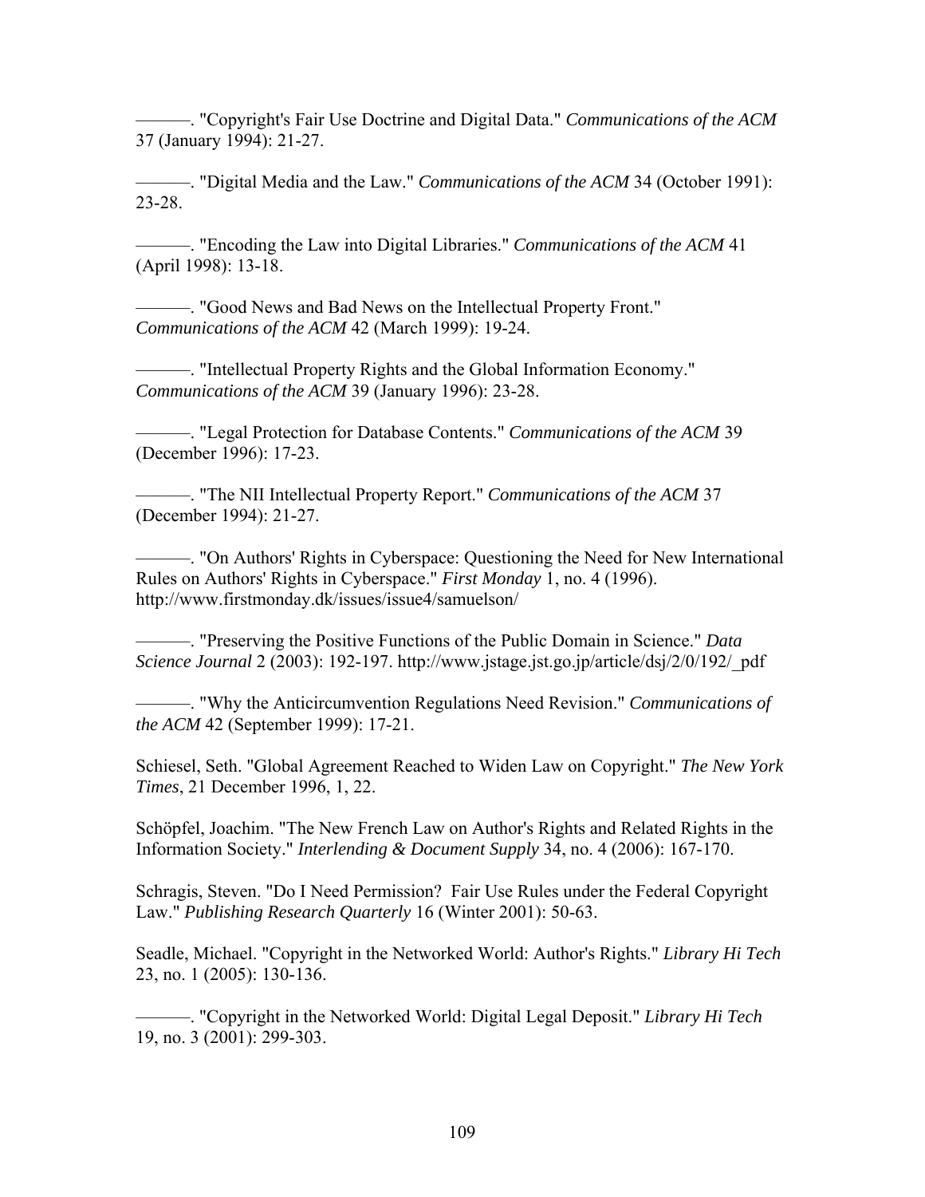———. "Copyright's Fair Use Doctrine and Digital Data." *Communications of the ACM* 37 (January 1994): 21-27.

———. "Digital Media and the Law." *Communications of the ACM* 34 (October 1991): 23-28.

———. "Encoding the Law into Digital Libraries." *Communications of the ACM* 41 (April 1998): 13-18.

———. "Good News and Bad News on the Intellectual Property Front." *Communications of the ACM* 42 (March 1999): 19-24.

———. "Intellectual Property Rights and the Global Information Economy." *Communications of the ACM* 39 (January 1996): 23-28.

———. "Legal Protection for Database Contents." *Communications of the ACM* 39 (December 1996): 17-23.

———. "The NII Intellectual Property Report." *Communications of the ACM* 37 (December 1994): 21-27.

———. "On Authors' Rights in Cyberspace: Questioning the Need for New International Rules on Authors' Rights in Cyberspace." *First Monday* 1, no. 4 (1996). http://www.firstmonday.dk/issues/issue4/samuelson/

———. "Preserving the Positive Functions of the Public Domain in Science." *Data Science Journal* 2 (2003): 192-197. http://www.jstage.jst.go.jp/article/dsj/2/0/192/_pdf

———. "Why the Anticircumvention Regulations Need Revision." *Communications of the ACM* 42 (September 1999): 17-21.

Schiesel, Seth. "Global Agreement Reached to Widen Law on Copyright." *The New York Times*, 21 December 1996, 1, 22.

Schöpfel, Joachim. "The New French Law on Author's Rights and Related Rights in the Information Society." *Interlending & Document Supply* 34, no. 4 (2006): 167-170.

Schragis, Steven. "Do I Need Permission? Fair Use Rules under the Federal Copyright Law." *Publishing Research Quarterly* 16 (Winter 2001): 50-63.

Seadle, Michael. "Copyright in the Networked World: Author's Rights." *Library Hi Tech* 23, no. 1 (2005): 130-136.

———. "Copyright in the Networked World: Digital Legal Deposit." *Library Hi Tech* 19, no. 3 (2001): 299-303.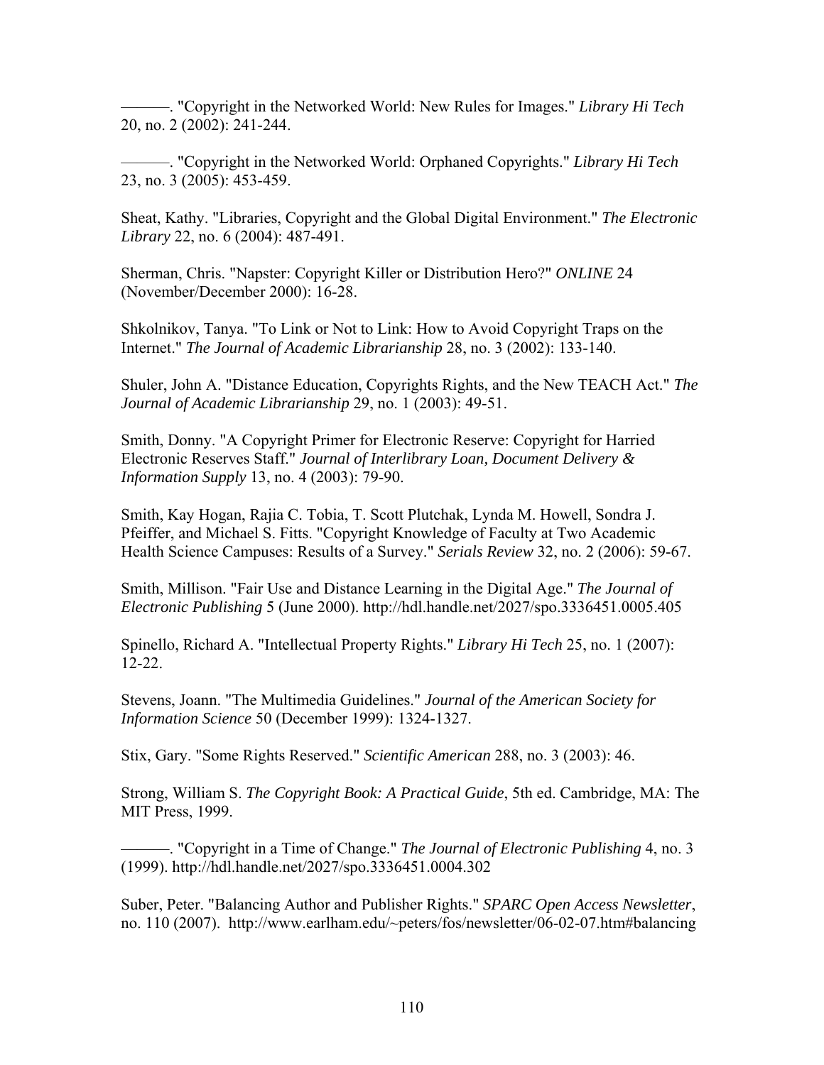———. "Copyright in the Networked World: New Rules for Images." *Library Hi Tech* 20, no. 2 (2002): 241-244.

———. "Copyright in the Networked World: Orphaned Copyrights." *Library Hi Tech* 23, no. 3 (2005): 453-459.

Sheat, Kathy. "Libraries, Copyright and the Global Digital Environment." *The Electronic Library* 22, no. 6 (2004): 487-491.

Sherman, Chris. "Napster: Copyright Killer or Distribution Hero?" *ONLINE* 24 (November/December 2000): 16-28.

Shkolnikov, Tanya. "To Link or Not to Link: How to Avoid Copyright Traps on the Internet." *The Journal of Academic Librarianship* 28, no. 3 (2002): 133-140.

Shuler, John A. "Distance Education, Copyrights Rights, and the New TEACH Act." *The Journal of Academic Librarianship* 29, no. 1 (2003): 49-51.

Smith, Donny. "A Copyright Primer for Electronic Reserve: Copyright for Harried Electronic Reserves Staff." *Journal of Interlibrary Loan, Document Delivery & Information Supply* 13, no. 4 (2003): 79-90.

Smith, Kay Hogan, Rajia C. Tobia, T. Scott Plutchak, Lynda M. Howell, Sondra J. Pfeiffer, and Michael S. Fitts. "Copyright Knowledge of Faculty at Two Academic Health Science Campuses: Results of a Survey." *Serials Review* 32, no. 2 (2006): 59-67.

Smith, Millison. "Fair Use and Distance Learning in the Digital Age." *The Journal of Electronic Publishing* 5 (June 2000). http://hdl.handle.net/2027/spo.3336451.0005.405

Spinello, Richard A. "Intellectual Property Rights." *Library Hi Tech* 25, no. 1 (2007): 12-22.

Stevens, Joann. "The Multimedia Guidelines." *Journal of the American Society for Information Science* 50 (December 1999): 1324-1327.

Stix, Gary. "Some Rights Reserved." *Scientific American* 288, no. 3 (2003): 46.

Strong, William S. *The Copyright Book: A Practical Guide*, 5th ed. Cambridge, MA: The MIT Press, 1999.

———. "Copyright in a Time of Change." *The Journal of Electronic Publishing* 4, no. 3 (1999). http://hdl.handle.net/2027/spo.3336451.0004.302

Suber, Peter. "Balancing Author and Publisher Rights." *SPARC Open Access Newsletter*, no. 110 (2007). http://www.earlham.edu/~peters/fos/newsletter/06-02-07.htm#balancing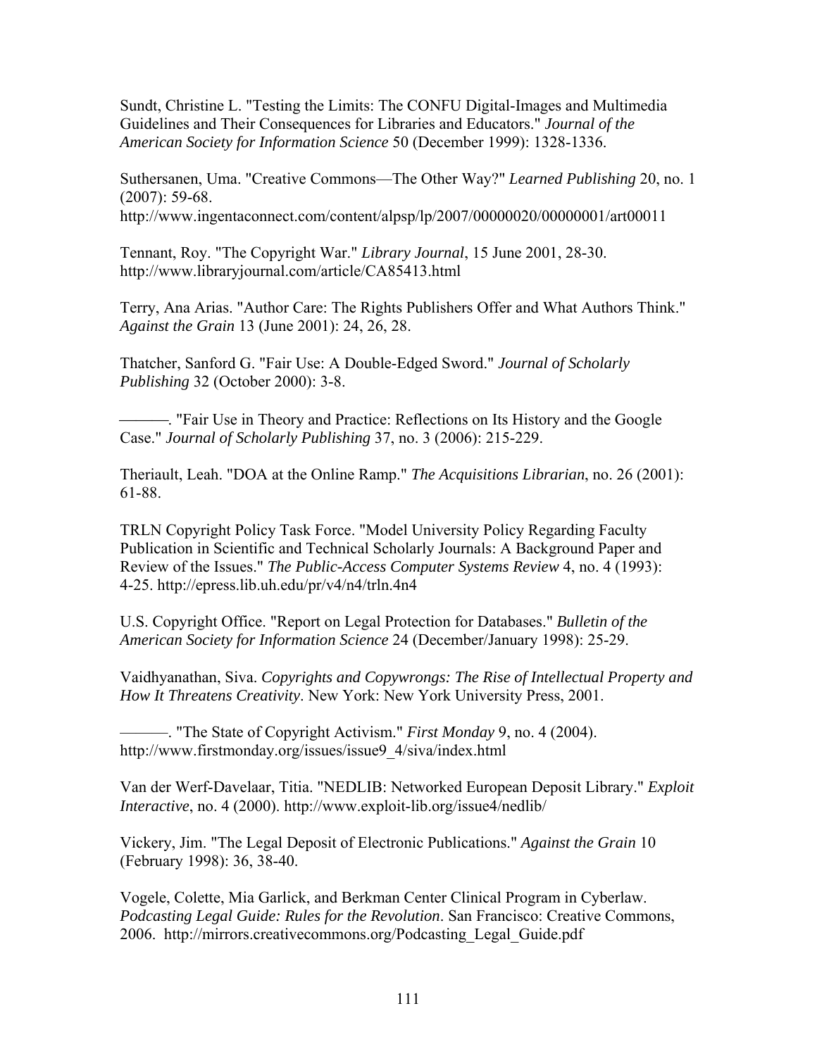Sundt, Christine L. "Testing the Limits: The CONFU Digital-Images and Multimedia Guidelines and Their Consequences for Libraries and Educators." *Journal of the American Society for Information Science* 50 (December 1999): 1328-1336.

Suthersanen, Uma. "Creative Commons—The Other Way?" *Learned Publishing* 20, no. 1 (2007): 59-68. http://www.ingentaconnect.com/content/alpsp/lp/2007/00000020/00000001/art00011

Tennant, Roy. "The Copyright War." *Library Journal*, 15 June 2001, 28-30. http://www.libraryjournal.com/article/CA85413.html

Terry, Ana Arias. "Author Care: The Rights Publishers Offer and What Authors Think." *Against the Grain* 13 (June 2001): 24, 26, 28.

Thatcher, Sanford G. "Fair Use: A Double-Edged Sword." *Journal of Scholarly Publishing* 32 (October 2000): 3-8.

———. "Fair Use in Theory and Practice: Reflections on Its History and the Google Case." *Journal of Scholarly Publishing* 37, no. 3 (2006): 215-229.

Theriault, Leah. "DOA at the Online Ramp." *The Acquisitions Librarian*, no. 26 (2001): 61-88.

TRLN Copyright Policy Task Force. "Model University Policy Regarding Faculty Publication in Scientific and Technical Scholarly Journals: A Background Paper and Review of the Issues." *The Public-Access Computer Systems Review* 4, no. 4 (1993): 4-25. http://epress.lib.uh.edu/pr/v4/n4/trln.4n4

U.S. Copyright Office. "Report on Legal Protection for Databases." *Bulletin of the American Society for Information Science* 24 (December/January 1998): 25-29.

Vaidhyanathan, Siva. *Copyrights and Copywrongs: The Rise of Intellectual Property and How It Threatens Creativity*. New York: New York University Press, 2001.

———. "The State of Copyright Activism." *First Monday* 9, no. 4 (2004). http://www.firstmonday.org/issues/issue9_4/siva/index.html

Van der Werf-Davelaar, Titia. "NEDLIB: Networked European Deposit Library." *Exploit Interactive*, no. 4 (2000). http://www.exploit-lib.org/issue4/nedlib/

Vickery, Jim. "The Legal Deposit of Electronic Publications." *Against the Grain* 10 (February 1998): 36, 38-40.

Vogele, Colette, Mia Garlick, and Berkman Center Clinical Program in Cyberlaw. *Podcasting Legal Guide: Rules for the Revolution*. San Francisco: Creative Commons, 2006. http://mirrors.creativecommons.org/Podcasting_Legal_Guide.pdf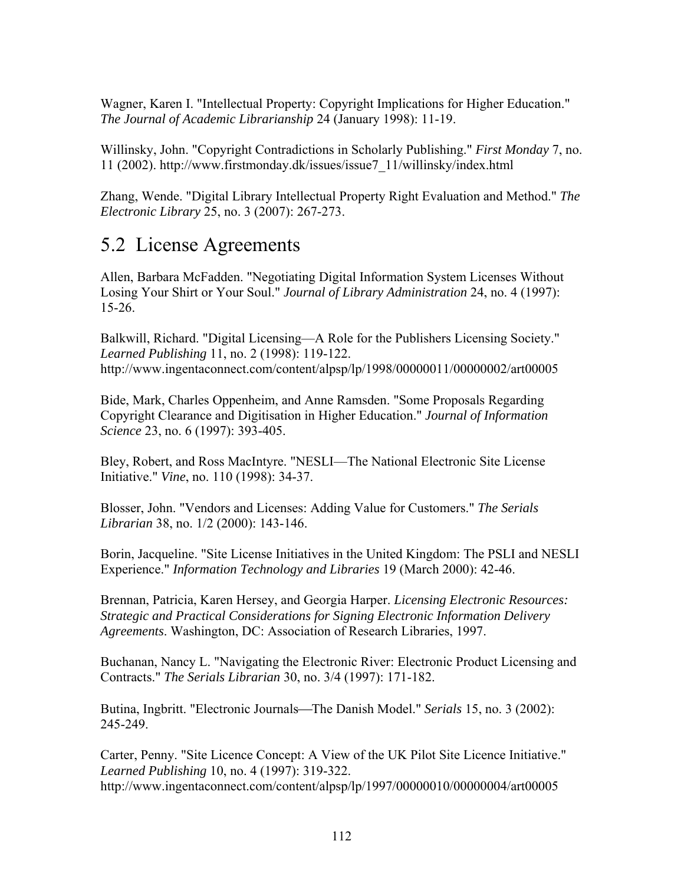Wagner, Karen I. "Intellectual Property: Copyright Implications for Higher Education." *The Journal of Academic Librarianship* 24 (January 1998): 11-19.

Willinsky, John. "Copyright Contradictions in Scholarly Publishing." *First Monday* 7, no. 11 (2002). http://www.firstmonday.dk/issues/issue7_11/willinsky/index.html

Zhang, Wende. "Digital Library Intellectual Property Right Evaluation and Method." *The Electronic Library* 25, no. 3 (2007): 267-273.

## 5.2 License Agreements

Allen, Barbara McFadden. "Negotiating Digital Information System Licenses Without Losing Your Shirt or Your Soul." *Journal of Library Administration* 24, no. 4 (1997): 15-26.

Balkwill, Richard. "Digital Licensing—A Role for the Publishers Licensing Society." *Learned Publishing* 11, no. 2 (1998): 119-122. http://www.ingentaconnect.com/content/alpsp/lp/1998/00000011/00000002/art00005

Bide, Mark, Charles Oppenheim, and Anne Ramsden. "Some Proposals Regarding Copyright Clearance and Digitisation in Higher Education." *Journal of Information Science* 23, no. 6 (1997): 393-405.

Bley, Robert, and Ross MacIntyre. "NESLI—The National Electronic Site License Initiative." *Vine*, no. 110 (1998): 34-37.

Blosser, John. "Vendors and Licenses: Adding Value for Customers." *The Serials Librarian* 38, no. 1/2 (2000): 143-146.

Borin, Jacqueline. "Site License Initiatives in the United Kingdom: The PSLI and NESLI Experience." *Information Technology and Libraries* 19 (March 2000): 42-46.

Brennan, Patricia, Karen Hersey, and Georgia Harper. *Licensing Electronic Resources: Strategic and Practical Considerations for Signing Electronic Information Delivery Agreements*. Washington, DC: Association of Research Libraries, 1997.

Buchanan, Nancy L. "Navigating the Electronic River: Electronic Product Licensing and Contracts." *The Serials Librarian* 30, no. 3/4 (1997): 171-182.

Butina, Ingbritt. "Electronic Journals—The Danish Model." *Serials* 15, no. 3 (2002): 245-249.

Carter, Penny. "Site Licence Concept: A View of the UK Pilot Site Licence Initiative." *Learned Publishing* 10, no. 4 (1997): 319-322. http://www.ingentaconnect.com/content/alpsp/lp/1997/00000010/00000004/art00005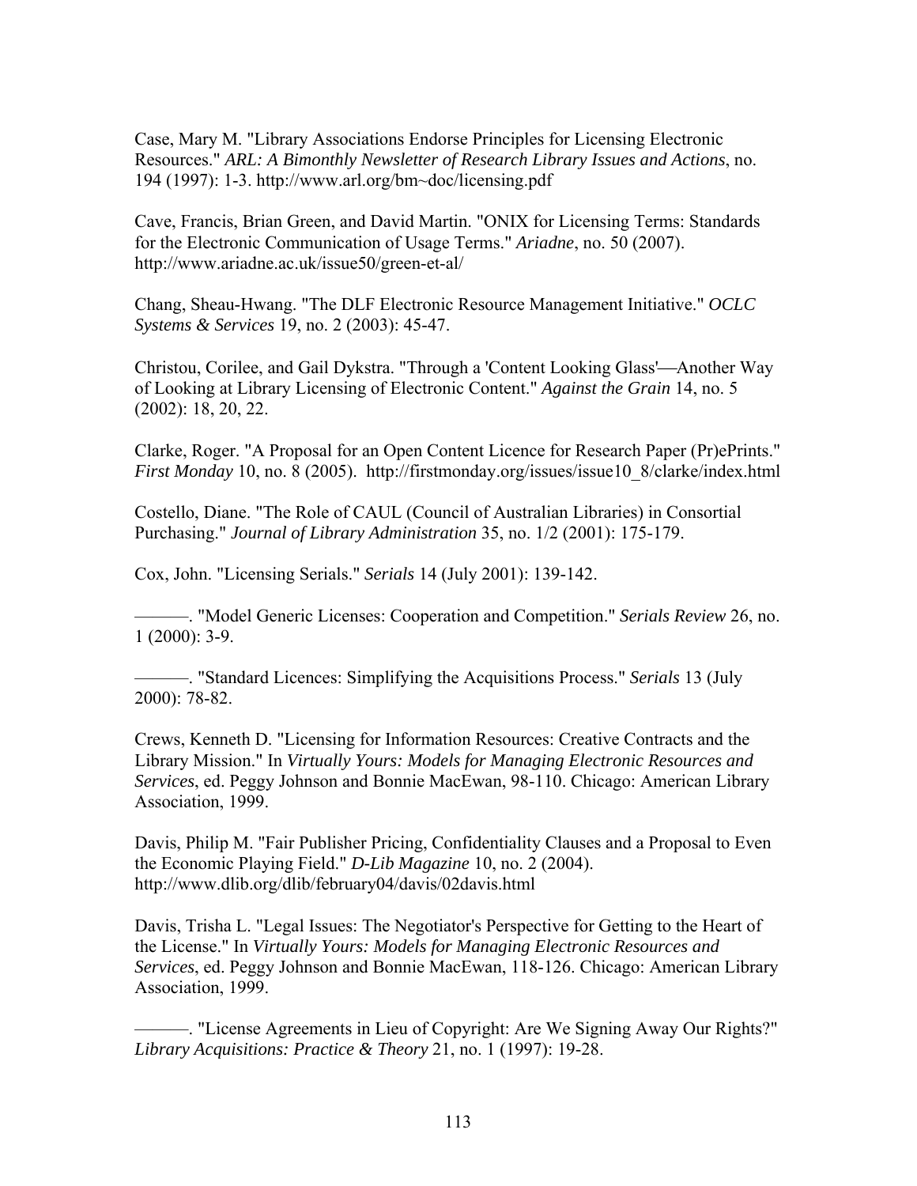Case, Mary M. "Library Associations Endorse Principles for Licensing Electronic Resources." *ARL: A Bimonthly Newsletter of Research Library Issues and Actions*, no. 194 (1997): 1-3. http://www.arl.org/bm~doc/licensing.pdf

Cave, Francis, Brian Green, and David Martin. "ONIX for Licensing Terms: Standards for the Electronic Communication of Usage Terms." *Ariadne*, no. 50 (2007). http://www.ariadne.ac.uk/issue50/green-et-al/

Chang, Sheau-Hwang. "The DLF Electronic Resource Management Initiative." *OCLC Systems & Services* 19, no. 2 (2003): 45-47.

Christou, Corilee, and Gail Dykstra. "Through a 'Content Looking Glass'—Another Way of Looking at Library Licensing of Electronic Content." *Against the Grain* 14, no. 5 (2002): 18, 20, 22.

Clarke, Roger. "A Proposal for an Open Content Licence for Research Paper (Pr)ePrints." *First Monday* 10, no. 8 (2005). http://firstmonday.org/issues/issue10_8/clarke/index.html

Costello, Diane. "The Role of CAUL (Council of Australian Libraries) in Consortial Purchasing." *Journal of Library Administration* 35, no. 1/2 (2001): 175-179.

Cox, John. "Licensing Serials." *Serials* 14 (July 2001): 139-142.

———. "Model Generic Licenses: Cooperation and Competition." *Serials Review* 26, no. 1 (2000): 3-9.

———. "Standard Licences: Simplifying the Acquisitions Process." *Serials* 13 (July 2000): 78-82.

Crews, Kenneth D. "Licensing for Information Resources: Creative Contracts and the Library Mission." In *Virtually Yours: Models for Managing Electronic Resources and Services*, ed. Peggy Johnson and Bonnie MacEwan, 98-110. Chicago: American Library Association, 1999.

Davis, Philip M. "Fair Publisher Pricing, Confidentiality Clauses and a Proposal to Even the Economic Playing Field." *D-Lib Magazine* 10, no. 2 (2004). http://www.dlib.org/dlib/february04/davis/02davis.html

Davis, Trisha L. "Legal Issues: The Negotiator's Perspective for Getting to the Heart of the License." In *Virtually Yours: Models for Managing Electronic Resources and Services*, ed. Peggy Johnson and Bonnie MacEwan, 118-126. Chicago: American Library Association, 1999.

———. "License Agreements in Lieu of Copyright: Are We Signing Away Our Rights?" *Library Acquisitions: Practice & Theory* 21, no. 1 (1997): 19-28.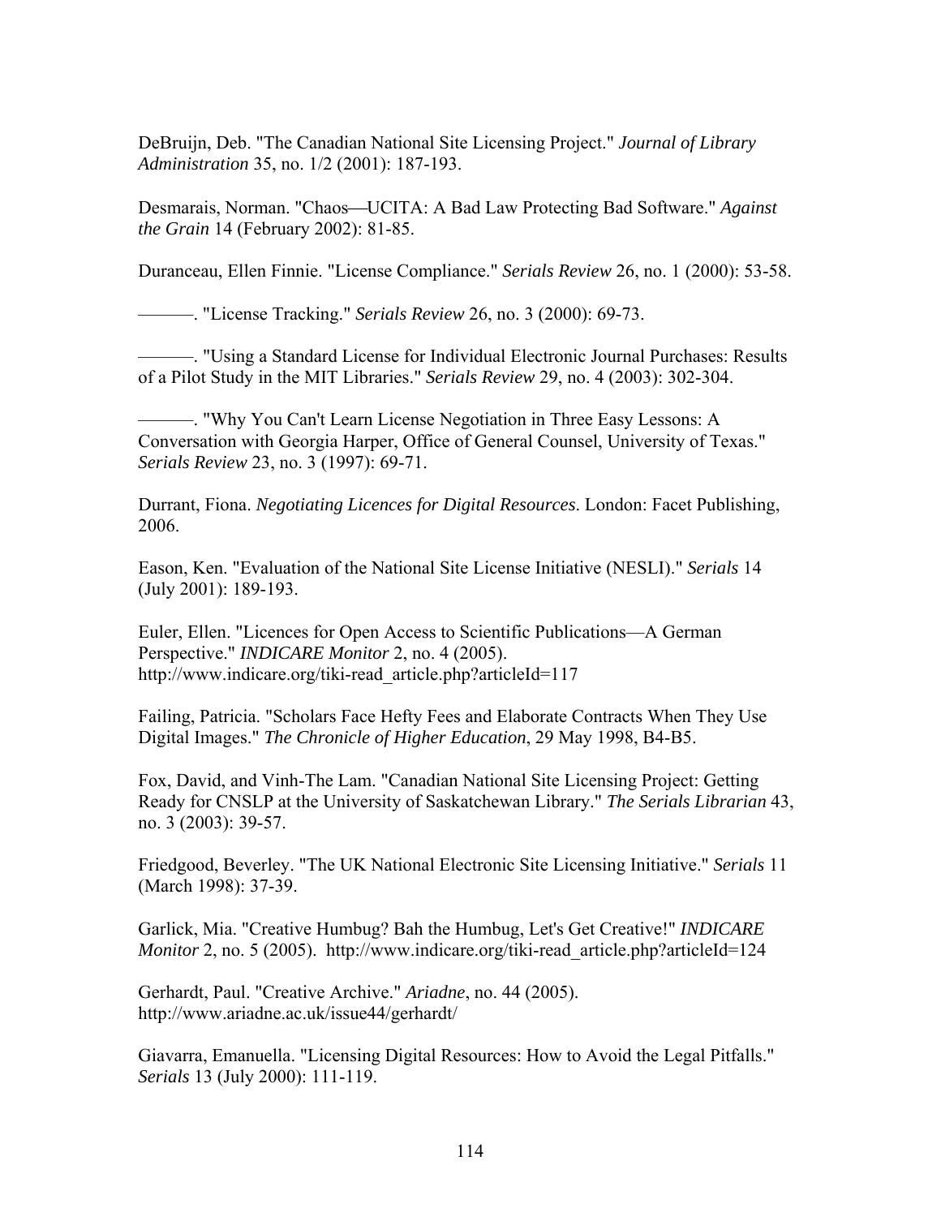DeBruijn, Deb. "The Canadian National Site Licensing Project." *Journal of Library Administration* 35, no. 1/2 (2001): 187-193.

Desmarais, Norman. "Chaos—UCITA: A Bad Law Protecting Bad Software." *Against the Grain* 14 (February 2002): 81-85.

Duranceau, Ellen Finnie. "License Compliance." *Serials Review* 26, no. 1 (2000): 53-58.

———. "License Tracking." *Serials Review* 26, no. 3 (2000): 69-73.

———. "Using a Standard License for Individual Electronic Journal Purchases: Results of a Pilot Study in the MIT Libraries." *Serials Review* 29, no. 4 (2003): 302-304.

———. "Why You Can't Learn License Negotiation in Three Easy Lessons: A Conversation with Georgia Harper, Office of General Counsel, University of Texas." *Serials Review* 23, no. 3 (1997): 69-71.

Durrant, Fiona. *Negotiating Licences for Digital Resources*. London: Facet Publishing, 2006.

Eason, Ken. "Evaluation of the National Site License Initiative (NESLI)." *Serials* 14 (July 2001): 189-193.

Euler, Ellen. "Licences for Open Access to Scientific Publications—A German Perspective." *INDICARE Monitor* 2, no. 4 (2005). http://www.indicare.org/tiki-read_article.php?articleId=117

Failing, Patricia. "Scholars Face Hefty Fees and Elaborate Contracts When They Use Digital Images." *The Chronicle of Higher Education*, 29 May 1998, B4-B5.

Fox, David, and Vinh-The Lam. "Canadian National Site Licensing Project: Getting Ready for CNSLP at the University of Saskatchewan Library." *The Serials Librarian* 43, no. 3 (2003): 39-57.

Friedgood, Beverley. "The UK National Electronic Site Licensing Initiative." *Serials* 11 (March 1998): 37-39.

Garlick, Mia. "Creative Humbug? Bah the Humbug, Let's Get Creative!" *INDICARE Monitor* 2, no. 5 (2005). http://www.indicare.org/tiki-read_article.php?articleId=124

Gerhardt, Paul. "Creative Archive." *Ariadne*, no. 44 (2005). http://www.ariadne.ac.uk/issue44/gerhardt/

Giavarra, Emanuella. "Licensing Digital Resources: How to Avoid the Legal Pitfalls." *Serials* 13 (July 2000): 111-119.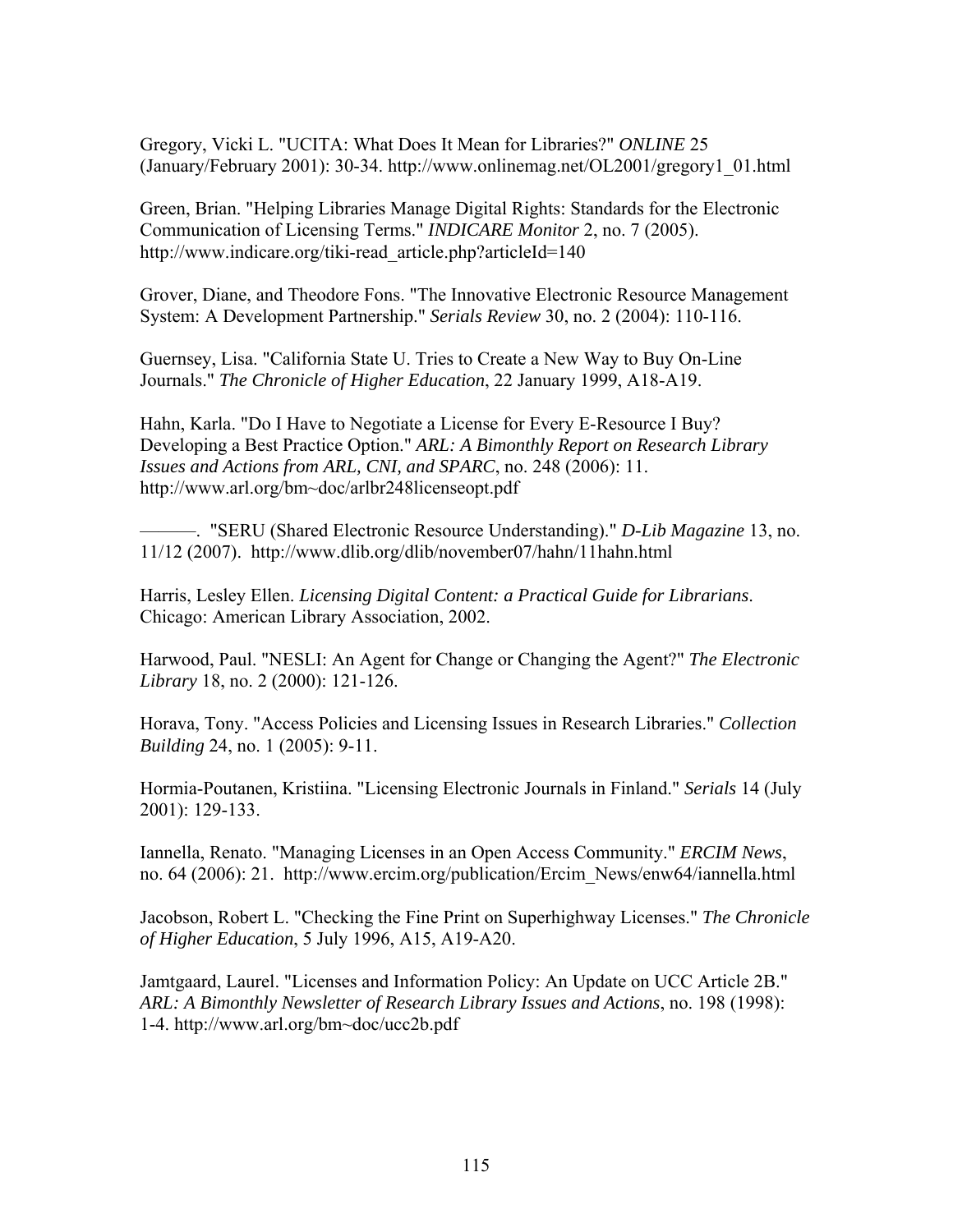Gregory, Vicki L. "UCITA: What Does It Mean for Libraries?" *ONLINE* 25 (January/February 2001): 30-34. http://www.onlinemag.net/OL2001/gregory1_01.html

Green, Brian. "Helping Libraries Manage Digital Rights: Standards for the Electronic Communication of Licensing Terms." *INDICARE Monitor* 2, no. 7 (2005). http://www.indicare.org/tiki-read_article.php?articleId=140

Grover, Diane, and Theodore Fons. "The Innovative Electronic Resource Management System: A Development Partnership." *Serials Review* 30, no. 2 (2004): 110-116.

Guernsey, Lisa. "California State U. Tries to Create a New Way to Buy On-Line Journals." *The Chronicle of Higher Education*, 22 January 1999, A18-A19.

Hahn, Karla. "Do I Have to Negotiate a License for Every E-Resource I Buy? Developing a Best Practice Option." *ARL: A Bimonthly Report on Research Library Issues and Actions from ARL, CNI, and SPARC*, no. 248 (2006): 11. http://www.arl.org/bm~doc/arlbr248licenseopt.pdf

———. "SERU (Shared Electronic Resource Understanding)." *D-Lib Magazine* 13, no. 11/12 (2007). http://www.dlib.org/dlib/november07/hahn/11hahn.html

Harris, Lesley Ellen. *Licensing Digital Content: a Practical Guide for Librarians*. Chicago: American Library Association, 2002.

Harwood, Paul. "NESLI: An Agent for Change or Changing the Agent?" *The Electronic Library* 18, no. 2 (2000): 121-126.

Horava, Tony. "Access Policies and Licensing Issues in Research Libraries." *Collection Building* 24, no. 1 (2005): 9-11.

Hormia-Poutanen, Kristiina. "Licensing Electronic Journals in Finland." *Serials* 14 (July 2001): 129-133.

Iannella, Renato. "Managing Licenses in an Open Access Community." *ERCIM News*, no. 64 (2006): 21. http://www.ercim.org/publication/Ercim_News/enw64/iannella.html

Jacobson, Robert L. "Checking the Fine Print on Superhighway Licenses." *The Chronicle of Higher Education*, 5 July 1996, A15, A19-A20.

Jamtgaard, Laurel. "Licenses and Information Policy: An Update on UCC Article 2B." *ARL: A Bimonthly Newsletter of Research Library Issues and Actions*, no. 198 (1998): 1-4. http://www.arl.org/bm~doc/ucc2b.pdf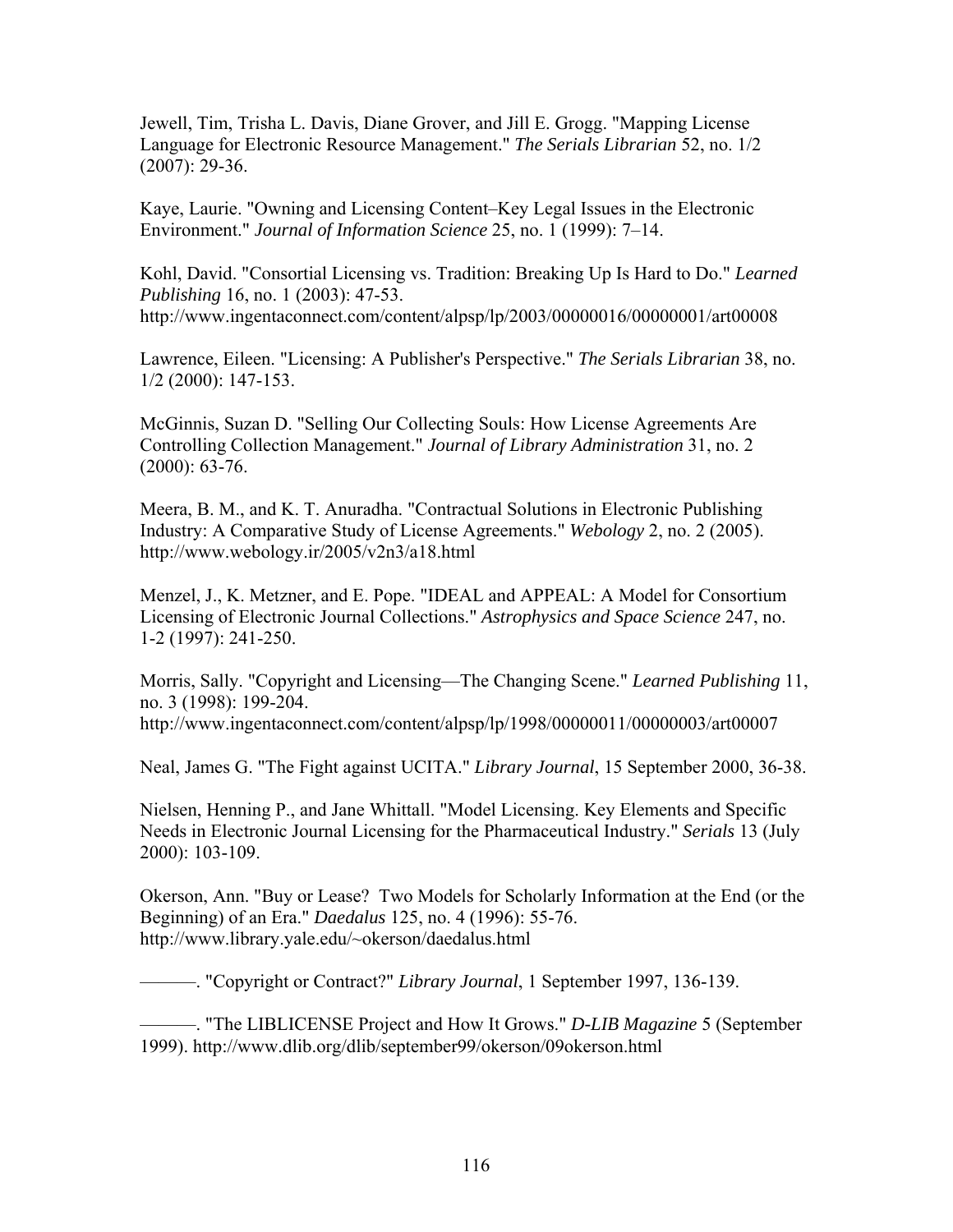Jewell, Tim, Trisha L. Davis, Diane Grover, and Jill E. Grogg. "Mapping License Language for Electronic Resource Management." *The Serials Librarian* 52, no. 1/2 (2007): 29-36.

Kaye, Laurie. "Owning and Licensing Content–Key Legal Issues in the Electronic Environment." *Journal of Information Science* 25, no. 1 (1999): 7–14.

Kohl, David. "Consortial Licensing vs. Tradition: Breaking Up Is Hard to Do." *Learned Publishing* 16, no. 1 (2003): 47-53. http://www.ingentaconnect.com/content/alpsp/lp/2003/00000016/00000001/art00008

Lawrence, Eileen. "Licensing: A Publisher's Perspective." *The Serials Librarian* 38, no. 1/2 (2000): 147-153.

McGinnis, Suzan D. "Selling Our Collecting Souls: How License Agreements Are Controlling Collection Management." *Journal of Library Administration* 31, no. 2 (2000): 63-76.

Meera, B. M., and K. T. Anuradha. "Contractual Solutions in Electronic Publishing Industry: A Comparative Study of License Agreements." *Webology* 2, no. 2 (2005). http://www.webology.ir/2005/v2n3/a18.html

Menzel, J., K. Metzner, and E. Pope. "IDEAL and APPEAL: A Model for Consortium Licensing of Electronic Journal Collections." *Astrophysics and Space Science* 247, no. 1-2 (1997): 241-250.

Morris, Sally. "Copyright and Licensing—The Changing Scene." *Learned Publishing* 11, no. 3 (1998): 199-204. http://www.ingentaconnect.com/content/alpsp/lp/1998/00000011/00000003/art00007

Neal, James G. "The Fight against UCITA." *Library Journal*, 15 September 2000, 36-38.

Nielsen, Henning P., and Jane Whittall. "Model Licensing. Key Elements and Specific Needs in Electronic Journal Licensing for the Pharmaceutical Industry." *Serials* 13 (July 2000): 103-109.

Okerson, Ann. "Buy or Lease? Two Models for Scholarly Information at the End (or the Beginning) of an Era." *Daedalus* 125, no. 4 (1996): 55-76. http://www.library.yale.edu/~okerson/daedalus.html

———. "Copyright or Contract?" *Library Journal*, 1 September 1997, 136-139.

———. "The LIBLICENSE Project and How It Grows." *D-LIB Magazine* 5 (September 1999). http://www.dlib.org/dlib/september99/okerson/09okerson.html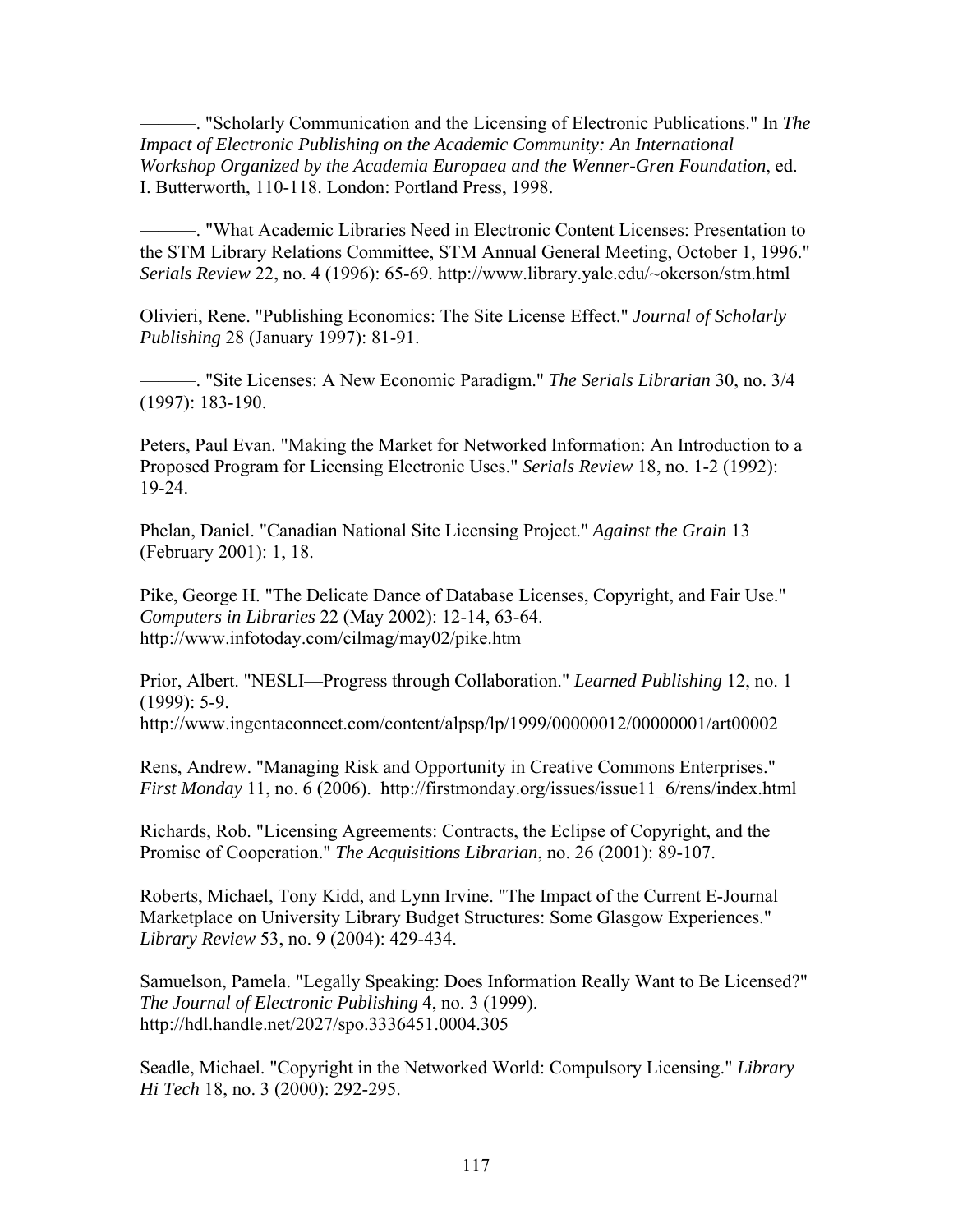———. "Scholarly Communication and the Licensing of Electronic Publications." In *The Impact of Electronic Publishing on the Academic Community: An International Workshop Organized by the Academia Europaea and the Wenner-Gren Foundation*, ed. I. Butterworth, 110-118. London: Portland Press, 1998.

———. "What Academic Libraries Need in Electronic Content Licenses: Presentation to the STM Library Relations Committee, STM Annual General Meeting, October 1, 1996." *Serials Review* 22, no. 4 (1996): 65-69. http://www.library.yale.edu/~okerson/stm.html

Olivieri, Rene. "Publishing Economics: The Site License Effect." *Journal of Scholarly Publishing* 28 (January 1997): 81-91.

———. "Site Licenses: A New Economic Paradigm." *The Serials Librarian* 30, no. 3/4 (1997): 183-190.

Peters, Paul Evan. "Making the Market for Networked Information: An Introduction to a Proposed Program for Licensing Electronic Uses." *Serials Review* 18, no. 1-2 (1992): 19-24.

Phelan, Daniel. "Canadian National Site Licensing Project." *Against the Grain* 13 (February 2001): 1, 18.

Pike, George H. "The Delicate Dance of Database Licenses, Copyright, and Fair Use." *Computers in Libraries* 22 (May 2002): 12-14, 63-64. http://www.infotoday.com/cilmag/may02/pike.htm

Prior, Albert. "NESLI—Progress through Collaboration." *Learned Publishing* 12, no. 1 (1999): 5-9. http://www.ingentaconnect.com/content/alpsp/lp/1999/00000012/00000001/art00002

Rens, Andrew. "Managing Risk and Opportunity in Creative Commons Enterprises." *First Monday* 11, no. 6 (2006). http://firstmonday.org/issues/issue11_6/rens/index.html

Richards, Rob. "Licensing Agreements: Contracts, the Eclipse of Copyright, and the Promise of Cooperation." *The Acquisitions Librarian*, no. 26 (2001): 89-107.

Roberts, Michael, Tony Kidd, and Lynn Irvine. "The Impact of the Current E-Journal Marketplace on University Library Budget Structures: Some Glasgow Experiences." *Library Review* 53, no. 9 (2004): 429-434.

Samuelson, Pamela. "Legally Speaking: Does Information Really Want to Be Licensed?" *The Journal of Electronic Publishing* 4, no. 3 (1999). http://hdl.handle.net/2027/spo.3336451.0004.305

Seadle, Michael. "Copyright in the Networked World: Compulsory Licensing." *Library Hi Tech* 18, no. 3 (2000): 292-295.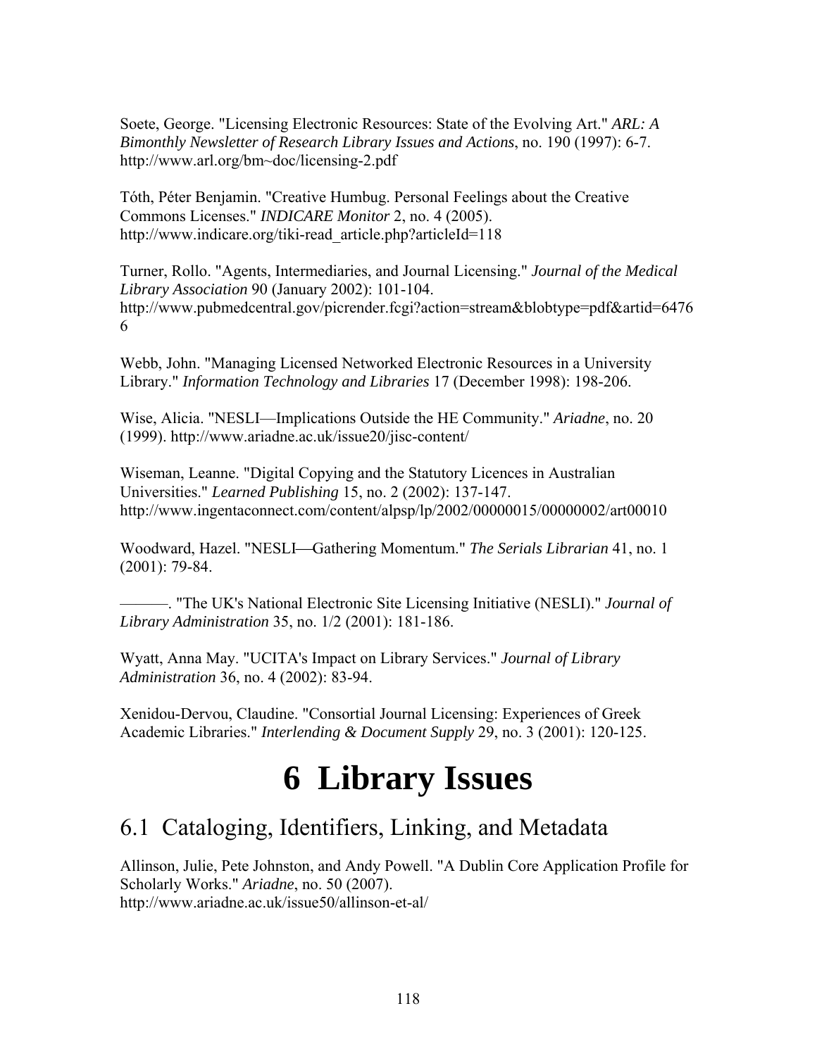Soete, George. "Licensing Electronic Resources: State of the Evolving Art." *ARL: A Bimonthly Newsletter of Research Library Issues and Actions*, no. 190 (1997): 6-7. http://www.arl.org/bm~doc/licensing-2.pdf

Tóth, Péter Benjamin. "Creative Humbug. Personal Feelings about the Creative Commons Licenses." *INDICARE Monitor* 2, no. 4 (2005). http://www.indicare.org/tiki-read_article.php?articleId=118

Turner, Rollo. "Agents, Intermediaries, and Journal Licensing." *Journal of the Medical Library Association* 90 (January 2002): 101-104. http://www.pubmedcentral.gov/picrender.fcgi?action=stream&blobtype=pdf&artid=64766

Webb, John. "Managing Licensed Networked Electronic Resources in a University Library." *Information Technology and Libraries* 17 (December 1998): 198-206.

Wise, Alicia. "NESLI—Implications Outside the HE Community." *Ariadne*, no. 20 (1999). http://www.ariadne.ac.uk/issue20/jisc-content/

Wiseman, Leanne. "Digital Copying and the Statutory Licences in Australian Universities." *Learned Publishing* 15, no. 2 (2002): 137-147. http://www.ingentaconnect.com/content/alpsp/lp/2002/00000015/00000002/art00010

Woodward, Hazel. "NESLI—Gathering Momentum." *The Serials Librarian* 41, no. 1 (2001): 79-84.

———. "The UK's National Electronic Site Licensing Initiative (NESLI)." *Journal of Library Administration* 35, no. 1/2 (2001): 181-186.

Wyatt, Anna May. "UCITA's Impact on Library Services." *Journal of Library Administration* 36, no. 4 (2002): 83-94.

Xenidou-Dervou, Claudine. "Consortial Journal Licensing: Experiences of Greek Academic Libraries." *Interlending & Document Supply* 29, no. 3 (2001): 120-125.

# 6 Library Issues

## 6.1 Cataloging, Identifiers, Linking, and Metadata

Allinson, Julie, Pete Johnston, and Andy Powell. "A Dublin Core Application Profile for Scholarly Works." *Ariadne*, no. 50 (2007). http://www.ariadne.ac.uk/issue50/allinson-et-al/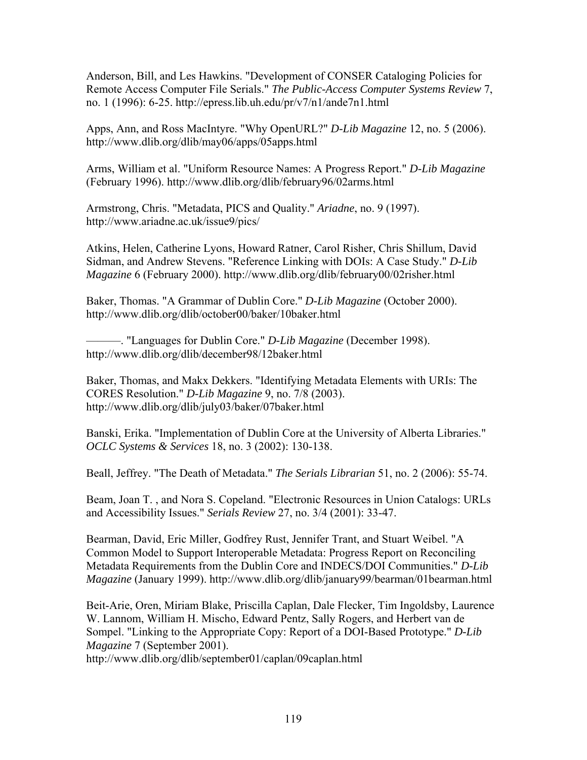Anderson, Bill, and Les Hawkins. "Development of CONSER Cataloging Policies for Remote Access Computer File Serials." *The Public-Access Computer Systems Review* 7, no. 1 (1996): 6-25. http://epress.lib.uh.edu/pr/v7/n1/ande7n1.html

Apps, Ann, and Ross MacIntyre. "Why OpenURL?" *D-Lib Magazine* 12, no. 5 (2006). http://www.dlib.org/dlib/may06/apps/05apps.html

Arms, William et al. "Uniform Resource Names: A Progress Report." *D-Lib Magazine* (February 1996). http://www.dlib.org/dlib/february96/02arms.html

Armstrong, Chris. "Metadata, PICS and Quality." *Ariadne*, no. 9 (1997). http://www.ariadne.ac.uk/issue9/pics/

Atkins, Helen, Catherine Lyons, Howard Ratner, Carol Risher, Chris Shillum, David Sidman, and Andrew Stevens. "Reference Linking with DOIs: A Case Study." *D-Lib Magazine* 6 (February 2000). http://www.dlib.org/dlib/february00/02risher.html

Baker, Thomas. "A Grammar of Dublin Core." *D-Lib Magazine* (October 2000). http://www.dlib.org/dlib/october00/baker/10baker.html

———. "Languages for Dublin Core." *D-Lib Magazine* (December 1998). http://www.dlib.org/dlib/december98/12baker.html

Baker, Thomas, and Makx Dekkers. "Identifying Metadata Elements with URIs: The CORES Resolution." *D-Lib Magazine* 9, no. 7/8 (2003). http://www.dlib.org/dlib/july03/baker/07baker.html

Banski, Erika. "Implementation of Dublin Core at the University of Alberta Libraries." *OCLC Systems & Services* 18, no. 3 (2002): 130-138.

Beall, Jeffrey. "The Death of Metadata." *The Serials Librarian* 51, no. 2 (2006): 55-74.

Beam, Joan T. , and Nora S. Copeland. "Electronic Resources in Union Catalogs: URLs and Accessibility Issues." *Serials Review* 27, no. 3/4 (2001): 33-47.

Bearman, David, Eric Miller, Godfrey Rust, Jennifer Trant, and Stuart Weibel. "A Common Model to Support Interoperable Metadata: Progress Report on Reconciling Metadata Requirements from the Dublin Core and INDECS/DOI Communities." *D-Lib Magazine* (January 1999). http://www.dlib.org/dlib/january99/bearman/01bearman.html

Beit-Arie, Oren, Miriam Blake, Priscilla Caplan, Dale Flecker, Tim Ingoldsby, Laurence W. Lannom, William H. Mischo, Edward Pentz, Sally Rogers, and Herbert van de Sompel. "Linking to the Appropriate Copy: Report of a DOI-Based Prototype." *D-Lib Magazine* 7 (September 2001). http://www.dlib.org/dlib/september01/caplan/09caplan.html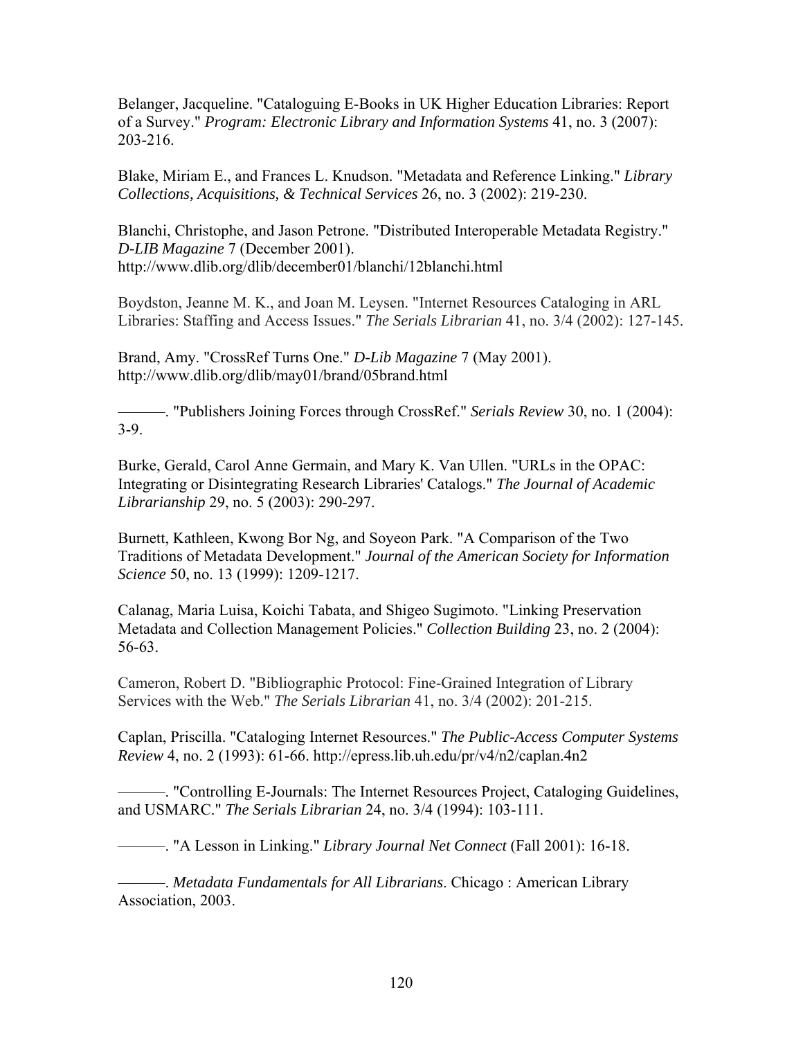Belanger, Jacqueline. "Cataloguing E-Books in UK Higher Education Libraries: Report of a Survey." *Program: Electronic Library and Information Systems* 41, no. 3 (2007): 203-216.

Blake, Miriam E., and Frances L. Knudson. "Metadata and Reference Linking." *Library Collections, Acquisitions, & Technical Services* 26, no. 3 (2002): 219-230.

Blanchi, Christophe, and Jason Petrone. "Distributed Interoperable Metadata Registry." *D-LIB Magazine* 7 (December 2001). http://www.dlib.org/dlib/december01/blanchi/12blanchi.html

Boydston, Jeanne M. K., and Joan M. Leysen. "Internet Resources Cataloging in ARL Libraries: Staffing and Access Issues." *The Serials Librarian* 41, no. 3/4 (2002): 127-145.

Brand, Amy. "CrossRef Turns One." *D-Lib Magazine* 7 (May 2001). http://www.dlib.org/dlib/may01/brand/05brand.html

———. "Publishers Joining Forces through CrossRef." *Serials Review* 30, no. 1 (2004): 3-9.

Burke, Gerald, Carol Anne Germain, and Mary K. Van Ullen. "URLs in the OPAC: Integrating or Disintegrating Research Libraries' Catalogs." *The Journal of Academic Librarianship* 29, no. 5 (2003): 290-297.

Burnett, Kathleen, Kwong Bor Ng, and Soyeon Park. "A Comparison of the Two Traditions of Metadata Development." *Journal of the American Society for Information Science* 50, no. 13 (1999): 1209-1217.

Calanag, Maria Luisa, Koichi Tabata, and Shigeo Sugimoto. "Linking Preservation Metadata and Collection Management Policies." *Collection Building* 23, no. 2 (2004): 56-63.

Cameron, Robert D. "Bibliographic Protocol: Fine-Grained Integration of Library Services with the Web." *The Serials Librarian* 41, no. 3/4 (2002): 201-215.

Caplan, Priscilla. "Cataloging Internet Resources." *The Public-Access Computer Systems Review* 4, no. 2 (1993): 61-66. http://epress.lib.uh.edu/pr/v4/n2/caplan.4n2

———. "Controlling E-Journals: The Internet Resources Project, Cataloging Guidelines, and USMARC." *The Serials Librarian* 24, no. 3/4 (1994): 103-111.

———. "A Lesson in Linking." *Library Journal Net Connect* (Fall 2001): 16-18.

———. *Metadata Fundamentals for All Librarians*. Chicago : American Library Association, 2003.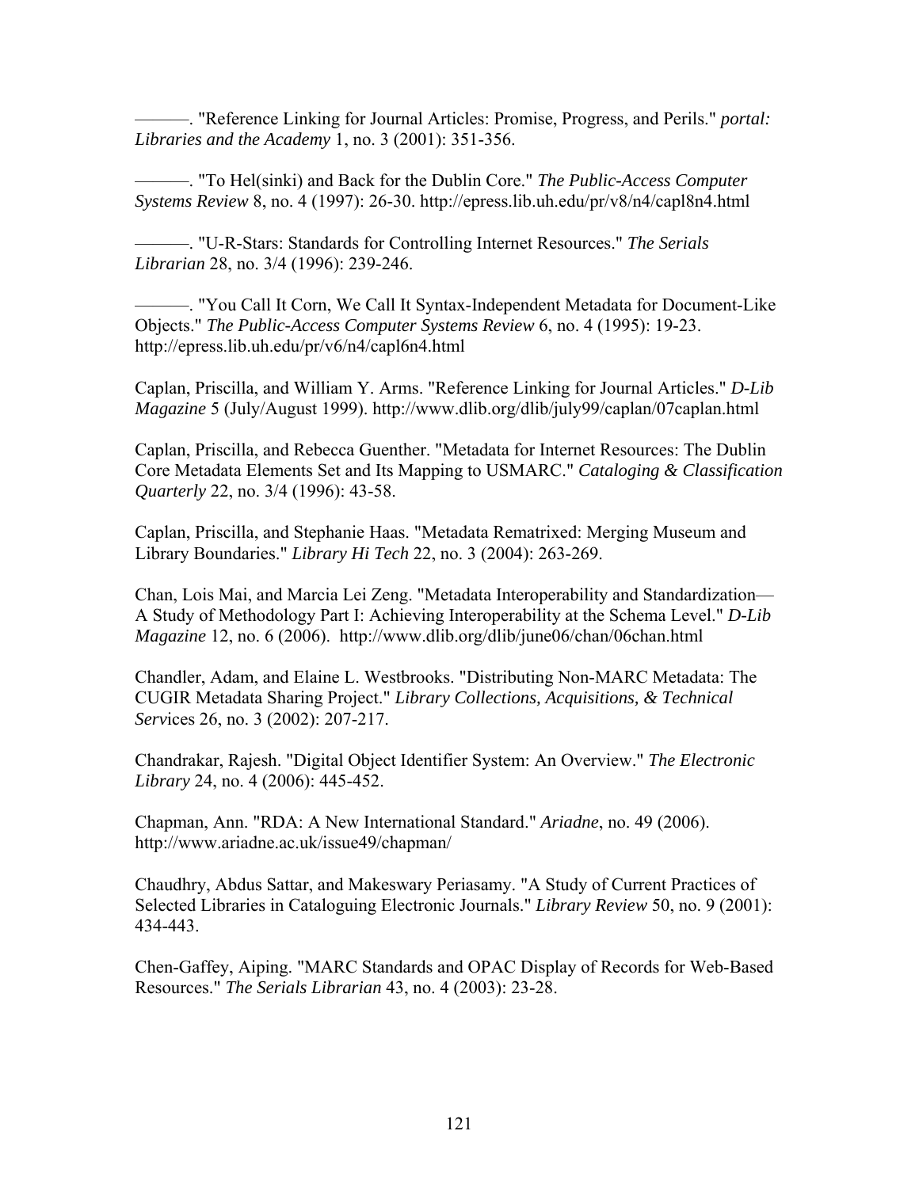———. "Reference Linking for Journal Articles: Promise, Progress, and Perils." *portal: Libraries and the Academy* 1, no. 3 (2001): 351-356.

———. "To Hel(sinki) and Back for the Dublin Core." *The Public-Access Computer Systems Review* 8, no. 4 (1997): 26-30. http://epress.lib.uh.edu/pr/v8/n4/capl8n4.html

———. "U-R-Stars: Standards for Controlling Internet Resources." *The Serials Librarian* 28, no. 3/4 (1996): 239-246.

———. "You Call It Corn, We Call It Syntax-Independent Metadata for Document-Like Objects." *The Public-Access Computer Systems Review* 6, no. 4 (1995): 19-23. http://epress.lib.uh.edu/pr/v6/n4/capl6n4.html

Caplan, Priscilla, and William Y. Arms. "Reference Linking for Journal Articles." *D-Lib Magazine* 5 (July/August 1999). http://www.dlib.org/dlib/july99/caplan/07caplan.html

Caplan, Priscilla, and Rebecca Guenther. "Metadata for Internet Resources: The Dublin Core Metadata Elements Set and Its Mapping to USMARC." *Cataloging & Classification Quarterly* 22, no. 3/4 (1996): 43-58.

Caplan, Priscilla, and Stephanie Haas. "Metadata Rematrixed: Merging Museum and Library Boundaries." *Library Hi Tech* 22, no. 3 (2004): 263-269.

Chan, Lois Mai, and Marcia Lei Zeng. "Metadata Interoperability and Standardization—A Study of Methodology Part I: Achieving Interoperability at the Schema Level." *D-Lib Magazine* 12, no. 6 (2006). http://www.dlib.org/dlib/june06/chan/06chan.html

Chandler, Adam, and Elaine L. Westbrooks. "Distributing Non-MARC Metadata: The CUGIR Metadata Sharing Project." *Library Collections, Acquisitions, & Technical Services* 26, no. 3 (2002): 207-217.

Chandrakar, Rajesh. "Digital Object Identifier System: An Overview." *The Electronic Library* 24, no. 4 (2006): 445-452.

Chapman, Ann. "RDA: A New International Standard." *Ariadne*, no. 49 (2006). http://www.ariadne.ac.uk/issue49/chapman/

Chaudhry, Abdus Sattar, and Makeswary Periasamy. "A Study of Current Practices of Selected Libraries in Cataloguing Electronic Journals." *Library Review* 50, no. 9 (2001): 434-443.

Chen-Gaffey, Aiping. "MARC Standards and OPAC Display of Records for Web-Based Resources." *The Serials Librarian* 43, no. 4 (2003): 23-28.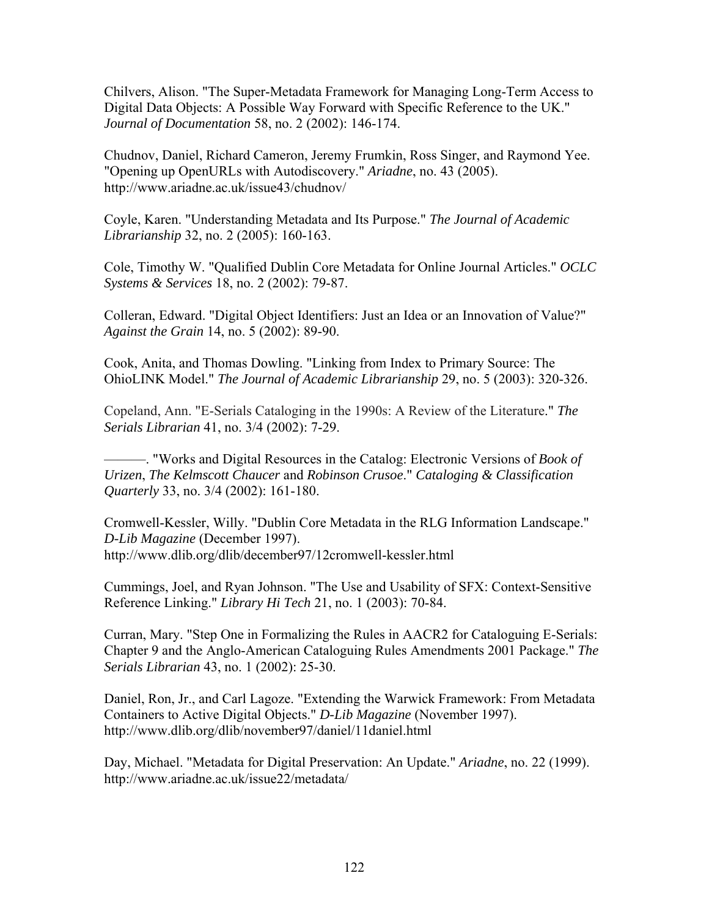Chilvers, Alison. "The Super-Metadata Framework for Managing Long-Term Access to Digital Data Objects: A Possible Way Forward with Specific Reference to the UK." *Journal of Documentation* 58, no. 2 (2002): 146-174.

Chudnov, Daniel, Richard Cameron, Jeremy Frumkin, Ross Singer, and Raymond Yee. "Opening up OpenURLs with Autodiscovery." *Ariadne*, no. 43 (2005). http://www.ariadne.ac.uk/issue43/chudnov/

Coyle, Karen. "Understanding Metadata and Its Purpose." *The Journal of Academic Librarianship* 32, no. 2 (2005): 160-163.

Cole, Timothy W. "Qualified Dublin Core Metadata for Online Journal Articles." *OCLC Systems & Services* 18, no. 2 (2002): 79-87.

Colleran, Edward. "Digital Object Identifiers: Just an Idea or an Innovation of Value?" *Against the Grain* 14, no. 5 (2002): 89-90.

Cook, Anita, and Thomas Dowling. "Linking from Index to Primary Source: The OhioLINK Model." *The Journal of Academic Librarianship* 29, no. 5 (2003): 320-326.

Copeland, Ann. "E-Serials Cataloging in the 1990s: A Review of the Literature." *The Serials Librarian* 41, no. 3/4 (2002): 7-29.

———. "Works and Digital Resources in the Catalog: Electronic Versions of *Book of Urizen*, *The Kelmscott Chaucer* and *Robinson Crusoe*." *Cataloging & Classification Quarterly* 33, no. 3/4 (2002): 161-180.

Cromwell-Kessler, Willy. "Dublin Core Metadata in the RLG Information Landscape." *D-Lib Magazine* (December 1997). http://www.dlib.org/dlib/december97/12cromwell-kessler.html

Cummings, Joel, and Ryan Johnson. "The Use and Usability of SFX: Context-Sensitive Reference Linking." *Library Hi Tech* 21, no. 1 (2003): 70-84.

Curran, Mary. "Step One in Formalizing the Rules in AACR2 for Cataloguing E-Serials: Chapter 9 and the Anglo-American Cataloguing Rules Amendments 2001 Package." *The Serials Librarian* 43, no. 1 (2002): 25-30.

Daniel, Ron, Jr., and Carl Lagoze. "Extending the Warwick Framework: From Metadata Containers to Active Digital Objects." *D-Lib Magazine* (November 1997). http://www.dlib.org/dlib/november97/daniel/11daniel.html

Day, Michael. "Metadata for Digital Preservation: An Update." *Ariadne*, no. 22 (1999). http://www.ariadne.ac.uk/issue22/metadata/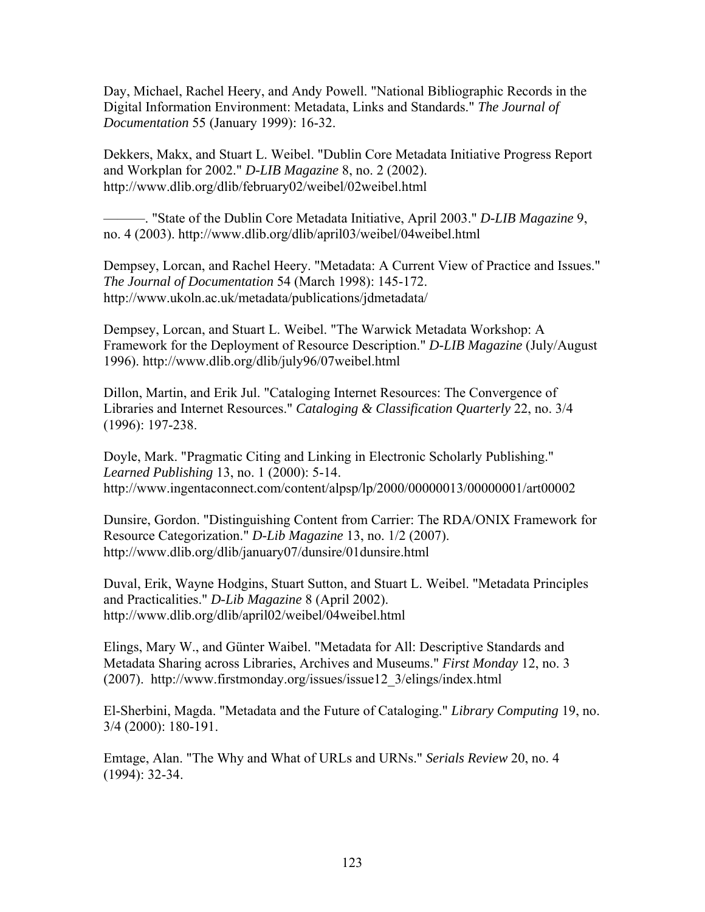Day, Michael, Rachel Heery, and Andy Powell. "National Bibliographic Records in the Digital Information Environment: Metadata, Links and Standards." *The Journal of Documentation* 55 (January 1999): 16-32.

Dekkers, Makx, and Stuart L. Weibel. "Dublin Core Metadata Initiative Progress Report and Workplan for 2002." *D-LIB Magazine* 8, no. 2 (2002). http://www.dlib.org/dlib/february02/weibel/02weibel.html

———. "State of the Dublin Core Metadata Initiative, April 2003." *D-LIB Magazine* 9, no. 4 (2003). http://www.dlib.org/dlib/april03/weibel/04weibel.html

Dempsey, Lorcan, and Rachel Heery. "Metadata: A Current View of Practice and Issues." *The Journal of Documentation* 54 (March 1998): 145-172. http://www.ukoln.ac.uk/metadata/publications/jdmetadata/

Dempsey, Lorcan, and Stuart L. Weibel. "The Warwick Metadata Workshop: A Framework for the Deployment of Resource Description." *D-LIB Magazine* (July/August 1996). http://www.dlib.org/dlib/july96/07weibel.html

Dillon, Martin, and Erik Jul. "Cataloging Internet Resources: The Convergence of Libraries and Internet Resources." *Cataloging & Classification Quarterly* 22, no. 3/4 (1996): 197-238.

Doyle, Mark. "Pragmatic Citing and Linking in Electronic Scholarly Publishing." *Learned Publishing* 13, no. 1 (2000): 5-14. http://www.ingentaconnect.com/content/alpsp/lp/2000/00000013/00000001/art00002

Dunsire, Gordon. "Distinguishing Content from Carrier: The RDA/ONIX Framework for Resource Categorization." *D-Lib Magazine* 13, no. 1/2 (2007). http://www.dlib.org/dlib/january07/dunsire/01dunsire.html

Duval, Erik, Wayne Hodgins, Stuart Sutton, and Stuart L. Weibel. "Metadata Principles and Practicalities." *D-Lib Magazine* 8 (April 2002). http://www.dlib.org/dlib/april02/weibel/04weibel.html

Elings, Mary W., and Günter Waibel. "Metadata for All: Descriptive Standards and Metadata Sharing across Libraries, Archives and Museums." *First Monday* 12, no. 3 (2007). http://www.firstmonday.org/issues/issue12_3/elings/index.html

El-Sherbini, Magda. "Metadata and the Future of Cataloging." *Library Computing* 19, no. 3/4 (2000): 180-191.

Emtage, Alan. "The Why and What of URLs and URNs." *Serials Review* 20, no. 4 (1994): 32-34.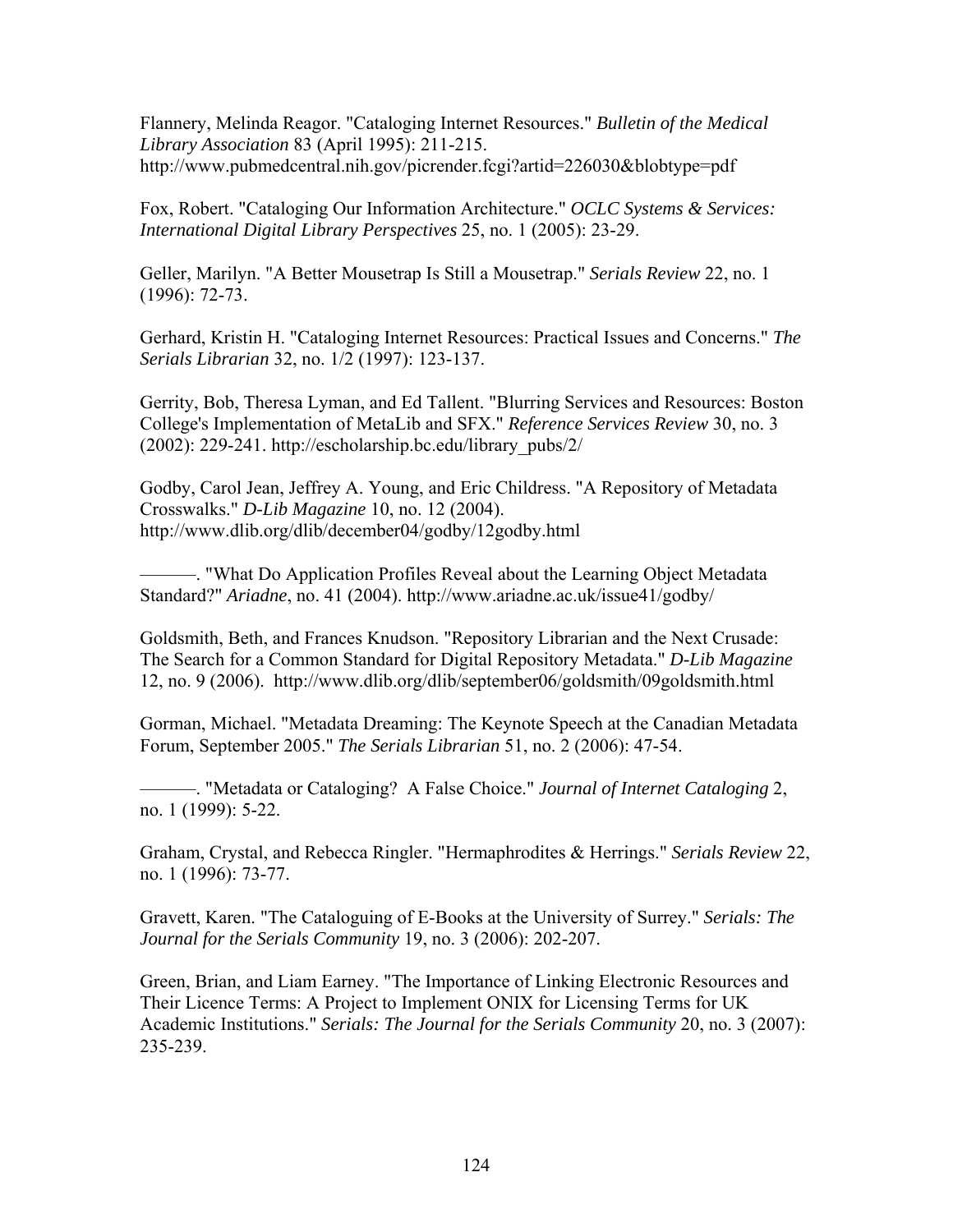Flannery, Melinda Reagor. "Cataloging Internet Resources." *Bulletin of the Medical Library Association* 83 (April 1995): 211-215. http://www.pubmedcentral.nih.gov/picrender.fcgi?artid=226030&blobtype=pdf

Fox, Robert. "Cataloging Our Information Architecture." *OCLC Systems & Services: International Digital Library Perspectives* 25, no. 1 (2005): 23-29.

Geller, Marilyn. "A Better Mousetrap Is Still a Mousetrap." *Serials Review* 22, no. 1 (1996): 72-73.

Gerhard, Kristin H. "Cataloging Internet Resources: Practical Issues and Concerns." *The Serials Librarian* 32, no. 1/2 (1997): 123-137.

Gerrity, Bob, Theresa Lyman, and Ed Tallent. "Blurring Services and Resources: Boston College's Implementation of MetaLib and SFX." *Reference Services Review* 30, no. 3 (2002): 229-241. http://escholarship.bc.edu/library_pubs/2/

Godby, Carol Jean, Jeffrey A. Young, and Eric Childress. "A Repository of Metadata Crosswalks." *D-Lib Magazine* 10, no. 12 (2004). http://www.dlib.org/dlib/december04/godby/12godby.html

———. "What Do Application Profiles Reveal about the Learning Object Metadata Standard?" *Ariadne*, no. 41 (2004). http://www.ariadne.ac.uk/issue41/godby/

Goldsmith, Beth, and Frances Knudson. "Repository Librarian and the Next Crusade: The Search for a Common Standard for Digital Repository Metadata." *D-Lib Magazine* 12, no. 9 (2006). http://www.dlib.org/dlib/september06/goldsmith/09goldsmith.html

Gorman, Michael. "Metadata Dreaming: The Keynote Speech at the Canadian Metadata Forum, September 2005." *The Serials Librarian* 51, no. 2 (2006): 47-54.

———. "Metadata or Cataloging? A False Choice." *Journal of Internet Cataloging* 2, no. 1 (1999): 5-22.

Graham, Crystal, and Rebecca Ringler. "Hermaphrodites & Herrings." *Serials Review* 22, no. 1 (1996): 73-77.

Gravett, Karen. "The Cataloguing of E-Books at the University of Surrey." *Serials: The Journal for the Serials Community* 19, no. 3 (2006): 202-207.

Green, Brian, and Liam Earney. "The Importance of Linking Electronic Resources and Their Licence Terms: A Project to Implement ONIX for Licensing Terms for UK Academic Institutions." *Serials: The Journal for the Serials Community* 20, no. 3 (2007): 235-239.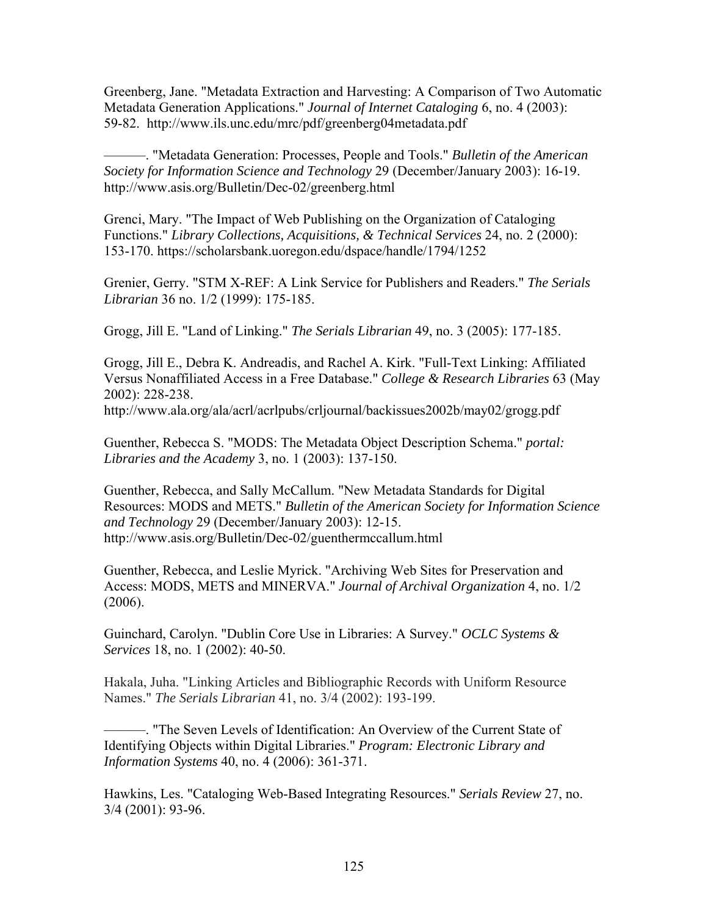Greenberg, Jane. "Metadata Extraction and Harvesting: A Comparison of Two Automatic Metadata Generation Applications." *Journal of Internet Cataloging* 6, no. 4 (2003): 59-82. http://www.ils.unc.edu/mrc/pdf/greenberg04metadata.pdf

———. "Metadata Generation: Processes, People and Tools." *Bulletin of the American Society for Information Science and Technology* 29 (December/January 2003): 16-19. http://www.asis.org/Bulletin/Dec-02/greenberg.html

Grenci, Mary. "The Impact of Web Publishing on the Organization of Cataloging Functions." *Library Collections, Acquisitions, & Technical Services* 24, no. 2 (2000): 153-170. https://scholarsbank.uoregon.edu/dspace/handle/1794/1252

Grenier, Gerry. "STM X-REF: A Link Service for Publishers and Readers." *The Serials Librarian* 36 no. 1/2 (1999): 175-185.

Grogg, Jill E. "Land of Linking." *The Serials Librarian* 49, no. 3 (2005): 177-185.

Grogg, Jill E., Debra K. Andreadis, and Rachel A. Kirk. "Full-Text Linking: Affiliated Versus Nonaffiliated Access in a Free Database." *College & Research Libraries* 63 (May 2002): 228-238.
http://www.ala.org/ala/acrl/acrlpubs/crljournal/backissues2002b/may02/grogg.pdf

Guenther, Rebecca S. "MODS: The Metadata Object Description Schema." *portal: Libraries and the Academy* 3, no. 1 (2003): 137-150.

Guenther, Rebecca, and Sally McCallum. "New Metadata Standards for Digital Resources: MODS and METS." *Bulletin of the American Society for Information Science and Technology* 29 (December/January 2003): 12-15.
http://www.asis.org/Bulletin/Dec-02/guenthermccallum.html

Guenther, Rebecca, and Leslie Myrick. "Archiving Web Sites for Preservation and Access: MODS, METS and MINERVA." *Journal of Archival Organization* 4, no. 1/2 (2006).

Guinchard, Carolyn. "Dublin Core Use in Libraries: A Survey." *OCLC Systems & Services* 18, no. 1 (2002): 40-50.

Hakala, Juha. "Linking Articles and Bibliographic Records with Uniform Resource Names." *The Serials Librarian* 41, no. 3/4 (2002): 193-199.

———. "The Seven Levels of Identification: An Overview of the Current State of Identifying Objects within Digital Libraries." *Program: Electronic Library and Information Systems* 40, no. 4 (2006): 361-371.

Hawkins, Les. "Cataloging Web-Based Integrating Resources." *Serials Review* 27, no. 3/4 (2001): 93-96.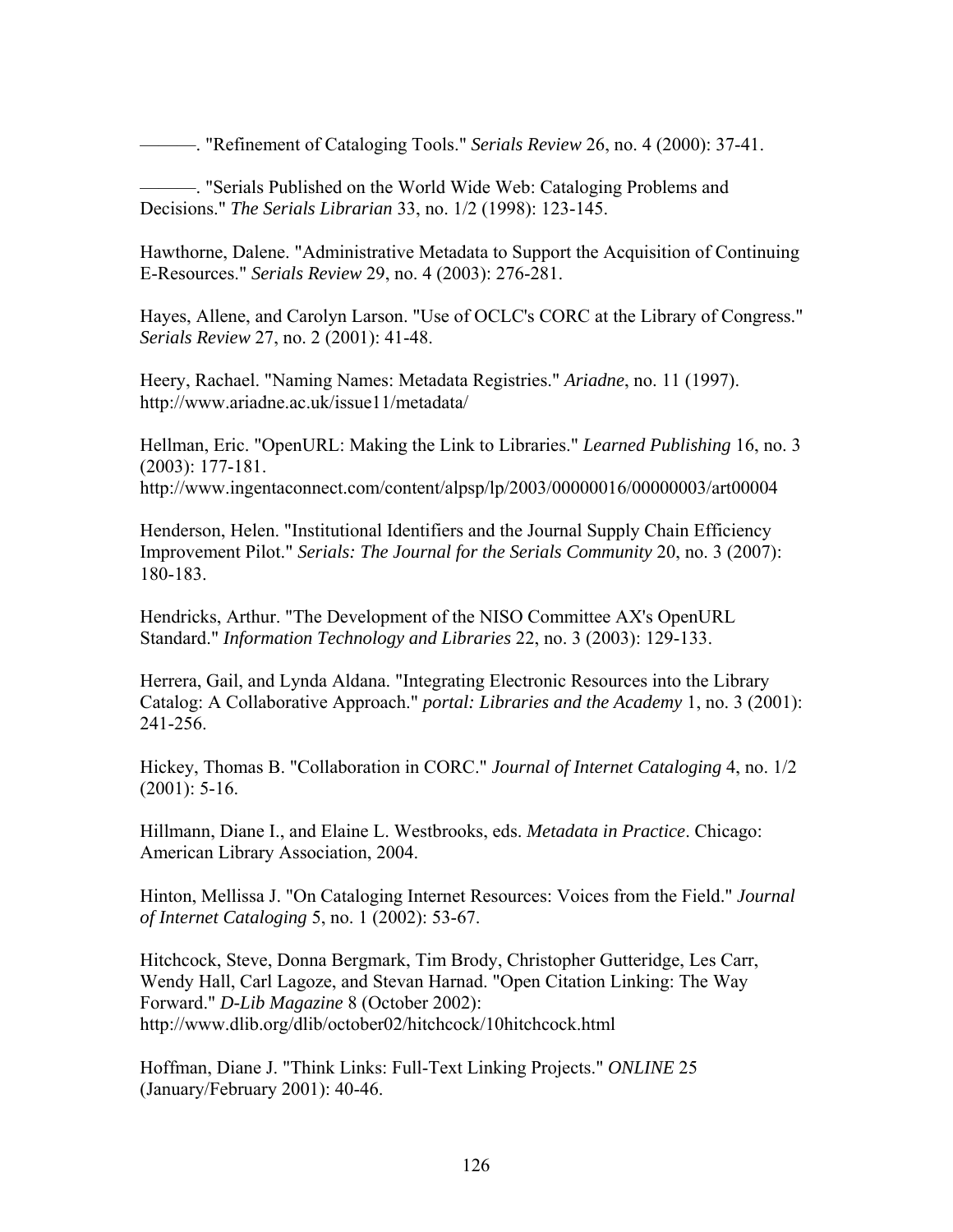———. "Refinement of Cataloging Tools." *Serials Review* 26, no. 4 (2000): 37-41.

———. "Serials Published on the World Wide Web: Cataloging Problems and Decisions." *The Serials Librarian* 33, no. 1/2 (1998): 123-145.

Hawthorne, Dalene. "Administrative Metadata to Support the Acquisition of Continuing E-Resources." *Serials Review* 29, no. 4 (2003): 276-281.

Hayes, Allene, and Carolyn Larson. "Use of OCLC's CORC at the Library of Congress." *Serials Review* 27, no. 2 (2001): 41-48.

Heery, Rachael. "Naming Names: Metadata Registries." *Ariadne*, no. 11 (1997). http://www.ariadne.ac.uk/issue11/metadata/

Hellman, Eric. "OpenURL: Making the Link to Libraries." *Learned Publishing* 16, no. 3 (2003): 177-181. http://www.ingentaconnect.com/content/alpsp/lp/2003/00000016/00000003/art00004

Henderson, Helen. "Institutional Identifiers and the Journal Supply Chain Efficiency Improvement Pilot." *Serials: The Journal for the Serials Community* 20, no. 3 (2007): 180-183.

Hendricks, Arthur. "The Development of the NISO Committee AX's OpenURL Standard." *Information Technology and Libraries* 22, no. 3 (2003): 129-133.

Herrera, Gail, and Lynda Aldana. "Integrating Electronic Resources into the Library Catalog: A Collaborative Approach." *portal: Libraries and the Academy* 1, no. 3 (2001): 241-256.

Hickey, Thomas B. "Collaboration in CORC." *Journal of Internet Cataloging* 4, no. 1/2 (2001): 5-16.

Hillmann, Diane I., and Elaine L. Westbrooks, eds. *Metadata in Practice*. Chicago: American Library Association, 2004.

Hinton, Mellissa J. "On Cataloging Internet Resources: Voices from the Field." *Journal of Internet Cataloging* 5, no. 1 (2002): 53-67.

Hitchcock, Steve, Donna Bergmark, Tim Brody, Christopher Gutteridge, Les Carr, Wendy Hall, Carl Lagoze, and Stevan Harnad. "Open Citation Linking: The Way Forward." *D-Lib Magazine* 8 (October 2002): http://www.dlib.org/dlib/october02/hitchcock/10hitchcock.html

Hoffman, Diane J. "Think Links: Full-Text Linking Projects." *ONLINE* 25 (January/February 2001): 40-46.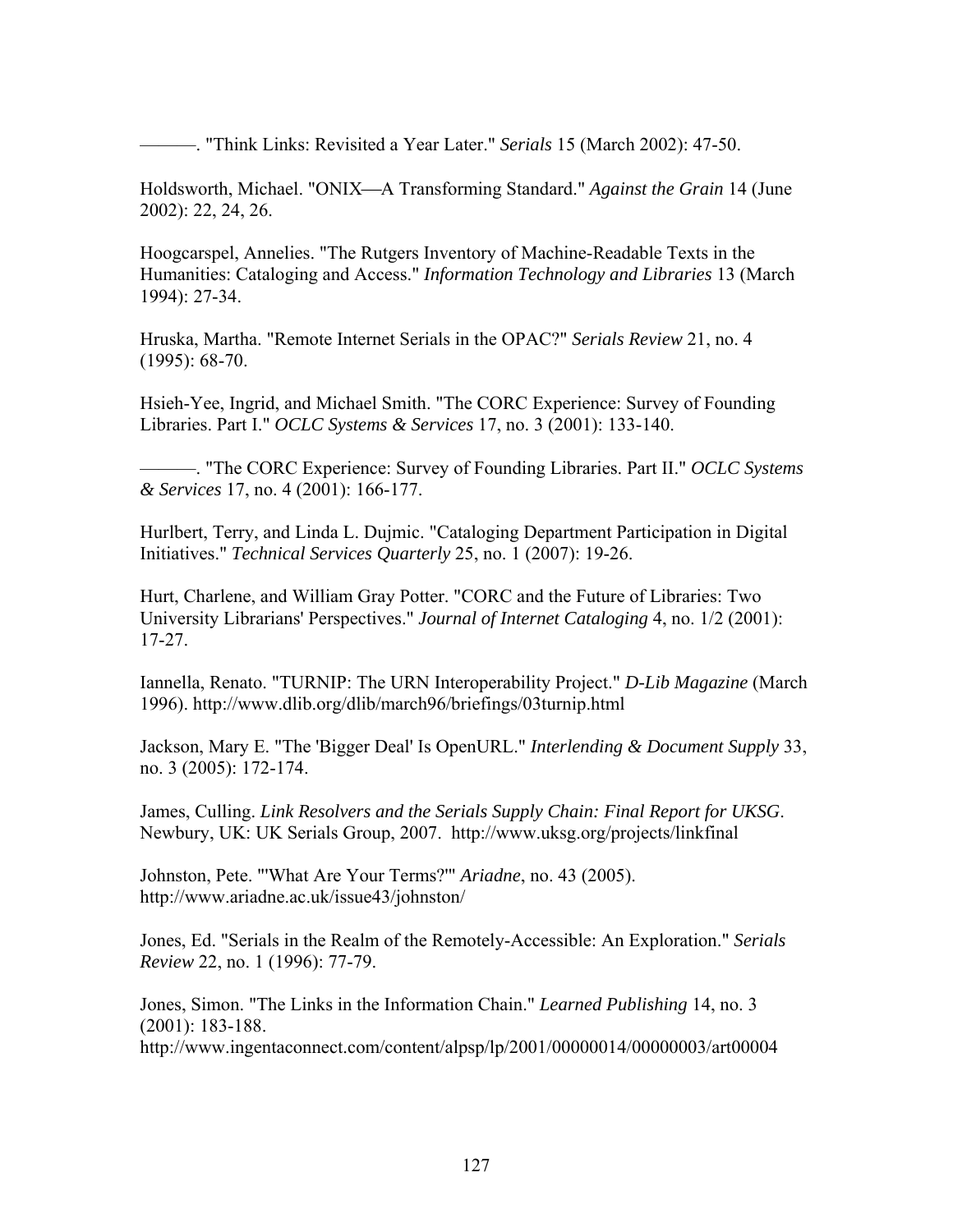———. "Think Links: Revisited a Year Later." *Serials* 15 (March 2002): 47-50.

Holdsworth, Michael. "ONIX—A Transforming Standard." *Against the Grain* 14 (June 2002): 22, 24, 26.

Hoogcarspel, Annelies. "The Rutgers Inventory of Machine-Readable Texts in the Humanities: Cataloging and Access." *Information Technology and Libraries* 13 (March 1994): 27-34.

Hruska, Martha. "Remote Internet Serials in the OPAC?" *Serials Review* 21, no. 4 (1995): 68-70.

Hsieh-Yee, Ingrid, and Michael Smith. "The CORC Experience: Survey of Founding Libraries. Part I." *OCLC Systems & Services* 17, no. 3 (2001): 133-140.

———. "The CORC Experience: Survey of Founding Libraries. Part II." *OCLC Systems & Services* 17, no. 4 (2001): 166-177.

Hurlbert, Terry, and Linda L. Dujmic. "Cataloging Department Participation in Digital Initiatives." *Technical Services Quarterly* 25, no. 1 (2007): 19-26.

Hurt, Charlene, and William Gray Potter. "CORC and the Future of Libraries: Two University Librarians' Perspectives." *Journal of Internet Cataloging* 4, no. 1/2 (2001): 17-27.

Iannella, Renato. "TURNIP: The URN Interoperability Project." *D-Lib Magazine* (March 1996). http://www.dlib.org/dlib/march96/briefings/03turnip.html

Jackson, Mary E. "The 'Bigger Deal' Is OpenURL." *Interlending & Document Supply* 33, no. 3 (2005): 172-174.

James, Culling. *Link Resolvers and the Serials Supply Chain: Final Report for UKSG*. Newbury, UK: UK Serials Group, 2007. http://www.uksg.org/projects/linkfinal

Johnston, Pete. "'What Are Your Terms?'" *Ariadne*, no. 43 (2005). http://www.ariadne.ac.uk/issue43/johnston/

Jones, Ed. "Serials in the Realm of the Remotely-Accessible: An Exploration." *Serials Review* 22, no. 1 (1996): 77-79.

Jones, Simon. "The Links in the Information Chain." *Learned Publishing* 14, no. 3 (2001): 183-188. http://www.ingentaconnect.com/content/alpsp/lp/2001/00000014/00000003/art00004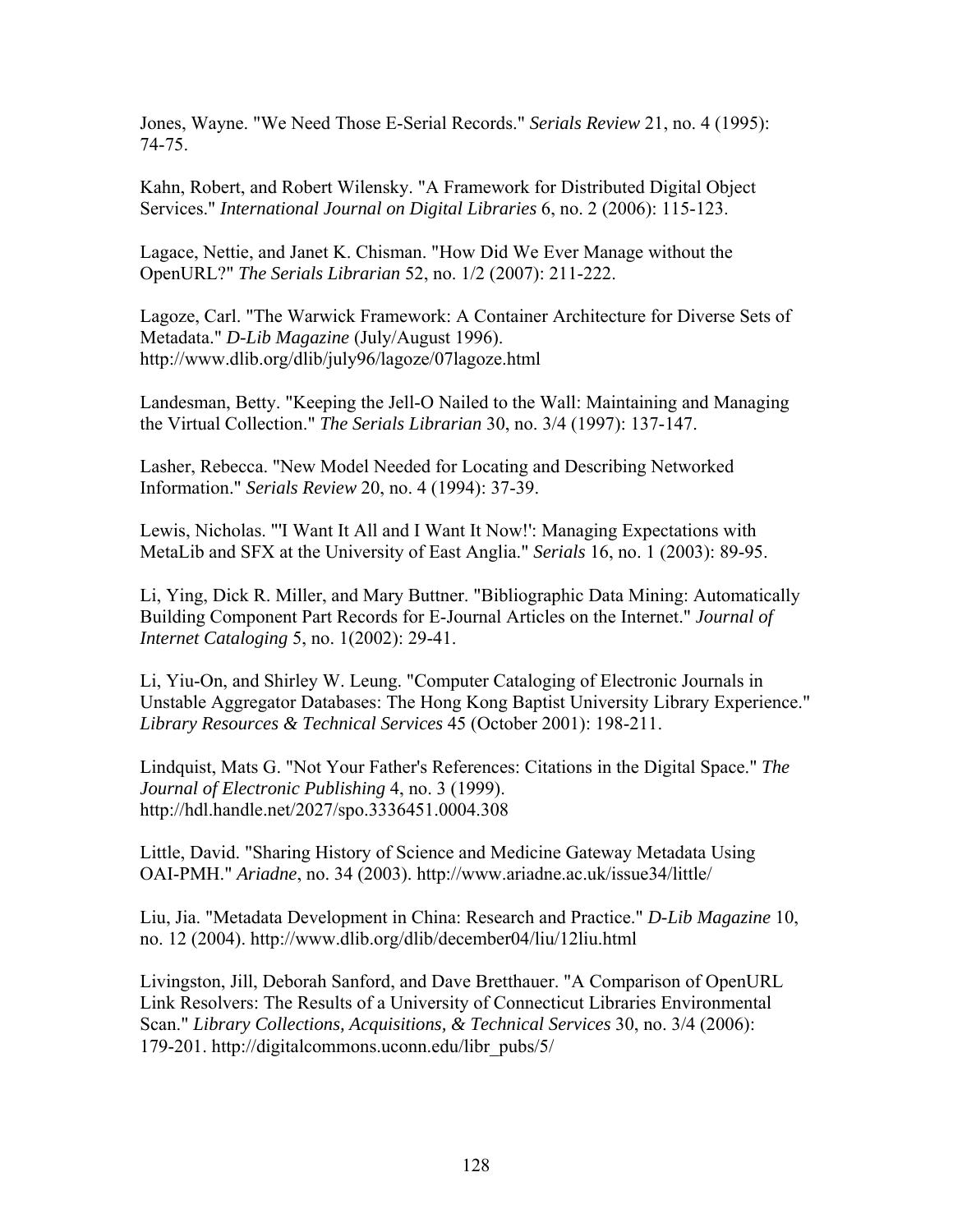Jones, Wayne. "We Need Those E-Serial Records." *Serials Review* 21, no. 4 (1995): 74-75.

Kahn, Robert, and Robert Wilensky. "A Framework for Distributed Digital Object Services." *International Journal on Digital Libraries* 6, no. 2 (2006): 115-123.

Lagace, Nettie, and Janet K. Chisman. "How Did We Ever Manage without the OpenURL?" *The Serials Librarian* 52, no. 1/2 (2007): 211-222.

Lagoze, Carl. "The Warwick Framework: A Container Architecture for Diverse Sets of Metadata." *D-Lib Magazine* (July/August 1996). http://www.dlib.org/dlib/july96/lagoze/07lagoze.html

Landesman, Betty. "Keeping the Jell-O Nailed to the Wall: Maintaining and Managing the Virtual Collection." *The Serials Librarian* 30, no. 3/4 (1997): 137-147.

Lasher, Rebecca. "New Model Needed for Locating and Describing Networked Information." *Serials Review* 20, no. 4 (1994): 37-39.

Lewis, Nicholas. "'I Want It All and I Want It Now!': Managing Expectations with MetaLib and SFX at the University of East Anglia." *Serials* 16, no. 1 (2003): 89-95.

Li, Ying, Dick R. Miller, and Mary Buttner. "Bibliographic Data Mining: Automatically Building Component Part Records for E-Journal Articles on the Internet." *Journal of Internet Cataloging* 5, no. 1(2002): 29-41.

Li, Yiu-On, and Shirley W. Leung. "Computer Cataloging of Electronic Journals in Unstable Aggregator Databases: The Hong Kong Baptist University Library Experience." *Library Resources & Technical Services* 45 (October 2001): 198-211.

Lindquist, Mats G. "Not Your Father's References: Citations in the Digital Space." *The Journal of Electronic Publishing* 4, no. 3 (1999). http://hdl.handle.net/2027/spo.3336451.0004.308

Little, David. "Sharing History of Science and Medicine Gateway Metadata Using OAI-PMH." *Ariadne*, no. 34 (2003). http://www.ariadne.ac.uk/issue34/little/

Liu, Jia. "Metadata Development in China: Research and Practice." *D-Lib Magazine* 10, no. 12 (2004). http://www.dlib.org/dlib/december04/liu/12liu.html

Livingston, Jill, Deborah Sanford, and Dave Bretthauer. "A Comparison of OpenURL Link Resolvers: The Results of a University of Connecticut Libraries Environmental Scan." *Library Collections, Acquisitions, & Technical Services* 30, no. 3/4 (2006): 179-201. http://digitalcommons.uconn.edu/libr_pubs/5/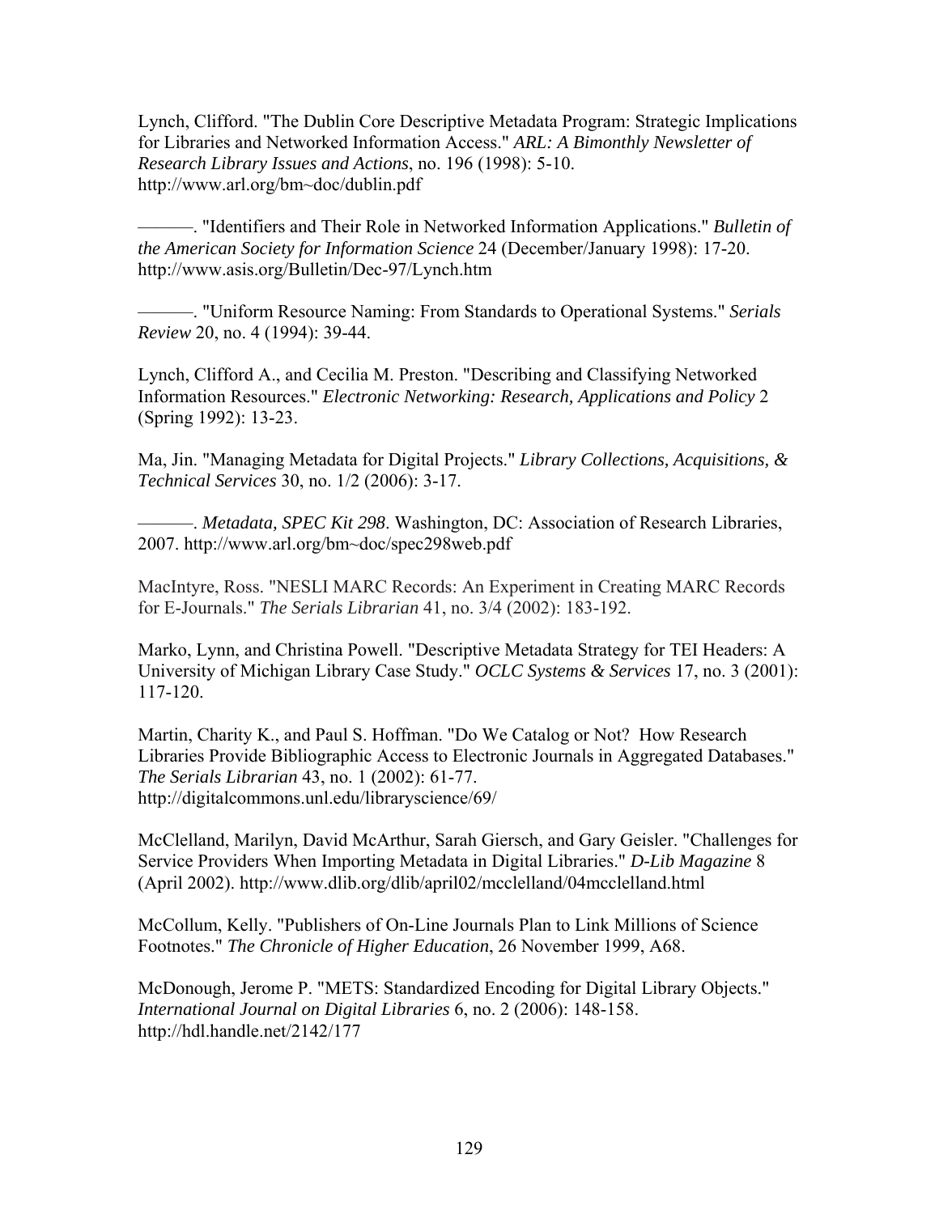Lynch, Clifford. "The Dublin Core Descriptive Metadata Program: Strategic Implications for Libraries and Networked Information Access." *ARL: A Bimonthly Newsletter of Research Library Issues and Actions*, no. 196 (1998): 5-10. http://www.arl.org/bm~doc/dublin.pdf

———. "Identifiers and Their Role in Networked Information Applications." *Bulletin of the American Society for Information Science* 24 (December/January 1998): 17-20. http://www.asis.org/Bulletin/Dec-97/Lynch.htm

———. "Uniform Resource Naming: From Standards to Operational Systems." *Serials Review* 20, no. 4 (1994): 39-44.

Lynch, Clifford A., and Cecilia M. Preston. "Describing and Classifying Networked Information Resources." *Electronic Networking: Research, Applications and Policy* 2 (Spring 1992): 13-23.

Ma, Jin. "Managing Metadata for Digital Projects." *Library Collections, Acquisitions, & Technical Services* 30, no. 1/2 (2006): 3-17.

———. *Metadata, SPEC Kit 298*. Washington, DC: Association of Research Libraries, 2007. http://www.arl.org/bm~doc/spec298web.pdf

MacIntyre, Ross. "NESLI MARC Records: An Experiment in Creating MARC Records for E-Journals." *The Serials Librarian* 41, no. 3/4 (2002): 183-192.

Marko, Lynn, and Christina Powell. "Descriptive Metadata Strategy for TEI Headers: A University of Michigan Library Case Study." *OCLC Systems & Services* 17, no. 3 (2001): 117-120.

Martin, Charity K., and Paul S. Hoffman. "Do We Catalog or Not? How Research Libraries Provide Bibliographic Access to Electronic Journals in Aggregated Databases." *The Serials Librarian* 43, no. 1 (2002): 61-77. http://digitalcommons.unl.edu/libraryscience/69/

McClelland, Marilyn, David McArthur, Sarah Giersch, and Gary Geisler. "Challenges for Service Providers When Importing Metadata in Digital Libraries." *D-Lib Magazine* 8 (April 2002). http://www.dlib.org/dlib/april02/mcclelland/04mcclelland.html

McCollum, Kelly. "Publishers of On-Line Journals Plan to Link Millions of Science Footnotes." *The Chronicle of Higher Education*, 26 November 1999, A68.

McDonough, Jerome P. "METS: Standardized Encoding for Digital Library Objects." *International Journal on Digital Libraries* 6, no. 2 (2006): 148-158. http://hdl.handle.net/2142/177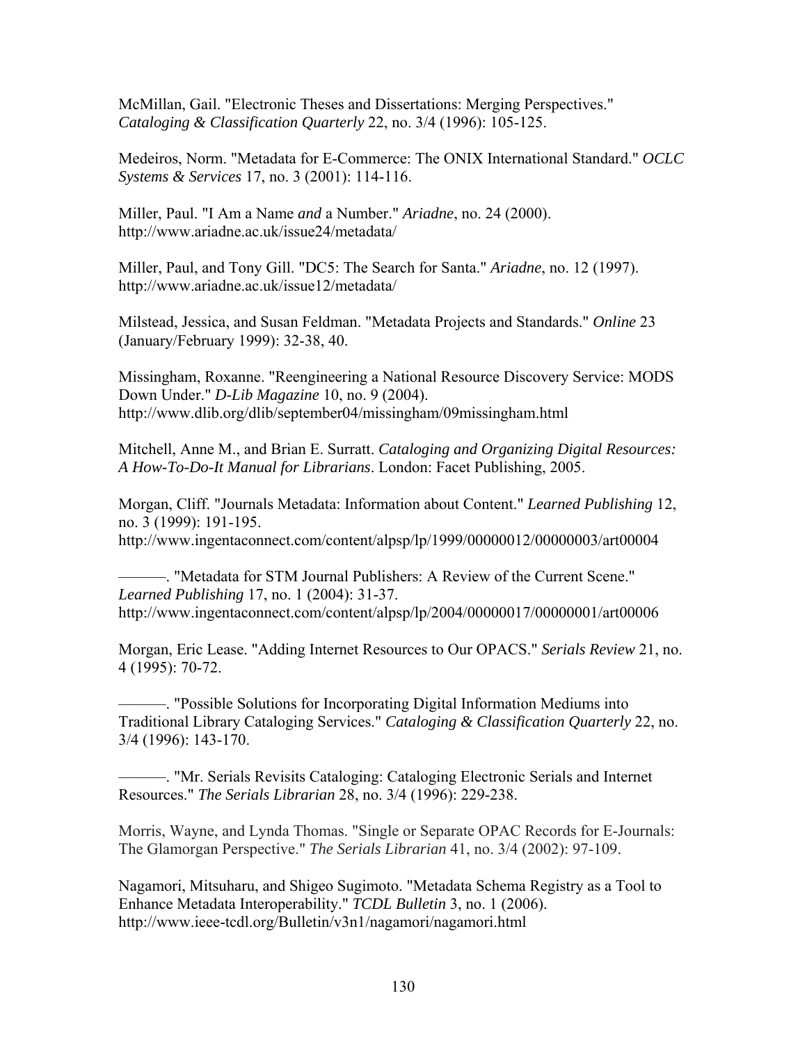McMillan, Gail. "Electronic Theses and Dissertations: Merging Perspectives." *Cataloging & Classification Quarterly* 22, no. 3/4 (1996): 105-125.

Medeiros, Norm. "Metadata for E-Commerce: The ONIX International Standard." *OCLC Systems & Services* 17, no. 3 (2001): 114-116.

Miller, Paul. "I Am a Name *and* a Number." *Ariadne*, no. 24 (2000). http://www.ariadne.ac.uk/issue24/metadata/

Miller, Paul, and Tony Gill. "DC5: The Search for Santa." *Ariadne*, no. 12 (1997). http://www.ariadne.ac.uk/issue12/metadata/

Milstead, Jessica, and Susan Feldman. "Metadata Projects and Standards." *Online* 23 (January/February 1999): 32-38, 40.

Missingham, Roxanne. "Reengineering a National Resource Discovery Service: MODS Down Under." *D-Lib Magazine* 10, no. 9 (2004). http://www.dlib.org/dlib/september04/missingham/09missingham.html

Mitchell, Anne M., and Brian E. Surratt. *Cataloging and Organizing Digital Resources: A How-To-Do-It Manual for Librarians*. London: Facet Publishing, 2005.

Morgan, Cliff. "Journals Metadata: Information about Content." *Learned Publishing* 12, no. 3 (1999): 191-195. http://www.ingentaconnect.com/content/alpsp/lp/1999/00000012/00000003/art00004

———. "Metadata for STM Journal Publishers: A Review of the Current Scene." *Learned Publishing* 17, no. 1 (2004): 31-37. http://www.ingentaconnect.com/content/alpsp/lp/2004/00000017/00000001/art00006

Morgan, Eric Lease. "Adding Internet Resources to Our OPACS." *Serials Review* 21, no. 4 (1995): 70-72.

———. "Possible Solutions for Incorporating Digital Information Mediums into Traditional Library Cataloging Services." *Cataloging & Classification Quarterly* 22, no. 3/4 (1996): 143-170.

———. "Mr. Serials Revisits Cataloging: Cataloging Electronic Serials and Internet Resources." *The Serials Librarian* 28, no. 3/4 (1996): 229-238.

Morris, Wayne, and Lynda Thomas. "Single or Separate OPAC Records for E-Journals: The Glamorgan Perspective." *The Serials Librarian* 41, no. 3/4 (2002): 97-109.

Nagamori, Mitsuharu, and Shigeo Sugimoto. "Metadata Schema Registry as a Tool to Enhance Metadata Interoperability." *TCDL Bulletin* 3, no. 1 (2006). http://www.ieee-tcdl.org/Bulletin/v3n1/nagamori/nagamori.html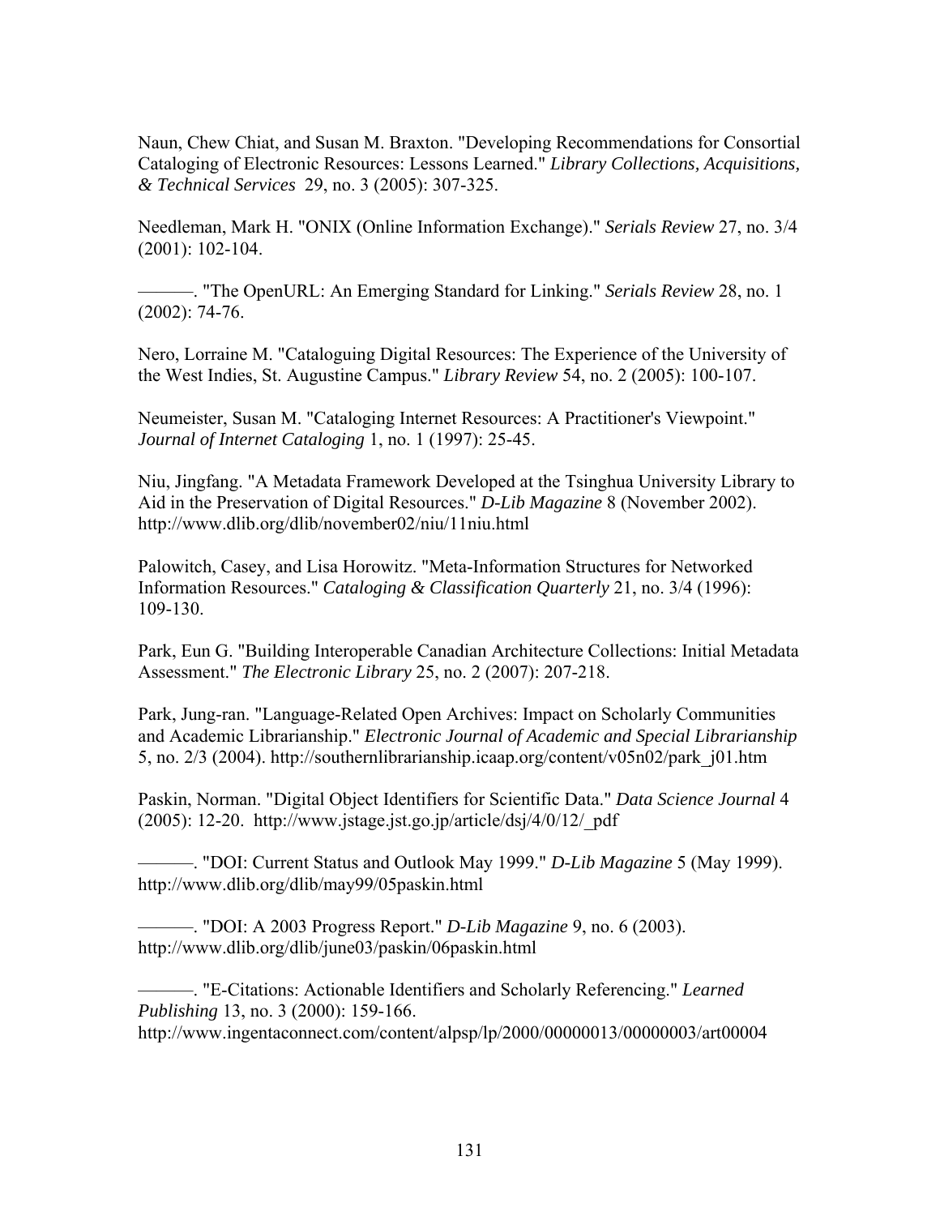Naun, Chew Chiat, and Susan M. Braxton. "Developing Recommendations for Consortial Cataloging of Electronic Resources: Lessons Learned." *Library Collections, Acquisitions, & Technical Services* 29, no. 3 (2005): 307-325.

Needleman, Mark H. "ONIX (Online Information Exchange)." *Serials Review* 27, no. 3/4 (2001): 102-104.

———. "The OpenURL: An Emerging Standard for Linking." *Serials Review* 28, no. 1 (2002): 74-76.

Nero, Lorraine M. "Cataloguing Digital Resources: The Experience of the University of the West Indies, St. Augustine Campus." *Library Review* 54, no. 2 (2005): 100-107.

Neumeister, Susan M. "Cataloging Internet Resources: A Practitioner's Viewpoint." *Journal of Internet Cataloging* 1, no. 1 (1997): 25-45.

Niu, Jingfang. "A Metadata Framework Developed at the Tsinghua University Library to Aid in the Preservation of Digital Resources." *D-Lib Magazine* 8 (November 2002). http://www.dlib.org/dlib/november02/niu/11niu.html

Palowitch, Casey, and Lisa Horowitz. "Meta-Information Structures for Networked Information Resources." *Cataloging & Classification Quarterly* 21, no. 3/4 (1996): 109-130.

Park, Eun G. "Building Interoperable Canadian Architecture Collections: Initial Metadata Assessment." *The Electronic Library* 25, no. 2 (2007): 207-218.

Park, Jung-ran. "Language-Related Open Archives: Impact on Scholarly Communities and Academic Librarianship." *Electronic Journal of Academic and Special Librarianship* 5, no. 2/3 (2004). http://southernlibrarianship.icaap.org/content/v05n02/park_j01.htm

Paskin, Norman. "Digital Object Identifiers for Scientific Data." *Data Science Journal* 4 (2005): 12-20. http://www.jstage.jst.go.jp/article/dsj/4/0/12/_pdf

———. "DOI: Current Status and Outlook May 1999." *D-Lib Magazine* 5 (May 1999). http://www.dlib.org/dlib/may99/05paskin.html

———. "DOI: A 2003 Progress Report." *D-Lib Magazine* 9, no. 6 (2003). http://www.dlib.org/dlib/june03/paskin/06paskin.html

———. "E-Citations: Actionable Identifiers and Scholarly Referencing." *Learned Publishing* 13, no. 3 (2000): 159-166. http://www.ingentaconnect.com/content/alpsp/lp/2000/00000013/00000003/art00004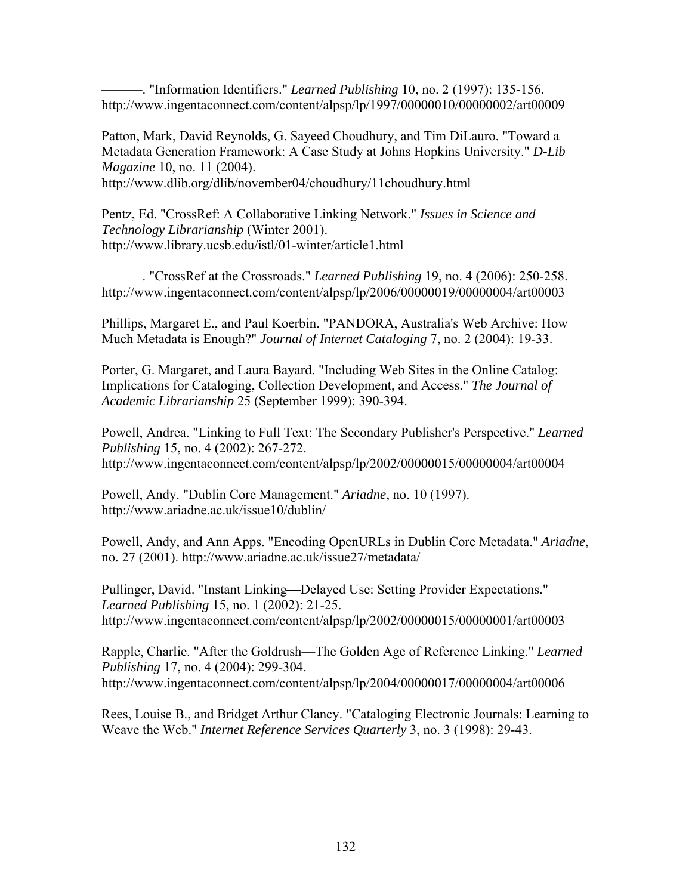———. "Information Identifiers." *Learned Publishing* 10, no. 2 (1997): 135-156. http://www.ingentaconnect.com/content/alpsp/lp/1997/00000010/00000002/art00009

Patton, Mark, David Reynolds, G. Sayeed Choudhury, and Tim DiLauro. "Toward a Metadata Generation Framework: A Case Study at Johns Hopkins University." *D-Lib Magazine* 10, no. 11 (2004). http://www.dlib.org/dlib/november04/choudhury/11choudhury.html

Pentz, Ed. "CrossRef: A Collaborative Linking Network." *Issues in Science and Technology Librarianship* (Winter 2001). http://www.library.ucsb.edu/istl/01-winter/article1.html

———. "CrossRef at the Crossroads." *Learned Publishing* 19, no. 4 (2006): 250-258. http://www.ingentaconnect.com/content/alpsp/lp/2006/00000019/00000004/art00003

Phillips, Margaret E., and Paul Koerbin. "PANDORA, Australia's Web Archive: How Much Metadata is Enough?" *Journal of Internet Cataloging* 7, no. 2 (2004): 19-33.

Porter, G. Margaret, and Laura Bayard. "Including Web Sites in the Online Catalog: Implications for Cataloging, Collection Development, and Access." *The Journal of Academic Librarianship* 25 (September 1999): 390-394.

Powell, Andrea. "Linking to Full Text: The Secondary Publisher's Perspective." *Learned Publishing* 15, no. 4 (2002): 267-272. http://www.ingentaconnect.com/content/alpsp/lp/2002/00000015/00000004/art00004

Powell, Andy. "Dublin Core Management." *Ariadne*, no. 10 (1997). http://www.ariadne.ac.uk/issue10/dublin/

Powell, Andy, and Ann Apps. "Encoding OpenURLs in Dublin Core Metadata." *Ariadne*, no. 27 (2001). http://www.ariadne.ac.uk/issue27/metadata/

Pullinger, David. "Instant Linking—Delayed Use: Setting Provider Expectations." *Learned Publishing* 15, no. 1 (2002): 21-25. http://www.ingentaconnect.com/content/alpsp/lp/2002/00000015/00000001/art00003

Rapple, Charlie. "After the Goldrush—The Golden Age of Reference Linking." *Learned Publishing* 17, no. 4 (2004): 299-304. http://www.ingentaconnect.com/content/alpsp/lp/2004/00000017/00000004/art00006

Rees, Louise B., and Bridget Arthur Clancy. "Cataloging Electronic Journals: Learning to Weave the Web." *Internet Reference Services Quarterly* 3, no. 3 (1998): 29-43.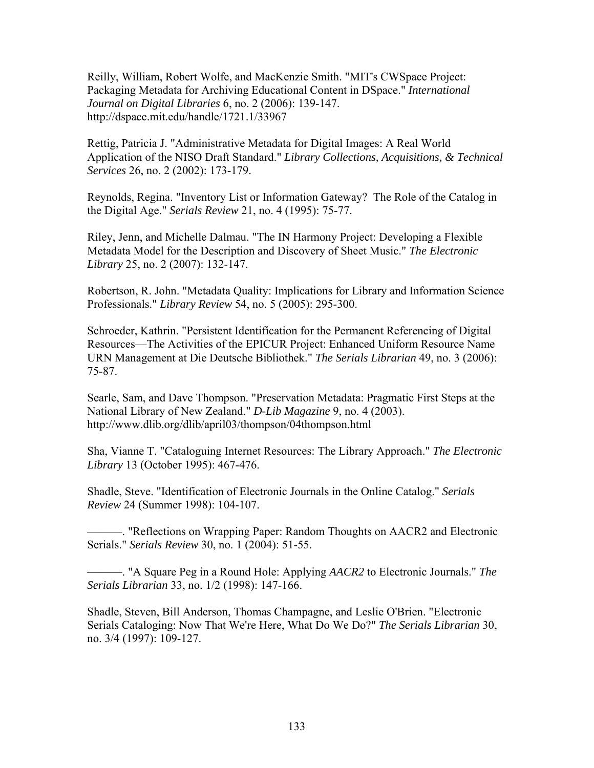Reilly, William, Robert Wolfe, and MacKenzie Smith. "MIT's CWSpace Project: Packaging Metadata for Archiving Educational Content in DSpace." *International Journal on Digital Libraries* 6, no. 2 (2006): 139-147. http://dspace.mit.edu/handle/1721.1/33967

Rettig, Patricia J. "Administrative Metadata for Digital Images: A Real World Application of the NISO Draft Standard." *Library Collections, Acquisitions, & Technical Services* 26, no. 2 (2002): 173-179.

Reynolds, Regina. "Inventory List or Information Gateway? The Role of the Catalog in the Digital Age." *Serials Review* 21, no. 4 (1995): 75-77.

Riley, Jenn, and Michelle Dalmau. "The IN Harmony Project: Developing a Flexible Metadata Model for the Description and Discovery of Sheet Music." *The Electronic Library* 25, no. 2 (2007): 132-147.

Robertson, R. John. "Metadata Quality: Implications for Library and Information Science Professionals." *Library Review* 54, no. 5 (2005): 295-300.

Schroeder, Kathrin. "Persistent Identification for the Permanent Referencing of Digital Resources—The Activities of the EPICUR Project: Enhanced Uniform Resource Name URN Management at Die Deutsche Bibliothek." *The Serials Librarian* 49, no. 3 (2006): 75-87.

Searle, Sam, and Dave Thompson. "Preservation Metadata: Pragmatic First Steps at the National Library of New Zealand." *D-Lib Magazine* 9, no. 4 (2003). http://www.dlib.org/dlib/april03/thompson/04thompson.html

Sha, Vianne T. "Cataloguing Internet Resources: The Library Approach." *The Electronic Library* 13 (October 1995): 467-476.

Shadle, Steve. "Identification of Electronic Journals in the Online Catalog." *Serials Review* 24 (Summer 1998): 104-107.

———. "Reflections on Wrapping Paper: Random Thoughts on AACR2 and Electronic Serials." *Serials Review* 30, no. 1 (2004): 51-55.

———. "A Square Peg in a Round Hole: Applying *AACR2* to Electronic Journals." *The Serials Librarian* 33, no. 1/2 (1998): 147-166.

Shadle, Steven, Bill Anderson, Thomas Champagne, and Leslie O'Brien. "Electronic Serials Cataloging: Now That We're Here, What Do We Do?" *The Serials Librarian* 30, no. 3/4 (1997): 109-127.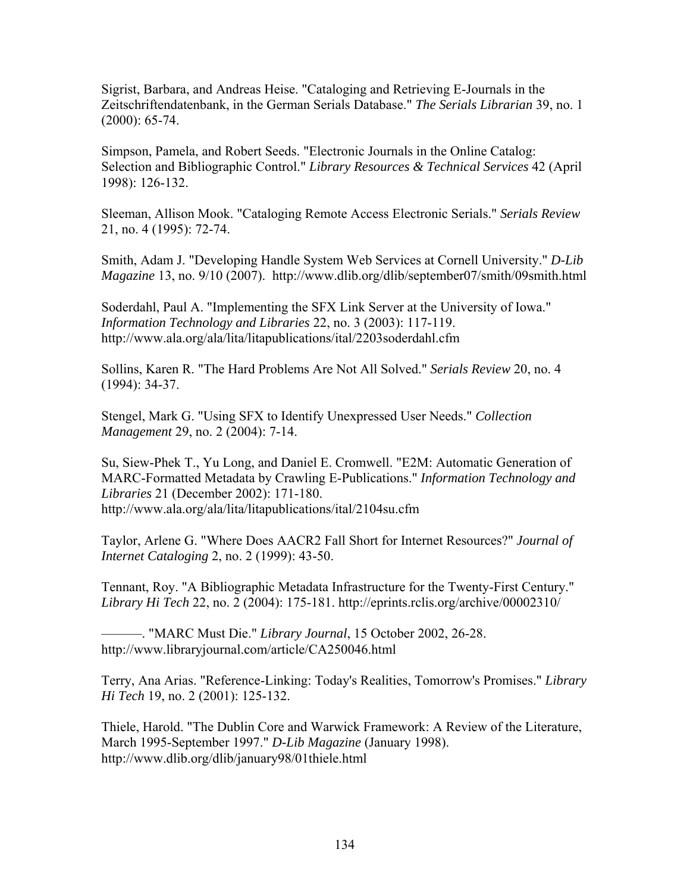Sigrist, Barbara, and Andreas Heise. "Cataloging and Retrieving E-Journals in the Zeitschriftendatenbank, in the German Serials Database." *The Serials Librarian* 39, no. 1 (2000): 65-74.

Simpson, Pamela, and Robert Seeds. "Electronic Journals in the Online Catalog: Selection and Bibliographic Control." *Library Resources & Technical Services* 42 (April 1998): 126-132.

Sleeman, Allison Mook. "Cataloging Remote Access Electronic Serials." *Serials Review* 21, no. 4 (1995): 72-74.

Smith, Adam J. "Developing Handle System Web Services at Cornell University." *D-Lib Magazine* 13, no. 9/10 (2007). http://www.dlib.org/dlib/september07/smith/09smith.html

Soderdahl, Paul A. "Implementing the SFX Link Server at the University of Iowa." *Information Technology and Libraries* 22, no. 3 (2003): 117-119. http://www.ala.org/ala/lita/litapublications/ital/2203soderdahl.cfm

Sollins, Karen R. "The Hard Problems Are Not All Solved." *Serials Review* 20, no. 4 (1994): 34-37.

Stengel, Mark G. "Using SFX to Identify Unexpressed User Needs." *Collection Management* 29, no. 2 (2004): 7-14.

Su, Siew-Phek T., Yu Long, and Daniel E. Cromwell. "E2M: Automatic Generation of MARC-Formatted Metadata by Crawling E-Publications." *Information Technology and Libraries* 21 (December 2002): 171-180. http://www.ala.org/ala/lita/litapublications/ital/2104su.cfm

Taylor, Arlene G. "Where Does AACR2 Fall Short for Internet Resources?" *Journal of Internet Cataloging* 2, no. 2 (1999): 43-50.

Tennant, Roy. "A Bibliographic Metadata Infrastructure for the Twenty-First Century." *Library Hi Tech* 22, no. 2 (2004): 175-181. http://eprints.rclis.org/archive/00002310/

———. "MARC Must Die." *Library Journal*, 15 October 2002, 26-28. http://www.libraryjournal.com/article/CA250046.html

Terry, Ana Arias. "Reference-Linking: Today's Realities, Tomorrow's Promises." *Library Hi Tech* 19, no. 2 (2001): 125-132.

Thiele, Harold. "The Dublin Core and Warwick Framework: A Review of the Literature, March 1995-September 1997." *D-Lib Magazine* (January 1998). http://www.dlib.org/dlib/january98/01thiele.html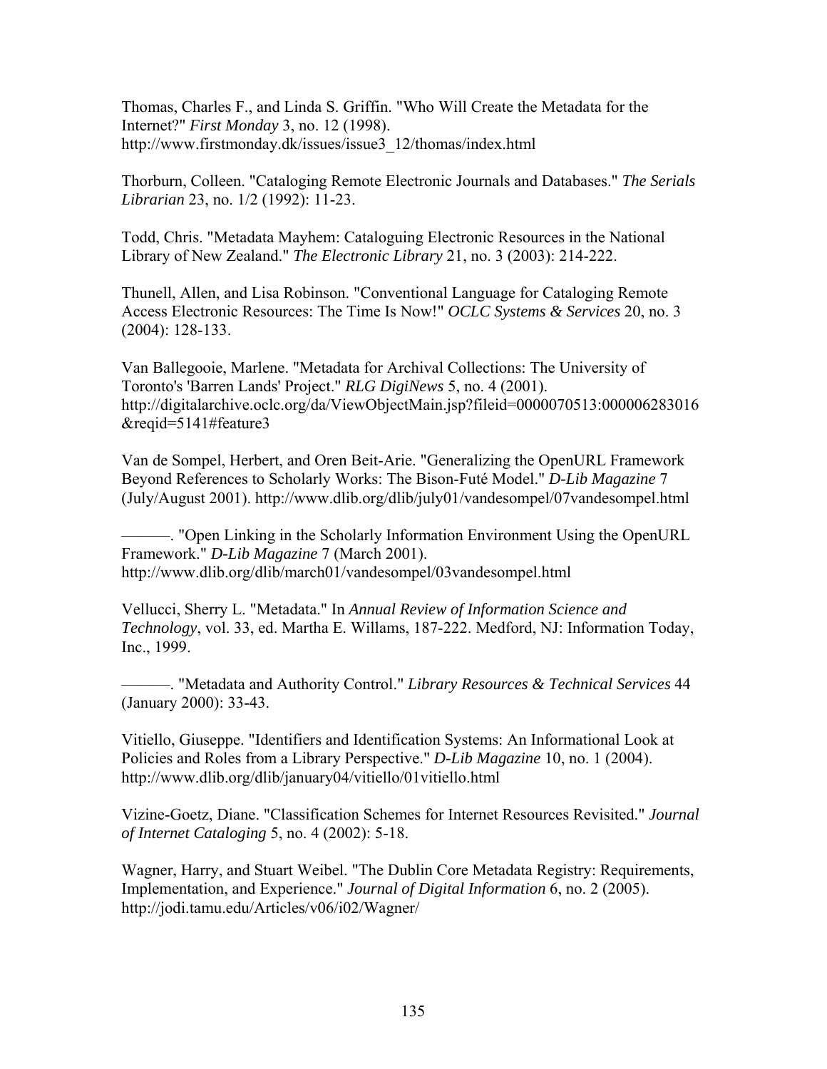Thomas, Charles F., and Linda S. Griffin. "Who Will Create the Metadata for the Internet?" *First Monday* 3, no. 12 (1998). http://www.firstmonday.dk/issues/issue3_12/thomas/index.html

Thorburn, Colleen. "Cataloging Remote Electronic Journals and Databases." *The Serials Librarian* 23, no. 1/2 (1992): 11-23.

Todd, Chris. "Metadata Mayhem: Cataloguing Electronic Resources in the National Library of New Zealand." *The Electronic Library* 21, no. 3 (2003): 214-222.

Thunell, Allen, and Lisa Robinson. "Conventional Language for Cataloging Remote Access Electronic Resources: The Time Is Now!" *OCLC Systems & Services* 20, no. 3 (2004): 128-133.

Van Ballegooie, Marlene. "Metadata for Archival Collections: The University of Toronto's 'Barren Lands' Project." *RLG DigiNews* 5, no. 4 (2001). http://digitalarchive.oclc.org/da/ViewObjectMain.jsp?fileid=0000070513:000006283016&reqid=5141#feature3

Van de Sompel, Herbert, and Oren Beit-Arie. "Generalizing the OpenURL Framework Beyond References to Scholarly Works: The Bison-Futé Model." *D-Lib Magazine* 7 (July/August 2001). http://www.dlib.org/dlib/july01/vandesompel/07vandesompel.html

———. "Open Linking in the Scholarly Information Environment Using the OpenURL Framework." *D-Lib Magazine* 7 (March 2001). http://www.dlib.org/dlib/march01/vandesompel/03vandesompel.html

Vellucci, Sherry L. "Metadata." In *Annual Review of Information Science and Technology*, vol. 33, ed. Martha E. Willams, 187-222. Medford, NJ: Information Today, Inc., 1999.

———. "Metadata and Authority Control." *Library Resources & Technical Services* 44 (January 2000): 33-43.

Vitiello, Giuseppe. "Identifiers and Identification Systems: An Informational Look at Policies and Roles from a Library Perspective." *D-Lib Magazine* 10, no. 1 (2004). http://www.dlib.org/dlib/january04/vitiello/01vitiello.html

Vizine-Goetz, Diane. "Classification Schemes for Internet Resources Revisited." *Journal of Internet Cataloging* 5, no. 4 (2002): 5-18.

Wagner, Harry, and Stuart Weibel. "The Dublin Core Metadata Registry: Requirements, Implementation, and Experience." *Journal of Digital Information* 6, no. 2 (2005). http://jodi.tamu.edu/Articles/v06/i02/Wagner/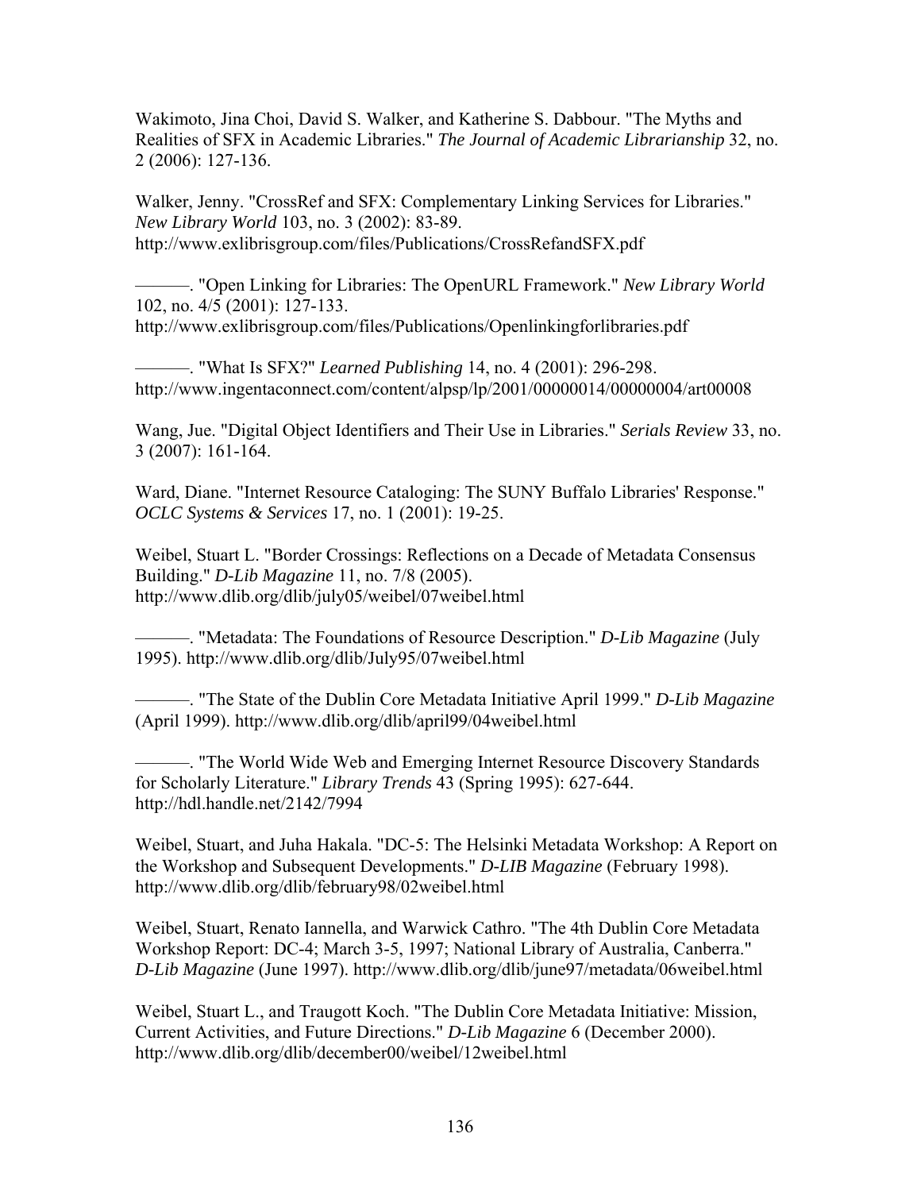Wakimoto, Jina Choi, David S. Walker, and Katherine S. Dabbour. "The Myths and Realities of SFX in Academic Libraries." *The Journal of Academic Librarianship* 32, no. 2 (2006): 127-136.

Walker, Jenny. "CrossRef and SFX: Complementary Linking Services for Libraries." *New Library World* 103, no. 3 (2002): 83-89. http://www.exlibrisgroup.com/files/Publications/CrossRefandSFX.pdf

———. "Open Linking for Libraries: The OpenURL Framework." *New Library World* 102, no. 4/5 (2001): 127-133. http://www.exlibrisgroup.com/files/Publications/Openlinkingforlibraries.pdf

———. "What Is SFX?" *Learned Publishing* 14, no. 4 (2001): 296-298. http://www.ingentaconnect.com/content/alpsp/lp/2001/00000014/00000004/art00008

Wang, Jue. "Digital Object Identifiers and Their Use in Libraries." *Serials Review* 33, no. 3 (2007): 161-164.

Ward, Diane. "Internet Resource Cataloging: The SUNY Buffalo Libraries' Response." *OCLC Systems & Services* 17, no. 1 (2001): 19-25.

Weibel, Stuart L. "Border Crossings: Reflections on a Decade of Metadata Consensus Building." *D-Lib Magazine* 11, no. 7/8 (2005). http://www.dlib.org/dlib/july05/weibel/07weibel.html

———. "Metadata: The Foundations of Resource Description." *D-Lib Magazine* (July 1995). http://www.dlib.org/dlib/July95/07weibel.html

———. "The State of the Dublin Core Metadata Initiative April 1999." *D-Lib Magazine* (April 1999). http://www.dlib.org/dlib/april99/04weibel.html

———. "The World Wide Web and Emerging Internet Resource Discovery Standards for Scholarly Literature." *Library Trends* 43 (Spring 1995): 627-644. http://hdl.handle.net/2142/7994

Weibel, Stuart, and Juha Hakala. "DC-5: The Helsinki Metadata Workshop: A Report on the Workshop and Subsequent Developments." *D-LIB Magazine* (February 1998). http://www.dlib.org/dlib/february98/02weibel.html

Weibel, Stuart, Renato Iannella, and Warwick Cathro. "The 4th Dublin Core Metadata Workshop Report: DC-4; March 3-5, 1997; National Library of Australia, Canberra." *D-Lib Magazine* (June 1997). http://www.dlib.org/dlib/june97/metadata/06weibel.html

Weibel, Stuart L., and Traugott Koch. "The Dublin Core Metadata Initiative: Mission, Current Activities, and Future Directions." *D-Lib Magazine* 6 (December 2000). http://www.dlib.org/dlib/december00/weibel/12weibel.html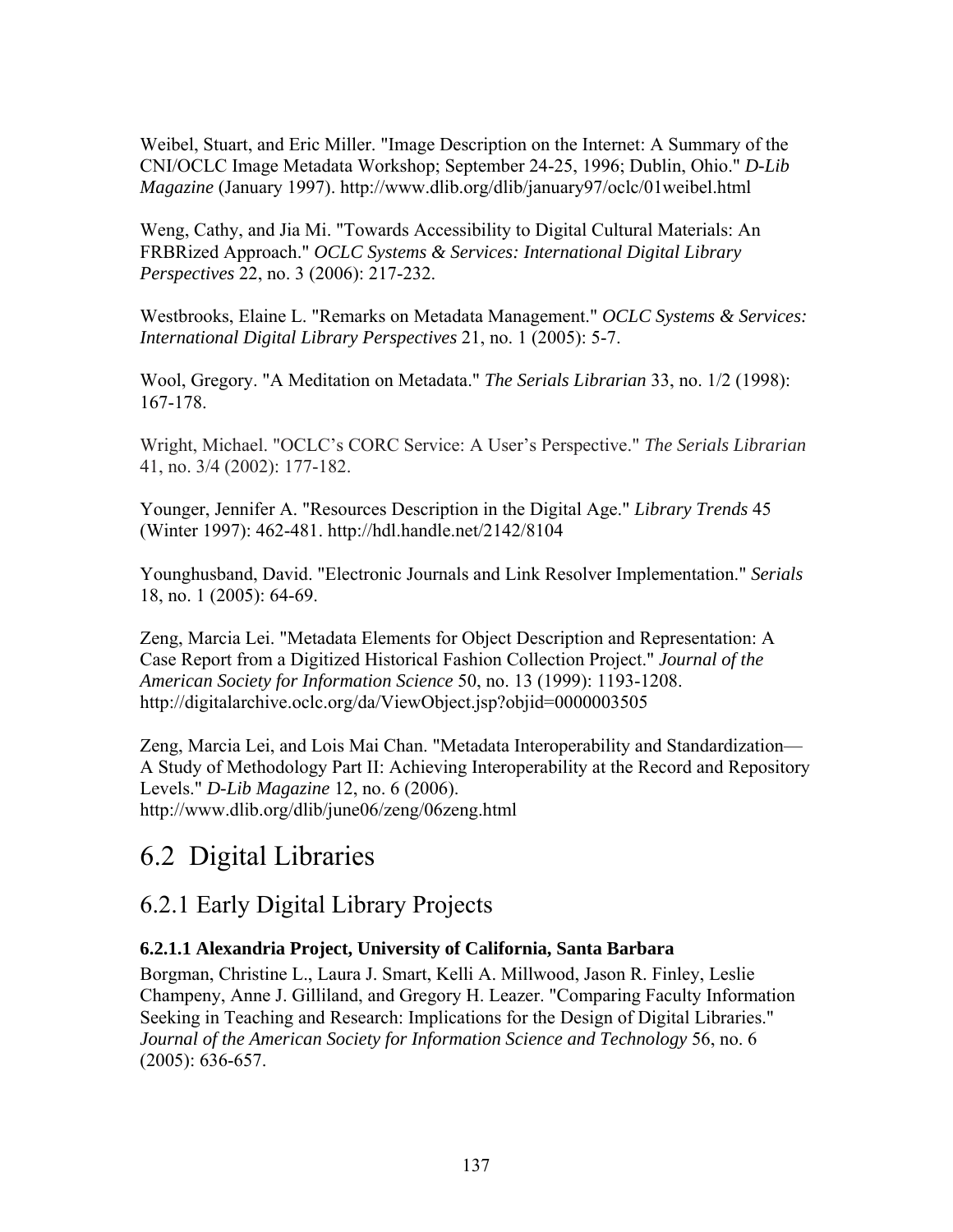Weibel, Stuart, and Eric Miller. "Image Description on the Internet: A Summary of the CNI/OCLC Image Metadata Workshop; September 24-25, 1996; Dublin, Ohio." *D-Lib Magazine* (January 1997). http://www.dlib.org/dlib/january97/oclc/01weibel.html

Weng, Cathy, and Jia Mi. "Towards Accessibility to Digital Cultural Materials: An FRBRized Approach." *OCLC Systems & Services: International Digital Library Perspectives* 22, no. 3 (2006): 217-232.

Westbrooks, Elaine L. "Remarks on Metadata Management." *OCLC Systems & Services: International Digital Library Perspectives* 21, no. 1 (2005): 5-7.

Wool, Gregory. "A Meditation on Metadata." *The Serials Librarian* 33, no. 1/2 (1998): 167-178.

Wright, Michael. "OCLC's CORC Service: A User's Perspective." *The Serials Librarian* 41, no. 3/4 (2002): 177-182.

Younger, Jennifer A. "Resources Description in the Digital Age." *Library Trends* 45 (Winter 1997): 462-481. http://hdl.handle.net/2142/8104

Younghusband, David. "Electronic Journals and Link Resolver Implementation." *Serials* 18, no. 1 (2005): 64-69.

Zeng, Marcia Lei. "Metadata Elements for Object Description and Representation: A Case Report from a Digitized Historical Fashion Collection Project." *Journal of the American Society for Information Science* 50, no. 13 (1999): 1193-1208. http://digitalarchive.oclc.org/da/ViewObject.jsp?objid=0000003505

Zeng, Marcia Lei, and Lois Mai Chan. "Metadata Interoperability and Standardization—A Study of Methodology Part II: Achieving Interoperability at the Record and Repository Levels." *D-Lib Magazine* 12, no. 6 (2006). http://www.dlib.org/dlib/june06/zeng/06zeng.html

# 6.2 Digital Libraries

## 6.2.1 Early Digital Library Projects

### 6.2.1.1 Alexandria Project, University of California, Santa Barbara

Borgman, Christine L., Laura J. Smart, Kelli A. Millwood, Jason R. Finley, Leslie Champeny, Anne J. Gilliland, and Gregory H. Leazer. "Comparing Faculty Information Seeking in Teaching and Research: Implications for the Design of Digital Libraries." *Journal of the American Society for Information Science and Technology* 56, no. 6 (2005): 636-657.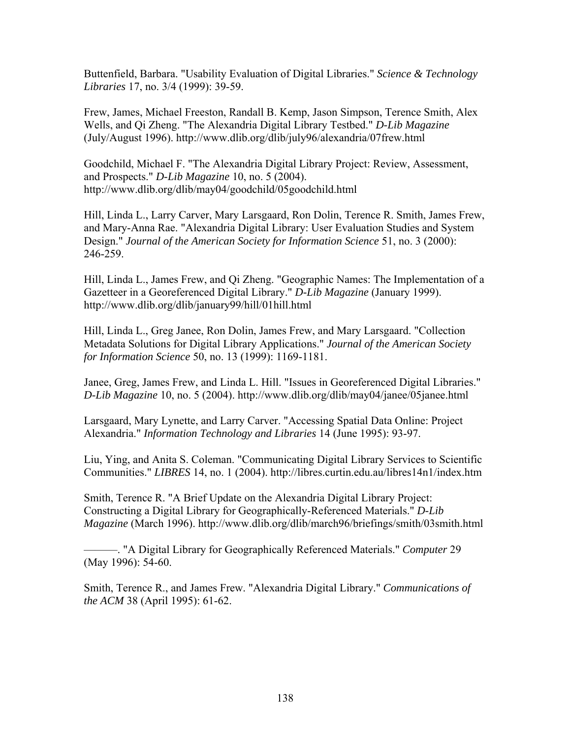Buttenfield, Barbara. "Usability Evaluation of Digital Libraries." *Science & Technology Libraries* 17, no. 3/4 (1999): 39-59.

Frew, James, Michael Freeston, Randall B. Kemp, Jason Simpson, Terence Smith, Alex Wells, and Qi Zheng. "The Alexandria Digital Library Testbed." *D-Lib Magazine* (July/August 1996). http://www.dlib.org/dlib/july96/alexandria/07frew.html

Goodchild, Michael F. "The Alexandria Digital Library Project: Review, Assessment, and Prospects." *D-Lib Magazine* 10, no. 5 (2004). http://www.dlib.org/dlib/may04/goodchild/05goodchild.html

Hill, Linda L., Larry Carver, Mary Larsgaard, Ron Dolin, Terence R. Smith, James Frew, and Mary-Anna Rae. "Alexandria Digital Library: User Evaluation Studies and System Design." *Journal of the American Society for Information Science* 51, no. 3 (2000): 246-259.

Hill, Linda L., James Frew, and Qi Zheng. "Geographic Names: The Implementation of a Gazetteer in a Georeferenced Digital Library." *D-Lib Magazine* (January 1999). http://www.dlib.org/dlib/january99/hill/01hill.html

Hill, Linda L., Greg Janee, Ron Dolin, James Frew, and Mary Larsgaard. "Collection Metadata Solutions for Digital Library Applications." *Journal of the American Society for Information Science* 50, no. 13 (1999): 1169-1181.

Janee, Greg, James Frew, and Linda L. Hill. "Issues in Georeferenced Digital Libraries." *D-Lib Magazine* 10, no. 5 (2004). http://www.dlib.org/dlib/may04/janee/05janee.html

Larsgaard, Mary Lynette, and Larry Carver. "Accessing Spatial Data Online: Project Alexandria." *Information Technology and Libraries* 14 (June 1995): 93-97.

Liu, Ying, and Anita S. Coleman. "Communicating Digital Library Services to Scientific Communities." *LIBRES* 14, no. 1 (2004). http://libres.curtin.edu.au/libres14n1/index.htm

Smith, Terence R. "A Brief Update on the Alexandria Digital Library Project: Constructing a Digital Library for Geographically-Referenced Materials." *D-Lib Magazine* (March 1996). http://www.dlib.org/dlib/march96/briefings/smith/03smith.html

———. "A Digital Library for Geographically Referenced Materials." *Computer* 29 (May 1996): 54-60.

Smith, Terence R., and James Frew. "Alexandria Digital Library." *Communications of the ACM* 38 (April 1995): 61-62.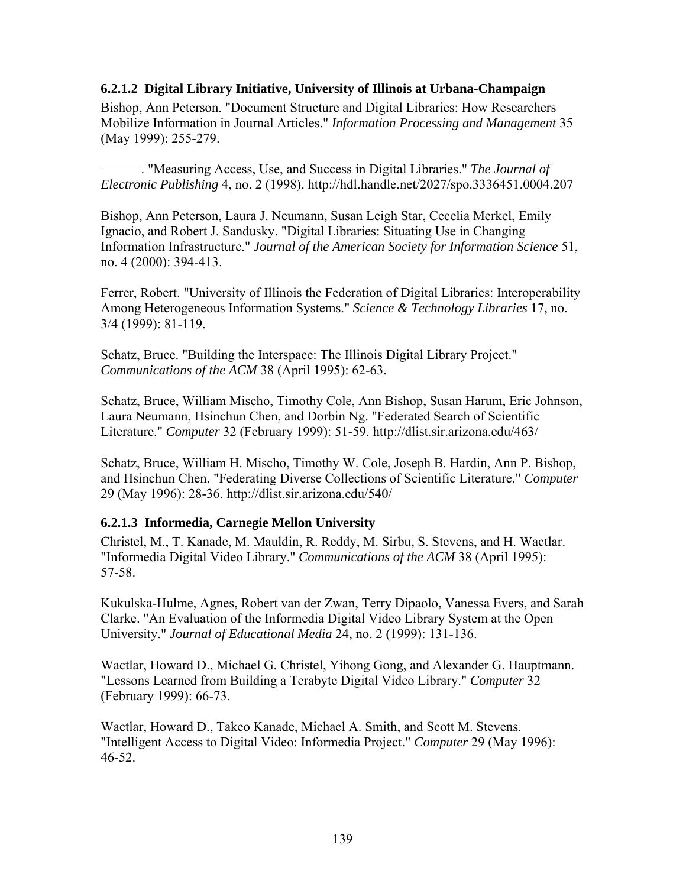#### 6.2.1.2 Digital Library Initiative, University of Illinois at Urbana-Champaign

Bishop, Ann Peterson. "Document Structure and Digital Libraries: How Researchers Mobilize Information in Journal Articles." *Information Processing and Management* 35 (May 1999): 255-279.

———. "Measuring Access, Use, and Success in Digital Libraries." *The Journal of Electronic Publishing* 4, no. 2 (1998). http://hdl.handle.net/2027/spo.3336451.0004.207

Bishop, Ann Peterson, Laura J. Neumann, Susan Leigh Star, Cecelia Merkel, Emily Ignacio, and Robert J. Sandusky. "Digital Libraries: Situating Use in Changing Information Infrastructure." *Journal of the American Society for Information Science* 51, no. 4 (2000): 394-413.

Ferrer, Robert. "University of Illinois the Federation of Digital Libraries: Interoperability Among Heterogeneous Information Systems." *Science & Technology Libraries* 17, no. 3/4 (1999): 81-119.

Schatz, Bruce. "Building the Interspace: The Illinois Digital Library Project." *Communications of the ACM* 38 (April 1995): 62-63.

Schatz, Bruce, William Mischo, Timothy Cole, Ann Bishop, Susan Harum, Eric Johnson, Laura Neumann, Hsinchun Chen, and Dorbin Ng. "Federated Search of Scientific Literature." *Computer* 32 (February 1999): 51-59. http://dlist.sir.arizona.edu/463/

Schatz, Bruce, William H. Mischo, Timothy W. Cole, Joseph B. Hardin, Ann P. Bishop, and Hsinchun Chen. "Federating Diverse Collections of Scientific Literature." *Computer* 29 (May 1996): 28-36. http://dlist.sir.arizona.edu/540/

#### 6.2.1.3 Informedia, Carnegie Mellon University

Christel, M., T. Kanade, M. Mauldin, R. Reddy, M. Sirbu, S. Stevens, and H. Wactlar. "Informedia Digital Video Library." *Communications of the ACM* 38 (April 1995): 57-58.

Kukulska-Hulme, Agnes, Robert van der Zwan, Terry Dipaolo, Vanessa Evers, and Sarah Clarke. "An Evaluation of the Informedia Digital Video Library System at the Open University." *Journal of Educational Media* 24, no. 2 (1999): 131-136.

Wactlar, Howard D., Michael G. Christel, Yihong Gong, and Alexander G. Hauptmann. "Lessons Learned from Building a Terabyte Digital Video Library." *Computer* 32 (February 1999): 66-73.

Wactlar, Howard D., Takeo Kanade, Michael A. Smith, and Scott M. Stevens. "Intelligent Access to Digital Video: Informedia Project." *Computer* 29 (May 1996): 46-52.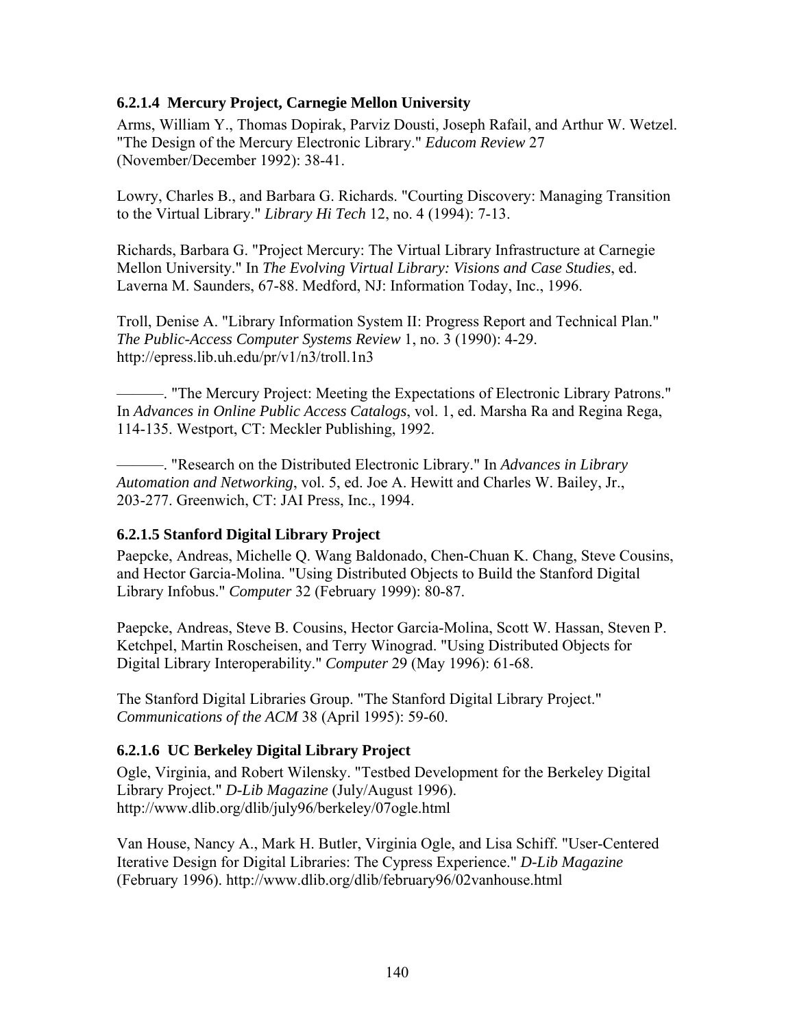#### 6.2.1.4 Mercury Project, Carnegie Mellon University

Arms, William Y., Thomas Dopirak, Parviz Dousti, Joseph Rafail, and Arthur W. Wetzel. "The Design of the Mercury Electronic Library." *Educom Review* 27 (November/December 1992): 38-41.

Lowry, Charles B., and Barbara G. Richards. "Courting Discovery: Managing Transition to the Virtual Library." *Library Hi Tech* 12, no. 4 (1994): 7-13.

Richards, Barbara G. "Project Mercury: The Virtual Library Infrastructure at Carnegie Mellon University." In *The Evolving Virtual Library: Visions and Case Studies*, ed. Laverna M. Saunders, 67-88. Medford, NJ: Information Today, Inc., 1996.

Troll, Denise A. "Library Information System II: Progress Report and Technical Plan." *The Public-Access Computer Systems Review* 1, no. 3 (1990): 4-29. http://epress.lib.uh.edu/pr/v1/n3/troll.1n3

———. "The Mercury Project: Meeting the Expectations of Electronic Library Patrons." In *Advances in Online Public Access Catalogs*, vol. 1, ed. Marsha Ra and Regina Rega, 114-135. Westport, CT: Meckler Publishing, 1992.

———. "Research on the Distributed Electronic Library." In *Advances in Library Automation and Networking*, vol. 5, ed. Joe A. Hewitt and Charles W. Bailey, Jr., 203-277. Greenwich, CT: JAI Press, Inc., 1994.

#### 6.2.1.5 Stanford Digital Library Project

Paepcke, Andreas, Michelle Q. Wang Baldonado, Chen-Chuan K. Chang, Steve Cousins, and Hector Garcia-Molina. "Using Distributed Objects to Build the Stanford Digital Library Infobus." *Computer* 32 (February 1999): 80-87.

Paepcke, Andreas, Steve B. Cousins, Hector Garcia-Molina, Scott W. Hassan, Steven P. Ketchpel, Martin Roscheisen, and Terry Winograd. "Using Distributed Objects for Digital Library Interoperability." *Computer* 29 (May 1996): 61-68.

The Stanford Digital Libraries Group. "The Stanford Digital Library Project." *Communications of the ACM* 38 (April 1995): 59-60.

#### 6.2.1.6 UC Berkeley Digital Library Project

Ogle, Virginia, and Robert Wilensky. "Testbed Development for the Berkeley Digital Library Project." *D-Lib Magazine* (July/August 1996). http://www.dlib.org/dlib/july96/berkeley/07ogle.html

Van House, Nancy A., Mark H. Butler, Virginia Ogle, and Lisa Schiff. "User-Centered Iterative Design for Digital Libraries: The Cypress Experience." *D-Lib Magazine* (February 1996). http://www.dlib.org/dlib/february96/02vanhouse.html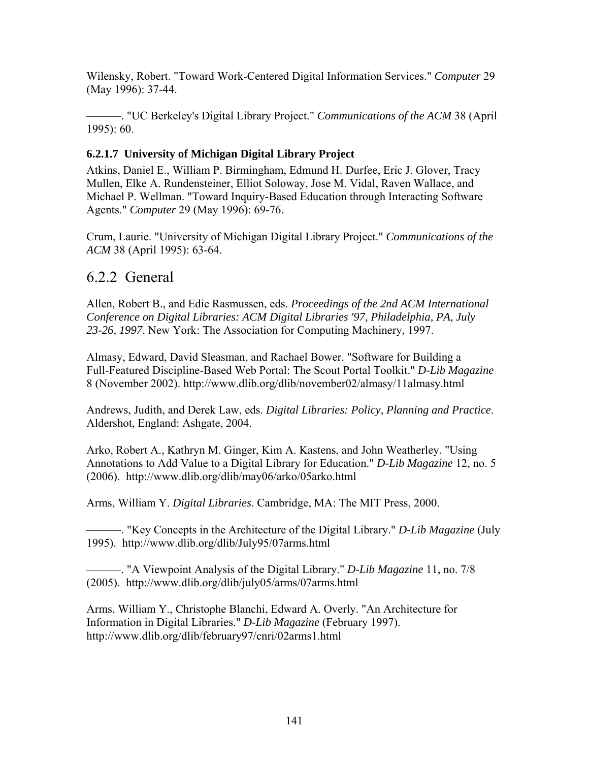Wilensky, Robert. "Toward Work-Centered Digital Information Services." *Computer* 29 (May 1996): 37-44.

———. "UC Berkeley's Digital Library Project." *Communications of the ACM* 38 (April 1995): 60.

#### 6.2.1.7 University of Michigan Digital Library Project

Atkins, Daniel E., William P. Birmingham, Edmund H. Durfee, Eric J. Glover, Tracy Mullen, Elke A. Rundensteiner, Elliot Soloway, Jose M. Vidal, Raven Wallace, and Michael P. Wellman. "Toward Inquiry-Based Education through Interacting Software Agents." *Computer* 29 (May 1996): 69-76.

Crum, Laurie. "University of Michigan Digital Library Project." *Communications of the ACM* 38 (April 1995): 63-64.

### 6.2.2 General

Allen, Robert B., and Edie Rasmussen, eds. *Proceedings of the 2nd ACM International Conference on Digital Libraries: ACM Digital Libraries '97, Philadelphia, PA, July 23-26, 1997*. New York: The Association for Computing Machinery, 1997.

Almasy, Edward, David Sleasman, and Rachael Bower. "Software for Building a Full-Featured Discipline-Based Web Portal: The Scout Portal Toolkit." *D-Lib Magazine* 8 (November 2002). http://www.dlib.org/dlib/november02/almasy/11almasy.html

Andrews, Judith, and Derek Law, eds. *Digital Libraries: Policy, Planning and Practice*. Aldershot, England: Ashgate, 2004.

Arko, Robert A., Kathryn M. Ginger, Kim A. Kastens, and John Weatherley. "Using Annotations to Add Value to a Digital Library for Education." *D-Lib Magazine* 12, no. 5 (2006). http://www.dlib.org/dlib/may06/arko/05arko.html

Arms, William Y. *Digital Libraries*. Cambridge, MA: The MIT Press, 2000.

———. "Key Concepts in the Architecture of the Digital Library." *D-Lib Magazine* (July 1995). http://www.dlib.org/dlib/July95/07arms.html

———. "A Viewpoint Analysis of the Digital Library." *D-Lib Magazine* 11, no. 7/8 (2005). http://www.dlib.org/dlib/july05/arms/07arms.html

Arms, William Y., Christophe Blanchi, Edward A. Overly. "An Architecture for Information in Digital Libraries." *D-Lib Magazine* (February 1997). http://www.dlib.org/dlib/february97/cnri/02arms1.html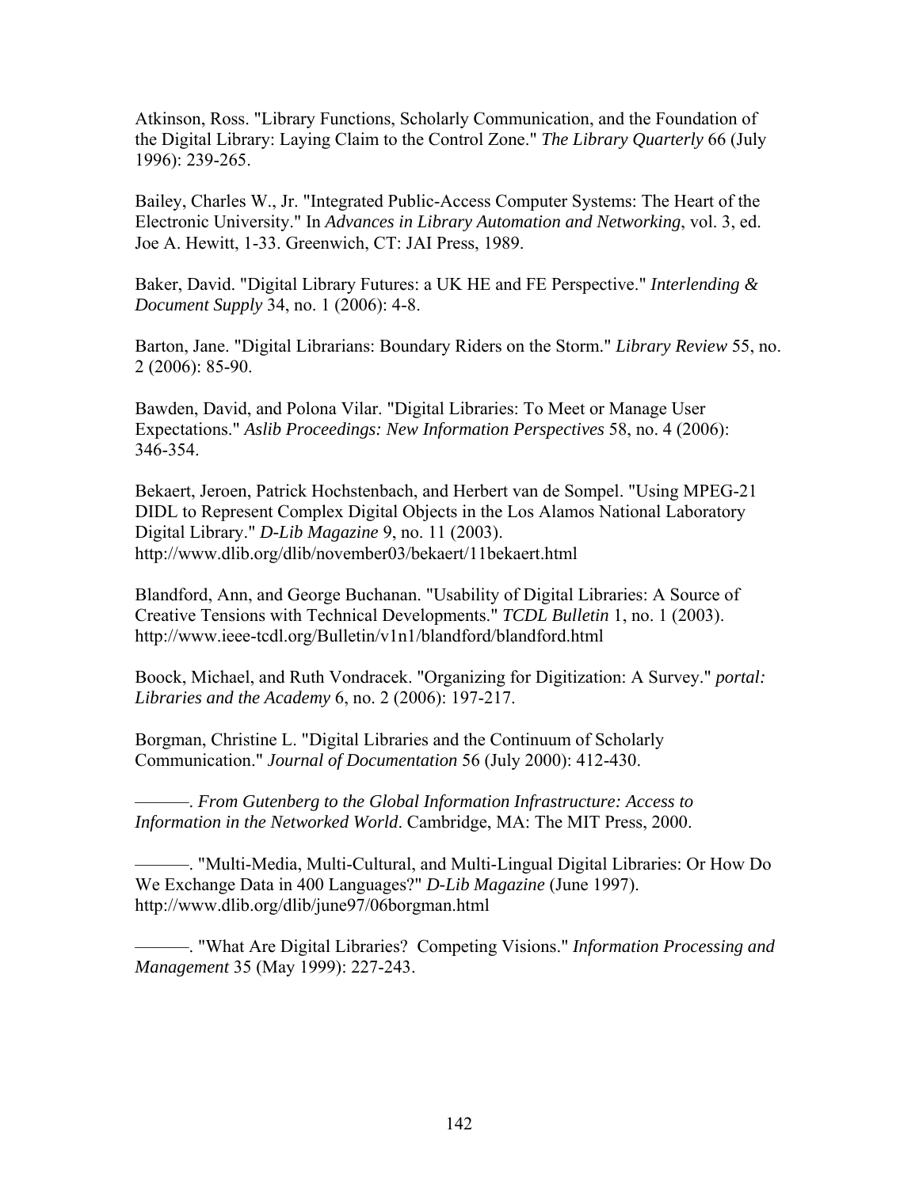Atkinson, Ross. "Library Functions, Scholarly Communication, and the Foundation of the Digital Library: Laying Claim to the Control Zone." *The Library Quarterly* 66 (July 1996): 239-265.

Bailey, Charles W., Jr. "Integrated Public-Access Computer Systems: The Heart of the Electronic University." In *Advances in Library Automation and Networking*, vol. 3, ed. Joe A. Hewitt, 1-33. Greenwich, CT: JAI Press, 1989.

Baker, David. "Digital Library Futures: a UK HE and FE Perspective." *Interlending & Document Supply* 34, no. 1 (2006): 4-8.

Barton, Jane. "Digital Librarians: Boundary Riders on the Storm." *Library Review* 55, no. 2 (2006): 85-90.

Bawden, David, and Polona Vilar. "Digital Libraries: To Meet or Manage User Expectations." *Aslib Proceedings: New Information Perspectives* 58, no. 4 (2006): 346-354.

Bekaert, Jeroen, Patrick Hochstenbach, and Herbert van de Sompel. "Using MPEG-21 DIDL to Represent Complex Digital Objects in the Los Alamos National Laboratory Digital Library." *D-Lib Magazine* 9, no. 11 (2003). http://www.dlib.org/dlib/november03/bekaert/11bekaert.html

Blandford, Ann, and George Buchanan. "Usability of Digital Libraries: A Source of Creative Tensions with Technical Developments." *TCDL Bulletin* 1, no. 1 (2003). http://www.ieee-tcdl.org/Bulletin/v1n1/blandford/blandford.html

Boock, Michael, and Ruth Vondracek. "Organizing for Digitization: A Survey." *portal: Libraries and the Academy* 6, no. 2 (2006): 197-217.

Borgman, Christine L. "Digital Libraries and the Continuum of Scholarly Communication." *Journal of Documentation* 56 (July 2000): 412-430.

———. *From Gutenberg to the Global Information Infrastructure: Access to Information in the Networked World*. Cambridge, MA: The MIT Press, 2000.

———. "Multi-Media, Multi-Cultural, and Multi-Lingual Digital Libraries: Or How Do We Exchange Data in 400 Languages?" *D-Lib Magazine* (June 1997). http://www.dlib.org/dlib/june97/06borgman.html

———. "What Are Digital Libraries? Competing Visions." *Information Processing and Management* 35 (May 1999): 227-243.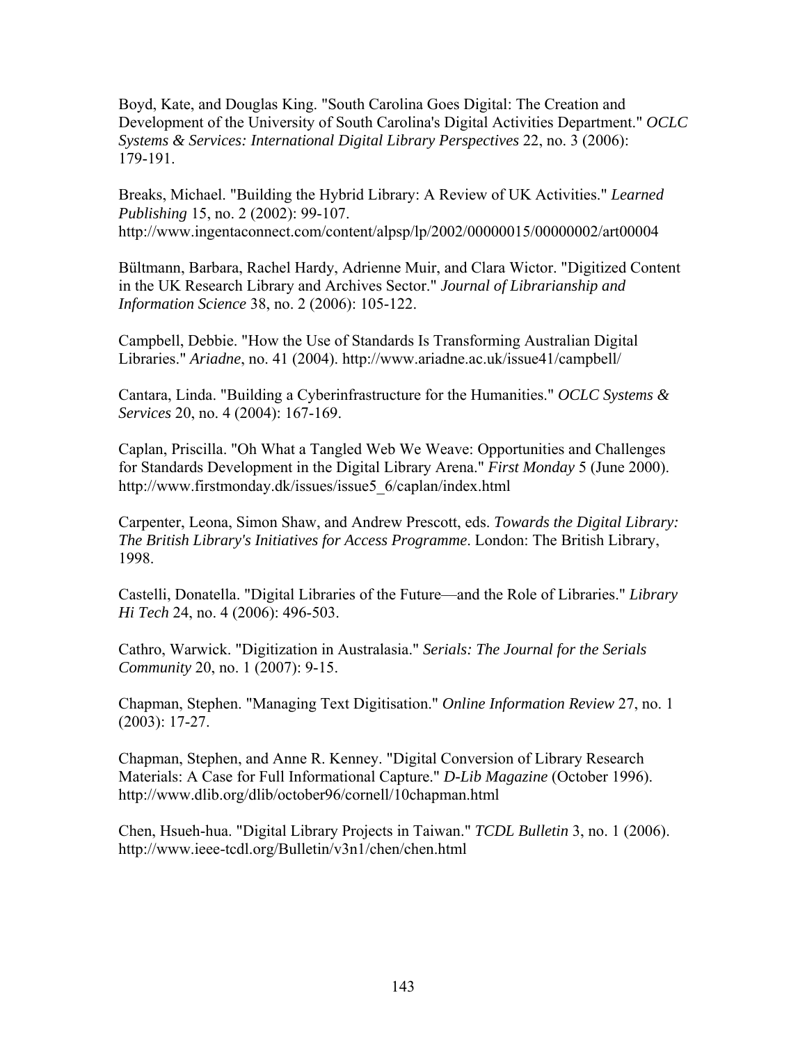Boyd, Kate, and Douglas King. "South Carolina Goes Digital: The Creation and Development of the University of South Carolina's Digital Activities Department." *OCLC Systems & Services: International Digital Library Perspectives* 22, no. 3 (2006): 179-191.

Breaks, Michael. "Building the Hybrid Library: A Review of UK Activities." *Learned Publishing* 15, no. 2 (2002): 99-107. http://www.ingentaconnect.com/content/alpsp/lp/2002/00000015/00000002/art00004

Bültmann, Barbara, Rachel Hardy, Adrienne Muir, and Clara Wictor. "Digitized Content in the UK Research Library and Archives Sector." *Journal of Librarianship and Information Science* 38, no. 2 (2006): 105-122.

Campbell, Debbie. "How the Use of Standards Is Transforming Australian Digital Libraries." *Ariadne*, no. 41 (2004). http://www.ariadne.ac.uk/issue41/campbell/

Cantara, Linda. "Building a Cyberinfrastructure for the Humanities." *OCLC Systems & Services* 20, no. 4 (2004): 167-169.

Caplan, Priscilla. "Oh What a Tangled Web We Weave: Opportunities and Challenges for Standards Development in the Digital Library Arena." *First Monday* 5 (June 2000). http://www.firstmonday.dk/issues/issue5_6/caplan/index.html

Carpenter, Leona, Simon Shaw, and Andrew Prescott, eds. *Towards the Digital Library: The British Library's Initiatives for Access Programme*. London: The British Library, 1998.

Castelli, Donatella. "Digital Libraries of the Future—and the Role of Libraries." *Library Hi Tech* 24, no. 4 (2006): 496-503.

Cathro, Warwick. "Digitization in Australasia." *Serials: The Journal for the Serials Community* 20, no. 1 (2007): 9-15.

Chapman, Stephen. "Managing Text Digitisation." *Online Information Review* 27, no. 1 (2003): 17-27.

Chapman, Stephen, and Anne R. Kenney. "Digital Conversion of Library Research Materials: A Case for Full Informational Capture." *D-Lib Magazine* (October 1996). http://www.dlib.org/dlib/october96/cornell/10chapman.html

Chen, Hsueh-hua. "Digital Library Projects in Taiwan." *TCDL Bulletin* 3, no. 1 (2006). http://www.ieee-tcdl.org/Bulletin/v3n1/chen/chen.html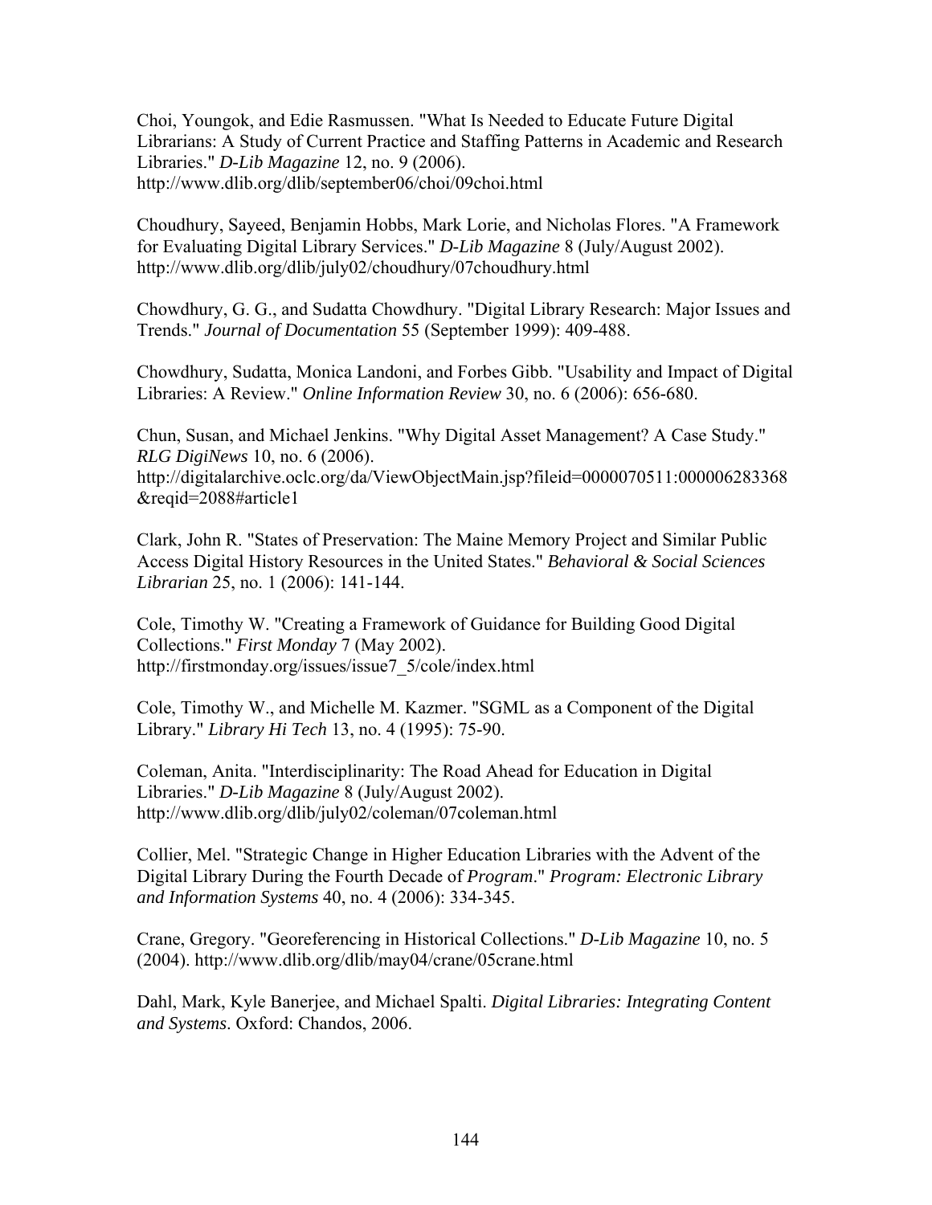Choi, Youngok, and Edie Rasmussen. "What Is Needed to Educate Future Digital Librarians: A Study of Current Practice and Staffing Patterns in Academic and Research Libraries." *D-Lib Magazine* 12, no. 9 (2006). http://www.dlib.org/dlib/september06/choi/09choi.html

Choudhury, Sayeed, Benjamin Hobbs, Mark Lorie, and Nicholas Flores. "A Framework for Evaluating Digital Library Services." *D-Lib Magazine* 8 (July/August 2002). http://www.dlib.org/dlib/july02/choudhury/07choudhury.html

Chowdhury, G. G., and Sudatta Chowdhury. "Digital Library Research: Major Issues and Trends." *Journal of Documentation* 55 (September 1999): 409-488.

Chowdhury, Sudatta, Monica Landoni, and Forbes Gibb. "Usability and Impact of Digital Libraries: A Review." *Online Information Review* 30, no. 6 (2006): 656-680.

Chun, Susan, and Michael Jenkins. "Why Digital Asset Management? A Case Study." *RLG DigiNews* 10, no. 6 (2006). http://digitalarchive.oclc.org/da/ViewObjectMain.jsp?fileid=0000070511:000006283368&reqid=2088#article1

Clark, John R. "States of Preservation: The Maine Memory Project and Similar Public Access Digital History Resources in the United States." *Behavioral & Social Sciences Librarian* 25, no. 1 (2006): 141-144.

Cole, Timothy W. "Creating a Framework of Guidance for Building Good Digital Collections." *First Monday* 7 (May 2002). http://firstmonday.org/issues/issue7_5/cole/index.html

Cole, Timothy W., and Michelle M. Kazmer. "SGML as a Component of the Digital Library." *Library Hi Tech* 13, no. 4 (1995): 75-90.

Coleman, Anita. "Interdisciplinarity: The Road Ahead for Education in Digital Libraries." *D-Lib Magazine* 8 (July/August 2002). http://www.dlib.org/dlib/july02/coleman/07coleman.html

Collier, Mel. "Strategic Change in Higher Education Libraries with the Advent of the Digital Library During the Fourth Decade of *Program*." *Program: Electronic Library and Information Systems* 40, no. 4 (2006): 334-345.

Crane, Gregory. "Georeferencing in Historical Collections." *D-Lib Magazine* 10, no. 5 (2004). http://www.dlib.org/dlib/may04/crane/05crane.html

Dahl, Mark, Kyle Banerjee, and Michael Spalti. *Digital Libraries: Integrating Content and Systems*. Oxford: Chandos, 2006.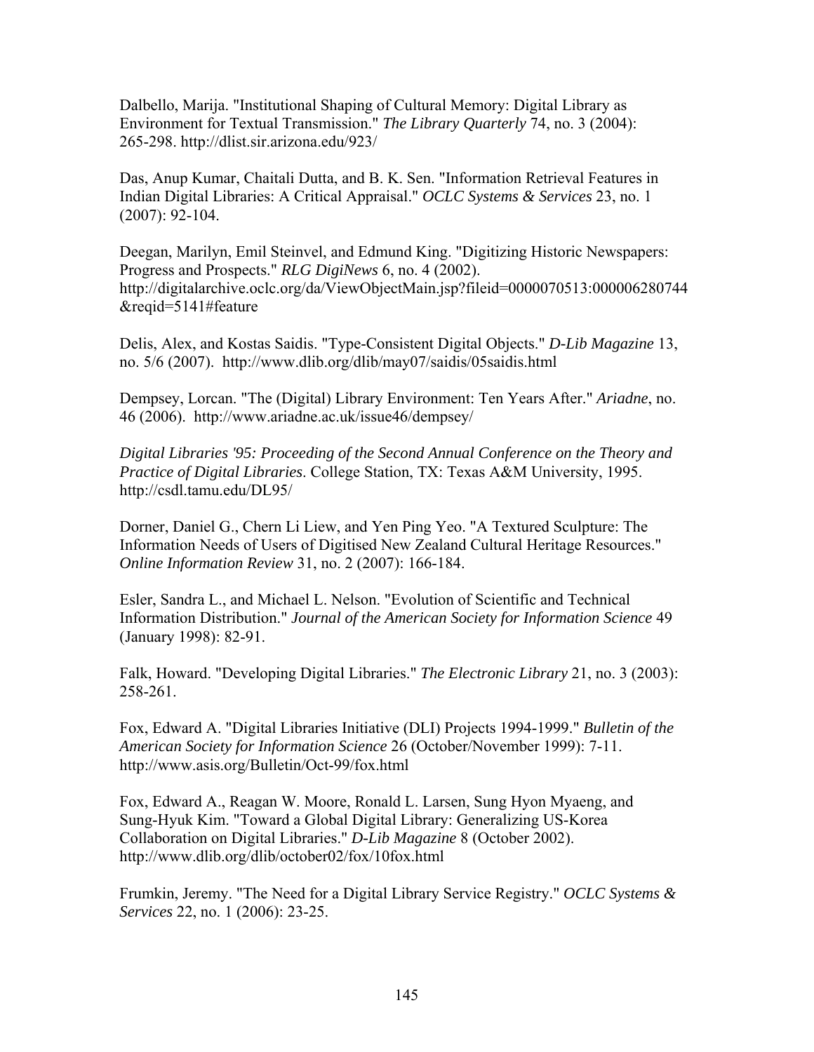Dalbello, Marija. "Institutional Shaping of Cultural Memory: Digital Library as Environment for Textual Transmission." *The Library Quarterly* 74, no. 3 (2004): 265-298. http://dlist.sir.arizona.edu/923/

Das, Anup Kumar, Chaitali Dutta, and B. K. Sen. "Information Retrieval Features in Indian Digital Libraries: A Critical Appraisal." *OCLC Systems & Services* 23, no. 1 (2007): 92-104.

Deegan, Marilyn, Emil Steinvel, and Edmund King. "Digitizing Historic Newspapers: Progress and Prospects." *RLG DigiNews* 6, no. 4 (2002). http://digitalarchive.oclc.org/da/ViewObjectMain.jsp?fileid=0000070513:000006280744&reqid=5141#feature

Delis, Alex, and Kostas Saidis. "Type-Consistent Digital Objects." *D-Lib Magazine* 13, no. 5/6 (2007). http://www.dlib.org/dlib/may07/saidis/05saidis.html

Dempsey, Lorcan. "The (Digital) Library Environment: Ten Years After." *Ariadne*, no. 46 (2006). http://www.ariadne.ac.uk/issue46/dempsey/

*Digital Libraries '95: Proceeding of the Second Annual Conference on the Theory and Practice of Digital Libraries*. College Station, TX: Texas A&M University, 1995. http://csdl.tamu.edu/DL95/

Dorner, Daniel G., Chern Li Liew, and Yen Ping Yeo. "A Textured Sculpture: The Information Needs of Users of Digitised New Zealand Cultural Heritage Resources." *Online Information Review* 31, no. 2 (2007): 166-184.

Esler, Sandra L., and Michael L. Nelson. "Evolution of Scientific and Technical Information Distribution." *Journal of the American Society for Information Science* 49 (January 1998): 82-91.

Falk, Howard. "Developing Digital Libraries." *The Electronic Library* 21, no. 3 (2003): 258-261.

Fox, Edward A. "Digital Libraries Initiative (DLI) Projects 1994-1999." *Bulletin of the American Society for Information Science* 26 (October/November 1999): 7-11. http://www.asis.org/Bulletin/Oct-99/fox.html

Fox, Edward A., Reagan W. Moore, Ronald L. Larsen, Sung Hyon Myaeng, and Sung-Hyuk Kim. "Toward a Global Digital Library: Generalizing US-Korea Collaboration on Digital Libraries." *D-Lib Magazine* 8 (October 2002). http://www.dlib.org/dlib/october02/fox/10fox.html

Frumkin, Jeremy. "The Need for a Digital Library Service Registry." *OCLC Systems & Services* 22, no. 1 (2006): 23-25.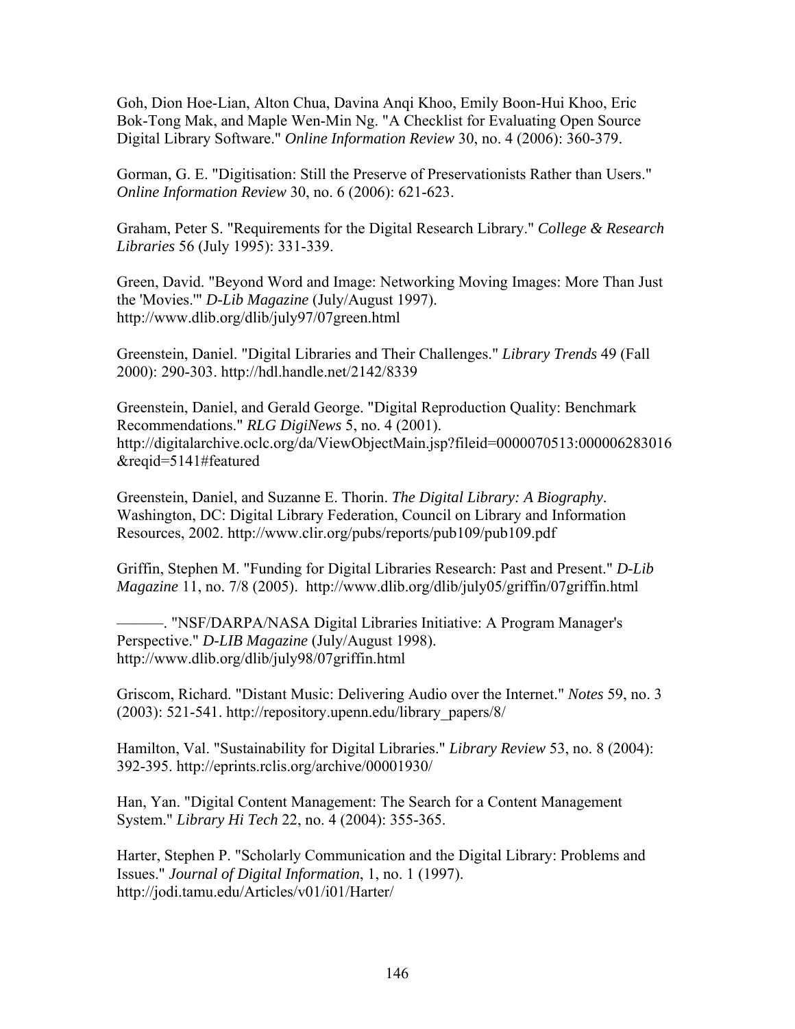Goh, Dion Hoe-Lian, Alton Chua, Davina Anqi Khoo, Emily Boon-Hui Khoo, Eric Bok-Tong Mak, and Maple Wen-Min Ng. "A Checklist for Evaluating Open Source Digital Library Software." *Online Information Review* 30, no. 4 (2006): 360-379.

Gorman, G. E. "Digitisation: Still the Preserve of Preservationists Rather than Users." *Online Information Review* 30, no. 6 (2006): 621-623.

Graham, Peter S. "Requirements for the Digital Research Library." *College & Research Libraries* 56 (July 1995): 331-339.

Green, David. "Beyond Word and Image: Networking Moving Images: More Than Just the 'Movies.'" *D-Lib Magazine* (July/August 1997). http://www.dlib.org/dlib/july97/07green.html

Greenstein, Daniel. "Digital Libraries and Their Challenges." *Library Trends* 49 (Fall 2000): 290-303. http://hdl.handle.net/2142/8339

Greenstein, Daniel, and Gerald George. "Digital Reproduction Quality: Benchmark Recommendations." *RLG DigiNews* 5, no. 4 (2001). http://digitalarchive.oclc.org/da/ViewObjectMain.jsp?fileid=0000070513:000006283016&reqid=5141#featured

Greenstein, Daniel, and Suzanne E. Thorin. *The Digital Library: A Biography*. Washington, DC: Digital Library Federation, Council on Library and Information Resources, 2002. http://www.clir.org/pubs/reports/pub109/pub109.pdf

Griffin, Stephen M. "Funding for Digital Libraries Research: Past and Present." *D-Lib Magazine* 11, no. 7/8 (2005). http://www.dlib.org/dlib/july05/griffin/07griffin.html

———. "NSF/DARPA/NASA Digital Libraries Initiative: A Program Manager's Perspective." *D-LIB Magazine* (July/August 1998). http://www.dlib.org/dlib/july98/07griffin.html

Griscom, Richard. "Distant Music: Delivering Audio over the Internet." *Notes* 59, no. 3 (2003): 521-541. http://repository.upenn.edu/library_papers/8/

Hamilton, Val. "Sustainability for Digital Libraries." *Library Review* 53, no. 8 (2004): 392-395. http://eprints.rclis.org/archive/00001930/

Han, Yan. "Digital Content Management: The Search for a Content Management System." *Library Hi Tech* 22, no. 4 (2004): 355-365.

Harter, Stephen P. "Scholarly Communication and the Digital Library: Problems and Issues." *Journal of Digital Information*, 1, no. 1 (1997). http://jodi.tamu.edu/Articles/v01/i01/Harter/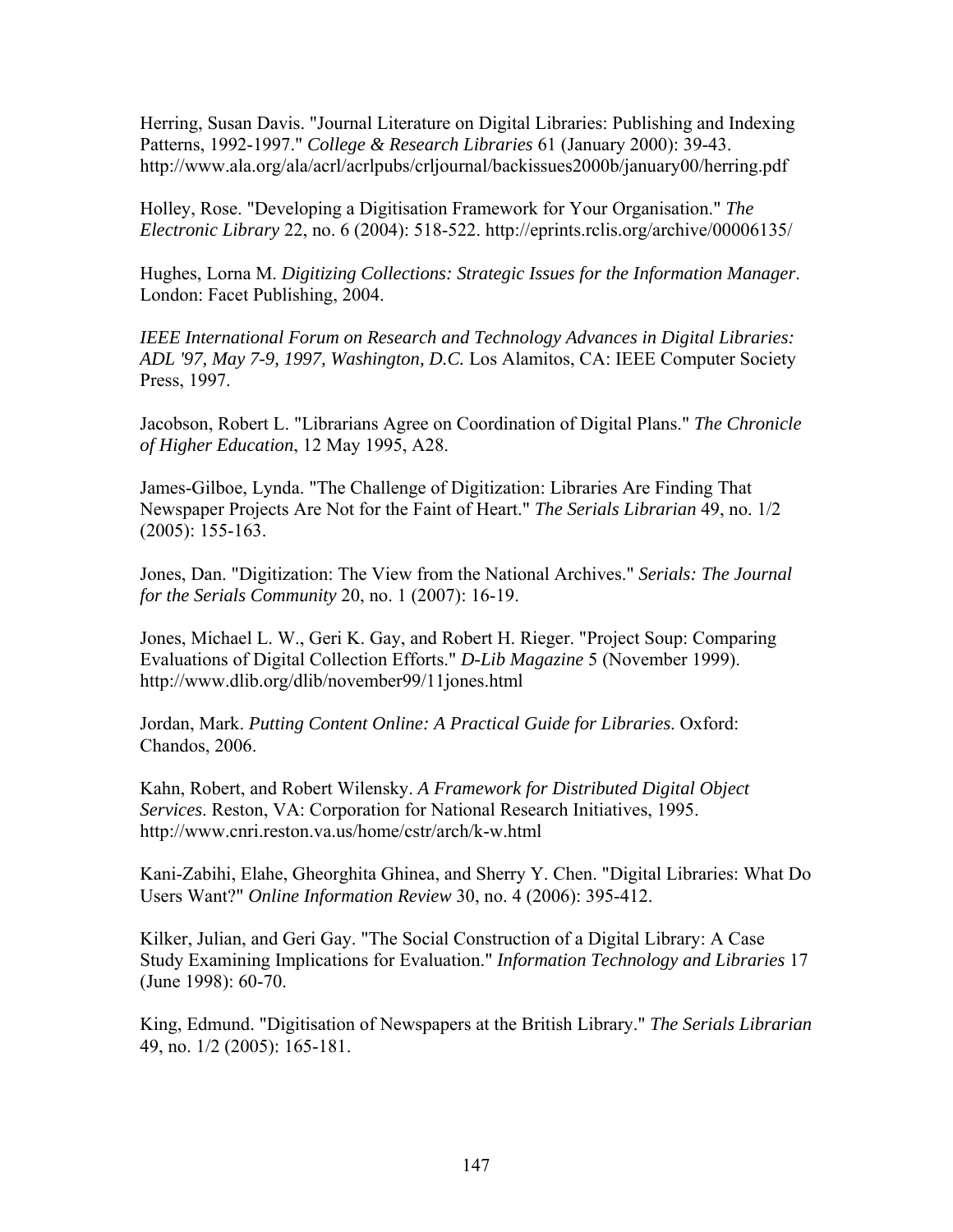Herring, Susan Davis. "Journal Literature on Digital Libraries: Publishing and Indexing Patterns, 1992-1997." *College & Research Libraries* 61 (January 2000): 39-43. http://www.ala.org/ala/acrl/acrlpubs/crljournal/backissues2000b/january00/herring.pdf

Holley, Rose. "Developing a Digitisation Framework for Your Organisation." *The Electronic Library* 22, no. 6 (2004): 518-522. http://eprints.rclis.org/archive/00006135/

Hughes, Lorna M. *Digitizing Collections: Strategic Issues for the Information Manager*. London: Facet Publishing, 2004.

*IEEE International Forum on Research and Technology Advances in Digital Libraries: ADL '97, May 7-9, 1997, Washington, D.C.* Los Alamitos, CA: IEEE Computer Society Press, 1997.

Jacobson, Robert L. "Librarians Agree on Coordination of Digital Plans." *The Chronicle of Higher Education*, 12 May 1995, A28.

James-Gilboe, Lynda. "The Challenge of Digitization: Libraries Are Finding That Newspaper Projects Are Not for the Faint of Heart." *The Serials Librarian* 49, no. 1/2 (2005): 155-163.

Jones, Dan. "Digitization: The View from the National Archives." *Serials: The Journal for the Serials Community* 20, no. 1 (2007): 16-19.

Jones, Michael L. W., Geri K. Gay, and Robert H. Rieger. "Project Soup: Comparing Evaluations of Digital Collection Efforts." *D-Lib Magazine* 5 (November 1999). http://www.dlib.org/dlib/november99/11jones.html

Jordan, Mark. *Putting Content Online: A Practical Guide for Libraries*. Oxford: Chandos, 2006.

Kahn, Robert, and Robert Wilensky. *A Framework for Distributed Digital Object Services*. Reston, VA: Corporation for National Research Initiatives, 1995. http://www.cnri.reston.va.us/home/cstr/arch/k-w.html

Kani-Zabihi, Elahe, Gheorghita Ghinea, and Sherry Y. Chen. "Digital Libraries: What Do Users Want?" *Online Information Review* 30, no. 4 (2006): 395-412.

Kilker, Julian, and Geri Gay. "The Social Construction of a Digital Library: A Case Study Examining Implications for Evaluation." *Information Technology and Libraries* 17 (June 1998): 60-70.

King, Edmund. "Digitisation of Newspapers at the British Library." *The Serials Librarian* 49, no. 1/2 (2005): 165-181.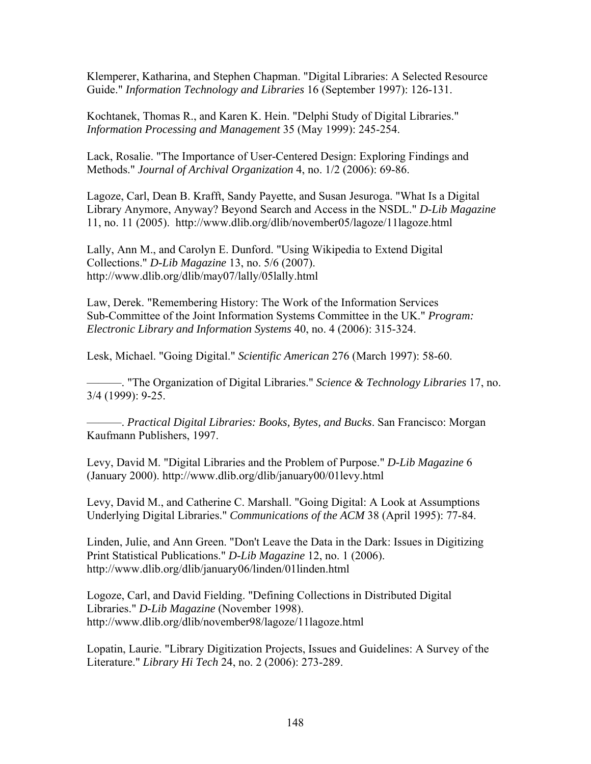Klemperer, Katharina, and Stephen Chapman. "Digital Libraries: A Selected Resource Guide." *Information Technology and Libraries* 16 (September 1997): 126-131.

Kochtanek, Thomas R., and Karen K. Hein. "Delphi Study of Digital Libraries." *Information Processing and Management* 35 (May 1999): 245-254.

Lack, Rosalie. "The Importance of User-Centered Design: Exploring Findings and Methods." *Journal of Archival Organization* 4, no. 1/2 (2006): 69-86.

Lagoze, Carl, Dean B. Krafft, Sandy Payette, and Susan Jesuroga. "What Is a Digital Library Anymore, Anyway? Beyond Search and Access in the NSDL." *D-Lib Magazine* 11, no. 11 (2005). http://www.dlib.org/dlib/november05/lagoze/11lagoze.html

Lally, Ann M., and Carolyn E. Dunford. "Using Wikipedia to Extend Digital Collections." *D-Lib Magazine* 13, no. 5/6 (2007). http://www.dlib.org/dlib/may07/lally/05lally.html

Law, Derek. "Remembering History: The Work of the Information Services Sub-Committee of the Joint Information Systems Committee in the UK." *Program: Electronic Library and Information Systems* 40, no. 4 (2006): 315-324.

Lesk, Michael. "Going Digital." *Scientific American* 276 (March 1997): 58-60.

———. "The Organization of Digital Libraries." *Science & Technology Libraries* 17, no. 3/4 (1999): 9-25.

———. *Practical Digital Libraries: Books, Bytes, and Bucks*. San Francisco: Morgan Kaufmann Publishers, 1997.

Levy, David M. "Digital Libraries and the Problem of Purpose." *D-Lib Magazine* 6 (January 2000). http://www.dlib.org/dlib/january00/01levy.html

Levy, David M., and Catherine C. Marshall. "Going Digital: A Look at Assumptions Underlying Digital Libraries." *Communications of the ACM* 38 (April 1995): 77-84.

Linden, Julie, and Ann Green. "Don't Leave the Data in the Dark: Issues in Digitizing Print Statistical Publications." *D-Lib Magazine* 12, no. 1 (2006). http://www.dlib.org/dlib/january06/linden/01linden.html

Logoze, Carl, and David Fielding. "Defining Collections in Distributed Digital Libraries." *D-Lib Magazine* (November 1998). http://www.dlib.org/dlib/november98/lagoze/11lagoze.html

Lopatin, Laurie. "Library Digitization Projects, Issues and Guidelines: A Survey of the Literature." *Library Hi Tech* 24, no. 2 (2006): 273-289.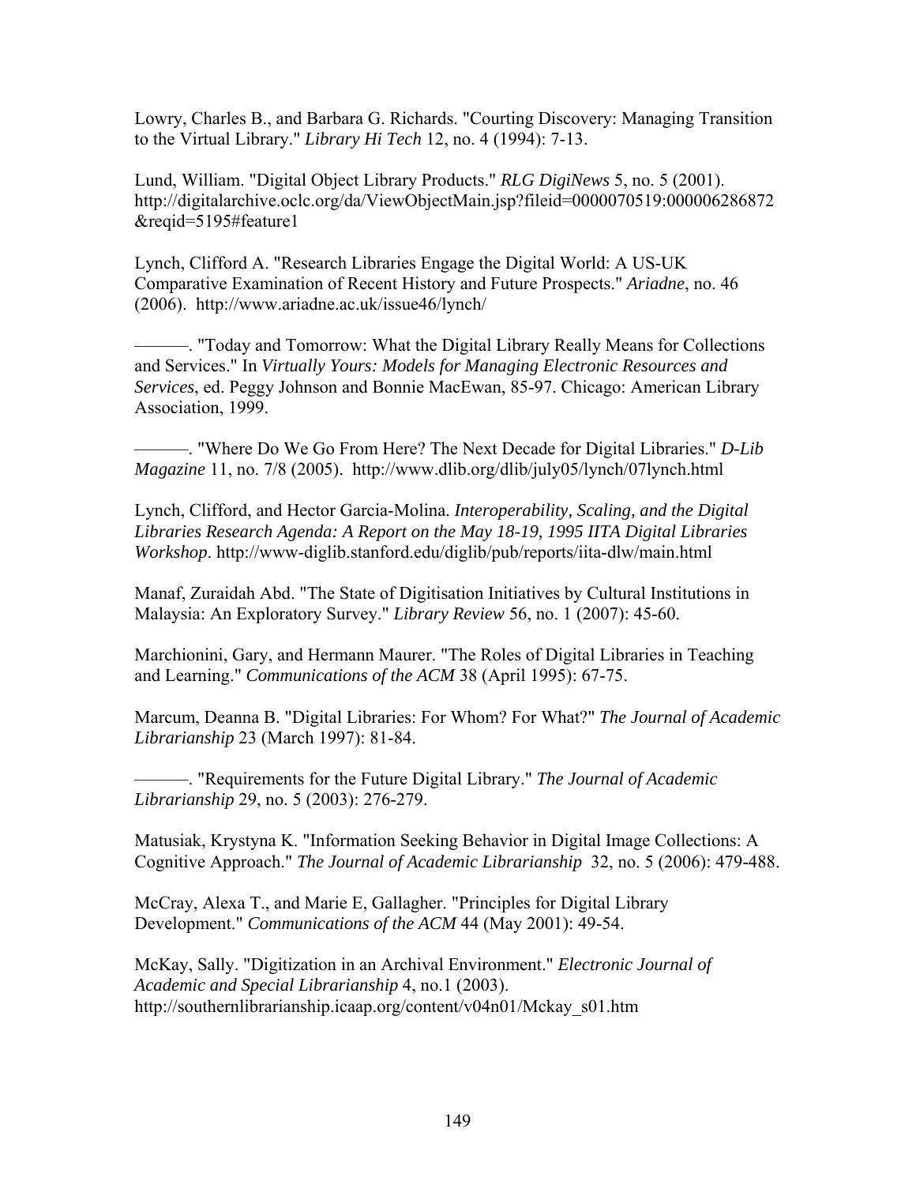Lowry, Charles B., and Barbara G. Richards. "Courting Discovery: Managing Transition to the Virtual Library." *Library Hi Tech* 12, no. 4 (1994): 7-13.

Lund, William. "Digital Object Library Products." *RLG DigiNews* 5, no. 5 (2001). http://digitalarchive.oclc.org/da/ViewObjectMain.jsp?fileid=0000070519:000006286872&reqid=5195#feature1

Lynch, Clifford A. "Research Libraries Engage the Digital World: A US-UK Comparative Examination of Recent History and Future Prospects." *Ariadne*, no. 46 (2006). http://www.ariadne.ac.uk/issue46/lynch/

———. "Today and Tomorrow: What the Digital Library Really Means for Collections and Services." In *Virtually Yours: Models for Managing Electronic Resources and Services*, ed. Peggy Johnson and Bonnie MacEwan, 85-97. Chicago: American Library Association, 1999.

———. "Where Do We Go From Here? The Next Decade for Digital Libraries." *D-Lib Magazine* 11, no. 7/8 (2005). http://www.dlib.org/dlib/july05/lynch/07lynch.html

Lynch, Clifford, and Hector Garcia-Molina. *Interoperability, Scaling, and the Digital Libraries Research Agenda: A Report on the May 18-19, 1995 IITA Digital Libraries Workshop*. http://www-diglib.stanford.edu/diglib/pub/reports/iita-dlw/main.html

Manaf, Zuraidah Abd. "The State of Digitisation Initiatives by Cultural Institutions in Malaysia: An Exploratory Survey." *Library Review* 56, no. 1 (2007): 45-60.

Marchionini, Gary, and Hermann Maurer. "The Roles of Digital Libraries in Teaching and Learning." *Communications of the ACM* 38 (April 1995): 67-75.

Marcum, Deanna B. "Digital Libraries: For Whom? For What?" *The Journal of Academic Librarianship* 23 (March 1997): 81-84.

———. "Requirements for the Future Digital Library." *The Journal of Academic Librarianship* 29, no. 5 (2003): 276-279.

Matusiak, Krystyna K. "Information Seeking Behavior in Digital Image Collections: A Cognitive Approach." *The Journal of Academic Librarianship* 32, no. 5 (2006): 479-488.

McCray, Alexa T., and Marie E, Gallagher. "Principles for Digital Library Development." *Communications of the ACM* 44 (May 2001): 49-54.

McKay, Sally. "Digitization in an Archival Environment." *Electronic Journal of Academic and Special Librarianship* 4, no.1 (2003). http://southernlibrarianship.icaap.org/content/v04n01/Mckay_s01.htm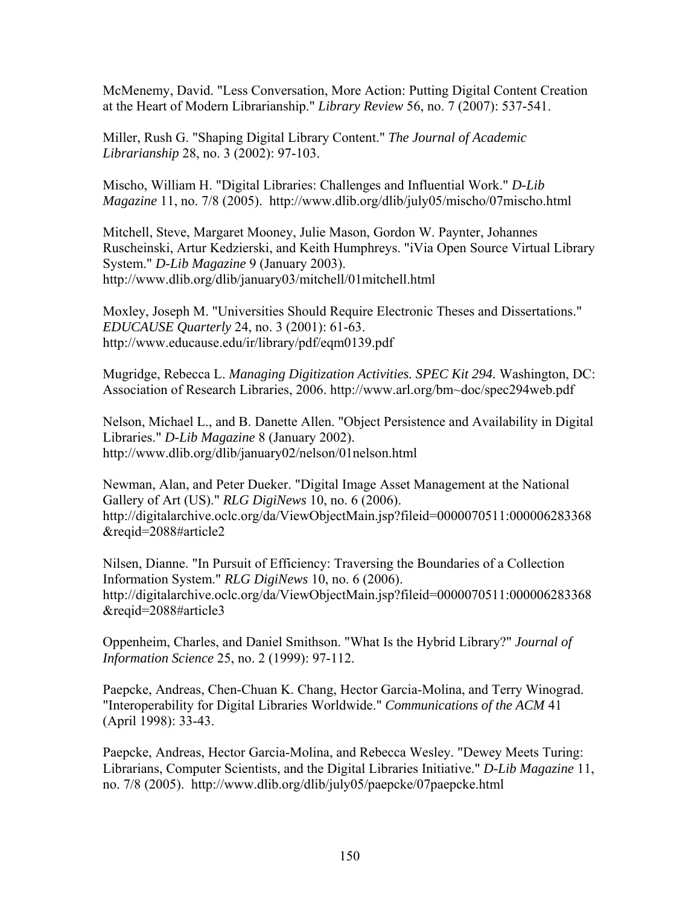McMenemy, David. "Less Conversation, More Action: Putting Digital Content Creation at the Heart of Modern Librarianship." *Library Review* 56, no. 7 (2007): 537-541.

Miller, Rush G. "Shaping Digital Library Content." *The Journal of Academic Librarianship* 28, no. 3 (2002): 97-103.

Mischo, William H. "Digital Libraries: Challenges and Influential Work." *D-Lib Magazine* 11, no. 7/8 (2005). http://www.dlib.org/dlib/july05/mischo/07mischo.html

Mitchell, Steve, Margaret Mooney, Julie Mason, Gordon W. Paynter, Johannes Ruscheinski, Artur Kedzierski, and Keith Humphreys. "iVia Open Source Virtual Library System." *D-Lib Magazine* 9 (January 2003). http://www.dlib.org/dlib/january03/mitchell/01mitchell.html

Moxley, Joseph M. "Universities Should Require Electronic Theses and Dissertations." *EDUCAUSE Quarterly* 24, no. 3 (2001): 61-63. http://www.educause.edu/ir/library/pdf/eqm0139.pdf

Mugridge, Rebecca L. *Managing Digitization Activities. SPEC Kit 294.* Washington, DC: Association of Research Libraries, 2006. http://www.arl.org/bm~doc/spec294web.pdf

Nelson, Michael L., and B. Danette Allen. "Object Persistence and Availability in Digital Libraries." *D-Lib Magazine* 8 (January 2002). http://www.dlib.org/dlib/january02/nelson/01nelson.html

Newman, Alan, and Peter Dueker. "Digital Image Asset Management at the National Gallery of Art (US)." *RLG DigiNews* 10, no. 6 (2006). http://digitalarchive.oclc.org/da/ViewObjectMain.jsp?fileid=0000070511:000006283368&reqid=2088#article2

Nilsen, Dianne. "In Pursuit of Efficiency: Traversing the Boundaries of a Collection Information System." *RLG DigiNews* 10, no. 6 (2006). http://digitalarchive.oclc.org/da/ViewObjectMain.jsp?fileid=0000070511:000006283368&reqid=2088#article3

Oppenheim, Charles, and Daniel Smithson. "What Is the Hybrid Library?" *Journal of Information Science* 25, no. 2 (1999): 97-112.

Paepcke, Andreas, Chen-Chuan K. Chang, Hector Garcia-Molina, and Terry Winograd. "Interoperability for Digital Libraries Worldwide." *Communications of the ACM* 41 (April 1998): 33-43.

Paepcke, Andreas, Hector Garcia-Molina, and Rebecca Wesley. "Dewey Meets Turing: Librarians, Computer Scientists, and the Digital Libraries Initiative." *D-Lib Magazine* 11, no. 7/8 (2005). http://www.dlib.org/dlib/july05/paepcke/07paepcke.html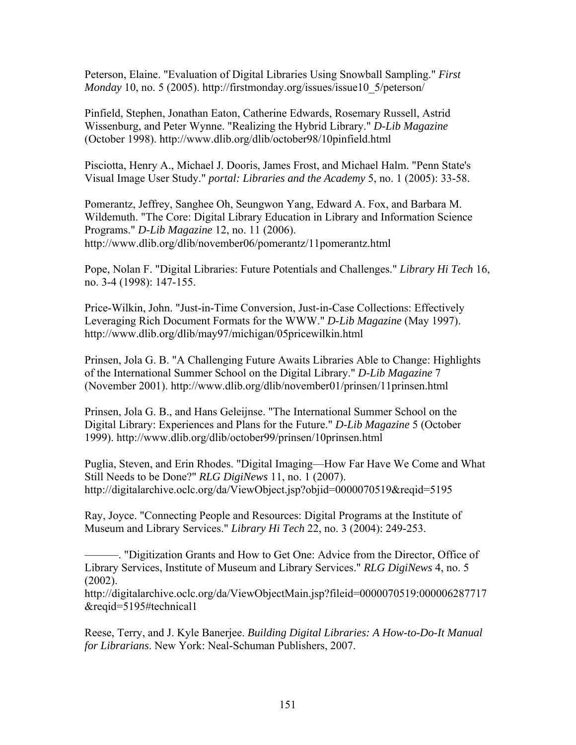Peterson, Elaine. "Evaluation of Digital Libraries Using Snowball Sampling." *First Monday* 10, no. 5 (2005). http://firstmonday.org/issues/issue10_5/peterson/

Pinfield, Stephen, Jonathan Eaton, Catherine Edwards, Rosemary Russell, Astrid Wissenburg, and Peter Wynne. "Realizing the Hybrid Library." *D-Lib Magazine* (October 1998). http://www.dlib.org/dlib/october98/10pinfield.html

Pisciotta, Henry A., Michael J. Dooris, James Frost, and Michael Halm. "Penn State's Visual Image User Study." *portal: Libraries and the Academy* 5, no. 1 (2005): 33-58.

Pomerantz, Jeffrey, Sanghee Oh, Seungwon Yang, Edward A. Fox, and Barbara M. Wildemuth. "The Core: Digital Library Education in Library and Information Science Programs." *D-Lib Magazine* 12, no. 11 (2006). http://www.dlib.org/dlib/november06/pomerantz/11pomerantz.html

Pope, Nolan F. "Digital Libraries: Future Potentials and Challenges." *Library Hi Tech* 16, no. 3-4 (1998): 147-155.

Price-Wilkin, John. "Just-in-Time Conversion, Just-in-Case Collections: Effectively Leveraging Rich Document Formats for the WWW." *D-Lib Magazine* (May 1997). http://www.dlib.org/dlib/may97/michigan/05pricewilkin.html

Prinsen, Jola G. B. "A Challenging Future Awaits Libraries Able to Change: Highlights of the International Summer School on the Digital Library." *D-Lib Magazine* 7 (November 2001). http://www.dlib.org/dlib/november01/prinsen/11prinsen.html

Prinsen, Jola G. B., and Hans Geleijnse. "The International Summer School on the Digital Library: Experiences and Plans for the Future." *D-Lib Magazine* 5 (October 1999). http://www.dlib.org/dlib/october99/prinsen/10prinsen.html

Puglia, Steven, and Erin Rhodes. "Digital Imaging—How Far Have We Come and What Still Needs to be Done?" *RLG DigiNews* 11, no. 1 (2007). http://digitalarchive.oclc.org/da/ViewObject.jsp?objid=0000070519&reqid=5195

Ray, Joyce. "Connecting People and Resources: Digital Programs at the Institute of Museum and Library Services." *Library Hi Tech* 22, no. 3 (2004): 249-253.

———. "Digitization Grants and How to Get One: Advice from the Director, Office of Library Services, Institute of Museum and Library Services." *RLG DigiNews* 4, no. 5 (2002). http://digitalarchive.oclc.org/da/ViewObjectMain.jsp?fileid=0000070519:000006287717&reqid=5195#technical1

Reese, Terry, and J. Kyle Banerjee. *Building Digital Libraries: A How-to-Do-It Manual for Librarians*. New York: Neal-Schuman Publishers, 2007.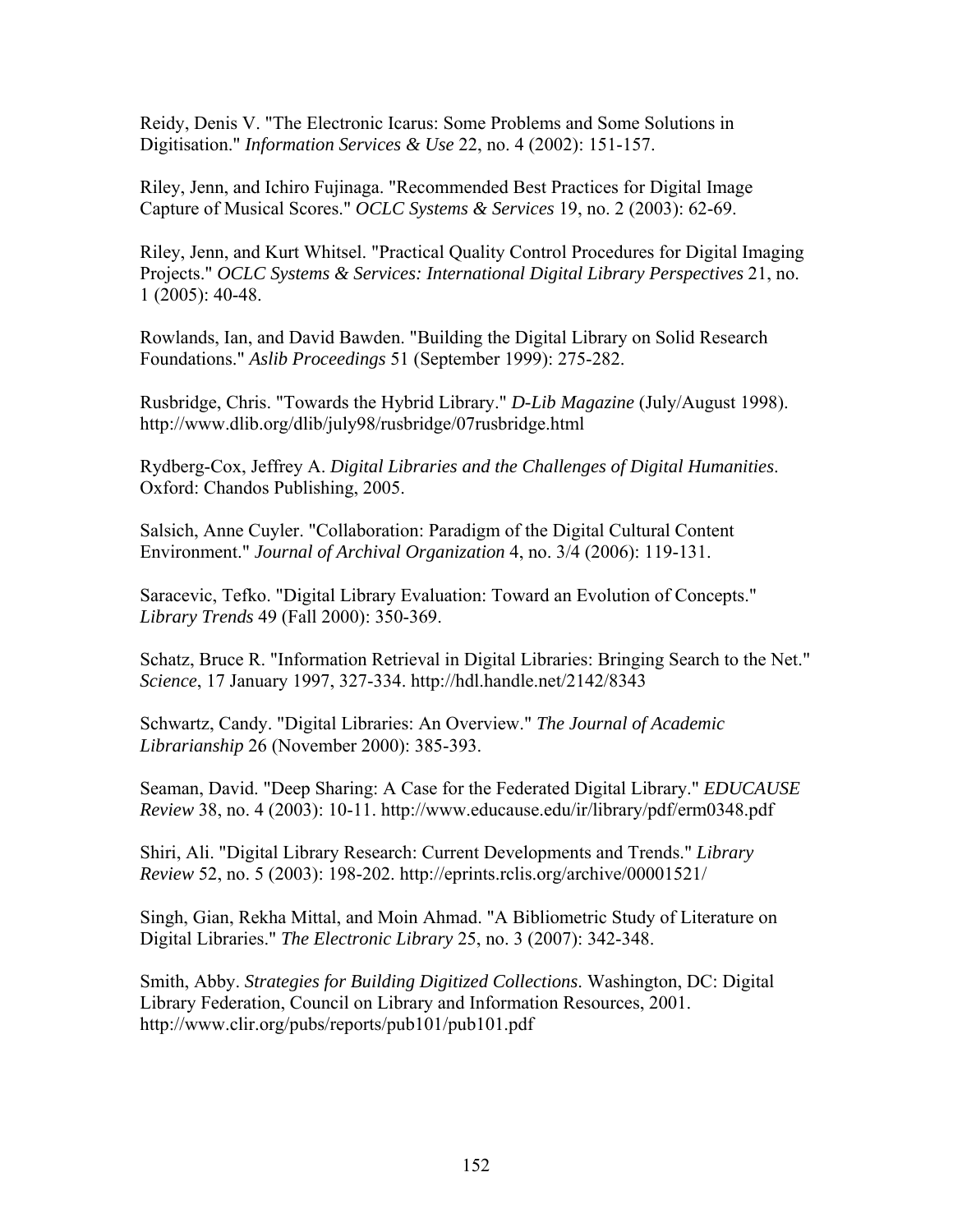Reidy, Denis V. "The Electronic Icarus: Some Problems and Some Solutions in Digitisation." *Information Services & Use* 22, no. 4 (2002): 151-157.

Riley, Jenn, and Ichiro Fujinaga. "Recommended Best Practices for Digital Image Capture of Musical Scores." *OCLC Systems & Services* 19, no. 2 (2003): 62-69.

Riley, Jenn, and Kurt Whitsel. "Practical Quality Control Procedures for Digital Imaging Projects." *OCLC Systems & Services: International Digital Library Perspectives* 21, no. 1 (2005): 40-48.

Rowlands, Ian, and David Bawden. "Building the Digital Library on Solid Research Foundations." *Aslib Proceedings* 51 (September 1999): 275-282.

Rusbridge, Chris. "Towards the Hybrid Library." *D-Lib Magazine* (July/August 1998). http://www.dlib.org/dlib/july98/rusbridge/07rusbridge.html

Rydberg-Cox, Jeffrey A. *Digital Libraries and the Challenges of Digital Humanities*. Oxford: Chandos Publishing, 2005.

Salsich, Anne Cuyler. "Collaboration: Paradigm of the Digital Cultural Content Environment." *Journal of Archival Organization* 4, no. 3/4 (2006): 119-131.

Saracevic, Tefko. "Digital Library Evaluation: Toward an Evolution of Concepts." *Library Trends* 49 (Fall 2000): 350-369.

Schatz, Bruce R. "Information Retrieval in Digital Libraries: Bringing Search to the Net." *Science*, 17 January 1997, 327-334. http://hdl.handle.net/2142/8343

Schwartz, Candy. "Digital Libraries: An Overview." *The Journal of Academic Librarianship* 26 (November 2000): 385-393.

Seaman, David. "Deep Sharing: A Case for the Federated Digital Library." *EDUCAUSE Review* 38, no. 4 (2003): 10-11. http://www.educause.edu/ir/library/pdf/erm0348.pdf

Shiri, Ali. "Digital Library Research: Current Developments and Trends." *Library Review* 52, no. 5 (2003): 198-202. http://eprints.rclis.org/archive/00001521/

Singh, Gian, Rekha Mittal, and Moin Ahmad. "A Bibliometric Study of Literature on Digital Libraries." *The Electronic Library* 25, no. 3 (2007): 342-348.

Smith, Abby. *Strategies for Building Digitized Collections*. Washington, DC: Digital Library Federation, Council on Library and Information Resources, 2001. http://www.clir.org/pubs/reports/pub101/pub101.pdf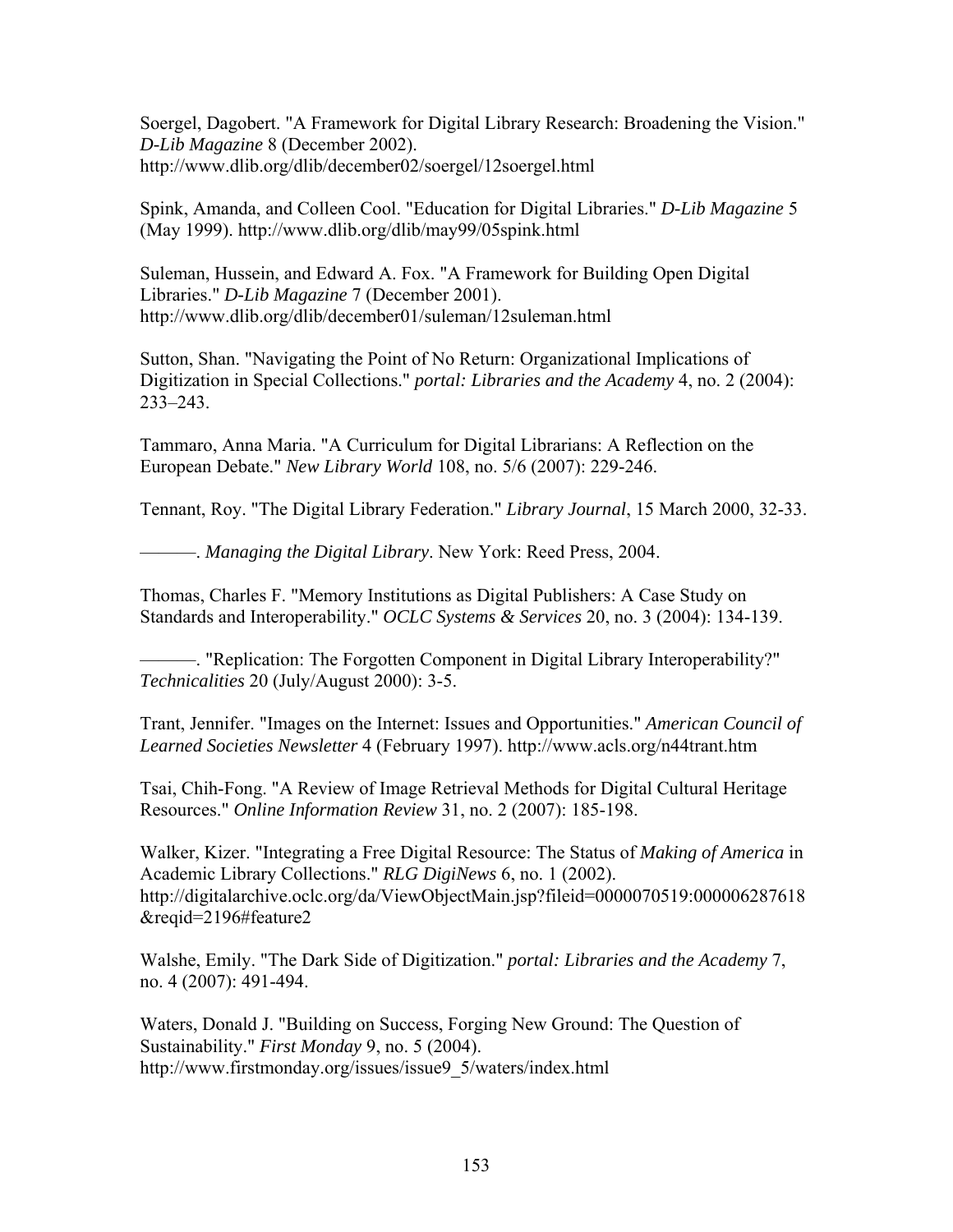Soergel, Dagobert. "A Framework for Digital Library Research: Broadening the Vision." *D-Lib Magazine* 8 (December 2002). http://www.dlib.org/dlib/december02/soergel/12soergel.html

Spink, Amanda, and Colleen Cool. "Education for Digital Libraries." *D-Lib Magazine* 5 (May 1999). http://www.dlib.org/dlib/may99/05spink.html

Suleman, Hussein, and Edward A. Fox. "A Framework for Building Open Digital Libraries." *D-Lib Magazine* 7 (December 2001). http://www.dlib.org/dlib/december01/suleman/12suleman.html

Sutton, Shan. "Navigating the Point of No Return: Organizational Implications of Digitization in Special Collections." *portal: Libraries and the Academy* 4, no. 2 (2004): 233–243.

Tammaro, Anna Maria. "A Curriculum for Digital Librarians: A Reflection on the European Debate." *New Library World* 108, no. 5/6 (2007): 229-246.

Tennant, Roy. "The Digital Library Federation." *Library Journal*, 15 March 2000, 32-33.

———. *Managing the Digital Library*. New York: Reed Press, 2004.

Thomas, Charles F. "Memory Institutions as Digital Publishers: A Case Study on Standards and Interoperability." *OCLC Systems & Services* 20, no. 3 (2004): 134-139.

———. "Replication: The Forgotten Component in Digital Library Interoperability?" *Technicalities* 20 (July/August 2000): 3-5.

Trant, Jennifer. "Images on the Internet: Issues and Opportunities." *American Council of Learned Societies Newsletter* 4 (February 1997). http://www.acls.org/n44trant.htm

Tsai, Chih-Fong. "A Review of Image Retrieval Methods for Digital Cultural Heritage Resources." *Online Information Review* 31, no. 2 (2007): 185-198.

Walker, Kizer. "Integrating a Free Digital Resource: The Status of *Making of America* in Academic Library Collections." *RLG DigiNews* 6, no. 1 (2002). http://digitalarchive.oclc.org/da/ViewObjectMain.jsp?fileid=0000070519:000006287618&reqid=2196#feature2

Walshe, Emily. "The Dark Side of Digitization." *portal: Libraries and the Academy* 7, no. 4 (2007): 491-494.

Waters, Donald J. "Building on Success, Forging New Ground: The Question of Sustainability." *First Monday* 9, no. 5 (2004). http://www.firstmonday.org/issues/issue9_5/waters/index.html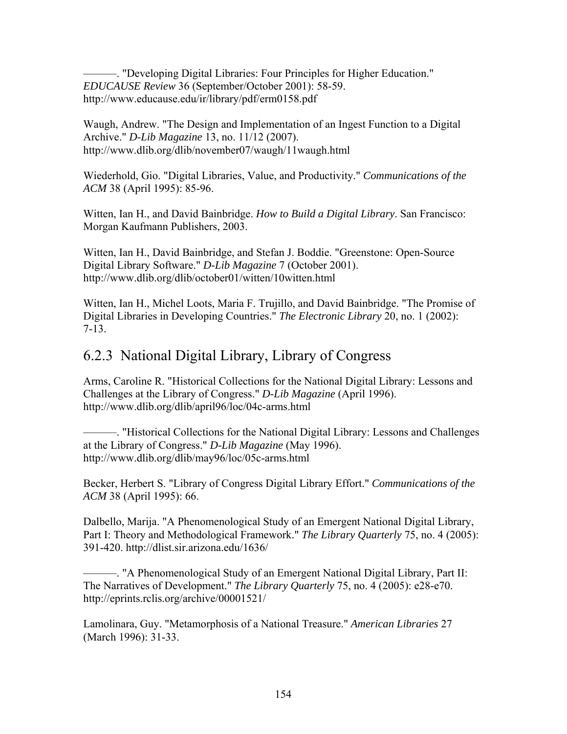———. "Developing Digital Libraries: Four Principles for Higher Education." *EDUCAUSE Review* 36 (September/October 2001): 58-59. http://www.educause.edu/ir/library/pdf/erm0158.pdf

Waugh, Andrew. "The Design and Implementation of an Ingest Function to a Digital Archive." *D-Lib Magazine* 13, no. 11/12 (2007). http://www.dlib.org/dlib/november07/waugh/11waugh.html

Wiederhold, Gio. "Digital Libraries, Value, and Productivity." *Communications of the ACM* 38 (April 1995): 85-96.

Witten, Ian H., and David Bainbridge. *How to Build a Digital Library*. San Francisco: Morgan Kaufmann Publishers, 2003.

Witten, Ian H., David Bainbridge, and Stefan J. Boddie. "Greenstone: Open-Source Digital Library Software." *D-Lib Magazine* 7 (October 2001). http://www.dlib.org/dlib/october01/witten/10witten.html

Witten, Ian H., Michel Loots, Maria F. Trujillo, and David Bainbridge. "The Promise of Digital Libraries in Developing Countries." *The Electronic Library* 20, no. 1 (2002): 7-13.

## 6.2.3 National Digital Library, Library of Congress

Arms, Caroline R. "Historical Collections for the National Digital Library: Lessons and Challenges at the Library of Congress." *D-Lib Magazine* (April 1996). http://www.dlib.org/dlib/april96/loc/04c-arms.html

———. "Historical Collections for the National Digital Library: Lessons and Challenges at the Library of Congress." *D-Lib Magazine* (May 1996). http://www.dlib.org/dlib/may96/loc/05c-arms.html

Becker, Herbert S. "Library of Congress Digital Library Effort." *Communications of the ACM* 38 (April 1995): 66.

Dalbello, Marija. "A Phenomenological Study of an Emergent National Digital Library, Part I: Theory and Methodological Framework." *The Library Quarterly* 75, no. 4 (2005): 391-420. http://dlist.sir.arizona.edu/1636/

———. "A Phenomenological Study of an Emergent National Digital Library, Part II: The Narratives of Development." *The Library Quarterly* 75, no. 4 (2005): e28-e70. http://eprints.rclis.org/archive/00001521/

Lamolinara, Guy. "Metamorphosis of a National Treasure." *American Libraries* 27 (March 1996): 31-33.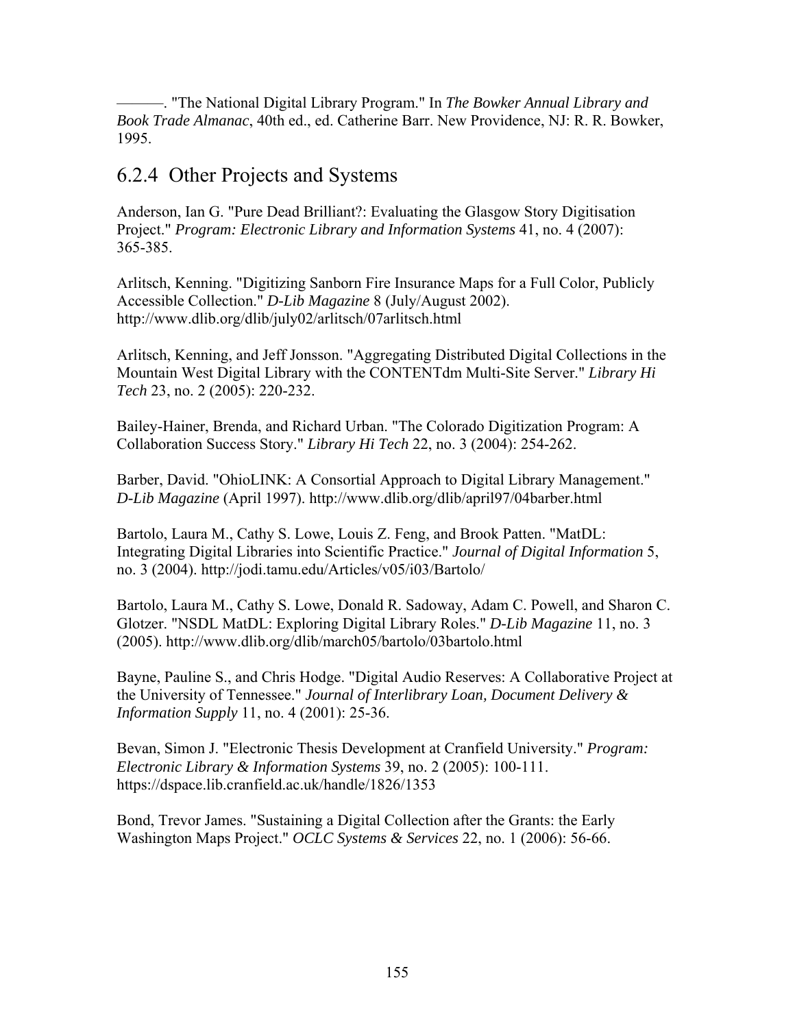———. "The National Digital Library Program." In *The Bowker Annual Library and Book Trade Almanac*, 40th ed., ed. Catherine Barr. New Providence, NJ: R. R. Bowker, 1995.

## 6.2.4 Other Projects and Systems

Anderson, Ian G. "Pure Dead Brilliant?: Evaluating the Glasgow Story Digitisation Project." *Program: Electronic Library and Information Systems* 41, no. 4 (2007): 365-385.

Arlitsch, Kenning. "Digitizing Sanborn Fire Insurance Maps for a Full Color, Publicly Accessible Collection." *D-Lib Magazine* 8 (July/August 2002). http://www.dlib.org/dlib/july02/arlitsch/07arlitsch.html

Arlitsch, Kenning, and Jeff Jonsson. "Aggregating Distributed Digital Collections in the Mountain West Digital Library with the CONTENTdm Multi-Site Server." *Library Hi Tech* 23, no. 2 (2005): 220-232.

Bailey-Hainer, Brenda, and Richard Urban. "The Colorado Digitization Program: A Collaboration Success Story." *Library Hi Tech* 22, no. 3 (2004): 254-262.

Barber, David. "OhioLINK: A Consortial Approach to Digital Library Management." *D-Lib Magazine* (April 1997). http://www.dlib.org/dlib/april97/04barber.html

Bartolo, Laura M., Cathy S. Lowe, Louis Z. Feng, and Brook Patten. "MatDL: Integrating Digital Libraries into Scientific Practice." *Journal of Digital Information* 5, no. 3 (2004). http://jodi.tamu.edu/Articles/v05/i03/Bartolo/

Bartolo, Laura M., Cathy S. Lowe, Donald R. Sadoway, Adam C. Powell, and Sharon C. Glotzer. "NSDL MatDL: Exploring Digital Library Roles." *D-Lib Magazine* 11, no. 3 (2005). http://www.dlib.org/dlib/march05/bartolo/03bartolo.html

Bayne, Pauline S., and Chris Hodge. "Digital Audio Reserves: A Collaborative Project at the University of Tennessee." *Journal of Interlibrary Loan, Document Delivery & Information Supply* 11, no. 4 (2001): 25-36.

Bevan, Simon J. "Electronic Thesis Development at Cranfield University." *Program: Electronic Library & Information Systems* 39, no. 2 (2005): 100-111. https://dspace.lib.cranfield.ac.uk/handle/1826/1353

Bond, Trevor James. "Sustaining a Digital Collection after the Grants: the Early Washington Maps Project." *OCLC Systems & Services* 22, no. 1 (2006): 56-66.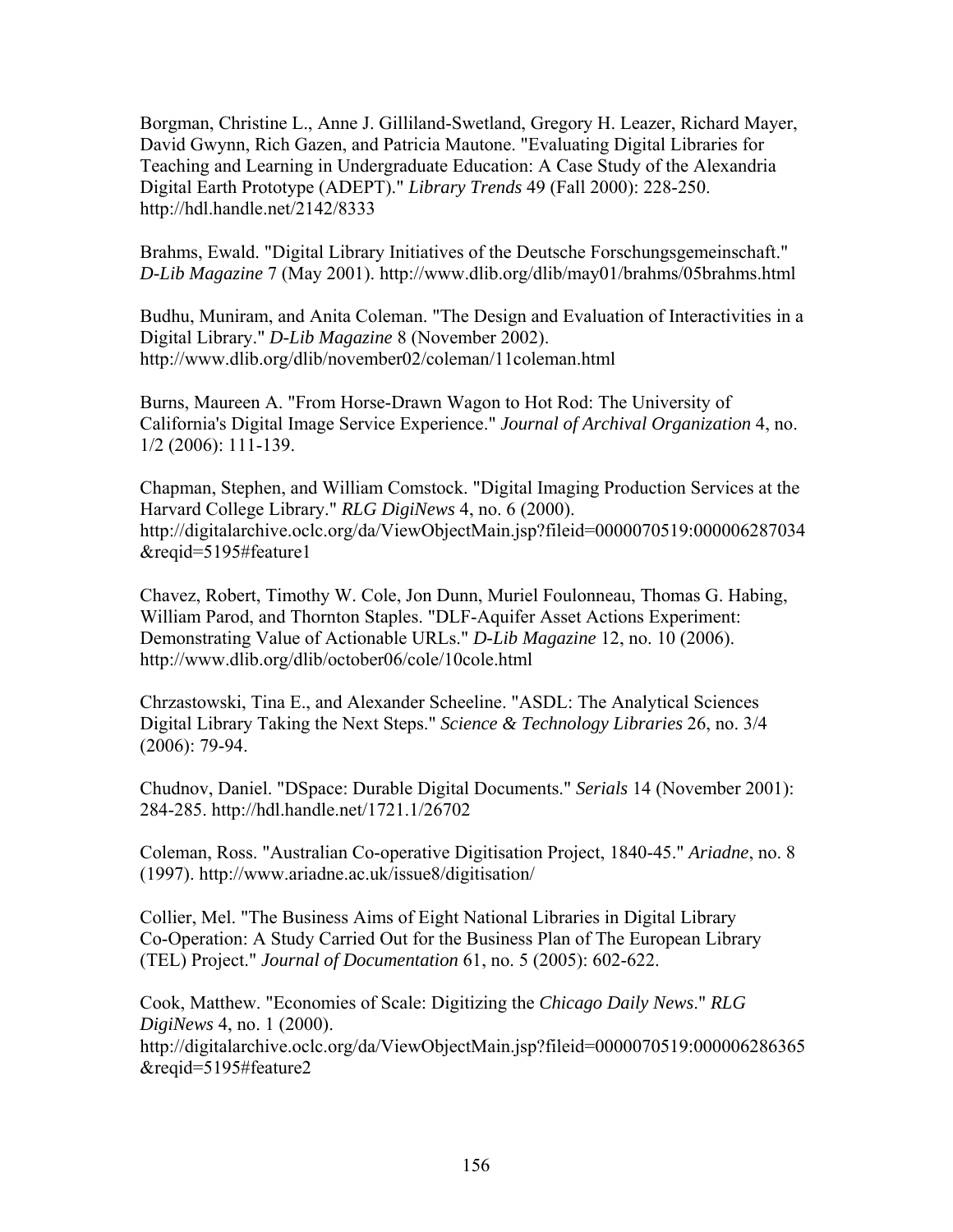Borgman, Christine L., Anne J. Gilliland-Swetland, Gregory H. Leazer, Richard Mayer, David Gwynn, Rich Gazen, and Patricia Mautone. "Evaluating Digital Libraries for Teaching and Learning in Undergraduate Education: A Case Study of the Alexandria Digital Earth Prototype (ADEPT)." *Library Trends* 49 (Fall 2000): 228-250. http://hdl.handle.net/2142/8333

Brahms, Ewald. "Digital Library Initiatives of the Deutsche Forschungsgemeinschaft." *D-Lib Magazine* 7 (May 2001). http://www.dlib.org/dlib/may01/brahms/05brahms.html

Budhu, Muniram, and Anita Coleman. "The Design and Evaluation of Interactivities in a Digital Library." *D-Lib Magazine* 8 (November 2002). http://www.dlib.org/dlib/november02/coleman/11coleman.html

Burns, Maureen A. "From Horse-Drawn Wagon to Hot Rod: The University of California's Digital Image Service Experience." *Journal of Archival Organization* 4, no. 1/2 (2006): 111-139.

Chapman, Stephen, and William Comstock. "Digital Imaging Production Services at the Harvard College Library." *RLG DigiNews* 4, no. 6 (2000). http://digitalarchive.oclc.org/da/ViewObjectMain.jsp?fileid=0000070519:000006287034&reqid=5195#feature1

Chavez, Robert, Timothy W. Cole, Jon Dunn, Muriel Foulonneau, Thomas G. Habing, William Parod, and Thornton Staples. "DLF-Aquifer Asset Actions Experiment: Demonstrating Value of Actionable URLs." *D-Lib Magazine* 12, no. 10 (2006). http://www.dlib.org/dlib/october06/cole/10cole.html

Chrzastowski, Tina E., and Alexander Scheeline. "ASDL: The Analytical Sciences Digital Library Taking the Next Steps." *Science & Technology Libraries* 26, no. 3/4 (2006): 79-94.

Chudnov, Daniel. "DSpace: Durable Digital Documents." *Serials* 14 (November 2001): 284-285. http://hdl.handle.net/1721.1/26702

Coleman, Ross. "Australian Co-operative Digitisation Project, 1840-45." *Ariadne*, no. 8 (1997). http://www.ariadne.ac.uk/issue8/digitisation/

Collier, Mel. "The Business Aims of Eight National Libraries in Digital Library Co-Operation: A Study Carried Out for the Business Plan of The European Library (TEL) Project." *Journal of Documentation* 61, no. 5 (2005): 602-622.

Cook, Matthew. "Economies of Scale: Digitizing the *Chicago Daily News*." *RLG DigiNews* 4, no. 1 (2000). http://digitalarchive.oclc.org/da/ViewObjectMain.jsp?fileid=0000070519:000006286365&reqid=5195#feature2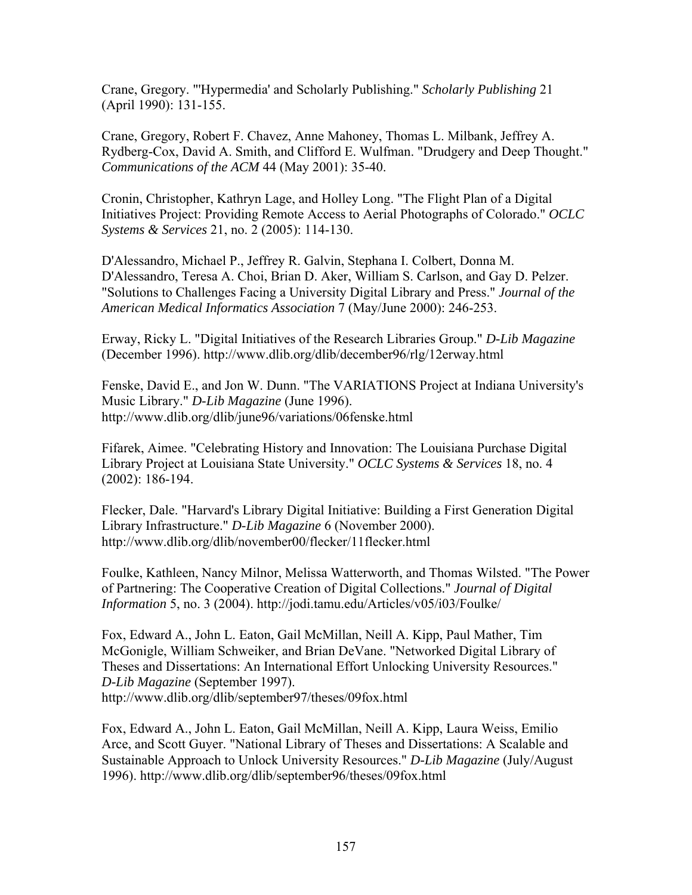Crane, Gregory. "'Hypermedia' and Scholarly Publishing." *Scholarly Publishing* 21 (April 1990): 131-155.

Crane, Gregory, Robert F. Chavez, Anne Mahoney, Thomas L. Milbank, Jeffrey A. Rydberg-Cox, David A. Smith, and Clifford E. Wulfman. "Drudgery and Deep Thought." *Communications of the ACM* 44 (May 2001): 35-40.

Cronin, Christopher, Kathryn Lage, and Holley Long. "The Flight Plan of a Digital Initiatives Project: Providing Remote Access to Aerial Photographs of Colorado." *OCLC Systems & Services* 21, no. 2 (2005): 114-130.

D'Alessandro, Michael P., Jeffrey R. Galvin, Stephana I. Colbert, Donna M. D'Alessandro, Teresa A. Choi, Brian D. Aker, William S. Carlson, and Gay D. Pelzer. "Solutions to Challenges Facing a University Digital Library and Press." *Journal of the American Medical Informatics Association* 7 (May/June 2000): 246-253.

Erway, Ricky L. "Digital Initiatives of the Research Libraries Group." *D-Lib Magazine* (December 1996). http://www.dlib.org/dlib/december96/rlg/12erway.html

Fenske, David E., and Jon W. Dunn. "The VARIATIONS Project at Indiana University's Music Library." *D-Lib Magazine* (June 1996). http://www.dlib.org/dlib/june96/variations/06fenske.html

Fifarek, Aimee. "Celebrating History and Innovation: The Louisiana Purchase Digital Library Project at Louisiana State University." *OCLC Systems & Services* 18, no. 4 (2002): 186-194.

Flecker, Dale. "Harvard's Library Digital Initiative: Building a First Generation Digital Library Infrastructure." *D-Lib Magazine* 6 (November 2000). http://www.dlib.org/dlib/november00/flecker/11flecker.html

Foulke, Kathleen, Nancy Milnor, Melissa Watterworth, and Thomas Wilsted. "The Power of Partnering: The Cooperative Creation of Digital Collections." *Journal of Digital Information* 5, no. 3 (2004). http://jodi.tamu.edu/Articles/v05/i03/Foulke/

Fox, Edward A., John L. Eaton, Gail McMillan, Neill A. Kipp, Paul Mather, Tim McGonigle, William Schweiker, and Brian DeVane. "Networked Digital Library of Theses and Dissertations: An International Effort Unlocking University Resources." *D-Lib Magazine* (September 1997). http://www.dlib.org/dlib/september97/theses/09fox.html

Fox, Edward A., John L. Eaton, Gail McMillan, Neill A. Kipp, Laura Weiss, Emilio Arce, and Scott Guyer. "National Library of Theses and Dissertations: A Scalable and Sustainable Approach to Unlock University Resources." *D-Lib Magazine* (July/August 1996). http://www.dlib.org/dlib/september96/theses/09fox.html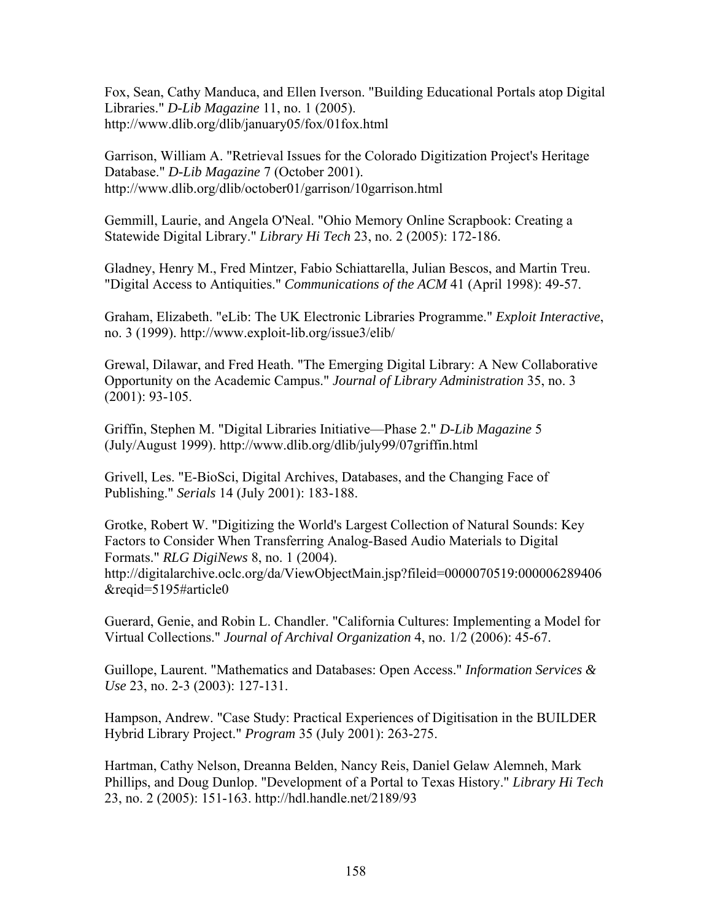Fox, Sean, Cathy Manduca, and Ellen Iverson. "Building Educational Portals atop Digital Libraries." *D-Lib Magazine* 11, no. 1 (2005). http://www.dlib.org/dlib/january05/fox/01fox.html

Garrison, William A. "Retrieval Issues for the Colorado Digitization Project's Heritage Database." *D-Lib Magazine* 7 (October 2001). http://www.dlib.org/dlib/october01/garrison/10garrison.html

Gemmill, Laurie, and Angela O'Neal. "Ohio Memory Online Scrapbook: Creating a Statewide Digital Library." *Library Hi Tech* 23, no. 2 (2005): 172-186.

Gladney, Henry M., Fred Mintzer, Fabio Schiattarella, Julian Bescos, and Martin Treu. "Digital Access to Antiquities." *Communications of the ACM* 41 (April 1998): 49-57.

Graham, Elizabeth. "eLib: The UK Electronic Libraries Programme." *Exploit Interactive*, no. 3 (1999). http://www.exploit-lib.org/issue3/elib/

Grewal, Dilawar, and Fred Heath. "The Emerging Digital Library: A New Collaborative Opportunity on the Academic Campus." *Journal of Library Administration* 35, no. 3 (2001): 93-105.

Griffin, Stephen M. "Digital Libraries Initiative—Phase 2." *D-Lib Magazine* 5 (July/August 1999). http://www.dlib.org/dlib/july99/07griffin.html

Grivell, Les. "E-BioSci, Digital Archives, Databases, and the Changing Face of Publishing." *Serials* 14 (July 2001): 183-188.

Grotke, Robert W. "Digitizing the World's Largest Collection of Natural Sounds: Key Factors to Consider When Transferring Analog-Based Audio Materials to Digital Formats." *RLG DigiNews* 8, no. 1 (2004). http://digitalarchive.oclc.org/da/ViewObjectMain.jsp?fileid=0000070519:000006289406&reqid=5195#article0

Guerard, Genie, and Robin L. Chandler. "California Cultures: Implementing a Model for Virtual Collections." *Journal of Archival Organization* 4, no. 1/2 (2006): 45-67.

Guillope, Laurent. "Mathematics and Databases: Open Access." *Information Services & Use* 23, no. 2-3 (2003): 127-131.

Hampson, Andrew. "Case Study: Practical Experiences of Digitisation in the BUILDER Hybrid Library Project." *Program* 35 (July 2001): 263-275.

Hartman, Cathy Nelson, Dreanna Belden, Nancy Reis, Daniel Gelaw Alemneh, Mark Phillips, and Doug Dunlop. "Development of a Portal to Texas History." *Library Hi Tech* 23, no. 2 (2005): 151-163. http://hdl.handle.net/2189/93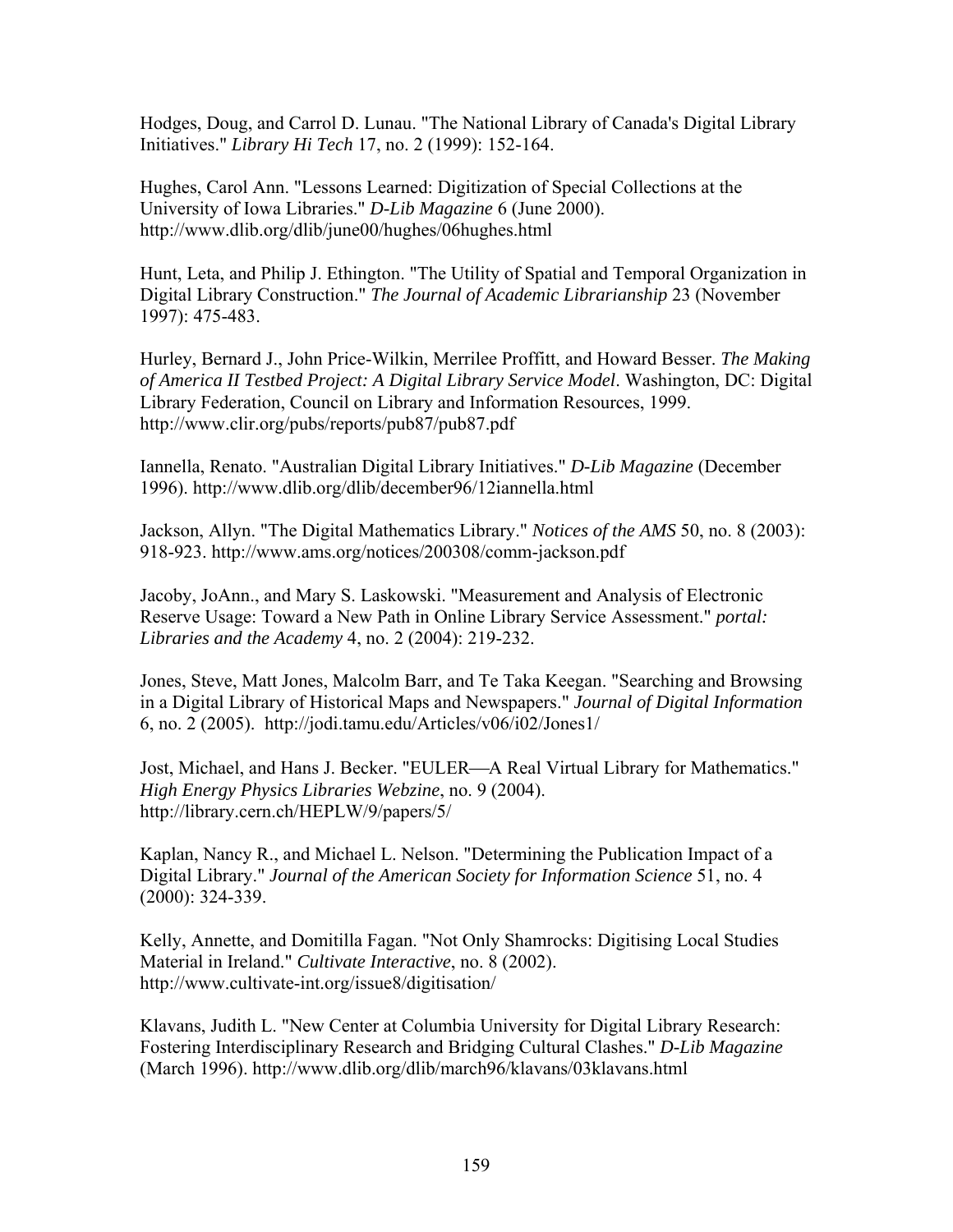Hodges, Doug, and Carrol D. Lunau. "The National Library of Canada's Digital Library Initiatives." *Library Hi Tech* 17, no. 2 (1999): 152-164.

Hughes, Carol Ann. "Lessons Learned: Digitization of Special Collections at the University of Iowa Libraries." *D-Lib Magazine* 6 (June 2000). http://www.dlib.org/dlib/june00/hughes/06hughes.html

Hunt, Leta, and Philip J. Ethington. "The Utility of Spatial and Temporal Organization in Digital Library Construction." *The Journal of Academic Librarianship* 23 (November 1997): 475-483.

Hurley, Bernard J., John Price-Wilkin, Merrilee Proffitt, and Howard Besser. *The Making of America II Testbed Project: A Digital Library Service Model*. Washington, DC: Digital Library Federation, Council on Library and Information Resources, 1999. http://www.clir.org/pubs/reports/pub87/pub87.pdf

Iannella, Renato. "Australian Digital Library Initiatives." *D-Lib Magazine* (December 1996). http://www.dlib.org/dlib/december96/12iannella.html

Jackson, Allyn. "The Digital Mathematics Library." *Notices of the AMS* 50, no. 8 (2003): 918-923. http://www.ams.org/notices/200308/comm-jackson.pdf

Jacoby, JoAnn., and Mary S. Laskowski. "Measurement and Analysis of Electronic Reserve Usage: Toward a New Path in Online Library Service Assessment." *portal: Libraries and the Academy* 4, no. 2 (2004): 219-232.

Jones, Steve, Matt Jones, Malcolm Barr, and Te Taka Keegan. "Searching and Browsing in a Digital Library of Historical Maps and Newspapers." *Journal of Digital Information* 6, no. 2 (2005). http://jodi.tamu.edu/Articles/v06/i02/Jones1/

Jost, Michael, and Hans J. Becker. "EULER—A Real Virtual Library for Mathematics." *High Energy Physics Libraries Webzine*, no. 9 (2004). http://library.cern.ch/HEPLW/9/papers/5/

Kaplan, Nancy R., and Michael L. Nelson. "Determining the Publication Impact of a Digital Library." *Journal of the American Society for Information Science* 51, no. 4 (2000): 324-339.

Kelly, Annette, and Domitilla Fagan. "Not Only Shamrocks: Digitising Local Studies Material in Ireland." *Cultivate Interactive*, no. 8 (2002). http://www.cultivate-int.org/issue8/digitisation/

Klavans, Judith L. "New Center at Columbia University for Digital Library Research: Fostering Interdisciplinary Research and Bridging Cultural Clashes." *D-Lib Magazine* (March 1996). http://www.dlib.org/dlib/march96/klavans/03klavans.html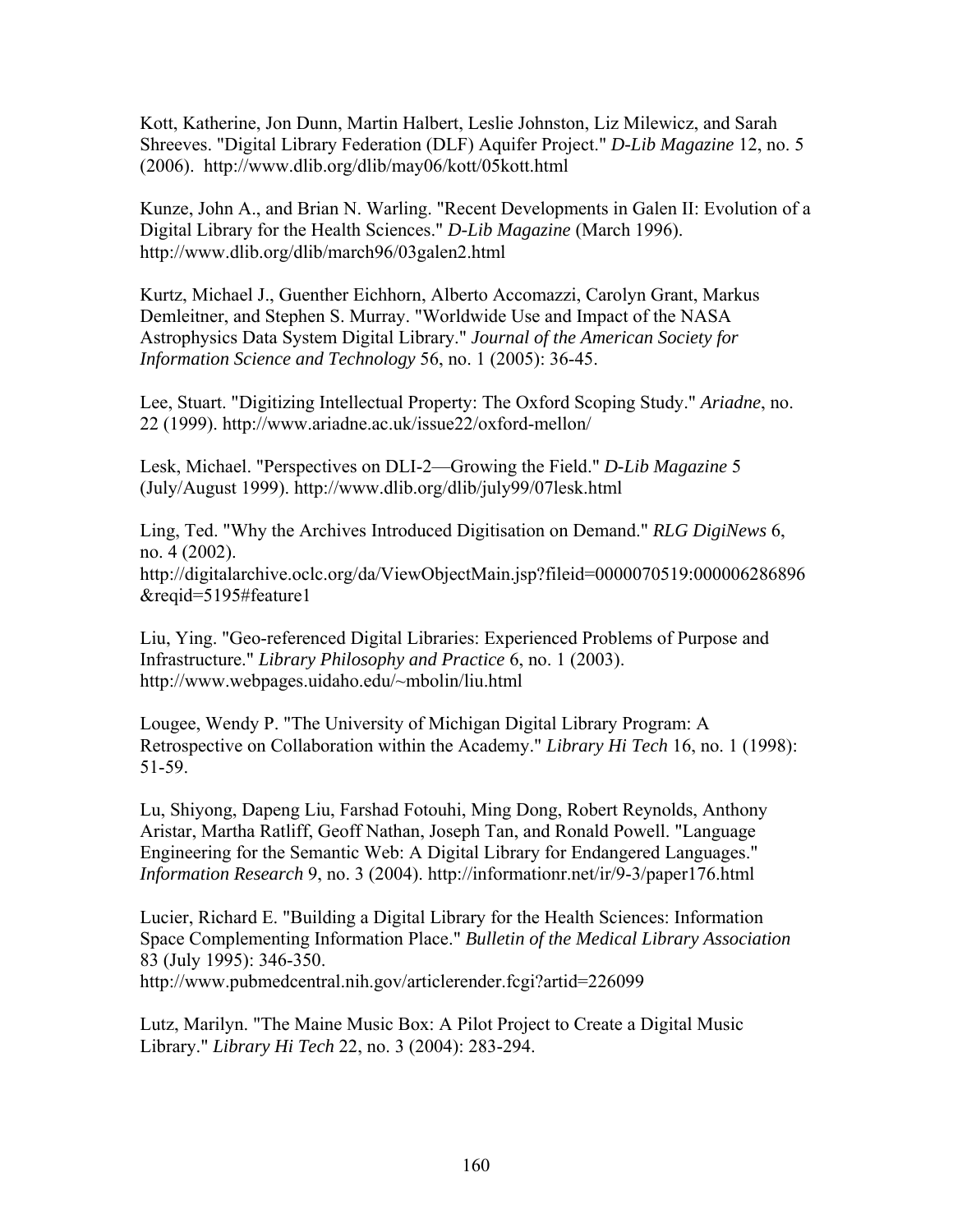Kott, Katherine, Jon Dunn, Martin Halbert, Leslie Johnston, Liz Milewicz, and Sarah Shreeves. "Digital Library Federation (DLF) Aquifer Project." *D-Lib Magazine* 12, no. 5 (2006). http://www.dlib.org/dlib/may06/kott/05kott.html

Kunze, John A., and Brian N. Warling. "Recent Developments in Galen II: Evolution of a Digital Library for the Health Sciences." *D-Lib Magazine* (March 1996). http://www.dlib.org/dlib/march96/03galen2.html

Kurtz, Michael J., Guenther Eichhorn, Alberto Accomazzi, Carolyn Grant, Markus Demleitner, and Stephen S. Murray. "Worldwide Use and Impact of the NASA Astrophysics Data System Digital Library." *Journal of the American Society for Information Science and Technology* 56, no. 1 (2005): 36-45.

Lee, Stuart. "Digitizing Intellectual Property: The Oxford Scoping Study." *Ariadne*, no. 22 (1999). http://www.ariadne.ac.uk/issue22/oxford-mellon/

Lesk, Michael. "Perspectives on DLI-2—Growing the Field." *D-Lib Magazine* 5 (July/August 1999). http://www.dlib.org/dlib/july99/07lesk.html

Ling, Ted. "Why the Archives Introduced Digitisation on Demand." *RLG DigiNews* 6, no. 4 (2002). http://digitalarchive.oclc.org/da/ViewObjectMain.jsp?fileid=0000070519:000006286896&reqid=5195#feature1

Liu, Ying. "Geo-referenced Digital Libraries: Experienced Problems of Purpose and Infrastructure." *Library Philosophy and Practice* 6, no. 1 (2003). http://www.webpages.uidaho.edu/~mbolin/liu.html

Lougee, Wendy P. "The University of Michigan Digital Library Program: A Retrospective on Collaboration within the Academy." *Library Hi Tech* 16, no. 1 (1998): 51-59.

Lu, Shiyong, Dapeng Liu, Farshad Fotouhi, Ming Dong, Robert Reynolds, Anthony Aristar, Martha Ratliff, Geoff Nathan, Joseph Tan, and Ronald Powell. "Language Engineering for the Semantic Web: A Digital Library for Endangered Languages." *Information Research* 9, no. 3 (2004). http://informationr.net/ir/9-3/paper176.html

Lucier, Richard E. "Building a Digital Library for the Health Sciences: Information Space Complementing Information Place." *Bulletin of the Medical Library Association* 83 (July 1995): 346-350. http://www.pubmedcentral.nih.gov/articlerender.fcgi?artid=226099

Lutz, Marilyn. "The Maine Music Box: A Pilot Project to Create a Digital Music Library." *Library Hi Tech* 22, no. 3 (2004): 283-294.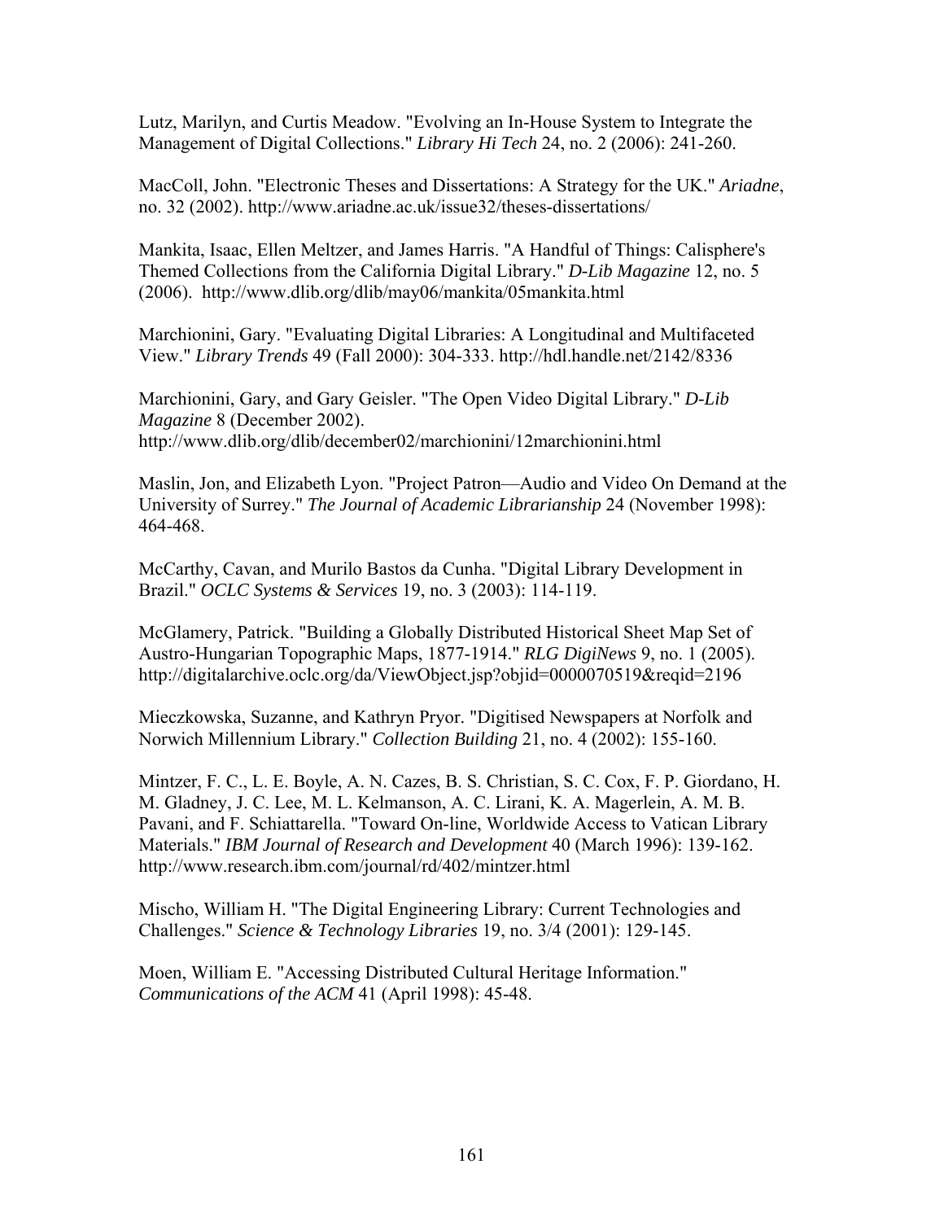Lutz, Marilyn, and Curtis Meadow. "Evolving an In-House System to Integrate the Management of Digital Collections." *Library Hi Tech* 24, no. 2 (2006): 241-260.

MacColl, John. "Electronic Theses and Dissertations: A Strategy for the UK." *Ariadne*, no. 32 (2002). http://www.ariadne.ac.uk/issue32/theses-dissertations/

Mankita, Isaac, Ellen Meltzer, and James Harris. "A Handful of Things: Calisphere's Themed Collections from the California Digital Library." *D-Lib Magazine* 12, no. 5 (2006). http://www.dlib.org/dlib/may06/mankita/05mankita.html

Marchionini, Gary. "Evaluating Digital Libraries: A Longitudinal and Multifaceted View." *Library Trends* 49 (Fall 2000): 304-333. http://hdl.handle.net/2142/8336

Marchionini, Gary, and Gary Geisler. "The Open Video Digital Library." *D-Lib Magazine* 8 (December 2002). http://www.dlib.org/dlib/december02/marchionini/12marchionini.html

Maslin, Jon, and Elizabeth Lyon. "Project Patron—Audio and Video On Demand at the University of Surrey." *The Journal of Academic Librarianship* 24 (November 1998): 464-468.

McCarthy, Cavan, and Murilo Bastos da Cunha. "Digital Library Development in Brazil." *OCLC Systems & Services* 19, no. 3 (2003): 114-119.

McGlamery, Patrick. "Building a Globally Distributed Historical Sheet Map Set of Austro-Hungarian Topographic Maps, 1877-1914." *RLG DigiNews* 9, no. 1 (2005). http://digitalarchive.oclc.org/da/ViewObject.jsp?objid=0000070519&reqid=2196

Mieczkowska, Suzanne, and Kathryn Pryor. "Digitised Newspapers at Norfolk and Norwich Millennium Library." *Collection Building* 21, no. 4 (2002): 155-160.

Mintzer, F. C., L. E. Boyle, A. N. Cazes, B. S. Christian, S. C. Cox, F. P. Giordano, H. M. Gladney, J. C. Lee, M. L. Kelmanson, A. C. Lirani, K. A. Magerlein, A. M. B. Pavani, and F. Schiattarella. "Toward On-line, Worldwide Access to Vatican Library Materials." *IBM Journal of Research and Development* 40 (March 1996): 139-162. http://www.research.ibm.com/journal/rd/402/mintzer.html

Mischo, William H. "The Digital Engineering Library: Current Technologies and Challenges." *Science & Technology Libraries* 19, no. 3/4 (2001): 129-145.

Moen, William E. "Accessing Distributed Cultural Heritage Information." *Communications of the ACM* 41 (April 1998): 45-48.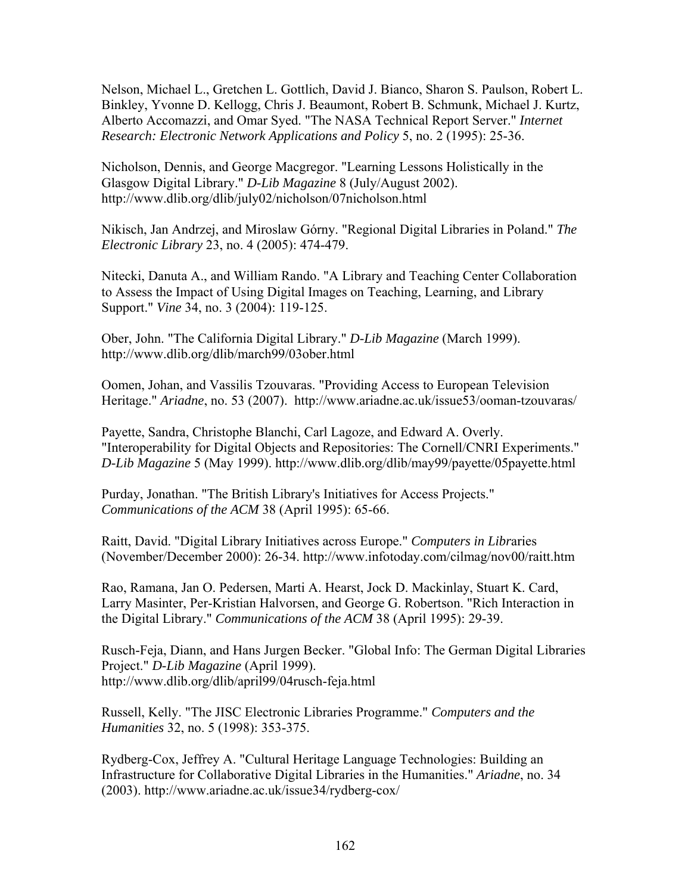Nelson, Michael L., Gretchen L. Gottlich, David J. Bianco, Sharon S. Paulson, Robert L. Binkley, Yvonne D. Kellogg, Chris J. Beaumont, Robert B. Schmunk, Michael J. Kurtz, Alberto Accomazzi, and Omar Syed. "The NASA Technical Report Server." *Internet Research: Electronic Network Applications and Policy* 5, no. 2 (1995): 25-36.

Nicholson, Dennis, and George Macgregor. "Learning Lessons Holistically in the Glasgow Digital Library." *D-Lib Magazine* 8 (July/August 2002). http://www.dlib.org/dlib/july02/nicholson/07nicholson.html

Nikisch, Jan Andrzej, and Miroslaw Górny. "Regional Digital Libraries in Poland." *The Electronic Library* 23, no. 4 (2005): 474-479.

Nitecki, Danuta A., and William Rando. "A Library and Teaching Center Collaboration to Assess the Impact of Using Digital Images on Teaching, Learning, and Library Support." *Vine* 34, no. 3 (2004): 119-125.

Ober, John. "The California Digital Library." *D-Lib Magazine* (March 1999). http://www.dlib.org/dlib/march99/03ober.html

Oomen, Johan, and Vassilis Tzouvaras. "Providing Access to European Television Heritage." *Ariadne*, no. 53 (2007). http://www.ariadne.ac.uk/issue53/ooman-tzouvaras/

Payette, Sandra, Christophe Blanchi, Carl Lagoze, and Edward A. Overly. "Interoperability for Digital Objects and Repositories: The Cornell/CNRI Experiments." *D-Lib Magazine* 5 (May 1999). http://www.dlib.org/dlib/may99/payette/05payette.html

Purday, Jonathan. "The British Library's Initiatives for Access Projects." *Communications of the ACM* 38 (April 1995): 65-66.

Raitt, David. "Digital Library Initiatives across Europe." *Computers in Libr*aries (November/December 2000): 26-34. http://www.infotoday.com/cilmag/nov00/raitt.htm

Rao, Ramana, Jan O. Pedersen, Marti A. Hearst, Jock D. Mackinlay, Stuart K. Card, Larry Masinter, Per-Kristian Halvorsen, and George G. Robertson. "Rich Interaction in the Digital Library." *Communications of the ACM* 38 (April 1995): 29-39.

Rusch-Feja, Diann, and Hans Jurgen Becker. "Global Info: The German Digital Libraries Project." *D-Lib Magazine* (April 1999). http://www.dlib.org/dlib/april99/04rusch-feja.html

Russell, Kelly. "The JISC Electronic Libraries Programme." *Computers and the Humanities* 32, no. 5 (1998): 353-375.

Rydberg-Cox, Jeffrey A. "Cultural Heritage Language Technologies: Building an Infrastructure for Collaborative Digital Libraries in the Humanities." *Ariadne*, no. 34 (2003). http://www.ariadne.ac.uk/issue34/rydberg-cox/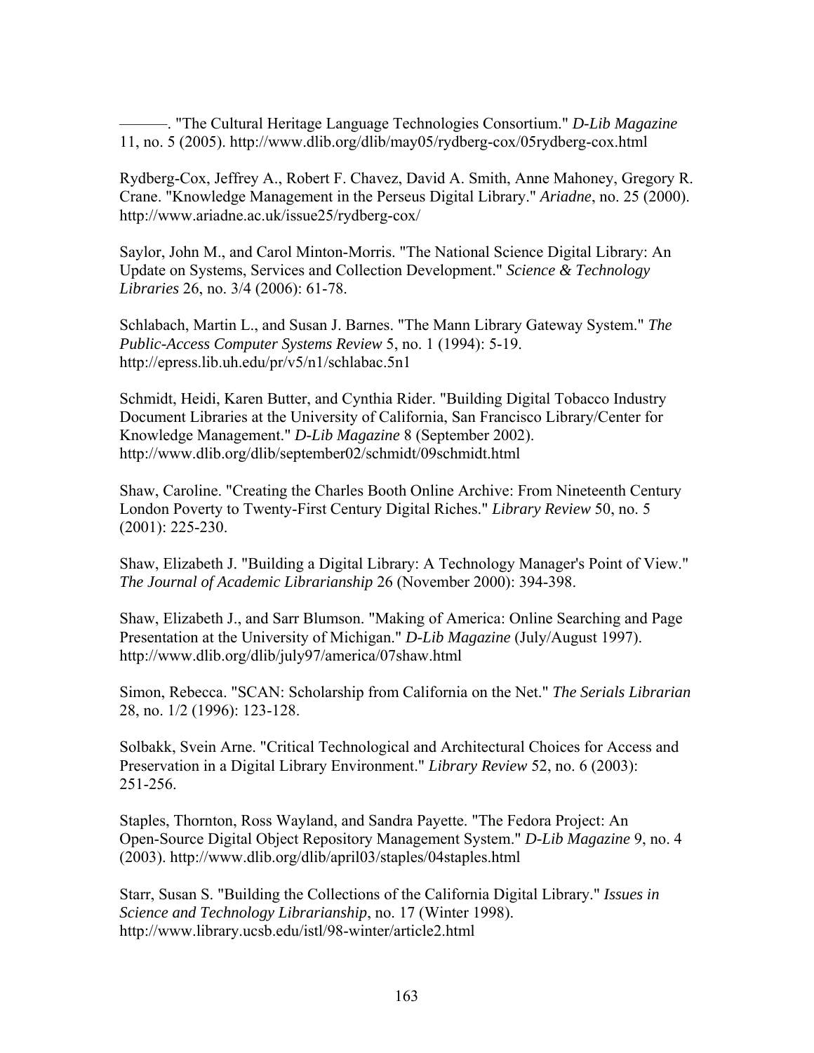———. "The Cultural Heritage Language Technologies Consortium." *D-Lib Magazine* 11, no. 5 (2005). http://www.dlib.org/dlib/may05/rydberg-cox/05rydberg-cox.html

Rydberg-Cox, Jeffrey A., Robert F. Chavez, David A. Smith, Anne Mahoney, Gregory R. Crane. "Knowledge Management in the Perseus Digital Library." *Ariadne*, no. 25 (2000). http://www.ariadne.ac.uk/issue25/rydberg-cox/

Saylor, John M., and Carol Minton-Morris. "The National Science Digital Library: An Update on Systems, Services and Collection Development." *Science & Technology Libraries* 26, no. 3/4 (2006): 61-78.

Schlabach, Martin L., and Susan J. Barnes. "The Mann Library Gateway System." *The Public-Access Computer Systems Review* 5, no. 1 (1994): 5-19. http://epress.lib.uh.edu/pr/v5/n1/schlabac.5n1

Schmidt, Heidi, Karen Butter, and Cynthia Rider. "Building Digital Tobacco Industry Document Libraries at the University of California, San Francisco Library/Center for Knowledge Management." *D-Lib Magazine* 8 (September 2002). http://www.dlib.org/dlib/september02/schmidt/09schmidt.html

Shaw, Caroline. "Creating the Charles Booth Online Archive: From Nineteenth Century London Poverty to Twenty-First Century Digital Riches." *Library Review* 50, no. 5 (2001): 225-230.

Shaw, Elizabeth J. "Building a Digital Library: A Technology Manager's Point of View." *The Journal of Academic Librarianship* 26 (November 2000): 394-398.

Shaw, Elizabeth J., and Sarr Blumson. "Making of America: Online Searching and Page Presentation at the University of Michigan." *D-Lib Magazine* (July/August 1997). http://www.dlib.org/dlib/july97/america/07shaw.html

Simon, Rebecca. "SCAN: Scholarship from California on the Net." *The Serials Librarian* 28, no. 1/2 (1996): 123-128.

Solbakk, Svein Arne. "Critical Technological and Architectural Choices for Access and Preservation in a Digital Library Environment." *Library Review* 52, no. 6 (2003): 251-256.

Staples, Thornton, Ross Wayland, and Sandra Payette. "The Fedora Project: An Open-Source Digital Object Repository Management System." *D-Lib Magazine* 9, no. 4 (2003). http://www.dlib.org/dlib/april03/staples/04staples.html

Starr, Susan S. "Building the Collections of the California Digital Library." *Issues in Science and Technology Librarianship*, no. 17 (Winter 1998). http://www.library.ucsb.edu/istl/98-winter/article2.html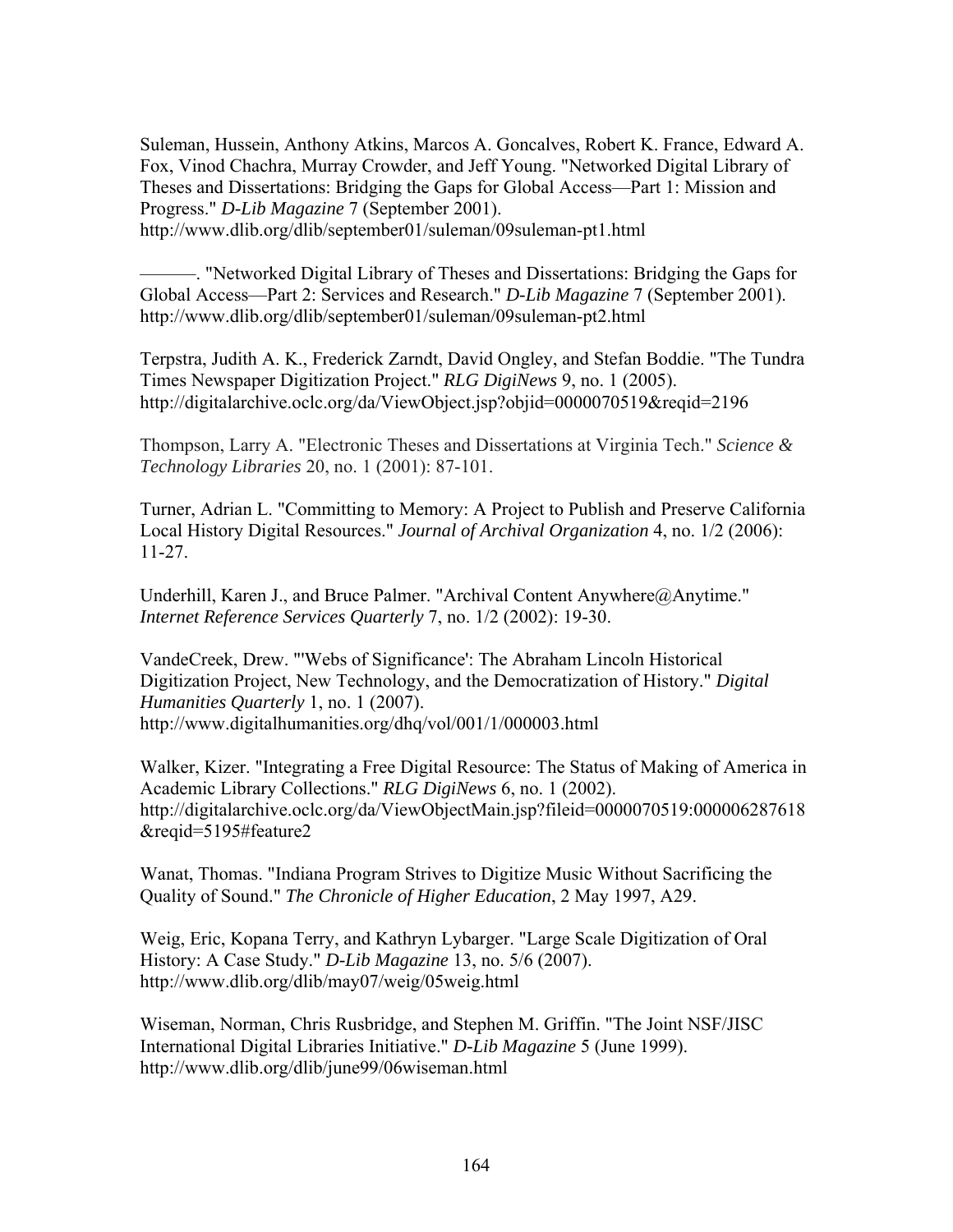Suleman, Hussein, Anthony Atkins, Marcos A. Goncalves, Robert K. France, Edward A. Fox, Vinod Chachra, Murray Crowder, and Jeff Young. "Networked Digital Library of Theses and Dissertations: Bridging the Gaps for Global Access—Part 1: Mission and Progress." *D-Lib Magazine* 7 (September 2001). http://www.dlib.org/dlib/september01/suleman/09suleman-pt1.html

———. "Networked Digital Library of Theses and Dissertations: Bridging the Gaps for Global Access—Part 2: Services and Research." *D-Lib Magazine* 7 (September 2001). http://www.dlib.org/dlib/september01/suleman/09suleman-pt2.html

Terpstra, Judith A. K., Frederick Zarndt, David Ongley, and Stefan Boddie. "The Tundra Times Newspaper Digitization Project." *RLG DigiNews* 9, no. 1 (2005). http://digitalarchive.oclc.org/da/ViewObject.jsp?objid=0000070519&reqid=2196

Thompson, Larry A. "Electronic Theses and Dissertations at Virginia Tech." *Science & Technology Libraries* 20, no. 1 (2001): 87-101.

Turner, Adrian L. "Committing to Memory: A Project to Publish and Preserve California Local History Digital Resources." *Journal of Archival Organization* 4, no. 1/2 (2006): 11-27.

Underhill, Karen J., and Bruce Palmer. "Archival Content Anywhere@Anytime." *Internet Reference Services Quarterly* 7, no. 1/2 (2002): 19-30.

VandeCreek, Drew. "'Webs of Significance': The Abraham Lincoln Historical Digitization Project, New Technology, and the Democratization of History." *Digital Humanities Quarterly* 1, no. 1 (2007). http://www.digitalhumanities.org/dhq/vol/001/1/000003.html

Walker, Kizer. "Integrating a Free Digital Resource: The Status of Making of America in Academic Library Collections." *RLG DigiNews* 6, no. 1 (2002). http://digitalarchive.oclc.org/da/ViewObjectMain.jsp?fileid=0000070519:000006287618&reqid=5195#feature2

Wanat, Thomas. "Indiana Program Strives to Digitize Music Without Sacrificing the Quality of Sound." *The Chronicle of Higher Education*, 2 May 1997, A29.

Weig, Eric, Kopana Terry, and Kathryn Lybarger. "Large Scale Digitization of Oral History: A Case Study." *D-Lib Magazine* 13, no. 5/6 (2007). http://www.dlib.org/dlib/may07/weig/05weig.html

Wiseman, Norman, Chris Rusbridge, and Stephen M. Griffin. "The Joint NSF/JISC International Digital Libraries Initiative." *D-Lib Magazine* 5 (June 1999). http://www.dlib.org/dlib/june99/06wiseman.html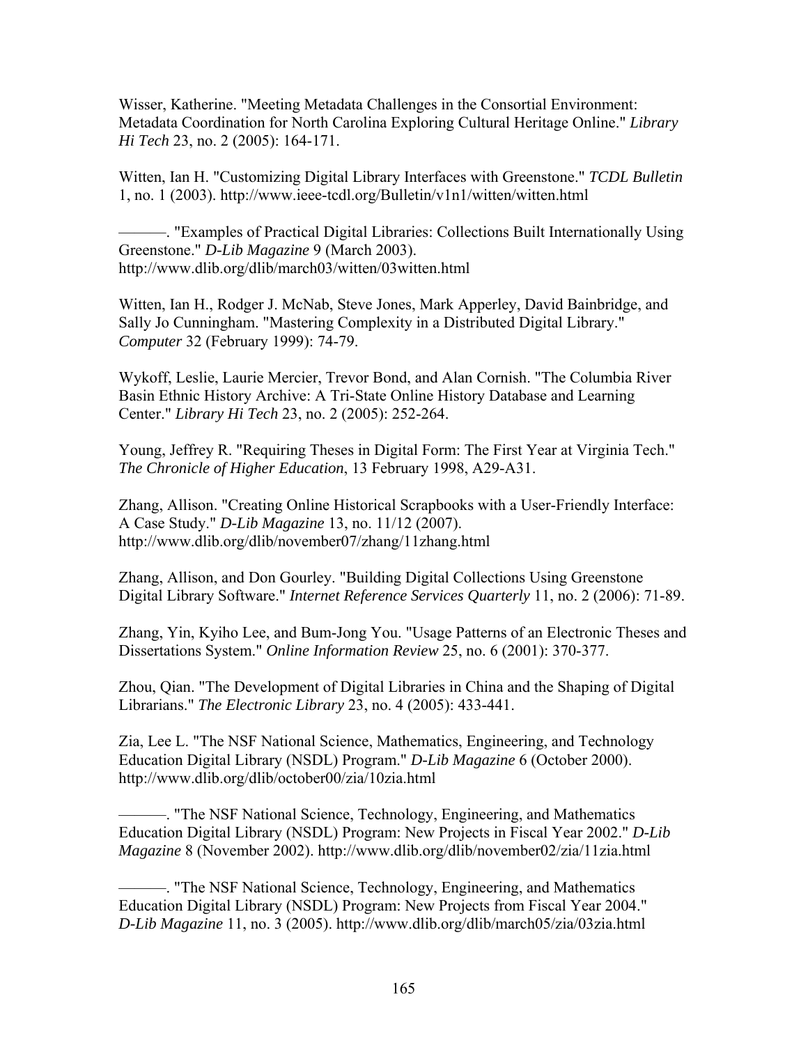Wisser, Katherine. "Meeting Metadata Challenges in the Consortial Environment: Metadata Coordination for North Carolina Exploring Cultural Heritage Online." *Library Hi Tech* 23, no. 2 (2005): 164-171.

Witten, Ian H. "Customizing Digital Library Interfaces with Greenstone." *TCDL Bulletin* 1, no. 1 (2003). http://www.ieee-tcdl.org/Bulletin/v1n1/witten/witten.html

———. "Examples of Practical Digital Libraries: Collections Built Internationally Using Greenstone." *D-Lib Magazine* 9 (March 2003). http://www.dlib.org/dlib/march03/witten/03witten.html

Witten, Ian H., Rodger J. McNab, Steve Jones, Mark Apperley, David Bainbridge, and Sally Jo Cunningham. "Mastering Complexity in a Distributed Digital Library." *Computer* 32 (February 1999): 74-79.

Wykoff, Leslie, Laurie Mercier, Trevor Bond, and Alan Cornish. "The Columbia River Basin Ethnic History Archive: A Tri-State Online History Database and Learning Center." *Library Hi Tech* 23, no. 2 (2005): 252-264.

Young, Jeffrey R. "Requiring Theses in Digital Form: The First Year at Virginia Tech." *The Chronicle of Higher Education*, 13 February 1998, A29-A31.

Zhang, Allison. "Creating Online Historical Scrapbooks with a User-Friendly Interface: A Case Study." *D-Lib Magazine* 13, no. 11/12 (2007). http://www.dlib.org/dlib/november07/zhang/11zhang.html

Zhang, Allison, and Don Gourley. "Building Digital Collections Using Greenstone Digital Library Software." *Internet Reference Services Quarterly* 11, no. 2 (2006): 71-89.

Zhang, Yin, Kyiho Lee, and Bum-Jong You. "Usage Patterns of an Electronic Theses and Dissertations System." *Online Information Review* 25, no. 6 (2001): 370-377.

Zhou, Qian. "The Development of Digital Libraries in China and the Shaping of Digital Librarians." *The Electronic Library* 23, no. 4 (2005): 433-441.

Zia, Lee L. "The NSF National Science, Mathematics, Engineering, and Technology Education Digital Library (NSDL) Program." *D-Lib Magazine* 6 (October 2000). http://www.dlib.org/dlib/october00/zia/10zia.html

———. "The NSF National Science, Technology, Engineering, and Mathematics Education Digital Library (NSDL) Program: New Projects in Fiscal Year 2002." *D-Lib Magazine* 8 (November 2002). http://www.dlib.org/dlib/november02/zia/11zia.html

———. "The NSF National Science, Technology, Engineering, and Mathematics Education Digital Library (NSDL) Program: New Projects from Fiscal Year 2004." *D-Lib Magazine* 11, no. 3 (2005). http://www.dlib.org/dlib/march05/zia/03zia.html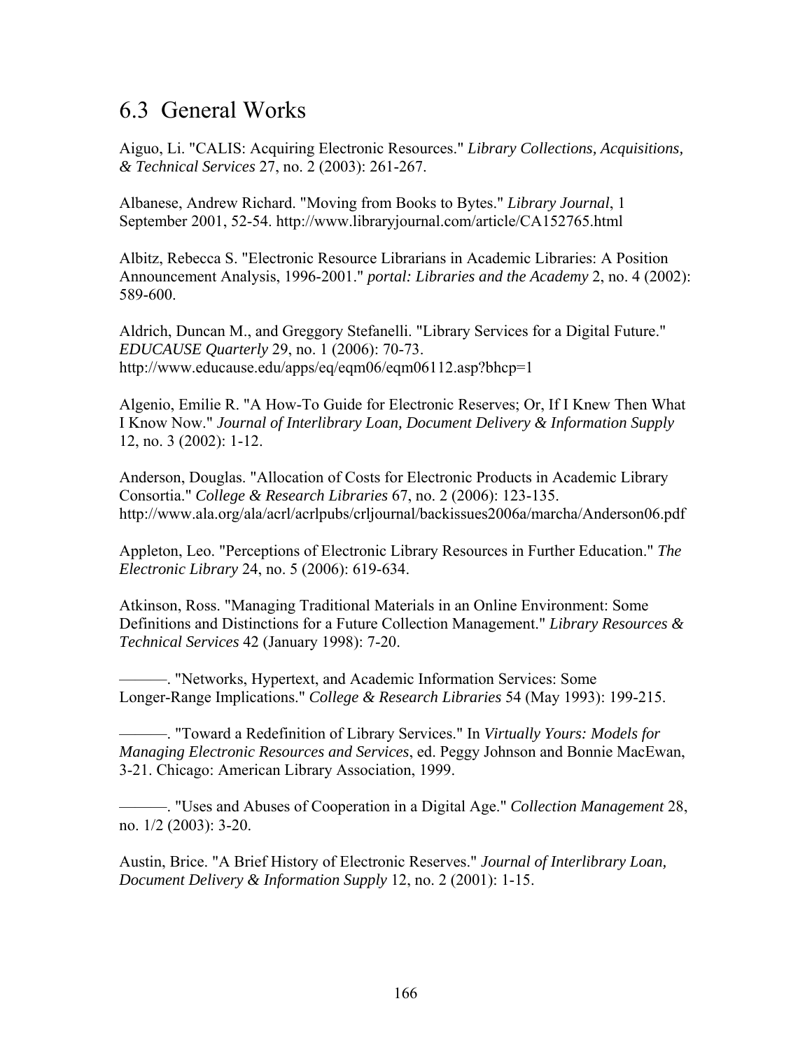## 6.3 General Works

Aiguo, Li. "CALIS: Acquiring Electronic Resources." *Library Collections, Acquisitions, & Technical Services* 27, no. 2 (2003): 261-267.

Albanese, Andrew Richard. "Moving from Books to Bytes." *Library Journal*, 1 September 2001, 52-54. http://www.libraryjournal.com/article/CA152765.html

Albitz, Rebecca S. "Electronic Resource Librarians in Academic Libraries: A Position Announcement Analysis, 1996-2001." *portal: Libraries and the Academy* 2, no. 4 (2002): 589-600.

Aldrich, Duncan M., and Greggory Stefanelli. "Library Services for a Digital Future." *EDUCAUSE Quarterly* 29, no. 1 (2006): 70-73. http://www.educause.edu/apps/eq/eqm06/eqm06112.asp?bhcp=1

Algenio, Emilie R. "A How-To Guide for Electronic Reserves; Or, If I Knew Then What I Know Now." *Journal of Interlibrary Loan, Document Delivery & Information Supply* 12, no. 3 (2002): 1-12.

Anderson, Douglas. "Allocation of Costs for Electronic Products in Academic Library Consortia." *College & Research Libraries* 67, no. 2 (2006): 123-135. http://www.ala.org/ala/acrl/acrlpubs/crljournal/backissues2006a/marcha/Anderson06.pdf

Appleton, Leo. "Perceptions of Electronic Library Resources in Further Education." *The Electronic Library* 24, no. 5 (2006): 619-634.

Atkinson, Ross. "Managing Traditional Materials in an Online Environment: Some Definitions and Distinctions for a Future Collection Management." *Library Resources & Technical Services* 42 (January 1998): 7-20.

———. "Networks, Hypertext, and Academic Information Services: Some Longer-Range Implications." *College & Research Libraries* 54 (May 1993): 199-215.

———. "Toward a Redefinition of Library Services." In *Virtually Yours: Models for Managing Electronic Resources and Services*, ed. Peggy Johnson and Bonnie MacEwan, 3-21. Chicago: American Library Association, 1999.

———. "Uses and Abuses of Cooperation in a Digital Age." *Collection Management* 28, no. 1/2 (2003): 3-20.

Austin, Brice. "A Brief History of Electronic Reserves." *Journal of Interlibrary Loan, Document Delivery & Information Supply* 12, no. 2 (2001): 1-15.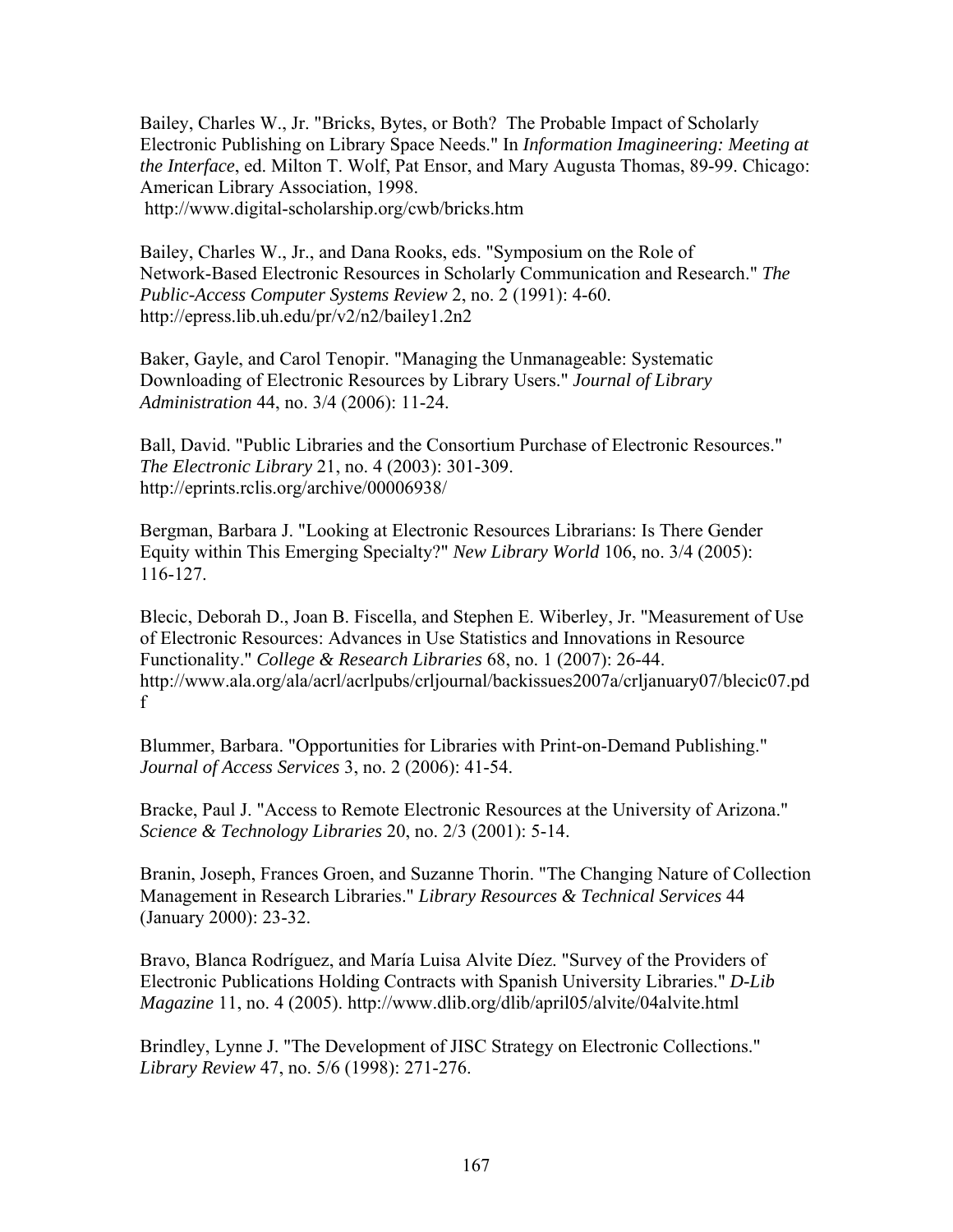Bailey, Charles W., Jr. "Bricks, Bytes, or Both? The Probable Impact of Scholarly Electronic Publishing on Library Space Needs." In *Information Imagineering: Meeting at the Interface*, ed. Milton T. Wolf, Pat Ensor, and Mary Augusta Thomas, 89-99. Chicago: American Library Association, 1998. http://www.digital-scholarship.org/cwb/bricks.htm

Bailey, Charles W., Jr., and Dana Rooks, eds. "Symposium on the Role of Network-Based Electronic Resources in Scholarly Communication and Research." *The Public-Access Computer Systems Review* 2, no. 2 (1991): 4-60. http://epress.lib.uh.edu/pr/v2/n2/bailey1.2n2

Baker, Gayle, and Carol Tenopir. "Managing the Unmanageable: Systematic Downloading of Electronic Resources by Library Users." *Journal of Library Administration* 44, no. 3/4 (2006): 11-24.

Ball, David. "Public Libraries and the Consortium Purchase of Electronic Resources." *The Electronic Library* 21, no. 4 (2003): 301-309. http://eprints.rclis.org/archive/00006938/

Bergman, Barbara J. "Looking at Electronic Resources Librarians: Is There Gender Equity within This Emerging Specialty?" *New Library World* 106, no. 3/4 (2005): 116-127.

Blecic, Deborah D., Joan B. Fiscella, and Stephen E. Wiberley, Jr. "Measurement of Use of Electronic Resources: Advances in Use Statistics and Innovations in Resource Functionality." *College & Research Libraries* 68, no. 1 (2007): 26-44. http://www.ala.org/ala/acrl/acrlpubs/crljournal/backissues2007a/crljanuary07/blecic07.pdf

Blummer, Barbara. "Opportunities for Libraries with Print-on-Demand Publishing." *Journal of Access Services* 3, no. 2 (2006): 41-54.

Bracke, Paul J. "Access to Remote Electronic Resources at the University of Arizona." *Science & Technology Libraries* 20, no. 2/3 (2001): 5-14.

Branin, Joseph, Frances Groen, and Suzanne Thorin. "The Changing Nature of Collection Management in Research Libraries." *Library Resources & Technical Services* 44 (January 2000): 23-32.

Bravo, Blanca Rodríguez, and María Luisa Alvite Díez. "Survey of the Providers of Electronic Publications Holding Contracts with Spanish University Libraries." *D-Lib Magazine* 11, no. 4 (2005). http://www.dlib.org/dlib/april05/alvite/04alvite.html

Brindley, Lynne J. "The Development of JISC Strategy on Electronic Collections." *Library Review* 47, no. 5/6 (1998): 271-276.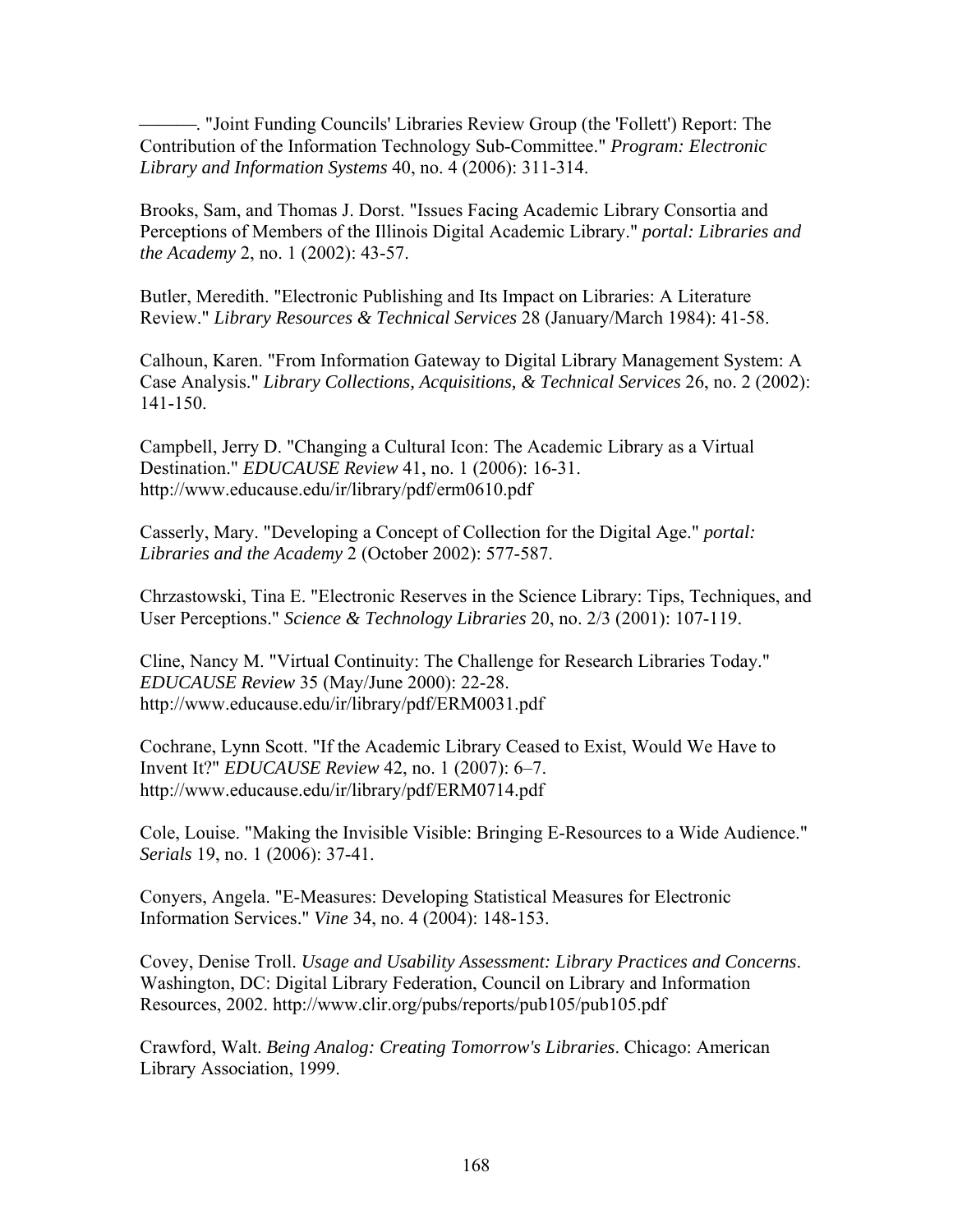———. "Joint Funding Councils' Libraries Review Group (the 'Follett') Report: The Contribution of the Information Technology Sub-Committee." *Program: Electronic Library and Information Systems* 40, no. 4 (2006): 311-314.

Brooks, Sam, and Thomas J. Dorst. "Issues Facing Academic Library Consortia and Perceptions of Members of the Illinois Digital Academic Library." *portal: Libraries and the Academy* 2, no. 1 (2002): 43-57.

Butler, Meredith. "Electronic Publishing and Its Impact on Libraries: A Literature Review." *Library Resources & Technical Services* 28 (January/March 1984): 41-58.

Calhoun, Karen. "From Information Gateway to Digital Library Management System: A Case Analysis." *Library Collections, Acquisitions, & Technical Services* 26, no. 2 (2002): 141-150.

Campbell, Jerry D. "Changing a Cultural Icon: The Academic Library as a Virtual Destination." *EDUCAUSE Review* 41, no. 1 (2006): 16-31. http://www.educause.edu/ir/library/pdf/erm0610.pdf

Casserly, Mary. "Developing a Concept of Collection for the Digital Age." *portal: Libraries and the Academy* 2 (October 2002): 577-587.

Chrzastowski, Tina E. "Electronic Reserves in the Science Library: Tips, Techniques, and User Perceptions." *Science & Technology Libraries* 20, no. 2/3 (2001): 107-119.

Cline, Nancy M. "Virtual Continuity: The Challenge for Research Libraries Today." *EDUCAUSE Review* 35 (May/June 2000): 22-28. http://www.educause.edu/ir/library/pdf/ERM0031.pdf

Cochrane, Lynn Scott. "If the Academic Library Ceased to Exist, Would We Have to Invent It?" *EDUCAUSE Review* 42, no. 1 (2007): 6–7. http://www.educause.edu/ir/library/pdf/ERM0714.pdf

Cole, Louise. "Making the Invisible Visible: Bringing E-Resources to a Wide Audience." *Serials* 19, no. 1 (2006): 37-41.

Conyers, Angela. "E-Measures: Developing Statistical Measures for Electronic Information Services." *Vine* 34, no. 4 (2004): 148-153.

Covey, Denise Troll. *Usage and Usability Assessment: Library Practices and Concerns*. Washington, DC: Digital Library Federation, Council on Library and Information Resources, 2002. http://www.clir.org/pubs/reports/pub105/pub105.pdf

Crawford, Walt. *Being Analog: Creating Tomorrow's Libraries*. Chicago: American Library Association, 1999.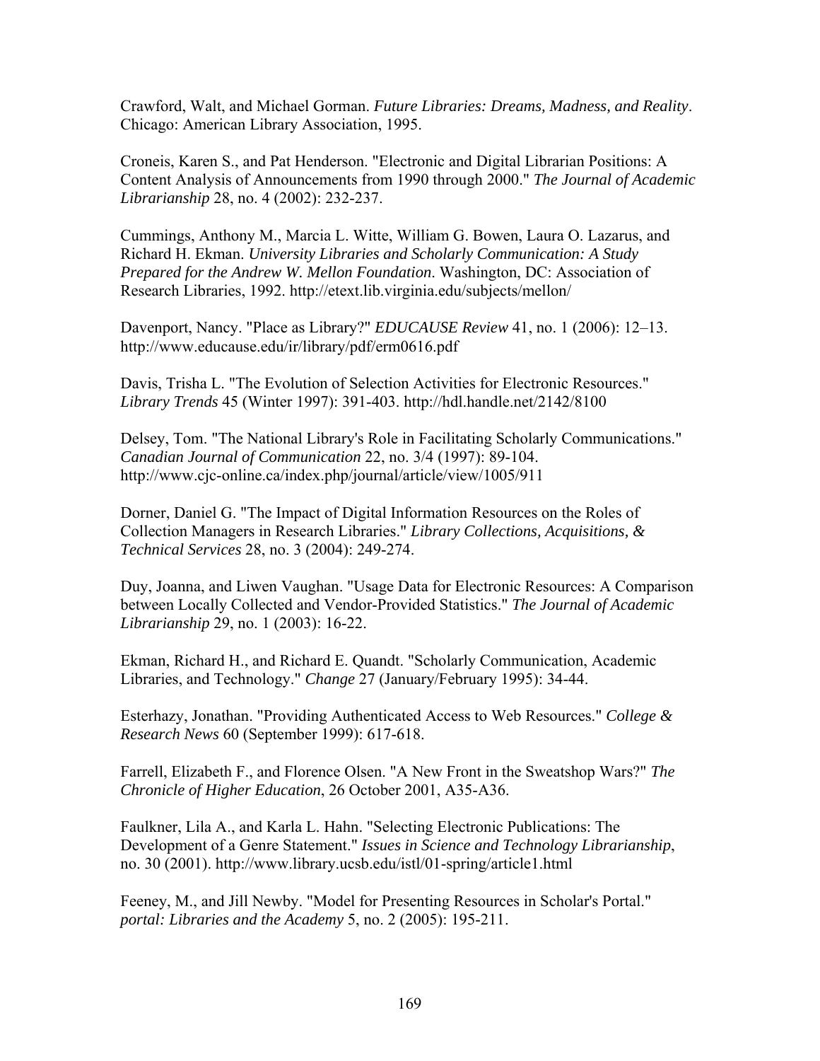Crawford, Walt, and Michael Gorman. *Future Libraries: Dreams, Madness, and Reality*. Chicago: American Library Association, 1995.

Croneis, Karen S., and Pat Henderson. "Electronic and Digital Librarian Positions: A Content Analysis of Announcements from 1990 through 2000." *The Journal of Academic Librarianship* 28, no. 4 (2002): 232-237.

Cummings, Anthony M., Marcia L. Witte, William G. Bowen, Laura O. Lazarus, and Richard H. Ekman. *University Libraries and Scholarly Communication: A Study Prepared for the Andrew W. Mellon Foundation*. Washington, DC: Association of Research Libraries, 1992. http://etext.lib.virginia.edu/subjects/mellon/

Davenport, Nancy. "Place as Library?" *EDUCAUSE Review* 41, no. 1 (2006): 12–13. http://www.educause.edu/ir/library/pdf/erm0616.pdf

Davis, Trisha L. "The Evolution of Selection Activities for Electronic Resources." *Library Trends* 45 (Winter 1997): 391-403. http://hdl.handle.net/2142/8100

Delsey, Tom. "The National Library's Role in Facilitating Scholarly Communications." *Canadian Journal of Communication* 22, no. 3/4 (1997): 89-104. http://www.cjc-online.ca/index.php/journal/article/view/1005/911

Dorner, Daniel G. "The Impact of Digital Information Resources on the Roles of Collection Managers in Research Libraries." *Library Collections, Acquisitions, & Technical Services* 28, no. 3 (2004): 249-274.

Duy, Joanna, and Liwen Vaughan. "Usage Data for Electronic Resources: A Comparison between Locally Collected and Vendor-Provided Statistics." *The Journal of Academic Librarianship* 29, no. 1 (2003): 16-22.

Ekman, Richard H., and Richard E. Quandt. "Scholarly Communication, Academic Libraries, and Technology." *Change* 27 (January/February 1995): 34-44.

Esterhazy, Jonathan. "Providing Authenticated Access to Web Resources." *College & Research News* 60 (September 1999): 617-618.

Farrell, Elizabeth F., and Florence Olsen. "A New Front in the Sweatshop Wars?" *The Chronicle of Higher Education*, 26 October 2001, A35-A36.

Faulkner, Lila A., and Karla L. Hahn. "Selecting Electronic Publications: The Development of a Genre Statement." *Issues in Science and Technology Librarianship*, no. 30 (2001). http://www.library.ucsb.edu/istl/01-spring/article1.html

Feeney, M., and Jill Newby. "Model for Presenting Resources in Scholar's Portal." *portal: Libraries and the Academy* 5, no. 2 (2005): 195-211.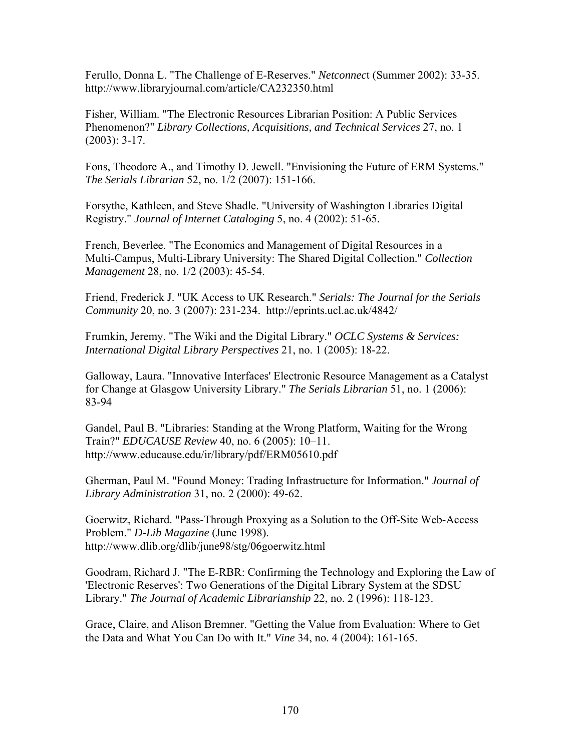Ferullo, Donna L. "The Challenge of E-Reserves." *Netconnect* (Summer 2002): 33-35. http://www.libraryjournal.com/article/CA232350.html

Fisher, William. "The Electronic Resources Librarian Position: A Public Services Phenomenon?" *Library Collections, Acquisitions, and Technical Services* 27, no. 1 (2003): 3-17.

Fons, Theodore A., and Timothy D. Jewell. "Envisioning the Future of ERM Systems." *The Serials Librarian* 52, no. 1/2 (2007): 151-166.

Forsythe, Kathleen, and Steve Shadle. "University of Washington Libraries Digital Registry." *Journal of Internet Cataloging* 5, no. 4 (2002): 51-65.

French, Beverlee. "The Economics and Management of Digital Resources in a Multi-Campus, Multi-Library University: The Shared Digital Collection." *Collection Management* 28, no. 1/2 (2003): 45-54.

Friend, Frederick J. "UK Access to UK Research." *Serials: The Journal for the Serials Community* 20, no. 3 (2007): 231-234. http://eprints.ucl.ac.uk/4842/

Frumkin, Jeremy. "The Wiki and the Digital Library." *OCLC Systems & Services: International Digital Library Perspectives* 21, no. 1 (2005): 18-22.

Galloway, Laura. "Innovative Interfaces' Electronic Resource Management as a Catalyst for Change at Glasgow University Library." *The Serials Librarian* 51, no. 1 (2006): 83-94

Gandel, Paul B. "Libraries: Standing at the Wrong Platform, Waiting for the Wrong Train?" *EDUCAUSE Review* 40, no. 6 (2005): 10–11. http://www.educause.edu/ir/library/pdf/ERM05610.pdf

Gherman, Paul M. "Found Money: Trading Infrastructure for Information." *Journal of Library Administration* 31, no. 2 (2000): 49-62.

Goerwitz, Richard. "Pass-Through Proxying as a Solution to the Off-Site Web-Access Problem." *D-Lib Magazine* (June 1998). http://www.dlib.org/dlib/june98/stg/06goerwitz.html

Goodram, Richard J. "The E-RBR: Confirming the Technology and Exploring the Law of 'Electronic Reserves': Two Generations of the Digital Library System at the SDSU Library." *The Journal of Academic Librarianship* 22, no. 2 (1996): 118-123.

Grace, Claire, and Alison Bremner. "Getting the Value from Evaluation: Where to Get the Data and What You Can Do with It." *Vine* 34, no. 4 (2004): 161-165.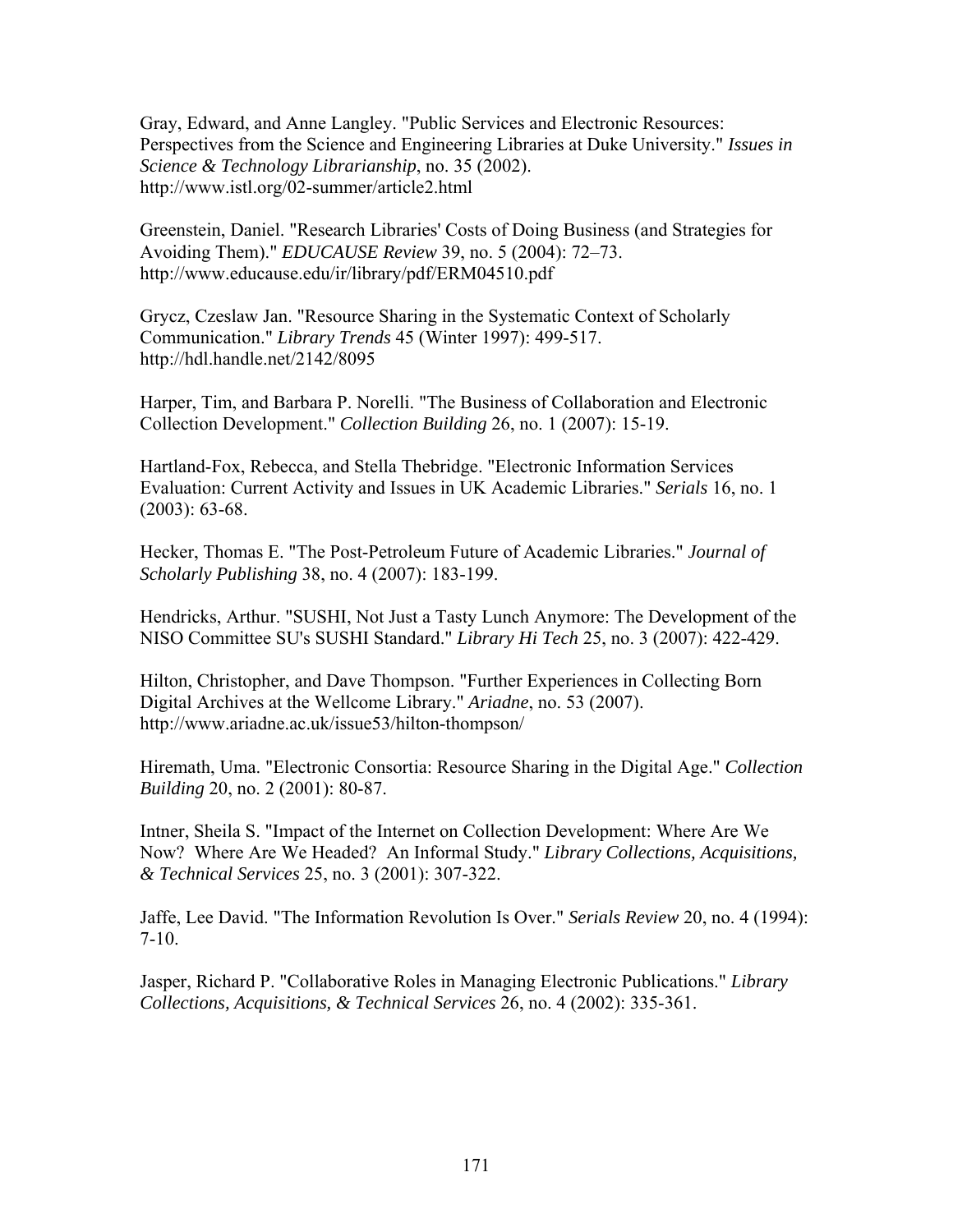Gray, Edward, and Anne Langley. "Public Services and Electronic Resources: Perspectives from the Science and Engineering Libraries at Duke University." *Issues in Science & Technology Librarianship*, no. 35 (2002). http://www.istl.org/02-summer/article2.html

Greenstein, Daniel. "Research Libraries' Costs of Doing Business (and Strategies for Avoiding Them)." *EDUCAUSE Review* 39, no. 5 (2004): 72–73. http://www.educause.edu/ir/library/pdf/ERM04510.pdf

Grycz, Czeslaw Jan. "Resource Sharing in the Systematic Context of Scholarly Communication." *Library Trends* 45 (Winter 1997): 499-517. http://hdl.handle.net/2142/8095

Harper, Tim, and Barbara P. Norelli. "The Business of Collaboration and Electronic Collection Development." *Collection Building* 26, no. 1 (2007): 15-19.

Hartland-Fox, Rebecca, and Stella Thebridge. "Electronic Information Services Evaluation: Current Activity and Issues in UK Academic Libraries." *Serials* 16, no. 1 (2003): 63-68.

Hecker, Thomas E. "The Post-Petroleum Future of Academic Libraries." *Journal of Scholarly Publishing* 38, no. 4 (2007): 183-199.

Hendricks, Arthur. "SUSHI, Not Just a Tasty Lunch Anymore: The Development of the NISO Committee SU's SUSHI Standard." *Library Hi Tech* 25, no. 3 (2007): 422-429.

Hilton, Christopher, and Dave Thompson. "Further Experiences in Collecting Born Digital Archives at the Wellcome Library." *Ariadne*, no. 53 (2007). http://www.ariadne.ac.uk/issue53/hilton-thompson/

Hiremath, Uma. "Electronic Consortia: Resource Sharing in the Digital Age." *Collection Building* 20, no. 2 (2001): 80-87.

Intner, Sheila S. "Impact of the Internet on Collection Development: Where Are We Now? Where Are We Headed? An Informal Study." *Library Collections, Acquisitions, & Technical Services* 25, no. 3 (2001): 307-322.

Jaffe, Lee David. "The Information Revolution Is Over." *Serials Review* 20, no. 4 (1994): 7-10.

Jasper, Richard P. "Collaborative Roles in Managing Electronic Publications." *Library Collections, Acquisitions, & Technical Services* 26, no. 4 (2002): 335-361.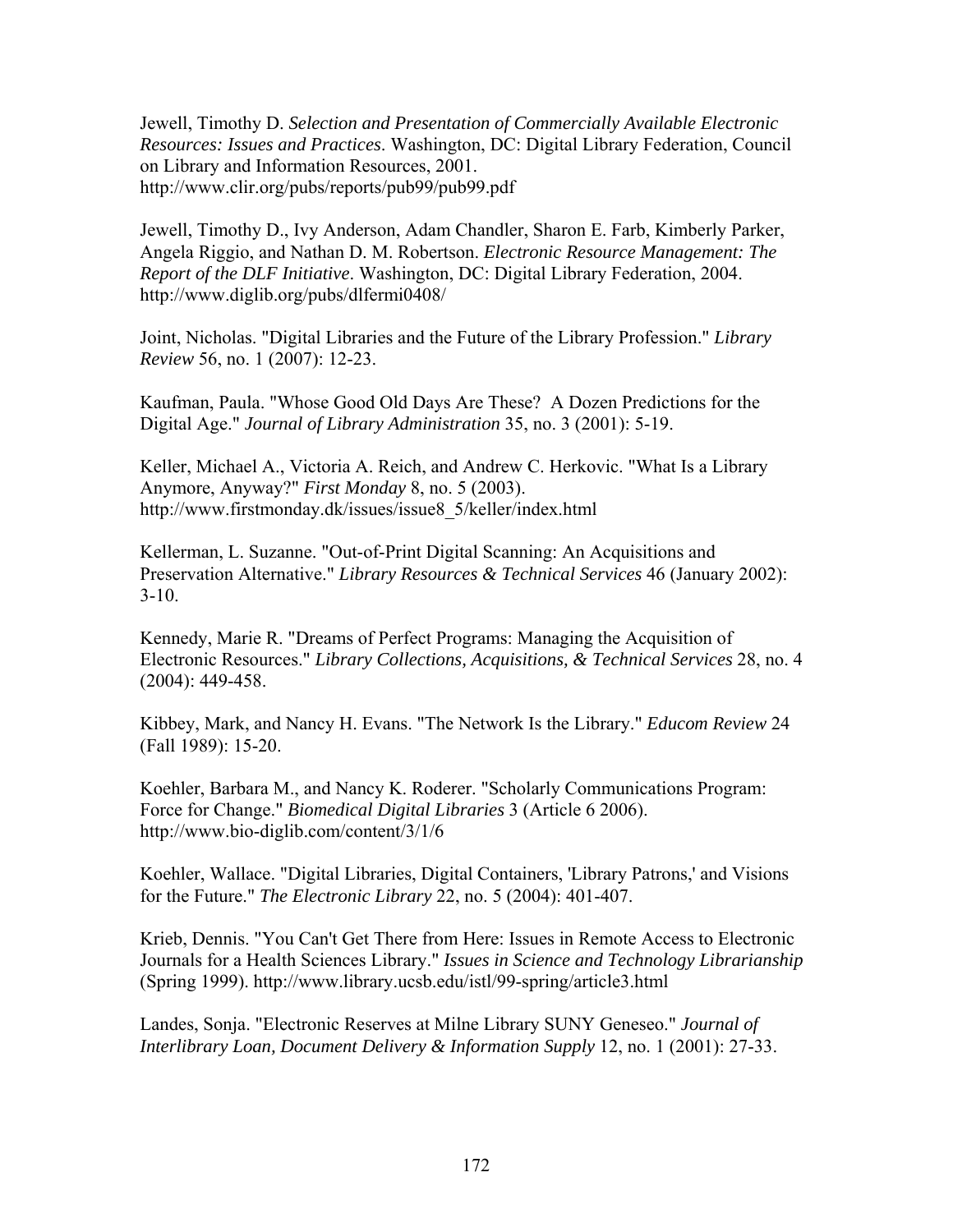Jewell, Timothy D. *Selection and Presentation of Commercially Available Electronic Resources: Issues and Practices*. Washington, DC: Digital Library Federation, Council on Library and Information Resources, 2001. http://www.clir.org/pubs/reports/pub99/pub99.pdf

Jewell, Timothy D., Ivy Anderson, Adam Chandler, Sharon E. Farb, Kimberly Parker, Angela Riggio, and Nathan D. M. Robertson. *Electronic Resource Management: The Report of the DLF Initiative*. Washington, DC: Digital Library Federation, 2004. http://www.diglib.org/pubs/dlfermi0408/

Joint, Nicholas. "Digital Libraries and the Future of the Library Profession." *Library Review* 56, no. 1 (2007): 12-23.

Kaufman, Paula. "Whose Good Old Days Are These? A Dozen Predictions for the Digital Age." *Journal of Library Administration* 35, no. 3 (2001): 5-19.

Keller, Michael A., Victoria A. Reich, and Andrew C. Herkovic. "What Is a Library Anymore, Anyway?" *First Monday* 8, no. 5 (2003). http://www.firstmonday.dk/issues/issue8_5/keller/index.html

Kellerman, L. Suzanne. "Out-of-Print Digital Scanning: An Acquisitions and Preservation Alternative." *Library Resources & Technical Services* 46 (January 2002): 3-10.

Kennedy, Marie R. "Dreams of Perfect Programs: Managing the Acquisition of Electronic Resources." *Library Collections, Acquisitions, & Technical Services* 28, no. 4 (2004): 449-458.

Kibbey, Mark, and Nancy H. Evans. "The Network Is the Library." *Educom Review* 24 (Fall 1989): 15-20.

Koehler, Barbara M., and Nancy K. Roderer. "Scholarly Communications Program: Force for Change." *Biomedical Digital Libraries* 3 (Article 6 2006). http://www.bio-diglib.com/content/3/1/6

Koehler, Wallace. "Digital Libraries, Digital Containers, 'Library Patrons,' and Visions for the Future." *The Electronic Library* 22, no. 5 (2004): 401-407.

Krieb, Dennis. "You Can't Get There from Here: Issues in Remote Access to Electronic Journals for a Health Sciences Library." *Issues in Science and Technology Librarianship* (Spring 1999). http://www.library.ucsb.edu/istl/99-spring/article3.html

Landes, Sonja. "Electronic Reserves at Milne Library SUNY Geneseo." *Journal of Interlibrary Loan, Document Delivery & Information Supply* 12, no. 1 (2001): 27-33.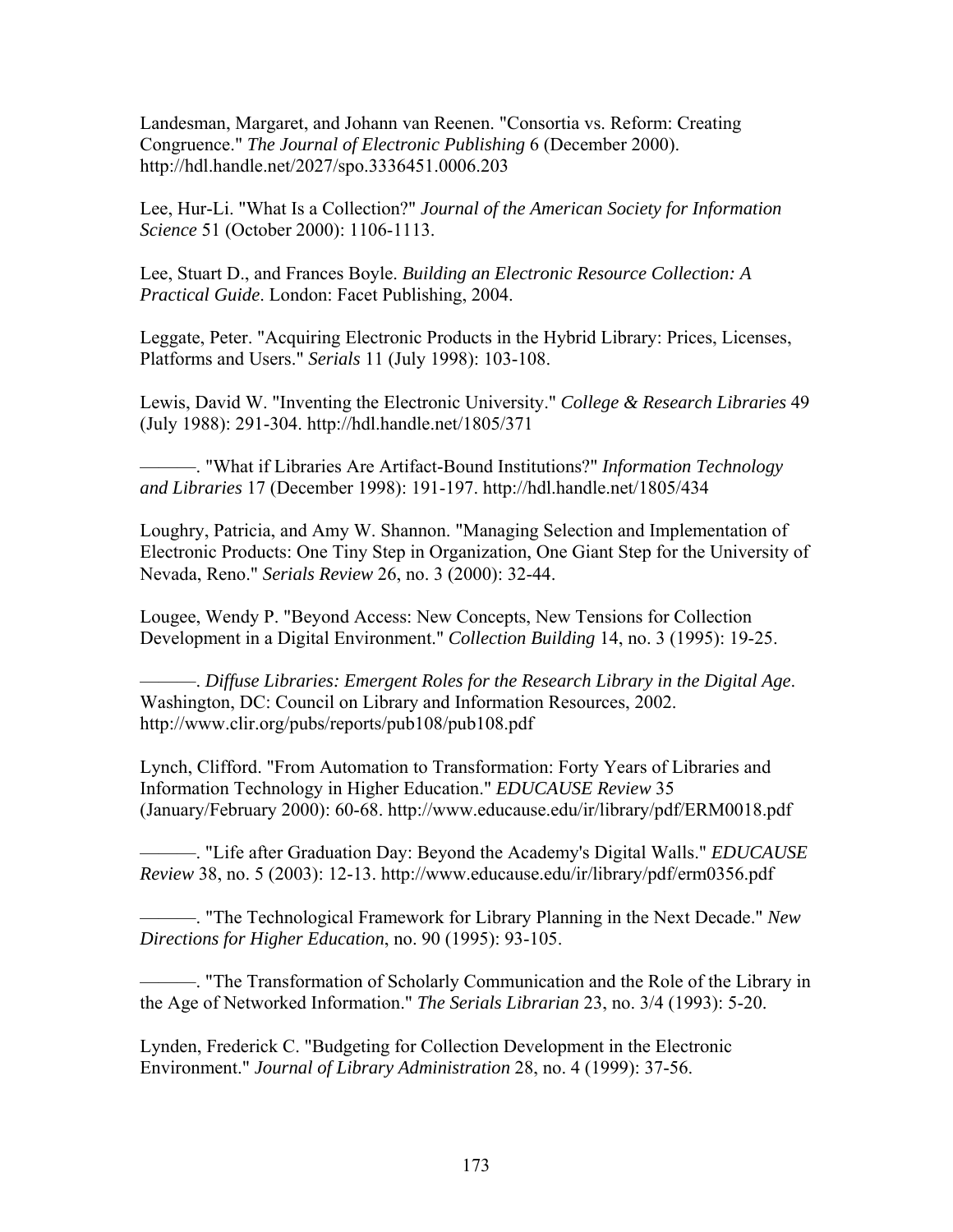Landesman, Margaret, and Johann van Reenen. "Consortia vs. Reform: Creating Congruence." *The Journal of Electronic Publishing* 6 (December 2000). http://hdl.handle.net/2027/spo.3336451.0006.203

Lee, Hur-Li. "What Is a Collection?" *Journal of the American Society for Information Science* 51 (October 2000): 1106-1113.

Lee, Stuart D., and Frances Boyle. *Building an Electronic Resource Collection: A Practical Guide*. London: Facet Publishing, 2004.

Leggate, Peter. "Acquiring Electronic Products in the Hybrid Library: Prices, Licenses, Platforms and Users." *Serials* 11 (July 1998): 103-108.

Lewis, David W. "Inventing the Electronic University." *College & Research Libraries* 49 (July 1988): 291-304. http://hdl.handle.net/1805/371

———. "What if Libraries Are Artifact-Bound Institutions?" *Information Technology and Libraries* 17 (December 1998): 191-197. http://hdl.handle.net/1805/434

Loughry, Patricia, and Amy W. Shannon. "Managing Selection and Implementation of Electronic Products: One Tiny Step in Organization, One Giant Step for the University of Nevada, Reno." *Serials Review* 26, no. 3 (2000): 32-44.

Lougee, Wendy P. "Beyond Access: New Concepts, New Tensions for Collection Development in a Digital Environment." *Collection Building* 14, no. 3 (1995): 19-25.

———. *Diffuse Libraries: Emergent Roles for the Research Library in the Digital Age*. Washington, DC: Council on Library and Information Resources, 2002. http://www.clir.org/pubs/reports/pub108/pub108.pdf

Lynch, Clifford. "From Automation to Transformation: Forty Years of Libraries and Information Technology in Higher Education." *EDUCAUSE Review* 35 (January/February 2000): 60-68. http://www.educause.edu/ir/library/pdf/ERM0018.pdf

———. "Life after Graduation Day: Beyond the Academy's Digital Walls." *EDUCAUSE Review* 38, no. 5 (2003): 12-13. http://www.educause.edu/ir/library/pdf/erm0356.pdf

———. "The Technological Framework for Library Planning in the Next Decade." *New Directions for Higher Education*, no. 90 (1995): 93-105.

———. "The Transformation of Scholarly Communication and the Role of the Library in the Age of Networked Information." *The Serials Librarian* 23, no. 3/4 (1993): 5-20.

Lynden, Frederick C. "Budgeting for Collection Development in the Electronic Environment." *Journal of Library Administration* 28, no. 4 (1999): 37-56.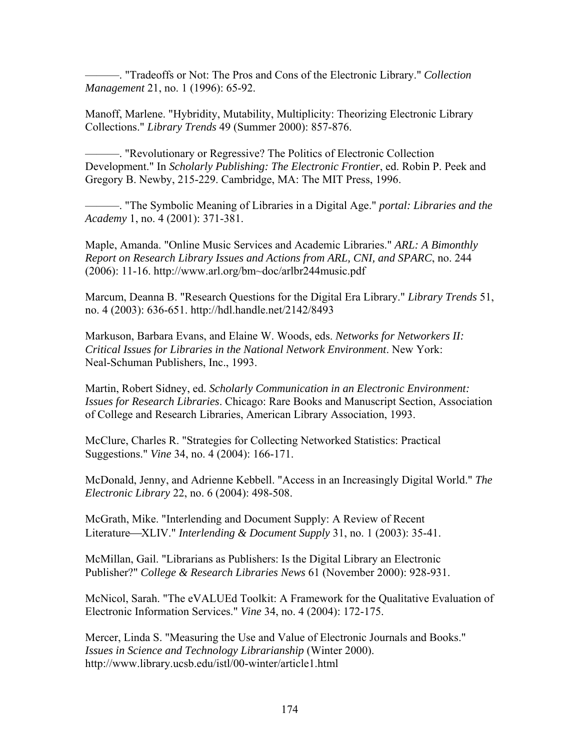———. "Tradeoffs or Not: The Pros and Cons of the Electronic Library." *Collection Management* 21, no. 1 (1996): 65-92.

Manoff, Marlene. "Hybridity, Mutability, Multiplicity: Theorizing Electronic Library Collections." *Library Trends* 49 (Summer 2000): 857-876.

———. "Revolutionary or Regressive? The Politics of Electronic Collection Development." In *Scholarly Publishing: The Electronic Frontier*, ed. Robin P. Peek and Gregory B. Newby, 215-229. Cambridge, MA: The MIT Press, 1996.

———. "The Symbolic Meaning of Libraries in a Digital Age." *portal: Libraries and the Academy* 1, no. 4 (2001): 371-381.

Maple, Amanda. "Online Music Services and Academic Libraries." *ARL: A Bimonthly Report on Research Library Issues and Actions from ARL, CNI, and SPARC*, no. 244 (2006): 11-16. http://www.arl.org/bm~doc/arlbr244music.pdf

Marcum, Deanna B. "Research Questions for the Digital Era Library." *Library Trends* 51, no. 4 (2003): 636-651. http://hdl.handle.net/2142/8493

Markuson, Barbara Evans, and Elaine W. Woods, eds. *Networks for Networkers II: Critical Issues for Libraries in the National Network Environment*. New York: Neal-Schuman Publishers, Inc., 1993.

Martin, Robert Sidney, ed. *Scholarly Communication in an Electronic Environment: Issues for Research Libraries*. Chicago: Rare Books and Manuscript Section, Association of College and Research Libraries, American Library Association, 1993.

McClure, Charles R. "Strategies for Collecting Networked Statistics: Practical Suggestions." *Vine* 34, no. 4 (2004): 166-171.

McDonald, Jenny, and Adrienne Kebbell. "Access in an Increasingly Digital World." *The Electronic Library* 22, no. 6 (2004): 498-508.

McGrath, Mike. "Interlending and Document Supply: A Review of Recent Literature—XLIV." *Interlending & Document Supply* 31, no. 1 (2003): 35-41.

McMillan, Gail. "Librarians as Publishers: Is the Digital Library an Electronic Publisher?" *College & Research Libraries News* 61 (November 2000): 928-931.

McNicol, Sarah. "The eVALUEd Toolkit: A Framework for the Qualitative Evaluation of Electronic Information Services." *Vine* 34, no. 4 (2004): 172-175.

Mercer, Linda S. "Measuring the Use and Value of Electronic Journals and Books." *Issues in Science and Technology Librarianship* (Winter 2000). http://www.library.ucsb.edu/istl/00-winter/article1.html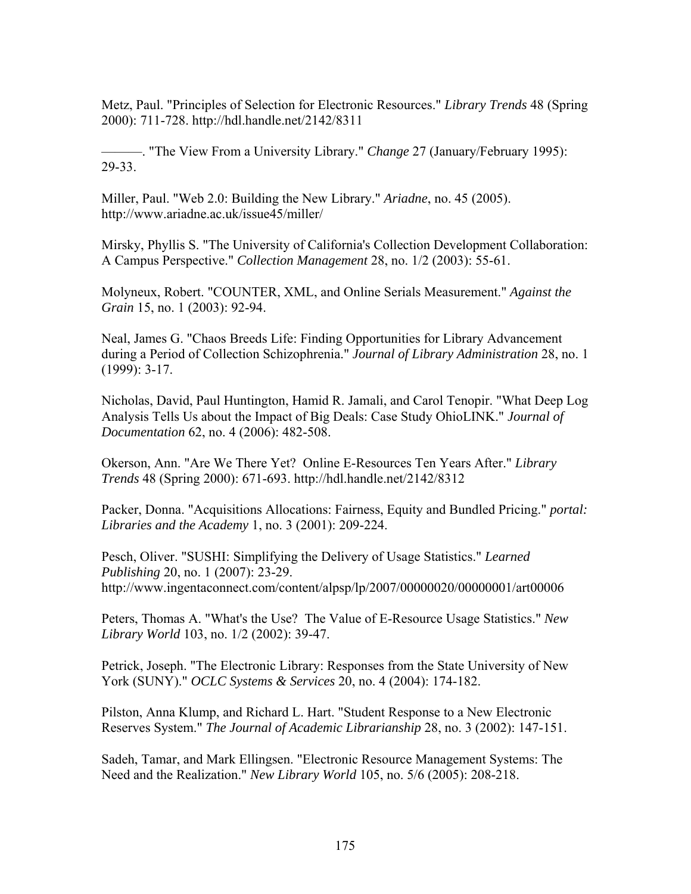Metz, Paul. "Principles of Selection for Electronic Resources." *Library Trends* 48 (Spring 2000): 711-728. http://hdl.handle.net/2142/8311

———. "The View From a University Library." *Change* 27 (January/February 1995): 29-33.

Miller, Paul. "Web 2.0: Building the New Library." *Ariadne*, no. 45 (2005). http://www.ariadne.ac.uk/issue45/miller/

Mirsky, Phyllis S. "The University of California's Collection Development Collaboration: A Campus Perspective." *Collection Management* 28, no. 1/2 (2003): 55-61.

Molyneux, Robert. "COUNTER, XML, and Online Serials Measurement." *Against the Grain* 15, no. 1 (2003): 92-94.

Neal, James G. "Chaos Breeds Life: Finding Opportunities for Library Advancement during a Period of Collection Schizophrenia." *Journal of Library Administration* 28, no. 1 (1999): 3-17.

Nicholas, David, Paul Huntington, Hamid R. Jamali, and Carol Tenopir. "What Deep Log Analysis Tells Us about the Impact of Big Deals: Case Study OhioLINK." *Journal of Documentation* 62, no. 4 (2006): 482-508.

Okerson, Ann. "Are We There Yet? Online E-Resources Ten Years After." *Library Trends* 48 (Spring 2000): 671-693. http://hdl.handle.net/2142/8312

Packer, Donna. "Acquisitions Allocations: Fairness, Equity and Bundled Pricing." *portal: Libraries and the Academy* 1, no. 3 (2001): 209-224.

Pesch, Oliver. "SUSHI: Simplifying the Delivery of Usage Statistics." *Learned Publishing* 20, no. 1 (2007): 23-29. http://www.ingentaconnect.com/content/alpsp/lp/2007/00000020/00000001/art00006

Peters, Thomas A. "What's the Use? The Value of E-Resource Usage Statistics." *New Library World* 103, no. 1/2 (2002): 39-47.

Petrick, Joseph. "The Electronic Library: Responses from the State University of New York (SUNY)." *OCLC Systems & Services* 20, no. 4 (2004): 174-182.

Pilston, Anna Klump, and Richard L. Hart. "Student Response to a New Electronic Reserves System." *The Journal of Academic Librarianship* 28, no. 3 (2002): 147-151.

Sadeh, Tamar, and Mark Ellingsen. "Electronic Resource Management Systems: The Need and the Realization." *New Library World* 105, no. 5/6 (2005): 208-218.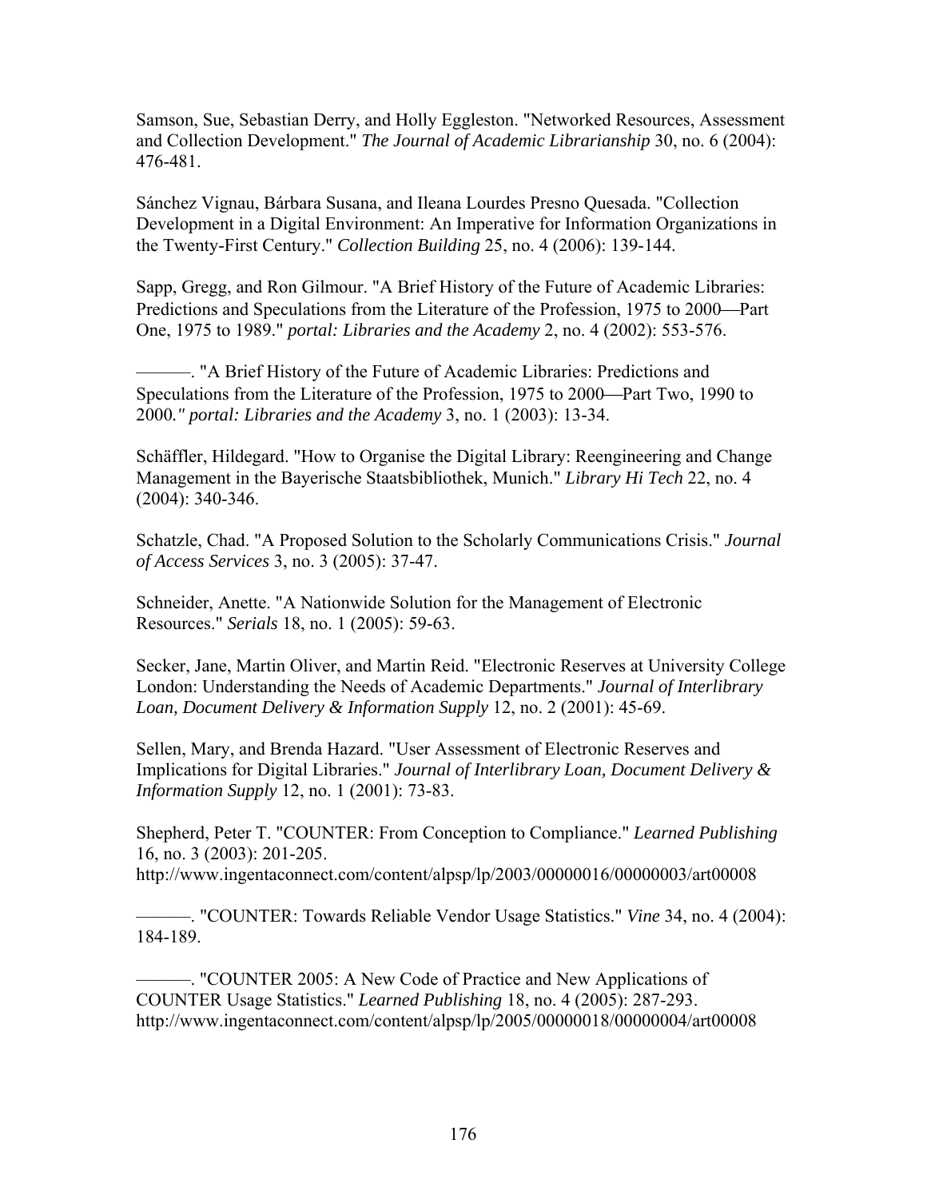Samson, Sue, Sebastian Derry, and Holly Eggleston. "Networked Resources, Assessment and Collection Development." *The Journal of Academic Librarianship* 30, no. 6 (2004): 476-481.

Sánchez Vignau, Bárbara Susana, and Ileana Lourdes Presno Quesada. "Collection Development in a Digital Environment: An Imperative for Information Organizations in the Twenty-First Century." *Collection Building* 25, no. 4 (2006): 139-144.

Sapp, Gregg, and Ron Gilmour. "A Brief History of the Future of Academic Libraries: Predictions and Speculations from the Literature of the Profession, 1975 to 2000—Part One, 1975 to 1989." *portal: Libraries and the Academy* 2, no. 4 (2002): 553-576.

———. "A Brief History of the Future of Academic Libraries: Predictions and Speculations from the Literature of the Profession, 1975 to 2000—Part Two, 1990 to 2000*." portal: Libraries and the Academy* 3, no. 1 (2003): 13-34.

Schäffler, Hildegard. "How to Organise the Digital Library: Reengineering and Change Management in the Bayerische Staatsbibliothek, Munich." *Library Hi Tech* 22, no. 4 (2004): 340-346.

Schatzle, Chad. "A Proposed Solution to the Scholarly Communications Crisis." *Journal of Access Services* 3, no. 3 (2005): 37-47.

Schneider, Anette. "A Nationwide Solution for the Management of Electronic Resources." *Serials* 18, no. 1 (2005): 59-63.

Secker, Jane, Martin Oliver, and Martin Reid. "Electronic Reserves at University College London: Understanding the Needs of Academic Departments." *Journal of Interlibrary Loan, Document Delivery & Information Supply* 12, no. 2 (2001): 45-69.

Sellen, Mary, and Brenda Hazard. "User Assessment of Electronic Reserves and Implications for Digital Libraries." *Journal of Interlibrary Loan, Document Delivery & Information Supply* 12, no. 1 (2001): 73-83.

Shepherd, Peter T. "COUNTER: From Conception to Compliance." *Learned Publishing* 16, no. 3 (2003): 201-205. http://www.ingentaconnect.com/content/alpsp/lp/2003/00000016/00000003/art00008

———. "COUNTER: Towards Reliable Vendor Usage Statistics." *Vine* 34, no. 4 (2004): 184-189.

———. "COUNTER 2005: A New Code of Practice and New Applications of COUNTER Usage Statistics." *Learned Publishing* 18, no. 4 (2005): 287-293. http://www.ingentaconnect.com/content/alpsp/lp/2005/00000018/00000004/art00008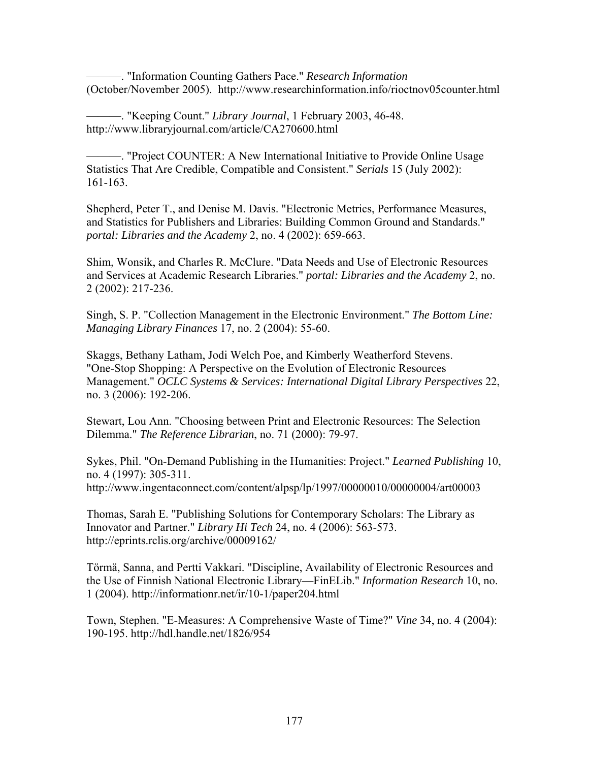———. "Information Counting Gathers Pace." *Research Information* (October/November 2005). http://www.researchinformation.info/rioctnov05counter.html

———. "Keeping Count." *Library Journal*, 1 February 2003, 46-48. http://www.libraryjournal.com/article/CA270600.html

———. "Project COUNTER: A New International Initiative to Provide Online Usage Statistics That Are Credible, Compatible and Consistent." *Serials* 15 (July 2002): 161-163.

Shepherd, Peter T., and Denise M. Davis. "Electronic Metrics, Performance Measures, and Statistics for Publishers and Libraries: Building Common Ground and Standards." *portal: Libraries and the Academy* 2, no. 4 (2002): 659-663.

Shim, Wonsik, and Charles R. McClure. "Data Needs and Use of Electronic Resources and Services at Academic Research Libraries." *portal: Libraries and the Academy* 2, no. 2 (2002): 217-236.

Singh, S. P. "Collection Management in the Electronic Environment." *The Bottom Line: Managing Library Finances* 17, no. 2 (2004): 55-60.

Skaggs, Bethany Latham, Jodi Welch Poe, and Kimberly Weatherford Stevens. "One-Stop Shopping: A Perspective on the Evolution of Electronic Resources Management." *OCLC Systems & Services: International Digital Library Perspectives* 22, no. 3 (2006): 192-206.

Stewart, Lou Ann. "Choosing between Print and Electronic Resources: The Selection Dilemma." *The Reference Librarian*, no. 71 (2000): 79-97.

Sykes, Phil. "On-Demand Publishing in the Humanities: Project." *Learned Publishing* 10, no. 4 (1997): 305-311. http://www.ingentaconnect.com/content/alpsp/lp/1997/00000010/00000004/art00003

Thomas, Sarah E. "Publishing Solutions for Contemporary Scholars: The Library as Innovator and Partner." *Library Hi Tech* 24, no. 4 (2006): 563-573. http://eprints.rclis.org/archive/00009162/

Törmä, Sanna, and Pertti Vakkari. "Discipline, Availability of Electronic Resources and the Use of Finnish National Electronic Library—FinELib." *Information Research* 10, no. 1 (2004). http://informationr.net/ir/10-1/paper204.html

Town, Stephen. "E-Measures: A Comprehensive Waste of Time?" *Vine* 34, no. 4 (2004): 190-195. http://hdl.handle.net/1826/954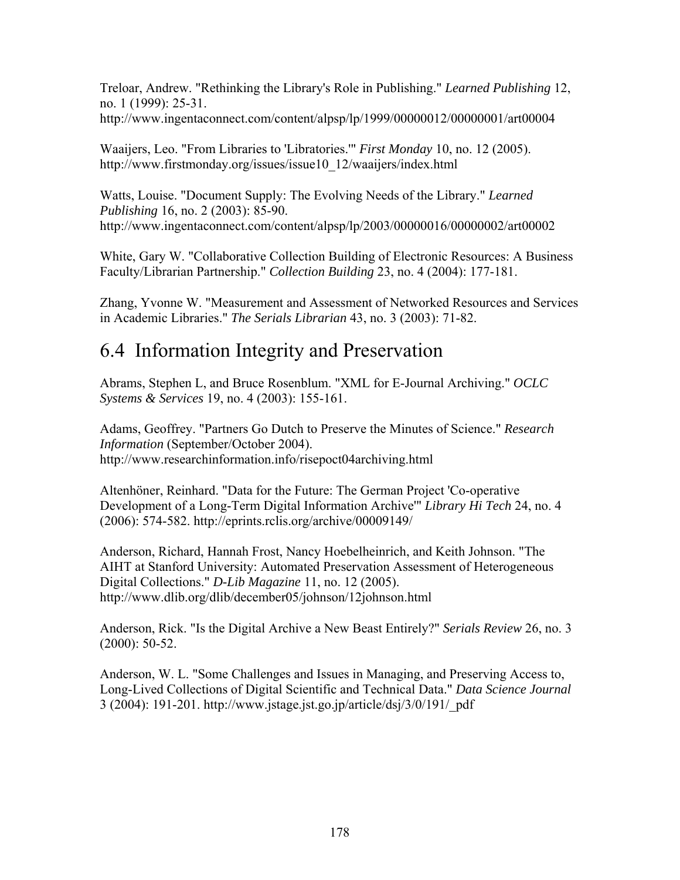Treloar, Andrew. "Rethinking the Library's Role in Publishing." *Learned Publishing* 12, no. 1 (1999): 25-31. http://www.ingentaconnect.com/content/alpsp/lp/1999/00000012/00000001/art00004

Waaijers, Leo. "From Libraries to 'Libratories.'" *First Monday* 10, no. 12 (2005). http://www.firstmonday.org/issues/issue10_12/waaijers/index.html

Watts, Louise. "Document Supply: The Evolving Needs of the Library." *Learned Publishing* 16, no. 2 (2003): 85-90. http://www.ingentaconnect.com/content/alpsp/lp/2003/00000016/00000002/art00002

White, Gary W. "Collaborative Collection Building of Electronic Resources: A Business Faculty/Librarian Partnership." *Collection Building* 23, no. 4 (2004): 177-181.

Zhang, Yvonne W. "Measurement and Assessment of Networked Resources and Services in Academic Libraries." *The Serials Librarian* 43, no. 3 (2003): 71-82.

## 6.4 Information Integrity and Preservation

Abrams, Stephen L, and Bruce Rosenblum. "XML for E-Journal Archiving." *OCLC Systems & Services* 19, no. 4 (2003): 155-161.

Adams, Geoffrey. "Partners Go Dutch to Preserve the Minutes of Science." *Research Information* (September/October 2004). http://www.researchinformation.info/risepoct04archiving.html

Altenhöner, Reinhard. "Data for the Future: The German Project 'Co-operative Development of a Long-Term Digital Information Archive'" *Library Hi Tech* 24, no. 4 (2006): 574-582. http://eprints.rclis.org/archive/00009149/

Anderson, Richard, Hannah Frost, Nancy Hoebelheinrich, and Keith Johnson. "The AIHT at Stanford University: Automated Preservation Assessment of Heterogeneous Digital Collections." *D-Lib Magazine* 11, no. 12 (2005). http://www.dlib.org/dlib/december05/johnson/12johnson.html

Anderson, Rick. "Is the Digital Archive a New Beast Entirely?" *Serials Review* 26, no. 3 (2000): 50-52.

Anderson, W. L. "Some Challenges and Issues in Managing, and Preserving Access to, Long-Lived Collections of Digital Scientific and Technical Data." *Data Science Journal* 3 (2004): 191-201. http://www.jstage.jst.go.jp/article/dsj/3/0/191/_pdf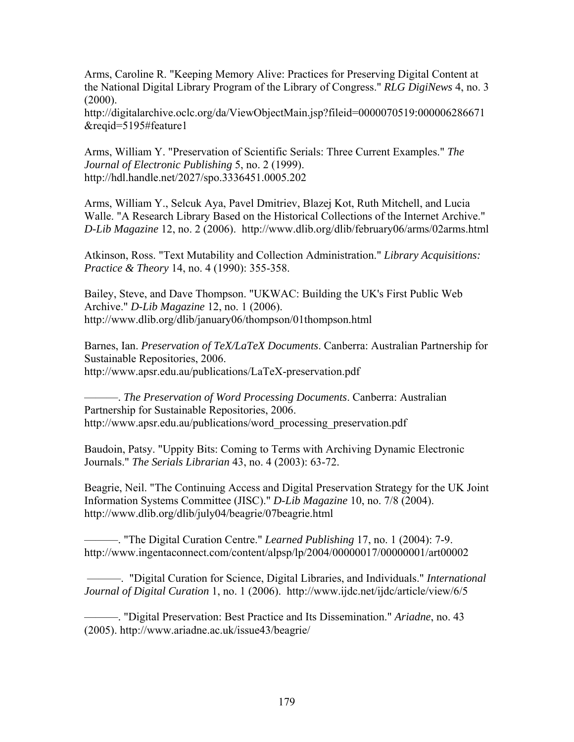Arms, Caroline R. "Keeping Memory Alive: Practices for Preserving Digital Content at the National Digital Library Program of the Library of Congress." *RLG DigiNews* 4, no. 3 (2000). http://digitalarchive.oclc.org/da/ViewObjectMain.jsp?fileid=0000070519:000006286671&reqid=5195#feature1

Arms, William Y. "Preservation of Scientific Serials: Three Current Examples." *The Journal of Electronic Publishing* 5, no. 2 (1999). http://hdl.handle.net/2027/spo.3336451.0005.202

Arms, William Y., Selcuk Aya, Pavel Dmitriev, Blazej Kot, Ruth Mitchell, and Lucia Walle. "A Research Library Based on the Historical Collections of the Internet Archive." *D-Lib Magazine* 12, no. 2 (2006). http://www.dlib.org/dlib/february06/arms/02arms.html

Atkinson, Ross. "Text Mutability and Collection Administration." *Library Acquisitions: Practice & Theory* 14, no. 4 (1990): 355-358.

Bailey, Steve, and Dave Thompson. "UKWAC: Building the UK's First Public Web Archive." *D-Lib Magazine* 12, no. 1 (2006). http://www.dlib.org/dlib/january06/thompson/01thompson.html

Barnes, Ian. *Preservation of TeX/LaTeX Documents*. Canberra: Australian Partnership for Sustainable Repositories, 2006. http://www.apsr.edu.au/publications/LaTeX-preservation.pdf

———. *The Preservation of Word Processing Documents*. Canberra: Australian Partnership for Sustainable Repositories, 2006. http://www.apsr.edu.au/publications/word_processing_preservation.pdf

Baudoin, Patsy. "Uppity Bits: Coming to Terms with Archiving Dynamic Electronic Journals." *The Serials Librarian* 43, no. 4 (2003): 63-72.

Beagrie, Neil. "The Continuing Access and Digital Preservation Strategy for the UK Joint Information Systems Committee (JISC)." *D-Lib Magazine* 10, no. 7/8 (2004). http://www.dlib.org/dlib/july04/beagrie/07beagrie.html

———. "The Digital Curation Centre." *Learned Publishing* 17, no. 1 (2004): 7-9. http://www.ingentaconnect.com/content/alpsp/lp/2004/00000017/00000001/art00002

———. "Digital Curation for Science, Digital Libraries, and Individuals." *International Journal of Digital Curation* 1, no. 1 (2006). http://www.ijdc.net/ijdc/article/view/6/5

———. "Digital Preservation: Best Practice and Its Dissemination." *Ariadne*, no. 43 (2005). http://www.ariadne.ac.uk/issue43/beagrie/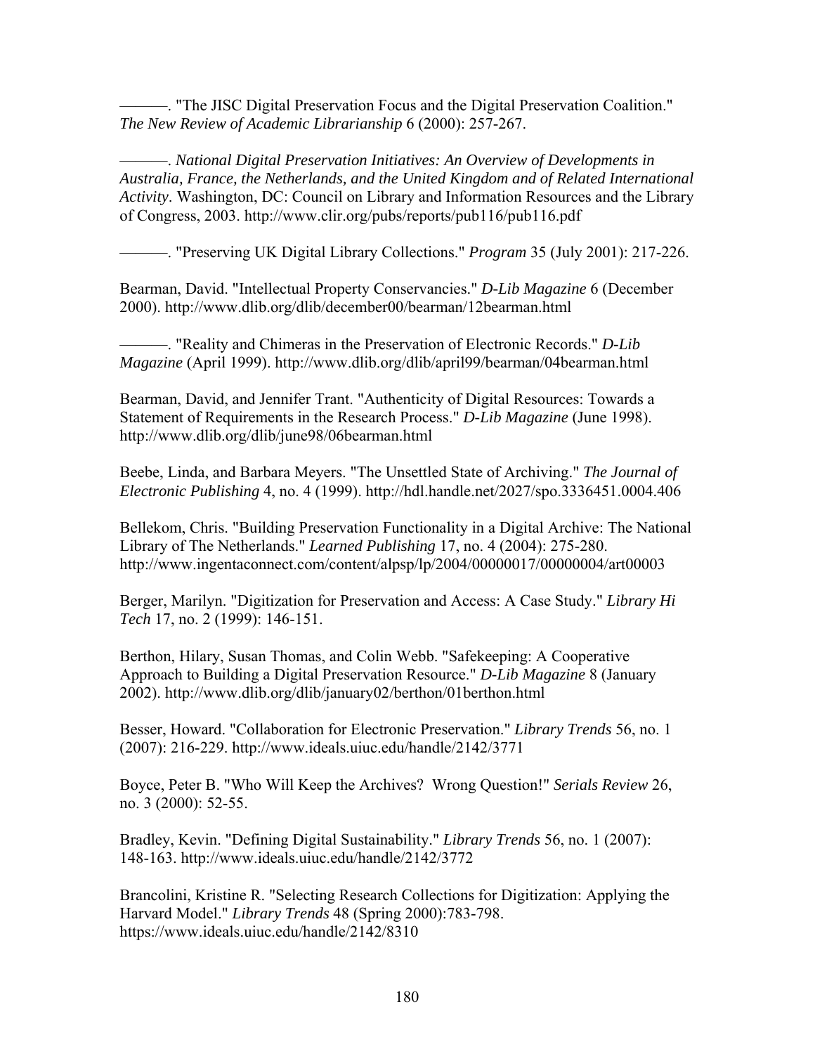———. "The JISC Digital Preservation Focus and the Digital Preservation Coalition." *The New Review of Academic Librarianship* 6 (2000): 257-267.

———. *National Digital Preservation Initiatives: An Overview of Developments in Australia, France, the Netherlands, and the United Kingdom and of Related International Activity*. Washington, DC: Council on Library and Information Resources and the Library of Congress, 2003. http://www.clir.org/pubs/reports/pub116/pub116.pdf

———. "Preserving UK Digital Library Collections." *Program* 35 (July 2001): 217-226.

Bearman, David. "Intellectual Property Conservancies." *D-Lib Magazine* 6 (December 2000). http://www.dlib.org/dlib/december00/bearman/12bearman.html

———. "Reality and Chimeras in the Preservation of Electronic Records." *D-Lib Magazine* (April 1999). http://www.dlib.org/dlib/april99/bearman/04bearman.html

Bearman, David, and Jennifer Trant. "Authenticity of Digital Resources: Towards a Statement of Requirements in the Research Process." *D-Lib Magazine* (June 1998). http://www.dlib.org/dlib/june98/06bearman.html

Beebe, Linda, and Barbara Meyers. "The Unsettled State of Archiving." *The Journal of Electronic Publishing* 4, no. 4 (1999). http://hdl.handle.net/2027/spo.3336451.0004.406

Bellekom, Chris. "Building Preservation Functionality in a Digital Archive: The National Library of The Netherlands." *Learned Publishing* 17, no. 4 (2004): 275-280. http://www.ingentaconnect.com/content/alpsp/lp/2004/00000017/00000004/art00003

Berger, Marilyn. "Digitization for Preservation and Access: A Case Study." *Library Hi Tech* 17, no. 2 (1999): 146-151.

Berthon, Hilary, Susan Thomas, and Colin Webb. "Safekeeping: A Cooperative Approach to Building a Digital Preservation Resource." *D-Lib Magazine* 8 (January 2002). http://www.dlib.org/dlib/january02/berthon/01berthon.html

Besser, Howard. "Collaboration for Electronic Preservation." *Library Trends* 56, no. 1 (2007): 216-229. http://www.ideals.uiuc.edu/handle/2142/3771

Boyce, Peter B. "Who Will Keep the Archives? Wrong Question!" *Serials Review* 26, no. 3 (2000): 52-55.

Bradley, Kevin. "Defining Digital Sustainability." *Library Trends* 56, no. 1 (2007): 148-163. http://www.ideals.uiuc.edu/handle/2142/3772

Brancolini, Kristine R. "Selecting Research Collections for Digitization: Applying the Harvard Model." *Library Trends* 48 (Spring 2000):783-798. https://www.ideals.uiuc.edu/handle/2142/8310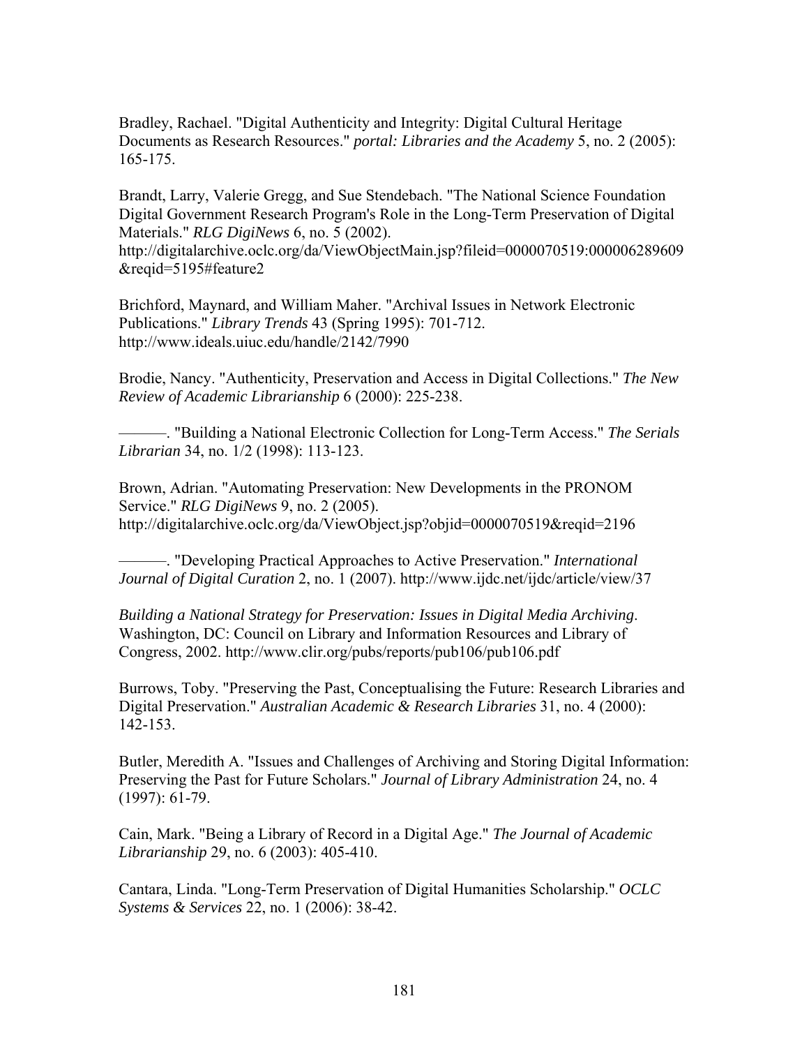Bradley, Rachael. "Digital Authenticity and Integrity: Digital Cultural Heritage Documents as Research Resources." *portal: Libraries and the Academy* 5, no. 2 (2005): 165-175.

Brandt, Larry, Valerie Gregg, and Sue Stendebach. "The National Science Foundation Digital Government Research Program's Role in the Long-Term Preservation of Digital Materials." *RLG DigiNews* 6, no. 5 (2002). http://digitalarchive.oclc.org/da/ViewObjectMain.jsp?fileid=0000070519:000006289609&reqid=5195#feature2

Brichford, Maynard, and William Maher. "Archival Issues in Network Electronic Publications." *Library Trends* 43 (Spring 1995): 701-712. http://www.ideals.uiuc.edu/handle/2142/7990

Brodie, Nancy. "Authenticity, Preservation and Access in Digital Collections." *The New Review of Academic Librarianship* 6 (2000): 225-238.

———. "Building a National Electronic Collection for Long-Term Access." *The Serials Librarian* 34, no. 1/2 (1998): 113-123.

Brown, Adrian. "Automating Preservation: New Developments in the PRONOM Service." *RLG DigiNews* 9, no. 2 (2005). http://digitalarchive.oclc.org/da/ViewObject.jsp?objid=0000070519&reqid=2196

———. "Developing Practical Approaches to Active Preservation." *International Journal of Digital Curation* 2, no. 1 (2007). http://www.ijdc.net/ijdc/article/view/37

*Building a National Strategy for Preservation: Issues in Digital Media Archiving*. Washington, DC: Council on Library and Information Resources and Library of Congress, 2002. http://www.clir.org/pubs/reports/pub106/pub106.pdf

Burrows, Toby. "Preserving the Past, Conceptualising the Future: Research Libraries and Digital Preservation." *Australian Academic & Research Libraries* 31, no. 4 (2000): 142-153.

Butler, Meredith A. "Issues and Challenges of Archiving and Storing Digital Information: Preserving the Past for Future Scholars." *Journal of Library Administration* 24, no. 4 (1997): 61-79.

Cain, Mark. "Being a Library of Record in a Digital Age." *The Journal of Academic Librarianship* 29, no. 6 (2003): 405-410.

Cantara, Linda. "Long-Term Preservation of Digital Humanities Scholarship." *OCLC Systems & Services* 22, no. 1 (2006): 38-42.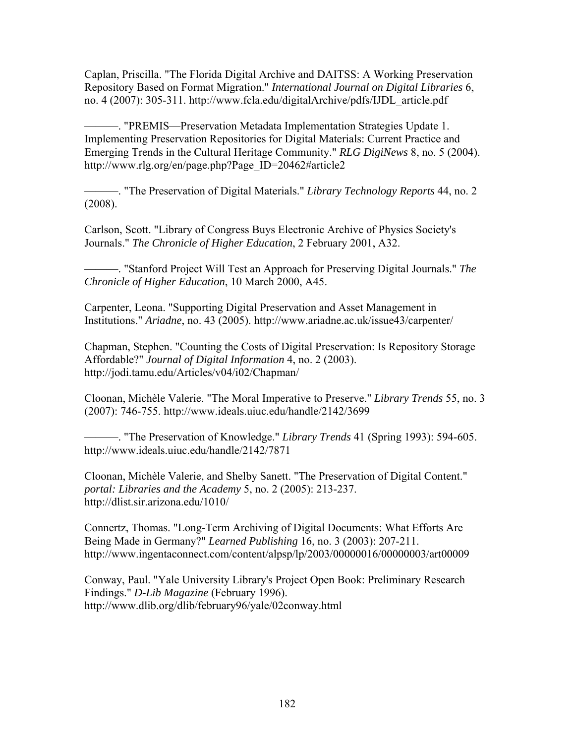Caplan, Priscilla. "The Florida Digital Archive and DAITSS: A Working Preservation Repository Based on Format Migration." *International Journal on Digital Libraries* 6, no. 4 (2007): 305-311. http://www.fcla.edu/digitalArchive/pdfs/IJDL_article.pdf

———. "PREMIS—Preservation Metadata Implementation Strategies Update 1. Implementing Preservation Repositories for Digital Materials: Current Practice and Emerging Trends in the Cultural Heritage Community." *RLG DigiNews* 8, no. 5 (2004). http://www.rlg.org/en/page.php?Page_ID=20462#article2

———. "The Preservation of Digital Materials." *Library Technology Reports* 44, no. 2 (2008).

Carlson, Scott. "Library of Congress Buys Electronic Archive of Physics Society's Journals." *The Chronicle of Higher Education*, 2 February 2001, A32.

———. "Stanford Project Will Test an Approach for Preserving Digital Journals." *The Chronicle of Higher Education*, 10 March 2000, A45.

Carpenter, Leona. "Supporting Digital Preservation and Asset Management in Institutions." *Ariadne*, no. 43 (2005). http://www.ariadne.ac.uk/issue43/carpenter/

Chapman, Stephen. "Counting the Costs of Digital Preservation: Is Repository Storage Affordable?" *Journal of Digital Information* 4, no. 2 (2003). http://jodi.tamu.edu/Articles/v04/i02/Chapman/

Cloonan, Michèle Valerie. "The Moral Imperative to Preserve." *Library Trends* 55, no. 3 (2007): 746-755. http://www.ideals.uiuc.edu/handle/2142/3699

———. "The Preservation of Knowledge." *Library Trends* 41 (Spring 1993): 594-605. http://www.ideals.uiuc.edu/handle/2142/7871

Cloonan, Michèle Valerie, and Shelby Sanett. "The Preservation of Digital Content." *portal: Libraries and the Academy* 5, no. 2 (2005): 213-237. http://dlist.sir.arizona.edu/1010/

Connertz, Thomas. "Long-Term Archiving of Digital Documents: What Efforts Are Being Made in Germany?" *Learned Publishing* 16, no. 3 (2003): 207-211. http://www.ingentaconnect.com/content/alpsp/lp/2003/00000016/00000003/art00009

Conway, Paul. "Yale University Library's Project Open Book: Preliminary Research Findings." *D-Lib Magazine* (February 1996). http://www.dlib.org/dlib/february96/yale/02conway.html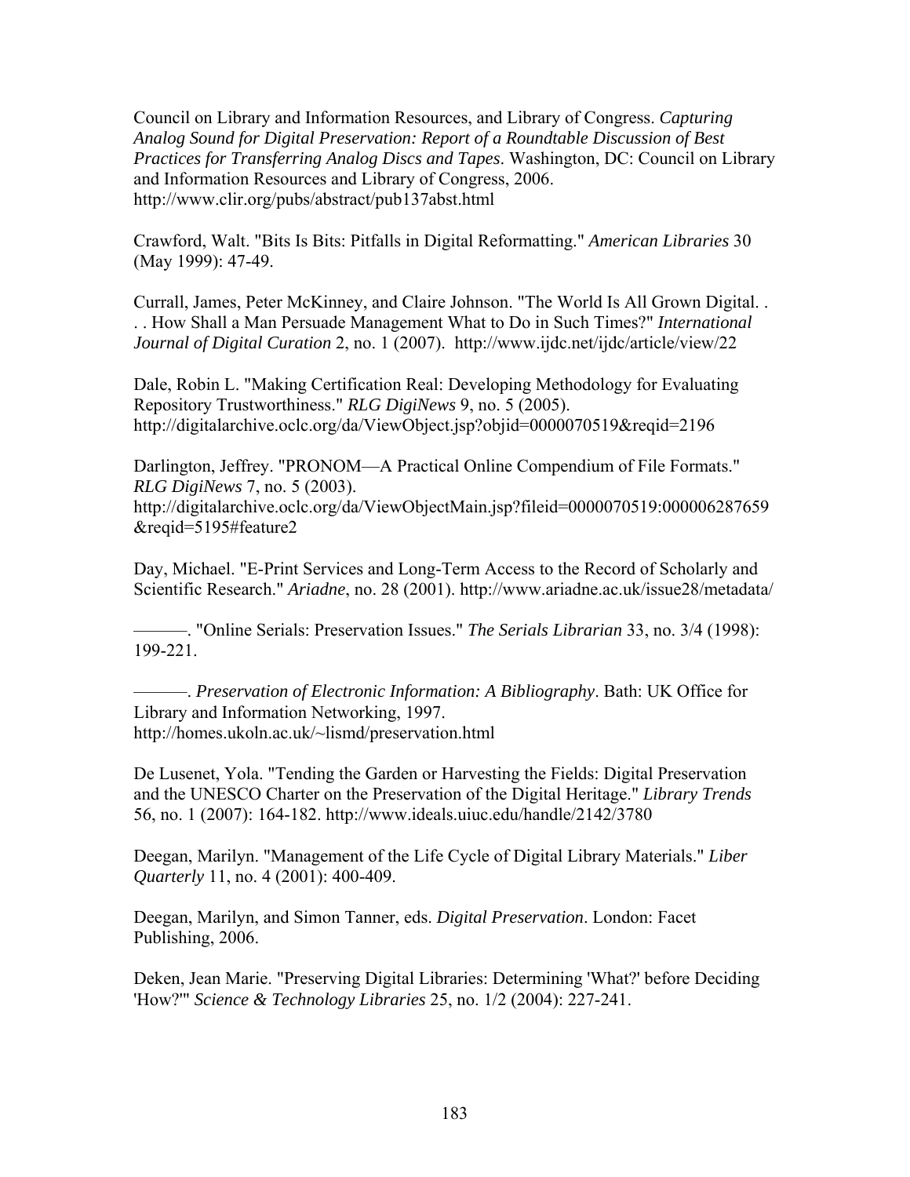Council on Library and Information Resources, and Library of Congress. *Capturing Analog Sound for Digital Preservation: Report of a Roundtable Discussion of Best Practices for Transferring Analog Discs and Tapes*. Washington, DC: Council on Library and Information Resources and Library of Congress, 2006. http://www.clir.org/pubs/abstract/pub137abst.html

Crawford, Walt. "Bits Is Bits: Pitfalls in Digital Reformatting." *American Libraries* 30 (May 1999): 47-49.

Currall, James, Peter McKinney, and Claire Johnson. "The World Is All Grown Digital. . . . How Shall a Man Persuade Management What to Do in Such Times?" *International Journal of Digital Curation* 2, no. 1 (2007). http://www.ijdc.net/ijdc/article/view/22

Dale, Robin L. "Making Certification Real: Developing Methodology for Evaluating Repository Trustworthiness." *RLG DigiNews* 9, no. 5 (2005). http://digitalarchive.oclc.org/da/ViewObject.jsp?objid=0000070519&reqid=2196

Darlington, Jeffrey. "PRONOM—A Practical Online Compendium of File Formats." *RLG DigiNews* 7, no. 5 (2003). http://digitalarchive.oclc.org/da/ViewObjectMain.jsp?fileid=0000070519:000006287659&reqid=5195#feature2

Day, Michael. "E-Print Services and Long-Term Access to the Record of Scholarly and Scientific Research." *Ariadne*, no. 28 (2001). http://www.ariadne.ac.uk/issue28/metadata/

———. "Online Serials: Preservation Issues." *The Serials Librarian* 33, no. 3/4 (1998): 199-221.

———. *Preservation of Electronic Information: A Bibliography*. Bath: UK Office for Library and Information Networking, 1997. http://homes.ukoln.ac.uk/~lismd/preservation.html

De Lusenet, Yola. "Tending the Garden or Harvesting the Fields: Digital Preservation and the UNESCO Charter on the Preservation of the Digital Heritage." *Library Trends* 56, no. 1 (2007): 164-182. http://www.ideals.uiuc.edu/handle/2142/3780

Deegan, Marilyn. "Management of the Life Cycle of Digital Library Materials." *Liber Quarterly* 11, no. 4 (2001): 400-409.

Deegan, Marilyn, and Simon Tanner, eds. *Digital Preservation*. London: Facet Publishing, 2006.

Deken, Jean Marie. "Preserving Digital Libraries: Determining 'What?' before Deciding 'How?'" *Science & Technology Libraries* 25, no. 1/2 (2004): 227-241.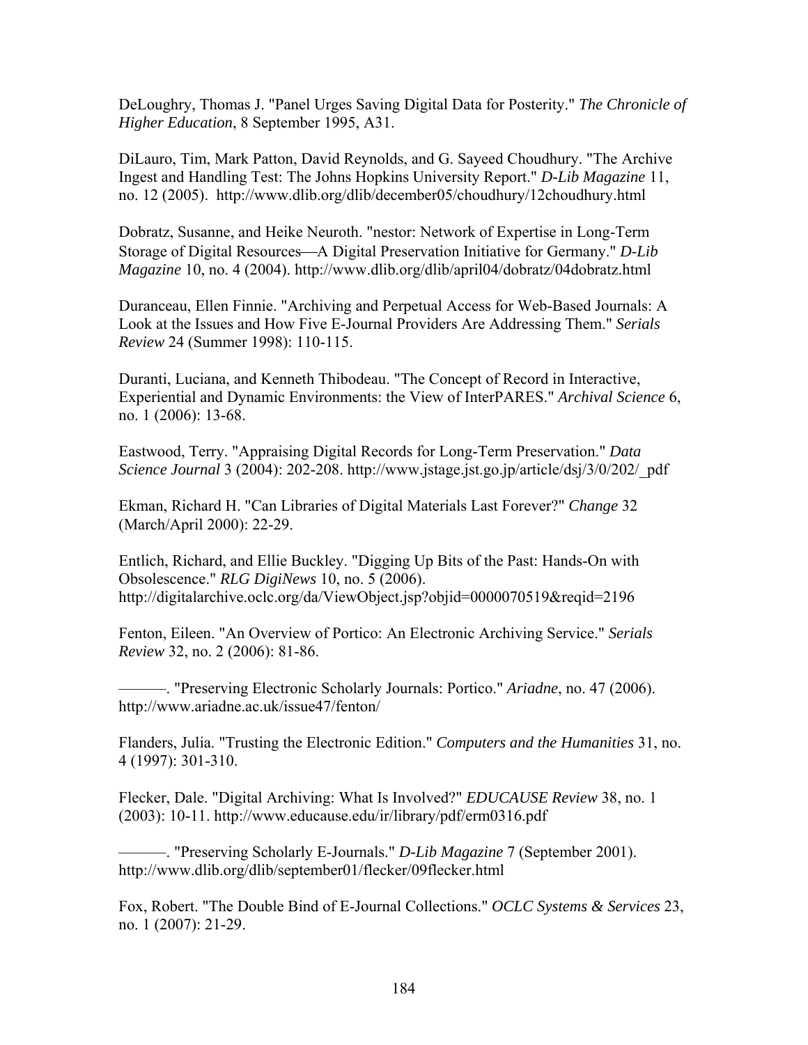DeLoughry, Thomas J. "Panel Urges Saving Digital Data for Posterity." *The Chronicle of Higher Education*, 8 September 1995, A31.

DiLauro, Tim, Mark Patton, David Reynolds, and G. Sayeed Choudhury. "The Archive Ingest and Handling Test: The Johns Hopkins University Report." *D-Lib Magazine* 11, no. 12 (2005). http://www.dlib.org/dlib/december05/choudhury/12choudhury.html

Dobratz, Susanne, and Heike Neuroth. "nestor: Network of Expertise in Long-Term Storage of Digital Resources—A Digital Preservation Initiative for Germany." *D-Lib Magazine* 10, no. 4 (2004). http://www.dlib.org/dlib/april04/dobratz/04dobratz.html

Duranceau, Ellen Finnie. "Archiving and Perpetual Access for Web-Based Journals: A Look at the Issues and How Five E-Journal Providers Are Addressing Them." *Serials Review* 24 (Summer 1998): 110-115.

Duranti, Luciana, and Kenneth Thibodeau. "The Concept of Record in Interactive, Experiential and Dynamic Environments: the View of InterPARES." *Archival Science* 6, no. 1 (2006): 13-68.

Eastwood, Terry. "Appraising Digital Records for Long-Term Preservation." *Data Science Journal* 3 (2004): 202-208. http://www.jstage.jst.go.jp/article/dsj/3/0/202/_pdf

Ekman, Richard H. "Can Libraries of Digital Materials Last Forever?" *Change* 32 (March/April 2000): 22-29.

Entlich, Richard, and Ellie Buckley. "Digging Up Bits of the Past: Hands-On with Obsolescence." *RLG DigiNews* 10, no. 5 (2006). http://digitalarchive.oclc.org/da/ViewObject.jsp?objid=0000070519&reqid=2196

Fenton, Eileen. "An Overview of Portico: An Electronic Archiving Service." *Serials Review* 32, no. 2 (2006): 81-86.

———. "Preserving Electronic Scholarly Journals: Portico." *Ariadne*, no. 47 (2006). http://www.ariadne.ac.uk/issue47/fenton/

Flanders, Julia. "Trusting the Electronic Edition." *Computers and the Humanities* 31, no. 4 (1997): 301-310.

Flecker, Dale. "Digital Archiving: What Is Involved?" *EDUCAUSE Review* 38, no. 1 (2003): 10-11. http://www.educause.edu/ir/library/pdf/erm0316.pdf

———. "Preserving Scholarly E-Journals." *D-Lib Magazine* 7 (September 2001). http://www.dlib.org/dlib/september01/flecker/09flecker.html

Fox, Robert. "The Double Bind of E-Journal Collections." *OCLC Systems & Services* 23, no. 1 (2007): 21-29.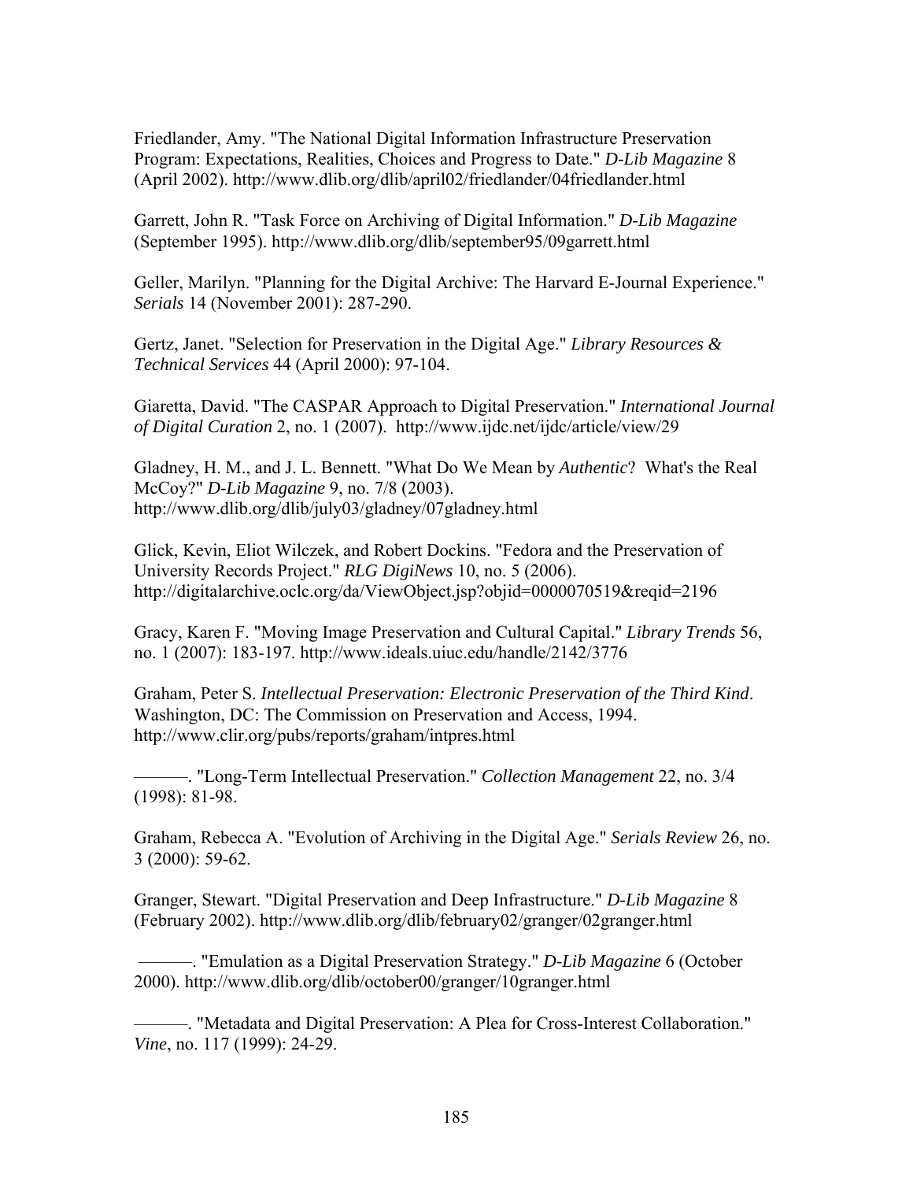Friedlander, Amy. "The National Digital Information Infrastructure Preservation Program: Expectations, Realities, Choices and Progress to Date." *D-Lib Magazine* 8 (April 2002). http://www.dlib.org/dlib/april02/friedlander/04friedlander.html

Garrett, John R. "Task Force on Archiving of Digital Information." *D-Lib Magazine* (September 1995). http://www.dlib.org/dlib/september95/09garrett.html

Geller, Marilyn. "Planning for the Digital Archive: The Harvard E-Journal Experience." *Serials* 14 (November 2001): 287-290.

Gertz, Janet. "Selection for Preservation in the Digital Age." *Library Resources & Technical Services* 44 (April 2000): 97-104.

Giaretta, David. "The CASPAR Approach to Digital Preservation." *International Journal of Digital Curation* 2, no. 1 (2007). http://www.ijdc.net/ijdc/article/view/29

Gladney, H. M., and J. L. Bennett. "What Do We Mean by *Authentic*? What's the Real McCoy?" *D-Lib Magazine* 9, no. 7/8 (2003). http://www.dlib.org/dlib/july03/gladney/07gladney.html

Glick, Kevin, Eliot Wilczek, and Robert Dockins. "Fedora and the Preservation of University Records Project." *RLG DigiNews* 10, no. 5 (2006). http://digitalarchive.oclc.org/da/ViewObject.jsp?objid=0000070519&reqid=2196

Gracy, Karen F. "Moving Image Preservation and Cultural Capital." *Library Trends* 56, no. 1 (2007): 183-197. http://www.ideals.uiuc.edu/handle/2142/3776

Graham, Peter S. *Intellectual Preservation: Electronic Preservation of the Third Kind*. Washington, DC: The Commission on Preservation and Access, 1994. http://www.clir.org/pubs/reports/graham/intpres.html

———. "Long-Term Intellectual Preservation." *Collection Management* 22, no. 3/4 (1998): 81-98.

Graham, Rebecca A. "Evolution of Archiving in the Digital Age." *Serials Review* 26, no. 3 (2000): 59-62.

Granger, Stewart. "Digital Preservation and Deep Infrastructure." *D-Lib Magazine* 8 (February 2002). http://www.dlib.org/dlib/february02/granger/02granger.html

———. "Emulation as a Digital Preservation Strategy." *D-Lib Magazine* 6 (October 2000). http://www.dlib.org/dlib/october00/granger/10granger.html

———. "Metadata and Digital Preservation: A Plea for Cross-Interest Collaboration." *Vine*, no. 117 (1999): 24-29.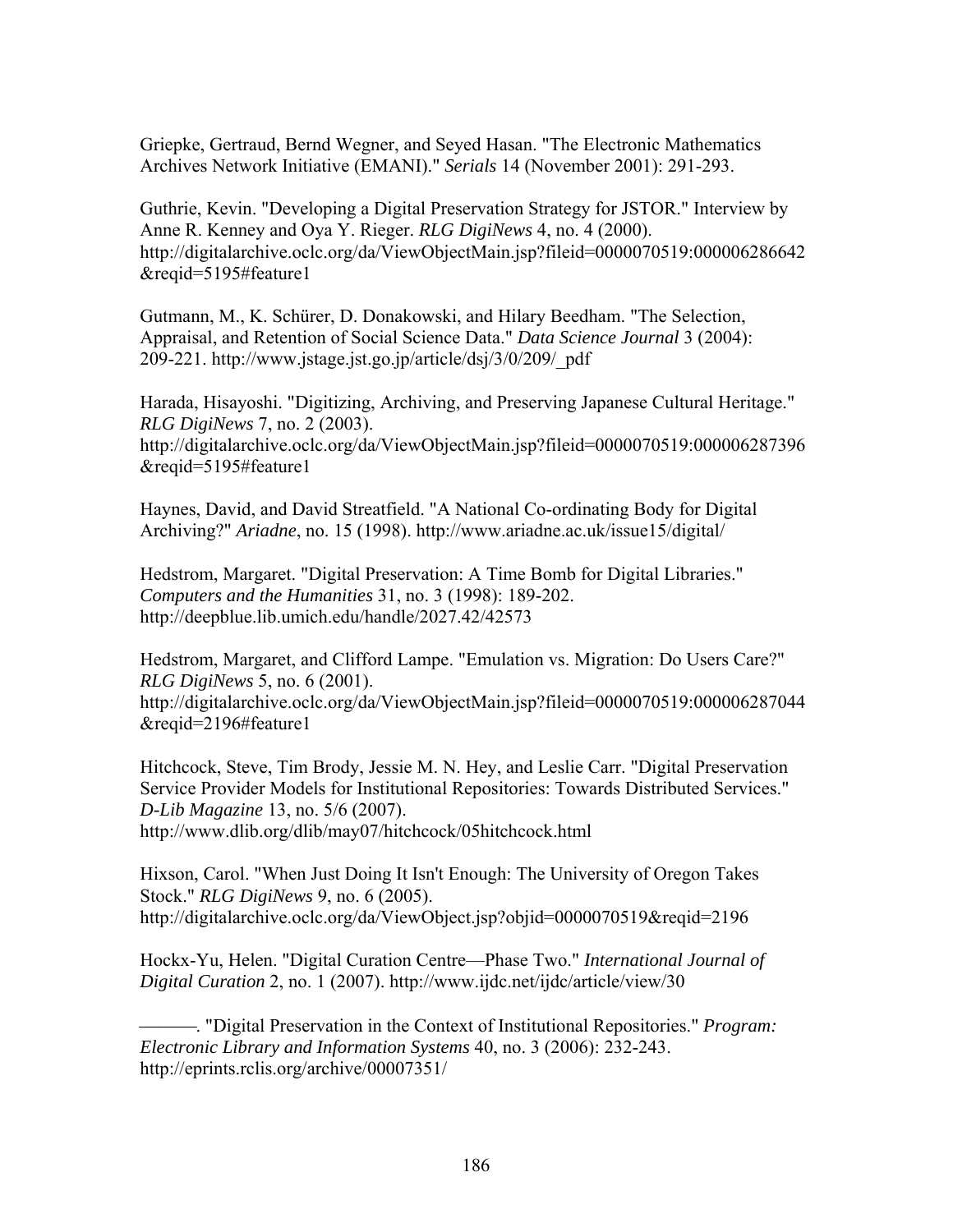Griepke, Gertraud, Bernd Wegner, and Seyed Hasan. "The Electronic Mathematics Archives Network Initiative (EMANI)." *Serials* 14 (November 2001): 291-293.

Guthrie, Kevin. "Developing a Digital Preservation Strategy for JSTOR." Interview by Anne R. Kenney and Oya Y. Rieger. *RLG DigiNews* 4, no. 4 (2000). http://digitalarchive.oclc.org/da/ViewObjectMain.jsp?fileid=0000070519:000006286642&reqid=5195#feature1

Gutmann, M., K. Schürer, D. Donakowski, and Hilary Beedham. "The Selection, Appraisal, and Retention of Social Science Data." *Data Science Journal* 3 (2004): 209-221. http://www.jstage.jst.go.jp/article/dsj/3/0/209/_pdf

Harada, Hisayoshi. "Digitizing, Archiving, and Preserving Japanese Cultural Heritage." *RLG DigiNews* 7, no. 2 (2003). http://digitalarchive.oclc.org/da/ViewObjectMain.jsp?fileid=0000070519:000006287396&reqid=5195#feature1

Haynes, David, and David Streatfield. "A National Co-ordinating Body for Digital Archiving?" *Ariadne*, no. 15 (1998). http://www.ariadne.ac.uk/issue15/digital/

Hedstrom, Margaret. "Digital Preservation: A Time Bomb for Digital Libraries." *Computers and the Humanities* 31, no. 3 (1998): 189-202. http://deepblue.lib.umich.edu/handle/2027.42/42573

Hedstrom, Margaret, and Clifford Lampe. "Emulation vs. Migration: Do Users Care?" *RLG DigiNews* 5, no. 6 (2001). http://digitalarchive.oclc.org/da/ViewObjectMain.jsp?fileid=0000070519:000006287044&reqid=2196#feature1

Hitchcock, Steve, Tim Brody, Jessie M. N. Hey, and Leslie Carr. "Digital Preservation Service Provider Models for Institutional Repositories: Towards Distributed Services." *D-Lib Magazine* 13, no. 5/6 (2007). http://www.dlib.org/dlib/may07/hitchcock/05hitchcock.html

Hixson, Carol. "When Just Doing It Isn't Enough: The University of Oregon Takes Stock." *RLG DigiNews* 9, no. 6 (2005). http://digitalarchive.oclc.org/da/ViewObject.jsp?objid=0000070519&reqid=2196

Hockx-Yu, Helen. "Digital Curation Centre—Phase Two." *International Journal of Digital Curation* 2, no. 1 (2007). http://www.ijdc.net/ijdc/article/view/30

———. "Digital Preservation in the Context of Institutional Repositories." *Program: Electronic Library and Information Systems* 40, no. 3 (2006): 232-243. http://eprints.rclis.org/archive/00007351/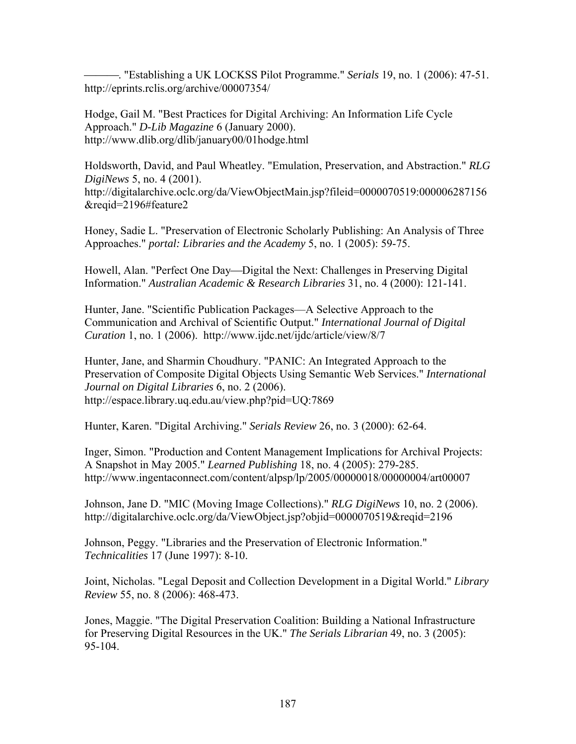———. "Establishing a UK LOCKSS Pilot Programme." *Serials* 19, no. 1 (2006): 47-51. http://eprints.rclis.org/archive/00007354/

Hodge, Gail M. "Best Practices for Digital Archiving: An Information Life Cycle Approach." *D-Lib Magazine* 6 (January 2000). http://www.dlib.org/dlib/january00/01hodge.html

Holdsworth, David, and Paul Wheatley. "Emulation, Preservation, and Abstraction." *RLG DigiNews* 5, no. 4 (2001). http://digitalarchive.oclc.org/da/ViewObjectMain.jsp?fileid=0000070519:000006287156&reqid=2196#feature2

Honey, Sadie L. "Preservation of Electronic Scholarly Publishing: An Analysis of Three Approaches." *portal: Libraries and the Academy* 5, no. 1 (2005): 59-75.

Howell, Alan. "Perfect One Day—Digital the Next: Challenges in Preserving Digital Information." *Australian Academic & Research Libraries* 31, no. 4 (2000): 121-141.

Hunter, Jane. "Scientific Publication Packages—A Selective Approach to the Communication and Archival of Scientific Output." *International Journal of Digital Curation* 1, no. 1 (2006). http://www.ijdc.net/ijdc/article/view/8/7

Hunter, Jane, and Sharmin Choudhury. "PANIC: An Integrated Approach to the Preservation of Composite Digital Objects Using Semantic Web Services." *International Journal on Digital Libraries* 6, no. 2 (2006). http://espace.library.uq.edu.au/view.php?pid=UQ:7869

Hunter, Karen. "Digital Archiving." *Serials Review* 26, no. 3 (2000): 62-64.

Inger, Simon. "Production and Content Management Implications for Archival Projects: A Snapshot in May 2005." *Learned Publishing* 18, no. 4 (2005): 279-285. http://www.ingentaconnect.com/content/alpsp/lp/2005/00000018/00000004/art00007

Johnson, Jane D. "MIC (Moving Image Collections)." *RLG DigiNews* 10, no. 2 (2006). http://digitalarchive.oclc.org/da/ViewObject.jsp?objid=0000070519&reqid=2196

Johnson, Peggy. "Libraries and the Preservation of Electronic Information." *Technicalities* 17 (June 1997): 8-10.

Joint, Nicholas. "Legal Deposit and Collection Development in a Digital World." *Library Review* 55, no. 8 (2006): 468-473.

Jones, Maggie. "The Digital Preservation Coalition: Building a National Infrastructure for Preserving Digital Resources in the UK." *The Serials Librarian* 49, no. 3 (2005): 95-104.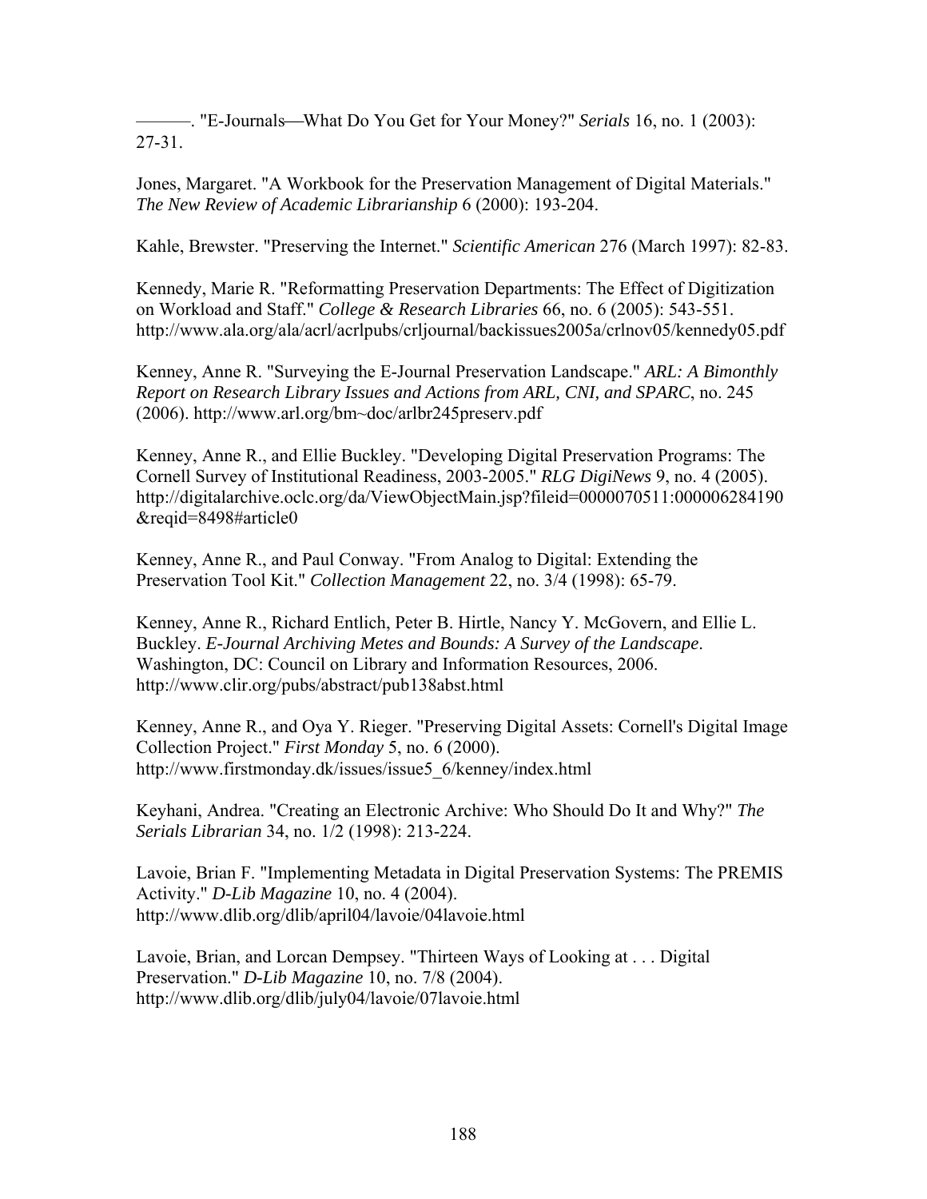———. "E-Journals—What Do You Get for Your Money?" *Serials* 16, no. 1 (2003): 27-31.

Jones, Margaret. "A Workbook for the Preservation Management of Digital Materials." *The New Review of Academic Librarianship* 6 (2000): 193-204.

Kahle, Brewster. "Preserving the Internet." *Scientific American* 276 (March 1997): 82-83.

Kennedy, Marie R. "Reformatting Preservation Departments: The Effect of Digitization on Workload and Staff." *College & Research Libraries* 66, no. 6 (2005): 543-551. http://www.ala.org/ala/acrl/acrlpubs/crljournal/backissues2005a/crlnov05/kennedy05.pdf

Kenney, Anne R. "Surveying the E-Journal Preservation Landscape." *ARL: A Bimonthly Report on Research Library Issues and Actions from ARL, CNI, and SPARC*, no. 245 (2006). http://www.arl.org/bm~doc/arlbr245preserv.pdf

Kenney, Anne R., and Ellie Buckley. "Developing Digital Preservation Programs: The Cornell Survey of Institutional Readiness, 2003-2005." *RLG DigiNews* 9, no. 4 (2005). http://digitalarchive.oclc.org/da/ViewObjectMain.jsp?fileid=0000070511:000006284190&reqid=8498#article0

Kenney, Anne R., and Paul Conway. "From Analog to Digital: Extending the Preservation Tool Kit." *Collection Management* 22, no. 3/4 (1998): 65-79.

Kenney, Anne R., Richard Entlich, Peter B. Hirtle, Nancy Y. McGovern, and Ellie L. Buckley. *E-Journal Archiving Metes and Bounds: A Survey of the Landscape*. Washington, DC: Council on Library and Information Resources, 2006. http://www.clir.org/pubs/abstract/pub138abst.html

Kenney, Anne R., and Oya Y. Rieger. "Preserving Digital Assets: Cornell's Digital Image Collection Project." *First Monday* 5, no. 6 (2000). http://www.firstmonday.dk/issues/issue5_6/kenney/index.html

Keyhani, Andrea. "Creating an Electronic Archive: Who Should Do It and Why?" *The Serials Librarian* 34, no. 1/2 (1998): 213-224.

Lavoie, Brian F. "Implementing Metadata in Digital Preservation Systems: The PREMIS Activity." *D-Lib Magazine* 10, no. 4 (2004). http://www.dlib.org/dlib/april04/lavoie/04lavoie.html

Lavoie, Brian, and Lorcan Dempsey. "Thirteen Ways of Looking at . . . Digital Preservation." *D-Lib Magazine* 10, no. 7/8 (2004). http://www.dlib.org/dlib/july04/lavoie/07lavoie.html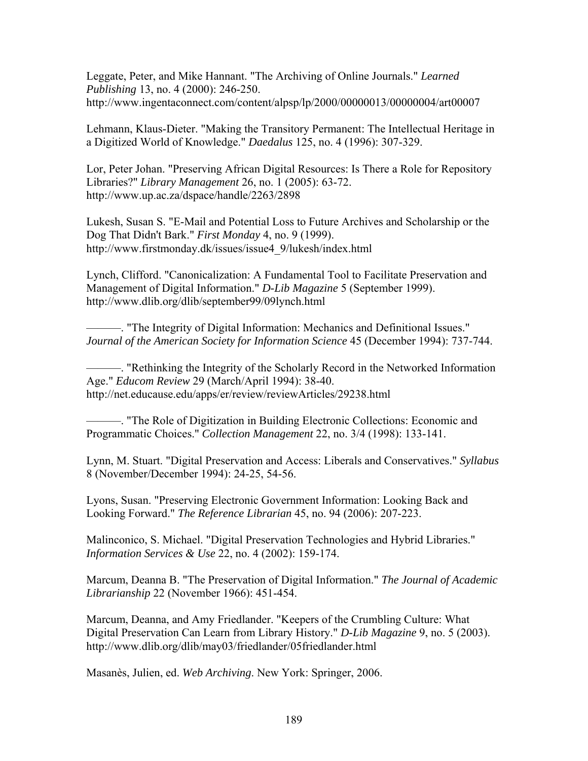Leggate, Peter, and Mike Hannant. "The Archiving of Online Journals." *Learned Publishing* 13, no. 4 (2000): 246-250. http://www.ingentaconnect.com/content/alpsp/lp/2000/00000013/00000004/art00007

Lehmann, Klaus-Dieter. "Making the Transitory Permanent: The Intellectual Heritage in a Digitized World of Knowledge." *Daedalus* 125, no. 4 (1996): 307-329.

Lor, Peter Johan. "Preserving African Digital Resources: Is There a Role for Repository Libraries?" *Library Management* 26, no. 1 (2005): 63-72. http://www.up.ac.za/dspace/handle/2263/2898

Lukesh, Susan S. "E-Mail and Potential Loss to Future Archives and Scholarship or the Dog That Didn't Bark." *First Monday* 4, no. 9 (1999). http://www.firstmonday.dk/issues/issue4_9/lukesh/index.html

Lynch, Clifford. "Canonicalization: A Fundamental Tool to Facilitate Preservation and Management of Digital Information." *D-Lib Magazine* 5 (September 1999). http://www.dlib.org/dlib/september99/09lynch.html

———. "The Integrity of Digital Information: Mechanics and Definitional Issues." *Journal of the American Society for Information Science* 45 (December 1994): 737-744.

———. "Rethinking the Integrity of the Scholarly Record in the Networked Information Age." *Educom Review* 29 (March/April 1994): 38-40. http://net.educause.edu/apps/er/review/reviewArticles/29238.html

———. "The Role of Digitization in Building Electronic Collections: Economic and Programmatic Choices." *Collection Management* 22, no. 3/4 (1998): 133-141.

Lynn, M. Stuart. "Digital Preservation and Access: Liberals and Conservatives." *Syllabus* 8 (November/December 1994): 24-25, 54-56.

Lyons, Susan. "Preserving Electronic Government Information: Looking Back and Looking Forward." *The Reference Librarian* 45, no. 94 (2006): 207-223.

Malinconico, S. Michael. "Digital Preservation Technologies and Hybrid Libraries." *Information Services & Use* 22, no. 4 (2002): 159-174.

Marcum, Deanna B. "The Preservation of Digital Information." *The Journal of Academic Librarianship* 22 (November 1966): 451-454.

Marcum, Deanna, and Amy Friedlander. "Keepers of the Crumbling Culture: What Digital Preservation Can Learn from Library History." *D-Lib Magazine* 9, no. 5 (2003). http://www.dlib.org/dlib/may03/friedlander/05friedlander.html

Masanès, Julien, ed. *Web Archiving*. New York: Springer, 2006.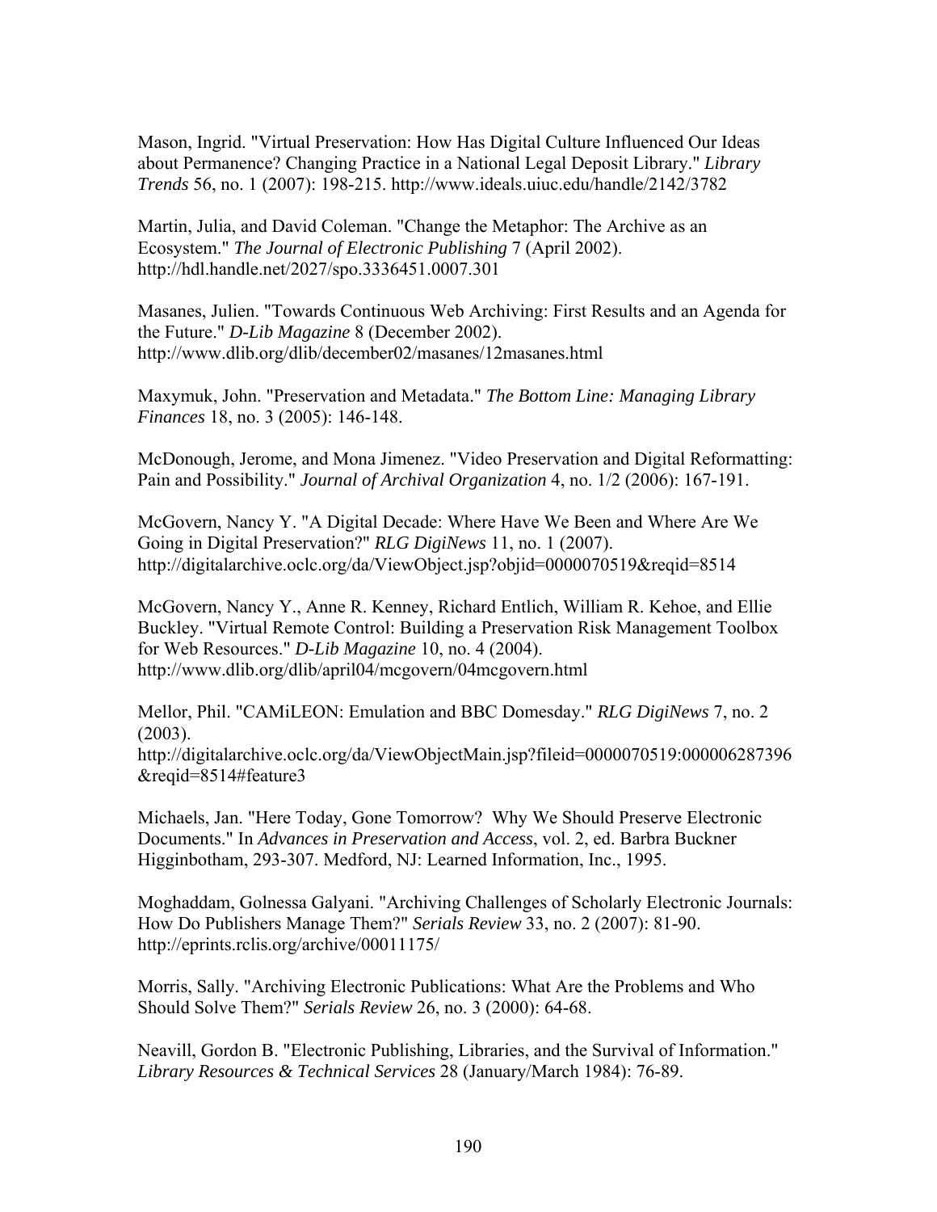Mason, Ingrid. "Virtual Preservation: How Has Digital Culture Influenced Our Ideas about Permanence? Changing Practice in a National Legal Deposit Library." *Library Trends* 56, no. 1 (2007): 198-215. http://www.ideals.uiuc.edu/handle/2142/3782

Martin, Julia, and David Coleman. "Change the Metaphor: The Archive as an Ecosystem." *The Journal of Electronic Publishing* 7 (April 2002). http://hdl.handle.net/2027/spo.3336451.0007.301

Masanes, Julien. "Towards Continuous Web Archiving: First Results and an Agenda for the Future." *D-Lib Magazine* 8 (December 2002). http://www.dlib.org/dlib/december02/masanes/12masanes.html

Maxymuk, John. "Preservation and Metadata." *The Bottom Line: Managing Library Finances* 18, no. 3 (2005): 146-148.

McDonough, Jerome, and Mona Jimenez. "Video Preservation and Digital Reformatting: Pain and Possibility." *Journal of Archival Organization* 4, no. 1/2 (2006): 167-191.

McGovern, Nancy Y. "A Digital Decade: Where Have We Been and Where Are We Going in Digital Preservation?" *RLG DigiNews* 11, no. 1 (2007). http://digitalarchive.oclc.org/da/ViewObject.jsp?objid=0000070519&reqid=8514

McGovern, Nancy Y., Anne R. Kenney, Richard Entlich, William R. Kehoe, and Ellie Buckley. "Virtual Remote Control: Building a Preservation Risk Management Toolbox for Web Resources." *D-Lib Magazine* 10, no. 4 (2004). http://www.dlib.org/dlib/april04/mcgovern/04mcgovern.html

Mellor, Phil. "CAMiLEON: Emulation and BBC Domesday." *RLG DigiNews* 7, no. 2 (2003). http://digitalarchive.oclc.org/da/ViewObjectMain.jsp?fileid=0000070519:000006287396&reqid=8514#feature3

Michaels, Jan. "Here Today, Gone Tomorrow? Why We Should Preserve Electronic Documents." In *Advances in Preservation and Access*, vol. 2, ed. Barbra Buckner Higginbotham, 293-307. Medford, NJ: Learned Information, Inc., 1995.

Moghaddam, Golnessa Galyani. "Archiving Challenges of Scholarly Electronic Journals: How Do Publishers Manage Them?" *Serials Review* 33, no. 2 (2007): 81-90. http://eprints.rclis.org/archive/00011175/

Morris, Sally. "Archiving Electronic Publications: What Are the Problems and Who Should Solve Them?" *Serials Review* 26, no. 3 (2000): 64-68.

Neavill, Gordon B. "Electronic Publishing, Libraries, and the Survival of Information." *Library Resources & Technical Services* 28 (January/March 1984): 76-89.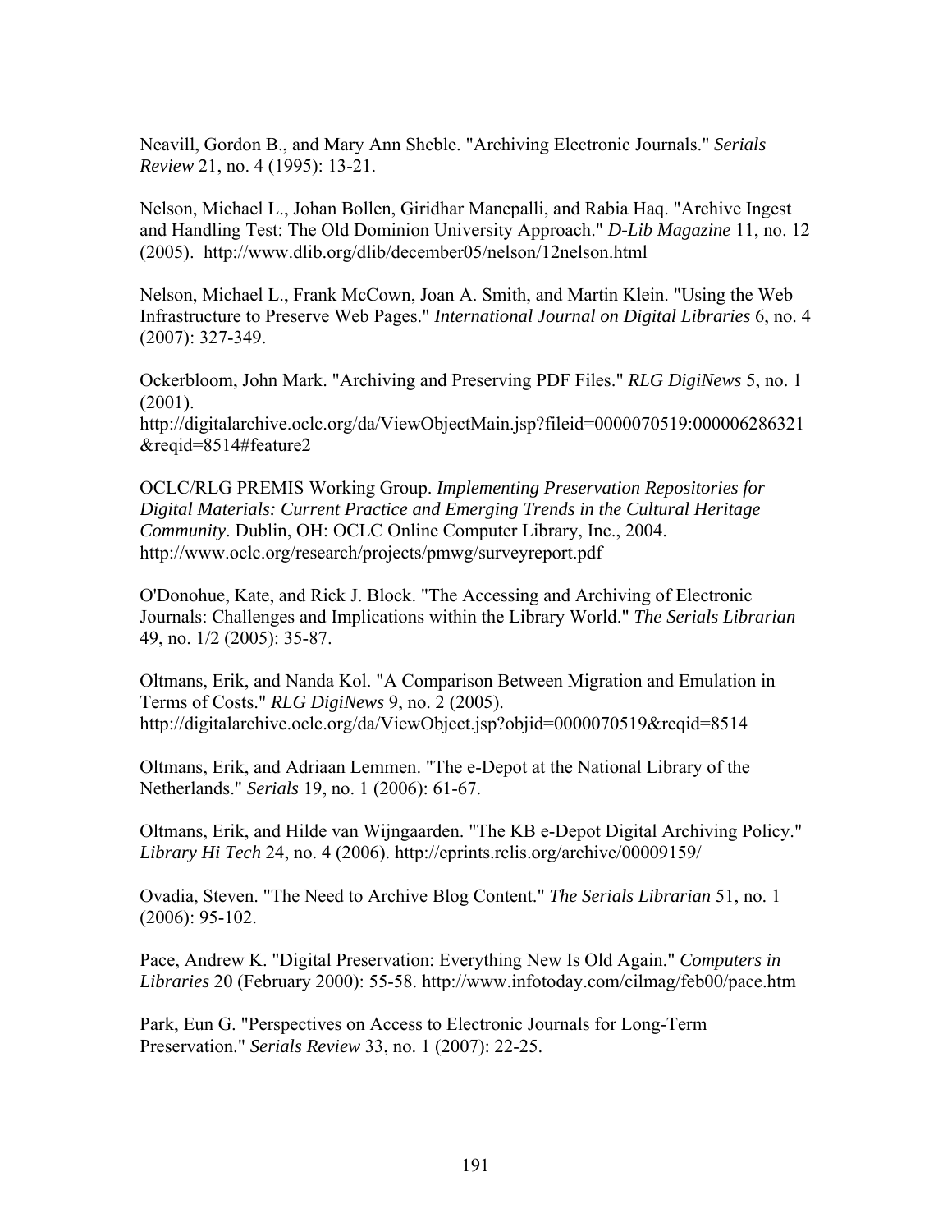Neavill, Gordon B., and Mary Ann Sheble. "Archiving Electronic Journals." *Serials Review* 21, no. 4 (1995): 13-21.

Nelson, Michael L., Johan Bollen, Giridhar Manepalli, and Rabia Haq. "Archive Ingest and Handling Test: The Old Dominion University Approach." *D-Lib Magazine* 11, no. 12 (2005). http://www.dlib.org/dlib/december05/nelson/12nelson.html

Nelson, Michael L., Frank McCown, Joan A. Smith, and Martin Klein. "Using the Web Infrastructure to Preserve Web Pages." *International Journal on Digital Libraries* 6, no. 4 (2007): 327-349.

Ockerbloom, John Mark. "Archiving and Preserving PDF Files." *RLG DigiNews* 5, no. 1 (2001). http://digitalarchive.oclc.org/da/ViewObjectMain.jsp?fileid=0000070519:000006286321&reqid=8514#feature2

OCLC/RLG PREMIS Working Group. *Implementing Preservation Repositories for Digital Materials: Current Practice and Emerging Trends in the Cultural Heritage Community*. Dublin, OH: OCLC Online Computer Library, Inc., 2004. http://www.oclc.org/research/projects/pmwg/surveyreport.pdf

O'Donohue, Kate, and Rick J. Block. "The Accessing and Archiving of Electronic Journals: Challenges and Implications within the Library World." *The Serials Librarian* 49, no. 1/2 (2005): 35-87.

Oltmans, Erik, and Nanda Kol. "A Comparison Between Migration and Emulation in Terms of Costs." *RLG DigiNews* 9, no. 2 (2005). http://digitalarchive.oclc.org/da/ViewObject.jsp?objid=0000070519&reqid=8514

Oltmans, Erik, and Adriaan Lemmen. "The e-Depot at the National Library of the Netherlands." *Serials* 19, no. 1 (2006): 61-67.

Oltmans, Erik, and Hilde van Wijngaarden. "The KB e-Depot Digital Archiving Policy." *Library Hi Tech* 24, no. 4 (2006). http://eprints.rclis.org/archive/00009159/

Ovadia, Steven. "The Need to Archive Blog Content." *The Serials Librarian* 51, no. 1 (2006): 95-102.

Pace, Andrew K. "Digital Preservation: Everything New Is Old Again." *Computers in Libraries* 20 (February 2000): 55-58. http://www.infotoday.com/cilmag/feb00/pace.htm

Park, Eun G. "Perspectives on Access to Electronic Journals for Long-Term Preservation." *Serials Review* 33, no. 1 (2007): 22-25.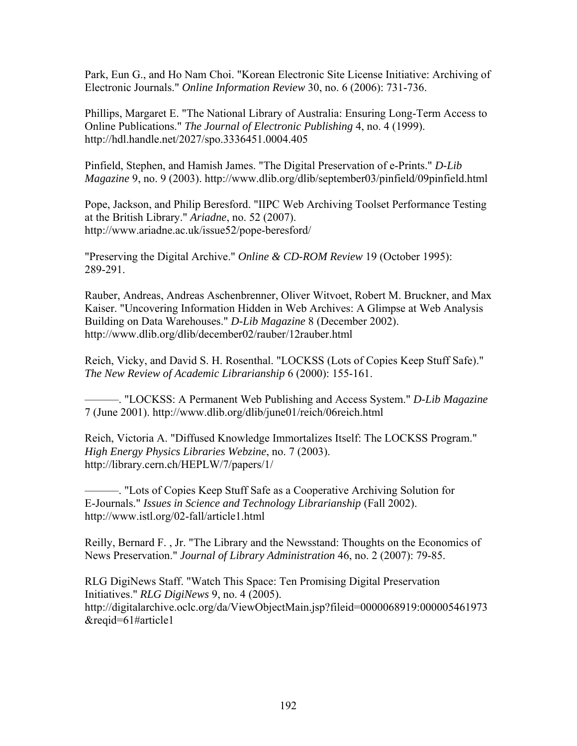Park, Eun G., and Ho Nam Choi. "Korean Electronic Site License Initiative: Archiving of Electronic Journals." *Online Information Review* 30, no. 6 (2006): 731-736.

Phillips, Margaret E. "The National Library of Australia: Ensuring Long-Term Access to Online Publications." *The Journal of Electronic Publishing* 4, no. 4 (1999). http://hdl.handle.net/2027/spo.3336451.0004.405

Pinfield, Stephen, and Hamish James. "The Digital Preservation of e-Prints." *D-Lib Magazine* 9, no. 9 (2003). http://www.dlib.org/dlib/september03/pinfield/09pinfield.html

Pope, Jackson, and Philip Beresford. "IIPC Web Archiving Toolset Performance Testing at the British Library." *Ariadne*, no. 52 (2007). http://www.ariadne.ac.uk/issue52/pope-beresford/

"Preserving the Digital Archive." *Online & CD-ROM Review* 19 (October 1995): 289-291.

Rauber, Andreas, Andreas Aschenbrenner, Oliver Witvoet, Robert M. Bruckner, and Max Kaiser. "Uncovering Information Hidden in Web Archives: A Glimpse at Web Analysis Building on Data Warehouses." *D-Lib Magazine* 8 (December 2002). http://www.dlib.org/dlib/december02/rauber/12rauber.html

Reich, Vicky, and David S. H. Rosenthal. "LOCKSS (Lots of Copies Keep Stuff Safe)." *The New Review of Academic Librarianship* 6 (2000): 155-161.

———. "LOCKSS: A Permanent Web Publishing and Access System." *D-Lib Magazine* 7 (June 2001). http://www.dlib.org/dlib/june01/reich/06reich.html

Reich, Victoria A. "Diffused Knowledge Immortalizes Itself: The LOCKSS Program." *High Energy Physics Libraries Webzine*, no. 7 (2003). http://library.cern.ch/HEPLW/7/papers/1/

———. "Lots of Copies Keep Stuff Safe as a Cooperative Archiving Solution for E-Journals." *Issues in Science and Technology Librarianship* (Fall 2002). http://www.istl.org/02-fall/article1.html

Reilly, Bernard F. , Jr. "The Library and the Newsstand: Thoughts on the Economics of News Preservation." *Journal of Library Administration* 46, no. 2 (2007): 79-85.

RLG DigiNews Staff. "Watch This Space: Ten Promising Digital Preservation Initiatives." *RLG DigiNews* 9, no. 4 (2005). http://digitalarchive.oclc.org/da/ViewObjectMain.jsp?fileid=0000068919:000005461973&reqid=61#article1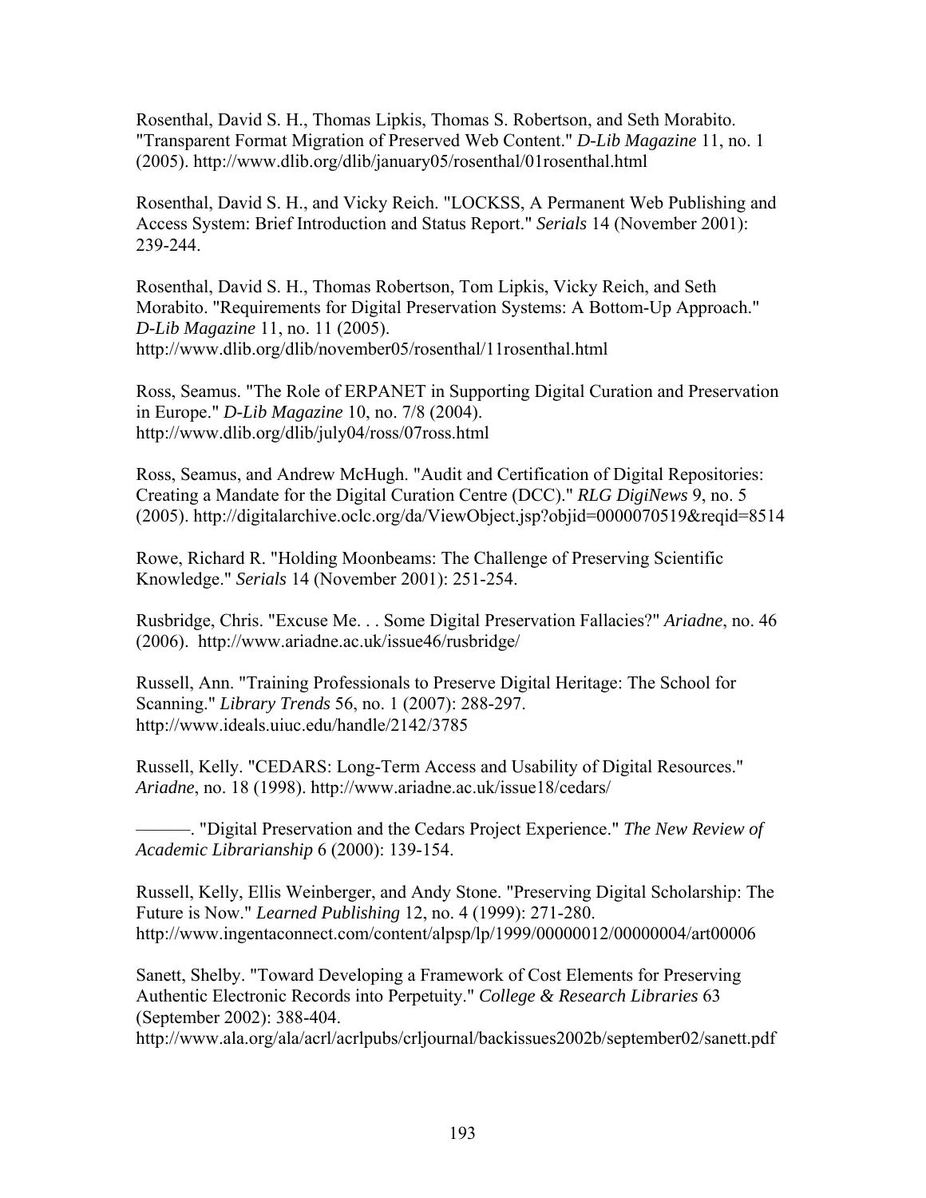Rosenthal, David S. H., Thomas Lipkis, Thomas S. Robertson, and Seth Morabito. "Transparent Format Migration of Preserved Web Content." *D-Lib Magazine* 11, no. 1 (2005). http://www.dlib.org/dlib/january05/rosenthal/01rosenthal.html

Rosenthal, David S. H., and Vicky Reich. "LOCKSS, A Permanent Web Publishing and Access System: Brief Introduction and Status Report." *Serials* 14 (November 2001): 239-244.

Rosenthal, David S. H., Thomas Robertson, Tom Lipkis, Vicky Reich, and Seth Morabito. "Requirements for Digital Preservation Systems: A Bottom-Up Approach." *D-Lib Magazine* 11, no. 11 (2005). http://www.dlib.org/dlib/november05/rosenthal/11rosenthal.html

Ross, Seamus. "The Role of ERPANET in Supporting Digital Curation and Preservation in Europe." *D-Lib Magazine* 10, no. 7/8 (2004). http://www.dlib.org/dlib/july04/ross/07ross.html

Ross, Seamus, and Andrew McHugh. "Audit and Certification of Digital Repositories: Creating a Mandate for the Digital Curation Centre (DCC)." *RLG DigiNews* 9, no. 5 (2005). http://digitalarchive.oclc.org/da/ViewObject.jsp?objid=0000070519&reqid=8514

Rowe, Richard R. "Holding Moonbeams: The Challenge of Preserving Scientific Knowledge." *Serials* 14 (November 2001): 251-254.

Rusbridge, Chris. "Excuse Me. . . Some Digital Preservation Fallacies?" *Ariadne*, no. 46 (2006). http://www.ariadne.ac.uk/issue46/rusbridge/

Russell, Ann. "Training Professionals to Preserve Digital Heritage: The School for Scanning." *Library Trends* 56, no. 1 (2007): 288-297. http://www.ideals.uiuc.edu/handle/2142/3785

Russell, Kelly. "CEDARS: Long-Term Access and Usability of Digital Resources." *Ariadne*, no. 18 (1998). http://www.ariadne.ac.uk/issue18/cedars/

———. "Digital Preservation and the Cedars Project Experience." *The New Review of Academic Librarianship* 6 (2000): 139-154.

Russell, Kelly, Ellis Weinberger, and Andy Stone. "Preserving Digital Scholarship: The Future is Now." *Learned Publishing* 12, no. 4 (1999): 271-280. http://www.ingentaconnect.com/content/alpsp/lp/1999/00000012/00000004/art00006

Sanett, Shelby. "Toward Developing a Framework of Cost Elements for Preserving Authentic Electronic Records into Perpetuity." *College & Research Libraries* 63 (September 2002): 388-404. http://www.ala.org/ala/acrl/acrlpubs/crljournal/backissues2002b/september02/sanett.pdf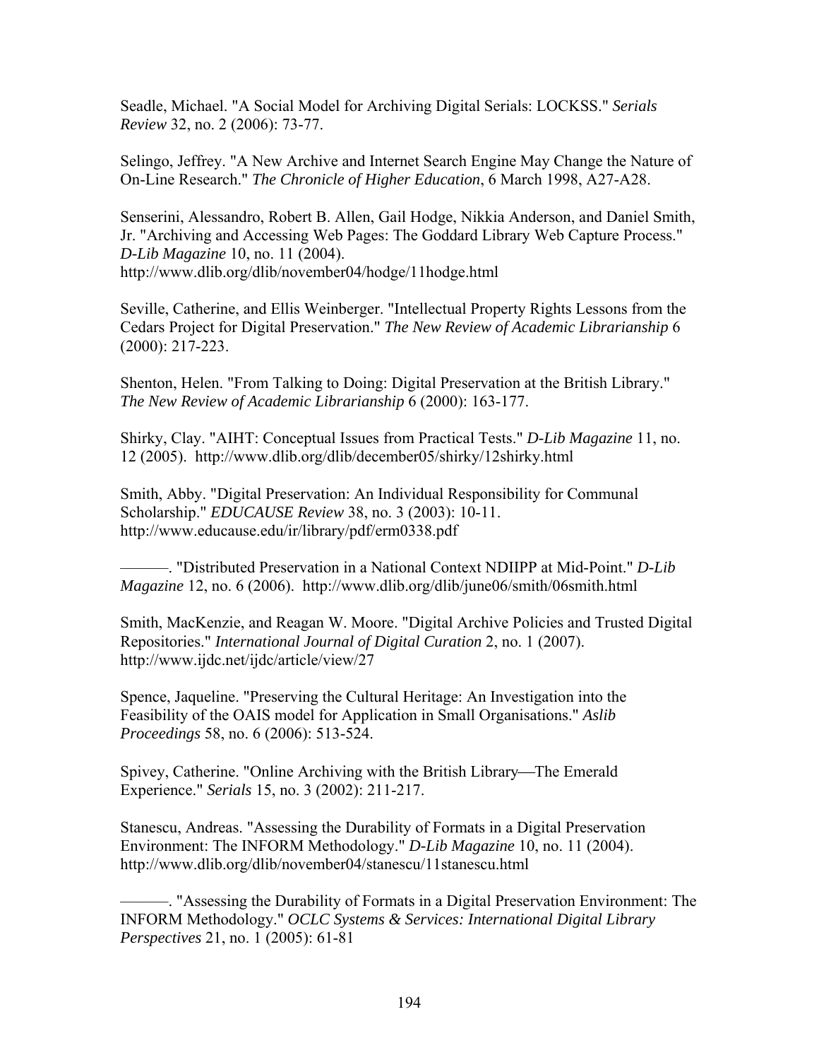Seadle, Michael. "A Social Model for Archiving Digital Serials: LOCKSS." *Serials Review* 32, no. 2 (2006): 73-77.

Selingo, Jeffrey. "A New Archive and Internet Search Engine May Change the Nature of On-Line Research." *The Chronicle of Higher Education*, 6 March 1998, A27-A28.

Senserini, Alessandro, Robert B. Allen, Gail Hodge, Nikkia Anderson, and Daniel Smith, Jr. "Archiving and Accessing Web Pages: The Goddard Library Web Capture Process." *D-Lib Magazine* 10, no. 11 (2004). http://www.dlib.org/dlib/november04/hodge/11hodge.html

Seville, Catherine, and Ellis Weinberger. "Intellectual Property Rights Lessons from the Cedars Project for Digital Preservation." *The New Review of Academic Librarianship* 6 (2000): 217-223.

Shenton, Helen. "From Talking to Doing: Digital Preservation at the British Library." *The New Review of Academic Librarianship* 6 (2000): 163-177.

Shirky, Clay. "AIHT: Conceptual Issues from Practical Tests." *D-Lib Magazine* 11, no. 12 (2005). http://www.dlib.org/dlib/december05/shirky/12shirky.html

Smith, Abby. "Digital Preservation: An Individual Responsibility for Communal Scholarship." *EDUCAUSE Review* 38, no. 3 (2003): 10-11. http://www.educause.edu/ir/library/pdf/erm0338.pdf

———. "Distributed Preservation in a National Context NDIIPP at Mid-Point." *D-Lib Magazine* 12, no. 6 (2006). http://www.dlib.org/dlib/june06/smith/06smith.html

Smith, MacKenzie, and Reagan W. Moore. "Digital Archive Policies and Trusted Digital Repositories." *International Journal of Digital Curation* 2, no. 1 (2007). http://www.ijdc.net/ijdc/article/view/27

Spence, Jaqueline. "Preserving the Cultural Heritage: An Investigation into the Feasibility of the OAIS model for Application in Small Organisations." *Aslib Proceedings* 58, no. 6 (2006): 513-524.

Spivey, Catherine. "Online Archiving with the British Library—The Emerald Experience." *Serials* 15, no. 3 (2002): 211-217.

Stanescu, Andreas. "Assessing the Durability of Formats in a Digital Preservation Environment: The INFORM Methodology." *D-Lib Magazine* 10, no. 11 (2004). http://www.dlib.org/dlib/november04/stanescu/11stanescu.html

———. "Assessing the Durability of Formats in a Digital Preservation Environment: The INFORM Methodology." *OCLC Systems & Services: International Digital Library Perspectives* 21, no. 1 (2005): 61-81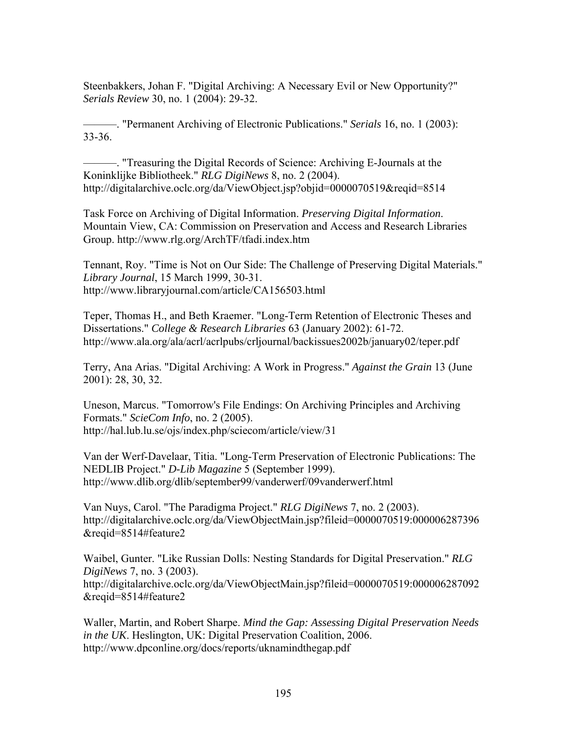Steenbakkers, Johan F. "Digital Archiving: A Necessary Evil or New Opportunity?" *Serials Review* 30, no. 1 (2004): 29-32.

———. "Permanent Archiving of Electronic Publications." *Serials* 16, no. 1 (2003): 33-36.

———. "Treasuring the Digital Records of Science: Archiving E-Journals at the Koninklijke Bibliotheek." *RLG DigiNews* 8, no. 2 (2004). http://digitalarchive.oclc.org/da/ViewObject.jsp?objid=0000070519&reqid=8514

Task Force on Archiving of Digital Information. *Preserving Digital Information*. Mountain View, CA: Commission on Preservation and Access and Research Libraries Group. http://www.rlg.org/ArchTF/tfadi.index.htm

Tennant, Roy. "Time is Not on Our Side: The Challenge of Preserving Digital Materials." *Library Journal*, 15 March 1999, 30-31. http://www.libraryjournal.com/article/CA156503.html

Teper, Thomas H., and Beth Kraemer. "Long-Term Retention of Electronic Theses and Dissertations." *College & Research Libraries* 63 (January 2002): 61-72. http://www.ala.org/ala/acrl/acrlpubs/crljournal/backissues2002b/january02/teper.pdf

Terry, Ana Arias. "Digital Archiving: A Work in Progress." *Against the Grain* 13 (June 2001): 28, 30, 32.

Uneson, Marcus. "Tomorrow's File Endings: On Archiving Principles and Archiving Formats." *ScieCom Info*, no. 2 (2005). http://hal.lub.lu.se/ojs/index.php/sciecom/article/view/31

Van der Werf-Davelaar, Titia. "Long-Term Preservation of Electronic Publications: The NEDLIB Project." *D-Lib Magazine* 5 (September 1999). http://www.dlib.org/dlib/september99/vanderwerf/09vanderwerf.html

Van Nuys, Carol. "The Paradigma Project." *RLG DigiNews* 7, no. 2 (2003). http://digitalarchive.oclc.org/da/ViewObjectMain.jsp?fileid=0000070519:000006287396&reqid=8514#feature2

Waibel, Gunter. "Like Russian Dolls: Nesting Standards for Digital Preservation." *RLG DigiNews* 7, no. 3 (2003). http://digitalarchive.oclc.org/da/ViewObjectMain.jsp?fileid=0000070519:000006287092&reqid=8514#feature2

Waller, Martin, and Robert Sharpe. *Mind the Gap: Assessing Digital Preservation Needs in the UK*. Heslington, UK: Digital Preservation Coalition, 2006. http://www.dpconline.org/docs/reports/uknamindthegap.pdf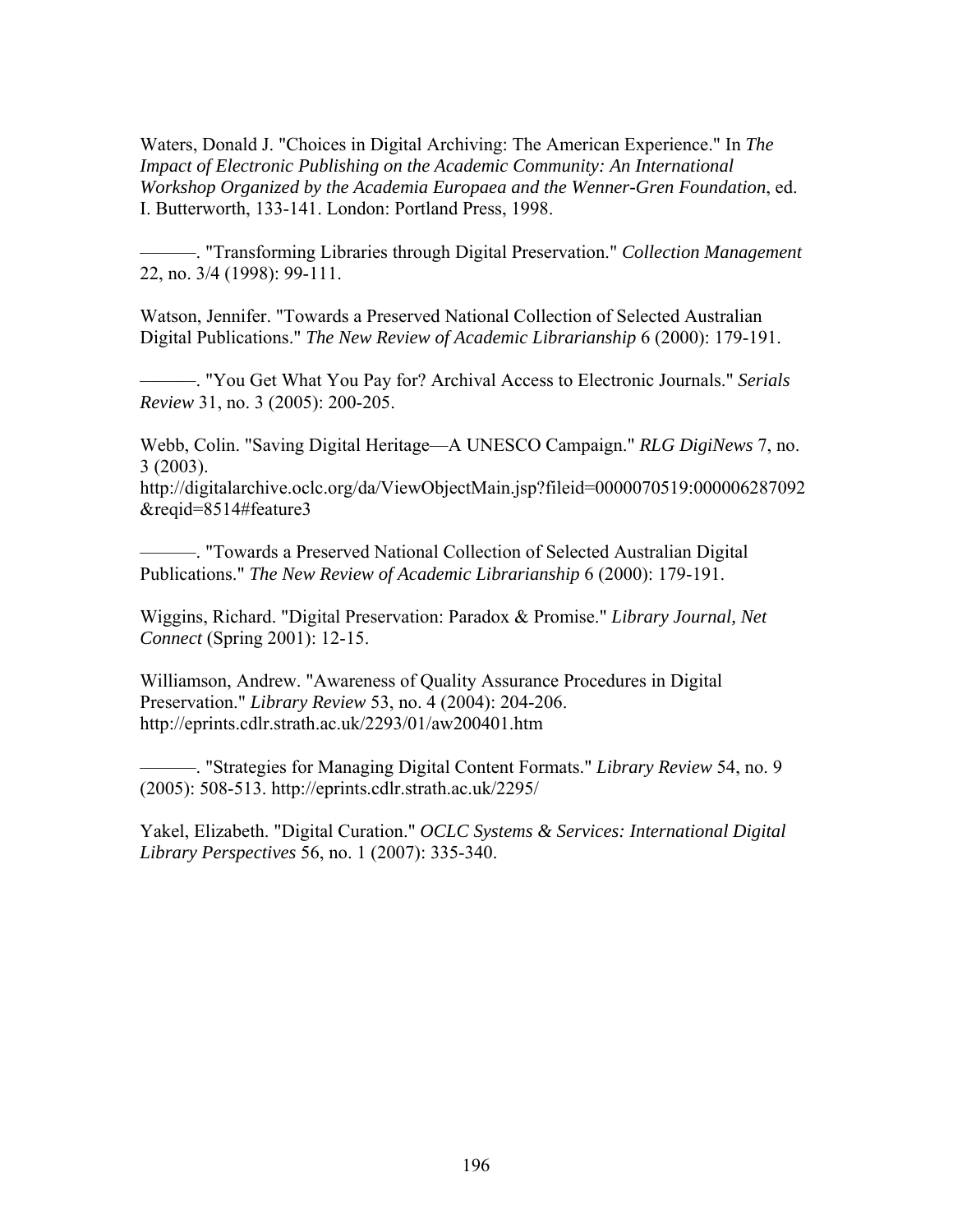Waters, Donald J. "Choices in Digital Archiving: The American Experience." In *The Impact of Electronic Publishing on the Academic Community: An International Workshop Organized by the Academia Europaea and the Wenner-Gren Foundation*, ed. I. Butterworth, 133-141. London: Portland Press, 1998.

———. "Transforming Libraries through Digital Preservation." *Collection Management* 22, no. 3/4 (1998): 99-111.

Watson, Jennifer. "Towards a Preserved National Collection of Selected Australian Digital Publications." *The New Review of Academic Librarianship* 6 (2000): 179-191.

———. "You Get What You Pay for? Archival Access to Electronic Journals." *Serials Review* 31, no. 3 (2005): 200-205.

Webb, Colin. "Saving Digital Heritage—A UNESCO Campaign." *RLG DigiNews* 7, no. 3 (2003).
http://digitalarchive.oclc.org/da/ViewObjectMain.jsp?fileid=0000070519:000006287092&reqid=8514#feature3

———. "Towards a Preserved National Collection of Selected Australian Digital Publications." *The New Review of Academic Librarianship* 6 (2000): 179-191.

Wiggins, Richard. "Digital Preservation: Paradox & Promise." *Library Journal, Net Connect* (Spring 2001): 12-15.

Williamson, Andrew. "Awareness of Quality Assurance Procedures in Digital Preservation." *Library Review* 53, no. 4 (2004): 204-206.
http://eprints.cdlr.strath.ac.uk/2293/01/aw200401.htm

———. "Strategies for Managing Digital Content Formats." *Library Review* 54, no. 9 (2005): 508-513. http://eprints.cdlr.strath.ac.uk/2295/

Yakel, Elizabeth. "Digital Curation." *OCLC Systems & Services: International Digital Library Perspectives* 56, no. 1 (2007): 335-340.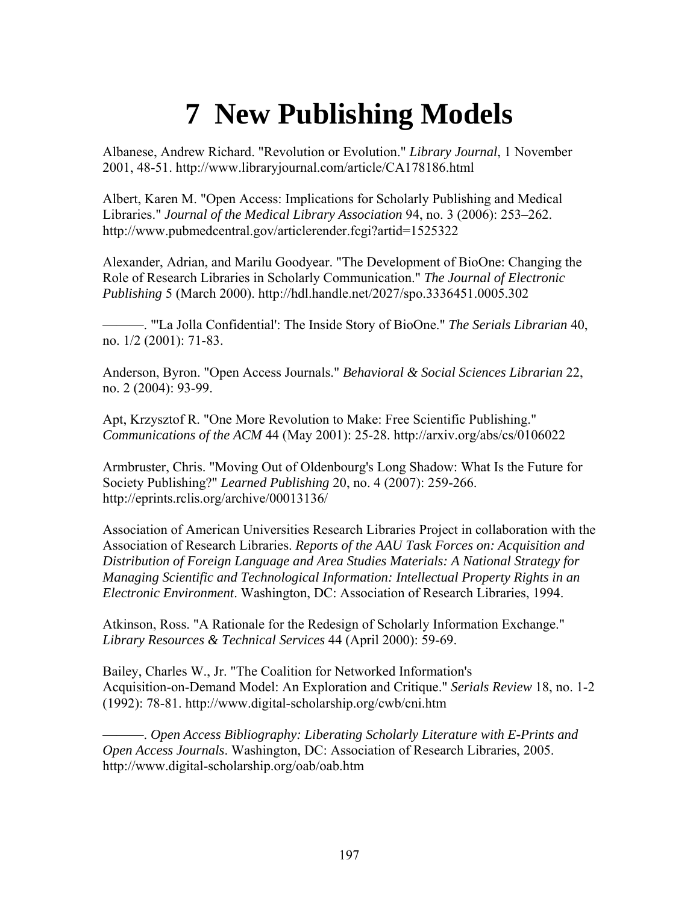# 7 New Publishing Models

Albanese, Andrew Richard. "Revolution or Evolution." *Library Journal*, 1 November 2001, 48-51. http://www.libraryjournal.com/article/CA178186.html

Albert, Karen M. "Open Access: Implications for Scholarly Publishing and Medical Libraries." *Journal of the Medical Library Association* 94, no. 3 (2006): 253–262. http://www.pubmedcentral.gov/articlerender.fcgi?artid=1525322

Alexander, Adrian, and Marilu Goodyear. "The Development of BioOne: Changing the Role of Research Libraries in Scholarly Communication." *The Journal of Electronic Publishing* 5 (March 2000). http://hdl.handle.net/2027/spo.3336451.0005.302

———. "'La Jolla Confidential': The Inside Story of BioOne." *The Serials Librarian* 40, no. 1/2 (2001): 71-83.

Anderson, Byron. "Open Access Journals." *Behavioral & Social Sciences Librarian* 22, no. 2 (2004): 93-99.

Apt, Krzysztof R. "One More Revolution to Make: Free Scientific Publishing." *Communications of the ACM* 44 (May 2001): 25-28. http://arxiv.org/abs/cs/0106022

Armbruster, Chris. "Moving Out of Oldenbourg's Long Shadow: What Is the Future for Society Publishing?" *Learned Publishing* 20, no. 4 (2007): 259-266. http://eprints.rclis.org/archive/00013136/

Association of American Universities Research Libraries Project in collaboration with the Association of Research Libraries. *Reports of the AAU Task Forces on: Acquisition and Distribution of Foreign Language and Area Studies Materials: A National Strategy for Managing Scientific and Technological Information: Intellectual Property Rights in an Electronic Environment*. Washington, DC: Association of Research Libraries, 1994.

Atkinson, Ross. "A Rationale for the Redesign of Scholarly Information Exchange." *Library Resources & Technical Services* 44 (April 2000): 59-69.

Bailey, Charles W., Jr. "The Coalition for Networked Information's Acquisition-on-Demand Model: An Exploration and Critique." *Serials Review* 18, no. 1-2 (1992): 78-81. http://www.digital-scholarship.org/cwb/cni.htm

———. *Open Access Bibliography: Liberating Scholarly Literature with E-Prints and Open Access Journals*. Washington, DC: Association of Research Libraries, 2005. http://www.digital-scholarship.org/oab/oab.htm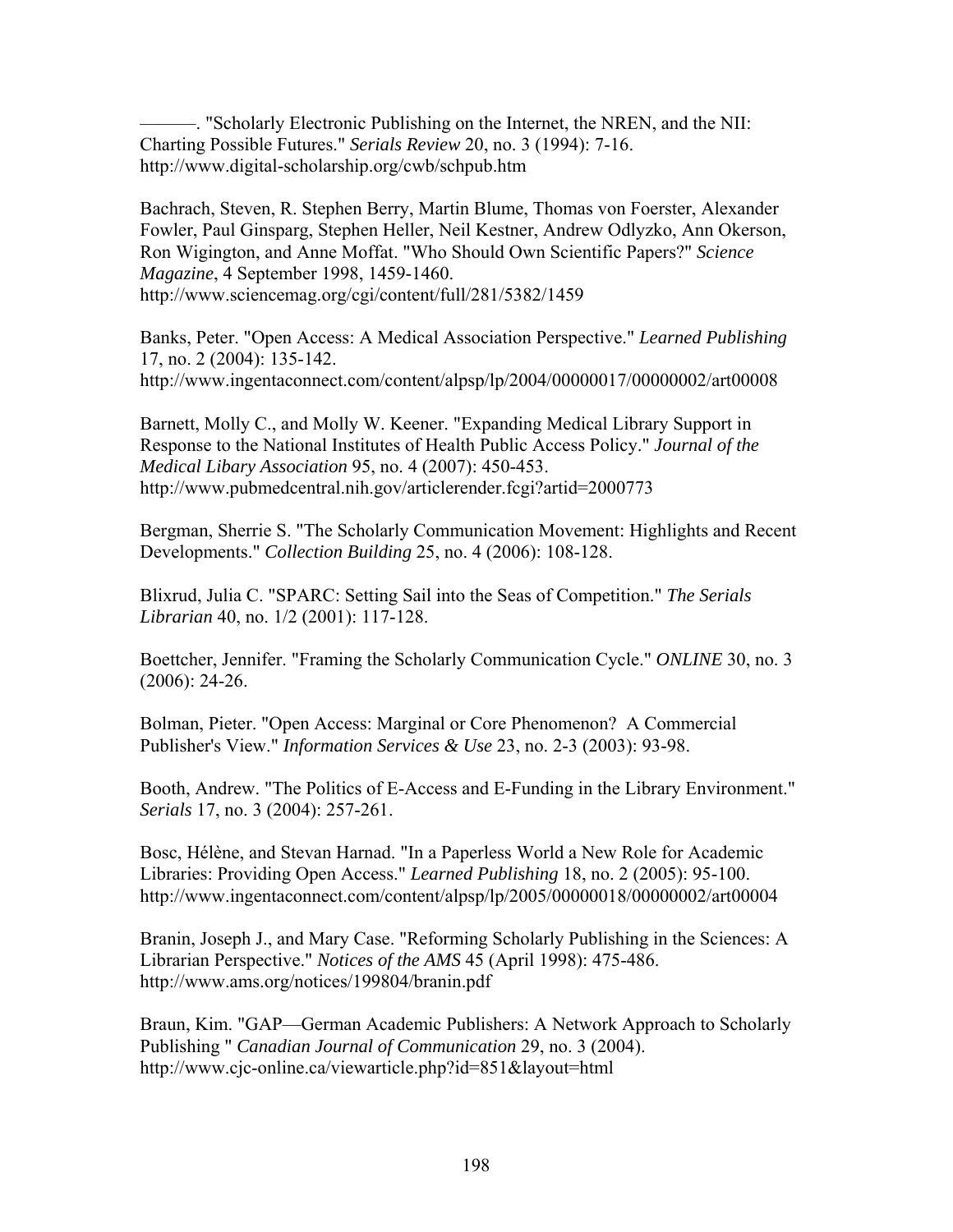———. "Scholarly Electronic Publishing on the Internet, the NREN, and the NII: Charting Possible Futures." *Serials Review* 20, no. 3 (1994): 7-16. http://www.digital-scholarship.org/cwb/schpub.htm

Bachrach, Steven, R. Stephen Berry, Martin Blume, Thomas von Foerster, Alexander Fowler, Paul Ginsparg, Stephen Heller, Neil Kestner, Andrew Odlyzko, Ann Okerson, Ron Wigington, and Anne Moffat. "Who Should Own Scientific Papers?" *Science Magazine*, 4 September 1998, 1459-1460. http://www.sciencemag.org/cgi/content/full/281/5382/1459

Banks, Peter. "Open Access: A Medical Association Perspective." *Learned Publishing* 17, no. 2 (2004): 135-142. http://www.ingentaconnect.com/content/alpsp/lp/2004/00000017/00000002/art00008

Barnett, Molly C., and Molly W. Keener. "Expanding Medical Library Support in Response to the National Institutes of Health Public Access Policy." *Journal of the Medical Libary Association* 95, no. 4 (2007): 450-453. http://www.pubmedcentral.nih.gov/articlerender.fcgi?artid=2000773

Bergman, Sherrie S. "The Scholarly Communication Movement: Highlights and Recent Developments." *Collection Building* 25, no. 4 (2006): 108-128.

Blixrud, Julia C. "SPARC: Setting Sail into the Seas of Competition." *The Serials Librarian* 40, no. 1/2 (2001): 117-128.

Boettcher, Jennifer. "Framing the Scholarly Communication Cycle." *ONLINE* 30, no. 3 (2006): 24-26.

Bolman, Pieter. "Open Access: Marginal or Core Phenomenon? A Commercial Publisher's View." *Information Services & Use* 23, no. 2-3 (2003): 93-98.

Booth, Andrew. "The Politics of E-Access and E-Funding in the Library Environment." *Serials* 17, no. 3 (2004): 257-261.

Bosc, Hélène, and Stevan Harnad. "In a Paperless World a New Role for Academic Libraries: Providing Open Access." *Learned Publishing* 18, no. 2 (2005): 95-100. http://www.ingentaconnect.com/content/alpsp/lp/2005/00000018/00000002/art00004

Branin, Joseph J., and Mary Case. "Reforming Scholarly Publishing in the Sciences: A Librarian Perspective." *Notices of the AMS* 45 (April 1998): 475-486. http://www.ams.org/notices/199804/branin.pdf

Braun, Kim. "GAP—German Academic Publishers: A Network Approach to Scholarly Publishing " *Canadian Journal of Communication* 29, no. 3 (2004). http://www.cjc-online.ca/viewarticle.php?id=851&layout=html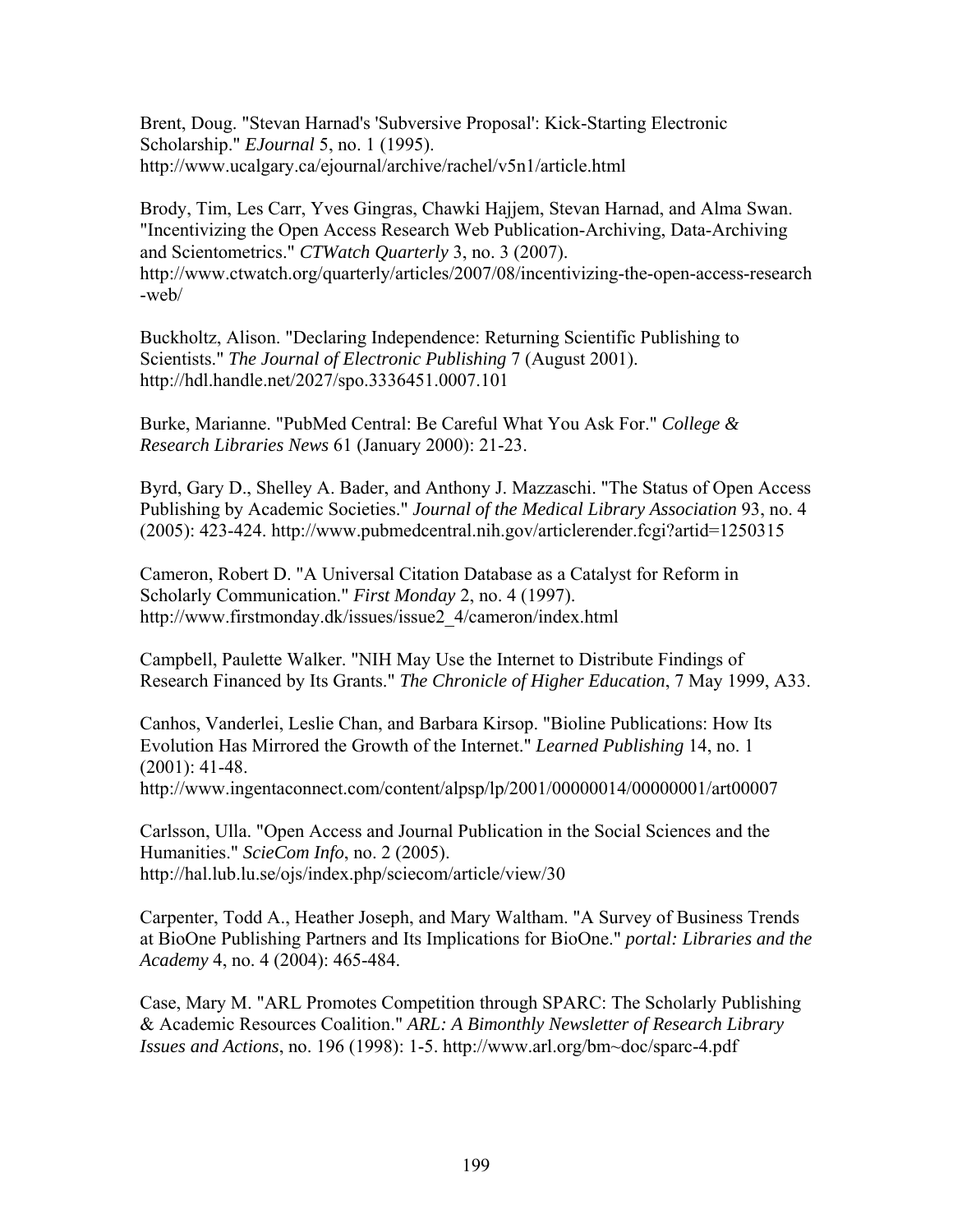Brent, Doug. "Stevan Harnad's 'Subversive Proposal': Kick-Starting Electronic Scholarship." *EJournal* 5, no. 1 (1995). http://www.ucalgary.ca/ejournal/archive/rachel/v5n1/article.html

Brody, Tim, Les Carr, Yves Gingras, Chawki Hajjem, Stevan Harnad, and Alma Swan. "Incentivizing the Open Access Research Web Publication-Archiving, Data-Archiving and Scientometrics." *CTWatch Quarterly* 3, no. 3 (2007). http://www.ctwatch.org/quarterly/articles/2007/08/incentivizing-the-open-access-research-web/

Buckholtz, Alison. "Declaring Independence: Returning Scientific Publishing to Scientists." *The Journal of Electronic Publishing* 7 (August 2001). http://hdl.handle.net/2027/spo.3336451.0007.101

Burke, Marianne. "PubMed Central: Be Careful What You Ask For." *College & Research Libraries News* 61 (January 2000): 21-23.

Byrd, Gary D., Shelley A. Bader, and Anthony J. Mazzaschi. "The Status of Open Access Publishing by Academic Societies." *Journal of the Medical Library Association* 93, no. 4 (2005): 423-424. http://www.pubmedcentral.nih.gov/articlerender.fcgi?artid=1250315

Cameron, Robert D. "A Universal Citation Database as a Catalyst for Reform in Scholarly Communication." *First Monday* 2, no. 4 (1997). http://www.firstmonday.dk/issues/issue2_4/cameron/index.html

Campbell, Paulette Walker. "NIH May Use the Internet to Distribute Findings of Research Financed by Its Grants." *The Chronicle of Higher Education*, 7 May 1999, A33.

Canhos, Vanderlei, Leslie Chan, and Barbara Kirsop. "Bioline Publications: How Its Evolution Has Mirrored the Growth of the Internet." *Learned Publishing* 14, no. 1 (2001): 41-48. http://www.ingentaconnect.com/content/alpsp/lp/2001/00000014/00000001/art00007

Carlsson, Ulla. "Open Access and Journal Publication in the Social Sciences and the Humanities." *ScieCom Info*, no. 2 (2005). http://hal.lub.lu.se/ojs/index.php/sciecom/article/view/30

Carpenter, Todd A., Heather Joseph, and Mary Waltham. "A Survey of Business Trends at BioOne Publishing Partners and Its Implications for BioOne." *portal: Libraries and the Academy* 4, no. 4 (2004): 465-484.

Case, Mary M. "ARL Promotes Competition through SPARC: The Scholarly Publishing & Academic Resources Coalition." *ARL: A Bimonthly Newsletter of Research Library Issues and Actions*, no. 196 (1998): 1-5. http://www.arl.org/bm~doc/sparc-4.pdf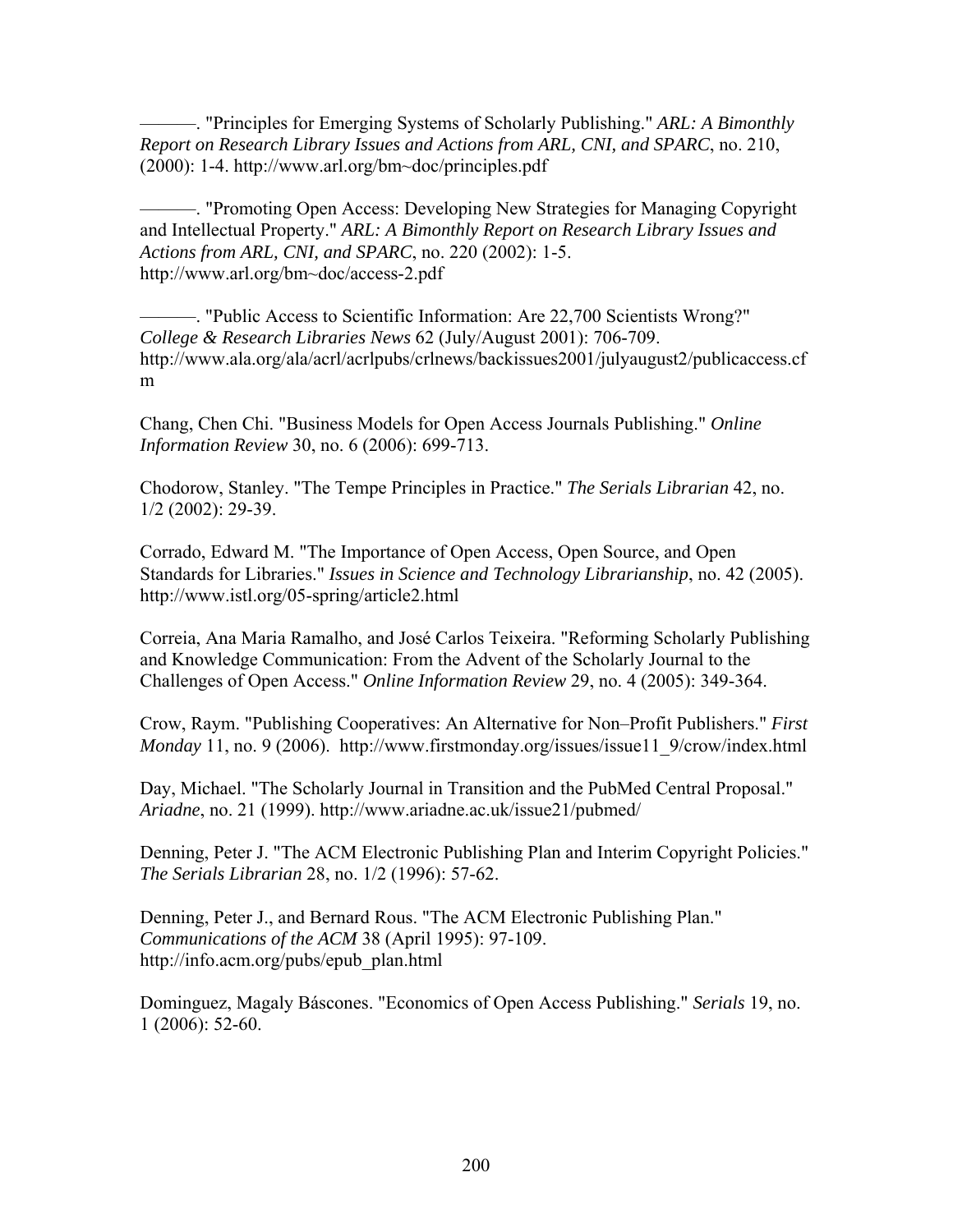———. "Principles for Emerging Systems of Scholarly Publishing." *ARL: A Bimonthly Report on Research Library Issues and Actions from ARL, CNI, and SPARC*, no. 210, (2000): 1-4. http://www.arl.org/bm~doc/principles.pdf

———. "Promoting Open Access: Developing New Strategies for Managing Copyright and Intellectual Property." *ARL: A Bimonthly Report on Research Library Issues and Actions from ARL, CNI, and SPARC*, no. 220 (2002): 1-5. http://www.arl.org/bm~doc/access-2.pdf

———. "Public Access to Scientific Information: Are 22,700 Scientists Wrong?" *College & Research Libraries News* 62 (July/August 2001): 706-709. http://www.ala.org/ala/acrl/acrlpubs/crlnews/backissues2001/julyaugust2/publicaccess.cfm

Chang, Chen Chi. "Business Models for Open Access Journals Publishing." *Online Information Review* 30, no. 6 (2006): 699-713.

Chodorow, Stanley. "The Tempe Principles in Practice." *The Serials Librarian* 42, no. 1/2 (2002): 29-39.

Corrado, Edward M. "The Importance of Open Access, Open Source, and Open Standards for Libraries." *Issues in Science and Technology Librarianship*, no. 42 (2005). http://www.istl.org/05-spring/article2.html

Correia, Ana Maria Ramalho, and José Carlos Teixeira. "Reforming Scholarly Publishing and Knowledge Communication: From the Advent of the Scholarly Journal to the Challenges of Open Access." *Online Information Review* 29, no. 4 (2005): 349-364.

Crow, Raym. "Publishing Cooperatives: An Alternative for Non–Profit Publishers." *First Monday* 11, no. 9 (2006). http://www.firstmonday.org/issues/issue11_9/crow/index.html

Day, Michael. "The Scholarly Journal in Transition and the PubMed Central Proposal." *Ariadne*, no. 21 (1999). http://www.ariadne.ac.uk/issue21/pubmed/

Denning, Peter J. "The ACM Electronic Publishing Plan and Interim Copyright Policies." *The Serials Librarian* 28, no. 1/2 (1996): 57-62.

Denning, Peter J., and Bernard Rous. "The ACM Electronic Publishing Plan." *Communications of the ACM* 38 (April 1995): 97-109. http://info.acm.org/pubs/epub_plan.html

Dominguez, Magaly Báscones. "Economics of Open Access Publishing." *Serials* 19, no. 1 (2006): 52-60.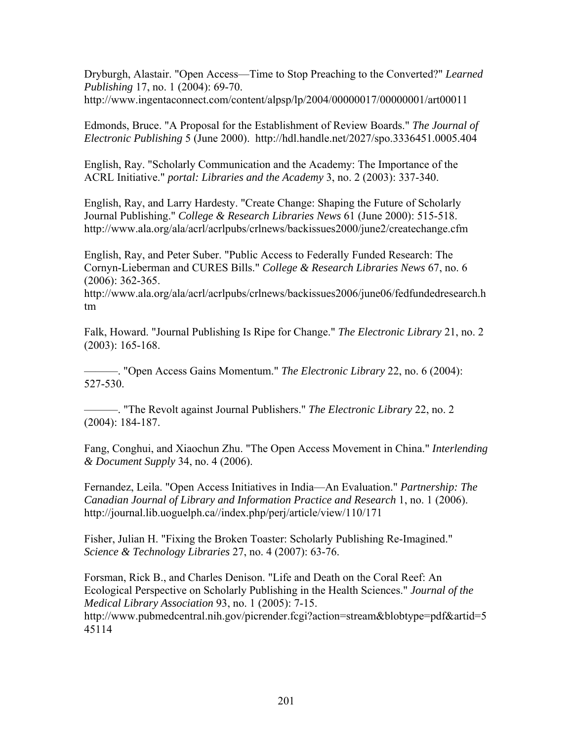Dryburgh, Alastair. "Open Access—Time to Stop Preaching to the Converted?" *Learned Publishing* 17, no. 1 (2004): 69-70. http://www.ingentaconnect.com/content/alpsp/lp/2004/00000017/00000001/art00011

Edmonds, Bruce. "A Proposal for the Establishment of Review Boards." *The Journal of Electronic Publishing* 5 (June 2000). http://hdl.handle.net/2027/spo.3336451.0005.404

English, Ray. "Scholarly Communication and the Academy: The Importance of the ACRL Initiative." *portal: Libraries and the Academy* 3, no. 2 (2003): 337-340.

English, Ray, and Larry Hardesty. "Create Change: Shaping the Future of Scholarly Journal Publishing." *College & Research Libraries News* 61 (June 2000): 515-518. http://www.ala.org/ala/acrl/acrlpubs/crlnews/backissues2000/june2/createchange.cfm

English, Ray, and Peter Suber. "Public Access to Federally Funded Research: The Cornyn-Lieberman and CURES Bills." *College & Research Libraries News* 67, no. 6 (2006): 362-365. http://www.ala.org/ala/acrl/acrlpubs/crlnews/backissues2006/june06/fedfundedresearch.htm

Falk, Howard. "Journal Publishing Is Ripe for Change." *The Electronic Library* 21, no. 2 (2003): 165-168.

———. "Open Access Gains Momentum." *The Electronic Library* 22, no. 6 (2004): 527-530.

———. "The Revolt against Journal Publishers." *The Electronic Library* 22, no. 2 (2004): 184-187.

Fang, Conghui, and Xiaochun Zhu. "The Open Access Movement in China." *Interlending & Document Supply* 34, no. 4 (2006).

Fernandez, Leila. "Open Access Initiatives in India—An Evaluation." *Partnership: The Canadian Journal of Library and Information Practice and Research* 1, no. 1 (2006). http://journal.lib.uoguelph.ca//index.php/perj/article/view/110/171

Fisher, Julian H. "Fixing the Broken Toaster: Scholarly Publishing Re-Imagined." *Science & Technology Libraries* 27, no. 4 (2007): 63-76.

Forsman, Rick B., and Charles Denison. "Life and Death on the Coral Reef: An Ecological Perspective on Scholarly Publishing in the Health Sciences." *Journal of the Medical Library Association* 93, no. 1 (2005): 7-15. http://www.pubmedcentral.nih.gov/picrender.fcgi?action=stream&blobtype=pdf&artid=545114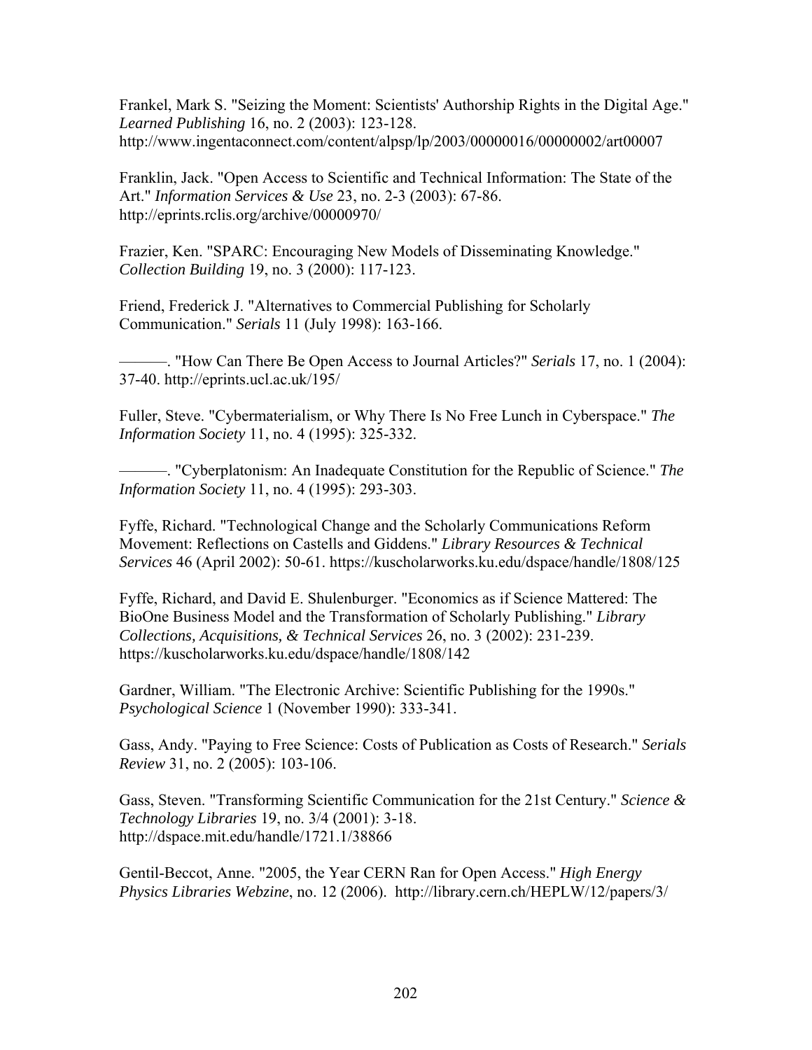Frankel, Mark S. "Seizing the Moment: Scientists' Authorship Rights in the Digital Age." *Learned Publishing* 16, no. 2 (2003): 123-128. http://www.ingentaconnect.com/content/alpsp/lp/2003/00000016/00000002/art00007

Franklin, Jack. "Open Access to Scientific and Technical Information: The State of the Art." *Information Services & Use* 23, no. 2-3 (2003): 67-86. http://eprints.rclis.org/archive/00000970/

Frazier, Ken. "SPARC: Encouraging New Models of Disseminating Knowledge." *Collection Building* 19, no. 3 (2000): 117-123.

Friend, Frederick J. "Alternatives to Commercial Publishing for Scholarly Communication." *Serials* 11 (July 1998): 163-166.

———. "How Can There Be Open Access to Journal Articles?" *Serials* 17, no. 1 (2004): 37-40. http://eprints.ucl.ac.uk/195/

Fuller, Steve. "Cybermaterialism, or Why There Is No Free Lunch in Cyberspace." *The Information Society* 11, no. 4 (1995): 325-332.

———. "Cyberplatonism: An Inadequate Constitution for the Republic of Science." *The Information Society* 11, no. 4 (1995): 293-303.

Fyffe, Richard. "Technological Change and the Scholarly Communications Reform Movement: Reflections on Castells and Giddens." *Library Resources & Technical Services* 46 (April 2002): 50-61. https://kuscholarworks.ku.edu/dspace/handle/1808/125

Fyffe, Richard, and David E. Shulenburger. "Economics as if Science Mattered: The BioOne Business Model and the Transformation of Scholarly Publishing." *Library Collections, Acquisitions, & Technical Services* 26, no. 3 (2002): 231-239. https://kuscholarworks.ku.edu/dspace/handle/1808/142

Gardner, William. "The Electronic Archive: Scientific Publishing for the 1990s." *Psychological Science* 1 (November 1990): 333-341.

Gass, Andy. "Paying to Free Science: Costs of Publication as Costs of Research." *Serials Review* 31, no. 2 (2005): 103-106.

Gass, Steven. "Transforming Scientific Communication for the 21st Century." *Science & Technology Libraries* 19, no. 3/4 (2001): 3-18. http://dspace.mit.edu/handle/1721.1/38866

Gentil-Beccot, Anne. "2005, the Year CERN Ran for Open Access." *High Energy Physics Libraries Webzine*, no. 12 (2006). http://library.cern.ch/HEPLW/12/papers/3/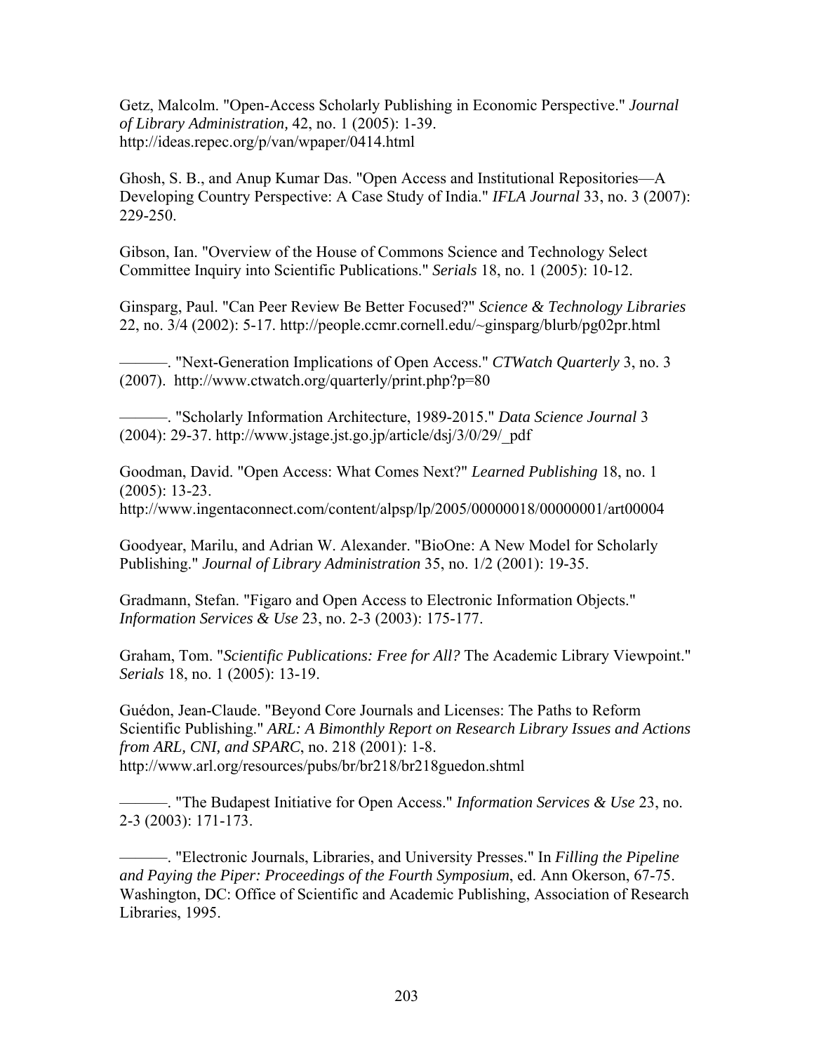Getz, Malcolm. "Open-Access Scholarly Publishing in Economic Perspective." *Journal of Library Administration,* 42, no. 1 (2005): 1-39. http://ideas.repec.org/p/van/wpaper/0414.html

Ghosh, S. B., and Anup Kumar Das. "Open Access and Institutional Repositories—A Developing Country Perspective: A Case Study of India." *IFLA Journal* 33, no. 3 (2007): 229-250.

Gibson, Ian. "Overview of the House of Commons Science and Technology Select Committee Inquiry into Scientific Publications." *Serials* 18, no. 1 (2005): 10-12.

Ginsparg, Paul. "Can Peer Review Be Better Focused?" *Science & Technology Libraries* 22, no. 3/4 (2002): 5-17. http://people.ccmr.cornell.edu/~ginsparg/blurb/pg02pr.html

———. "Next-Generation Implications of Open Access." *CTWatch Quarterly* 3, no. 3 (2007). http://www.ctwatch.org/quarterly/print.php?p=80

———. "Scholarly Information Architecture, 1989-2015." *Data Science Journal* 3 (2004): 29-37. http://www.jstage.jst.go.jp/article/dsj/3/0/29/_pdf

Goodman, David. "Open Access: What Comes Next?" *Learned Publishing* 18, no. 1 (2005): 13-23. http://www.ingentaconnect.com/content/alpsp/lp/2005/00000018/00000001/art00004

Goodyear, Marilu, and Adrian W. Alexander. "BioOne: A New Model for Scholarly Publishing." *Journal of Library Administration* 35, no. 1/2 (2001): 19-35.

Gradmann, Stefan. "Figaro and Open Access to Electronic Information Objects." *Information Services & Use* 23, no. 2-3 (2003): 175-177.

Graham, Tom. "*Scientific Publications: Free for All?* The Academic Library Viewpoint." *Serials* 18, no. 1 (2005): 13-19.

Guédon, Jean-Claude. "Beyond Core Journals and Licenses: The Paths to Reform Scientific Publishing." *ARL: A Bimonthly Report on Research Library Issues and Actions from ARL, CNI, and SPARC*, no. 218 (2001): 1-8. http://www.arl.org/resources/pubs/br/br218/br218guedon.shtml

———. "The Budapest Initiative for Open Access." *Information Services & Use* 23, no. 2-3 (2003): 171-173.

———. "Electronic Journals, Libraries, and University Presses." In *Filling the Pipeline and Paying the Piper: Proceedings of the Fourth Symposium*, ed. Ann Okerson, 67-75. Washington, DC: Office of Scientific and Academic Publishing, Association of Research Libraries, 1995.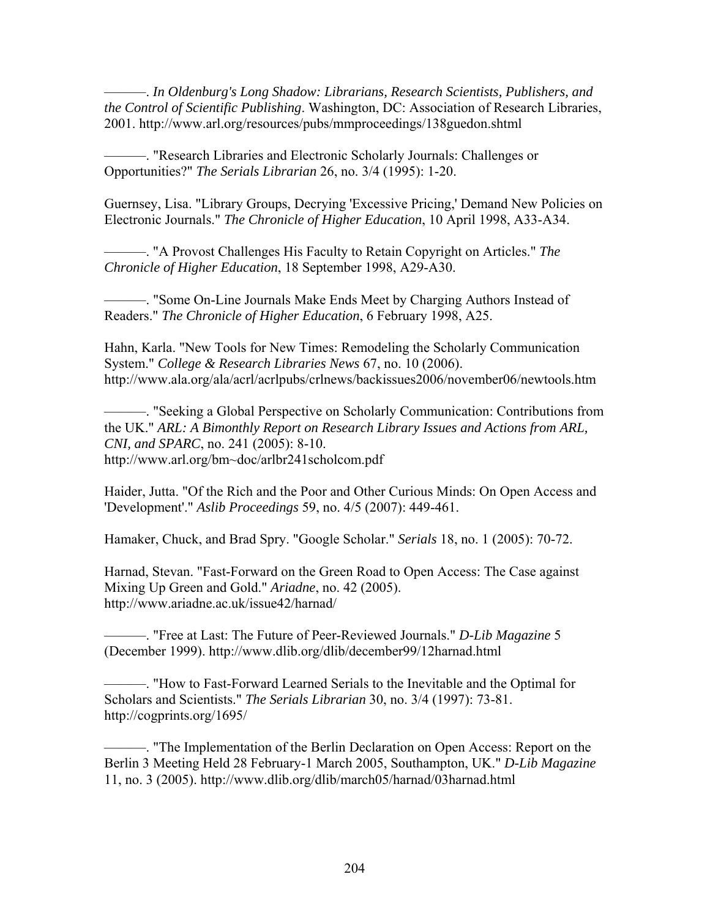———. *In Oldenburg's Long Shadow: Librarians, Research Scientists, Publishers, and the Control of Scientific Publishing*. Washington, DC: Association of Research Libraries, 2001. http://www.arl.org/resources/pubs/mmproceedings/138guedon.shtml

———. "Research Libraries and Electronic Scholarly Journals: Challenges or Opportunities?" *The Serials Librarian* 26, no. 3/4 (1995): 1-20.

Guernsey, Lisa. "Library Groups, Decrying 'Excessive Pricing,' Demand New Policies on Electronic Journals." *The Chronicle of Higher Education*, 10 April 1998, A33-A34.

———. "A Provost Challenges His Faculty to Retain Copyright on Articles." *The Chronicle of Higher Education*, 18 September 1998, A29-A30.

———. "Some On-Line Journals Make Ends Meet by Charging Authors Instead of Readers." *The Chronicle of Higher Education*, 6 February 1998, A25.

Hahn, Karla. "New Tools for New Times: Remodeling the Scholarly Communication System." *College & Research Libraries News* 67, no. 10 (2006). http://www.ala.org/ala/acrl/acrlpubs/crlnews/backissues2006/november06/newtools.htm

———. "Seeking a Global Perspective on Scholarly Communication: Contributions from the UK." *ARL: A Bimonthly Report on Research Library Issues and Actions from ARL, CNI, and SPARC*, no. 241 (2005): 8-10. http://www.arl.org/bm~doc/arlbr241scholcom.pdf

Haider, Jutta. "Of the Rich and the Poor and Other Curious Minds: On Open Access and 'Development'." *Aslib Proceedings* 59, no. 4/5 (2007): 449-461.

Hamaker, Chuck, and Brad Spry. "Google Scholar." *Serials* 18, no. 1 (2005): 70-72.

Harnad, Stevan. "Fast-Forward on the Green Road to Open Access: The Case against Mixing Up Green and Gold." *Ariadne*, no. 42 (2005). http://www.ariadne.ac.uk/issue42/harnad/

———. "Free at Last: The Future of Peer-Reviewed Journals." *D-Lib Magazine* 5 (December 1999). http://www.dlib.org/dlib/december99/12harnad.html

———. "How to Fast-Forward Learned Serials to the Inevitable and the Optimal for Scholars and Scientists." *The Serials Librarian* 30, no. 3/4 (1997): 73-81. http://cogprints.org/1695/

———. "The Implementation of the Berlin Declaration on Open Access: Report on the Berlin 3 Meeting Held 28 February-1 March 2005, Southampton, UK." *D-Lib Magazine* 11, no. 3 (2005). http://www.dlib.org/dlib/march05/harnad/03harnad.html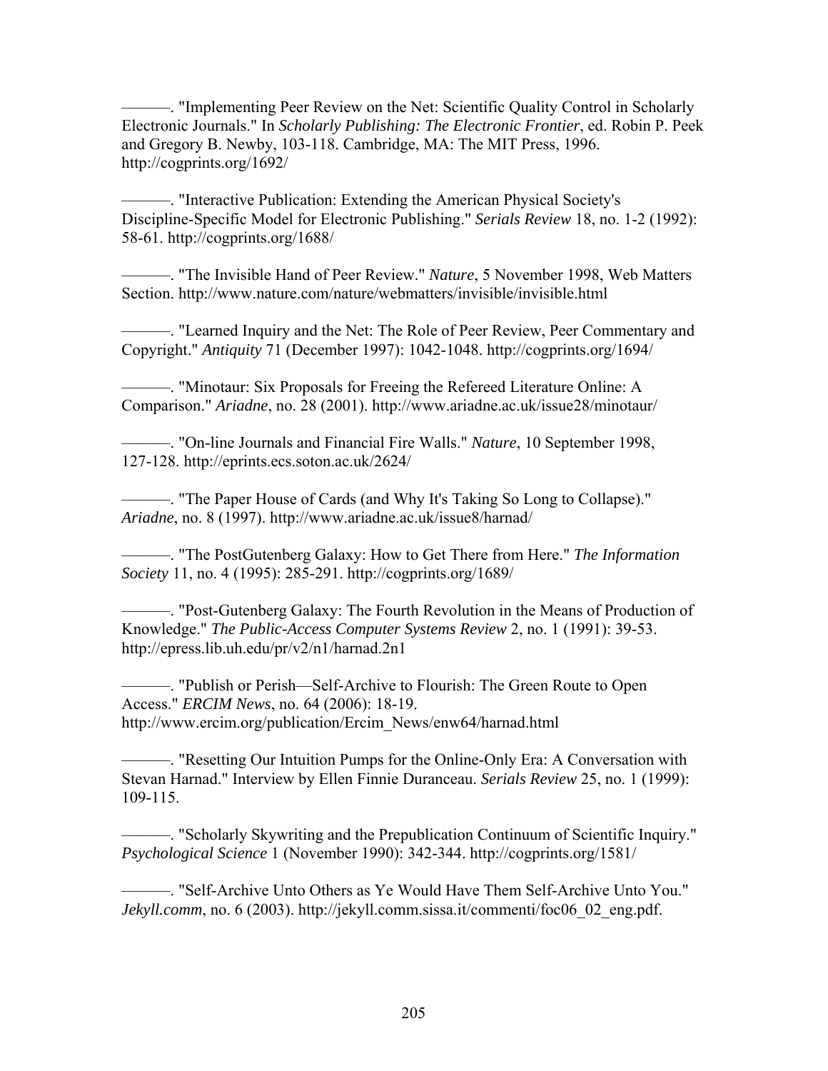———. "Implementing Peer Review on the Net: Scientific Quality Control in Scholarly Electronic Journals." In *Scholarly Publishing: The Electronic Frontier*, ed. Robin P. Peek and Gregory B. Newby, 103-118. Cambridge, MA: The MIT Press, 1996. http://cogprints.org/1692/

———. "Interactive Publication: Extending the American Physical Society's Discipline-Specific Model for Electronic Publishing." *Serials Review* 18, no. 1-2 (1992): 58-61. http://cogprints.org/1688/

———. "The Invisible Hand of Peer Review." *Nature*, 5 November 1998, Web Matters Section. http://www.nature.com/nature/webmatters/invisible/invisible.html

———. "Learned Inquiry and the Net: The Role of Peer Review, Peer Commentary and Copyright." *Antiquity* 71 (December 1997): 1042-1048. http://cogprints.org/1694/

———. "Minotaur: Six Proposals for Freeing the Refereed Literature Online: A Comparison." *Ariadne*, no. 28 (2001). http://www.ariadne.ac.uk/issue28/minotaur/

———. "On-line Journals and Financial Fire Walls." *Nature*, 10 September 1998, 127-128. http://eprints.ecs.soton.ac.uk/2624/

———. "The Paper House of Cards (and Why It's Taking So Long to Collapse)." *Ariadne*, no. 8 (1997). http://www.ariadne.ac.uk/issue8/harnad/

———. "The PostGutenberg Galaxy: How to Get There from Here." *The Information Society* 11, no. 4 (1995): 285-291. http://cogprints.org/1689/

———. "Post-Gutenberg Galaxy: The Fourth Revolution in the Means of Production of Knowledge." *The Public-Access Computer Systems Review* 2, no. 1 (1991): 39-53. http://epress.lib.uh.edu/pr/v2/n1/harnad.2n1

———. "Publish or Perish—Self-Archive to Flourish: The Green Route to Open Access." *ERCIM News*, no. 64 (2006): 18-19. http://www.ercim.org/publication/Ercim_News/enw64/harnad.html

———. "Resetting Our Intuition Pumps for the Online-Only Era: A Conversation with Stevan Harnad." Interview by Ellen Finnie Duranceau. *Serials Review* 25, no. 1 (1999): 109-115.

———. "Scholarly Skywriting and the Prepublication Continuum of Scientific Inquiry." *Psychological Science* 1 (November 1990): 342-344. http://cogprints.org/1581/

———. "Self-Archive Unto Others as Ye Would Have Them Self-Archive Unto You." *Jekyll.comm*, no. 6 (2003). http://jekyll.comm.sissa.it/commenti/foc06_02_eng.pdf.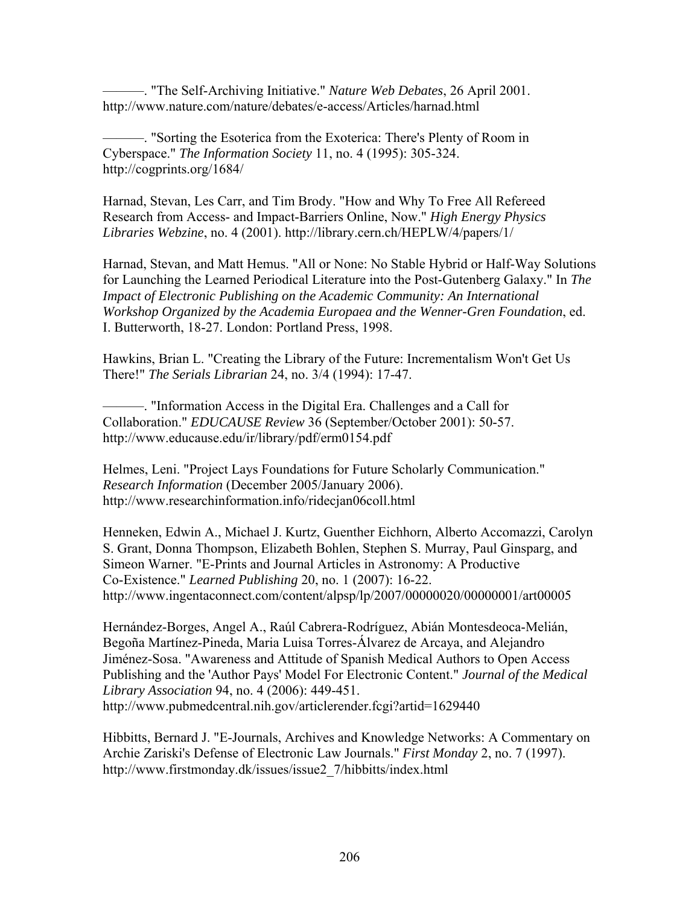———. "The Self-Archiving Initiative." *Nature Web Debates*, 26 April 2001. http://www.nature.com/nature/debates/e-access/Articles/harnad.html

———. "Sorting the Esoterica from the Exoterica: There's Plenty of Room in Cyberspace." *The Information Society* 11, no. 4 (1995): 305-324. http://cogprints.org/1684/

Harnad, Stevan, Les Carr, and Tim Brody. "How and Why To Free All Refereed Research from Access- and Impact-Barriers Online, Now." *High Energy Physics Libraries Webzine*, no. 4 (2001). http://library.cern.ch/HEPLW/4/papers/1/

Harnad, Stevan, and Matt Hemus. "All or None: No Stable Hybrid or Half-Way Solutions for Launching the Learned Periodical Literature into the Post-Gutenberg Galaxy." In *The Impact of Electronic Publishing on the Academic Community: An International Workshop Organized by the Academia Europaea and the Wenner-Gren Foundation*, ed. I. Butterworth, 18-27. London: Portland Press, 1998.

Hawkins, Brian L. "Creating the Library of the Future: Incrementalism Won't Get Us There!" *The Serials Librarian* 24, no. 3/4 (1994): 17-47.

———. "Information Access in the Digital Era. Challenges and a Call for Collaboration." *EDUCAUSE Review* 36 (September/October 2001): 50-57. http://www.educause.edu/ir/library/pdf/erm0154.pdf

Helmes, Leni. "Project Lays Foundations for Future Scholarly Communication." *Research Information* (December 2005/January 2006). http://www.researchinformation.info/ridecjan06coll.html

Henneken, Edwin A., Michael J. Kurtz, Guenther Eichhorn, Alberto Accomazzi, Carolyn S. Grant, Donna Thompson, Elizabeth Bohlen, Stephen S. Murray, Paul Ginsparg, and Simeon Warner. "E-Prints and Journal Articles in Astronomy: A Productive Co-Existence." *Learned Publishing* 20, no. 1 (2007): 16-22. http://www.ingentaconnect.com/content/alpsp/lp/2007/00000020/00000001/art00005

Hernández-Borges, Angel A., Raúl Cabrera-Rodríguez, Abián Montesdeoca-Melián, Begoña Martínez-Pineda, Maria Luisa Torres-Álvarez de Arcaya, and Alejandro Jiménez-Sosa. "Awareness and Attitude of Spanish Medical Authors to Open Access Publishing and the 'Author Pays' Model For Electronic Content." *Journal of the Medical Library Association* 94, no. 4 (2006): 449-451. http://www.pubmedcentral.nih.gov/articlerender.fcgi?artid=1629440

Hibbitts, Bernard J. "E-Journals, Archives and Knowledge Networks: A Commentary on Archie Zariski's Defense of Electronic Law Journals." *First Monday* 2, no. 7 (1997). http://www.firstmonday.dk/issues/issue2_7/hibbitts/index.html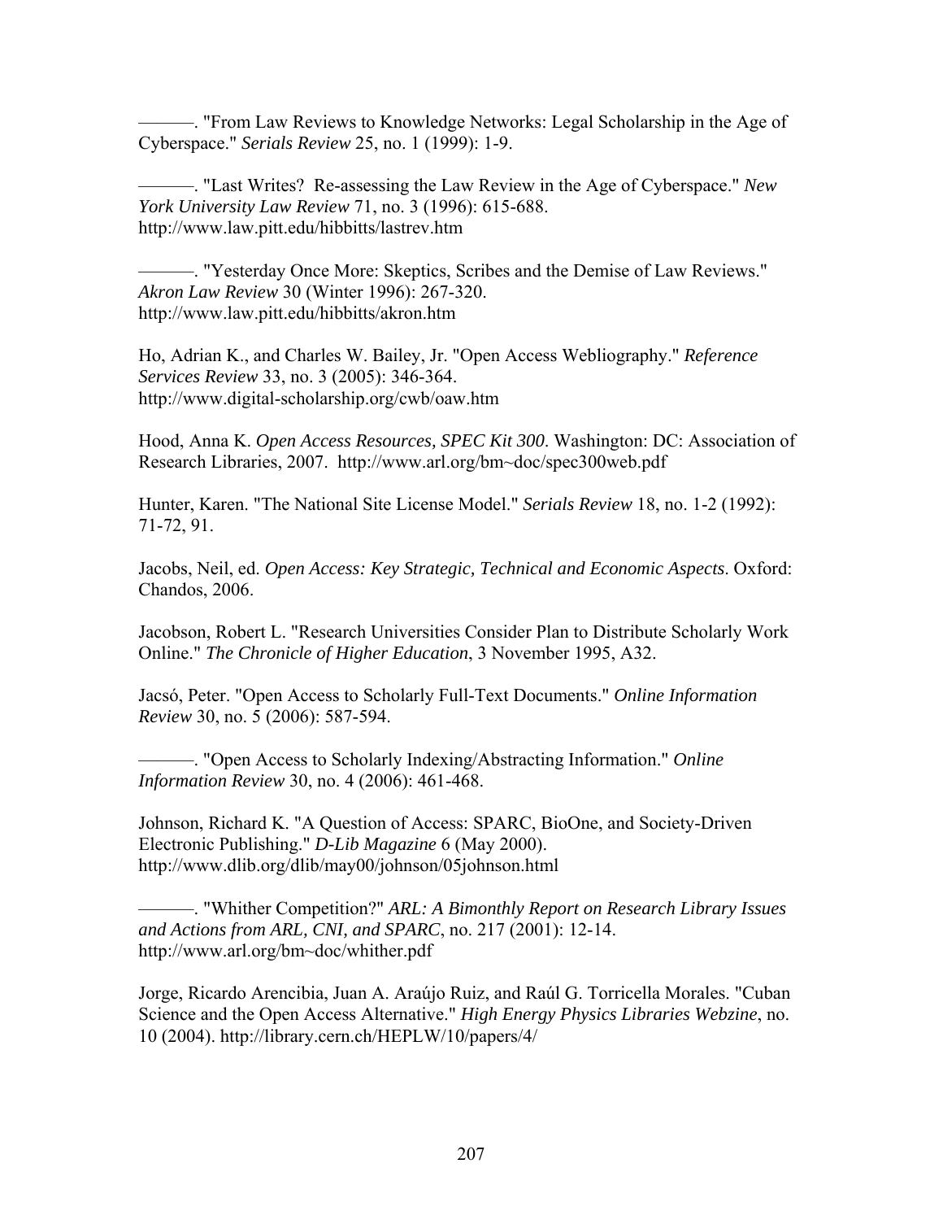———. "From Law Reviews to Knowledge Networks: Legal Scholarship in the Age of Cyberspace." *Serials Review* 25, no. 1 (1999): 1-9.

———. "Last Writes? Re-assessing the Law Review in the Age of Cyberspace." *New York University Law Review* 71, no. 3 (1996): 615-688. http://www.law.pitt.edu/hibbitts/lastrev.htm

———. "Yesterday Once More: Skeptics, Scribes and the Demise of Law Reviews." *Akron Law Review* 30 (Winter 1996): 267-320. http://www.law.pitt.edu/hibbitts/akron.htm

Ho, Adrian K., and Charles W. Bailey, Jr. "Open Access Webliography." *Reference Services Review* 33, no. 3 (2005): 346-364. http://www.digital-scholarship.org/cwb/oaw.htm

Hood, Anna K. *Open Access Resources, SPEC Kit 300*. Washington: DC: Association of Research Libraries, 2007. http://www.arl.org/bm~doc/spec300web.pdf

Hunter, Karen. "The National Site License Model." *Serials Review* 18, no. 1-2 (1992): 71-72, 91.

Jacobs, Neil, ed. *Open Access: Key Strategic, Technical and Economic Aspects*. Oxford: Chandos, 2006.

Jacobson, Robert L. "Research Universities Consider Plan to Distribute Scholarly Work Online." *The Chronicle of Higher Education*, 3 November 1995, A32.

Jacsó, Peter. "Open Access to Scholarly Full-Text Documents." *Online Information Review* 30, no. 5 (2006): 587-594.

———. "Open Access to Scholarly Indexing/Abstracting Information." *Online Information Review* 30, no. 4 (2006): 461-468.

Johnson, Richard K. "A Question of Access: SPARC, BioOne, and Society-Driven Electronic Publishing." *D-Lib Magazine* 6 (May 2000). http://www.dlib.org/dlib/may00/johnson/05johnson.html

———. "Whither Competition?" *ARL: A Bimonthly Report on Research Library Issues and Actions from ARL, CNI, and SPARC*, no. 217 (2001): 12-14. http://www.arl.org/bm~doc/whither.pdf

Jorge, Ricardo Arencibia, Juan A. Araújo Ruiz, and Raúl G. Torricella Morales. "Cuban Science and the Open Access Alternative." *High Energy Physics Libraries Webzine*, no. 10 (2004). http://library.cern.ch/HEPLW/10/papers/4/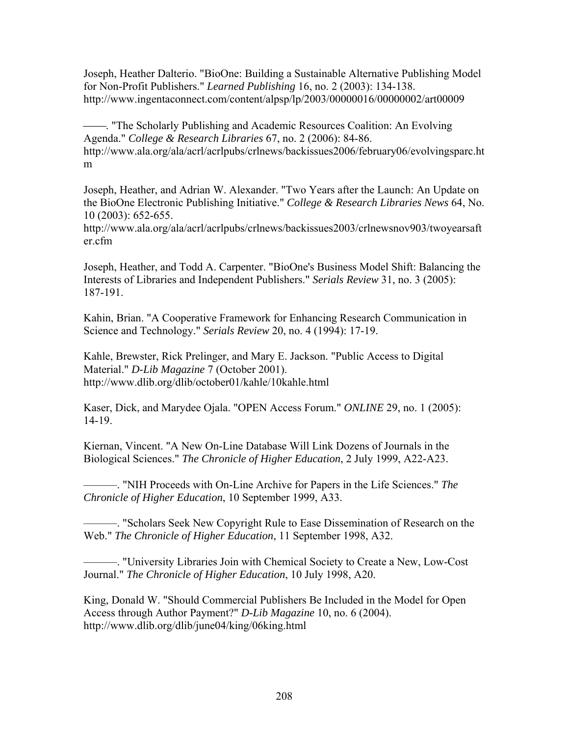Joseph, Heather Dalterio. "BioOne: Building a Sustainable Alternative Publishing Model for Non-Profit Publishers." *Learned Publishing* 16, no. 2 (2003): 134-138. http://www.ingentaconnect.com/content/alpsp/lp/2003/00000016/00000002/art00009

———. "The Scholarly Publishing and Academic Resources Coalition: An Evolving Agenda." *College & Research Libraries* 67, no. 2 (2006): 84-86. http://www.ala.org/ala/acrl/acrlpubs/crlnews/backissues2006/february06/evolvingsparc.htm

Joseph, Heather, and Adrian W. Alexander. "Two Years after the Launch: An Update on the BioOne Electronic Publishing Initiative." *College & Research Libraries News* 64, No. 10 (2003): 652-655. http://www.ala.org/ala/acrl/acrlpubs/crlnews/backissues2003/crlnewsnov903/twoyearsafter.cfm

Joseph, Heather, and Todd A. Carpenter. "BioOne's Business Model Shift: Balancing the Interests of Libraries and Independent Publishers." *Serials Review* 31, no. 3 (2005): 187-191.

Kahin, Brian. "A Cooperative Framework for Enhancing Research Communication in Science and Technology." *Serials Review* 20, no. 4 (1994): 17-19.

Kahle, Brewster, Rick Prelinger, and Mary E. Jackson. "Public Access to Digital Material." *D-Lib Magazine* 7 (October 2001). http://www.dlib.org/dlib/october01/kahle/10kahle.html

Kaser, Dick, and Marydee Ojala. "OPEN Access Forum." *ONLINE* 29, no. 1 (2005): 14-19.

Kiernan, Vincent. "A New On-Line Database Will Link Dozens of Journals in the Biological Sciences." *The Chronicle of Higher Education*, 2 July 1999, A22-A23.

———. "NIH Proceeds with On-Line Archive for Papers in the Life Sciences." *The Chronicle of Higher Education*, 10 September 1999, A33.

———. "Scholars Seek New Copyright Rule to Ease Dissemination of Research on the Web." *The Chronicle of Higher Education*, 11 September 1998, A32.

———. "University Libraries Join with Chemical Society to Create a New, Low-Cost Journal." *The Chronicle of Higher Education*, 10 July 1998, A20.

King, Donald W. "Should Commercial Publishers Be Included in the Model for Open Access through Author Payment?" *D-Lib Magazine* 10, no. 6 (2004). http://www.dlib.org/dlib/june04/king/06king.html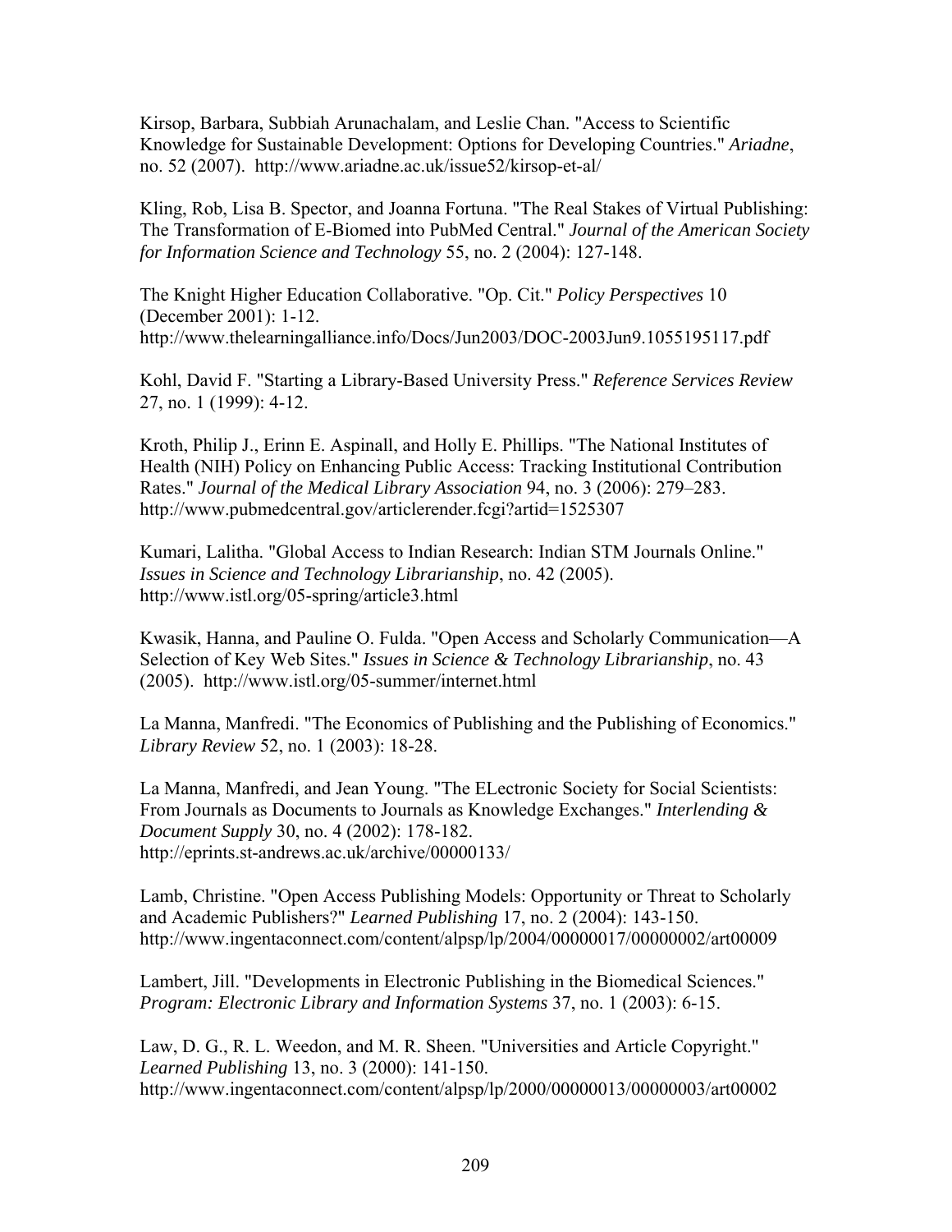Kirsop, Barbara, Subbiah Arunachalam, and Leslie Chan. "Access to Scientific Knowledge for Sustainable Development: Options for Developing Countries." *Ariadne*, no. 52 (2007). http://www.ariadne.ac.uk/issue52/kirsop-et-al/

Kling, Rob, Lisa B. Spector, and Joanna Fortuna. "The Real Stakes of Virtual Publishing: The Transformation of E-Biomed into PubMed Central." *Journal of the American Society for Information Science and Technology* 55, no. 2 (2004): 127-148.

The Knight Higher Education Collaborative. "Op. Cit." *Policy Perspectives* 10 (December 2001): 1-12. http://www.thelearningalliance.info/Docs/Jun2003/DOC-2003Jun9.1055195117.pdf

Kohl, David F. "Starting a Library-Based University Press." *Reference Services Review* 27, no. 1 (1999): 4-12.

Kroth, Philip J., Erinn E. Aspinall, and Holly E. Phillips. "The National Institutes of Health (NIH) Policy on Enhancing Public Access: Tracking Institutional Contribution Rates." *Journal of the Medical Library Association* 94, no. 3 (2006): 279–283. http://www.pubmedcentral.gov/articlerender.fcgi?artid=1525307

Kumari, Lalitha. "Global Access to Indian Research: Indian STM Journals Online." *Issues in Science and Technology Librarianship*, no. 42 (2005). http://www.istl.org/05-spring/article3.html

Kwasik, Hanna, and Pauline O. Fulda. "Open Access and Scholarly Communication—A Selection of Key Web Sites." *Issues in Science & Technology Librarianship*, no. 43 (2005). http://www.istl.org/05-summer/internet.html

La Manna, Manfredi. "The Economics of Publishing and the Publishing of Economics." *Library Review* 52, no. 1 (2003): 18-28.

La Manna, Manfredi, and Jean Young. "The ELectronic Society for Social Scientists: From Journals as Documents to Journals as Knowledge Exchanges." *Interlending & Document Supply* 30, no. 4 (2002): 178-182. http://eprints.st-andrews.ac.uk/archive/00000133/

Lamb, Christine. "Open Access Publishing Models: Opportunity or Threat to Scholarly and Academic Publishers?" *Learned Publishing* 17, no. 2 (2004): 143-150. http://www.ingentaconnect.com/content/alpsp/lp/2004/00000017/00000002/art00009

Lambert, Jill. "Developments in Electronic Publishing in the Biomedical Sciences." *Program: Electronic Library and Information Systems* 37, no. 1 (2003): 6-15.

Law, D. G., R. L. Weedon, and M. R. Sheen. "Universities and Article Copyright." *Learned Publishing* 13, no. 3 (2000): 141-150. http://www.ingentaconnect.com/content/alpsp/lp/2000/00000013/00000003/art00002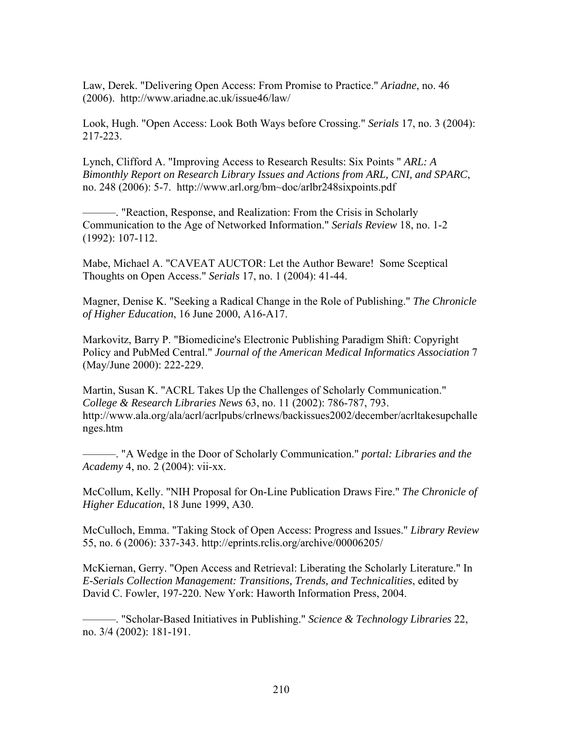Law, Derek. "Delivering Open Access: From Promise to Practice." *Ariadne*, no. 46 (2006). http://www.ariadne.ac.uk/issue46/law/

Look, Hugh. "Open Access: Look Both Ways before Crossing." *Serials* 17, no. 3 (2004): 217-223.

Lynch, Clifford A. "Improving Access to Research Results: Six Points " *ARL: A Bimonthly Report on Research Library Issues and Actions from ARL, CNI, and SPARC*, no. 248 (2006): 5-7. http://www.arl.org/bm~doc/arlbr248sixpoints.pdf

———. "Reaction, Response, and Realization: From the Crisis in Scholarly Communication to the Age of Networked Information." *Serials Review* 18, no. 1-2 (1992): 107-112.

Mabe, Michael A. "CAVEAT AUCTOR: Let the Author Beware! Some Sceptical Thoughts on Open Access." *Serials* 17, no. 1 (2004): 41-44.

Magner, Denise K. "Seeking a Radical Change in the Role of Publishing." *The Chronicle of Higher Education*, 16 June 2000, A16-A17.

Markovitz, Barry P. "Biomedicine's Electronic Publishing Paradigm Shift: Copyright Policy and PubMed Central." *Journal of the American Medical Informatics Association* 7 (May/June 2000): 222-229.

Martin, Susan K. "ACRL Takes Up the Challenges of Scholarly Communication." *College & Research Libraries News* 63, no. 11 (2002): 786-787, 793. http://www.ala.org/ala/acrl/acrlpubs/crlnews/backissues2002/december/acrltakesupchallenges.htm

———. "A Wedge in the Door of Scholarly Communication." *portal: Libraries and the Academy* 4, no. 2 (2004): vii-xx.

McCollum, Kelly. "NIH Proposal for On-Line Publication Draws Fire." *The Chronicle of Higher Education*, 18 June 1999, A30.

McCulloch, Emma. "Taking Stock of Open Access: Progress and Issues." *Library Review* 55, no. 6 (2006): 337-343. http://eprints.rclis.org/archive/00006205/

McKiernan, Gerry. "Open Access and Retrieval: Liberating the Scholarly Literature." In *E-Serials Collection Management: Transitions, Trends, and Technicalities*, edited by David C. Fowler, 197-220. New York: Haworth Information Press, 2004.

———. "Scholar-Based Initiatives in Publishing." *Science & Technology Libraries* 22, no. 3/4 (2002): 181-191.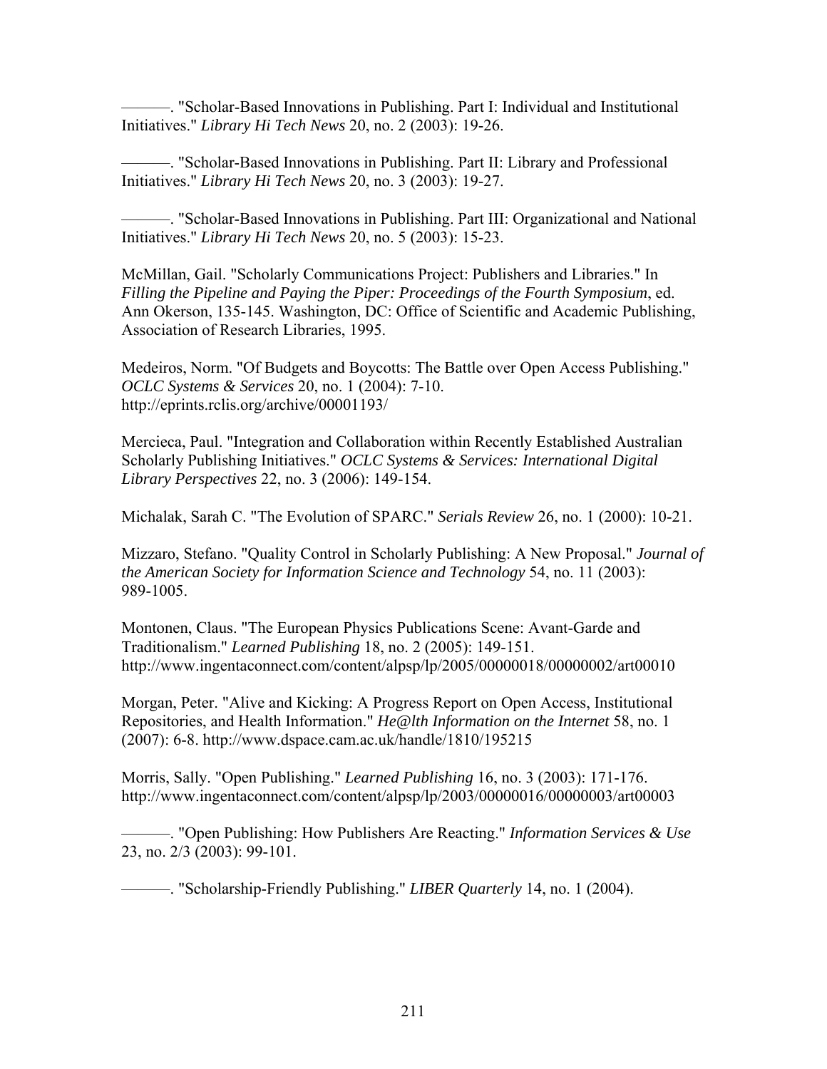———. "Scholar-Based Innovations in Publishing. Part I: Individual and Institutional Initiatives." *Library Hi Tech News* 20, no. 2 (2003): 19-26.

———. "Scholar-Based Innovations in Publishing. Part II: Library and Professional Initiatives." *Library Hi Tech News* 20, no. 3 (2003): 19-27.

———. "Scholar-Based Innovations in Publishing. Part III: Organizational and National Initiatives." *Library Hi Tech News* 20, no. 5 (2003): 15-23.

McMillan, Gail. "Scholarly Communications Project: Publishers and Libraries." In *Filling the Pipeline and Paying the Piper: Proceedings of the Fourth Symposium*, ed. Ann Okerson, 135-145. Washington, DC: Office of Scientific and Academic Publishing, Association of Research Libraries, 1995.

Medeiros, Norm. "Of Budgets and Boycotts: The Battle over Open Access Publishing." *OCLC Systems & Services* 20, no. 1 (2004): 7-10. http://eprints.rclis.org/archive/00001193/

Mercieca, Paul. "Integration and Collaboration within Recently Established Australian Scholarly Publishing Initiatives." *OCLC Systems & Services: International Digital Library Perspectives* 22, no. 3 (2006): 149-154.

Michalak, Sarah C. "The Evolution of SPARC." *Serials Review* 26, no. 1 (2000): 10-21.

Mizzaro, Stefano. "Quality Control in Scholarly Publishing: A New Proposal." *Journal of the American Society for Information Science and Technology* 54, no. 11 (2003): 989-1005.

Montonen, Claus. "The European Physics Publications Scene: Avant-Garde and Traditionalism." *Learned Publishing* 18, no. 2 (2005): 149-151. http://www.ingentaconnect.com/content/alpsp/lp/2005/00000018/00000002/art00010

Morgan, Peter. "Alive and Kicking: A Progress Report on Open Access, Institutional Repositories, and Health Information." *He@lth Information on the Internet* 58, no. 1 (2007): 6-8. http://www.dspace.cam.ac.uk/handle/1810/195215

Morris, Sally. "Open Publishing." *Learned Publishing* 16, no. 3 (2003): 171-176. http://www.ingentaconnect.com/content/alpsp/lp/2003/00000016/00000003/art00003

———. "Open Publishing: How Publishers Are Reacting." *Information Services & Use* 23, no. 2/3 (2003): 99-101.

———. "Scholarship-Friendly Publishing." *LIBER Quarterly* 14, no. 1 (2004).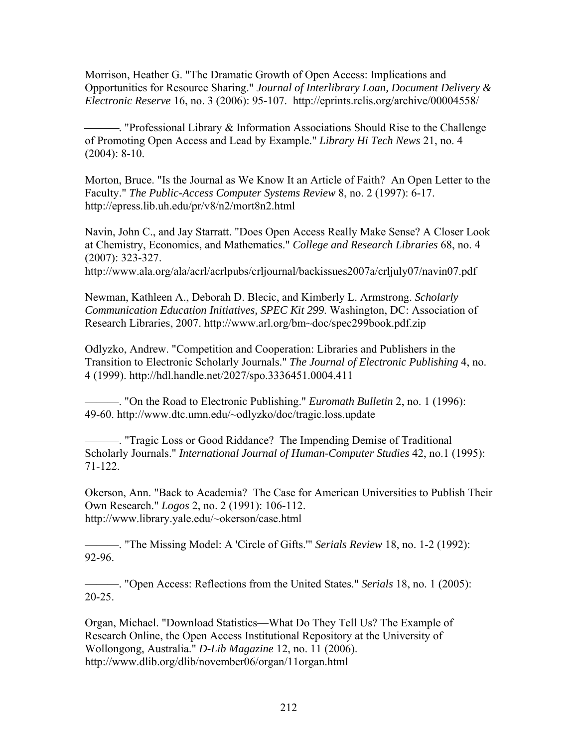Morrison, Heather G. "The Dramatic Growth of Open Access: Implications and Opportunities for Resource Sharing." *Journal of Interlibrary Loan, Document Delivery & Electronic Reserve* 16, no. 3 (2006): 95-107. http://eprints.rclis.org/archive/00004558/

———. "Professional Library & Information Associations Should Rise to the Challenge of Promoting Open Access and Lead by Example." *Library Hi Tech News* 21, no. 4 (2004): 8-10.

Morton, Bruce. "Is the Journal as We Know It an Article of Faith? An Open Letter to the Faculty." *The Public-Access Computer Systems Review* 8, no. 2 (1997): 6-17. http://epress.lib.uh.edu/pr/v8/n2/mort8n2.html

Navin, John C., and Jay Starratt. "Does Open Access Really Make Sense? A Closer Look at Chemistry, Economics, and Mathematics." *College and Research Libraries* 68, no. 4 (2007): 323-327. http://www.ala.org/ala/acrl/acrlpubs/crljournal/backissues2007a/crljuly07/navin07.pdf

Newman, Kathleen A., Deborah D. Blecic, and Kimberly L. Armstrong. *Scholarly Communication Education Initiatives, SPEC Kit 299.* Washington, DC: Association of Research Libraries, 2007. http://www.arl.org/bm~doc/spec299book.pdf.zip

Odlyzko, Andrew. "Competition and Cooperation: Libraries and Publishers in the Transition to Electronic Scholarly Journals." *The Journal of Electronic Publishing* 4, no. 4 (1999). http://hdl.handle.net/2027/spo.3336451.0004.411

———. "On the Road to Electronic Publishing." *Euromath Bulletin* 2, no. 1 (1996): 49-60. http://www.dtc.umn.edu/~odlyzko/doc/tragic.loss.update

———. "Tragic Loss or Good Riddance? The Impending Demise of Traditional Scholarly Journals." *International Journal of Human-Computer Studies* 42, no.1 (1995): 71-122.

Okerson, Ann. "Back to Academia? The Case for American Universities to Publish Their Own Research." *Logos* 2, no. 2 (1991): 106-112. http://www.library.yale.edu/~okerson/case.html

———. "The Missing Model: A 'Circle of Gifts.'" *Serials Review* 18, no. 1-2 (1992): 92-96.

———. "Open Access: Reflections from the United States." *Serials* 18, no. 1 (2005): 20-25.

Organ, Michael. "Download Statistics—What Do They Tell Us? The Example of Research Online, the Open Access Institutional Repository at the University of Wollongong, Australia." *D-Lib Magazine* 12, no. 11 (2006). http://www.dlib.org/dlib/november06/organ/11organ.html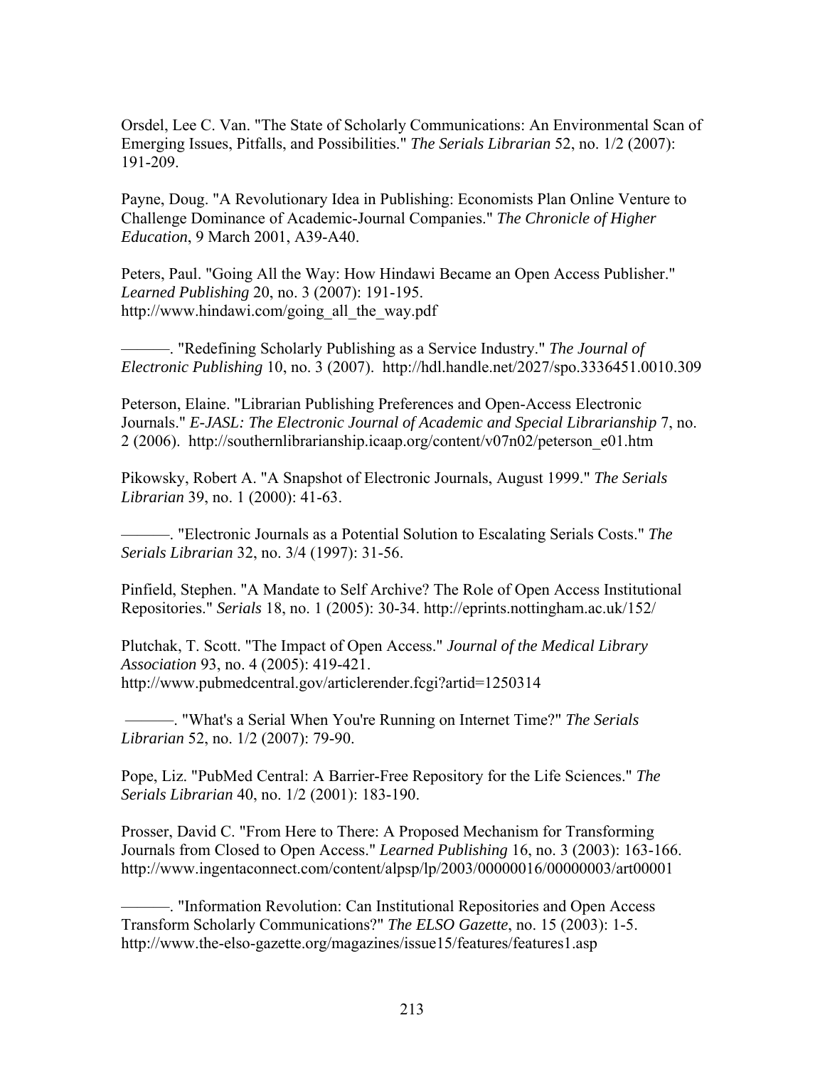Orsdel, Lee C. Van. "The State of Scholarly Communications: An Environmental Scan of Emerging Issues, Pitfalls, and Possibilities." *The Serials Librarian* 52, no. 1/2 (2007): 191-209.

Payne, Doug. "A Revolutionary Idea in Publishing: Economists Plan Online Venture to Challenge Dominance of Academic-Journal Companies." *The Chronicle of Higher Education*, 9 March 2001, A39-A40.

Peters, Paul. "Going All the Way: How Hindawi Became an Open Access Publisher." *Learned Publishing* 20, no. 3 (2007): 191-195. http://www.hindawi.com/going_all_the_way.pdf

———. "Redefining Scholarly Publishing as a Service Industry." *The Journal of Electronic Publishing* 10, no. 3 (2007). http://hdl.handle.net/2027/spo.3336451.0010.309

Peterson, Elaine. "Librarian Publishing Preferences and Open-Access Electronic Journals." *E-JASL: The Electronic Journal of Academic and Special Librarianship* 7, no. 2 (2006). http://southernlibrarianship.icaap.org/content/v07n02/peterson_e01.htm

Pikowsky, Robert A. "A Snapshot of Electronic Journals, August 1999." *The Serials Librarian* 39, no. 1 (2000): 41-63.

———. "Electronic Journals as a Potential Solution to Escalating Serials Costs." *The Serials Librarian* 32, no. 3/4 (1997): 31-56.

Pinfield, Stephen. "A Mandate to Self Archive? The Role of Open Access Institutional Repositories." *Serials* 18, no. 1 (2005): 30-34. http://eprints.nottingham.ac.uk/152/

Plutchak, T. Scott. "The Impact of Open Access." *Journal of the Medical Library Association* 93, no. 4 (2005): 419-421. http://www.pubmedcentral.gov/articlerender.fcgi?artid=1250314

———. "What's a Serial When You're Running on Internet Time?" *The Serials Librarian* 52, no. 1/2 (2007): 79-90.

Pope, Liz. "PubMed Central: A Barrier-Free Repository for the Life Sciences." *The Serials Librarian* 40, no. 1/2 (2001): 183-190.

Prosser, David C. "From Here to There: A Proposed Mechanism for Transforming Journals from Closed to Open Access." *Learned Publishing* 16, no. 3 (2003): 163-166. http://www.ingentaconnect.com/content/alpsp/lp/2003/00000016/00000003/art00001

———. "Information Revolution: Can Institutional Repositories and Open Access Transform Scholarly Communications?" *The ELSO Gazette*, no. 15 (2003): 1-5. http://www.the-elso-gazette.org/magazines/issue15/features/features1.asp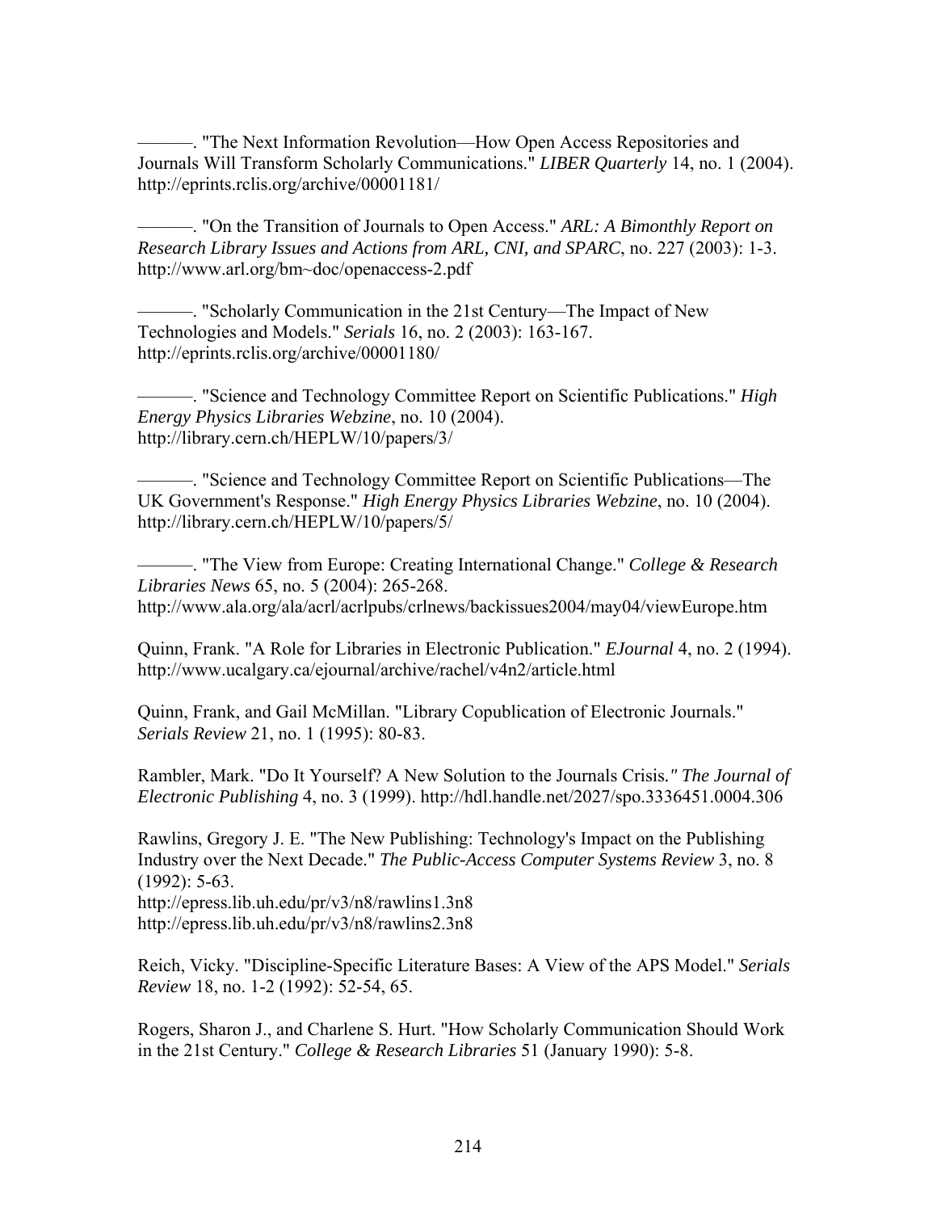———. "The Next Information Revolution—How Open Access Repositories and Journals Will Transform Scholarly Communications." *LIBER Quarterly* 14, no. 1 (2004). http://eprints.rclis.org/archive/00001181/

———. "On the Transition of Journals to Open Access." *ARL: A Bimonthly Report on Research Library Issues and Actions from ARL, CNI, and SPARC*, no. 227 (2003): 1-3. http://www.arl.org/bm~doc/openaccess-2.pdf

———. "Scholarly Communication in the 21st Century—The Impact of New Technologies and Models." *Serials* 16, no. 2 (2003): 163-167. http://eprints.rclis.org/archive/00001180/

———. "Science and Technology Committee Report on Scientific Publications." *High Energy Physics Libraries Webzine*, no. 10 (2004). http://library.cern.ch/HEPLW/10/papers/3/

———. "Science and Technology Committee Report on Scientific Publications—The UK Government's Response." *High Energy Physics Libraries Webzine*, no. 10 (2004). http://library.cern.ch/HEPLW/10/papers/5/

———. "The View from Europe: Creating International Change." *College & Research Libraries News* 65, no. 5 (2004): 265-268. http://www.ala.org/ala/acrl/acrlpubs/crlnews/backissues2004/may04/viewEurope.htm

Quinn, Frank. "A Role for Libraries in Electronic Publication." *EJournal* 4, no. 2 (1994). http://www.ucalgary.ca/ejournal/archive/rachel/v4n2/article.html

Quinn, Frank, and Gail McMillan. "Library Copublication of Electronic Journals." *Serials Review* 21, no. 1 (1995): 80-83.

Rambler, Mark. "Do It Yourself? A New Solution to the Journals Crisis." *The Journal of Electronic Publishing* 4, no. 3 (1999). http://hdl.handle.net/2027/spo.3336451.0004.306

Rawlins, Gregory J. E. "The New Publishing: Technology's Impact on the Publishing Industry over the Next Decade." *The Public-Access Computer Systems Review* 3, no. 8 (1992): 5-63.
http://epress.lib.uh.edu/pr/v3/n8/rawlins1.3n8
http://epress.lib.uh.edu/pr/v3/n8/rawlins2.3n8

Reich, Vicky. "Discipline-Specific Literature Bases: A View of the APS Model." *Serials Review* 18, no. 1-2 (1992): 52-54, 65.

Rogers, Sharon J., and Charlene S. Hurt. "How Scholarly Communication Should Work in the 21st Century." *College & Research Libraries* 51 (January 1990): 5-8.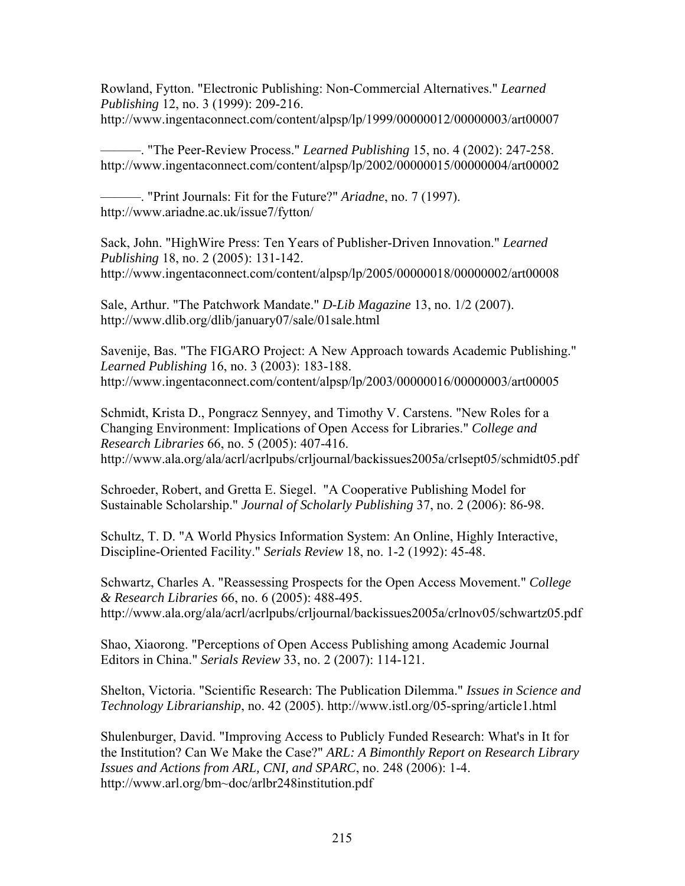Rowland, Fytton. "Electronic Publishing: Non-Commercial Alternatives." *Learned Publishing* 12, no. 3 (1999): 209-216. http://www.ingentaconnect.com/content/alpsp/lp/1999/00000012/00000003/art00007

———. "The Peer-Review Process." *Learned Publishing* 15, no. 4 (2002): 247-258. http://www.ingentaconnect.com/content/alpsp/lp/2002/00000015/00000004/art00002

———. "Print Journals: Fit for the Future?" *Ariadne*, no. 7 (1997). http://www.ariadne.ac.uk/issue7/fytton/

Sack, John. "HighWire Press: Ten Years of Publisher-Driven Innovation." *Learned Publishing* 18, no. 2 (2005): 131-142. http://www.ingentaconnect.com/content/alpsp/lp/2005/00000018/00000002/art00008

Sale, Arthur. "The Patchwork Mandate." *D-Lib Magazine* 13, no. 1/2 (2007). http://www.dlib.org/dlib/january07/sale/01sale.html

Savenije, Bas. "The FIGARO Project: A New Approach towards Academic Publishing." *Learned Publishing* 16, no. 3 (2003): 183-188. http://www.ingentaconnect.com/content/alpsp/lp/2003/00000016/00000003/art00005

Schmidt, Krista D., Pongracz Sennyey, and Timothy V. Carstens. "New Roles for a Changing Environment: Implications of Open Access for Libraries." *College and Research Libraries* 66, no. 5 (2005): 407-416. http://www.ala.org/ala/acrl/acrlpubs/crljournal/backissues2005a/crlsept05/schmidt05.pdf

Schroeder, Robert, and Gretta E. Siegel. "A Cooperative Publishing Model for Sustainable Scholarship." *Journal of Scholarly Publishing* 37, no. 2 (2006): 86-98.

Schultz, T. D. "A World Physics Information System: An Online, Highly Interactive, Discipline-Oriented Facility." *Serials Review* 18, no. 1-2 (1992): 45-48.

Schwartz, Charles A. "Reassessing Prospects for the Open Access Movement." *College & Research Libraries* 66, no. 6 (2005): 488-495. http://www.ala.org/ala/acrl/acrlpubs/crljournal/backissues2005a/crlnov05/schwartz05.pdf

Shao, Xiaorong. "Perceptions of Open Access Publishing among Academic Journal Editors in China." *Serials Review* 33, no. 2 (2007): 114-121.

Shelton, Victoria. "Scientific Research: The Publication Dilemma." *Issues in Science and Technology Librarianship*, no. 42 (2005). http://www.istl.org/05-spring/article1.html

Shulenburger, David. "Improving Access to Publicly Funded Research: What's in It for the Institution? Can We Make the Case?" *ARL: A Bimonthly Report on Research Library Issues and Actions from ARL, CNI, and SPARC*, no. 248 (2006): 1-4. http://www.arl.org/bm~doc/arlbr248institution.pdf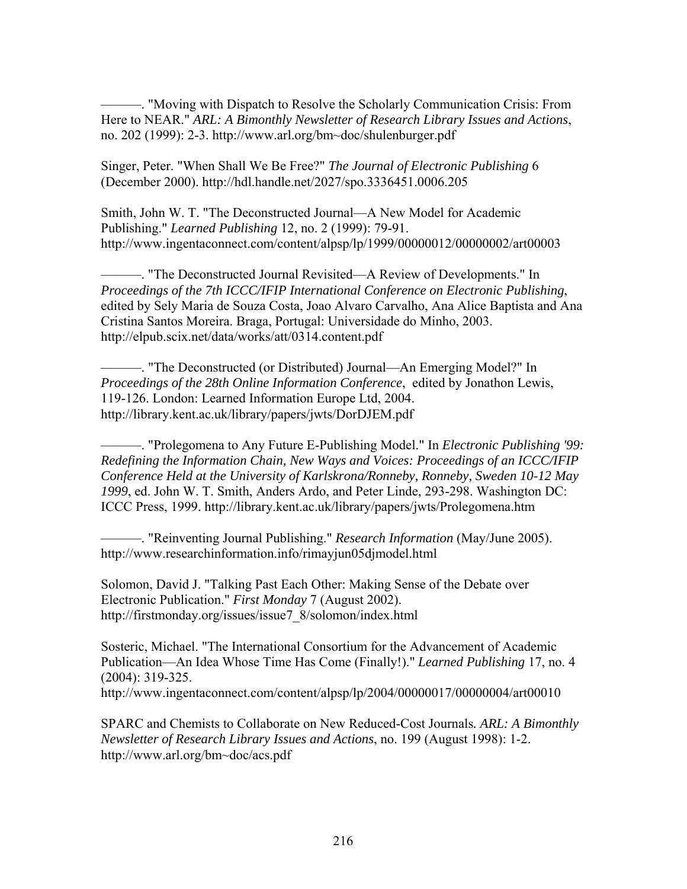———. "Moving with Dispatch to Resolve the Scholarly Communication Crisis: From Here to NEAR." *ARL: A Bimonthly Newsletter of Research Library Issues and Actions*, no. 202 (1999): 2-3. http://www.arl.org/bm~doc/shulenburger.pdf

Singer, Peter. "When Shall We Be Free?" *The Journal of Electronic Publishing* 6 (December 2000). http://hdl.handle.net/2027/spo.3336451.0006.205

Smith, John W. T. "The Deconstructed Journal—A New Model for Academic Publishing." *Learned Publishing* 12, no. 2 (1999): 79-91. http://www.ingentaconnect.com/content/alpsp/lp/1999/00000012/00000002/art00003

———. "The Deconstructed Journal Revisited—A Review of Developments." In *Proceedings of the 7th ICCC/IFIP International Conference on Electronic Publishing*, edited by Sely Maria de Souza Costa, Joao Alvaro Carvalho, Ana Alice Baptista and Ana Cristina Santos Moreira. Braga, Portugal: Universidade do Minho, 2003. http://elpub.scix.net/data/works/att/0314.content.pdf

———. "The Deconstructed (or Distributed) Journal—An Emerging Model?" In *Proceedings of the 28th Online Information Conference*, edited by Jonathon Lewis, 119-126. London: Learned Information Europe Ltd, 2004. http://library.kent.ac.uk/library/papers/jwts/DorDJEM.pdf

———. "Prolegomena to Any Future E-Publishing Model." In *Electronic Publishing '99: Redefining the Information Chain, New Ways and Voices: Proceedings of an ICCC/IFIP Conference Held at the University of Karlskrona/Ronneby, Ronneby, Sweden 10-12 May 1999*, ed. John W. T. Smith, Anders Ardo, and Peter Linde, 293-298. Washington DC: ICCC Press, 1999. http://library.kent.ac.uk/library/papers/jwts/Prolegomena.htm

———. "Reinventing Journal Publishing." *Research Information* (May/June 2005). http://www.researchinformation.info/rimayjun05djmodel.html

Solomon, David J. "Talking Past Each Other: Making Sense of the Debate over Electronic Publication." *First Monday* 7 (August 2002). http://firstmonday.org/issues/issue7_8/solomon/index.html

Sosteric, Michael. "The International Consortium for the Advancement of Academic Publication—An Idea Whose Time Has Come (Finally!)." *Learned Publishing* 17, no. 4 (2004): 319-325. http://www.ingentaconnect.com/content/alpsp/lp/2004/00000017/00000004/art00010

SPARC and Chemists to Collaborate on New Reduced-Cost Journals*. ARL: A Bimonthly Newsletter of Research Library Issues and Actions*, no. 199 (August 1998): 1-2. http://www.arl.org/bm~doc/acs.pdf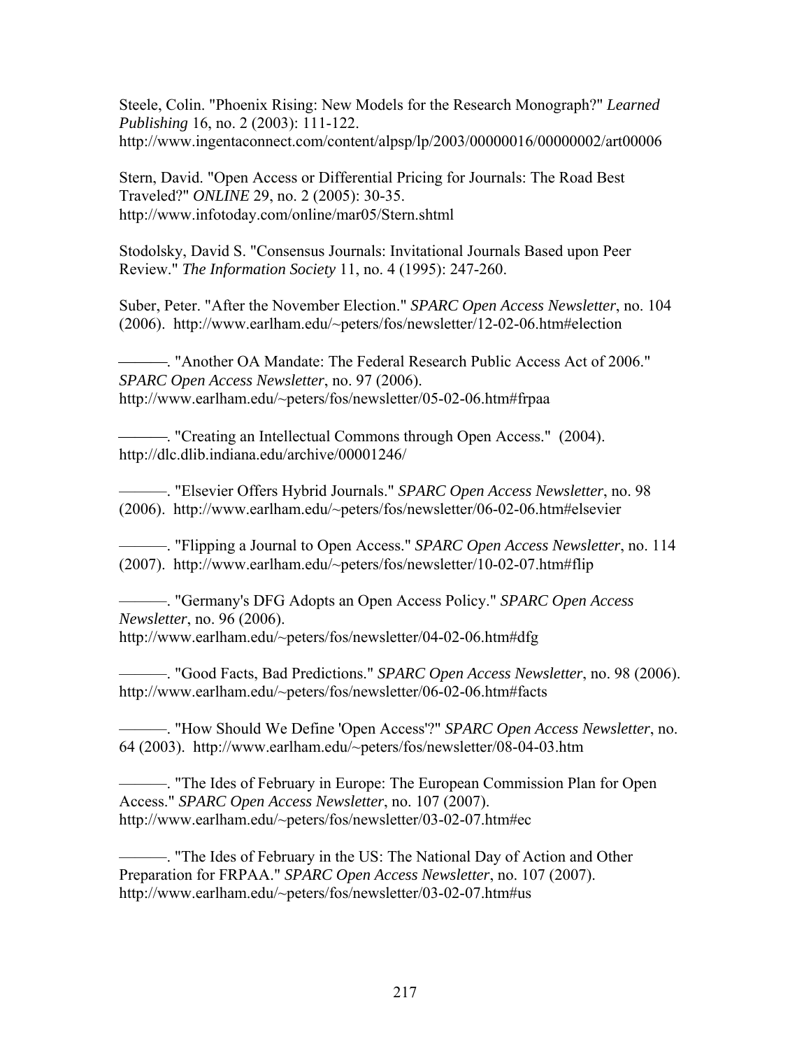Steele, Colin. "Phoenix Rising: New Models for the Research Monograph?" *Learned Publishing* 16, no. 2 (2003): 111-122. http://www.ingentaconnect.com/content/alpsp/lp/2003/00000016/00000002/art00006

Stern, David. "Open Access or Differential Pricing for Journals: The Road Best Traveled?" *ONLINE* 29, no. 2 (2005): 30-35. http://www.infotoday.com/online/mar05/Stern.shtml

Stodolsky, David S. "Consensus Journals: Invitational Journals Based upon Peer Review." *The Information Society* 11, no. 4 (1995): 247-260.

Suber, Peter. "After the November Election." *SPARC Open Access Newsletter*, no. 104 (2006). http://www.earlham.edu/~peters/fos/newsletter/12-02-06.htm#election

———. "Another OA Mandate: The Federal Research Public Access Act of 2006." *SPARC Open Access Newsletter*, no. 97 (2006). http://www.earlham.edu/~peters/fos/newsletter/05-02-06.htm#frpaa

———. "Creating an Intellectual Commons through Open Access." (2004). http://dlc.dlib.indiana.edu/archive/00001246/

———. "Elsevier Offers Hybrid Journals." *SPARC Open Access Newsletter*, no. 98 (2006). http://www.earlham.edu/~peters/fos/newsletter/06-02-06.htm#elsevier

———. "Flipping a Journal to Open Access." *SPARC Open Access Newsletter*, no. 114 (2007). http://www.earlham.edu/~peters/fos/newsletter/10-02-07.htm#flip

———. "Germany's DFG Adopts an Open Access Policy." *SPARC Open Access Newsletter*, no. 96 (2006). http://www.earlham.edu/~peters/fos/newsletter/04-02-06.htm#dfg

———. "Good Facts, Bad Predictions." *SPARC Open Access Newsletter*, no. 98 (2006). http://www.earlham.edu/~peters/fos/newsletter/06-02-06.htm#facts

———. "How Should We Define 'Open Access'?" *SPARC Open Access Newsletter*, no. 64 (2003). http://www.earlham.edu/~peters/fos/newsletter/08-04-03.htm

———. "The Ides of February in Europe: The European Commission Plan for Open Access." *SPARC Open Access Newsletter*, no. 107 (2007). http://www.earlham.edu/~peters/fos/newsletter/03-02-07.htm#ec

———. "The Ides of February in the US: The National Day of Action and Other Preparation for FRPAA." *SPARC Open Access Newsletter*, no. 107 (2007). http://www.earlham.edu/~peters/fos/newsletter/03-02-07.htm#us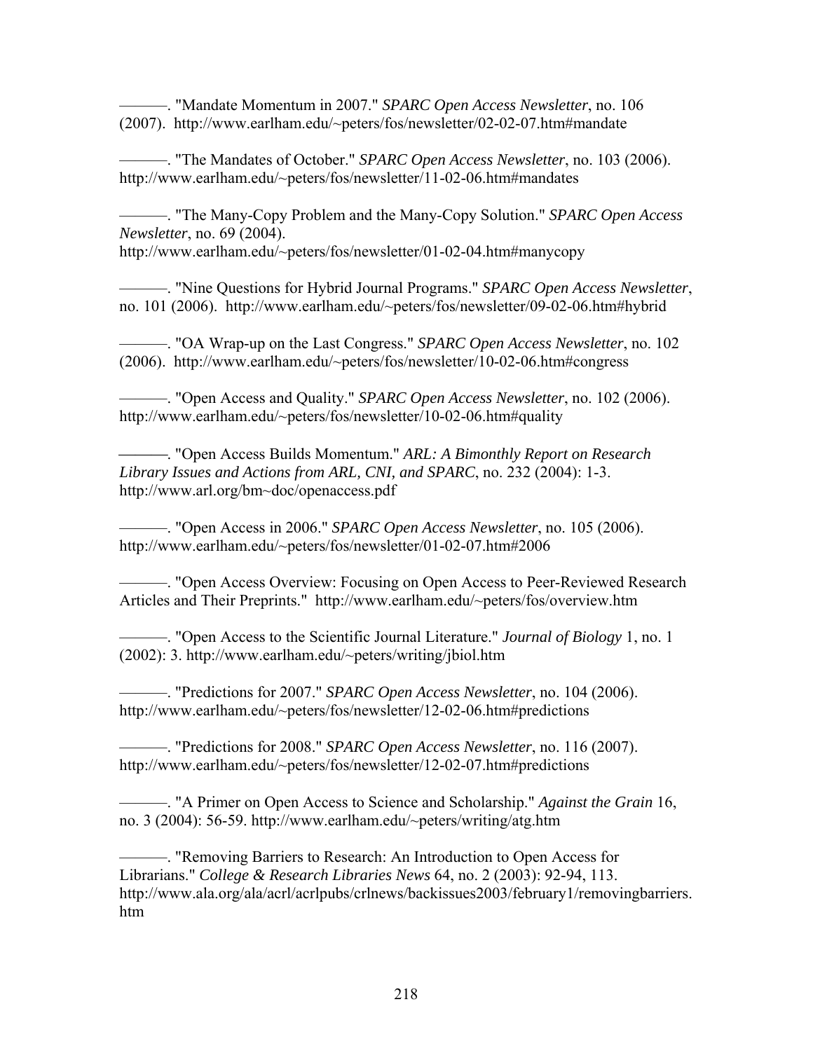———. "Mandate Momentum in 2007." *SPARC Open Access Newsletter*, no. 106 (2007). http://www.earlham.edu/~peters/fos/newsletter/02-02-07.htm#mandate

———. "The Mandates of October." *SPARC Open Access Newsletter*, no. 103 (2006). http://www.earlham.edu/~peters/fos/newsletter/11-02-06.htm#mandates

———. "The Many-Copy Problem and the Many-Copy Solution." *SPARC Open Access Newsletter*, no. 69 (2004). http://www.earlham.edu/~peters/fos/newsletter/01-02-04.htm#manycopy

———. "Nine Questions for Hybrid Journal Programs." *SPARC Open Access Newsletter*, no. 101 (2006). http://www.earlham.edu/~peters/fos/newsletter/09-02-06.htm#hybrid

———. "OA Wrap-up on the Last Congress." *SPARC Open Access Newsletter*, no. 102 (2006). http://www.earlham.edu/~peters/fos/newsletter/10-02-06.htm#congress

———. "Open Access and Quality." *SPARC Open Access Newsletter*, no. 102 (2006). http://www.earlham.edu/~peters/fos/newsletter/10-02-06.htm#quality

———. "Open Access Builds Momentum." *ARL: A Bimonthly Report on Research Library Issues and Actions from ARL, CNI, and SPARC*, no. 232 (2004): 1-3. http://www.arl.org/bm~doc/openaccess.pdf

———. "Open Access in 2006." *SPARC Open Access Newsletter*, no. 105 (2006). http://www.earlham.edu/~peters/fos/newsletter/01-02-07.htm#2006

———. "Open Access Overview: Focusing on Open Access to Peer-Reviewed Research Articles and Their Preprints." http://www.earlham.edu/~peters/fos/overview.htm

———. "Open Access to the Scientific Journal Literature." *Journal of Biology* 1, no. 1 (2002): 3. http://www.earlham.edu/~peters/writing/jbiol.htm

———. "Predictions for 2007." *SPARC Open Access Newsletter*, no. 104 (2006). http://www.earlham.edu/~peters/fos/newsletter/12-02-06.htm#predictions

———. "Predictions for 2008." *SPARC Open Access Newsletter*, no. 116 (2007). http://www.earlham.edu/~peters/fos/newsletter/12-02-07.htm#predictions

———. "A Primer on Open Access to Science and Scholarship." *Against the Grain* 16, no. 3 (2004): 56-59. http://www.earlham.edu/~peters/writing/atg.htm

———. "Removing Barriers to Research: An Introduction to Open Access for Librarians." *College & Research Libraries News* 64, no. 2 (2003): 92-94, 113. http://www.ala.org/ala/acrl/acrlpubs/crlnews/backissues2003/february1/removingbarriers.htm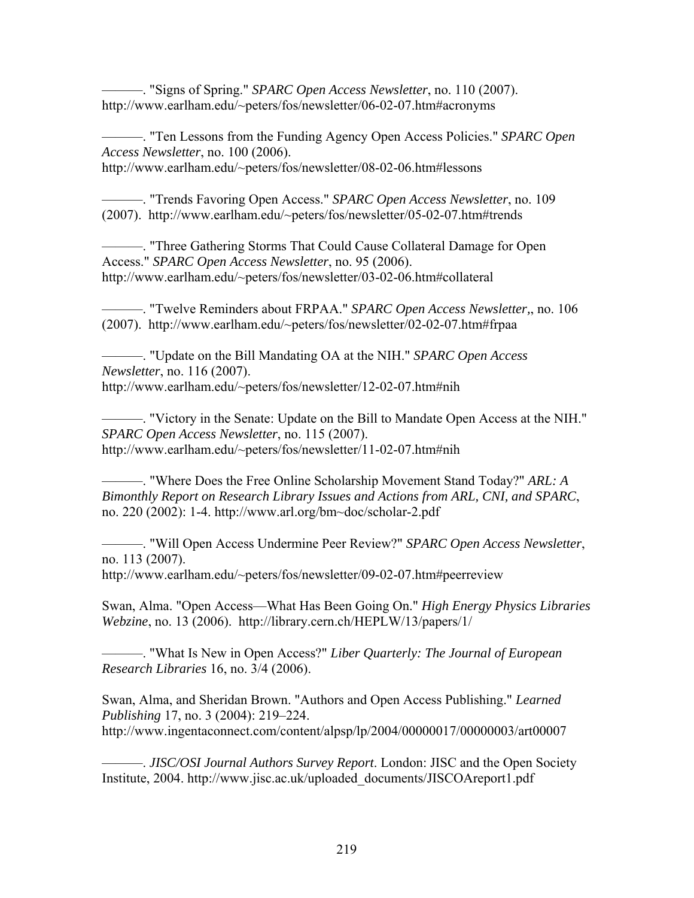———. "Signs of Spring." *SPARC Open Access Newsletter*, no. 110 (2007). http://www.earlham.edu/~peters/fos/newsletter/06-02-07.htm#acronyms

———. "Ten Lessons from the Funding Agency Open Access Policies." *SPARC Open Access Newsletter*, no. 100 (2006). http://www.earlham.edu/~peters/fos/newsletter/08-02-06.htm#lessons

———. "Trends Favoring Open Access." *SPARC Open Access Newsletter*, no. 109 (2007). http://www.earlham.edu/~peters/fos/newsletter/05-02-07.htm#trends

———. "Three Gathering Storms That Could Cause Collateral Damage for Open Access." *SPARC Open Access Newsletter*, no. 95 (2006). http://www.earlham.edu/~peters/fos/newsletter/03-02-06.htm#collateral

———. "Twelve Reminders about FRPAA." *SPARC Open Access Newsletter*,, no. 106 (2007). http://www.earlham.edu/~peters/fos/newsletter/02-02-07.htm#frpaa

———. "Update on the Bill Mandating OA at the NIH." *SPARC Open Access Newsletter*, no. 116 (2007). http://www.earlham.edu/~peters/fos/newsletter/12-02-07.htm#nih

———. "Victory in the Senate: Update on the Bill to Mandate Open Access at the NIH." *SPARC Open Access Newsletter*, no. 115 (2007). http://www.earlham.edu/~peters/fos/newsletter/11-02-07.htm#nih

———. "Where Does the Free Online Scholarship Movement Stand Today?" *ARL: A Bimonthly Report on Research Library Issues and Actions from ARL, CNI, and SPARC*, no. 220 (2002): 1-4. http://www.arl.org/bm~doc/scholar-2.pdf

———. "Will Open Access Undermine Peer Review?" *SPARC Open Access Newsletter*, no. 113 (2007). http://www.earlham.edu/~peters/fos/newsletter/09-02-07.htm#peerreview

Swan, Alma. "Open Access—What Has Been Going On." *High Energy Physics Libraries Webzine*, no. 13 (2006). http://library.cern.ch/HEPLW/13/papers/1/

———. "What Is New in Open Access?" *Liber Quarterly: The Journal of European Research Libraries* 16, no. 3/4 (2006).

Swan, Alma, and Sheridan Brown. "Authors and Open Access Publishing." *Learned Publishing* 17, no. 3 (2004): 219–224. http://www.ingentaconnect.com/content/alpsp/lp/2004/00000017/00000003/art00007

———. *JISC/OSI Journal Authors Survey Report*. London: JISC and the Open Society Institute, 2004. http://www.jisc.ac.uk/uploaded_documents/JISCOAreport1.pdf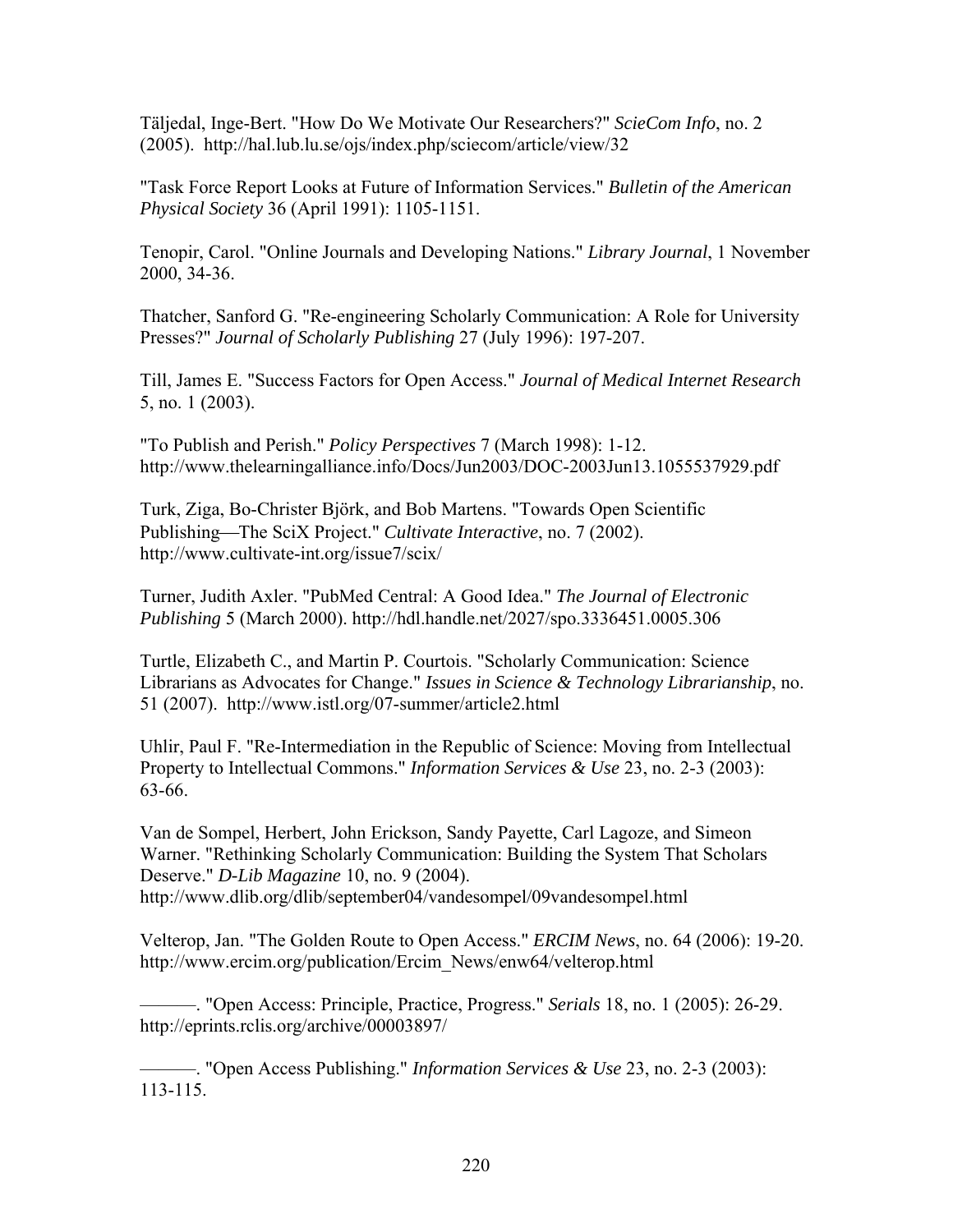Täljedal, Inge-Bert. "How Do We Motivate Our Researchers?" *ScieCom Info*, no. 2 (2005). http://hal.lub.lu.se/ojs/index.php/sciecom/article/view/32

"Task Force Report Looks at Future of Information Services." *Bulletin of the American Physical Society* 36 (April 1991): 1105-1151.

Tenopir, Carol. "Online Journals and Developing Nations." *Library Journal*, 1 November 2000, 34-36.

Thatcher, Sanford G. "Re-engineering Scholarly Communication: A Role for University Presses?" *Journal of Scholarly Publishing* 27 (July 1996): 197-207.

Till, James E. "Success Factors for Open Access." *Journal of Medical Internet Research* 5, no. 1 (2003).

"To Publish and Perish." *Policy Perspectives* 7 (March 1998): 1-12. http://www.thelearningalliance.info/Docs/Jun2003/DOC-2003Jun13.1055537929.pdf

Turk, Ziga, Bo-Christer Björk, and Bob Martens. "Towards Open Scientific Publishing—The SciX Project." *Cultivate Interactive*, no. 7 (2002). http://www.cultivate-int.org/issue7/scix/

Turner, Judith Axler. "PubMed Central: A Good Idea." *The Journal of Electronic Publishing* 5 (March 2000). http://hdl.handle.net/2027/spo.3336451.0005.306

Turtle, Elizabeth C., and Martin P. Courtois. "Scholarly Communication: Science Librarians as Advocates for Change." *Issues in Science & Technology Librarianship*, no. 51 (2007). http://www.istl.org/07-summer/article2.html

Uhlir, Paul F. "Re-Intermediation in the Republic of Science: Moving from Intellectual Property to Intellectual Commons." *Information Services & Use* 23, no. 2-3 (2003): 63-66.

Van de Sompel, Herbert, John Erickson, Sandy Payette, Carl Lagoze, and Simeon Warner. "Rethinking Scholarly Communication: Building the System That Scholars Deserve." *D-Lib Magazine* 10, no. 9 (2004). http://www.dlib.org/dlib/september04/vandesompel/09vandesompel.html

Velterop, Jan. "The Golden Route to Open Access." *ERCIM News*, no. 64 (2006): 19-20. http://www.ercim.org/publication/Ercim_News/enw64/velterop.html

———. "Open Access: Principle, Practice, Progress." *Serials* 18, no. 1 (2005): 26-29. http://eprints.rclis.org/archive/00003897/

———. "Open Access Publishing." *Information Services & Use* 23, no. 2-3 (2003): 113-115.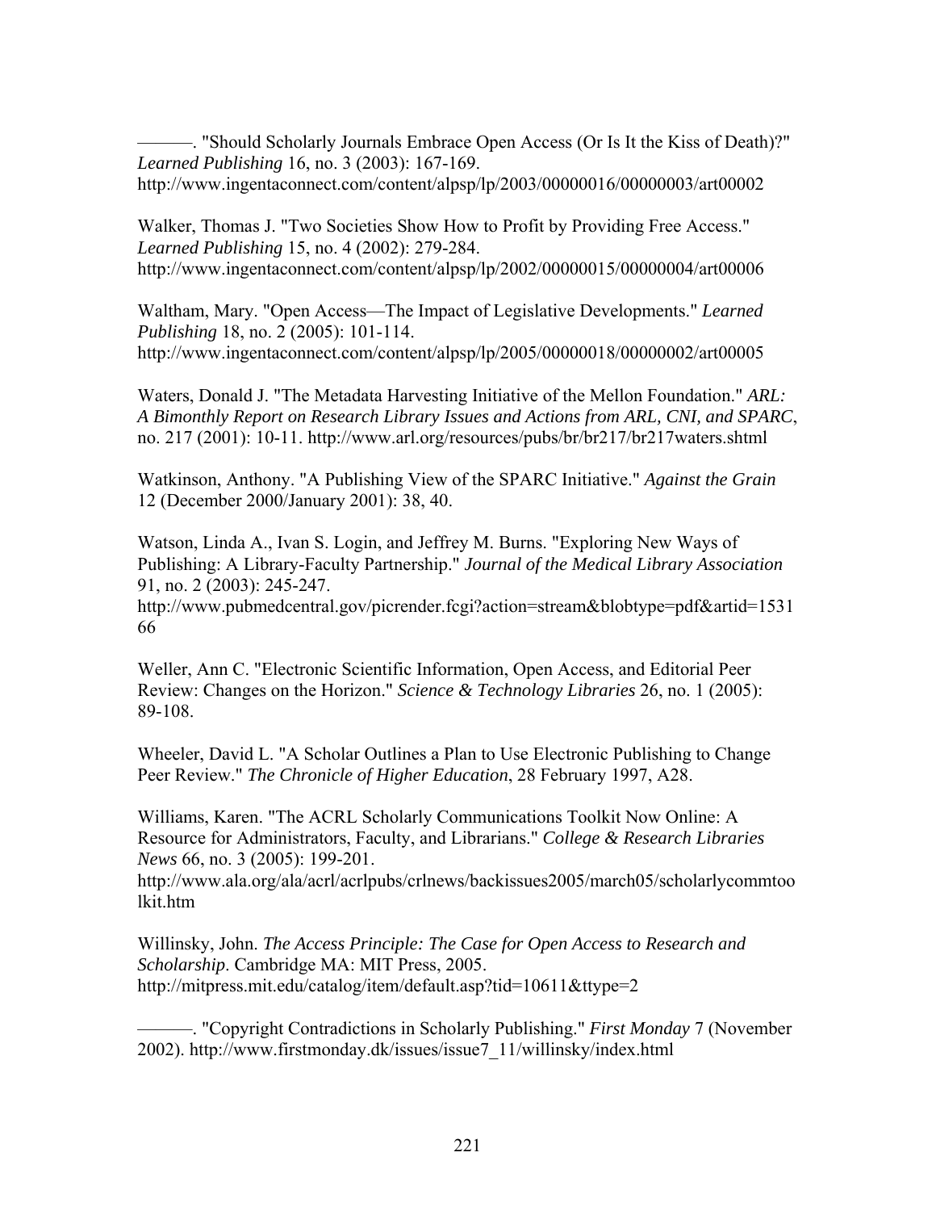———. "Should Scholarly Journals Embrace Open Access (Or Is It the Kiss of Death)?" *Learned Publishing* 16, no. 3 (2003): 167-169. http://www.ingentaconnect.com/content/alpsp/lp/2003/00000016/00000003/art00002

Walker, Thomas J. "Two Societies Show How to Profit by Providing Free Access." *Learned Publishing* 15, no. 4 (2002): 279-284. http://www.ingentaconnect.com/content/alpsp/lp/2002/00000015/00000004/art00006

Waltham, Mary. "Open Access—The Impact of Legislative Developments." *Learned Publishing* 18, no. 2 (2005): 101-114. http://www.ingentaconnect.com/content/alpsp/lp/2005/00000018/00000002/art00005

Waters, Donald J. "The Metadata Harvesting Initiative of the Mellon Foundation." *ARL: A Bimonthly Report on Research Library Issues and Actions from ARL, CNI, and SPARC*, no. 217 (2001): 10-11. http://www.arl.org/resources/pubs/br/br217/br217waters.shtml

Watkinson, Anthony. "A Publishing View of the SPARC Initiative." *Against the Grain* 12 (December 2000/January 2001): 38, 40.

Watson, Linda A., Ivan S. Login, and Jeffrey M. Burns. "Exploring New Ways of Publishing: A Library-Faculty Partnership." *Journal of the Medical Library Association* 91, no. 2 (2003): 245-247. http://www.pubmedcentral.gov/picrender.fcgi?action=stream&blobtype=pdf&artid=153166

Weller, Ann C. "Electronic Scientific Information, Open Access, and Editorial Peer Review: Changes on the Horizon." *Science & Technology Libraries* 26, no. 1 (2005): 89-108.

Wheeler, David L. "A Scholar Outlines a Plan to Use Electronic Publishing to Change Peer Review." *The Chronicle of Higher Education*, 28 February 1997, A28.

Williams, Karen. "The ACRL Scholarly Communications Toolkit Now Online: A Resource for Administrators, Faculty, and Librarians." *College & Research Libraries News* 66, no. 3 (2005): 199-201. http://www.ala.org/ala/acrl/acrlpubs/crlnews/backissues2005/march05/scholarlycommtoolkit.htm

Willinsky, John. *The Access Principle: The Case for Open Access to Research and Scholarship*. Cambridge MA: MIT Press, 2005. http://mitpress.mit.edu/catalog/item/default.asp?tid=10611&ttype=2

———. "Copyright Contradictions in Scholarly Publishing." *First Monday* 7 (November 2002). http://www.firstmonday.dk/issues/issue7_11/willinsky/index.html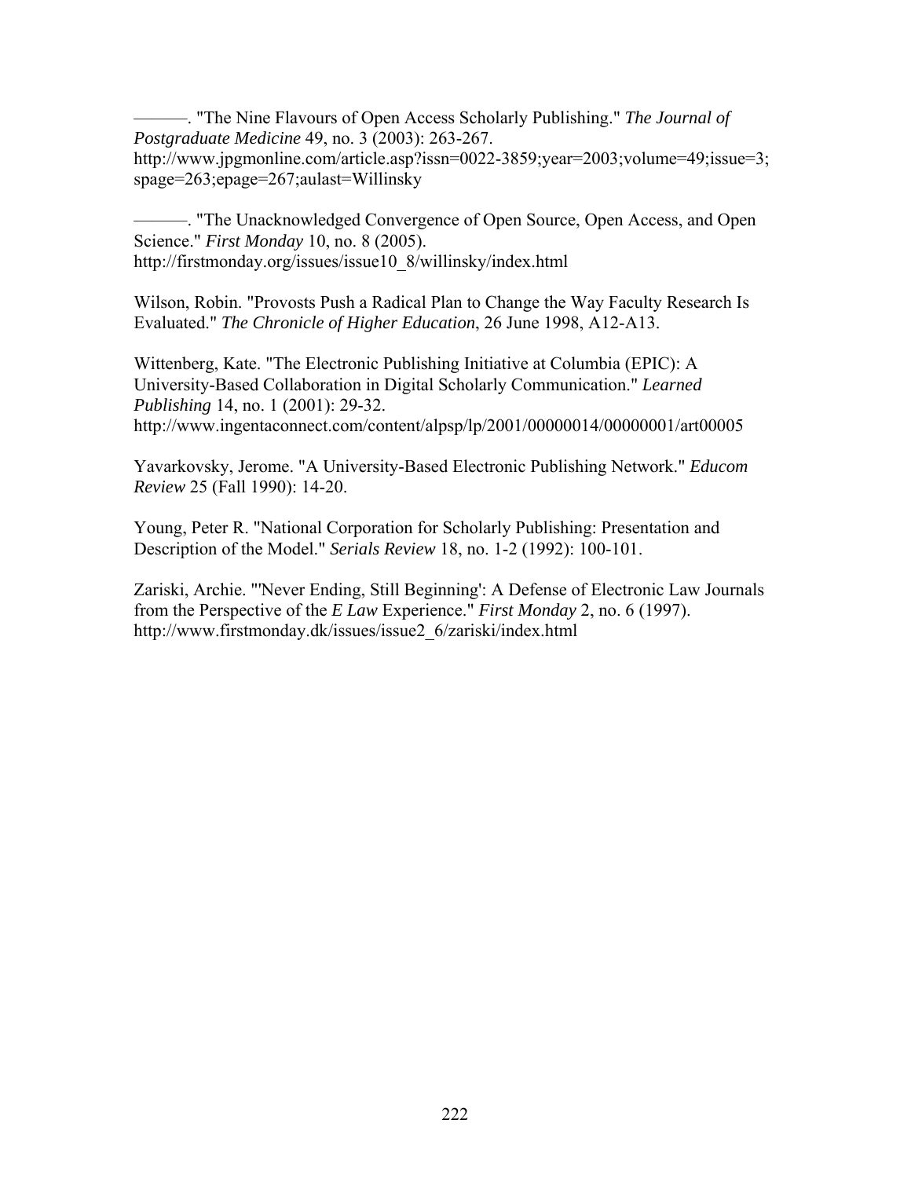———. "The Nine Flavours of Open Access Scholarly Publishing." *The Journal of Postgraduate Medicine* 49, no. 3 (2003): 263-267. http://www.jpgmonline.com/article.asp?issn=0022-3859;year=2003;volume=49;issue=3;spage=263;epage=267;aulast=Willinsky

———. "The Unacknowledged Convergence of Open Source, Open Access, and Open Science." *First Monday* 10, no. 8 (2005). http://firstmonday.org/issues/issue10_8/willinsky/index.html

Wilson, Robin. "Provosts Push a Radical Plan to Change the Way Faculty Research Is Evaluated." *The Chronicle of Higher Education*, 26 June 1998, A12-A13.

Wittenberg, Kate. "The Electronic Publishing Initiative at Columbia (EPIC): A University-Based Collaboration in Digital Scholarly Communication." *Learned Publishing* 14, no. 1 (2001): 29-32. http://www.ingentaconnect.com/content/alpsp/lp/2001/00000014/00000001/art00005

Yavarkovsky, Jerome. "A University-Based Electronic Publishing Network." *Educom Review* 25 (Fall 1990): 14-20.

Young, Peter R. "National Corporation for Scholarly Publishing: Presentation and Description of the Model." *Serials Review* 18, no. 1-2 (1992): 100-101.

Zariski, Archie. "'Never Ending, Still Beginning': A Defense of Electronic Law Journals from the Perspective of the *E Law* Experience." *First Monday* 2, no. 6 (1997). http://www.firstmonday.dk/issues/issue2_6/zariski/index.html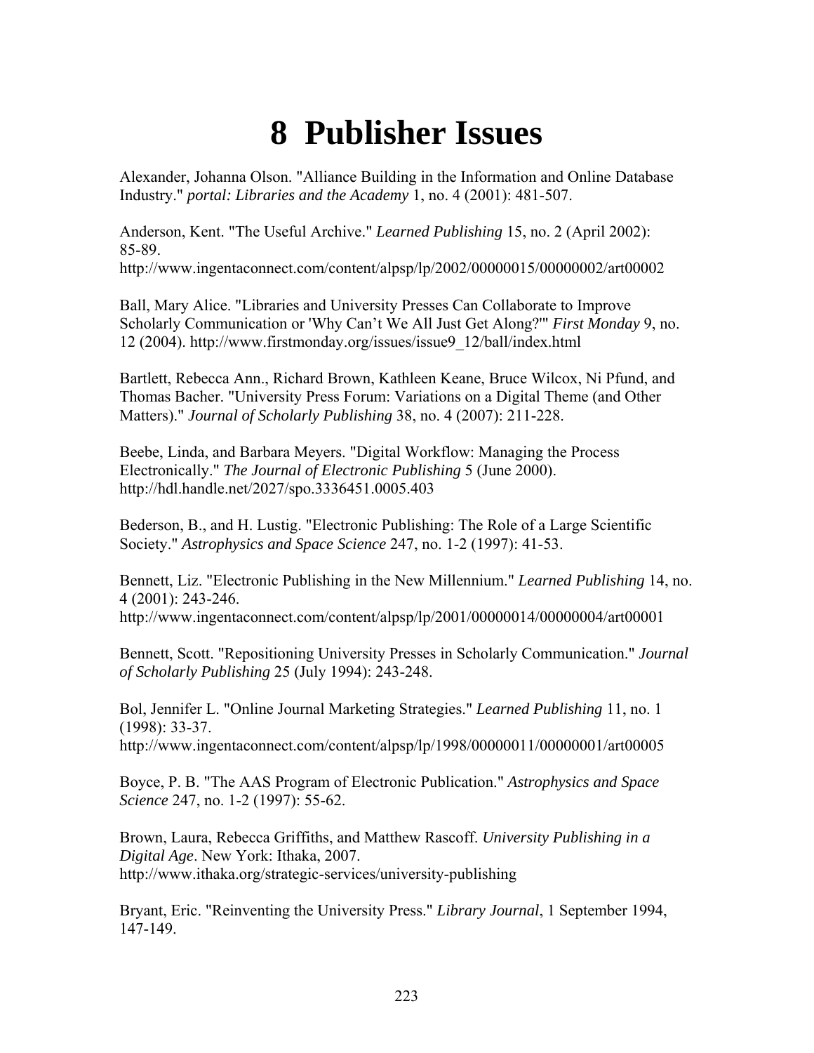# 8 Publisher Issues

Alexander, Johanna Olson. "Alliance Building in the Information and Online Database Industry." *portal: Libraries and the Academy* 1, no. 4 (2001): 481-507.

Anderson, Kent. "The Useful Archive." *Learned Publishing* 15, no. 2 (April 2002): 85-89.
http://www.ingentaconnect.com/content/alpsp/lp/2002/00000015/00000002/art00002

Ball, Mary Alice. "Libraries and University Presses Can Collaborate to Improve Scholarly Communication or 'Why Can't We All Just Get Along?'" *First Monday* 9, no. 12 (2004). http://www.firstmonday.org/issues/issue9_12/ball/index.html

Bartlett, Rebecca Ann., Richard Brown, Kathleen Keane, Bruce Wilcox, Ni Pfund, and Thomas Bacher. "University Press Forum: Variations on a Digital Theme (and Other Matters)." *Journal of Scholarly Publishing* 38, no. 4 (2007): 211-228.

Beebe, Linda, and Barbara Meyers. "Digital Workflow: Managing the Process Electronically." *The Journal of Electronic Publishing* 5 (June 2000).
http://hdl.handle.net/2027/spo.3336451.0005.403

Bederson, B., and H. Lustig. "Electronic Publishing: The Role of a Large Scientific Society." *Astrophysics and Space Science* 247, no. 1-2 (1997): 41-53.

Bennett, Liz. "Electronic Publishing in the New Millennium." *Learned Publishing* 14, no. 4 (2001): 243-246.
http://www.ingentaconnect.com/content/alpsp/lp/2001/00000014/00000004/art00001

Bennett, Scott. "Repositioning University Presses in Scholarly Communication." *Journal of Scholarly Publishing* 25 (July 1994): 243-248.

Bol, Jennifer L. "Online Journal Marketing Strategies." *Learned Publishing* 11, no. 1 (1998): 33-37.
http://www.ingentaconnect.com/content/alpsp/lp/1998/00000011/00000001/art00005

Boyce, P. B. "The AAS Program of Electronic Publication." *Astrophysics and Space Science* 247, no. 1-2 (1997): 55-62.

Brown, Laura, Rebecca Griffiths, and Matthew Rascoff. *University Publishing in a Digital Age*. New York: Ithaka, 2007.
http://www.ithaka.org/strategic-services/university-publishing

Bryant, Eric. "Reinventing the University Press." *Library Journal*, 1 September 1994, 147-149.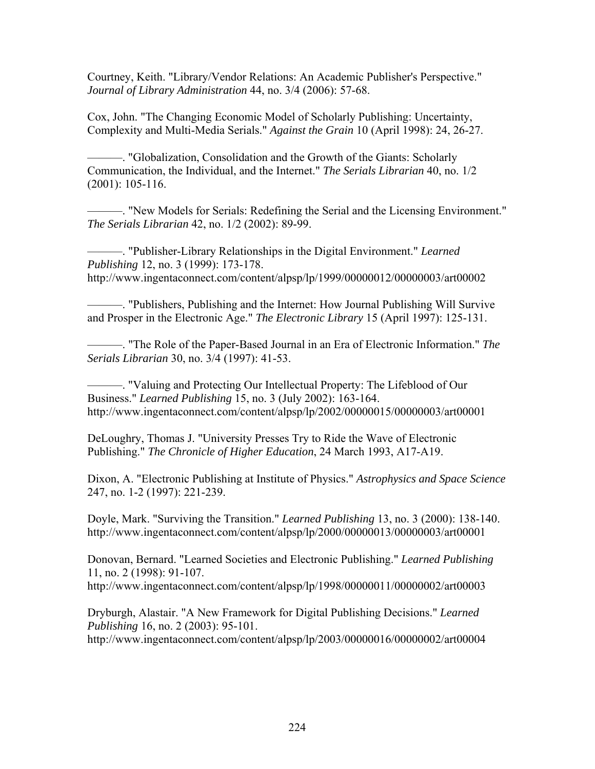Courtney, Keith. "Library/Vendor Relations: An Academic Publisher's Perspective." *Journal of Library Administration* 44, no. 3/4 (2006): 57-68.

Cox, John. "The Changing Economic Model of Scholarly Publishing: Uncertainty, Complexity and Multi-Media Serials." *Against the Grain* 10 (April 1998): 24, 26-27.

———. "Globalization, Consolidation and the Growth of the Giants: Scholarly Communication, the Individual, and the Internet." *The Serials Librarian* 40, no. 1/2 (2001): 105-116.

———. "New Models for Serials: Redefining the Serial and the Licensing Environment." *The Serials Librarian* 42, no. 1/2 (2002): 89-99.

———. "Publisher-Library Relationships in the Digital Environment." *Learned Publishing* 12, no. 3 (1999): 173-178. http://www.ingentaconnect.com/content/alpsp/lp/1999/00000012/00000003/art00002

———. "Publishers, Publishing and the Internet: How Journal Publishing Will Survive and Prosper in the Electronic Age." *The Electronic Library* 15 (April 1997): 125-131.

———. "The Role of the Paper-Based Journal in an Era of Electronic Information." *The Serials Librarian* 30, no. 3/4 (1997): 41-53.

———. "Valuing and Protecting Our Intellectual Property: The Lifeblood of Our Business." *Learned Publishing* 15, no. 3 (July 2002): 163-164. http://www.ingentaconnect.com/content/alpsp/lp/2002/00000015/00000003/art00001

DeLoughry, Thomas J. "University Presses Try to Ride the Wave of Electronic Publishing." *The Chronicle of Higher Education*, 24 March 1993, A17-A19.

Dixon, A. "Electronic Publishing at Institute of Physics." *Astrophysics and Space Science* 247, no. 1-2 (1997): 221-239.

Doyle, Mark. "Surviving the Transition." *Learned Publishing* 13, no. 3 (2000): 138-140. http://www.ingentaconnect.com/content/alpsp/lp/2000/00000013/00000003/art00001

Donovan, Bernard. "Learned Societies and Electronic Publishing." *Learned Publishing* 11, no. 2 (1998): 91-107. http://www.ingentaconnect.com/content/alpsp/lp/1998/00000011/00000002/art00003

Dryburgh, Alastair. "A New Framework for Digital Publishing Decisions." *Learned Publishing* 16, no. 2 (2003): 95-101. http://www.ingentaconnect.com/content/alpsp/lp/2003/00000016/00000002/art00004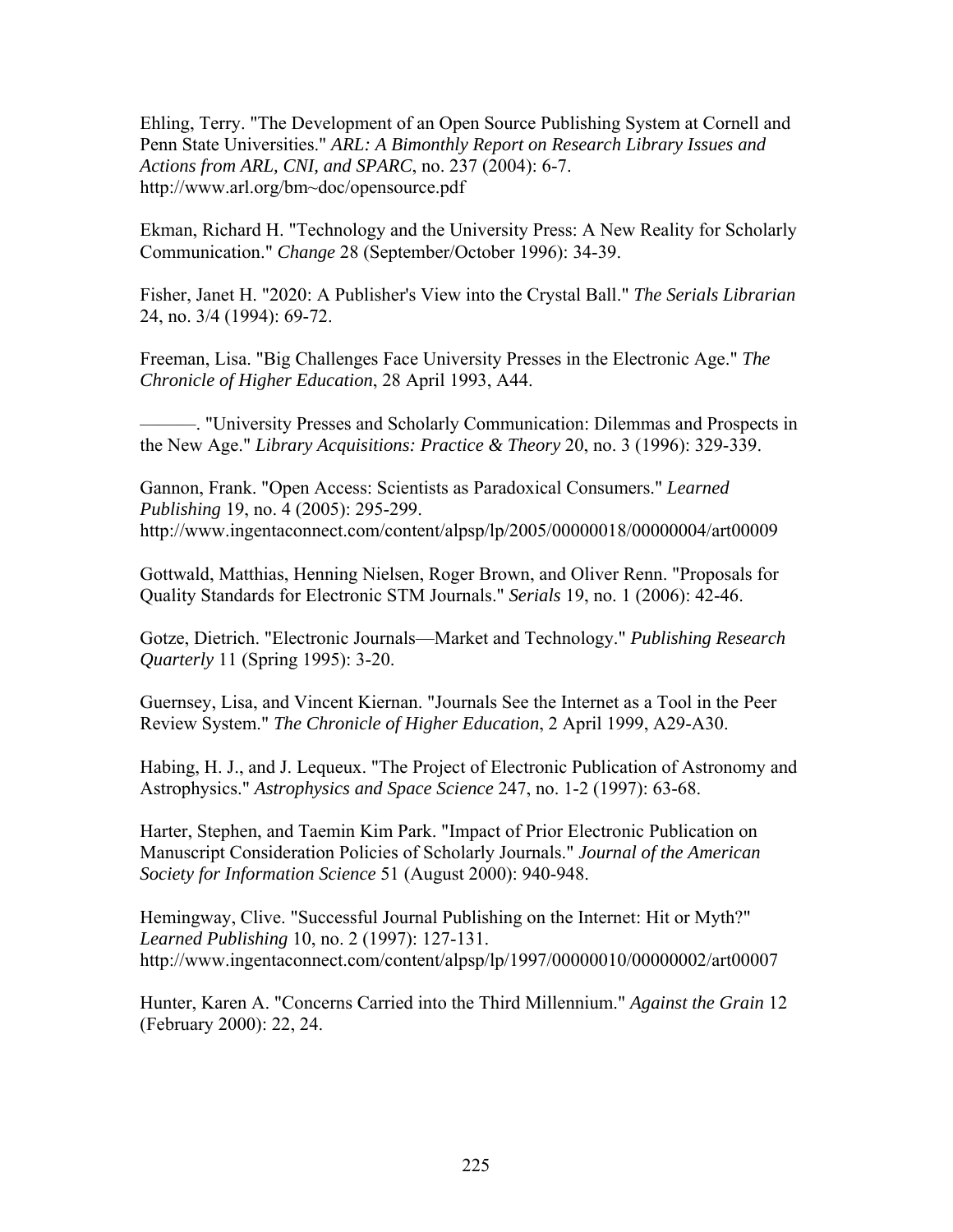Ehling, Terry. "The Development of an Open Source Publishing System at Cornell and Penn State Universities." *ARL: A Bimonthly Report on Research Library Issues and Actions from ARL, CNI, and SPARC*, no. 237 (2004): 6-7. http://www.arl.org/bm~doc/opensource.pdf

Ekman, Richard H. "Technology and the University Press: A New Reality for Scholarly Communication." *Change* 28 (September/October 1996): 34-39.

Fisher, Janet H. "2020: A Publisher's View into the Crystal Ball." *The Serials Librarian* 24, no. 3/4 (1994): 69-72.

Freeman, Lisa. "Big Challenges Face University Presses in the Electronic Age." *The Chronicle of Higher Education*, 28 April 1993, A44.

———. "University Presses and Scholarly Communication: Dilemmas and Prospects in the New Age." *Library Acquisitions: Practice & Theory* 20, no. 3 (1996): 329-339.

Gannon, Frank. "Open Access: Scientists as Paradoxical Consumers." *Learned Publishing* 19, no. 4 (2005): 295-299. http://www.ingentaconnect.com/content/alpsp/lp/2005/00000018/00000004/art00009

Gottwald, Matthias, Henning Nielsen, Roger Brown, and Oliver Renn. "Proposals for Quality Standards for Electronic STM Journals." *Serials* 19, no. 1 (2006): 42-46.

Gotze, Dietrich. "Electronic Journals—Market and Technology." *Publishing Research Quarterly* 11 (Spring 1995): 3-20.

Guernsey, Lisa, and Vincent Kiernan. "Journals See the Internet as a Tool in the Peer Review System." *The Chronicle of Higher Education*, 2 April 1999, A29-A30.

Habing, H. J., and J. Lequeux. "The Project of Electronic Publication of Astronomy and Astrophysics." *Astrophysics and Space Science* 247, no. 1-2 (1997): 63-68.

Harter, Stephen, and Taemin Kim Park. "Impact of Prior Electronic Publication on Manuscript Consideration Policies of Scholarly Journals." *Journal of the American Society for Information Science* 51 (August 2000): 940-948.

Hemingway, Clive. "Successful Journal Publishing on the Internet: Hit or Myth?" *Learned Publishing* 10, no. 2 (1997): 127-131. http://www.ingentaconnect.com/content/alpsp/lp/1997/00000010/00000002/art00007

Hunter, Karen A. "Concerns Carried into the Third Millennium." *Against the Grain* 12 (February 2000): 22, 24.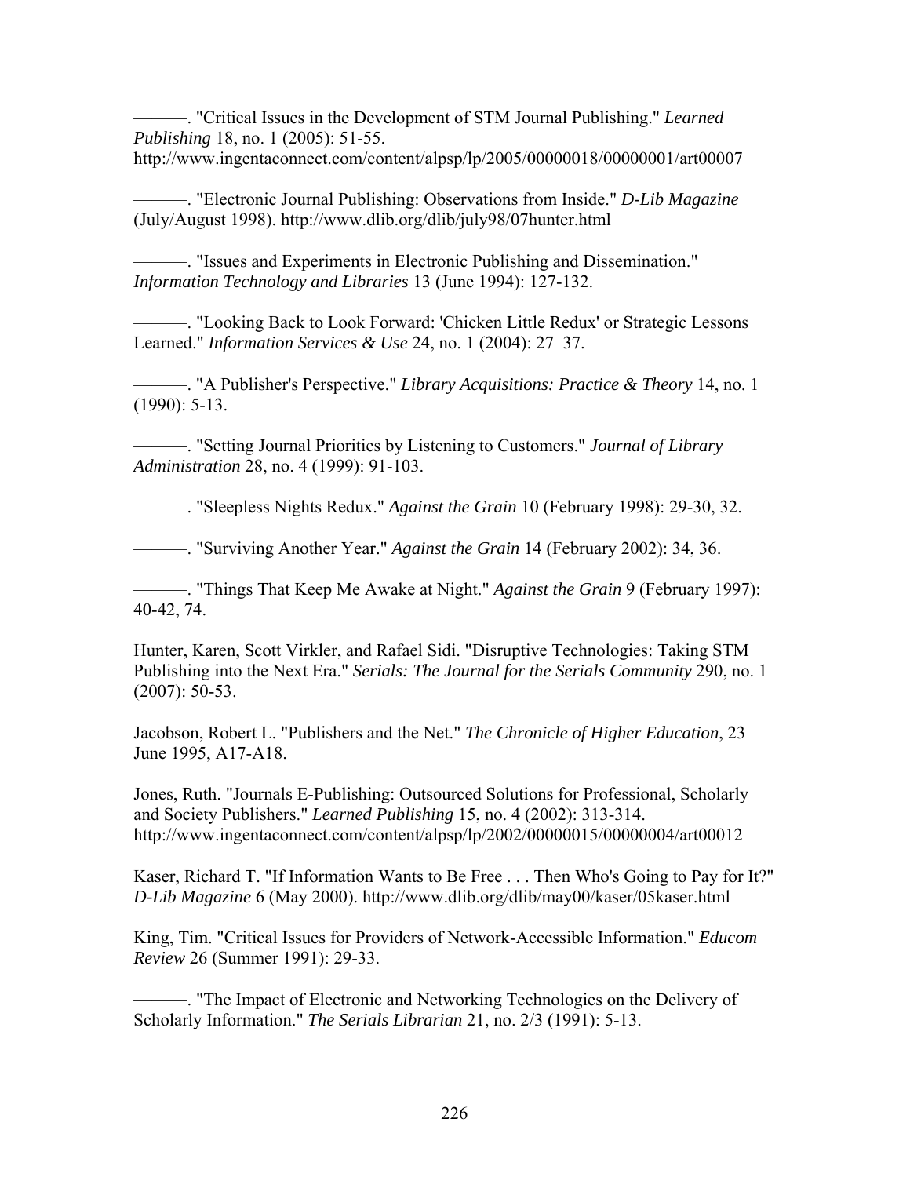———. "Critical Issues in the Development of STM Journal Publishing." *Learned Publishing* 18, no. 1 (2005): 51-55. http://www.ingentaconnect.com/content/alpsp/lp/2005/00000018/00000001/art00007

———. "Electronic Journal Publishing: Observations from Inside." *D-Lib Magazine* (July/August 1998). http://www.dlib.org/dlib/july98/07hunter.html

———. "Issues and Experiments in Electronic Publishing and Dissemination." *Information Technology and Libraries* 13 (June 1994): 127-132.

———. "Looking Back to Look Forward: 'Chicken Little Redux' or Strategic Lessons Learned." *Information Services & Use* 24, no. 1 (2004): 27–37.

———. "A Publisher's Perspective." *Library Acquisitions: Practice & Theory* 14, no. 1 (1990): 5-13.

———. "Setting Journal Priorities by Listening to Customers." *Journal of Library Administration* 28, no. 4 (1999): 91-103.

———. "Sleepless Nights Redux." *Against the Grain* 10 (February 1998): 29-30, 32.

———. "Surviving Another Year." *Against the Grain* 14 (February 2002): 34, 36.

———. "Things That Keep Me Awake at Night." *Against the Grain* 9 (February 1997): 40-42, 74.

Hunter, Karen, Scott Virkler, and Rafael Sidi. "Disruptive Technologies: Taking STM Publishing into the Next Era." *Serials: The Journal for the Serials Community* 290, no. 1 (2007): 50-53.

Jacobson, Robert L. "Publishers and the Net." *The Chronicle of Higher Education*, 23 June 1995, A17-A18.

Jones, Ruth. "Journals E-Publishing: Outsourced Solutions for Professional, Scholarly and Society Publishers." *Learned Publishing* 15, no. 4 (2002): 313-314. http://www.ingentaconnect.com/content/alpsp/lp/2002/00000015/00000004/art00012

Kaser, Richard T. "If Information Wants to Be Free . . . Then Who's Going to Pay for It?" *D-Lib Magazine* 6 (May 2000). http://www.dlib.org/dlib/may00/kaser/05kaser.html

King, Tim. "Critical Issues for Providers of Network-Accessible Information." *Educom Review* 26 (Summer 1991): 29-33.

———. "The Impact of Electronic and Networking Technologies on the Delivery of Scholarly Information." *The Serials Librarian* 21, no. 2/3 (1991): 5-13.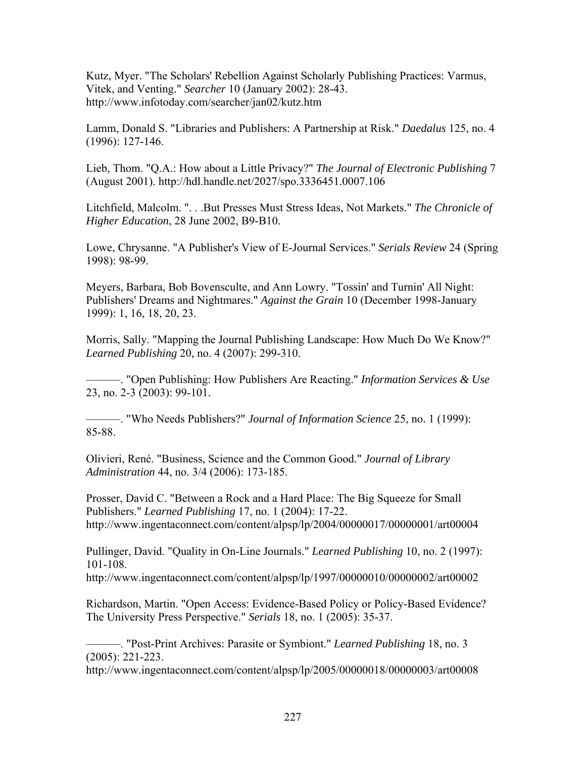Kutz, Myer. "The Scholars' Rebellion Against Scholarly Publishing Practices: Varmus, Vitek, and Venting." *Searcher* 10 (January 2002): 28-43. http://www.infotoday.com/searcher/jan02/kutz.htm

Lamm, Donald S. "Libraries and Publishers: A Partnership at Risk." *Daedalus* 125, no. 4 (1996): 127-146.

Lieb, Thom. "Q.A.: How about a Little Privacy?" *The Journal of Electronic Publishing* 7 (August 2001). http://hdl.handle.net/2027/spo.3336451.0007.106

Litchfield, Malcolm. ". . .But Presses Must Stress Ideas, Not Markets." *The Chronicle of Higher Education*, 28 June 2002, B9-B10.

Lowe, Chrysanne. "A Publisher's View of E-Journal Services." *Serials Review* 24 (Spring 1998): 98-99.

Meyers, Barbara, Bob Bovenscule, and Ann Lowry. "Tossin' and Turnin' All Night: Publishers' Dreams and Nightmares." *Against the Grain* 10 (December 1998-January 1999): 1, 16, 18, 20, 23.

Morris, Sally. "Mapping the Journal Publishing Landscape: How Much Do We Know?" *Learned Publishing* 20, no. 4 (2007): 299-310.

———. "Open Publishing: How Publishers Are Reacting." *Information Services & Use* 23, no. 2-3 (2003): 99-101.

———. "Who Needs Publishers?" *Journal of Information Science* 25, no. 1 (1999): 85-88.

Olivieri, René. "Business, Science and the Common Good." *Journal of Library Administration* 44, no. 3/4 (2006): 173-185.

Prosser, David C. "Between a Rock and a Hard Place: The Big Squeeze for Small Publishers." *Learned Publishing* 17, no. 1 (2004): 17-22. http://www.ingentaconnect.com/content/alpsp/lp/2004/00000017/00000001/art00004

Pullinger, David. "Quality in On-Line Journals." *Learned Publishing* 10, no. 2 (1997): 101-108. http://www.ingentaconnect.com/content/alpsp/lp/1997/00000010/00000002/art00002

Richardson, Martin. "Open Access: Evidence-Based Policy or Policy-Based Evidence? The University Press Perspective." *Serials* 18, no. 1 (2005): 35-37.

———. "Post-Print Archives: Parasite or Symbiont." *Learned Publishing* 18, no. 3 (2005): 221-223. http://www.ingentaconnect.com/content/alpsp/lp/2005/00000018/00000003/art00008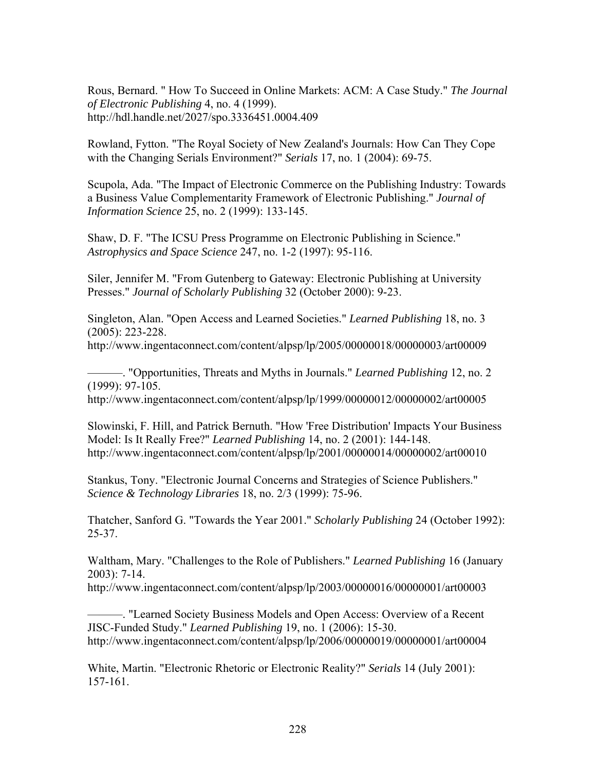Rous, Bernard. " How To Succeed in Online Markets: ACM: A Case Study." *The Journal of Electronic Publishing* 4, no. 4 (1999). http://hdl.handle.net/2027/spo.3336451.0004.409

Rowland, Fytton. "The Royal Society of New Zealand's Journals: How Can They Cope with the Changing Serials Environment?" *Serials* 17, no. 1 (2004): 69-75.

Scupola, Ada. "The Impact of Electronic Commerce on the Publishing Industry: Towards a Business Value Complementarity Framework of Electronic Publishing." *Journal of Information Science* 25, no. 2 (1999): 133-145.

Shaw, D. F. "The ICSU Press Programme on Electronic Publishing in Science." *Astrophysics and Space Science* 247, no. 1-2 (1997): 95-116.

Siler, Jennifer M. "From Gutenberg to Gateway: Electronic Publishing at University Presses." *Journal of Scholarly Publishing* 32 (October 2000): 9-23.

Singleton, Alan. "Open Access and Learned Societies." *Learned Publishing* 18, no. 3 (2005): 223-228. http://www.ingentaconnect.com/content/alpsp/lp/2005/00000018/00000003/art00009

———. "Opportunities, Threats and Myths in Journals." *Learned Publishing* 12, no. 2 (1999): 97-105. http://www.ingentaconnect.com/content/alpsp/lp/1999/00000012/00000002/art00005

Slowinski, F. Hill, and Patrick Bernuth. "How 'Free Distribution' Impacts Your Business Model: Is It Really Free?" *Learned Publishing* 14, no. 2 (2001): 144-148. http://www.ingentaconnect.com/content/alpsp/lp/2001/00000014/00000002/art00010

Stankus, Tony. "Electronic Journal Concerns and Strategies of Science Publishers." *Science & Technology Libraries* 18, no. 2/3 (1999): 75-96.

Thatcher, Sanford G. "Towards the Year 2001." *Scholarly Publishing* 24 (October 1992): 25-37.

Waltham, Mary. "Challenges to the Role of Publishers." *Learned Publishing* 16 (January 2003): 7-14. http://www.ingentaconnect.com/content/alpsp/lp/2003/00000016/00000001/art00003

———. "Learned Society Business Models and Open Access: Overview of a Recent JISC-Funded Study." *Learned Publishing* 19, no. 1 (2006): 15-30. http://www.ingentaconnect.com/content/alpsp/lp/2006/00000019/00000001/art00004

White, Martin. "Electronic Rhetoric or Electronic Reality?" *Serials* 14 (July 2001): 157-161.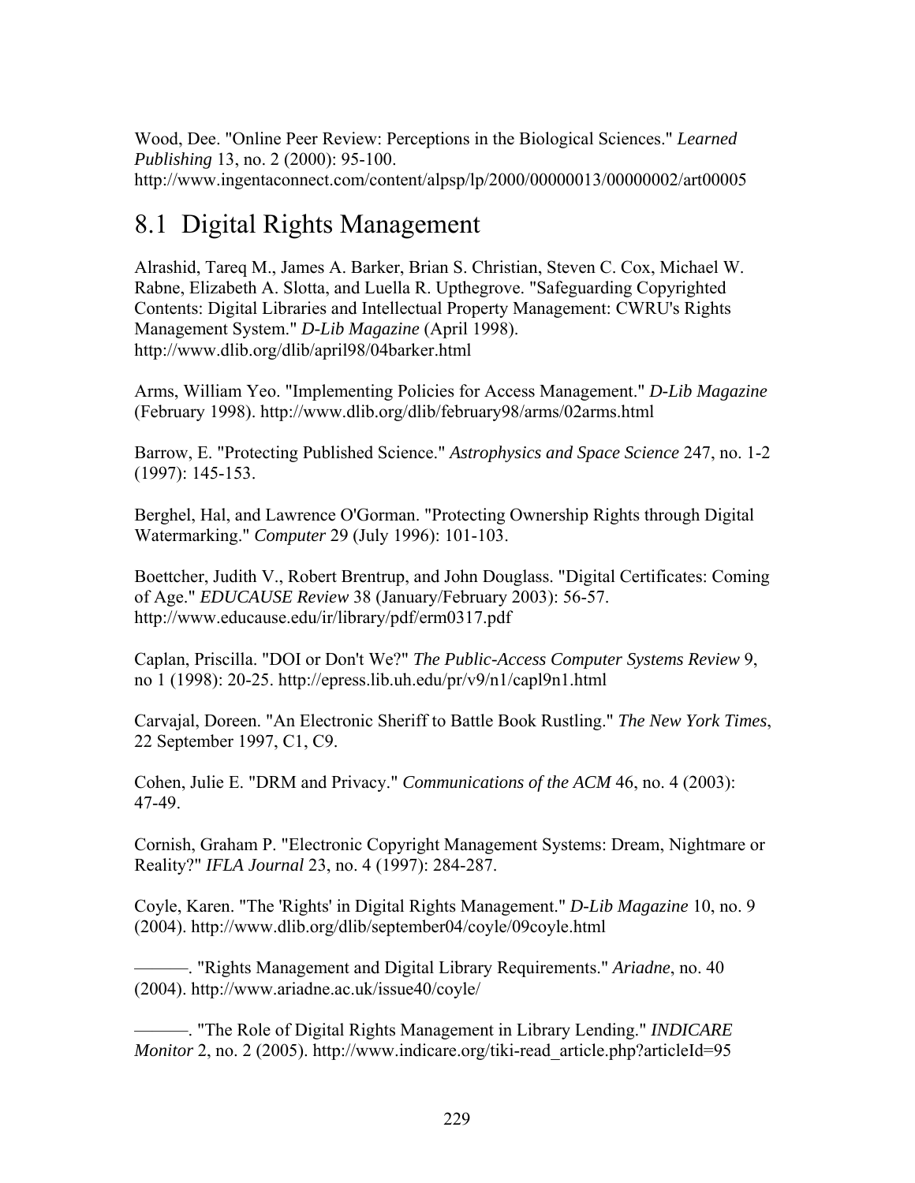Wood, Dee. "Online Peer Review: Perceptions in the Biological Sciences." *Learned Publishing* 13, no. 2 (2000): 95-100. http://www.ingentaconnect.com/content/alpsp/lp/2000/00000013/00000002/art00005

## 8.1 Digital Rights Management

Alrashid, Tareq M., James A. Barker, Brian S. Christian, Steven C. Cox, Michael W. Rabne, Elizabeth A. Slotta, and Luella R. Upthegrove. "Safeguarding Copyrighted Contents: Digital Libraries and Intellectual Property Management: CWRU's Rights Management System." *D-Lib Magazine* (April 1998). http://www.dlib.org/dlib/april98/04barker.html

Arms, William Yeo. "Implementing Policies for Access Management." *D-Lib Magazine* (February 1998). http://www.dlib.org/dlib/february98/arms/02arms.html

Barrow, E. "Protecting Published Science." *Astrophysics and Space Science* 247, no. 1-2 (1997): 145-153.

Berghel, Hal, and Lawrence O'Gorman. "Protecting Ownership Rights through Digital Watermarking." *Computer* 29 (July 1996): 101-103.

Boettcher, Judith V., Robert Brentrup, and John Douglass. "Digital Certificates: Coming of Age." *EDUCAUSE Review* 38 (January/February 2003): 56-57. http://www.educause.edu/ir/library/pdf/erm0317.pdf

Caplan, Priscilla. "DOI or Don't We?" *The Public-Access Computer Systems Review* 9, no 1 (1998): 20-25. http://epress.lib.uh.edu/pr/v9/n1/capl9n1.html

Carvajal, Doreen. "An Electronic Sheriff to Battle Book Rustling." *The New York Times*, 22 September 1997, C1, C9.

Cohen, Julie E. "DRM and Privacy." *Communications of the ACM* 46, no. 4 (2003): 47-49.

Cornish, Graham P. "Electronic Copyright Management Systems: Dream, Nightmare or Reality?" *IFLA Journal* 23, no. 4 (1997): 284-287.

Coyle, Karen. "The 'Rights' in Digital Rights Management." *D-Lib Magazine* 10, no. 9 (2004). http://www.dlib.org/dlib/september04/coyle/09coyle.html

———. "Rights Management and Digital Library Requirements." *Ariadne*, no. 40 (2004). http://www.ariadne.ac.uk/issue40/coyle/

———. "The Role of Digital Rights Management in Library Lending." *INDICARE Monitor* 2, no. 2 (2005). http://www.indicare.org/tiki-read_article.php?articleId=95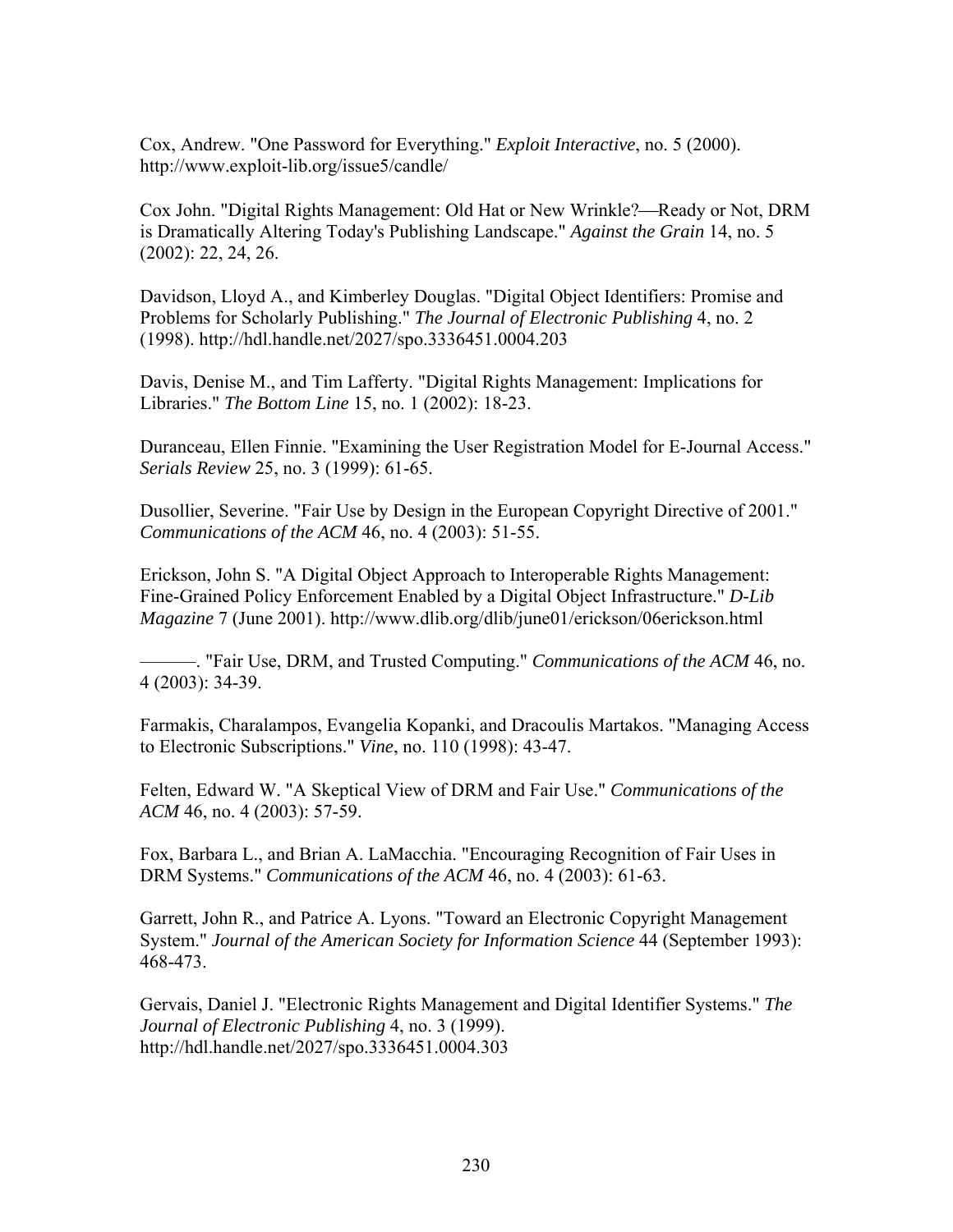Cox, Andrew. "One Password for Everything." *Exploit Interactive*, no. 5 (2000). http://www.exploit-lib.org/issue5/candle/

Cox John. "Digital Rights Management: Old Hat or New Wrinkle?—Ready or Not, DRM is Dramatically Altering Today's Publishing Landscape." *Against the Grain* 14, no. 5 (2002): 22, 24, 26.

Davidson, Lloyd A., and Kimberley Douglas. "Digital Object Identifiers: Promise and Problems for Scholarly Publishing." *The Journal of Electronic Publishing* 4, no. 2 (1998). http://hdl.handle.net/2027/spo.3336451.0004.203

Davis, Denise M., and Tim Lafferty. "Digital Rights Management: Implications for Libraries." *The Bottom Line* 15, no. 1 (2002): 18-23.

Duranceau, Ellen Finnie. "Examining the User Registration Model for E-Journal Access." *Serials Review* 25, no. 3 (1999): 61-65.

Dusollier, Severine. "Fair Use by Design in the European Copyright Directive of 2001." *Communications of the ACM* 46, no. 4 (2003): 51-55.

Erickson, John S. "A Digital Object Approach to Interoperable Rights Management: Fine-Grained Policy Enforcement Enabled by a Digital Object Infrastructure." *D-Lib Magazine* 7 (June 2001). http://www.dlib.org/dlib/june01/erickson/06erickson.html

———. "Fair Use, DRM, and Trusted Computing." *Communications of the ACM* 46, no. 4 (2003): 34-39.

Farmakis, Charalampos, Evangelia Kopanki, and Dracoulis Martakos. "Managing Access to Electronic Subscriptions." *Vine*, no. 110 (1998): 43-47.

Felten, Edward W. "A Skeptical View of DRM and Fair Use." *Communications of the ACM* 46, no. 4 (2003): 57-59.

Fox, Barbara L., and Brian A. LaMacchia. "Encouraging Recognition of Fair Uses in DRM Systems." *Communications of the ACM* 46, no. 4 (2003): 61-63.

Garrett, John R., and Patrice A. Lyons. "Toward an Electronic Copyright Management System." *Journal of the American Society for Information Science* 44 (September 1993): 468-473.

Gervais, Daniel J. "Electronic Rights Management and Digital Identifier Systems." *The Journal of Electronic Publishing* 4, no. 3 (1999). http://hdl.handle.net/2027/spo.3336451.0004.303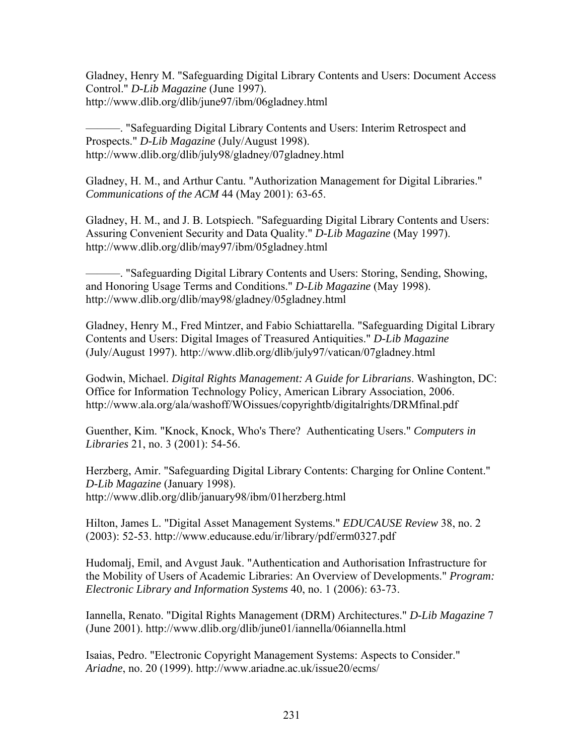Gladney, Henry M. "Safeguarding Digital Library Contents and Users: Document Access Control." *D-Lib Magazine* (June 1997). http://www.dlib.org/dlib/june97/ibm/06gladney.html

———. "Safeguarding Digital Library Contents and Users: Interim Retrospect and Prospects." *D-Lib Magazine* (July/August 1998). http://www.dlib.org/dlib/july98/gladney/07gladney.html

Gladney, H. M., and Arthur Cantu. "Authorization Management for Digital Libraries." *Communications of the ACM* 44 (May 2001): 63-65.

Gladney, H. M., and J. B. Lotspiech. "Safeguarding Digital Library Contents and Users: Assuring Convenient Security and Data Quality." *D-Lib Magazine* (May 1997). http://www.dlib.org/dlib/may97/ibm/05gladney.html

———. "Safeguarding Digital Library Contents and Users: Storing, Sending, Showing, and Honoring Usage Terms and Conditions." *D-Lib Magazine* (May 1998). http://www.dlib.org/dlib/may98/gladney/05gladney.html

Gladney, Henry M., Fred Mintzer, and Fabio Schiattarella. "Safeguarding Digital Library Contents and Users: Digital Images of Treasured Antiquities." *D-Lib Magazine* (July/August 1997). http://www.dlib.org/dlib/july97/vatican/07gladney.html

Godwin, Michael. *Digital Rights Management: A Guide for Librarians*. Washington, DC: Office for Information Technology Policy, American Library Association, 2006. http://www.ala.org/ala/washoff/WOissues/copyrightb/digitalrights/DRMfinal.pdf

Guenther, Kim. "Knock, Knock, Who's There? Authenticating Users." *Computers in Libraries* 21, no. 3 (2001): 54-56.

Herzberg, Amir. "Safeguarding Digital Library Contents: Charging for Online Content." *D-Lib Magazine* (January 1998). http://www.dlib.org/dlib/january98/ibm/01herzberg.html

Hilton, James L. "Digital Asset Management Systems." *EDUCAUSE Review* 38, no. 2 (2003): 52-53. http://www.educause.edu/ir/library/pdf/erm0327.pdf

Hudomalj, Emil, and Avgust Jauk. "Authentication and Authorisation Infrastructure for the Mobility of Users of Academic Libraries: An Overview of Developments." *Program: Electronic Library and Information Systems* 40, no. 1 (2006): 63-73.

Iannella, Renato. "Digital Rights Management (DRM) Architectures." *D-Lib Magazine* 7 (June 2001). http://www.dlib.org/dlib/june01/iannella/06iannella.html

Isaias, Pedro. "Electronic Copyright Management Systems: Aspects to Consider." *Ariadne*, no. 20 (1999). http://www.ariadne.ac.uk/issue20/ecms/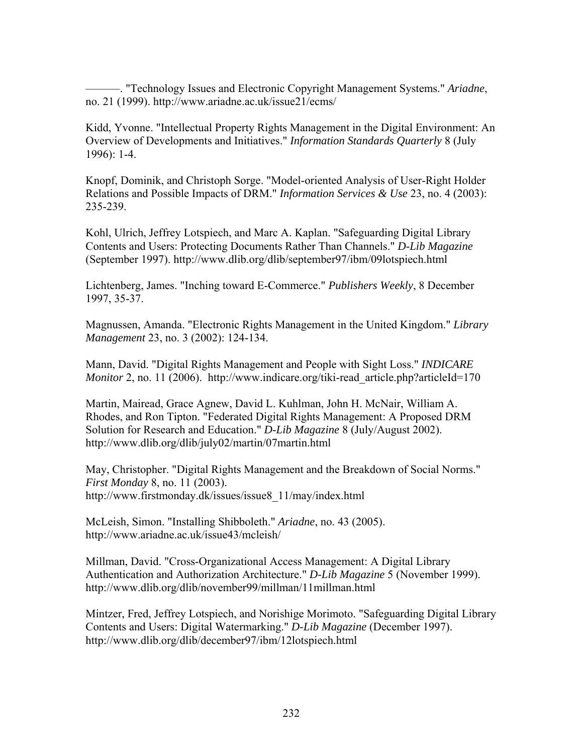———. "Technology Issues and Electronic Copyright Management Systems." *Ariadne*, no. 21 (1999). http://www.ariadne.ac.uk/issue21/ecms/

Kidd, Yvonne. "Intellectual Property Rights Management in the Digital Environment: An Overview of Developments and Initiatives." *Information Standards Quarterly* 8 (July 1996): 1-4.

Knopf, Dominik, and Christoph Sorge. "Model-oriented Analysis of User-Right Holder Relations and Possible Impacts of DRM." *Information Services & Use* 23, no. 4 (2003): 235-239.

Kohl, Ulrich, Jeffrey Lotspiech, and Marc A. Kaplan. "Safeguarding Digital Library Contents and Users: Protecting Documents Rather Than Channels." *D-Lib Magazine* (September 1997). http://www.dlib.org/dlib/september97/ibm/09lotspiech.html

Lichtenberg, James. "Inching toward E-Commerce." *Publishers Weekly*, 8 December 1997, 35-37.

Magnussen, Amanda. "Electronic Rights Management in the United Kingdom." *Library Management* 23, no. 3 (2002): 124-134.

Mann, David. "Digital Rights Management and People with Sight Loss." *INDICARE Monitor* 2, no. 11 (2006). http://www.indicare.org/tiki-read_article.php?articleId=170

Martin, Mairead, Grace Agnew, David L. Kuhlman, John H. McNair, William A. Rhodes, and Ron Tipton. "Federated Digital Rights Management: A Proposed DRM Solution for Research and Education." *D-Lib Magazine* 8 (July/August 2002). http://www.dlib.org/dlib/july02/martin/07martin.html

May, Christopher. "Digital Rights Management and the Breakdown of Social Norms." *First Monday* 8, no. 11 (2003). http://www.firstmonday.dk/issues/issue8_11/may/index.html

McLeish, Simon. "Installing Shibboleth." *Ariadne*, no. 43 (2005). http://www.ariadne.ac.uk/issue43/mcleish/

Millman, David. "Cross-Organizational Access Management: A Digital Library Authentication and Authorization Architecture." *D-Lib Magazine* 5 (November 1999). http://www.dlib.org/dlib/november99/millman/11millman.html

Mintzer, Fred, Jeffrey Lotspiech, and Norishige Morimoto. "Safeguarding Digital Library Contents and Users: Digital Watermarking." *D-Lib Magazine* (December 1997). http://www.dlib.org/dlib/december97/ibm/12lotspiech.html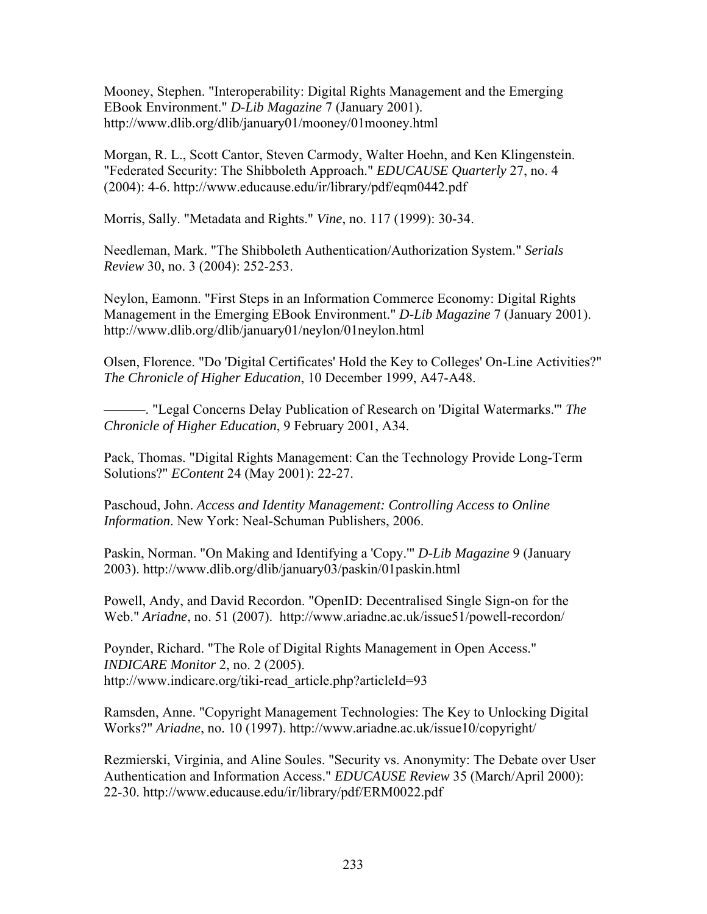Mooney, Stephen. "Interoperability: Digital Rights Management and the Emerging EBook Environment." *D-Lib Magazine* 7 (January 2001). http://www.dlib.org/dlib/january01/mooney/01mooney.html

Morgan, R. L., Scott Cantor, Steven Carmody, Walter Hoehn, and Ken Klingenstein. "Federated Security: The Shibboleth Approach." *EDUCAUSE Quarterly* 27, no. 4 (2004): 4-6. http://www.educause.edu/ir/library/pdf/eqm0442.pdf

Morris, Sally. "Metadata and Rights." *Vine*, no. 117 (1999): 30-34.

Needleman, Mark. "The Shibboleth Authentication/Authorization System." *Serials Review* 30, no. 3 (2004): 252-253.

Neylon, Eamonn. "First Steps in an Information Commerce Economy: Digital Rights Management in the Emerging EBook Environment." *D-Lib Magazine* 7 (January 2001). http://www.dlib.org/dlib/january01/neylon/01neylon.html

Olsen, Florence. "Do 'Digital Certificates' Hold the Key to Colleges' On-Line Activities?" *The Chronicle of Higher Education*, 10 December 1999, A47-A48.

———. "Legal Concerns Delay Publication of Research on 'Digital Watermarks.'" *The Chronicle of Higher Education*, 9 February 2001, A34.

Pack, Thomas. "Digital Rights Management: Can the Technology Provide Long-Term Solutions?" *EContent* 24 (May 2001): 22-27.

Paschoud, John. *Access and Identity Management: Controlling Access to Online Information*. New York: Neal-Schuman Publishers, 2006.

Paskin, Norman. "On Making and Identifying a 'Copy.'" *D-Lib Magazine* 9 (January 2003). http://www.dlib.org/dlib/january03/paskin/01paskin.html

Powell, Andy, and David Recordon. "OpenID: Decentralised Single Sign-on for the Web." *Ariadne*, no. 51 (2007). http://www.ariadne.ac.uk/issue51/powell-recordon/

Poynder, Richard. "The Role of Digital Rights Management in Open Access." *INDICARE Monitor* 2, no. 2 (2005). http://www.indicare.org/tiki-read_article.php?articleId=93

Ramsden, Anne. "Copyright Management Technologies: The Key to Unlocking Digital Works?" *Ariadne*, no. 10 (1997). http://www.ariadne.ac.uk/issue10/copyright/

Rezmierski, Virginia, and Aline Soules. "Security vs. Anonymity: The Debate over User Authentication and Information Access." *EDUCAUSE Review* 35 (March/April 2000): 22-30. http://www.educause.edu/ir/library/pdf/ERM0022.pdf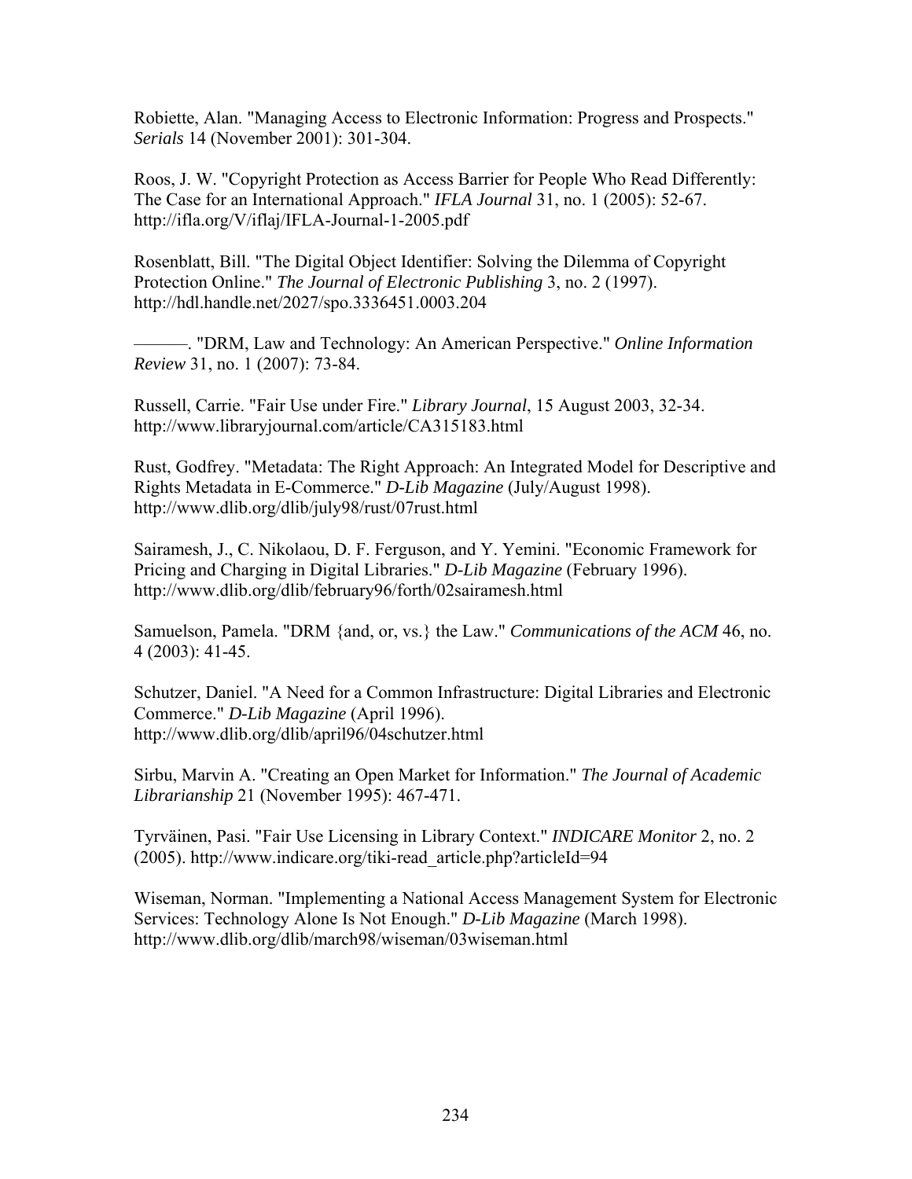Robiette, Alan. "Managing Access to Electronic Information: Progress and Prospects." *Serials* 14 (November 2001): 301-304.

Roos, J. W. "Copyright Protection as Access Barrier for People Who Read Differently: The Case for an International Approach." *IFLA Journal* 31, no. 1 (2005): 52-67. http://ifla.org/V/iflaj/IFLA-Journal-1-2005.pdf

Rosenblatt, Bill. "The Digital Object Identifier: Solving the Dilemma of Copyright Protection Online." *The Journal of Electronic Publishing* 3, no. 2 (1997). http://hdl.handle.net/2027/spo.3336451.0003.204

———. "DRM, Law and Technology: An American Perspective." *Online Information Review* 31, no. 1 (2007): 73-84.

Russell, Carrie. "Fair Use under Fire." *Library Journal*, 15 August 2003, 32-34. http://www.libraryjournal.com/article/CA315183.html

Rust, Godfrey. "Metadata: The Right Approach: An Integrated Model for Descriptive and Rights Metadata in E-Commerce." *D-Lib Magazine* (July/August 1998). http://www.dlib.org/dlib/july98/rust/07rust.html

Sairamesh, J., C. Nikolaou, D. F. Ferguson, and Y. Yemini. "Economic Framework for Pricing and Charging in Digital Libraries." *D-Lib Magazine* (February 1996). http://www.dlib.org/dlib/february96/forth/02sairamesh.html

Samuelson, Pamela. "DRM {and, or, vs.} the Law." *Communications of the ACM* 46, no. 4 (2003): 41-45.

Schutzer, Daniel. "A Need for a Common Infrastructure: Digital Libraries and Electronic Commerce." *D-Lib Magazine* (April 1996). http://www.dlib.org/dlib/april96/04schutzer.html

Sirbu, Marvin A. "Creating an Open Market for Information." *The Journal of Academic Librarianship* 21 (November 1995): 467-471.

Tyrväinen, Pasi. "Fair Use Licensing in Library Context." *INDICARE Monitor* 2, no. 2 (2005). http://www.indicare.org/tiki-read_article.php?articleId=94

Wiseman, Norman. "Implementing a National Access Management System for Electronic Services: Technology Alone Is Not Enough." *D-Lib Magazine* (March 1998). http://www.dlib.org/dlib/march98/wiseman/03wiseman.html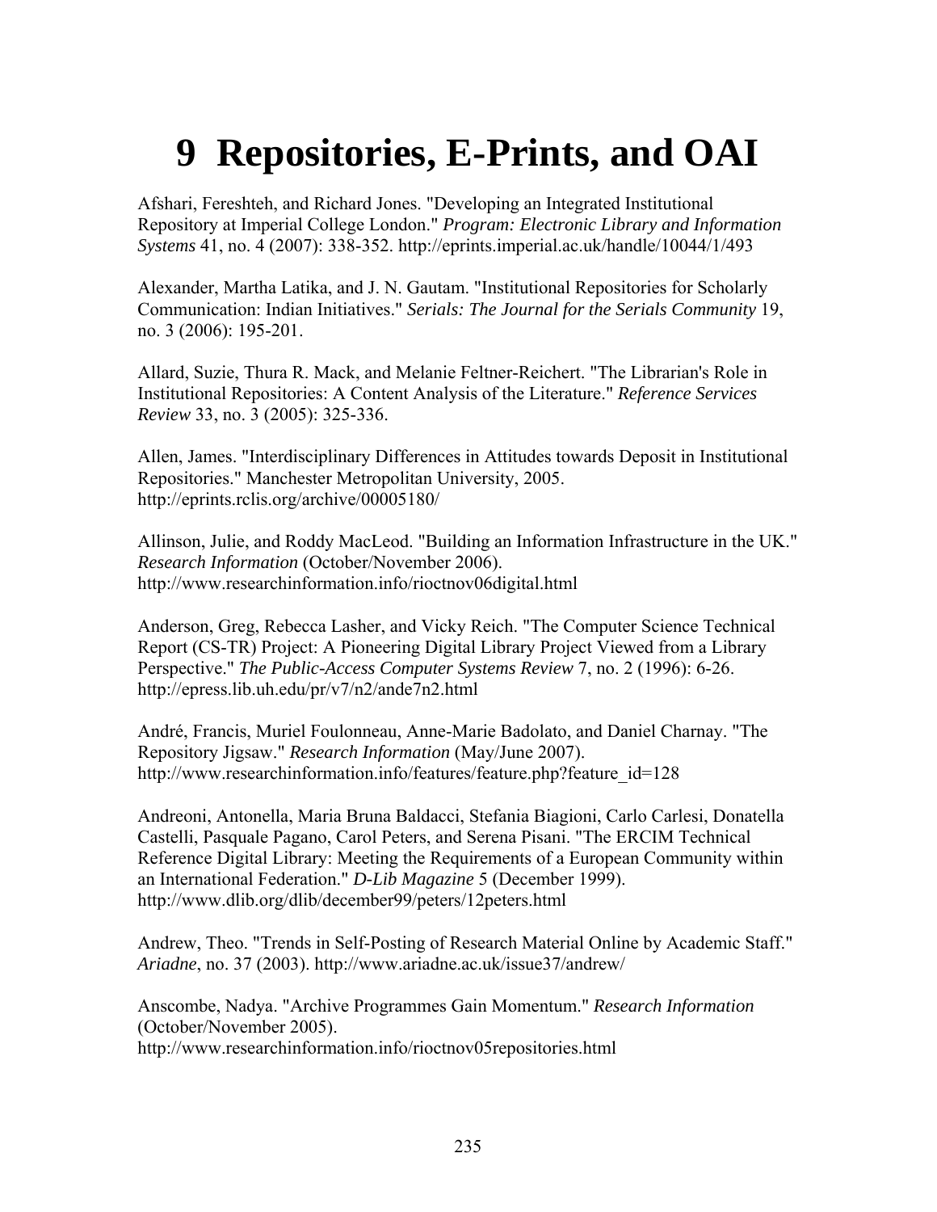# 9 Repositories, E-Prints, and OAI

Afshari, Fereshteh, and Richard Jones. "Developing an Integrated Institutional Repository at Imperial College London." *Program: Electronic Library and Information Systems* 41, no. 4 (2007): 338-352. http://eprints.imperial.ac.uk/handle/10044/1/493

Alexander, Martha Latika, and J. N. Gautam. "Institutional Repositories for Scholarly Communication: Indian Initiatives." *Serials: The Journal for the Serials Community* 19, no. 3 (2006): 195-201.

Allard, Suzie, Thura R. Mack, and Melanie Feltner-Reichert. "The Librarian's Role in Institutional Repositories: A Content Analysis of the Literature." *Reference Services Review* 33, no. 3 (2005): 325-336.

Allen, James. "Interdisciplinary Differences in Attitudes towards Deposit in Institutional Repositories." Manchester Metropolitan University, 2005. http://eprints.rclis.org/archive/00005180/

Allinson, Julie, and Roddy MacLeod. "Building an Information Infrastructure in the UK." *Research Information* (October/November 2006). http://www.researchinformation.info/rioctnov06digital.html

Anderson, Greg, Rebecca Lasher, and Vicky Reich. "The Computer Science Technical Report (CS-TR) Project: A Pioneering Digital Library Project Viewed from a Library Perspective." *The Public-Access Computer Systems Review* 7, no. 2 (1996): 6-26. http://epress.lib.uh.edu/pr/v7/n2/ande7n2.html

André, Francis, Muriel Foulonneau, Anne-Marie Badolato, and Daniel Charnay. "The Repository Jigsaw." *Research Information* (May/June 2007). http://www.researchinformation.info/features/feature.php?feature_id=128

Andreoni, Antonella, Maria Bruna Baldacci, Stefania Biagioni, Carlo Carlesi, Donatella Castelli, Pasquale Pagano, Carol Peters, and Serena Pisani. "The ERCIM Technical Reference Digital Library: Meeting the Requirements of a European Community within an International Federation." *D-Lib Magazine* 5 (December 1999). http://www.dlib.org/dlib/december99/peters/12peters.html

Andrew, Theo. "Trends in Self-Posting of Research Material Online by Academic Staff." *Ariadne*, no. 37 (2003). http://www.ariadne.ac.uk/issue37/andrew/

Anscombe, Nadya. "Archive Programmes Gain Momentum." *Research Information* (October/November 2005). http://www.researchinformation.info/rioctnov05repositories.html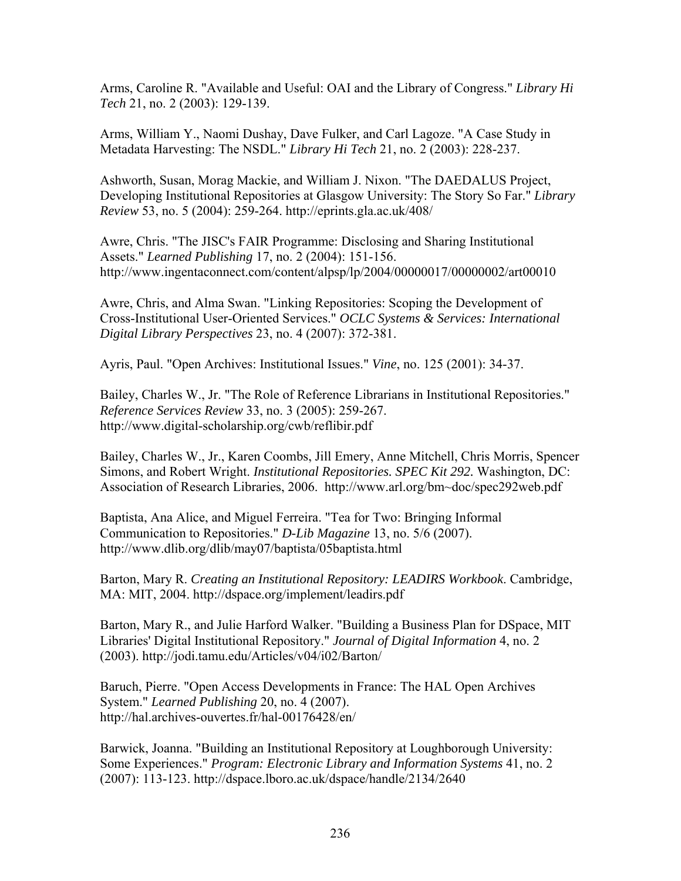Arms, Caroline R. "Available and Useful: OAI and the Library of Congress." *Library Hi Tech* 21, no. 2 (2003): 129-139.

Arms, William Y., Naomi Dushay, Dave Fulker, and Carl Lagoze. "A Case Study in Metadata Harvesting: The NSDL." *Library Hi Tech* 21, no. 2 (2003): 228-237.

Ashworth, Susan, Morag Mackie, and William J. Nixon. "The DAEDALUS Project, Developing Institutional Repositories at Glasgow University: The Story So Far." *Library Review* 53, no. 5 (2004): 259-264. http://eprints.gla.ac.uk/408/

Awre, Chris. "The JISC's FAIR Programme: Disclosing and Sharing Institutional Assets." *Learned Publishing* 17, no. 2 (2004): 151-156. http://www.ingentaconnect.com/content/alpsp/lp/2004/00000017/00000002/art00010

Awre, Chris, and Alma Swan. "Linking Repositories: Scoping the Development of Cross-Institutional User-Oriented Services." *OCLC Systems & Services: International Digital Library Perspectives* 23, no. 4 (2007): 372-381.

Ayris, Paul. "Open Archives: Institutional Issues." *Vine*, no. 125 (2001): 34-37.

Bailey, Charles W., Jr. "The Role of Reference Librarians in Institutional Repositories." *Reference Services Review* 33, no. 3 (2005): 259-267. http://www.digital-scholarship.org/cwb/reflibir.pdf

Bailey, Charles W., Jr., Karen Coombs, Jill Emery, Anne Mitchell, Chris Morris, Spencer Simons, and Robert Wright. *Institutional Repositories. SPEC Kit 292.* Washington, DC: Association of Research Libraries, 2006. http://www.arl.org/bm~doc/spec292web.pdf

Baptista, Ana Alice, and Miguel Ferreira. "Tea for Two: Bringing Informal Communication to Repositories." *D-Lib Magazine* 13, no. 5/6 (2007). http://www.dlib.org/dlib/may07/baptista/05baptista.html

Barton, Mary R. *Creating an Institutional Repository: LEADIRS Workbook*. Cambridge, MA: MIT, 2004. http://dspace.org/implement/leadirs.pdf

Barton, Mary R., and Julie Harford Walker. "Building a Business Plan for DSpace, MIT Libraries' Digital Institutional Repository." *Journal of Digital Information* 4, no. 2 (2003). http://jodi.tamu.edu/Articles/v04/i02/Barton/

Baruch, Pierre. "Open Access Developments in France: The HAL Open Archives System." *Learned Publishing* 20, no. 4 (2007). http://hal.archives-ouvertes.fr/hal-00176428/en/

Barwick, Joanna. "Building an Institutional Repository at Loughborough University: Some Experiences." *Program: Electronic Library and Information Systems* 41, no. 2 (2007): 113-123. http://dspace.lboro.ac.uk/dspace/handle/2134/2640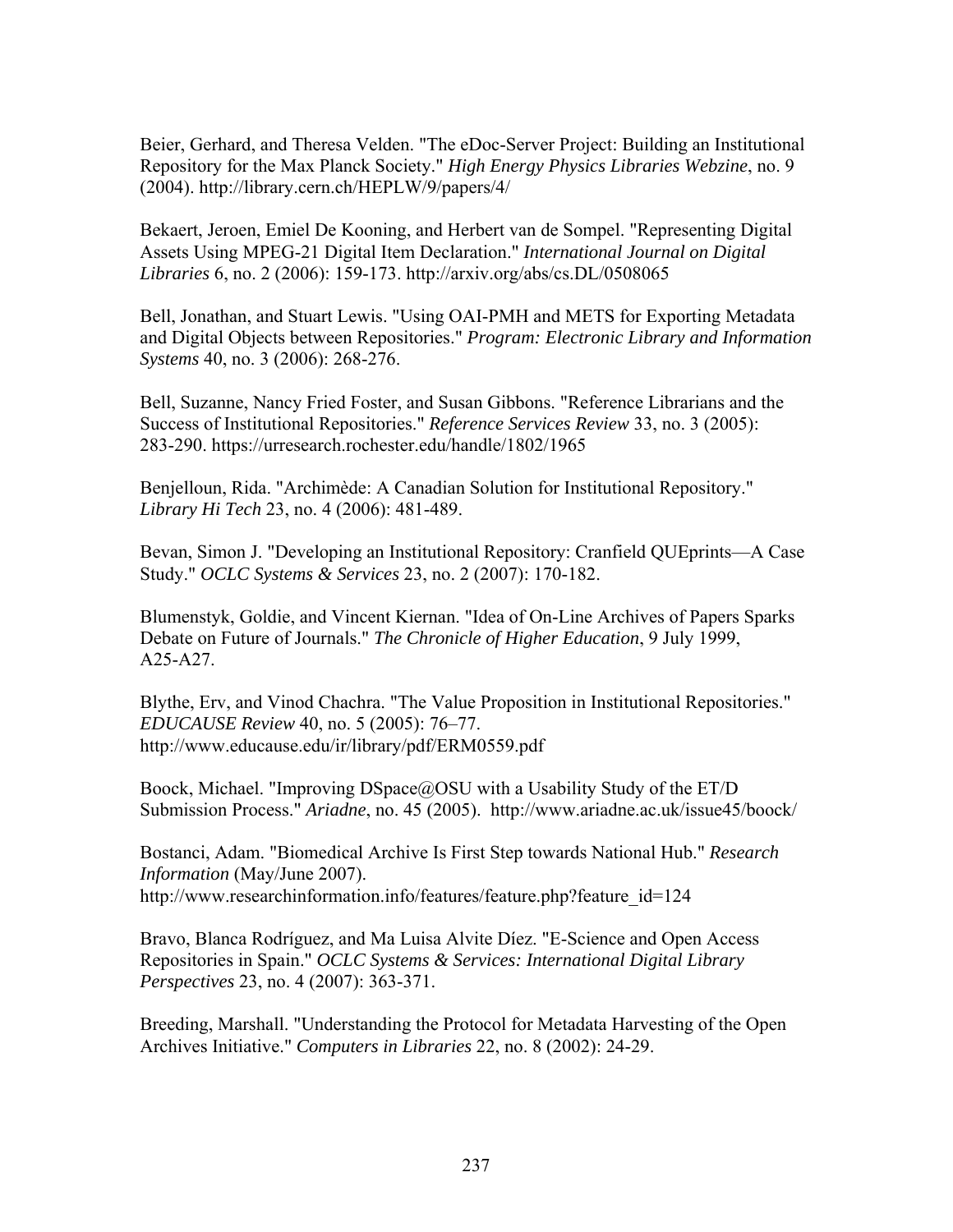Beier, Gerhard, and Theresa Velden. "The eDoc-Server Project: Building an Institutional Repository for the Max Planck Society." *High Energy Physics Libraries Webzine*, no. 9 (2004). http://library.cern.ch/HEPLW/9/papers/4/

Bekaert, Jeroen, Emiel De Kooning, and Herbert van de Sompel. "Representing Digital Assets Using MPEG-21 Digital Item Declaration." *International Journal on Digital Libraries* 6, no. 2 (2006): 159-173. http://arxiv.org/abs/cs.DL/0508065

Bell, Jonathan, and Stuart Lewis. "Using OAI-PMH and METS for Exporting Metadata and Digital Objects between Repositories." *Program: Electronic Library and Information Systems* 40, no. 3 (2006): 268-276.

Bell, Suzanne, Nancy Fried Foster, and Susan Gibbons. "Reference Librarians and the Success of Institutional Repositories." *Reference Services Review* 33, no. 3 (2005): 283-290. https://urresearch.rochester.edu/handle/1802/1965

Benjelloun, Rida. "Archimède: A Canadian Solution for Institutional Repository." *Library Hi Tech* 23, no. 4 (2006): 481-489.

Bevan, Simon J. "Developing an Institutional Repository: Cranfield QUEprints—A Case Study." *OCLC Systems & Services* 23, no. 2 (2007): 170-182.

Blumenstyk, Goldie, and Vincent Kiernan. "Idea of On-Line Archives of Papers Sparks Debate on Future of Journals." *The Chronicle of Higher Education*, 9 July 1999, A25-A27.

Blythe, Erv, and Vinod Chachra. "The Value Proposition in Institutional Repositories." *EDUCAUSE Review* 40, no. 5 (2005): 76–77. http://www.educause.edu/ir/library/pdf/ERM0559.pdf

Boock, Michael. "Improving DSpace@OSU with a Usability Study of the ET/D Submission Process." *Ariadne*, no. 45 (2005). http://www.ariadne.ac.uk/issue45/boock/

Bostanci, Adam. "Biomedical Archive Is First Step towards National Hub." *Research Information* (May/June 2007). http://www.researchinformation.info/features/feature.php?feature_id=124

Bravo, Blanca Rodríguez, and Ma Luisa Alvite Díez. "E-Science and Open Access Repositories in Spain." *OCLC Systems & Services: International Digital Library Perspectives* 23, no. 4 (2007): 363-371.

Breeding, Marshall. "Understanding the Protocol for Metadata Harvesting of the Open Archives Initiative." *Computers in Libraries* 22, no. 8 (2002): 24-29.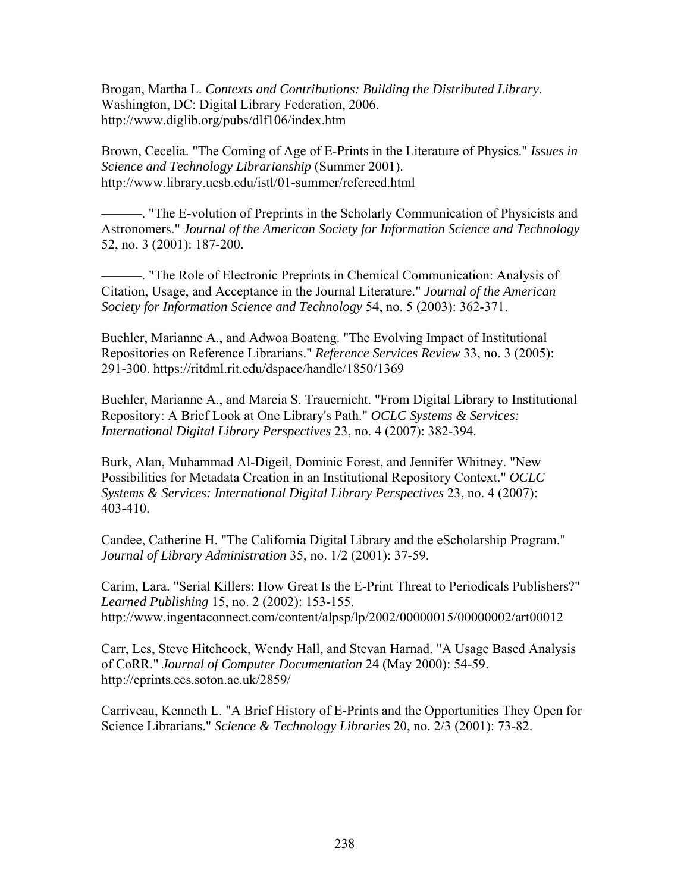Brogan, Martha L. *Contexts and Contributions: Building the Distributed Library*. Washington, DC: Digital Library Federation, 2006. http://www.diglib.org/pubs/dlf106/index.htm

Brown, Cecelia. "The Coming of Age of E-Prints in the Literature of Physics." *Issues in Science and Technology Librarianship* (Summer 2001). http://www.library.ucsb.edu/istl/01-summer/refereed.html

———. "The E-volution of Preprints in the Scholarly Communication of Physicists and Astronomers." *Journal of the American Society for Information Science and Technology* 52, no. 3 (2001): 187-200.

———. "The Role of Electronic Preprints in Chemical Communication: Analysis of Citation, Usage, and Acceptance in the Journal Literature." *Journal of the American Society for Information Science and Technology* 54, no. 5 (2003): 362-371.

Buehler, Marianne A., and Adwoa Boateng. "The Evolving Impact of Institutional Repositories on Reference Librarians." *Reference Services Review* 33, no. 3 (2005): 291-300. https://ritdml.rit.edu/dspace/handle/1850/1369

Buehler, Marianne A., and Marcia S. Trauernicht. "From Digital Library to Institutional Repository: A Brief Look at One Library's Path." *OCLC Systems & Services: International Digital Library Perspectives* 23, no. 4 (2007): 382-394.

Burk, Alan, Muhammad Al-Digeil, Dominic Forest, and Jennifer Whitney. "New Possibilities for Metadata Creation in an Institutional Repository Context." *OCLC Systems & Services: International Digital Library Perspectives* 23, no. 4 (2007): 403-410.

Candee, Catherine H. "The California Digital Library and the eScholarship Program." *Journal of Library Administration* 35, no. 1/2 (2001): 37-59.

Carim, Lara. "Serial Killers: How Great Is the E-Print Threat to Periodicals Publishers?" *Learned Publishing* 15, no. 2 (2002): 153-155. http://www.ingentaconnect.com/content/alpsp/lp/2002/00000015/00000002/art00012

Carr, Les, Steve Hitchcock, Wendy Hall, and Stevan Harnad. "A Usage Based Analysis of CoRR." *Journal of Computer Documentation* 24 (May 2000): 54-59. http://eprints.ecs.soton.ac.uk/2859/

Carriveau, Kenneth L. "A Brief History of E-Prints and the Opportunities They Open for Science Librarians." *Science & Technology Libraries* 20, no. 2/3 (2001): 73-82.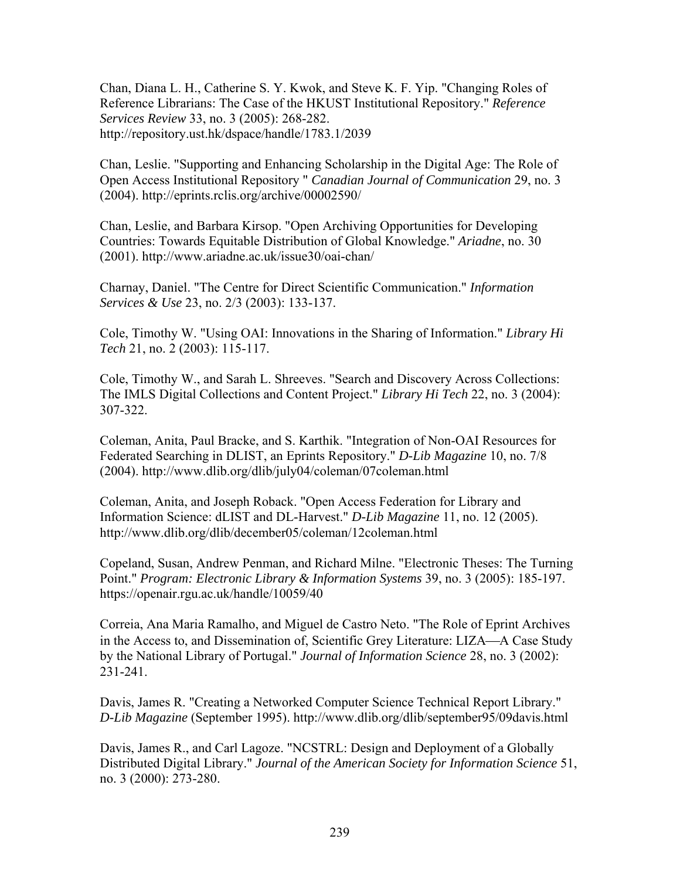Chan, Diana L. H., Catherine S. Y. Kwok, and Steve K. F. Yip. "Changing Roles of Reference Librarians: The Case of the HKUST Institutional Repository." *Reference Services Review* 33, no. 3 (2005): 268-282. http://repository.ust.hk/dspace/handle/1783.1/2039

Chan, Leslie. "Supporting and Enhancing Scholarship in the Digital Age: The Role of Open Access Institutional Repository " *Canadian Journal of Communication* 29, no. 3 (2004). http://eprints.rclis.org/archive/00002590/

Chan, Leslie, and Barbara Kirsop. "Open Archiving Opportunities for Developing Countries: Towards Equitable Distribution of Global Knowledge." *Ariadne*, no. 30 (2001). http://www.ariadne.ac.uk/issue30/oai-chan/

Charnay, Daniel. "The Centre for Direct Scientific Communication." *Information Services & Use* 23, no. 2/3 (2003): 133-137.

Cole, Timothy W. "Using OAI: Innovations in the Sharing of Information." *Library Hi Tech* 21, no. 2 (2003): 115-117.

Cole, Timothy W., and Sarah L. Shreeves. "Search and Discovery Across Collections: The IMLS Digital Collections and Content Project." *Library Hi Tech* 22, no. 3 (2004): 307-322.

Coleman, Anita, Paul Bracke, and S. Karthik. "Integration of Non-OAI Resources for Federated Searching in DLIST, an Eprints Repository." *D-Lib Magazine* 10, no. 7/8 (2004). http://www.dlib.org/dlib/july04/coleman/07coleman.html

Coleman, Anita, and Joseph Roback. "Open Access Federation for Library and Information Science: dLIST and DL-Harvest." *D-Lib Magazine* 11, no. 12 (2005). http://www.dlib.org/dlib/december05/coleman/12coleman.html

Copeland, Susan, Andrew Penman, and Richard Milne. "Electronic Theses: The Turning Point." *Program: Electronic Library & Information Systems* 39, no. 3 (2005): 185-197. https://openair.rgu.ac.uk/handle/10059/40

Correia, Ana Maria Ramalho, and Miguel de Castro Neto. "The Role of Eprint Archives in the Access to, and Dissemination of, Scientific Grey Literature: LIZA—A Case Study by the National Library of Portugal." *Journal of Information Science* 28, no. 3 (2002): 231-241.

Davis, James R. "Creating a Networked Computer Science Technical Report Library." *D-Lib Magazine* (September 1995). http://www.dlib.org/dlib/september95/09davis.html

Davis, James R., and Carl Lagoze. "NCSTRL: Design and Deployment of a Globally Distributed Digital Library." *Journal of the American Society for Information Science* 51, no. 3 (2000): 273-280.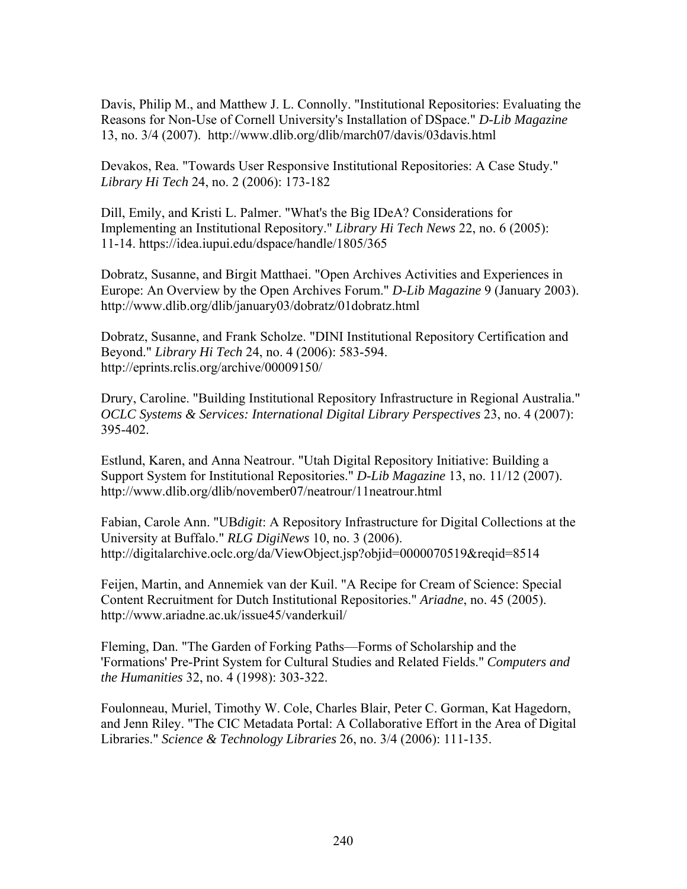Davis, Philip M., and Matthew J. L. Connolly. "Institutional Repositories: Evaluating the Reasons for Non-Use of Cornell University's Installation of DSpace." *D-Lib Magazine* 13, no. 3/4 (2007). http://www.dlib.org/dlib/march07/davis/03davis.html

Devakos, Rea. "Towards User Responsive Institutional Repositories: A Case Study." *Library Hi Tech* 24, no. 2 (2006): 173-182

Dill, Emily, and Kristi L. Palmer. "What's the Big IDeA? Considerations for Implementing an Institutional Repository." *Library Hi Tech News* 22, no. 6 (2005): 11-14. https://idea.iupui.edu/dspace/handle/1805/365

Dobratz, Susanne, and Birgit Matthaei. "Open Archives Activities and Experiences in Europe: An Overview by the Open Archives Forum." *D-Lib Magazine* 9 (January 2003). http://www.dlib.org/dlib/january03/dobratz/01dobratz.html

Dobratz, Susanne, and Frank Scholze. "DINI Institutional Repository Certification and Beyond." *Library Hi Tech* 24, no. 4 (2006): 583-594. http://eprints.rclis.org/archive/00009150/

Drury, Caroline. "Building Institutional Repository Infrastructure in Regional Australia." *OCLC Systems & Services: International Digital Library Perspectives* 23, no. 4 (2007): 395-402.

Estlund, Karen, and Anna Neatrour. "Utah Digital Repository Initiative: Building a Support System for Institutional Repositories." *D-Lib Magazine* 13, no. 11/12 (2007). http://www.dlib.org/dlib/november07/neatrour/11neatrour.html

Fabian, Carole Ann. "UB*digit*: A Repository Infrastructure for Digital Collections at the University at Buffalo." *RLG DigiNews* 10, no. 3 (2006). http://digitalarchive.oclc.org/da/ViewObject.jsp?objid=0000070519&reqid=8514

Feijen, Martin, and Annemiek van der Kuil. "A Recipe for Cream of Science: Special Content Recruitment for Dutch Institutional Repositories." *Ariadne*, no. 45 (2005). http://www.ariadne.ac.uk/issue45/vanderkuil/

Fleming, Dan. "The Garden of Forking Paths—Forms of Scholarship and the 'Formations' Pre-Print System for Cultural Studies and Related Fields." *Computers and the Humanities* 32, no. 4 (1998): 303-322.

Foulonneau, Muriel, Timothy W. Cole, Charles Blair, Peter C. Gorman, Kat Hagedorn, and Jenn Riley. "The CIC Metadata Portal: A Collaborative Effort in the Area of Digital Libraries." *Science & Technology Libraries* 26, no. 3/4 (2006): 111-135.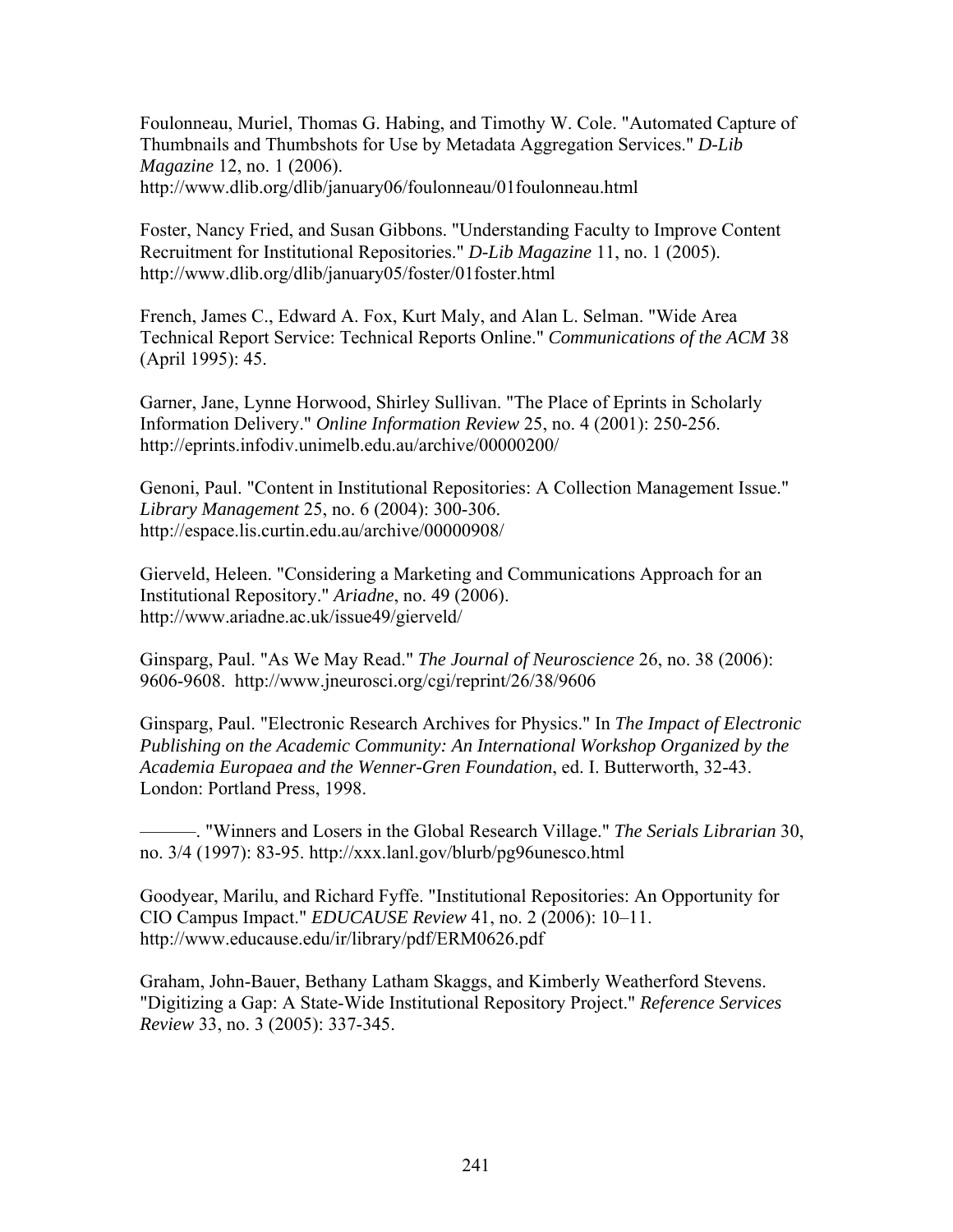Foulonneau, Muriel, Thomas G. Habing, and Timothy W. Cole. "Automated Capture of Thumbnails and Thumbshots for Use by Metadata Aggregation Services." *D-Lib Magazine* 12, no. 1 (2006). http://www.dlib.org/dlib/january06/foulonneau/01foulonneau.html

Foster, Nancy Fried, and Susan Gibbons. "Understanding Faculty to Improve Content Recruitment for Institutional Repositories." *D-Lib Magazine* 11, no. 1 (2005). http://www.dlib.org/dlib/january05/foster/01foster.html

French, James C., Edward A. Fox, Kurt Maly, and Alan L. Selman. "Wide Area Technical Report Service: Technical Reports Online." *Communications of the ACM* 38 (April 1995): 45.

Garner, Jane, Lynne Horwood, Shirley Sullivan. "The Place of Eprints in Scholarly Information Delivery." *Online Information Review* 25, no. 4 (2001): 250-256. http://eprints.infodiv.unimelb.edu.au/archive/00000200/

Genoni, Paul. "Content in Institutional Repositories: A Collection Management Issue." *Library Management* 25, no. 6 (2004): 300-306. http://espace.lis.curtin.edu.au/archive/00000908/

Gierveld, Heleen. "Considering a Marketing and Communications Approach for an Institutional Repository." *Ariadne*, no. 49 (2006). http://www.ariadne.ac.uk/issue49/gierveld/

Ginsparg, Paul. "As We May Read." *The Journal of Neuroscience* 26, no. 38 (2006): 9606-9608. http://www.jneurosci.org/cgi/reprint/26/38/9606

Ginsparg, Paul. "Electronic Research Archives for Physics." In *The Impact of Electronic Publishing on the Academic Community: An International Workshop Organized by the Academia Europaea and the Wenner-Gren Foundation*, ed. I. Butterworth, 32-43. London: Portland Press, 1998.

———. "Winners and Losers in the Global Research Village." *The Serials Librarian* 30, no. 3/4 (1997): 83-95. http://xxx.lanl.gov/blurb/pg96unesco.html

Goodyear, Marilu, and Richard Fyffe. "Institutional Repositories: An Opportunity for CIO Campus Impact." *EDUCAUSE Review* 41, no. 2 (2006): 10–11. http://www.educause.edu/ir/library/pdf/ERM0626.pdf

Graham, John-Bauer, Bethany Latham Skaggs, and Kimberly Weatherford Stevens. "Digitizing a Gap: A State-Wide Institutional Repository Project." *Reference Services Review* 33, no. 3 (2005): 337-345.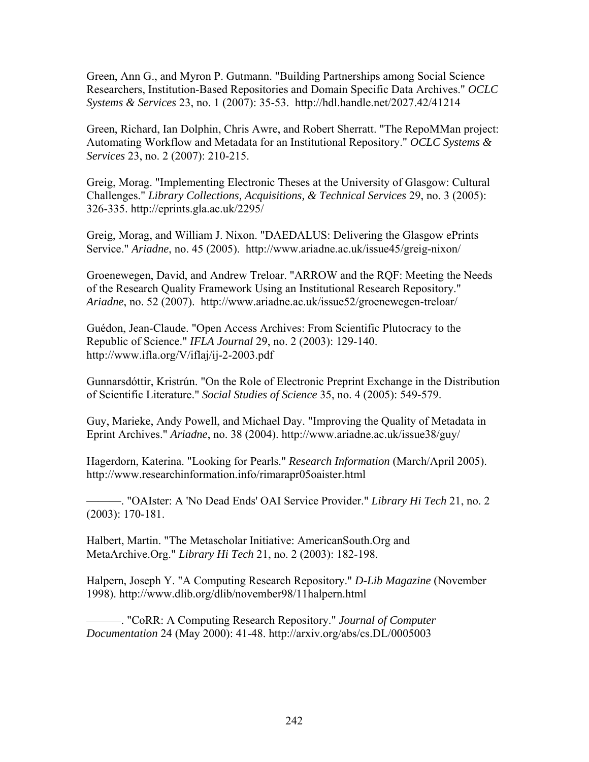Green, Ann G., and Myron P. Gutmann. "Building Partnerships among Social Science Researchers, Institution-Based Repositories and Domain Specific Data Archives." *OCLC Systems & Services* 23, no. 1 (2007): 35-53. http://hdl.handle.net/2027.42/41214

Green, Richard, Ian Dolphin, Chris Awre, and Robert Sherratt. "The RepoMMan project: Automating Workflow and Metadata for an Institutional Repository." *OCLC Systems & Services* 23, no. 2 (2007): 210-215.

Greig, Morag. "Implementing Electronic Theses at the University of Glasgow: Cultural Challenges." *Library Collections, Acquisitions, & Technical Services* 29, no. 3 (2005): 326-335. http://eprints.gla.ac.uk/2295/

Greig, Morag, and William J. Nixon. "DAEDALUS: Delivering the Glasgow ePrints Service." *Ariadne*, no. 45 (2005). http://www.ariadne.ac.uk/issue45/greig-nixon/

Groenewegen, David, and Andrew Treloar. "ARROW and the RQF: Meeting the Needs of the Research Quality Framework Using an Institutional Research Repository." *Ariadne*, no. 52 (2007). http://www.ariadne.ac.uk/issue52/groenewegen-treloar/

Guédon, Jean-Claude. "Open Access Archives: From Scientific Plutocracy to the Republic of Science." *IFLA Journal* 29, no. 2 (2003): 129-140. http://www.ifla.org/V/iflaj/ij-2-2003.pdf

Gunnarsdóttir, Kristrún. "On the Role of Electronic Preprint Exchange in the Distribution of Scientific Literature." *Social Studies of Science* 35, no. 4 (2005): 549-579.

Guy, Marieke, Andy Powell, and Michael Day. "Improving the Quality of Metadata in Eprint Archives." *Ariadne*, no. 38 (2004). http://www.ariadne.ac.uk/issue38/guy/

Hagerdorn, Katerina. "Looking for Pearls." *Research Information* (March/April 2005). http://www.researchinformation.info/rimarapr05oaister.html

———. "OAIster: A 'No Dead Ends' OAI Service Provider." *Library Hi Tech* 21, no. 2 (2003): 170-181.

Halbert, Martin. "The Metascholar Initiative: AmericanSouth.Org and MetaArchive.Org." *Library Hi Tech* 21, no. 2 (2003): 182-198.

Halpern, Joseph Y. "A Computing Research Repository." *D-Lib Magazine* (November 1998). http://www.dlib.org/dlib/november98/11halpern.html

———. "CoRR: A Computing Research Repository." *Journal of Computer Documentation* 24 (May 2000): 41-48. http://arxiv.org/abs/cs.DL/0005003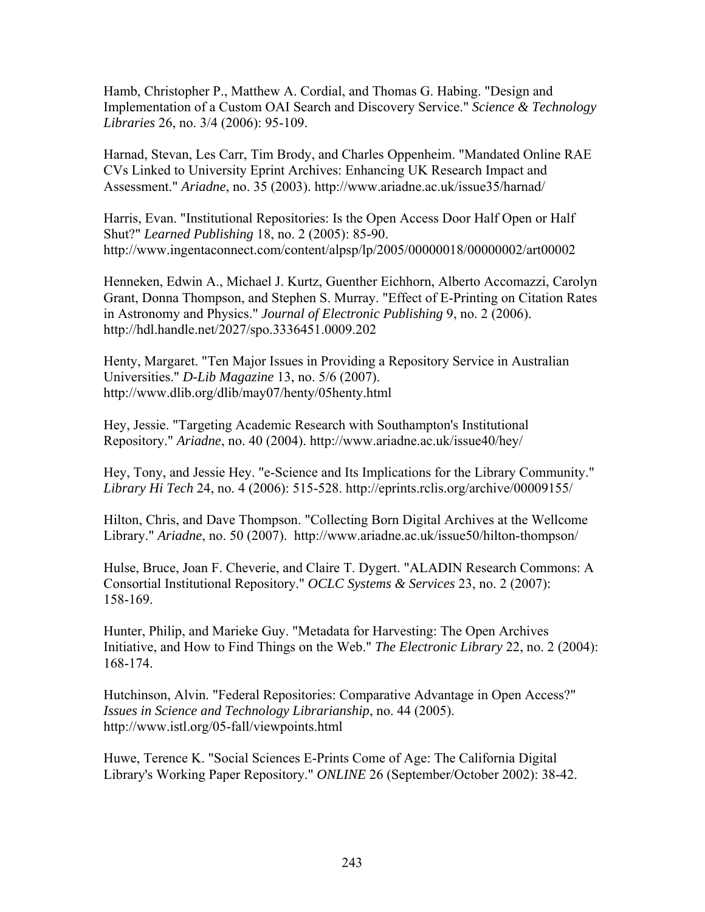Hamb, Christopher P., Matthew A. Cordial, and Thomas G. Habing. "Design and Implementation of a Custom OAI Search and Discovery Service." *Science & Technology Libraries* 26, no. 3/4 (2006): 95-109.

Harnad, Stevan, Les Carr, Tim Brody, and Charles Oppenheim. "Mandated Online RAE CVs Linked to University Eprint Archives: Enhancing UK Research Impact and Assessment." *Ariadne*, no. 35 (2003). http://www.ariadne.ac.uk/issue35/harnad/

Harris, Evan. "Institutional Repositories: Is the Open Access Door Half Open or Half Shut?" *Learned Publishing* 18, no. 2 (2005): 85-90. http://www.ingentaconnect.com/content/alpsp/lp/2005/00000018/00000002/art00002

Henneken, Edwin A., Michael J. Kurtz, Guenther Eichhorn, Alberto Accomazzi, Carolyn Grant, Donna Thompson, and Stephen S. Murray. "Effect of E-Printing on Citation Rates in Astronomy and Physics." *Journal of Electronic Publishing* 9, no. 2 (2006). http://hdl.handle.net/2027/spo.3336451.0009.202

Henty, Margaret. "Ten Major Issues in Providing a Repository Service in Australian Universities." *D-Lib Magazine* 13, no. 5/6 (2007). http://www.dlib.org/dlib/may07/henty/05henty.html

Hey, Jessie. "Targeting Academic Research with Southampton's Institutional Repository." *Ariadne*, no. 40 (2004). http://www.ariadne.ac.uk/issue40/hey/

Hey, Tony, and Jessie Hey. "e-Science and Its Implications for the Library Community." *Library Hi Tech* 24, no. 4 (2006): 515-528. http://eprints.rclis.org/archive/00009155/

Hilton, Chris, and Dave Thompson. "Collecting Born Digital Archives at the Wellcome Library." *Ariadne*, no. 50 (2007). http://www.ariadne.ac.uk/issue50/hilton-thompson/

Hulse, Bruce, Joan F. Cheverie, and Claire T. Dygert. "ALADIN Research Commons: A Consortial Institutional Repository." *OCLC Systems & Services* 23, no. 2 (2007): 158-169.

Hunter, Philip, and Marieke Guy. "Metadata for Harvesting: The Open Archives Initiative, and How to Find Things on the Web." *The Electronic Library* 22, no. 2 (2004): 168-174.

Hutchinson, Alvin. "Federal Repositories: Comparative Advantage in Open Access?" *Issues in Science and Technology Librarianship*, no. 44 (2005). http://www.istl.org/05-fall/viewpoints.html

Huwe, Terence K. "Social Sciences E-Prints Come of Age: The California Digital Library's Working Paper Repository." *ONLINE* 26 (September/October 2002): 38-42.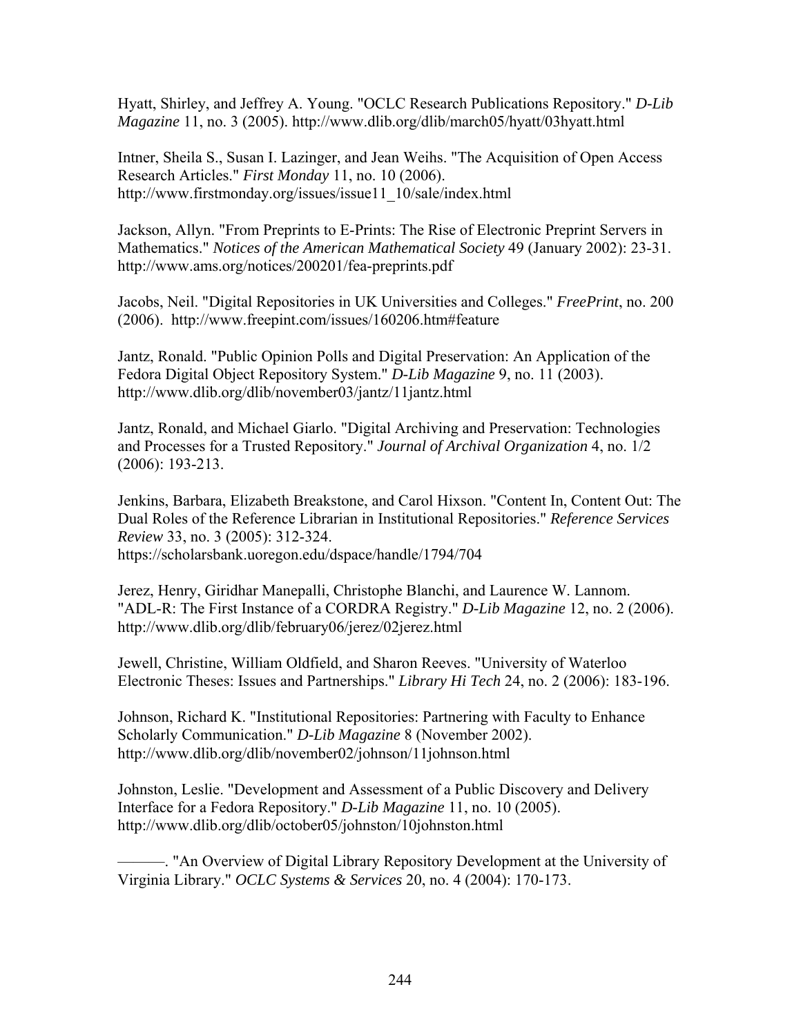Hyatt, Shirley, and Jeffrey A. Young. "OCLC Research Publications Repository." *D-Lib Magazine* 11, no. 3 (2005). http://www.dlib.org/dlib/march05/hyatt/03hyatt.html

Intner, Sheila S., Susan I. Lazinger, and Jean Weihs. "The Acquisition of Open Access Research Articles." *First Monday* 11, no. 10 (2006). http://www.firstmonday.org/issues/issue11_10/sale/index.html

Jackson, Allyn. "From Preprints to E-Prints: The Rise of Electronic Preprint Servers in Mathematics." *Notices of the American Mathematical Society* 49 (January 2002): 23-31. http://www.ams.org/notices/200201/fea-preprints.pdf

Jacobs, Neil. "Digital Repositories in UK Universities and Colleges." *FreePrint*, no. 200 (2006). http://www.freepint.com/issues/160206.htm#feature

Jantz, Ronald. "Public Opinion Polls and Digital Preservation: An Application of the Fedora Digital Object Repository System." *D-Lib Magazine* 9, no. 11 (2003). http://www.dlib.org/dlib/november03/jantz/11jantz.html

Jantz, Ronald, and Michael Giarlo. "Digital Archiving and Preservation: Technologies and Processes for a Trusted Repository." *Journal of Archival Organization* 4, no. 1/2 (2006): 193-213.

Jenkins, Barbara, Elizabeth Breakstone, and Carol Hixson. "Content In, Content Out: The Dual Roles of the Reference Librarian in Institutional Repositories." *Reference Services Review* 33, no. 3 (2005): 312-324. https://scholarsbank.uoregon.edu/dspace/handle/1794/704

Jerez, Henry, Giridhar Manepalli, Christophe Blanchi, and Laurence W. Lannom. "ADL-R: The First Instance of a CORDRA Registry." *D-Lib Magazine* 12, no. 2 (2006). http://www.dlib.org/dlib/february06/jerez/02jerez.html

Jewell, Christine, William Oldfield, and Sharon Reeves. "University of Waterloo Electronic Theses: Issues and Partnerships." *Library Hi Tech* 24, no. 2 (2006): 183-196.

Johnson, Richard K. "Institutional Repositories: Partnering with Faculty to Enhance Scholarly Communication." *D-Lib Magazine* 8 (November 2002). http://www.dlib.org/dlib/november02/johnson/11johnson.html

Johnston, Leslie. "Development and Assessment of a Public Discovery and Delivery Interface for a Fedora Repository." *D-Lib Magazine* 11, no. 10 (2005). http://www.dlib.org/dlib/october05/johnston/10johnston.html

———. "An Overview of Digital Library Repository Development at the University of Virginia Library." *OCLC Systems & Services* 20, no. 4 (2004): 170-173.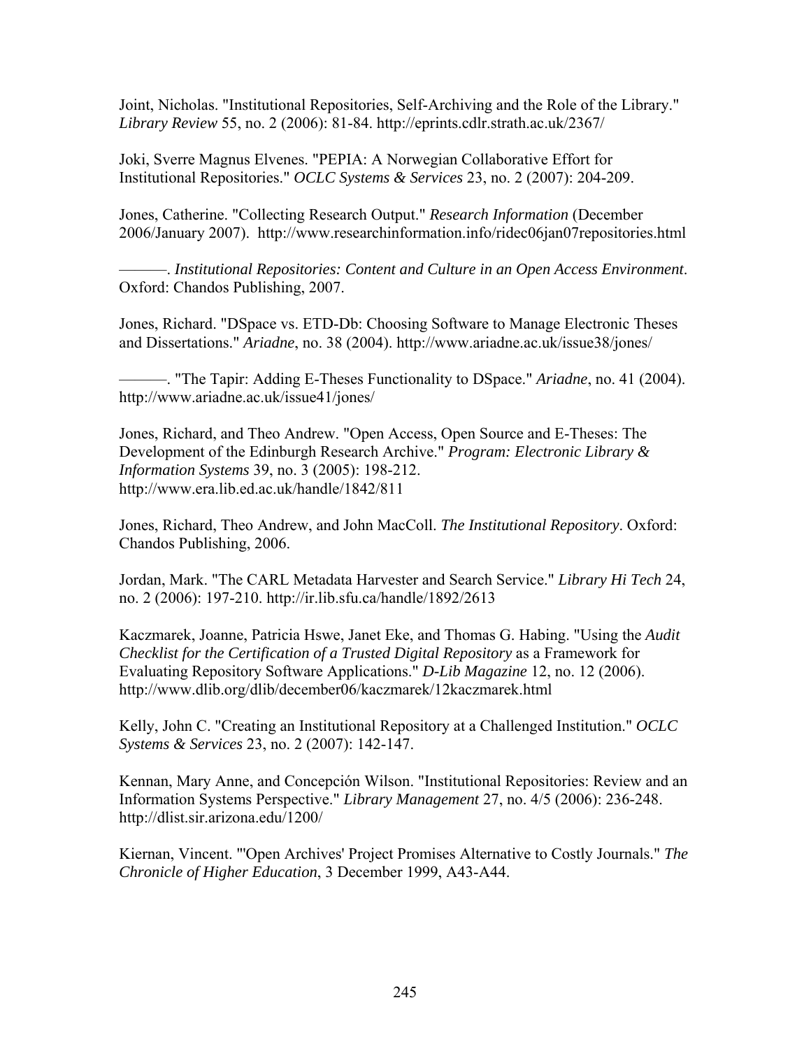Joint, Nicholas. "Institutional Repositories, Self-Archiving and the Role of the Library." *Library Review* 55, no. 2 (2006): 81-84. http://eprints.cdlr.strath.ac.uk/2367/

Joki, Sverre Magnus Elvenes. "PEPIA: A Norwegian Collaborative Effort for Institutional Repositories." *OCLC Systems & Services* 23, no. 2 (2007): 204-209.

Jones, Catherine. "Collecting Research Output." *Research Information* (December 2006/January 2007). http://www.researchinformation.info/ridec06jan07repositories.html

———. *Institutional Repositories: Content and Culture in an Open Access Environment*. Oxford: Chandos Publishing, 2007.

Jones, Richard. "DSpace vs. ETD-Db: Choosing Software to Manage Electronic Theses and Dissertations." *Ariadne*, no. 38 (2004). http://www.ariadne.ac.uk/issue38/jones/

———. "The Tapir: Adding E-Theses Functionality to DSpace." *Ariadne*, no. 41 (2004). http://www.ariadne.ac.uk/issue41/jones/

Jones, Richard, and Theo Andrew. "Open Access, Open Source and E-Theses: The Development of the Edinburgh Research Archive." *Program: Electronic Library & Information Systems* 39, no. 3 (2005): 198-212. http://www.era.lib.ed.ac.uk/handle/1842/811

Jones, Richard, Theo Andrew, and John MacColl. *The Institutional Repository*. Oxford: Chandos Publishing, 2006.

Jordan, Mark. "The CARL Metadata Harvester and Search Service." *Library Hi Tech* 24, no. 2 (2006): 197-210. http://ir.lib.sfu.ca/handle/1892/2613

Kaczmarek, Joanne, Patricia Hswe, Janet Eke, and Thomas G. Habing. "Using the *Audit Checklist for the Certification of a Trusted Digital Repository* as a Framework for Evaluating Repository Software Applications." *D-Lib Magazine* 12, no. 12 (2006). http://www.dlib.org/dlib/december06/kaczmarek/12kaczmarek.html

Kelly, John C. "Creating an Institutional Repository at a Challenged Institution." *OCLC Systems & Services* 23, no. 2 (2007): 142-147.

Kennan, Mary Anne, and Concepción Wilson. "Institutional Repositories: Review and an Information Systems Perspective." *Library Management* 27, no. 4/5 (2006): 236-248. http://dlist.sir.arizona.edu/1200/

Kiernan, Vincent. "'Open Archives' Project Promises Alternative to Costly Journals." *The Chronicle of Higher Education*, 3 December 1999, A43-A44.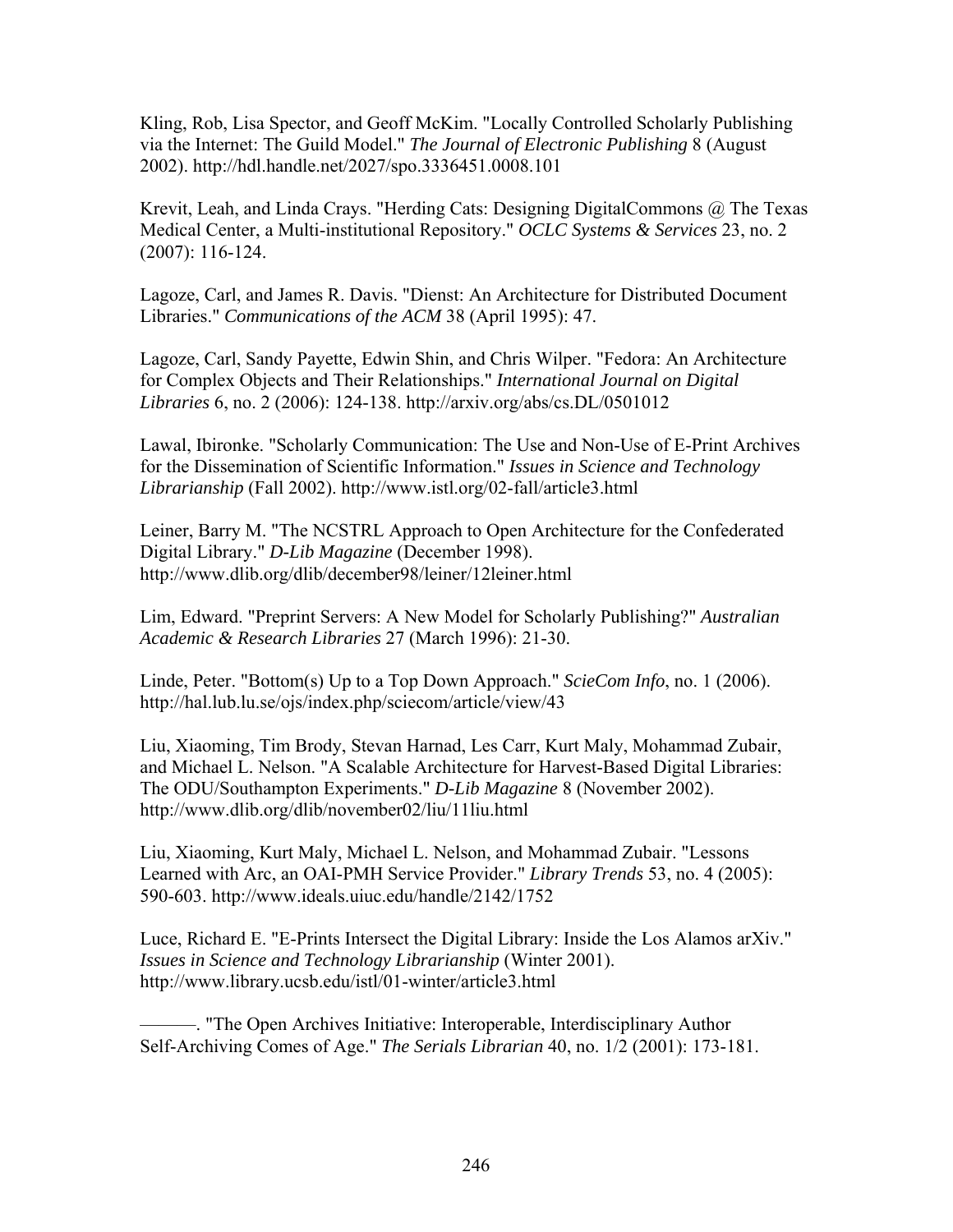Kling, Rob, Lisa Spector, and Geoff McKim. "Locally Controlled Scholarly Publishing via the Internet: The Guild Model." *The Journal of Electronic Publishing* 8 (August 2002). http://hdl.handle.net/2027/spo.3336451.0008.101

Krevit, Leah, and Linda Crays. "Herding Cats: Designing DigitalCommons @ The Texas Medical Center, a Multi-institutional Repository." *OCLC Systems & Services* 23, no. 2 (2007): 116-124.

Lagoze, Carl, and James R. Davis. "Dienst: An Architecture for Distributed Document Libraries." *Communications of the ACM* 38 (April 1995): 47.

Lagoze, Carl, Sandy Payette, Edwin Shin, and Chris Wilper. "Fedora: An Architecture for Complex Objects and Their Relationships." *International Journal on Digital Libraries* 6, no. 2 (2006): 124-138. http://arxiv.org/abs/cs.DL/0501012

Lawal, Ibironke. "Scholarly Communication: The Use and Non-Use of E-Print Archives for the Dissemination of Scientific Information." *Issues in Science and Technology Librarianship* (Fall 2002). http://www.istl.org/02-fall/article3.html

Leiner, Barry M. "The NCSTRL Approach to Open Architecture for the Confederated Digital Library." *D-Lib Magazine* (December 1998). http://www.dlib.org/dlib/december98/leiner/12leiner.html

Lim, Edward. "Preprint Servers: A New Model for Scholarly Publishing?" *Australian Academic & Research Libraries* 27 (March 1996): 21-30.

Linde, Peter. "Bottom(s) Up to a Top Down Approach." *ScieCom Info*, no. 1 (2006). http://hal.lub.lu.se/ojs/index.php/sciecom/article/view/43

Liu, Xiaoming, Tim Brody, Stevan Harnad, Les Carr, Kurt Maly, Mohammad Zubair, and Michael L. Nelson. "A Scalable Architecture for Harvest-Based Digital Libraries: The ODU/Southampton Experiments." *D-Lib Magazine* 8 (November 2002). http://www.dlib.org/dlib/november02/liu/11liu.html

Liu, Xiaoming, Kurt Maly, Michael L. Nelson, and Mohammad Zubair. "Lessons Learned with Arc, an OAI-PMH Service Provider." *Library Trends* 53, no. 4 (2005): 590-603. http://www.ideals.uiuc.edu/handle/2142/1752

Luce, Richard E. "E-Prints Intersect the Digital Library: Inside the Los Alamos arXiv." *Issues in Science and Technology Librarianship* (Winter 2001). http://www.library.ucsb.edu/istl/01-winter/article3.html

———. "The Open Archives Initiative: Interoperable, Interdisciplinary Author Self-Archiving Comes of Age." *The Serials Librarian* 40, no. 1/2 (2001): 173-181.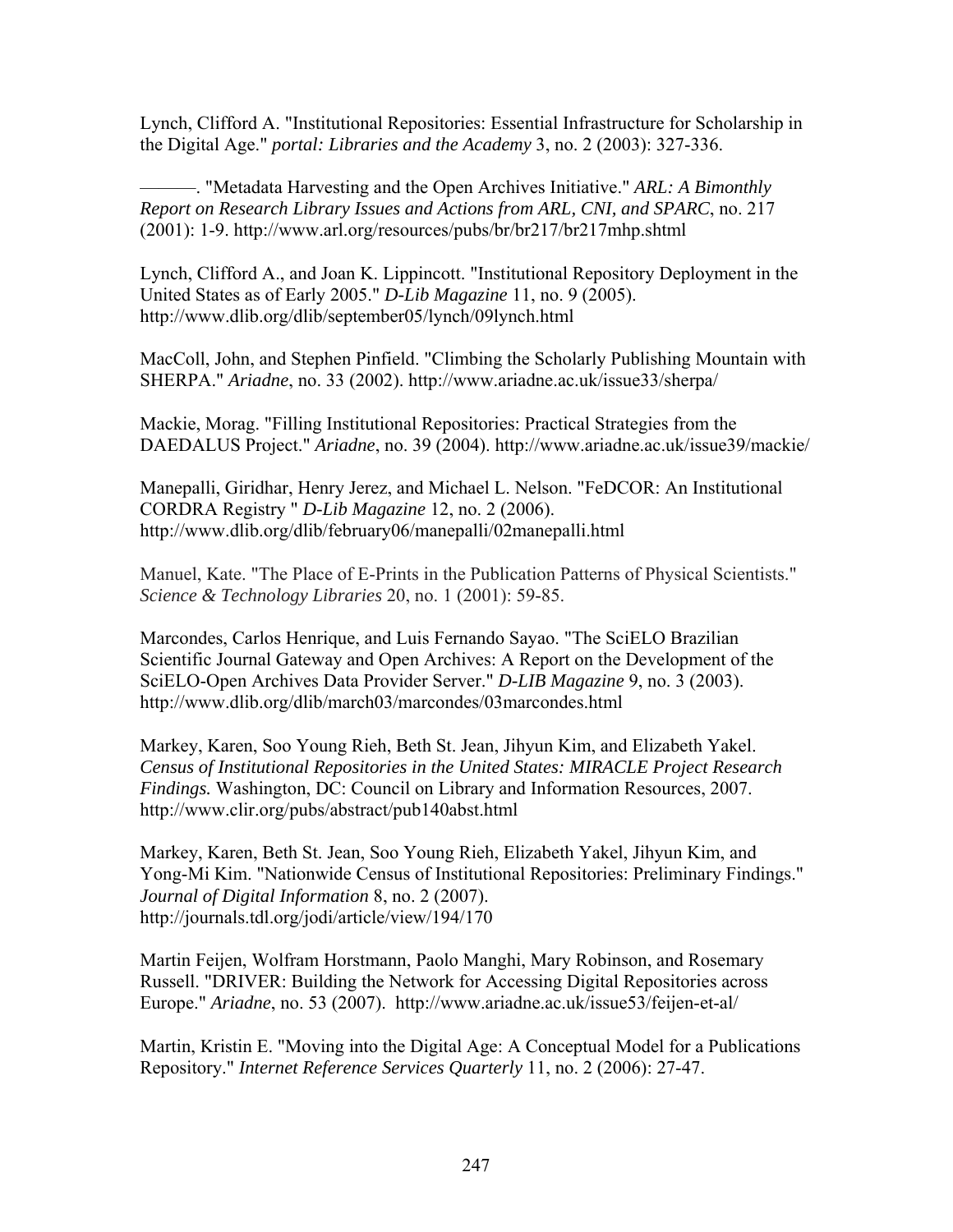Lynch, Clifford A. "Institutional Repositories: Essential Infrastructure for Scholarship in the Digital Age." *portal: Libraries and the Academy* 3, no. 2 (2003): 327-336.

———. "Metadata Harvesting and the Open Archives Initiative." *ARL: A Bimonthly Report on Research Library Issues and Actions from ARL, CNI, and SPARC*, no. 217 (2001): 1-9. http://www.arl.org/resources/pubs/br/br217/br217mhp.shtml

Lynch, Clifford A., and Joan K. Lippincott. "Institutional Repository Deployment in the United States as of Early 2005." *D-Lib Magazine* 11, no. 9 (2005). http://www.dlib.org/dlib/september05/lynch/09lynch.html

MacColl, John, and Stephen Pinfield. "Climbing the Scholarly Publishing Mountain with SHERPA." *Ariadne*, no. 33 (2002). http://www.ariadne.ac.uk/issue33/sherpa/

Mackie, Morag. "Filling Institutional Repositories: Practical Strategies from the DAEDALUS Project." *Ariadne*, no. 39 (2004). http://www.ariadne.ac.uk/issue39/mackie/

Manepalli, Giridhar, Henry Jerez, and Michael L. Nelson. "FeDCOR: An Institutional CORDRA Registry " *D-Lib Magazine* 12, no. 2 (2006). http://www.dlib.org/dlib/february06/manepalli/02manepalli.html

Manuel, Kate. "The Place of E-Prints in the Publication Patterns of Physical Scientists." *Science & Technology Libraries* 20, no. 1 (2001): 59-85.

Marcondes, Carlos Henrique, and Luis Fernando Sayao. "The SciELO Brazilian Scientific Journal Gateway and Open Archives: A Report on the Development of the SciELO-Open Archives Data Provider Server." *D-LIB Magazine* 9, no. 3 (2003). http://www.dlib.org/dlib/march03/marcondes/03marcondes.html

Markey, Karen, Soo Young Rieh, Beth St. Jean, Jihyun Kim, and Elizabeth Yakel. *Census of Institutional Repositories in the United States: MIRACLE Project Research Findings.* Washington, DC: Council on Library and Information Resources, 2007. http://www.clir.org/pubs/abstract/pub140abst.html

Markey, Karen, Beth St. Jean, Soo Young Rieh, Elizabeth Yakel, Jihyun Kim, and Yong-Mi Kim. "Nationwide Census of Institutional Repositories: Preliminary Findings." *Journal of Digital Information* 8, no. 2 (2007). http://journals.tdl.org/jodi/article/view/194/170

Martin Feijen, Wolfram Horstmann, Paolo Manghi, Mary Robinson, and Rosemary Russell. "DRIVER: Building the Network for Accessing Digital Repositories across Europe." *Ariadne*, no. 53 (2007). http://www.ariadne.ac.uk/issue53/feijen-et-al/

Martin, Kristin E. "Moving into the Digital Age: A Conceptual Model for a Publications Repository." *Internet Reference Services Quarterly* 11, no. 2 (2006): 27-47.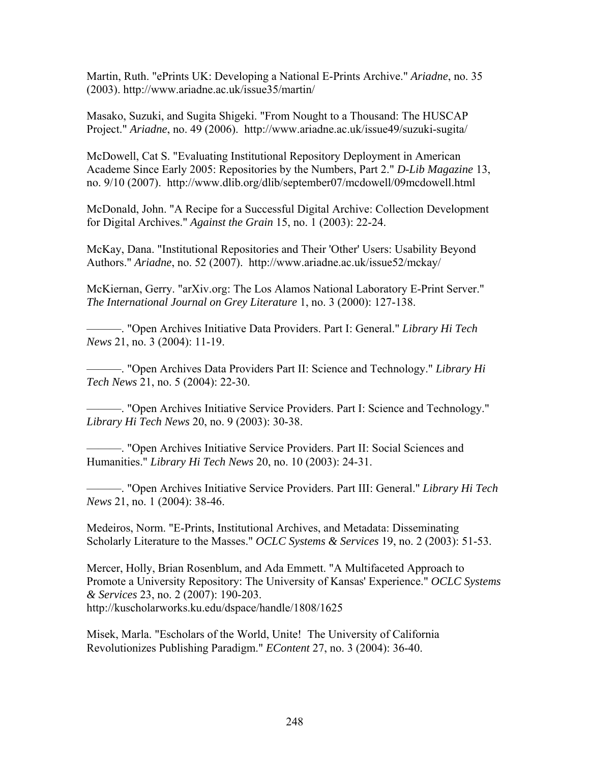Martin, Ruth. "ePrints UK: Developing a National E-Prints Archive." *Ariadne*, no. 35 (2003). http://www.ariadne.ac.uk/issue35/martin/

Masako, Suzuki, and Sugita Shigeki. "From Nought to a Thousand: The HUSCAP Project." *Ariadne*, no. 49 (2006). http://www.ariadne.ac.uk/issue49/suzuki-sugita/

McDowell, Cat S. "Evaluating Institutional Repository Deployment in American Academe Since Early 2005: Repositories by the Numbers, Part 2." *D-Lib Magazine* 13, no. 9/10 (2007). http://www.dlib.org/dlib/september07/mcdowell/09mcdowell.html

McDonald, John. "A Recipe for a Successful Digital Archive: Collection Development for Digital Archives." *Against the Grain* 15, no. 1 (2003): 22-24.

McKay, Dana. "Institutional Repositories and Their 'Other' Users: Usability Beyond Authors." *Ariadne*, no. 52 (2007). http://www.ariadne.ac.uk/issue52/mckay/

McKiernan, Gerry. "arXiv.org: The Los Alamos National Laboratory E-Print Server." *The International Journal on Grey Literature* 1, no. 3 (2000): 127-138.

———. "Open Archives Initiative Data Providers. Part I: General." *Library Hi Tech News* 21, no. 3 (2004): 11-19.

———. "Open Archives Data Providers Part II: Science and Technology." *Library Hi Tech News* 21, no. 5 (2004): 22-30.

———. "Open Archives Initiative Service Providers. Part I: Science and Technology." *Library Hi Tech News* 20, no. 9 (2003): 30-38.

———. "Open Archives Initiative Service Providers. Part II: Social Sciences and Humanities." *Library Hi Tech News* 20, no. 10 (2003): 24-31.

———. "Open Archives Initiative Service Providers. Part III: General." *Library Hi Tech News* 21, no. 1 (2004): 38-46.

Medeiros, Norm. "E-Prints, Institutional Archives, and Metadata: Disseminating Scholarly Literature to the Masses." *OCLC Systems & Services* 19, no. 2 (2003): 51-53.

Mercer, Holly, Brian Rosenblum, and Ada Emmett. "A Multifaceted Approach to Promote a University Repository: The University of Kansas' Experience." *OCLC Systems & Services* 23, no. 2 (2007): 190-203. http://kuscholarworks.ku.edu/dspace/handle/1808/1625

Misek, Marla. "Escholars of the World, Unite! The University of California Revolutionizes Publishing Paradigm." *EContent* 27, no. 3 (2004): 36-40.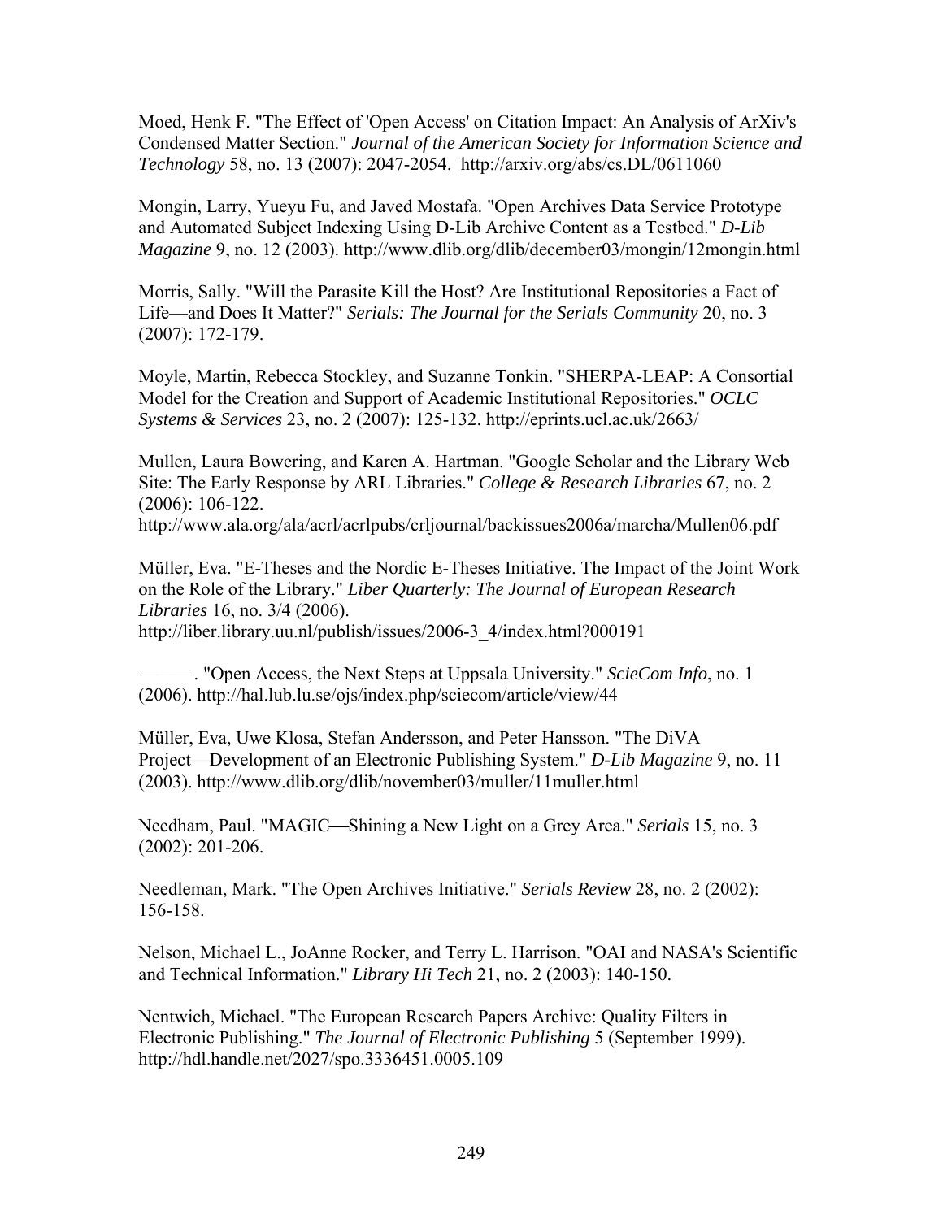Moed, Henk F. "The Effect of 'Open Access' on Citation Impact: An Analysis of ArXiv's Condensed Matter Section." *Journal of the American Society for Information Science and Technology* 58, no. 13 (2007): 2047-2054. http://arxiv.org/abs/cs.DL/0611060

Mongin, Larry, Yueyu Fu, and Javed Mostafa. "Open Archives Data Service Prototype and Automated Subject Indexing Using D-Lib Archive Content as a Testbed." *D-Lib Magazine* 9, no. 12 (2003). http://www.dlib.org/dlib/december03/mongin/12mongin.html

Morris, Sally. "Will the Parasite Kill the Host? Are Institutional Repositories a Fact of Life—and Does It Matter?" *Serials: The Journal for the Serials Community* 20, no. 3 (2007): 172-179.

Moyle, Martin, Rebecca Stockley, and Suzanne Tonkin. "SHERPA-LEAP: A Consortial Model for the Creation and Support of Academic Institutional Repositories." *OCLC Systems & Services* 23, no. 2 (2007): 125-132. http://eprints.ucl.ac.uk/2663/

Mullen, Laura Bowering, and Karen A. Hartman. "Google Scholar and the Library Web Site: The Early Response by ARL Libraries." *College & Research Libraries* 67, no. 2 (2006): 106-122. http://www.ala.org/ala/acrl/acrlpubs/crljournal/backissues2006a/marcha/Mullen06.pdf

Müller, Eva. "E-Theses and the Nordic E-Theses Initiative. The Impact of the Joint Work on the Role of the Library." *Liber Quarterly: The Journal of European Research Libraries* 16, no. 3/4 (2006). http://liber.library.uu.nl/publish/issues/2006-3_4/index.html?000191

———. "Open Access, the Next Steps at Uppsala University." *ScieCom Info*, no. 1 (2006). http://hal.lub.lu.se/ojs/index.php/sciecom/article/view/44

Müller, Eva, Uwe Klosa, Stefan Andersson, and Peter Hansson. "The DiVA Project—Development of an Electronic Publishing System." *D-Lib Magazine* 9, no. 11 (2003). http://www.dlib.org/dlib/november03/muller/11muller.html

Needham, Paul. "MAGIC—Shining a New Light on a Grey Area." *Serials* 15, no. 3 (2002): 201-206.

Needleman, Mark. "The Open Archives Initiative." *Serials Review* 28, no. 2 (2002): 156-158.

Nelson, Michael L., JoAnne Rocker, and Terry L. Harrison. "OAI and NASA's Scientific and Technical Information." *Library Hi Tech* 21, no. 2 (2003): 140-150.

Nentwich, Michael. "The European Research Papers Archive: Quality Filters in Electronic Publishing." *The Journal of Electronic Publishing* 5 (September 1999). http://hdl.handle.net/2027/spo.3336451.0005.109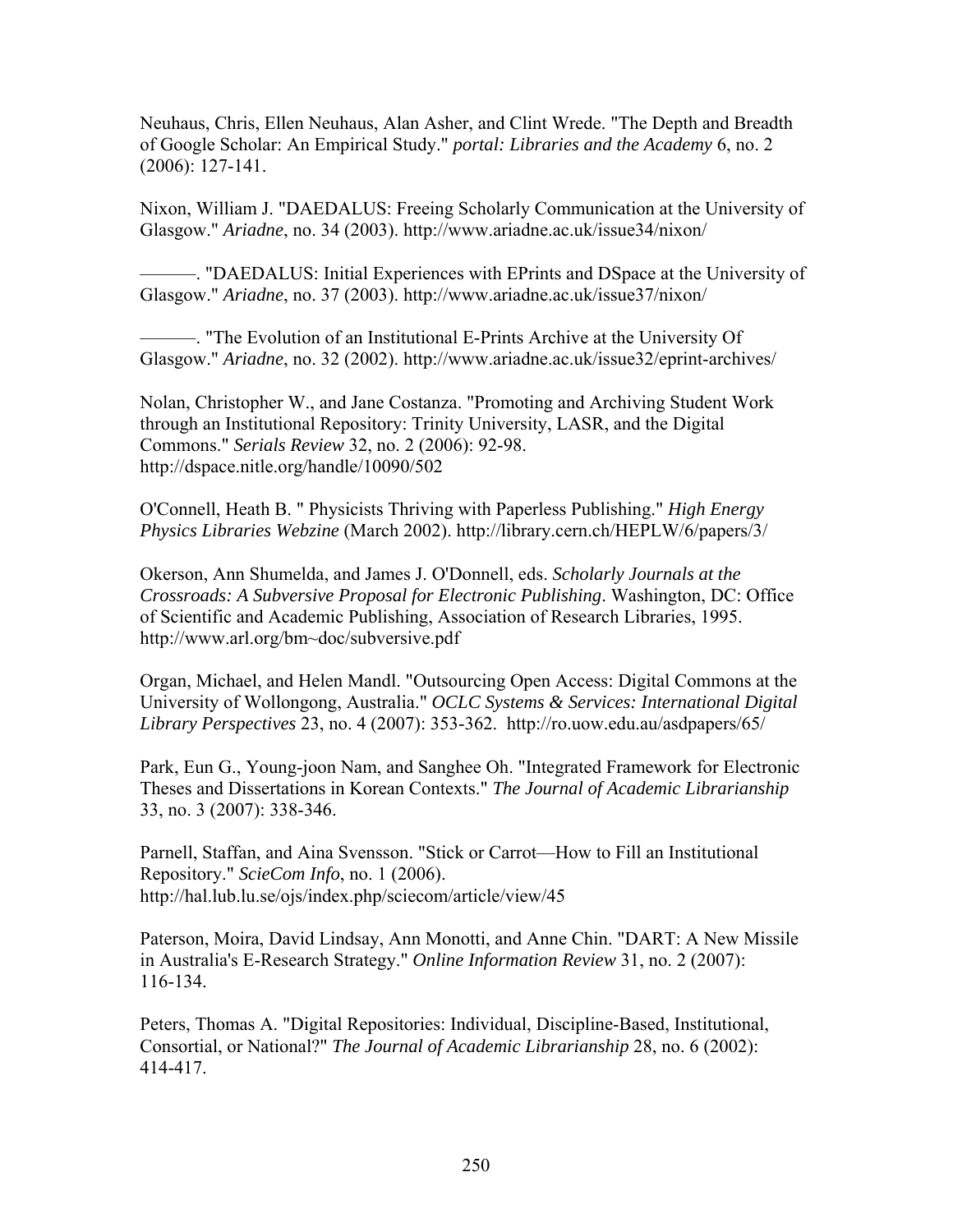Neuhaus, Chris, Ellen Neuhaus, Alan Asher, and Clint Wrede. "The Depth and Breadth of Google Scholar: An Empirical Study." *portal: Libraries and the Academy* 6, no. 2 (2006): 127-141.

Nixon, William J. "DAEDALUS: Freeing Scholarly Communication at the University of Glasgow." *Ariadne*, no. 34 (2003). http://www.ariadne.ac.uk/issue34/nixon/

———. "DAEDALUS: Initial Experiences with EPrints and DSpace at the University of Glasgow." *Ariadne*, no. 37 (2003). http://www.ariadne.ac.uk/issue37/nixon/

———. "The Evolution of an Institutional E-Prints Archive at the University Of Glasgow." *Ariadne*, no. 32 (2002). http://www.ariadne.ac.uk/issue32/eprint-archives/

Nolan, Christopher W., and Jane Costanza. "Promoting and Archiving Student Work through an Institutional Repository: Trinity University, LASR, and the Digital Commons." *Serials Review* 32, no. 2 (2006): 92-98. http://dspace.nitle.org/handle/10090/502

O'Connell, Heath B. " Physicists Thriving with Paperless Publishing." *High Energy Physics Libraries Webzine* (March 2002). http://library.cern.ch/HEPLW/6/papers/3/

Okerson, Ann Shumelda, and James J. O'Donnell, eds. *Scholarly Journals at the Crossroads: A Subversive Proposal for Electronic Publishing*. Washington, DC: Office of Scientific and Academic Publishing, Association of Research Libraries, 1995. http://www.arl.org/bm~doc/subversive.pdf

Organ, Michael, and Helen Mandl. "Outsourcing Open Access: Digital Commons at the University of Wollongong, Australia." *OCLC Systems & Services: International Digital Library Perspectives* 23, no. 4 (2007): 353-362. http://ro.uow.edu.au/asdpapers/65/

Park, Eun G., Young-joon Nam, and Sanghee Oh. "Integrated Framework for Electronic Theses and Dissertations in Korean Contexts." *The Journal of Academic Librarianship* 33, no. 3 (2007): 338-346.

Parnell, Staffan, and Aina Svensson. "Stick or Carrot—How to Fill an Institutional Repository." *ScieCom Info*, no. 1 (2006). http://hal.lub.lu.se/ojs/index.php/sciecom/article/view/45

Paterson, Moira, David Lindsay, Ann Monotti, and Anne Chin. "DART: A New Missile in Australia's E-Research Strategy." *Online Information Review* 31, no. 2 (2007): 116-134.

Peters, Thomas A. "Digital Repositories: Individual, Discipline-Based, Institutional, Consortial, or National?" *The Journal of Academic Librarianship* 28, no. 6 (2002): 414-417.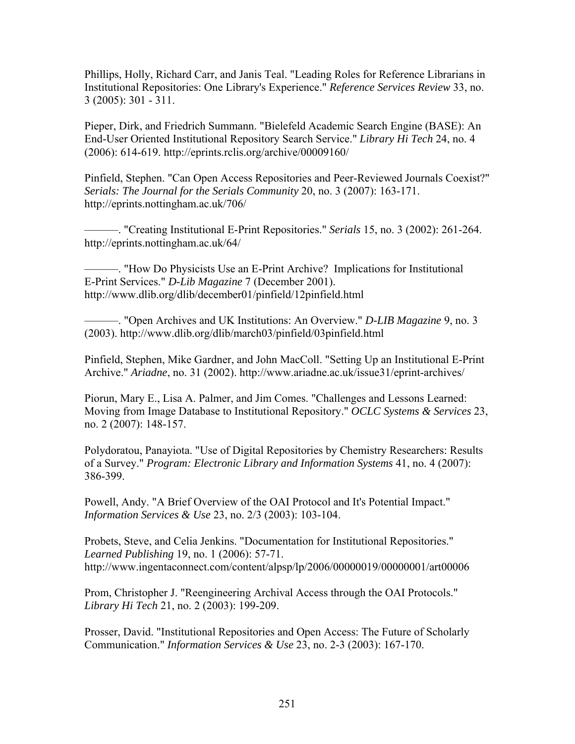Phillips, Holly, Richard Carr, and Janis Teal. "Leading Roles for Reference Librarians in Institutional Repositories: One Library's Experience." *Reference Services Review* 33, no. 3 (2005): 301 - 311.

Pieper, Dirk, and Friedrich Summann. "Bielefeld Academic Search Engine (BASE): An End-User Oriented Institutional Repository Search Service." *Library Hi Tech* 24, no. 4 (2006): 614-619. http://eprints.rclis.org/archive/00009160/

Pinfield, Stephen. "Can Open Access Repositories and Peer-Reviewed Journals Coexist?" *Serials: The Journal for the Serials Community* 20, no. 3 (2007): 163-171. http://eprints.nottingham.ac.uk/706/

———. "Creating Institutional E-Print Repositories." *Serials* 15, no. 3 (2002): 261-264. http://eprints.nottingham.ac.uk/64/

———. "How Do Physicists Use an E-Print Archive? Implications for Institutional E-Print Services." *D-Lib Magazine* 7 (December 2001). http://www.dlib.org/dlib/december01/pinfield/12pinfield.html

———. "Open Archives and UK Institutions: An Overview." *D-LIB Magazine* 9, no. 3 (2003). http://www.dlib.org/dlib/march03/pinfield/03pinfield.html

Pinfield, Stephen, Mike Gardner, and John MacColl. "Setting Up an Institutional E-Print Archive." *Ariadne*, no. 31 (2002). http://www.ariadne.ac.uk/issue31/eprint-archives/

Piorun, Mary E., Lisa A. Palmer, and Jim Comes. "Challenges and Lessons Learned: Moving from Image Database to Institutional Repository." *OCLC Systems & Services* 23, no. 2 (2007): 148-157.

Polydoratou, Panayiota. "Use of Digital Repositories by Chemistry Researchers: Results of a Survey." *Program: Electronic Library and Information Systems* 41, no. 4 (2007): 386-399.

Powell, Andy. "A Brief Overview of the OAI Protocol and It's Potential Impact." *Information Services & Use* 23, no. 2/3 (2003): 103-104.

Probets, Steve, and Celia Jenkins. "Documentation for Institutional Repositories." *Learned Publishing* 19, no. 1 (2006): 57-71. http://www.ingentaconnect.com/content/alpsp/lp/2006/00000019/00000001/art00006

Prom, Christopher J. "Reengineering Archival Access through the OAI Protocols." *Library Hi Tech* 21, no. 2 (2003): 199-209.

Prosser, David. "Institutional Repositories and Open Access: The Future of Scholarly Communication." *Information Services & Use* 23, no. 2-3 (2003): 167-170.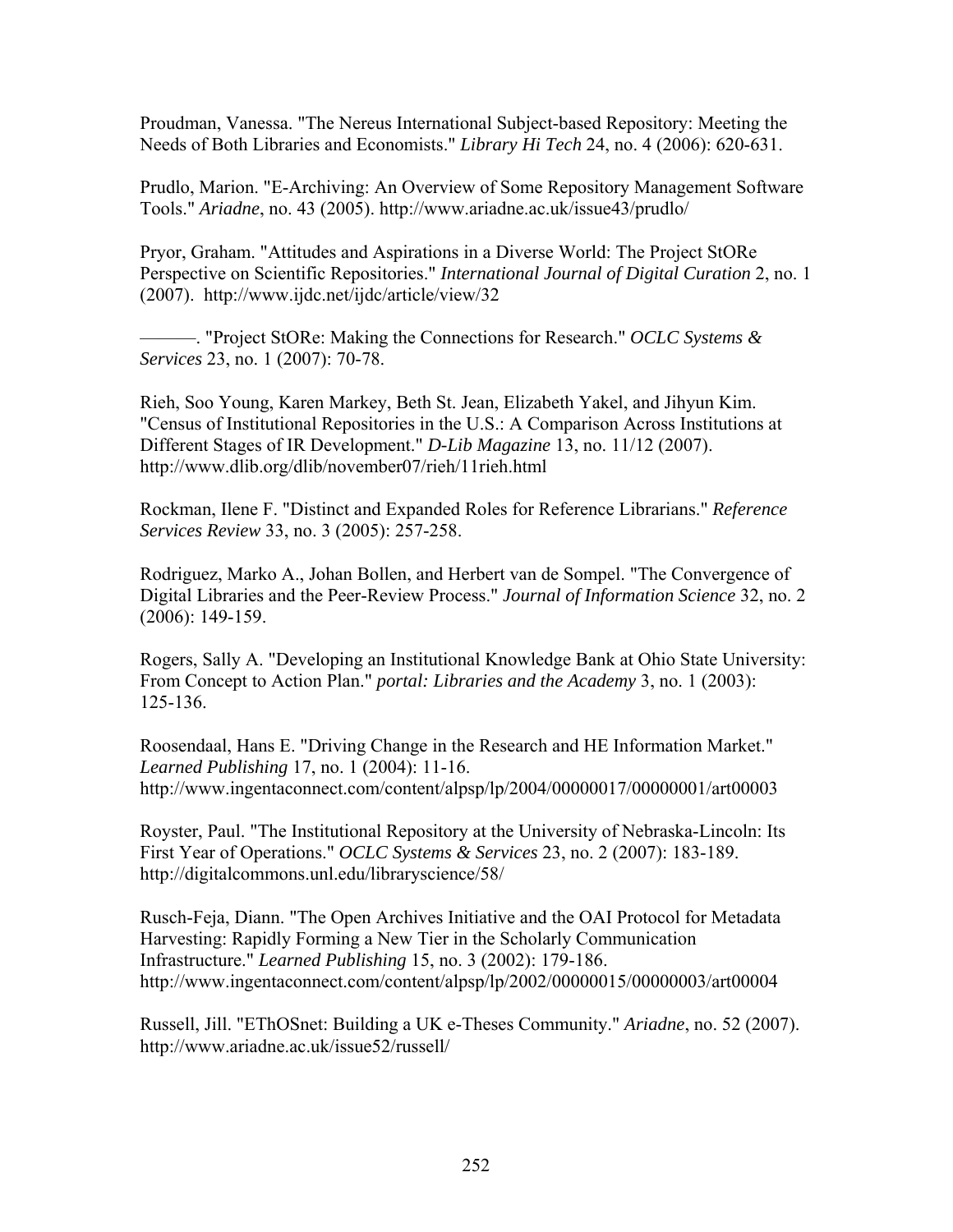Proudman, Vanessa. "The Nereus International Subject-based Repository: Meeting the Needs of Both Libraries and Economists." *Library Hi Tech* 24, no. 4 (2006): 620-631.

Prudlo, Marion. "E-Archiving: An Overview of Some Repository Management Software Tools." *Ariadne*, no. 43 (2005). http://www.ariadne.ac.uk/issue43/prudlo/

Pryor, Graham. "Attitudes and Aspirations in a Diverse World: The Project StORe Perspective on Scientific Repositories." *International Journal of Digital Curation* 2, no. 1 (2007). http://www.ijdc.net/ijdc/article/view/32

———. "Project StORe: Making the Connections for Research." *OCLC Systems & Services* 23, no. 1 (2007): 70-78.

Rieh, Soo Young, Karen Markey, Beth St. Jean, Elizabeth Yakel, and Jihyun Kim. "Census of Institutional Repositories in the U.S.: A Comparison Across Institutions at Different Stages of IR Development." *D-Lib Magazine* 13, no. 11/12 (2007). http://www.dlib.org/dlib/november07/rieh/11rieh.html

Rockman, Ilene F. "Distinct and Expanded Roles for Reference Librarians." *Reference Services Review* 33, no. 3 (2005): 257-258.

Rodriguez, Marko A., Johan Bollen, and Herbert van de Sompel. "The Convergence of Digital Libraries and the Peer-Review Process." *Journal of Information Science* 32, no. 2 (2006): 149-159.

Rogers, Sally A. "Developing an Institutional Knowledge Bank at Ohio State University: From Concept to Action Plan." *portal: Libraries and the Academy* 3, no. 1 (2003): 125-136.

Roosendaal, Hans E. "Driving Change in the Research and HE Information Market." *Learned Publishing* 17, no. 1 (2004): 11-16. http://www.ingentaconnect.com/content/alpsp/lp/2004/00000017/00000001/art00003

Royster, Paul. "The Institutional Repository at the University of Nebraska-Lincoln: Its First Year of Operations." *OCLC Systems & Services* 23, no. 2 (2007): 183-189. http://digitalcommons.unl.edu/libraryscience/58/

Rusch-Feja, Diann. "The Open Archives Initiative and the OAI Protocol for Metadata Harvesting: Rapidly Forming a New Tier in the Scholarly Communication Infrastructure." *Learned Publishing* 15, no. 3 (2002): 179-186. http://www.ingentaconnect.com/content/alpsp/lp/2002/00000015/00000003/art00004

Russell, Jill. "EThOSnet: Building a UK e-Theses Community." *Ariadne*, no. 52 (2007). http://www.ariadne.ac.uk/issue52/russell/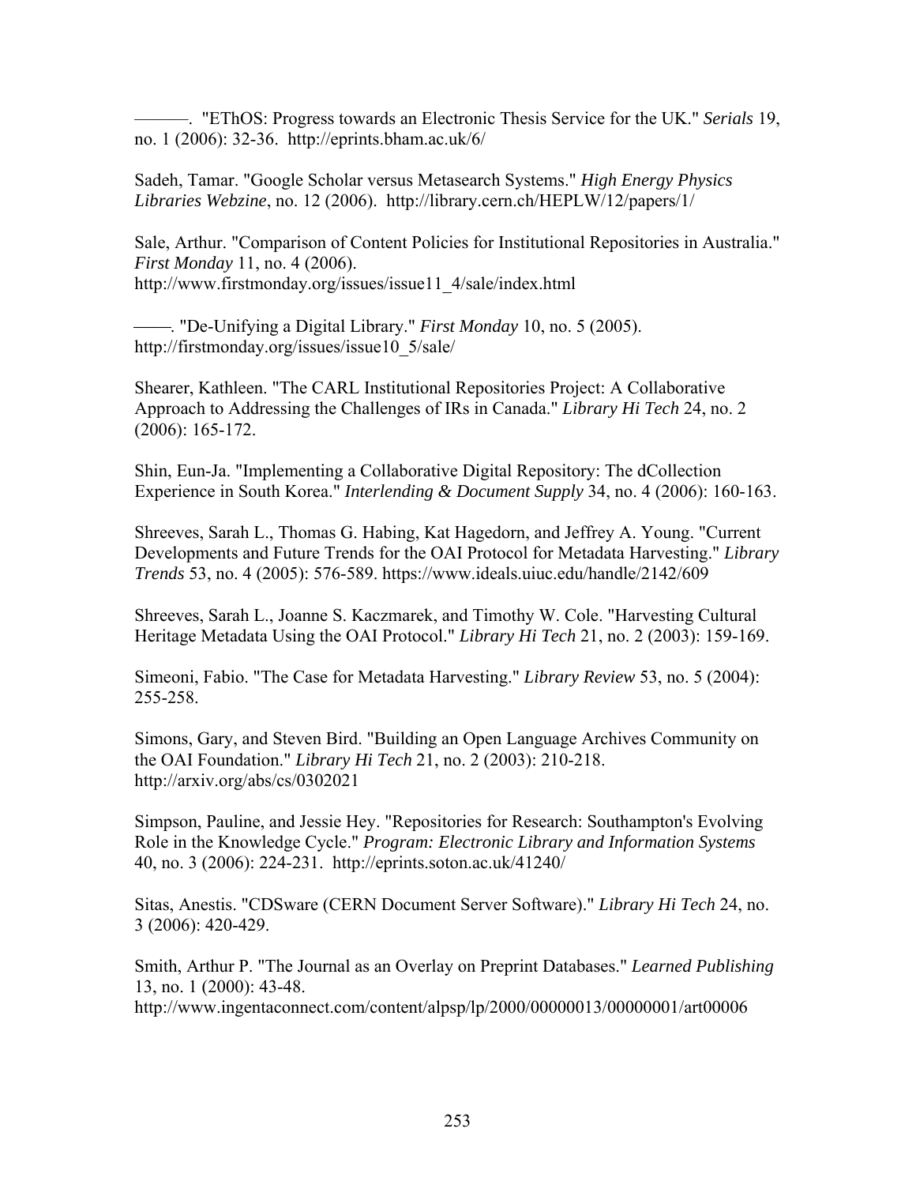———. "EThOS: Progress towards an Electronic Thesis Service for the UK." *Serials* 19, no. 1 (2006): 32-36. http://eprints.bham.ac.uk/6/

Sadeh, Tamar. "Google Scholar versus Metasearch Systems." *High Energy Physics Libraries Webzine*, no. 12 (2006). http://library.cern.ch/HEPLW/12/papers/1/

Sale, Arthur. "Comparison of Content Policies for Institutional Repositories in Australia." *First Monday* 11, no. 4 (2006). http://www.firstmonday.org/issues/issue11_4/sale/index.html

———. "De-Unifying a Digital Library." *First Monday* 10, no. 5 (2005). http://firstmonday.org/issues/issue10_5/sale/

Shearer, Kathleen. "The CARL Institutional Repositories Project: A Collaborative Approach to Addressing the Challenges of IRs in Canada." *Library Hi Tech* 24, no. 2 (2006): 165-172.

Shin, Eun-Ja. "Implementing a Collaborative Digital Repository: The dCollection Experience in South Korea." *Interlending & Document Supply* 34, no. 4 (2006): 160-163.

Shreeves, Sarah L., Thomas G. Habing, Kat Hagedorn, and Jeffrey A. Young. "Current Developments and Future Trends for the OAI Protocol for Metadata Harvesting." *Library Trends* 53, no. 4 (2005): 576-589. https://www.ideals.uiuc.edu/handle/2142/609

Shreeves, Sarah L., Joanne S. Kaczmarek, and Timothy W. Cole. "Harvesting Cultural Heritage Metadata Using the OAI Protocol." *Library Hi Tech* 21, no. 2 (2003): 159-169.

Simeoni, Fabio. "The Case for Metadata Harvesting." *Library Review* 53, no. 5 (2004): 255-258.

Simons, Gary, and Steven Bird. "Building an Open Language Archives Community on the OAI Foundation." *Library Hi Tech* 21, no. 2 (2003): 210-218. http://arxiv.org/abs/cs/0302021

Simpson, Pauline, and Jessie Hey. "Repositories for Research: Southampton's Evolving Role in the Knowledge Cycle." *Program: Electronic Library and Information Systems* 40, no. 3 (2006): 224-231. http://eprints.soton.ac.uk/41240/

Sitas, Anestis. "CDSware (CERN Document Server Software)." *Library Hi Tech* 24, no. 3 (2006): 420-429.

Smith, Arthur P. "The Journal as an Overlay on Preprint Databases." *Learned Publishing* 13, no. 1 (2000): 43-48. http://www.ingentaconnect.com/content/alpsp/lp/2000/00000013/00000001/art00006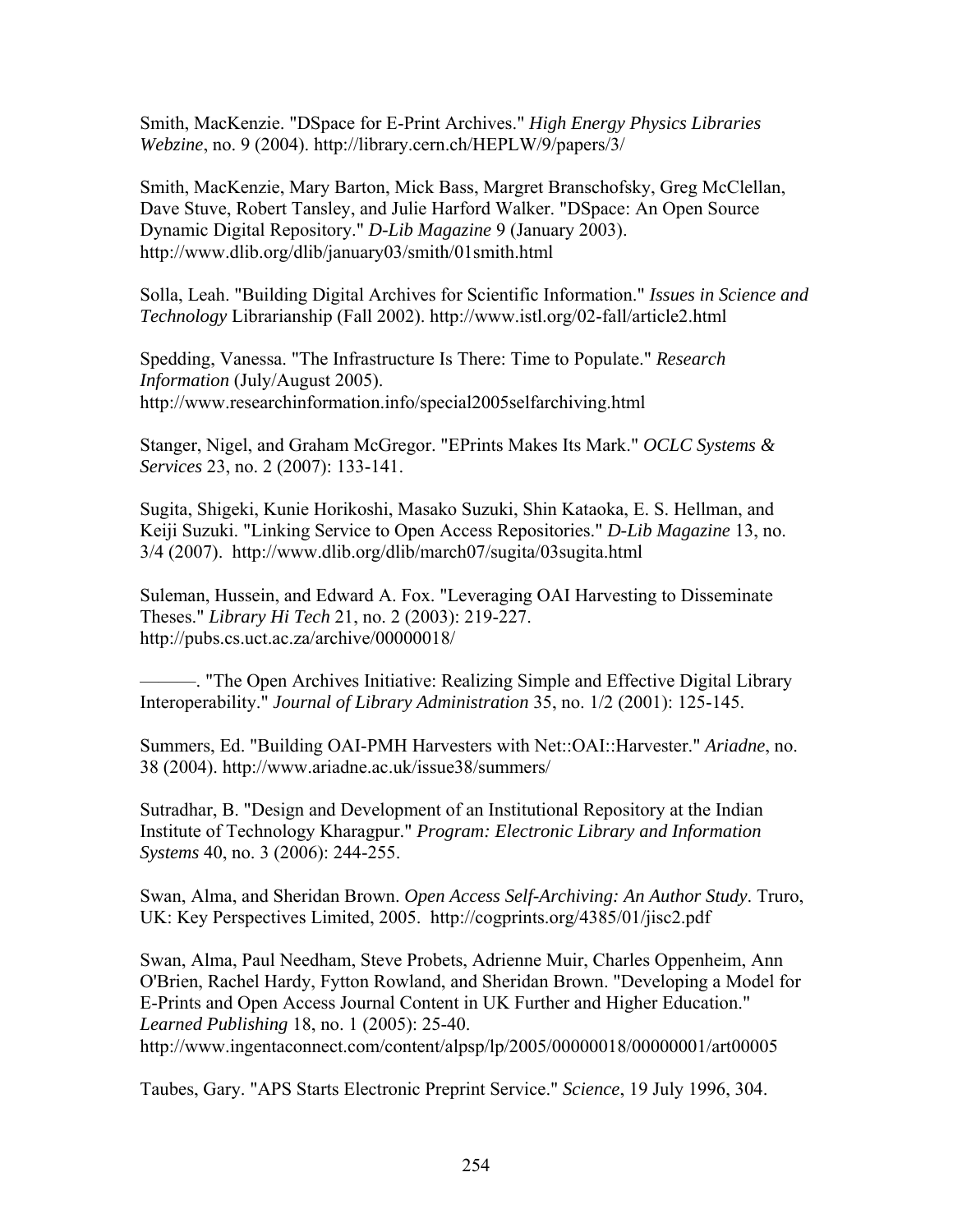Smith, MacKenzie. "DSpace for E-Print Archives." *High Energy Physics Libraries Webzine*, no. 9 (2004). http://library.cern.ch/HEPLW/9/papers/3/

Smith, MacKenzie, Mary Barton, Mick Bass, Margret Branschofsky, Greg McClellan, Dave Stuve, Robert Tansley, and Julie Harford Walker. "DSpace: An Open Source Dynamic Digital Repository." *D-Lib Magazine* 9 (January 2003). http://www.dlib.org/dlib/january03/smith/01smith.html

Solla, Leah. "Building Digital Archives for Scientific Information." *Issues in Science and Technology* Librarianship (Fall 2002). http://www.istl.org/02-fall/article2.html

Spedding, Vanessa. "The Infrastructure Is There: Time to Populate." *Research Information* (July/August 2005). http://www.researchinformation.info/special2005selfarchiving.html

Stanger, Nigel, and Graham McGregor. "EPrints Makes Its Mark." *OCLC Systems & Services* 23, no. 2 (2007): 133-141.

Sugita, Shigeki, Kunie Horikoshi, Masako Suzuki, Shin Kataoka, E. S. Hellman, and Keiji Suzuki. "Linking Service to Open Access Repositories." *D-Lib Magazine* 13, no. 3/4 (2007). http://www.dlib.org/dlib/march07/sugita/03sugita.html

Suleman, Hussein, and Edward A. Fox. "Leveraging OAI Harvesting to Disseminate Theses." *Library Hi Tech* 21, no. 2 (2003): 219-227. http://pubs.cs.uct.ac.za/archive/00000018/

———. "The Open Archives Initiative: Realizing Simple and Effective Digital Library Interoperability." *Journal of Library Administration* 35, no. 1/2 (2001): 125-145.

Summers, Ed. "Building OAI-PMH Harvesters with Net::OAI::Harvester." *Ariadne*, no. 38 (2004). http://www.ariadne.ac.uk/issue38/summers/

Sutradhar, B. "Design and Development of an Institutional Repository at the Indian Institute of Technology Kharagpur." *Program: Electronic Library and Information Systems* 40, no. 3 (2006): 244-255.

Swan, Alma, and Sheridan Brown. *Open Access Self-Archiving: An Author Study*. Truro, UK: Key Perspectives Limited, 2005. http://cogprints.org/4385/01/jisc2.pdf

Swan, Alma, Paul Needham, Steve Probets, Adrienne Muir, Charles Oppenheim, Ann O'Brien, Rachel Hardy, Fytton Rowland, and Sheridan Brown. "Developing a Model for E-Prints and Open Access Journal Content in UK Further and Higher Education." *Learned Publishing* 18, no. 1 (2005): 25-40. http://www.ingentaconnect.com/content/alpsp/lp/2005/00000018/00000001/art00005

Taubes, Gary. "APS Starts Electronic Preprint Service." *Science*, 19 July 1996, 304.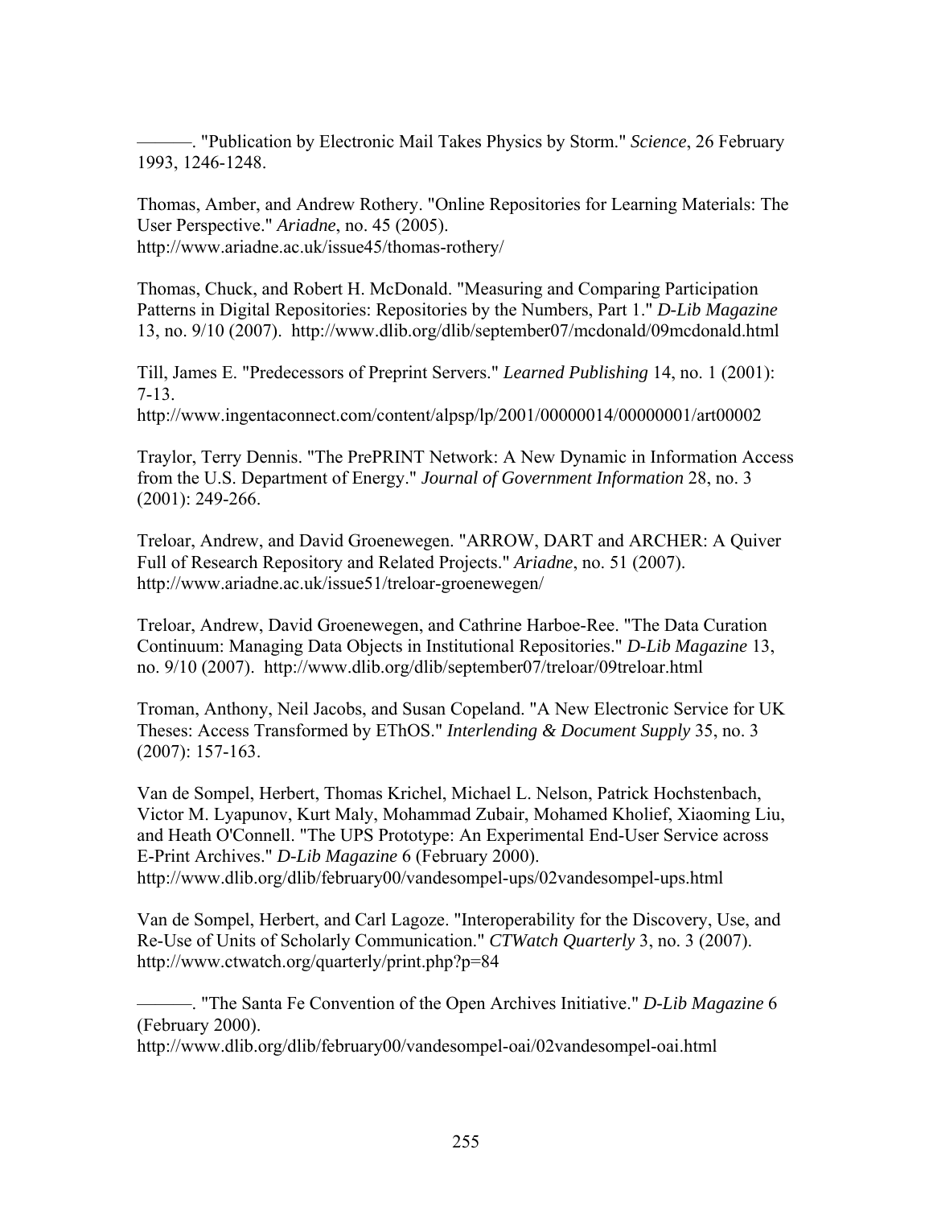———. "Publication by Electronic Mail Takes Physics by Storm." *Science*, 26 February 1993, 1246-1248.

Thomas, Amber, and Andrew Rothery. "Online Repositories for Learning Materials: The User Perspective." *Ariadne*, no. 45 (2005). http://www.ariadne.ac.uk/issue45/thomas-rothery/

Thomas, Chuck, and Robert H. McDonald. "Measuring and Comparing Participation Patterns in Digital Repositories: Repositories by the Numbers, Part 1." *D-Lib Magazine* 13, no. 9/10 (2007). http://www.dlib.org/dlib/september07/mcdonald/09mcdonald.html

Till, James E. "Predecessors of Preprint Servers." *Learned Publishing* 14, no. 1 (2001): 7-13. http://www.ingentaconnect.com/content/alpsp/lp/2001/00000014/00000001/art00002

Traylor, Terry Dennis. "The PrePRINT Network: A New Dynamic in Information Access from the U.S. Department of Energy." *Journal of Government Information* 28, no. 3 (2001): 249-266.

Treloar, Andrew, and David Groenewegen. "ARROW, DART and ARCHER: A Quiver Full of Research Repository and Related Projects." *Ariadne*, no. 51 (2007). http://www.ariadne.ac.uk/issue51/treloar-groenewegen/

Treloar, Andrew, David Groenewegen, and Cathrine Harboe-Ree. "The Data Curation Continuum: Managing Data Objects in Institutional Repositories." *D-Lib Magazine* 13, no. 9/10 (2007). http://www.dlib.org/dlib/september07/treloar/09treloar.html

Troman, Anthony, Neil Jacobs, and Susan Copeland. "A New Electronic Service for UK Theses: Access Transformed by EThOS." *Interlending & Document Supply* 35, no. 3 (2007): 157-163.

Van de Sompel, Herbert, Thomas Krichel, Michael L. Nelson, Patrick Hochstenbach, Victor M. Lyapunov, Kurt Maly, Mohammad Zubair, Mohamed Kholief, Xiaoming Liu, and Heath O'Connell. "The UPS Prototype: An Experimental End-User Service across E-Print Archives." *D-Lib Magazine* 6 (February 2000). http://www.dlib.org/dlib/february00/vandesompel-ups/02vandesompel-ups.html

Van de Sompel, Herbert, and Carl Lagoze. "Interoperability for the Discovery, Use, and Re-Use of Units of Scholarly Communication." *CTWatch Quarterly* 3, no. 3 (2007). http://www.ctwatch.org/quarterly/print.php?p=84

———. "The Santa Fe Convention of the Open Archives Initiative." *D-Lib Magazine* 6 (February 2000). http://www.dlib.org/dlib/february00/vandesompel-oai/02vandesompel-oai.html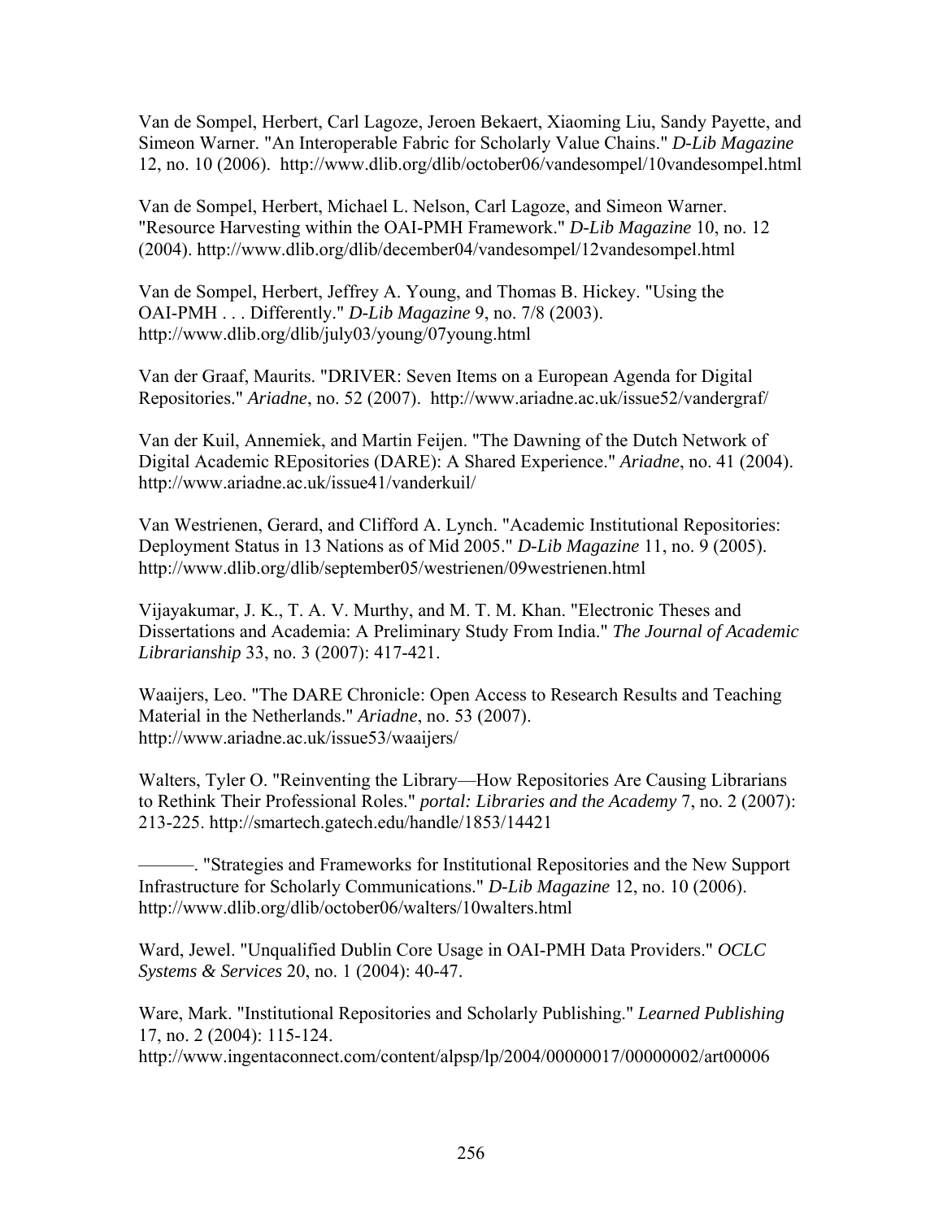Van de Sompel, Herbert, Carl Lagoze, Jeroen Bekaert, Xiaoming Liu, Sandy Payette, and Simeon Warner. "An Interoperable Fabric for Scholarly Value Chains." *D-Lib Magazine* 12, no. 10 (2006). http://www.dlib.org/dlib/october06/vandesompel/10vandesompel.html

Van de Sompel, Herbert, Michael L. Nelson, Carl Lagoze, and Simeon Warner. "Resource Harvesting within the OAI-PMH Framework." *D-Lib Magazine* 10, no. 12 (2004). http://www.dlib.org/dlib/december04/vandesompel/12vandesompel.html

Van de Sompel, Herbert, Jeffrey A. Young, and Thomas B. Hickey. "Using the OAI-PMH . . . Differently." *D-Lib Magazine* 9, no. 7/8 (2003). http://www.dlib.org/dlib/july03/young/07young.html

Van der Graaf, Maurits. "DRIVER: Seven Items on a European Agenda for Digital Repositories." *Ariadne*, no. 52 (2007). http://www.ariadne.ac.uk/issue52/vandergraf/

Van der Kuil, Annemiek, and Martin Feijen. "The Dawning of the Dutch Network of Digital Academic REpositories (DARE): A Shared Experience." *Ariadne*, no. 41 (2004). http://www.ariadne.ac.uk/issue41/vanderkuil/

Van Westrienen, Gerard, and Clifford A. Lynch. "Academic Institutional Repositories: Deployment Status in 13 Nations as of Mid 2005." *D-Lib Magazine* 11, no. 9 (2005). http://www.dlib.org/dlib/september05/westrienen/09westrienen.html

Vijayakumar, J. K., T. A. V. Murthy, and M. T. M. Khan. "Electronic Theses and Dissertations and Academia: A Preliminary Study From India." *The Journal of Academic Librarianship* 33, no. 3 (2007): 417-421.

Waaijers, Leo. "The DARE Chronicle: Open Access to Research Results and Teaching Material in the Netherlands." *Ariadne*, no. 53 (2007). http://www.ariadne.ac.uk/issue53/waaijers/

Walters, Tyler O. "Reinventing the Library—How Repositories Are Causing Librarians to Rethink Their Professional Roles." *portal: Libraries and the Academy* 7, no. 2 (2007): 213-225. http://smartech.gatech.edu/handle/1853/14421

———. "Strategies and Frameworks for Institutional Repositories and the New Support Infrastructure for Scholarly Communications." *D-Lib Magazine* 12, no. 10 (2006). http://www.dlib.org/dlib/october06/walters/10walters.html

Ward, Jewel. "Unqualified Dublin Core Usage in OAI-PMH Data Providers." *OCLC Systems & Services* 20, no. 1 (2004): 40-47.

Ware, Mark. "Institutional Repositories and Scholarly Publishing." *Learned Publishing* 17, no. 2 (2004): 115-124. http://www.ingentaconnect.com/content/alpsp/lp/2004/00000017/00000002/art00006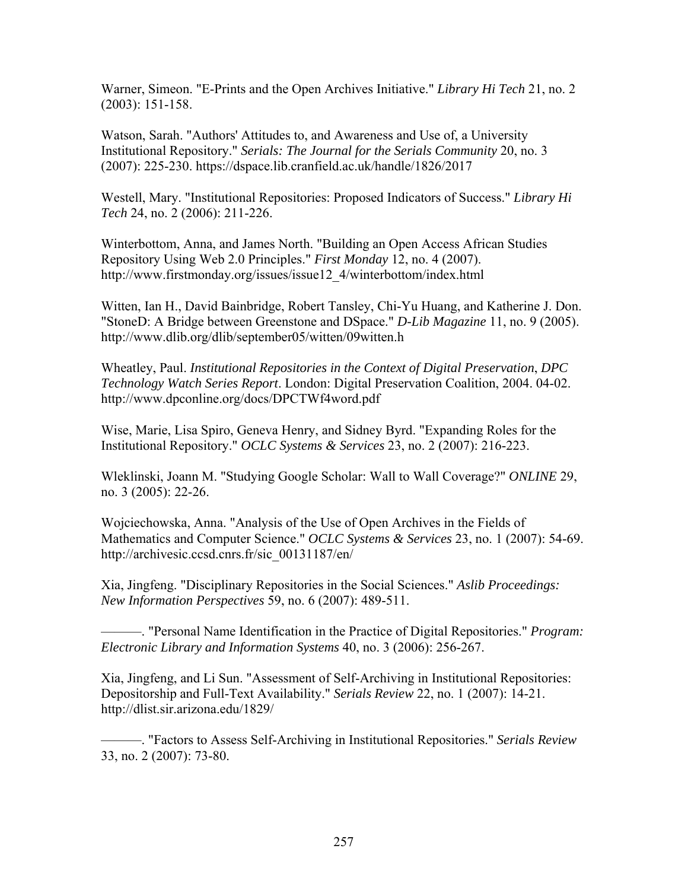Warner, Simeon. "E-Prints and the Open Archives Initiative." *Library Hi Tech* 21, no. 2 (2003): 151-158.

Watson, Sarah. "Authors' Attitudes to, and Awareness and Use of, a University Institutional Repository." *Serials: The Journal for the Serials Community* 20, no. 3 (2007): 225-230. https://dspace.lib.cranfield.ac.uk/handle/1826/2017

Westell, Mary. "Institutional Repositories: Proposed Indicators of Success." *Library Hi Tech* 24, no. 2 (2006): 211-226.

Winterbottom, Anna, and James North. "Building an Open Access African Studies Repository Using Web 2.0 Principles." *First Monday* 12, no. 4 (2007). http://www.firstmonday.org/issues/issue12_4/winterbottom/index.html

Witten, Ian H., David Bainbridge, Robert Tansley, Chi-Yu Huang, and Katherine J. Don. "StoneD: A Bridge between Greenstone and DSpace." *D-Lib Magazine* 11, no. 9 (2005). http://www.dlib.org/dlib/september05/witten/09witten.h

Wheatley, Paul. *Institutional Repositories in the Context of Digital Preservation*, *DPC Technology Watch Series Report*. London: Digital Preservation Coalition, 2004. 04-02. http://www.dpconline.org/docs/DPCTWf4word.pdf

Wise, Marie, Lisa Spiro, Geneva Henry, and Sidney Byrd. "Expanding Roles for the Institutional Repository." *OCLC Systems & Services* 23, no. 2 (2007): 216-223.

Wleklinski, Joann M. "Studying Google Scholar: Wall to Wall Coverage?" *ONLINE* 29, no. 3 (2005): 22-26.

Wojciechowska, Anna. "Analysis of the Use of Open Archives in the Fields of Mathematics and Computer Science." *OCLC Systems & Services* 23, no. 1 (2007): 54-69. http://archivesic.ccsd.cnrs.fr/sic_00131187/en/

Xia, Jingfeng. "Disciplinary Repositories in the Social Sciences." *Aslib Proceedings: New Information Perspectives* 59, no. 6 (2007): 489-511.

———. "Personal Name Identification in the Practice of Digital Repositories." *Program: Electronic Library and Information Systems* 40, no. 3 (2006): 256-267.

Xia, Jingfeng, and Li Sun. "Assessment of Self-Archiving in Institutional Repositories: Depositorship and Full-Text Availability." *Serials Review* 22, no. 1 (2007): 14-21. http://dlist.sir.arizona.edu/1829/

———. "Factors to Assess Self-Archiving in Institutional Repositories." *Serials Review* 33, no. 2 (2007): 73-80.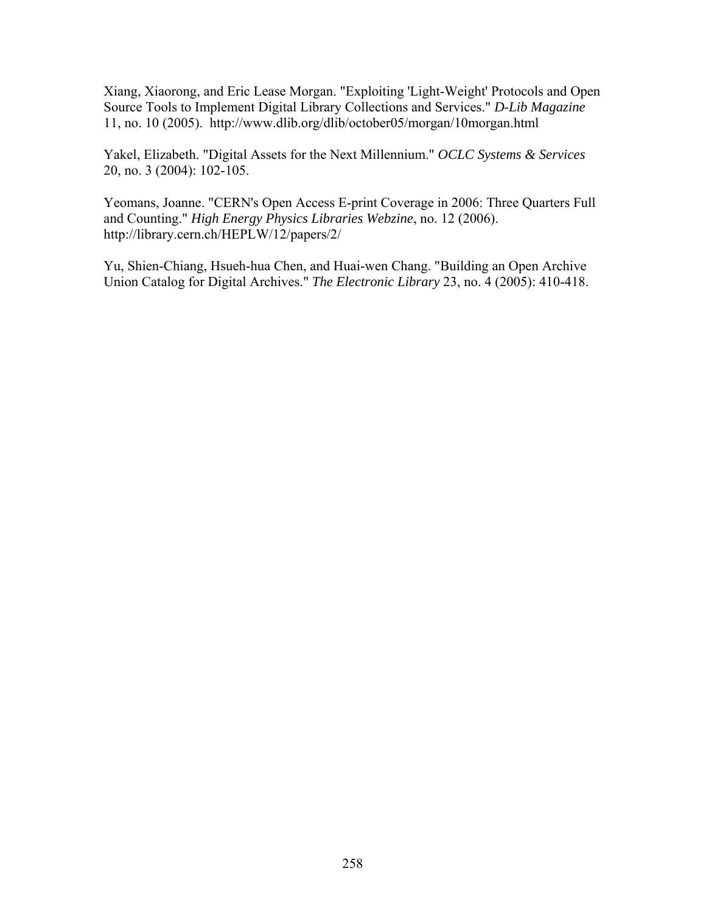Xiang, Xiaorong, and Eric Lease Morgan. "Exploiting 'Light-Weight' Protocols and Open Source Tools to Implement Digital Library Collections and Services." *D-Lib Magazine* 11, no. 10 (2005). http://www.dlib.org/dlib/october05/morgan/10morgan.html

Yakel, Elizabeth. "Digital Assets for the Next Millennium." *OCLC Systems & Services* 20, no. 3 (2004): 102-105.

Yeomans, Joanne. "CERN's Open Access E-print Coverage in 2006: Three Quarters Full and Counting." *High Energy Physics Libraries Webzine*, no. 12 (2006). http://library.cern.ch/HEPLW/12/papers/2/

Yu, Shien-Chiang, Hsueh-hua Chen, and Huai-wen Chang. "Building an Open Archive Union Catalog for Digital Archives." *The Electronic Library* 23, no. 4 (2005): 410-418.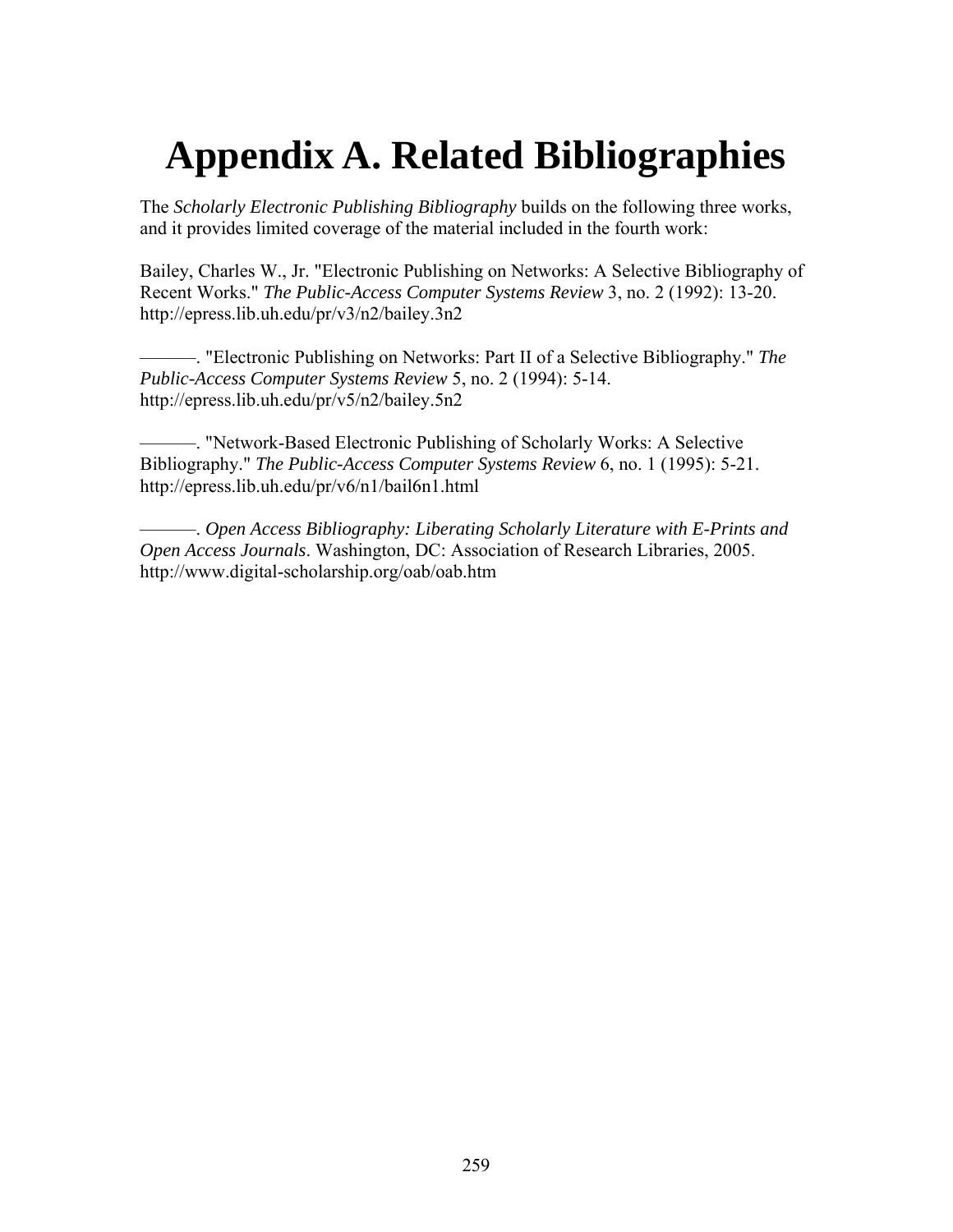# Appendix A. Related Bibliographies

The *Scholarly Electronic Publishing Bibliography* builds on the following three works, and it provides limited coverage of the material included in the fourth work:

Bailey, Charles W., Jr. "Electronic Publishing on Networks: A Selective Bibliography of Recent Works." *The Public-Access Computer Systems Review* 3, no. 2 (1992): 13-20. http://epress.lib.uh.edu/pr/v3/n2/bailey.3n2

———. "Electronic Publishing on Networks: Part II of a Selective Bibliography." *The Public-Access Computer Systems Review* 5, no. 2 (1994): 5-14. http://epress.lib.uh.edu/pr/v5/n2/bailey.5n2

———. "Network-Based Electronic Publishing of Scholarly Works: A Selective Bibliography." *The Public-Access Computer Systems Review* 6, no. 1 (1995): 5-21. http://epress.lib.uh.edu/pr/v6/n1/bail6n1.html

———. *Open Access Bibliography: Liberating Scholarly Literature with E-Prints and Open Access Journals*. Washington, DC: Association of Research Libraries, 2005. http://www.digital-scholarship.org/oab/oab.htm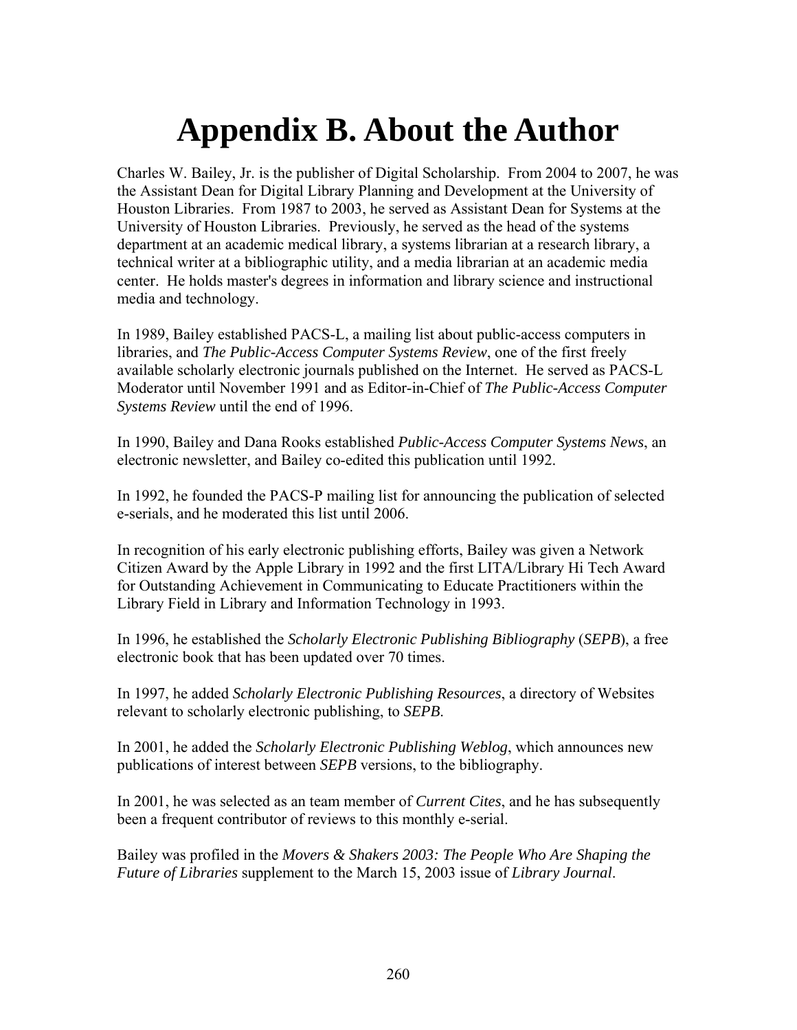# Appendix B. About the Author

Charles W. Bailey, Jr. is the publisher of Digital Scholarship. From 2004 to 2007, he was the Assistant Dean for Digital Library Planning and Development at the University of Houston Libraries. From 1987 to 2003, he served as Assistant Dean for Systems at the University of Houston Libraries. Previously, he served as the head of the systems department at an academic medical library, a systems librarian at a research library, a technical writer at a bibliographic utility, and a media librarian at an academic media center. He holds master's degrees in information and library science and instructional media and technology.

In 1989, Bailey established PACS-L, a mailing list about public-access computers in libraries, and *The Public-Access Computer Systems Review*, one of the first freely available scholarly electronic journals published on the Internet. He served as PACS-L Moderator until November 1991 and as Editor-in-Chief of *The Public-Access Computer Systems Review* until the end of 1996.

In 1990, Bailey and Dana Rooks established *Public-Access Computer Systems News*, an electronic newsletter, and Bailey co-edited this publication until 1992.

In 1992, he founded the PACS-P mailing list for announcing the publication of selected e-serials, and he moderated this list until 2006.

In recognition of his early electronic publishing efforts, Bailey was given a Network Citizen Award by the Apple Library in 1992 and the first LITA/Library Hi Tech Award for Outstanding Achievement in Communicating to Educate Practitioners within the Library Field in Library and Information Technology in 1993.

In 1996, he established the *Scholarly Electronic Publishing Bibliography* (*SEPB*), a free electronic book that has been updated over 70 times.

In 1997, he added *Scholarly Electronic Publishing Resources*, a directory of Websites relevant to scholarly electronic publishing, to *SEPB*.

In 2001, he added the *Scholarly Electronic Publishing Weblog*, which announces new publications of interest between *SEPB* versions, to the bibliography.

In 2001, he was selected as an team member of *Current Cites*, and he has subsequently been a frequent contributor of reviews to this monthly e-serial.

Bailey was profiled in the *Movers & Shakers 2003: The People Who Are Shaping the Future of Libraries* supplement to the March 15, 2003 issue of *Library Journal*.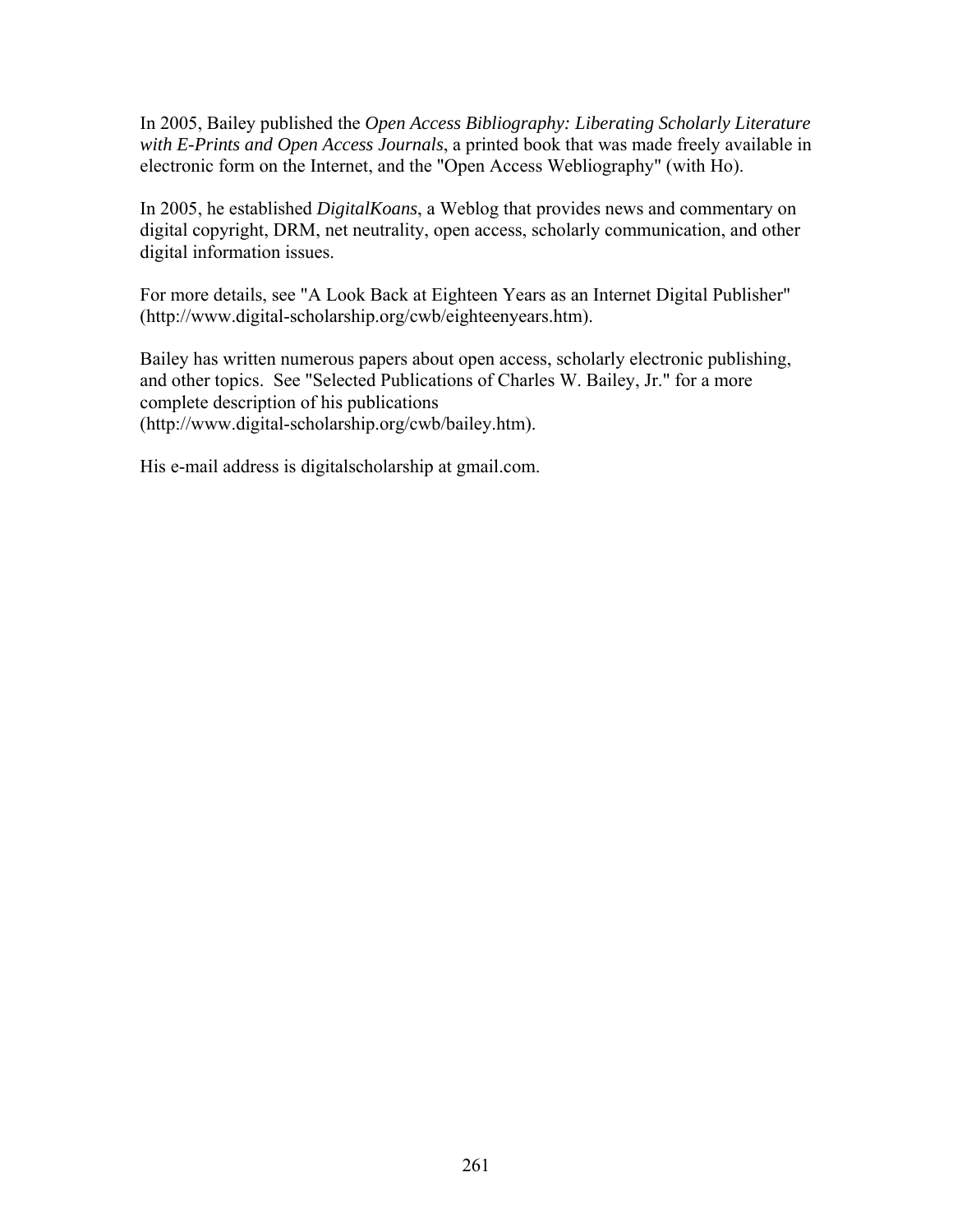In 2005, Bailey published the *Open Access Bibliography: Liberating Scholarly Literature with E-Prints and Open Access Journals*, a printed book that was made freely available in electronic form on the Internet, and the "Open Access Webliography" (with Ho).

In 2005, he established *DigitalKoans*, a Weblog that provides news and commentary on digital copyright, DRM, net neutrality, open access, scholarly communication, and other digital information issues.

For more details, see "A Look Back at Eighteen Years as an Internet Digital Publisher" (http://www.digital-scholarship.org/cwb/eighteenyears.htm).

Bailey has written numerous papers about open access, scholarly electronic publishing, and other topics. See "Selected Publications of Charles W. Bailey, Jr." for a more complete description of his publications (http://www.digital-scholarship.org/cwb/bailey.htm).

His e-mail address is digitalscholarship at gmail.com.